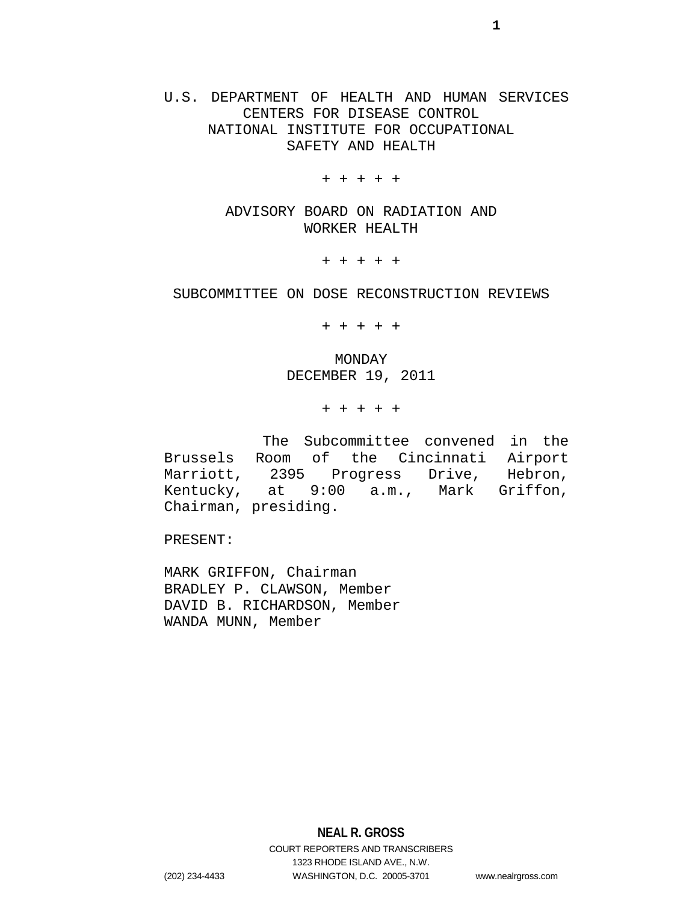U.S. DEPARTMENT OF HEALTH AND HUMAN SERVICES
CENTERS FOR DISEASE CONTROL
NATIONAL INSTITUTE FOR OCCUPATIONAL
SAFETY AND HEALTH

+ + + + +

ADVISORY BOARD ON RADIATION AND
WORKER HEALTH

+ + + + +

SUBCOMMITTEE ON DOSE RECONSTRUCTION REVIEWS

+ + + + +

MONDAY
DECEMBER 19, 2011

+ + + + +

The Subcommittee convened in the Brussels Room of the Cincinnati Airport Marriott, 2395 Progress Drive, Hebron, Kentucky, at 9:00 a.m., Mark Griffon, Chairman, presiding.

PRESENT:

MARK GRIFFON, Chairman
BRADLEY P. CLAWSON, Member
DAVID B. RICHARDSON, Member
WANDA MUNN, Member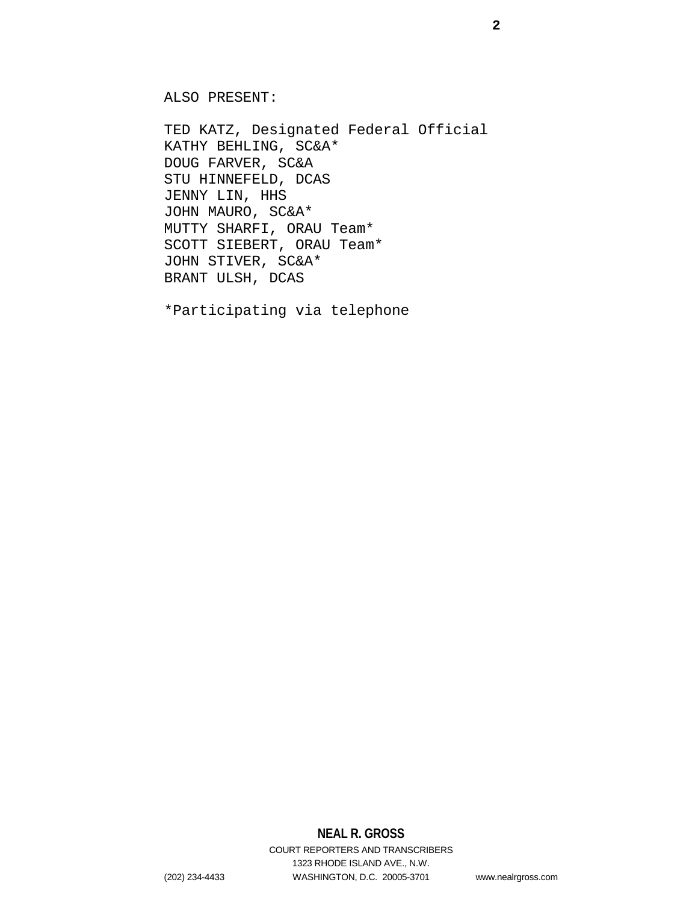ALSO PRESENT:

TED KATZ, Designated Federal Official
KATHY BEHLING, SC&A*
DOUG FARVER, SC&A
STU HINNEFELD, DCAS
JENNY LIN, HHS
JOHN MAURO, SC&A*
MUTTY SHARFI, ORAU Team*
SCOTT SIEBERT, ORAU Team*
JOHN STIVER, SC&A*
BRANT ULSH, DCAS

*Participating via telephone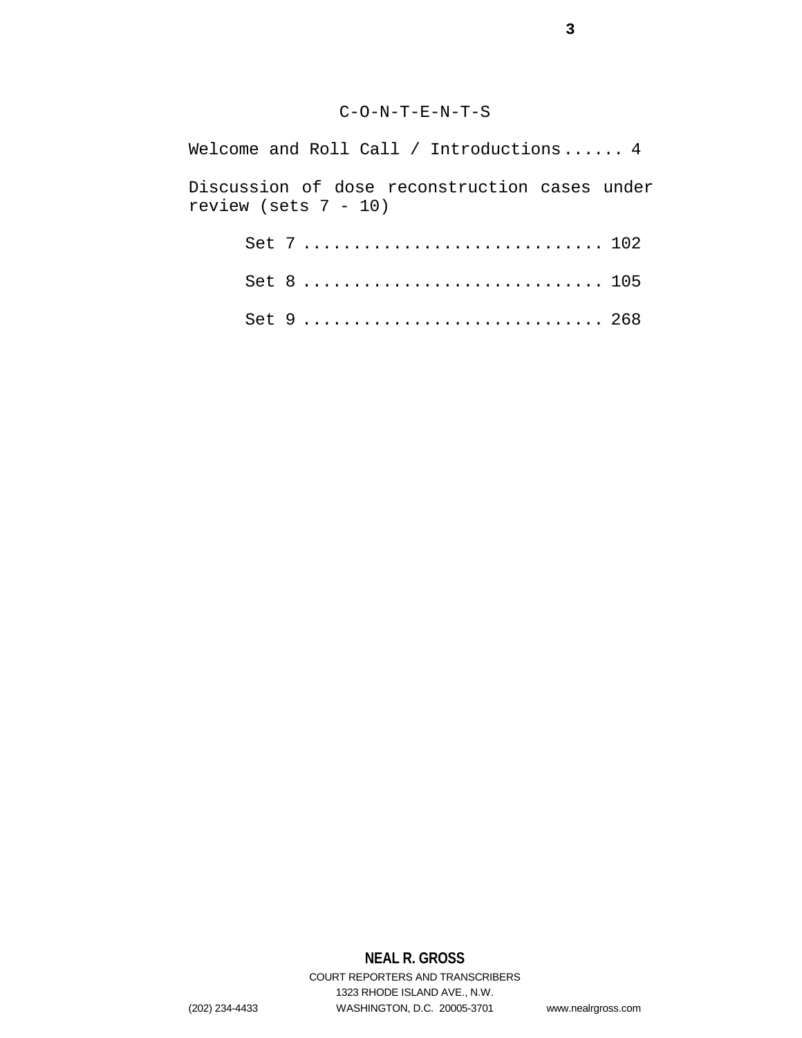# C-O-N-T-E-N-T-S

Welcome and Roll Call / Introductions...... 4

Discussion of dose reconstruction cases under review (sets 7 - 10)

Set 7 ............................. 102

Set 8 ............................. 105

Set 9 ............................. 268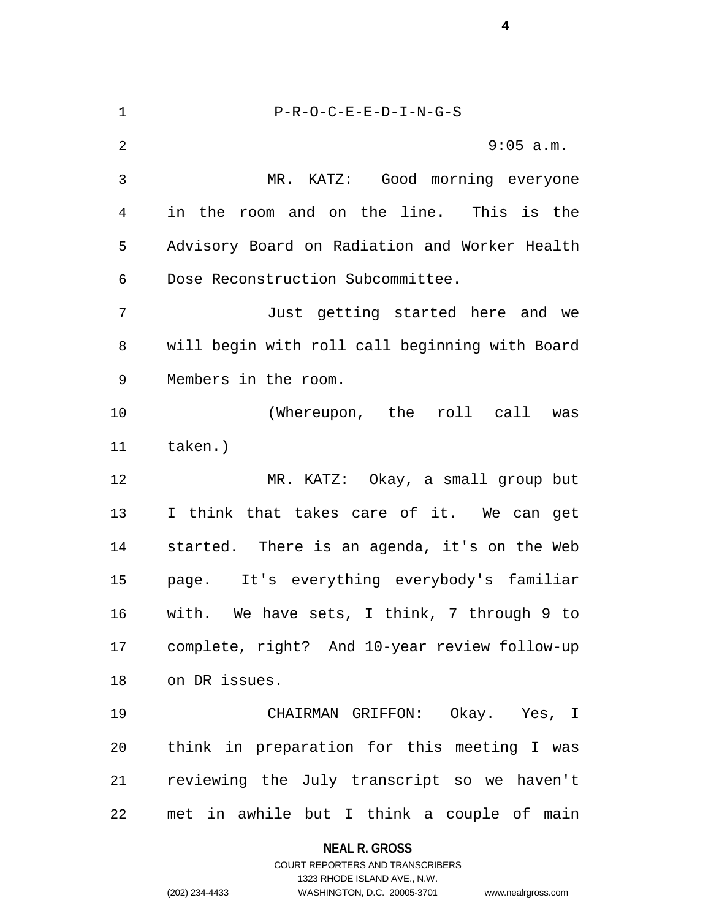P-R-O-C-E-E-D-I-N-G-S

9:05 a.m.

MR. KATZ: Good morning everyone in the room and on the line. This is the Advisory Board on Radiation and Worker Health Dose Reconstruction Subcommittee.

Just getting started here and we will begin with roll call beginning with Board Members in the room.

(Whereupon, the roll call was taken.)

MR. KATZ: Okay, a small group but I think that takes care of it. We can get started. There is an agenda, it's on the Web page. It's everything everybody's familiar with. We have sets, I think, 7 through 9 to complete, right? And 10-year review follow-up on DR issues.

CHAIRMAN GRIFFON: Okay. Yes, I think in preparation for this meeting I was reviewing the July transcript so we haven't met in awhile but I think a couple of main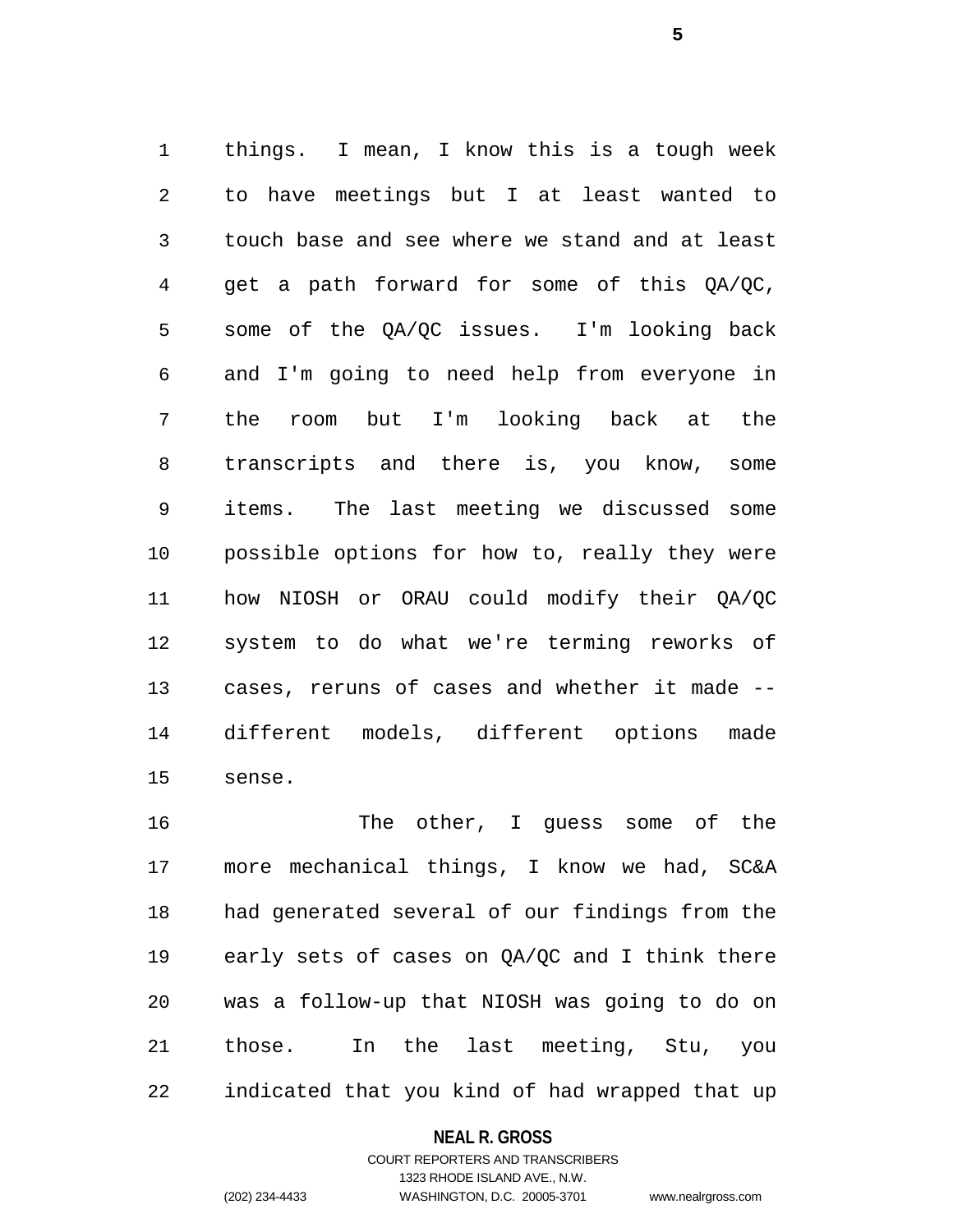things. I mean, I know this is a tough week to have meetings but I at least wanted to touch base and see where we stand and at least get a path forward for some of this QA/QC, some of the QA/QC issues. I'm looking back and I'm going to need help from everyone in the room but I'm looking back at the transcripts and there is, you know, some items. The last meeting we discussed some possible options for how to, really they were how NIOSH or ORAU could modify their QA/QC system to do what we're terming reworks of cases, reruns of cases and whether it made -- different models, different options made sense.

The other, I guess some of the more mechanical things, I know we had, SC&A had generated several of our findings from the early sets of cases on QA/QC and I think there was a follow-up that NIOSH was going to do on those. In the last meeting, Stu, you indicated that you kind of had wrapped that up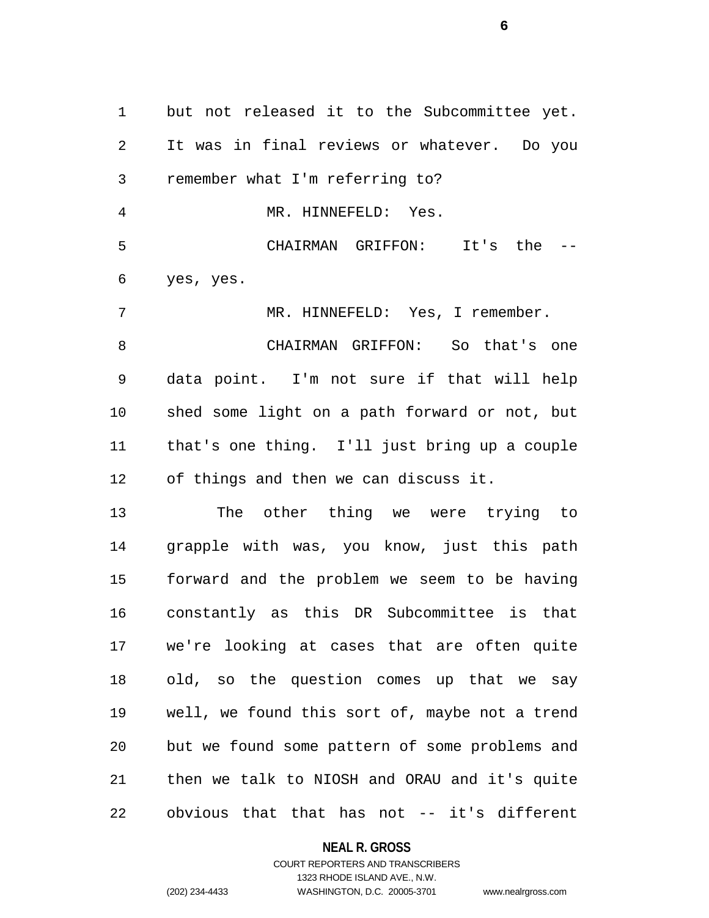but not released it to the Subcommittee yet. It was in final reviews or whatever. Do you remember what I'm referring to?

MR. HINNEFELD: Yes.

CHAIRMAN GRIFFON: It's the -- yes, yes.

MR. HINNEFELD: Yes, I remember.

CHAIRMAN GRIFFON: So that's one data point. I'm not sure if that will help shed some light on a path forward or not, but that's one thing. I'll just bring up a couple of things and then we can discuss it.

The other thing we were trying to grapple with was, you know, just this path forward and the problem we seem to be having constantly as this DR Subcommittee is that we're looking at cases that are often quite old, so the question comes up that we say well, we found this sort of, maybe not a trend but we found some pattern of some problems and then we talk to NIOSH and ORAU and it's quite obvious that that has not -- it's different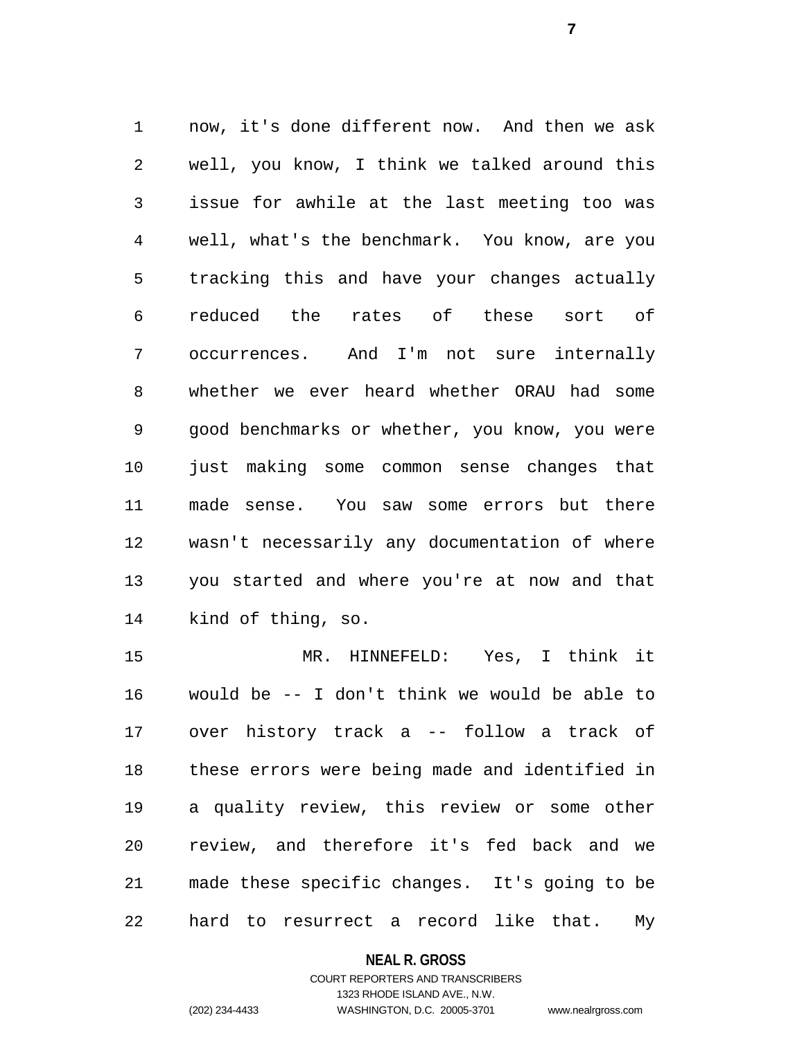now, it's done different now. And then we ask well, you know, I think we talked around this issue for awhile at the last meeting too was well, what's the benchmark. You know, are you tracking this and have your changes actually reduced the rates of these sort of occurrences. And I'm not sure internally whether we ever heard whether ORAU had some good benchmarks or whether, you know, you were just making some common sense changes that made sense. You saw some errors but there wasn't necessarily any documentation of where you started and where you're at now and that kind of thing, so.

MR. HINNEFELD: Yes, I think it would be -- I don't think we would be able to over history track a -- follow a track of these errors were being made and identified in a quality review, this review or some other review, and therefore it's fed back and we made these specific changes. It's going to be hard to resurrect a record like that. My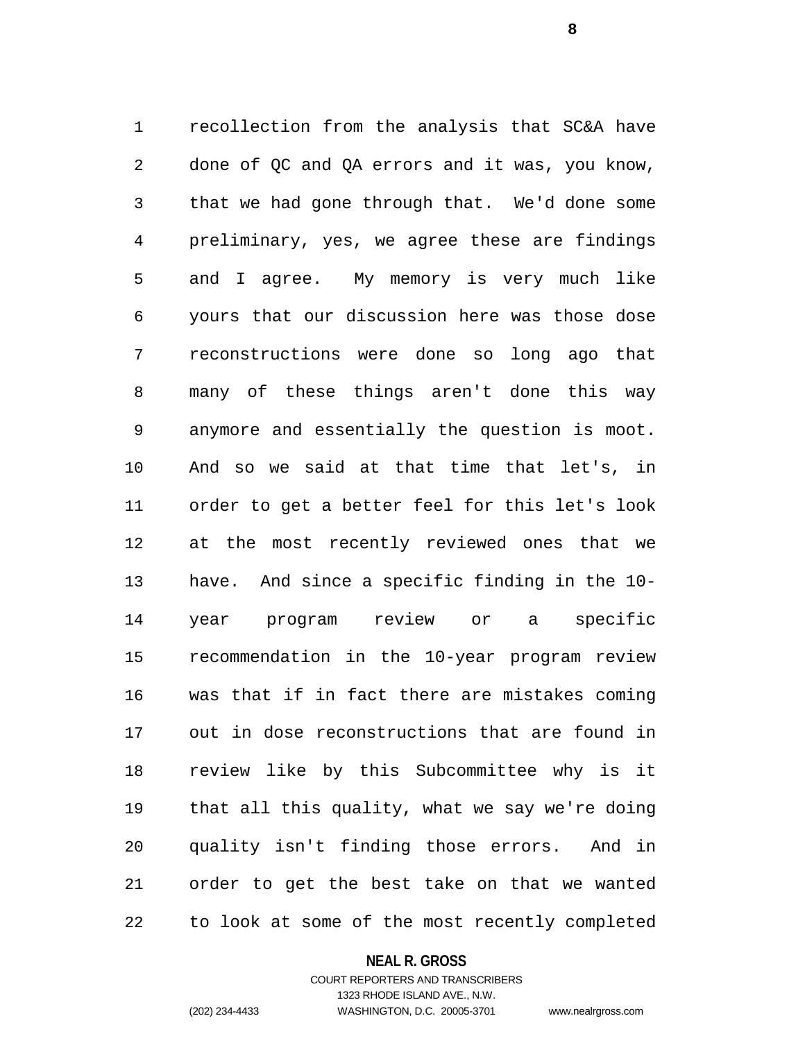recollection from the analysis that SC&A have done of QC and QA errors and it was, you know, that we had gone through that. We'd done some preliminary, yes, we agree these are findings and I agree. My memory is very much like yours that our discussion here was those dose reconstructions were done so long ago that many of these things aren't done this way anymore and essentially the question is moot. And so we said at that time that let's, in order to get a better feel for this let's look at the most recently reviewed ones that we have. And since a specific finding in the 10-year program review or a specific recommendation in the 10-year program review was that if in fact there are mistakes coming out in dose reconstructions that are found in review like by this Subcommittee why is it that all this quality, what we say we're doing quality isn't finding those errors. And in order to get the best take on that we wanted to look at some of the most recently completed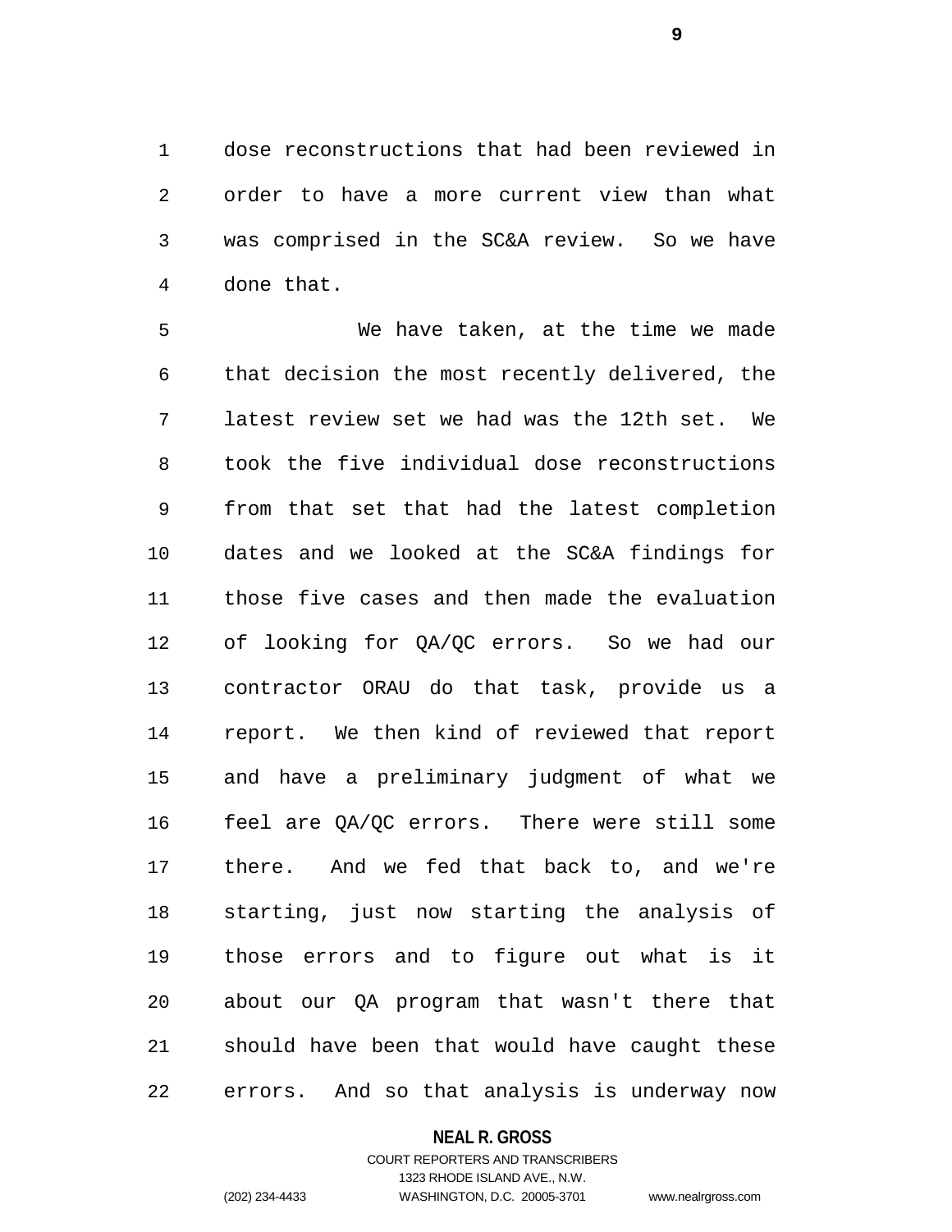dose reconstructions that had been reviewed in order to have a more current view than what was comprised in the SC&A review. So we have done that.

We have taken, at the time we made that decision the most recently delivered, the latest review set we had was the 12th set. We took the five individual dose reconstructions from that set that had the latest completion dates and we looked at the SC&A findings for those five cases and then made the evaluation of looking for QA/QC errors. So we had our contractor ORAU do that task, provide us a report. We then kind of reviewed that report and have a preliminary judgment of what we feel are QA/QC errors. There were still some there. And we fed that back to, and we're starting, just now starting the analysis of those errors and to figure out what is it about our QA program that wasn't there that should have been that would have caught these errors. And so that analysis is underway now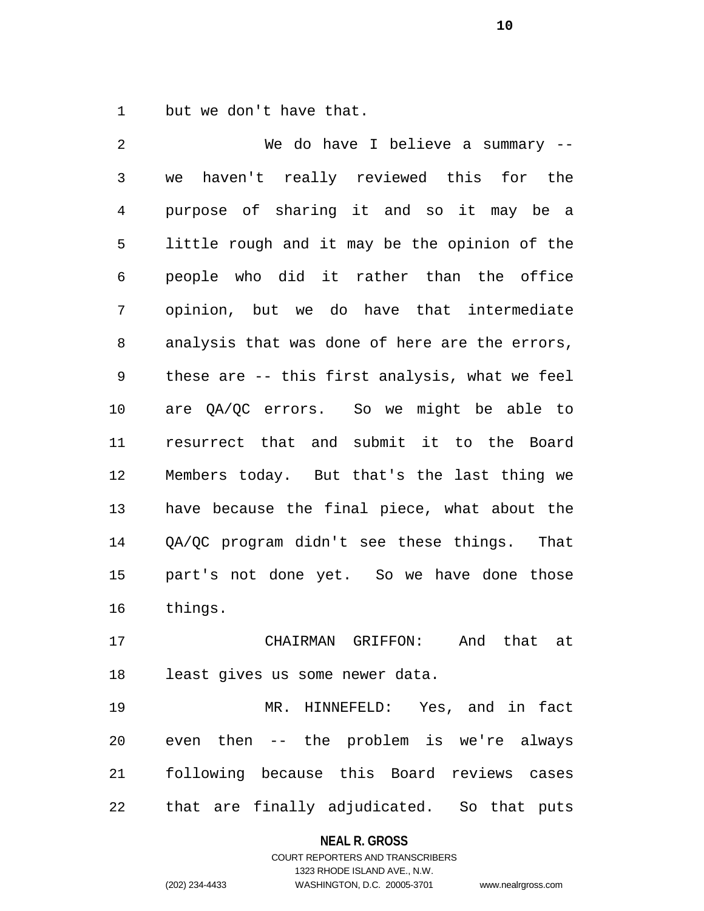but we don't have that.

We do have I believe a summary -- we haven't really reviewed this for the purpose of sharing it and so it may be a little rough and it may be the opinion of the people who did it rather than the office opinion, but we do have that intermediate analysis that was done of here are the errors, these are -- this first analysis, what we feel are QA/QC errors. So we might be able to resurrect that and submit it to the Board Members today. But that's the last thing we have because the final piece, what about the QA/QC program didn't see these things. That part's not done yet. So we have done those things.

CHAIRMAN GRIFFON: And that at least gives us some newer data.

MR. HINNEFELD: Yes, and in fact even then -- the problem is we're always following because this Board reviews cases that are finally adjudicated. So that puts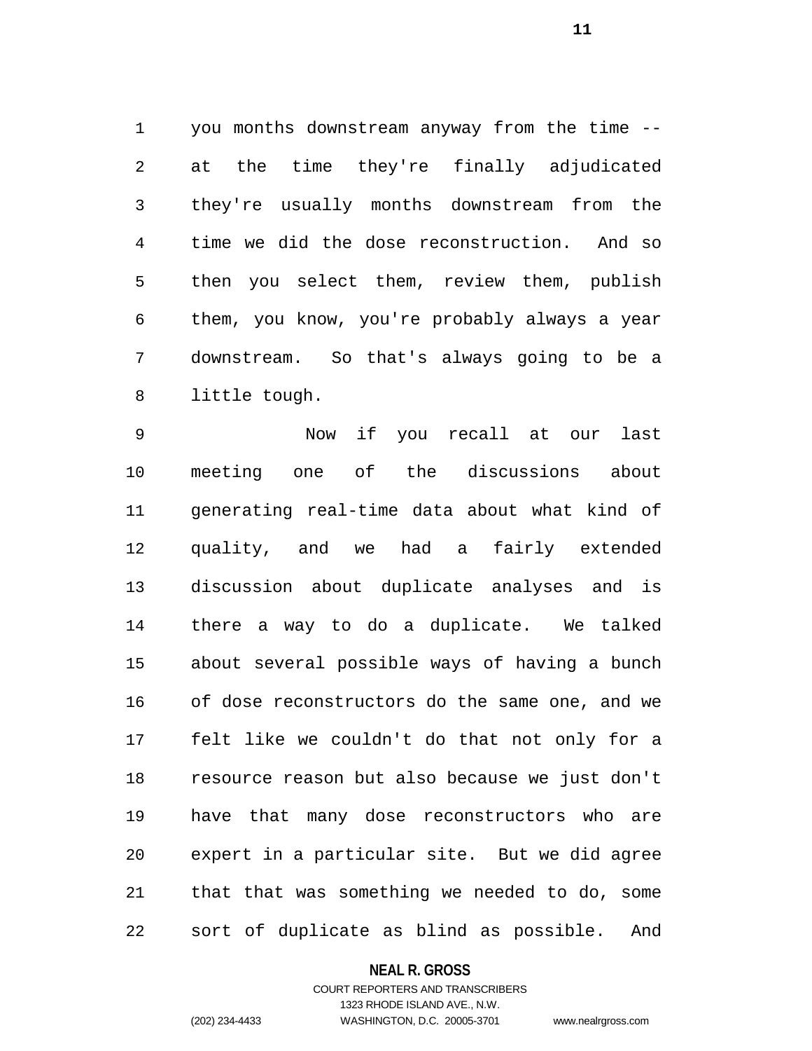you months downstream anyway from the time -- at the time they're finally adjudicated they're usually months downstream from the time we did the dose reconstruction. And so then you select them, review them, publish them, you know, you're probably always a year downstream. So that's always going to be a little tough.

Now if you recall at our last meeting one of the discussions about generating real-time data about what kind of quality, and we had a fairly extended discussion about duplicate analyses and is there a way to do a duplicate. We talked about several possible ways of having a bunch of dose reconstructors do the same one, and we felt like we couldn't do that not only for a resource reason but also because we just don't have that many dose reconstructors who are expert in a particular site. But we did agree that that was something we needed to do, some sort of duplicate as blind as possible. And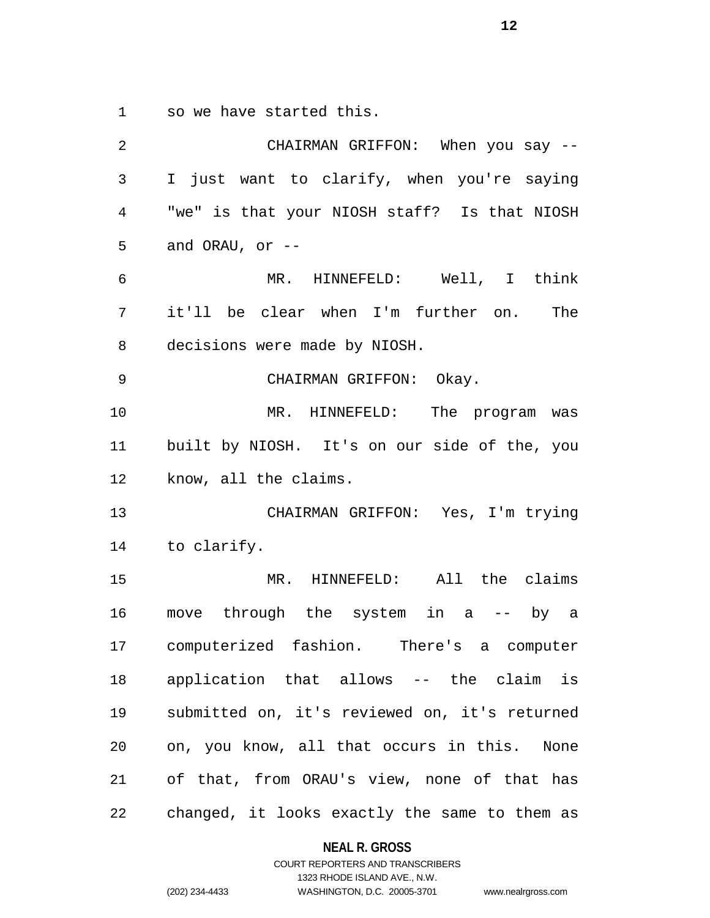so we have started this.

CHAIRMAN GRIFFON: When you say -- I just want to clarify, when you're saying "we" is that your NIOSH staff? Is that NIOSH and ORAU, or --

MR. HINNEFELD: Well, I think it'll be clear when I'm further on. The decisions were made by NIOSH.

CHAIRMAN GRIFFON: Okay.

MR. HINNEFELD: The program was built by NIOSH. It's on our side of the, you know, all the claims.

CHAIRMAN GRIFFON: Yes, I'm trying to clarify.

MR. HINNEFELD: All the claims move through the system in a -- by a computerized fashion. There's a computer application that allows -- the claim is submitted on, it's reviewed on, it's returned on, you know, all that occurs in this. None of that, from ORAU's view, none of that has changed, it looks exactly the same to them as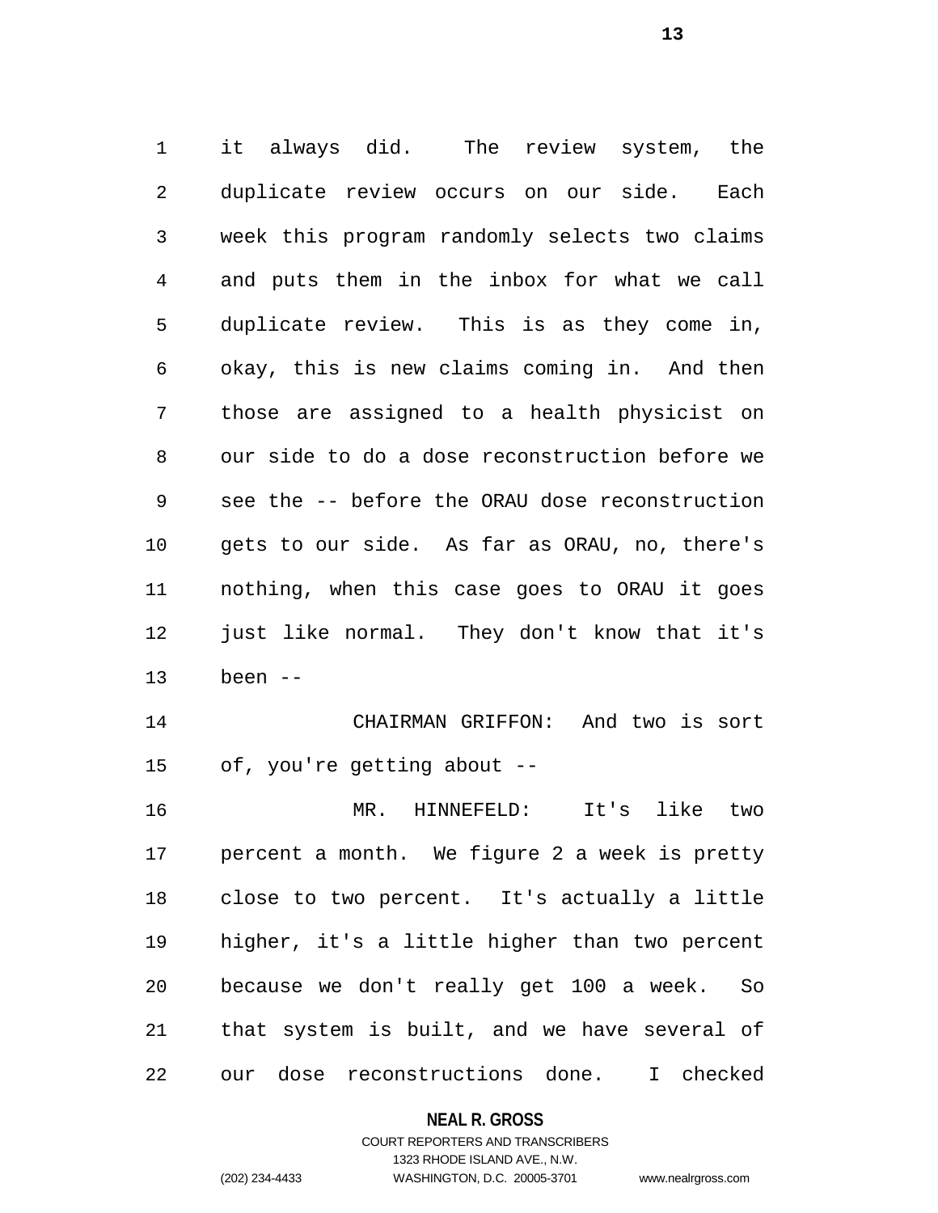it always did. The review system, the duplicate review occurs on our side. Each week this program randomly selects two claims and puts them in the inbox for what we call duplicate review. This is as they come in, okay, this is new claims coming in. And then those are assigned to a health physicist on our side to do a dose reconstruction before we see the -- before the ORAU dose reconstruction gets to our side. As far as ORAU, no, there's nothing, when this case goes to ORAU it goes just like normal. They don't know that it's been --

CHAIRMAN GRIFFON: And two is sort of, you're getting about --

MR. HINNEFELD: It's like two percent a month. We figure 2 a week is pretty close to two percent. It's actually a little higher, it's a little higher than two percent because we don't really get 100 a week. So that system is built, and we have several of our dose reconstructions done. I checked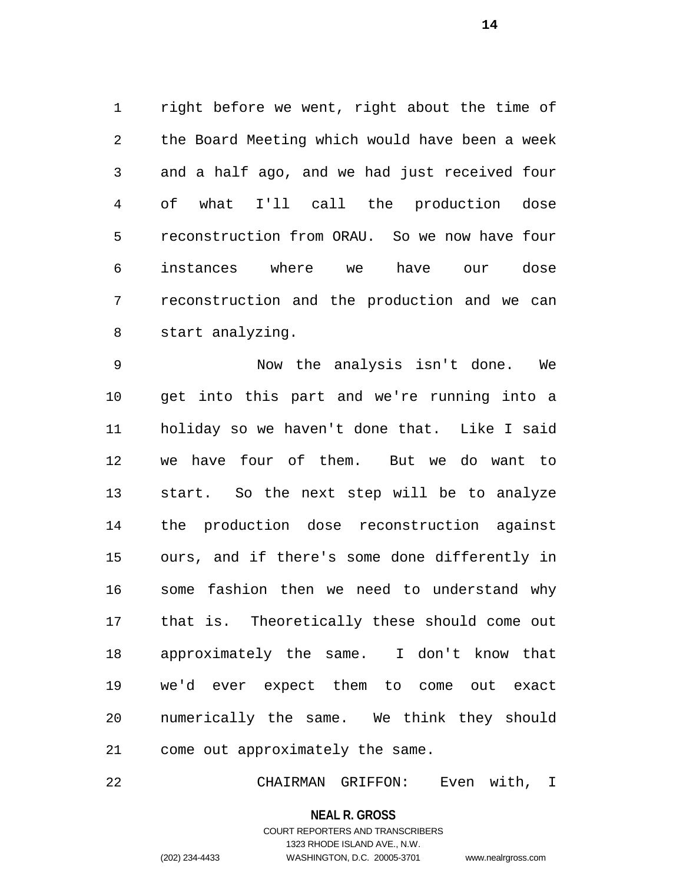right before we went, right about the time of the Board Meeting which would have been a week and a half ago, and we had just received four of what I'll call the production dose reconstruction from ORAU. So we now have four instances where we have our dose reconstruction and the production and we can start analyzing.

Now the analysis isn't done. We get into this part and we're running into a holiday so we haven't done that. Like I said we have four of them. But we do want to start. So the next step will be to analyze the production dose reconstruction against ours, and if there's some done differently in some fashion then we need to understand why that is. Theoretically these should come out approximately the same. I don't know that we'd ever expect them to come out exact numerically the same. We think they should come out approximately the same.

CHAIRMAN GRIFFON: Even with, I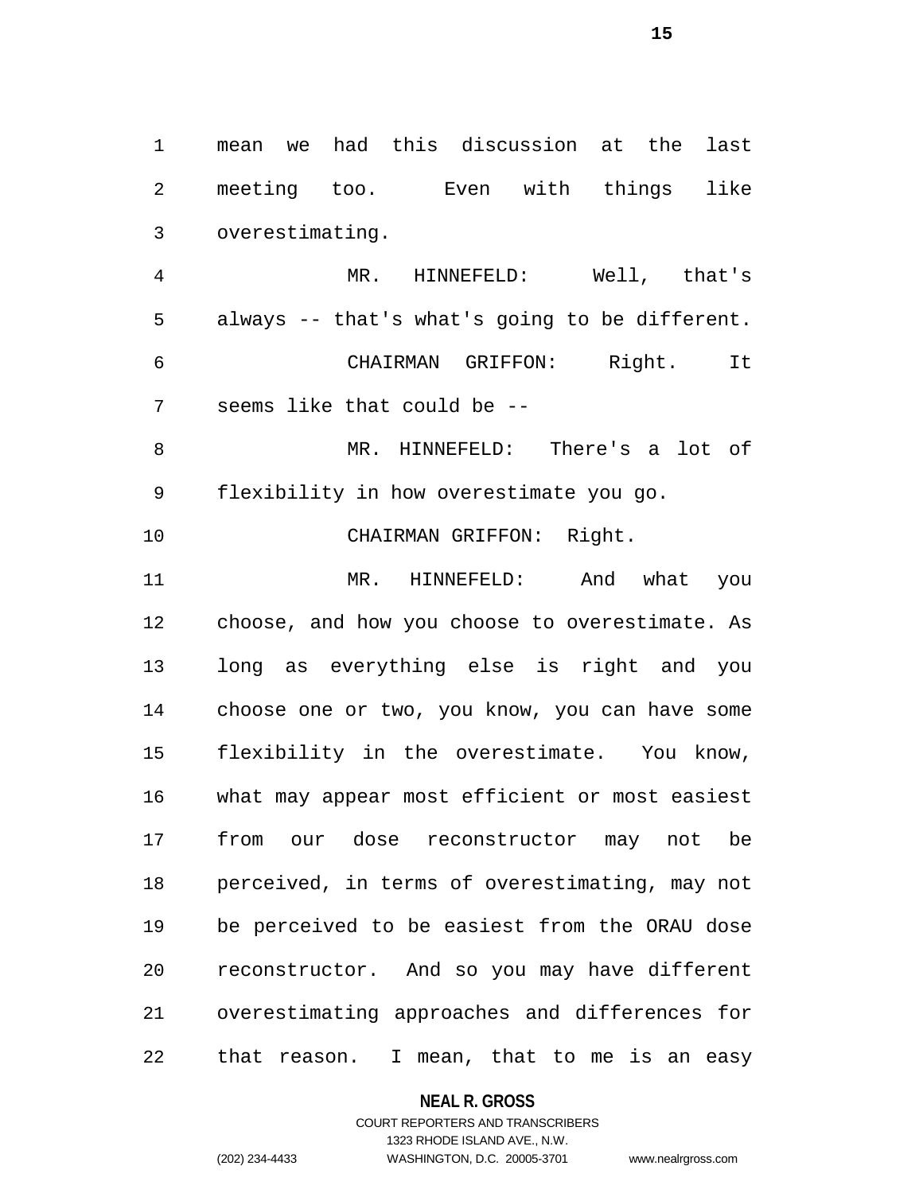mean we had this discussion at the last meeting too. Even with things like overestimating.

MR. HINNEFELD: Well, that's always -- that's what's going to be different.

CHAIRMAN GRIFFON: Right. It seems like that could be --

MR. HINNEFELD: There's a lot of flexibility in how overestimate you go.

CHAIRMAN GRIFFON: Right.

MR. HINNEFELD: And what you choose, and how you choose to overestimate. As long as everything else is right and you choose one or two, you know, you can have some flexibility in the overestimate. You know, what may appear most efficient or most easiest from our dose reconstructor may not be perceived, in terms of overestimating, may not be perceived to be easiest from the ORAU dose reconstructor. And so you may have different overestimating approaches and differences for that reason. I mean, that to me is an easy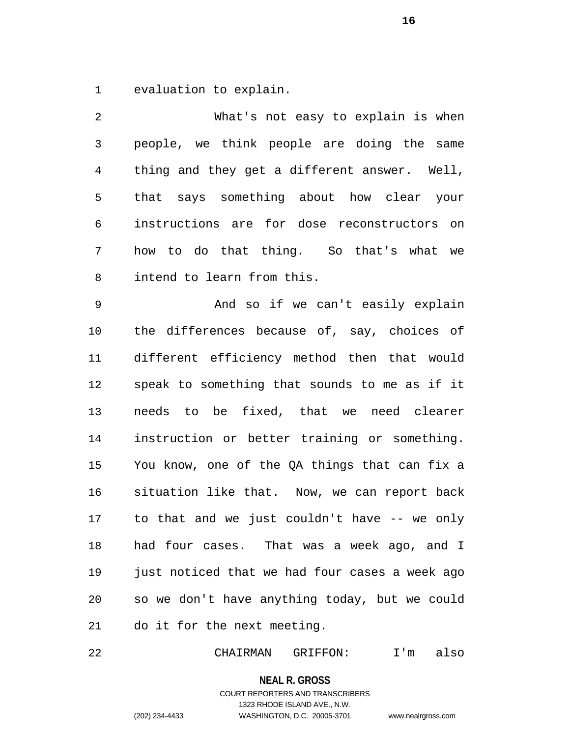evaluation to explain.

What's not easy to explain is when people, we think people are doing the same thing and they get a different answer. Well, that says something about how clear your instructions are for dose reconstructors on how to do that thing. So that's what we intend to learn from this.

And so if we can't easily explain the differences because of, say, choices of different efficiency method then that would speak to something that sounds to me as if it needs to be fixed, that we need clearer instruction or better training or something. You know, one of the QA things that can fix a situation like that. Now, we can report back to that and we just couldn't have -- we only had four cases. That was a week ago, and I just noticed that we had four cases a week ago so we don't have anything today, but we could do it for the next meeting.

CHAIRMAN GRIFFON: I'm also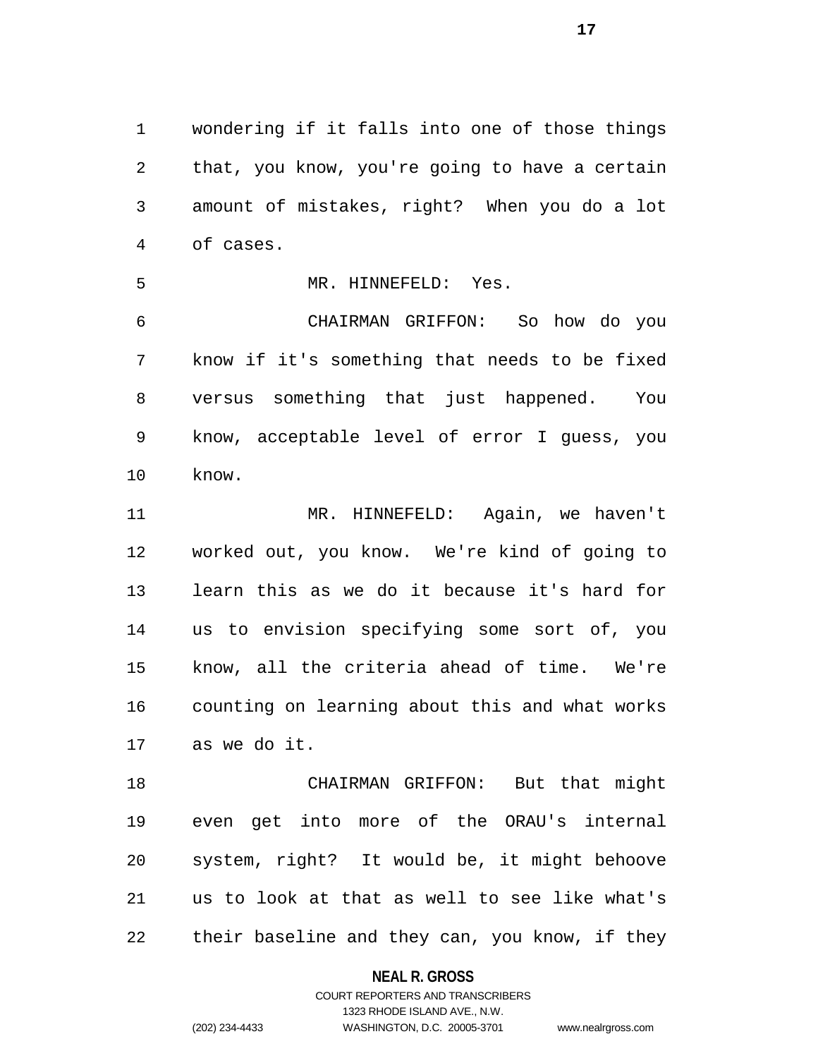wondering if it falls into one of those things that, you know, you're going to have a certain amount of mistakes, right? When you do a lot of cases.

MR. HINNEFELD: Yes.

CHAIRMAN GRIFFON: So how do you know if it's something that needs to be fixed versus something that just happened. You know, acceptable level of error I guess, you know.

MR. HINNEFELD: Again, we haven't worked out, you know. We're kind of going to learn this as we do it because it's hard for us to envision specifying some sort of, you know, all the criteria ahead of time. We're counting on learning about this and what works as we do it.

CHAIRMAN GRIFFON: But that might even get into more of the ORAU's internal system, right? It would be, it might behoove us to look at that as well to see like what's their baseline and they can, you know, if they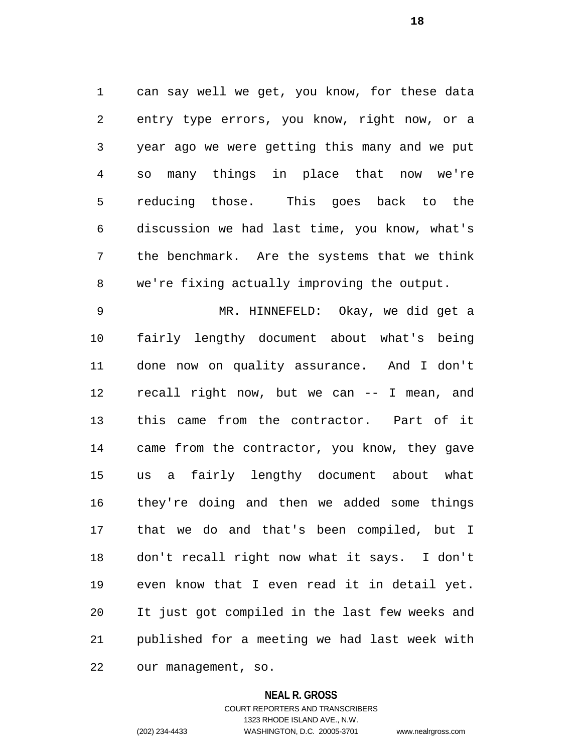can say well we get, you know, for these data entry type errors, you know, right now, or a year ago we were getting this many and we put so many things in place that now we're reducing those. This goes back to the discussion we had last time, you know, what's the benchmark. Are the systems that we think we're fixing actually improving the output.

MR. HINNEFELD: Okay, we did get a fairly lengthy document about what's being done now on quality assurance. And I don't recall right now, but we can -- I mean, and this came from the contractor. Part of it came from the contractor, you know, they gave us a fairly lengthy document about what they're doing and then we added some things that we do and that's been compiled, but I don't recall right now what it says. I don't even know that I even read it in detail yet. It just got compiled in the last few weeks and published for a meeting we had last week with our management, so.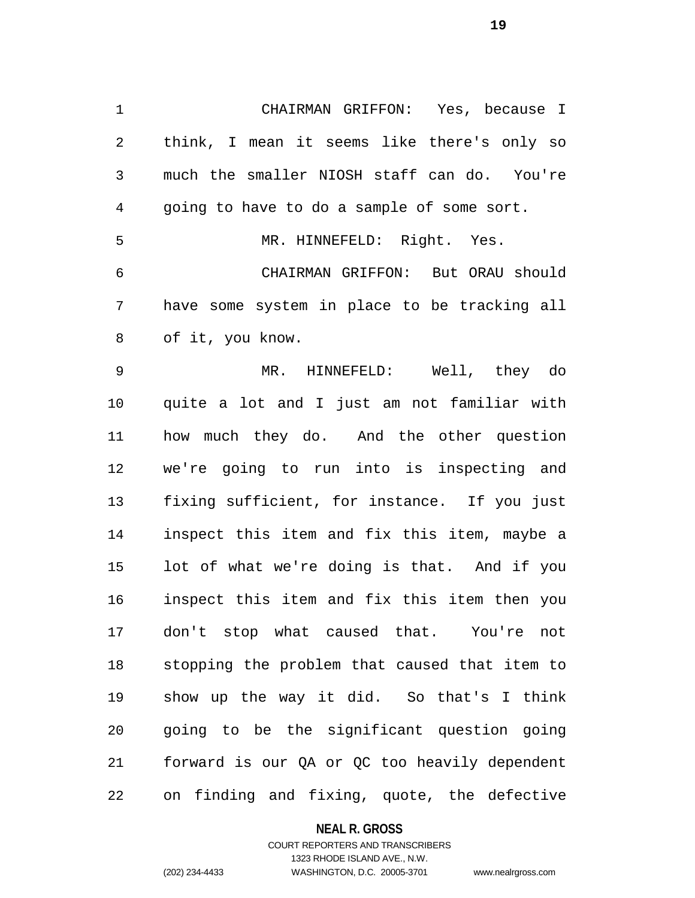CHAIRMAN GRIFFON: Yes, because I think, I mean it seems like there's only so much the smaller NIOSH staff can do. You're going to have to do a sample of some sort.

MR. HINNEFELD: Right. Yes.

CHAIRMAN GRIFFON: But ORAU should have some system in place to be tracking all of it, you know.

MR. HINNEFELD: Well, they do quite a lot and I just am not familiar with how much they do. And the other question we're going to run into is inspecting and fixing sufficient, for instance. If you just inspect this item and fix this item, maybe a lot of what we're doing is that. And if you inspect this item and fix this item then you don't stop what caused that. You're not stopping the problem that caused that item to show up the way it did. So that's I think going to be the significant question going forward is our QA or QC too heavily dependent on finding and fixing, quote, the defective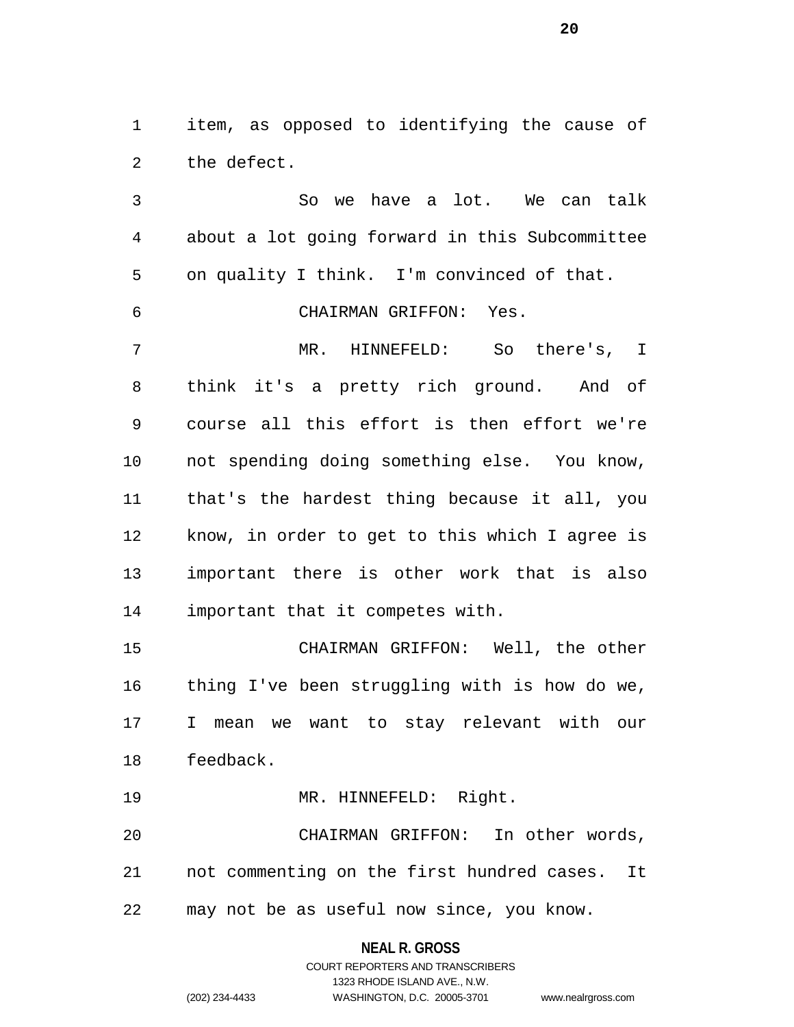item, as opposed to identifying the cause of the defect.

So we have a lot. We can talk about a lot going forward in this Subcommittee on quality I think. I'm convinced of that.

CHAIRMAN GRIFFON: Yes.

MR. HINNEFELD: So there's, I think it's a pretty rich ground. And of course all this effort is then effort we're not spending doing something else. You know, that's the hardest thing because it all, you know, in order to get to this which I agree is important there is other work that is also important that it competes with.

CHAIRMAN GRIFFON: Well, the other thing I've been struggling with is how do we, I mean we want to stay relevant with our feedback.

MR. HINNEFELD: Right.

CHAIRMAN GRIFFON: In other words, not commenting on the first hundred cases. It may not be as useful now since, you know.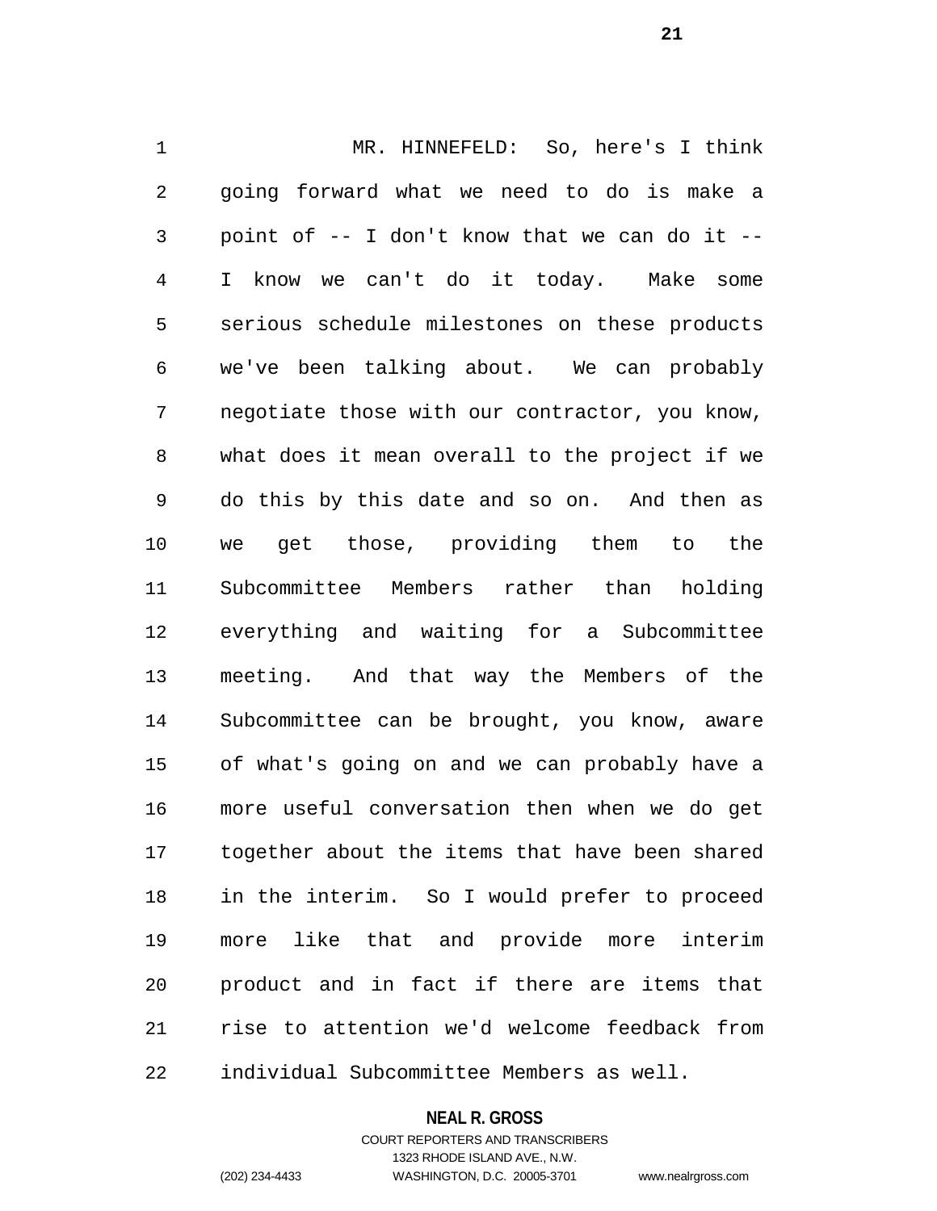MR. HINNEFELD: So, here's I think going forward what we need to do is make a point of -- I don't know that we can do it -- I know we can't do it today. Make some serious schedule milestones on these products we've been talking about. We can probably negotiate those with our contractor, you know, what does it mean overall to the project if we do this by this date and so on. And then as we get those, providing them to the Subcommittee Members rather than holding everything and waiting for a Subcommittee meeting. And that way the Members of the Subcommittee can be brought, you know, aware of what's going on and we can probably have a more useful conversation then when we do get together about the items that have been shared in the interim. So I would prefer to proceed more like that and provide more interim product and in fact if there are items that rise to attention we'd welcome feedback from individual Subcommittee Members as well.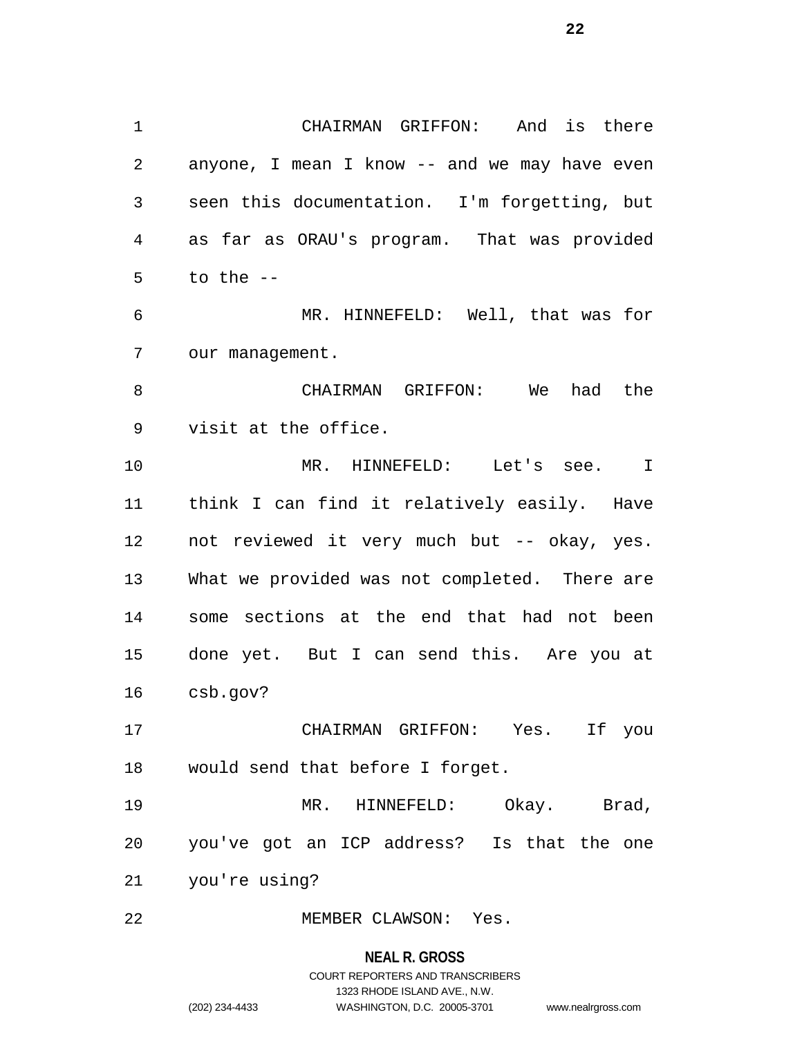CHAIRMAN GRIFFON: And is there anyone, I mean I know -- and we may have even seen this documentation. I'm forgetting, but as far as ORAU's program. That was provided to the --

MR. HINNEFELD: Well, that was for our management.

CHAIRMAN GRIFFON: We had the visit at the office.

MR. HINNEFELD: Let's see. I think I can find it relatively easily. Have not reviewed it very much but -- okay, yes. What we provided was not completed. There are some sections at the end that had not been done yet. But I can send this. Are you at csb.gov?

CHAIRMAN GRIFFON: Yes. If you would send that before I forget.

MR. HINNEFELD: Okay. Brad, you've got an ICP address? Is that the one you're using?

MEMBER CLAWSON: Yes.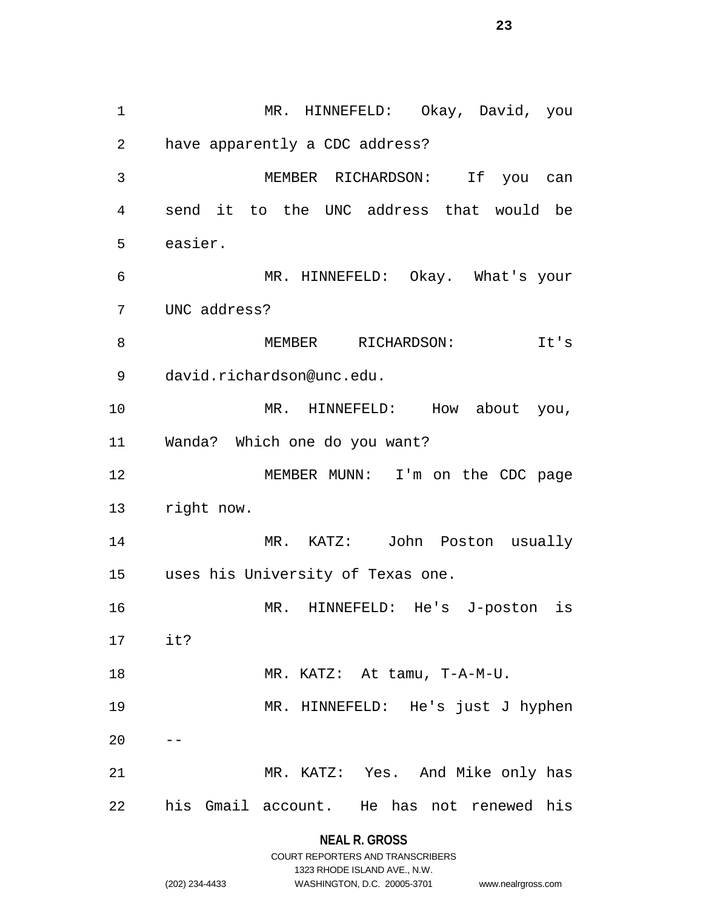MR. HINNEFELD: Okay, David, you have apparently a CDC address?

MEMBER RICHARDSON: If you can send it to the UNC address that would be easier.

MR. HINNEFELD: Okay. What's your UNC address?

MEMBER RICHARDSON: It's david.richardson@unc.edu.

MR. HINNEFELD: How about you, Wanda? Which one do you want?

MEMBER MUNN: I'm on the CDC page right now.

MR. KATZ: John Poston usually uses his University of Texas one.

MR. HINNEFELD: He's J-poston is it?

MR. KATZ: At tamu, T-A-M-U.

MR. HINNEFELD: He's just J hyphen --

MR. KATZ: Yes. And Mike only has his Gmail account. He has not renewed his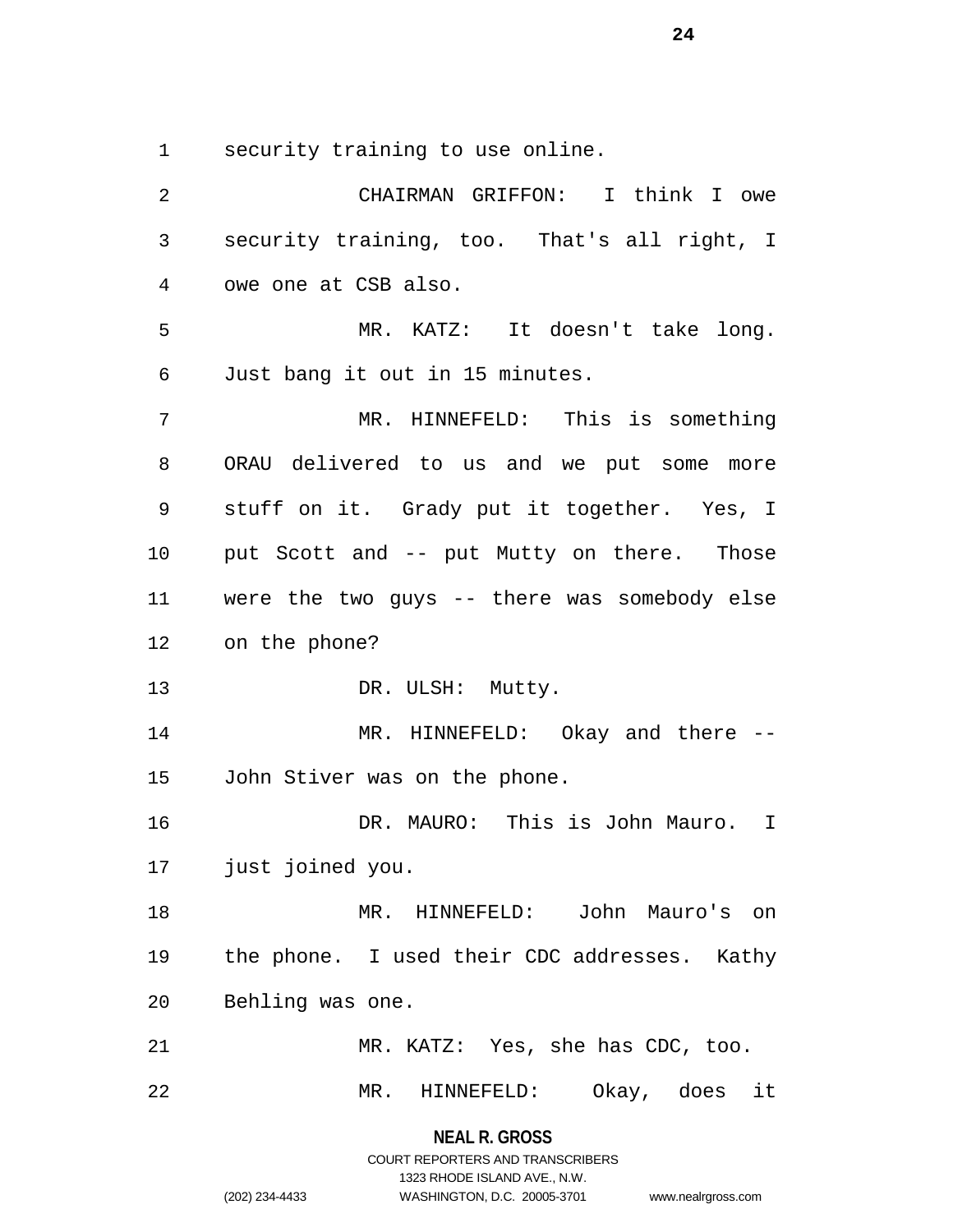security training to use online.

CHAIRMAN GRIFFON: I think I owe security training, too. That's all right, I owe one at CSB also.

MR. KATZ: It doesn't take long. Just bang it out in 15 minutes.

MR. HINNEFELD: This is something ORAU delivered to us and we put some more stuff on it. Grady put it together. Yes, I put Scott and -- put Mutty on there. Those were the two guys -- there was somebody else on the phone?

DR. ULSH: Mutty.

MR. HINNEFELD: Okay and there -- John Stiver was on the phone.

DR. MAURO: This is John Mauro. I just joined you.

MR. HINNEFELD: John Mauro's on the phone. I used their CDC addresses. Kathy Behling was one.

MR. KATZ: Yes, she has CDC, too.

MR. HINNEFELD: Okay, does it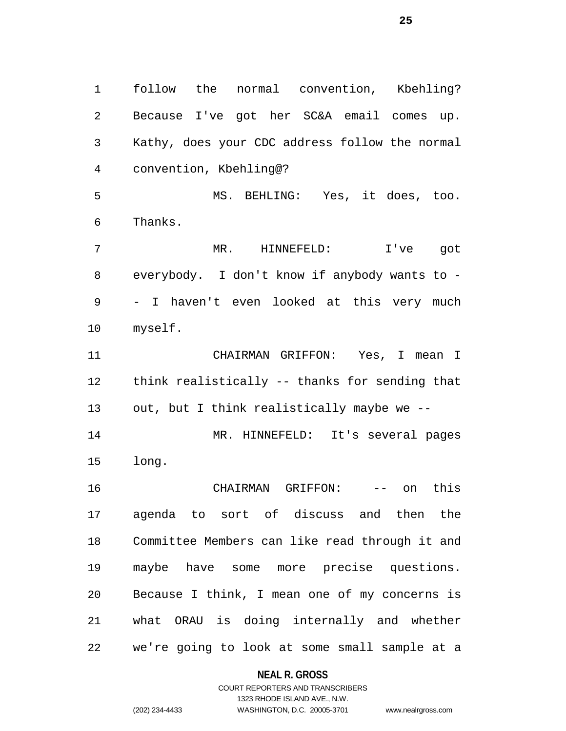follow the normal convention, Kbehling? Because I've got her SC&A email comes up. Kathy, does your CDC address follow the normal convention, Kbehling@?

MS. BEHLING: Yes, it does, too. Thanks.

MR. HINNEFELD: I've got everybody. I don't know if anybody wants to -- I haven't even looked at this very much myself.

CHAIRMAN GRIFFON: Yes, I mean I think realistically -- thanks for sending that out, but I think realistically maybe we --

MR. HINNEFELD: It's several pages long.

CHAIRMAN GRIFFON: -- on this agenda to sort of discuss and then the Committee Members can like read through it and maybe have some more precise questions. Because I think, I mean one of my concerns is what ORAU is doing internally and whether we're going to look at some small sample at a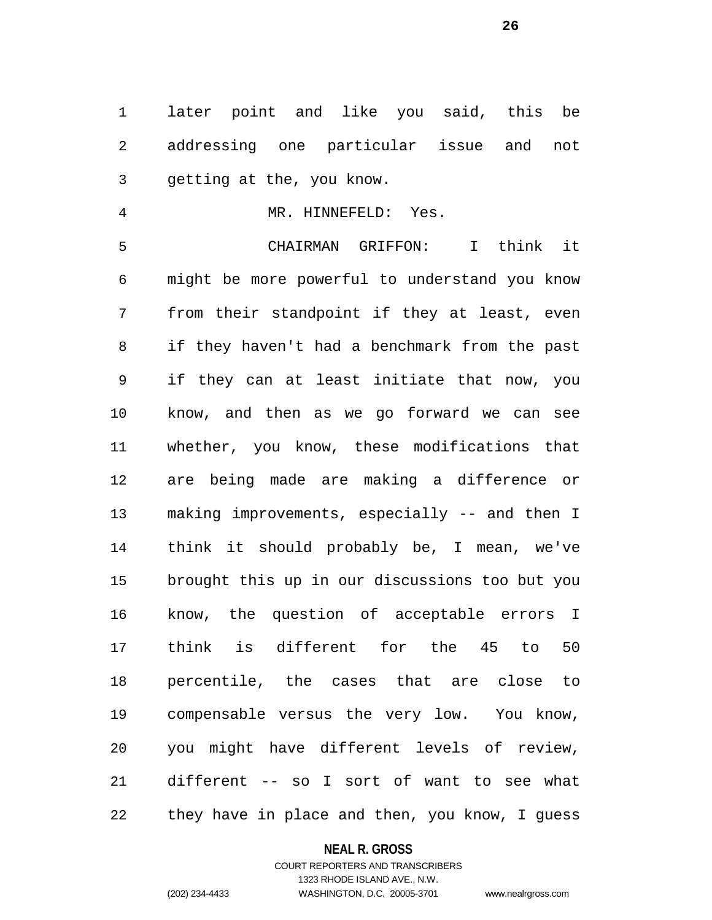later point and like you said, this be addressing one particular issue and not getting at the, you know.

MR. HINNEFELD: Yes.

CHAIRMAN GRIFFON: I think it might be more powerful to understand you know from their standpoint if they at least, even if they haven't had a benchmark from the past if they can at least initiate that now, you know, and then as we go forward we can see whether, you know, these modifications that are being made are making a difference or making improvements, especially -- and then I think it should probably be, I mean, we've brought this up in our discussions too but you know, the question of acceptable errors I think is different for the 45 to 50 percentile, the cases that are close to compensable versus the very low. You know, you might have different levels of review, different -- so I sort of want to see what they have in place and then, you know, I guess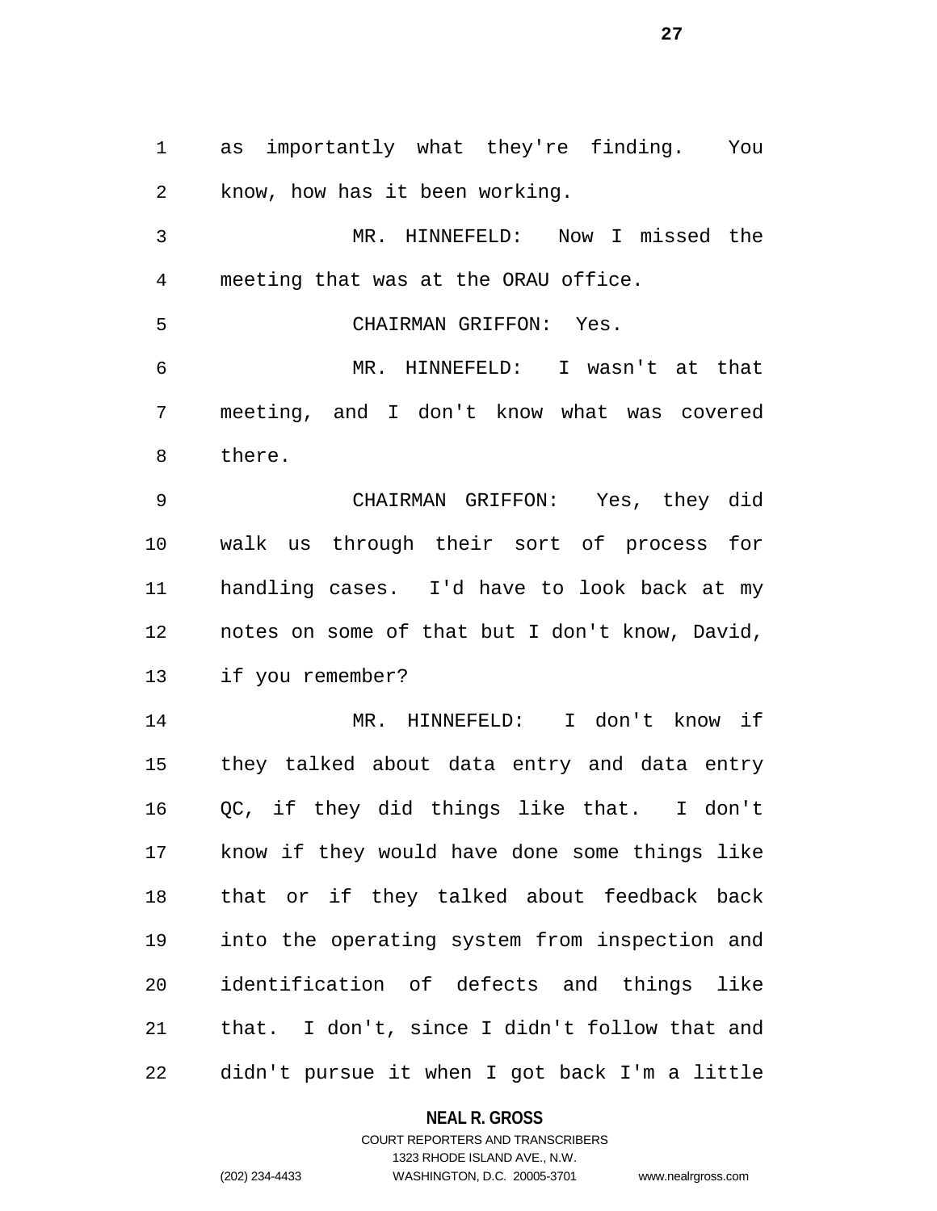as importantly what they're finding. You know, how has it been working.

MR. HINNEFELD: Now I missed the meeting that was at the ORAU office.

CHAIRMAN GRIFFON: Yes.

MR. HINNEFELD: I wasn't at that meeting, and I don't know what was covered there.

CHAIRMAN GRIFFON: Yes, they did walk us through their sort of process for handling cases. I'd have to look back at my notes on some of that but I don't know, David, if you remember?

MR. HINNEFELD: I don't know if they talked about data entry and data entry QC, if they did things like that. I don't know if they would have done some things like that or if they talked about feedback back into the operating system from inspection and identification of defects and things like that. I don't, since I didn't follow that and didn't pursue it when I got back I'm a little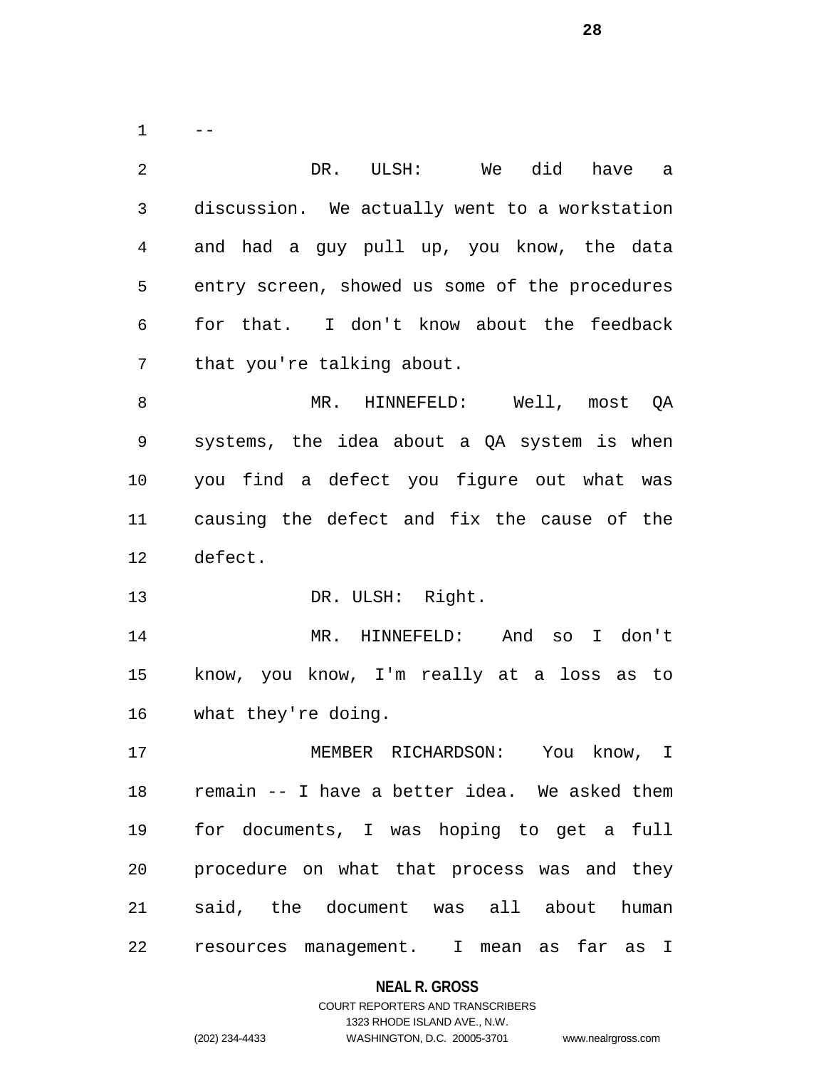--

DR. ULSH: We did have a discussion. We actually went to a workstation and had a guy pull up, you know, the data entry screen, showed us some of the procedures for that. I don't know about the feedback that you're talking about.

MR. HINNEFELD: Well, most QA systems, the idea about a QA system is when you find a defect you figure out what was causing the defect and fix the cause of the defect.

DR. ULSH: Right.

MR. HINNEFELD: And so I don't know, you know, I'm really at a loss as to what they're doing.

MEMBER RICHARDSON: You know, I remain -- I have a better idea. We asked them for documents, I was hoping to get a full procedure on what that process was and they said, the document was all about human resources management. I mean as far as I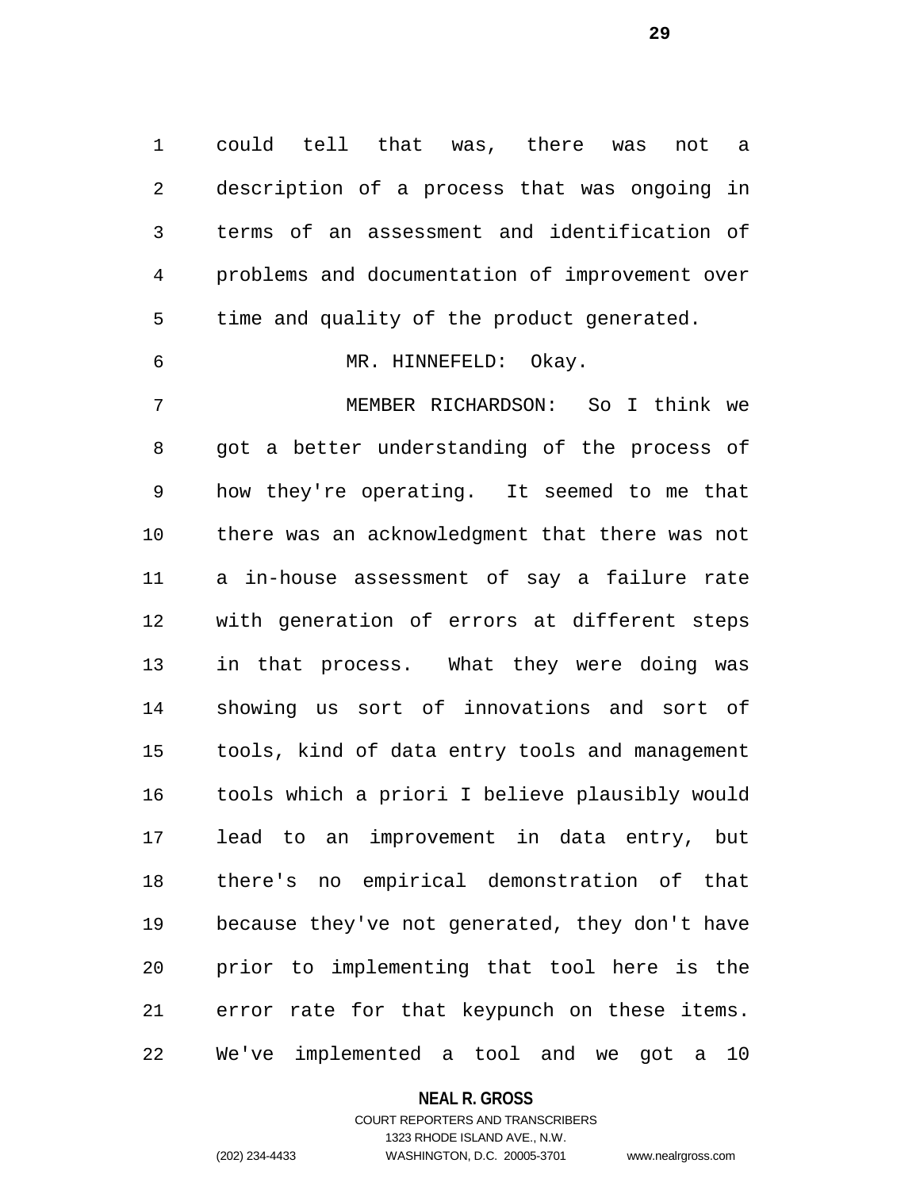could tell that was, there was not a description of a process that was ongoing in terms of an assessment and identification of problems and documentation of improvement over time and quality of the product generated.

MR. HINNEFELD: Okay.

MEMBER RICHARDSON: So I think we got a better understanding of the process of how they're operating. It seemed to me that there was an acknowledgment that there was not a in-house assessment of say a failure rate with generation of errors at different steps in that process. What they were doing was showing us sort of innovations and sort of tools, kind of data entry tools and management tools which a priori I believe plausibly would lead to an improvement in data entry, but there's no empirical demonstration of that because they've not generated, they don't have prior to implementing that tool here is the error rate for that keypunch on these items. We've implemented a tool and we got a 10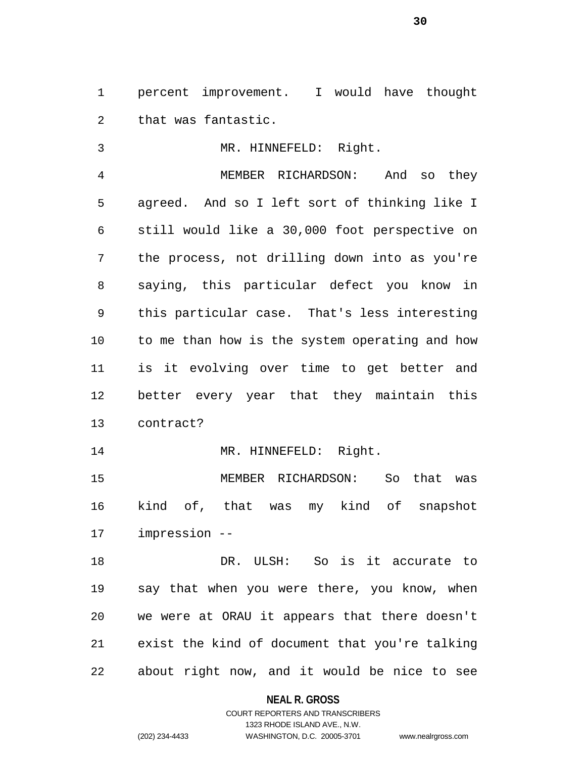percent improvement. I would have thought that was fantastic.

MR. HINNEFELD: Right.

MEMBER RICHARDSON: And so they agreed. And so I left sort of thinking like I still would like a 30,000 foot perspective on the process, not drilling down into as you're saying, this particular defect you know in this particular case. That's less interesting to me than how is the system operating and how is it evolving over time to get better and better every year that they maintain this contract?

MR. HINNEFELD: Right.

MEMBER RICHARDSON: So that was kind of, that was my kind of snapshot impression --

DR. ULSH: So is it accurate to say that when you were there, you know, when we were at ORAU it appears that there doesn't exist the kind of document that you're talking about right now, and it would be nice to see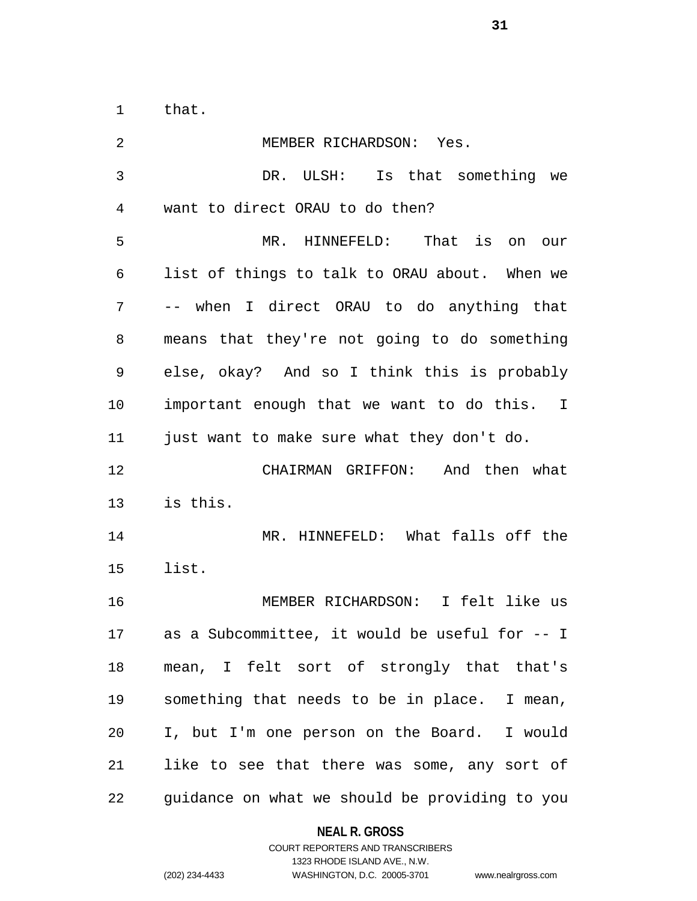that.

MEMBER RICHARDSON: Yes.

DR. ULSH: Is that something we want to direct ORAU to do then?

MR. HINNEFELD: That is on our list of things to talk to ORAU about. When we -- when I direct ORAU to do anything that means that they're not going to do something else, okay? And so I think this is probably important enough that we want to do this. I just want to make sure what they don't do.

CHAIRMAN GRIFFON: And then what is this.

MR. HINNEFELD: What falls off the list.

MEMBER RICHARDSON: I felt like us as a Subcommittee, it would be useful for -- I mean, I felt sort of strongly that that's something that needs to be in place. I mean, I, but I'm one person on the Board. I would like to see that there was some, any sort of guidance on what we should be providing to you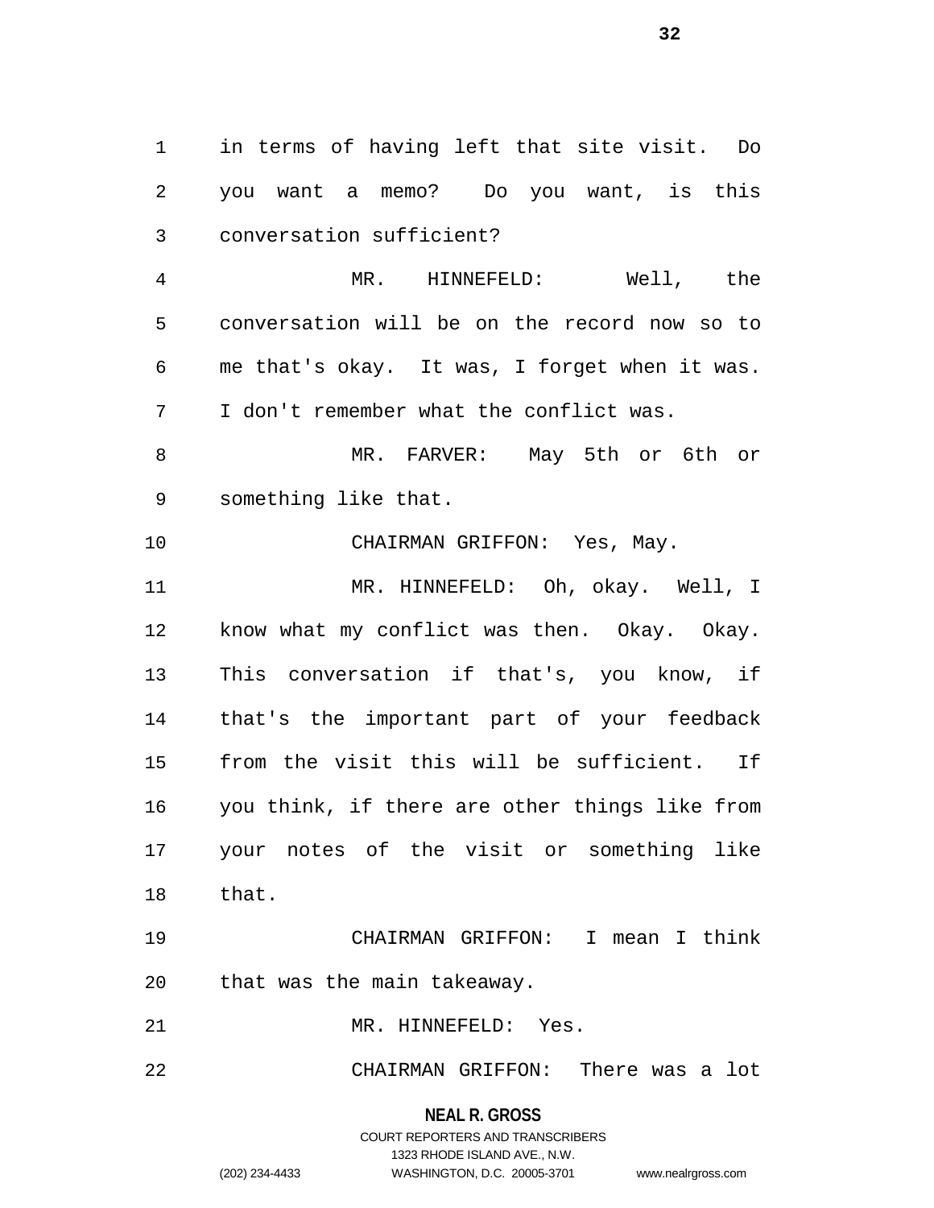in terms of having left that site visit. Do you want a memo? Do you want, is this conversation sufficient?

MR. HINNEFELD: Well, the conversation will be on the record now so to me that's okay. It was, I forget when it was. I don't remember what the conflict was.

MR. FARVER: May 5th or 6th or something like that.

CHAIRMAN GRIFFON: Yes, May.

MR. HINNEFELD: Oh, okay. Well, I know what my conflict was then. Okay. Okay. This conversation if that's, you know, if that's the important part of your feedback from the visit this will be sufficient. If you think, if there are other things like from your notes of the visit or something like that.

CHAIRMAN GRIFFON: I mean I think that was the main takeaway.

MR. HINNEFELD: Yes.

CHAIRMAN GRIFFON: There was a lot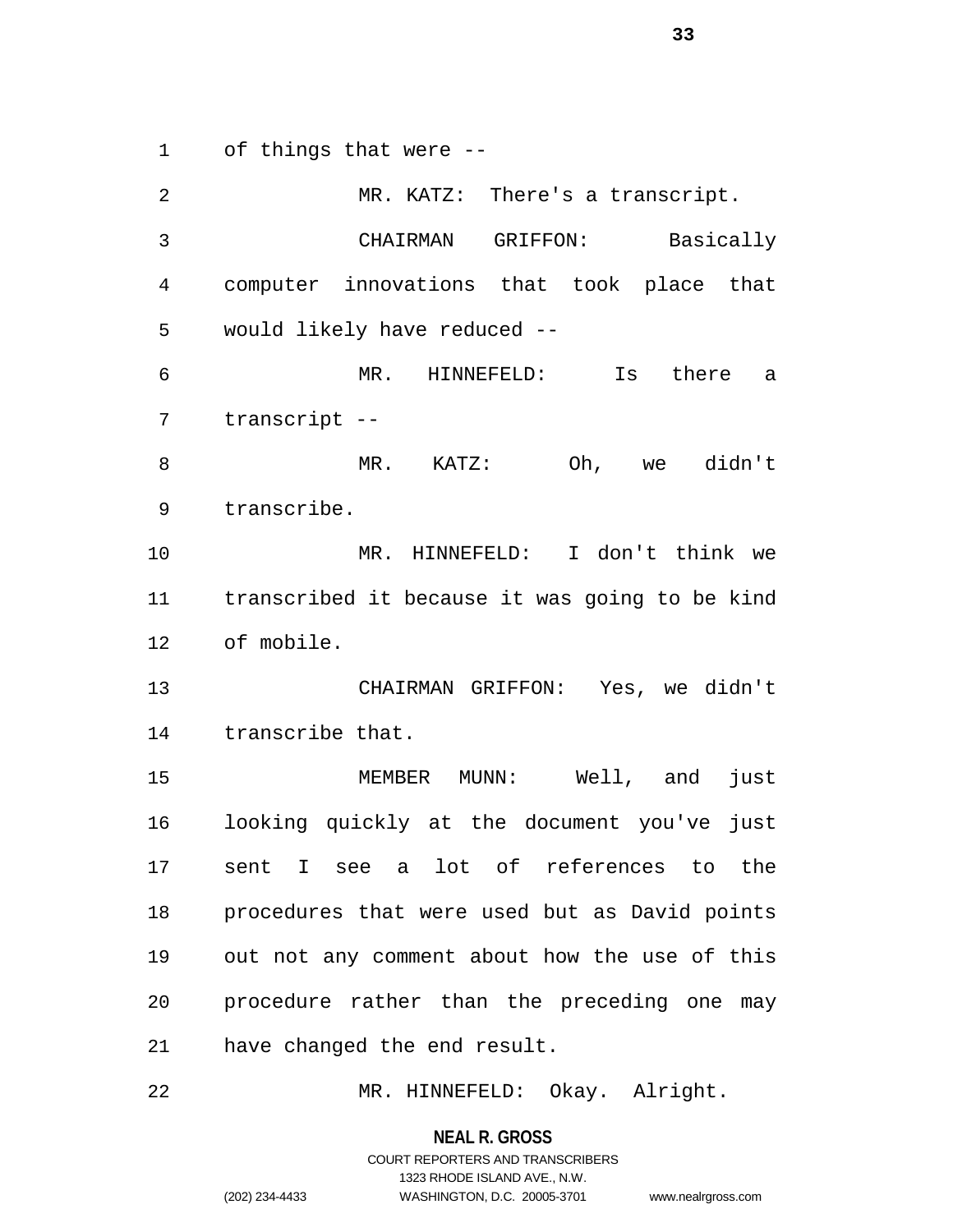of things that were --

MR. KATZ: There's a transcript.

CHAIRMAN GRIFFON: Basically computer innovations that took place that would likely have reduced --

MR. HINNEFELD: Is there a transcript --

MR. KATZ: Oh, we didn't transcribe.

MR. HINNEFELD: I don't think we transcribed it because it was going to be kind of mobile.

CHAIRMAN GRIFFON: Yes, we didn't transcribe that.

MEMBER MUNN: Well, and just looking quickly at the document you've just sent I see a lot of references to the procedures that were used but as David points out not any comment about how the use of this procedure rather than the preceding one may have changed the end result.

MR. HINNEFELD: Okay. Alright.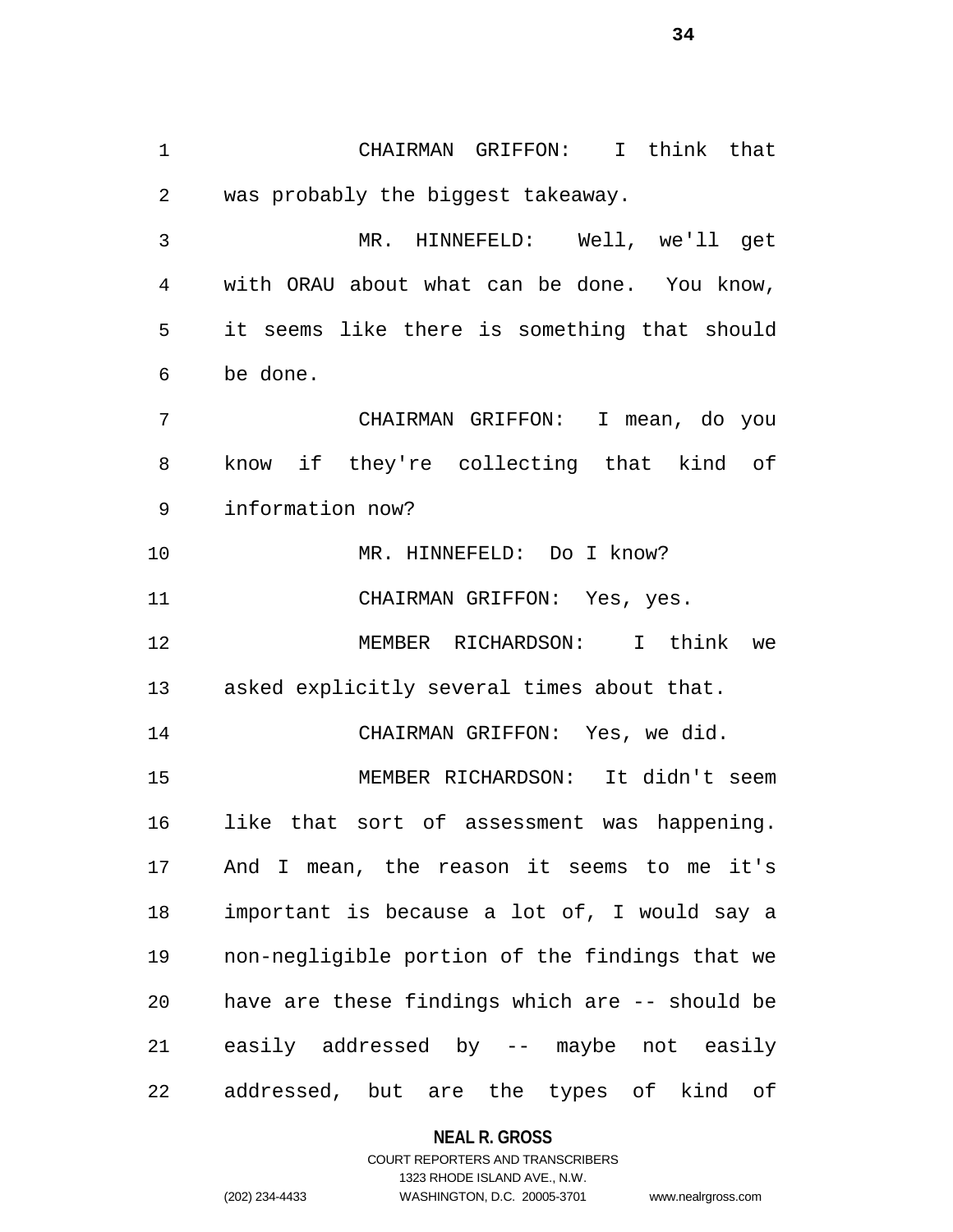CHAIRMAN GRIFFON: I think that was probably the biggest takeaway.

MR. HINNEFELD: Well, we'll get with ORAU about what can be done. You know, it seems like there is something that should be done.

CHAIRMAN GRIFFON: I mean, do you know if they're collecting that kind of information now?

MR. HINNEFELD: Do I know?

CHAIRMAN GRIFFON: Yes, yes.

MEMBER RICHARDSON: I think we asked explicitly several times about that.

CHAIRMAN GRIFFON: Yes, we did.

MEMBER RICHARDSON: It didn't seem like that sort of assessment was happening. And I mean, the reason it seems to me it's important is because a lot of, I would say a non-negligible portion of the findings that we have are these findings which are -- should be easily addressed by -- maybe not easily addressed, but are the types of kind of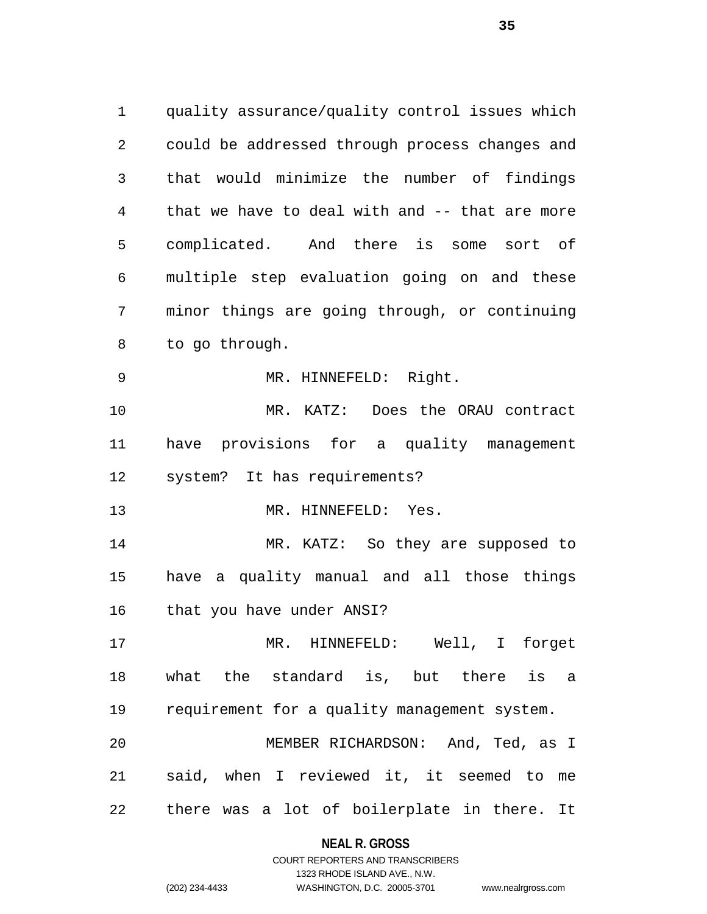quality assurance/quality control issues which could be addressed through process changes and that would minimize the number of findings that we have to deal with and -- that are more complicated. And there is some sort of multiple step evaluation going on and these minor things are going through, or continuing to go through.

MR. HINNEFELD: Right.

MR. KATZ: Does the ORAU contract have provisions for a quality management system? It has requirements?

MR. HINNEFELD: Yes.

MR. KATZ: So they are supposed to have a quality manual and all those things that you have under ANSI?

MR. HINNEFELD: Well, I forget what the standard is, but there is a requirement for a quality management system.

MEMBER RICHARDSON: And, Ted, as I said, when I reviewed it, it seemed to me there was a lot of boilerplate in there. It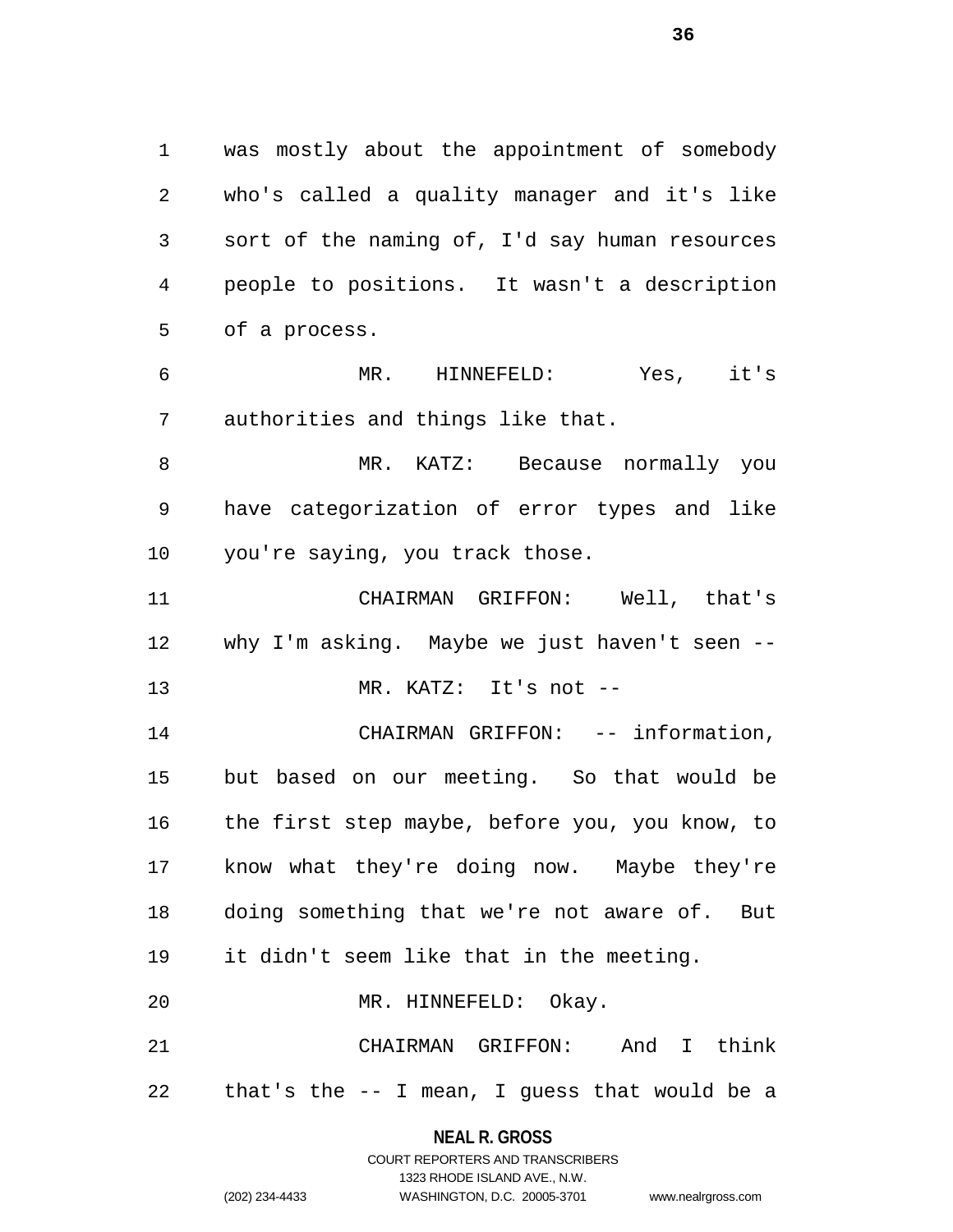was mostly about the appointment of somebody who's called a quality manager and it's like sort of the naming of, I'd say human resources people to positions. It wasn't a description of a process.

MR. HINNEFELD: Yes, it's authorities and things like that.

MR. KATZ: Because normally you have categorization of error types and like you're saying, you track those.

CHAIRMAN GRIFFON: Well, that's why I'm asking. Maybe we just haven't seen --

MR. KATZ: It's not --

CHAIRMAN GRIFFON: -- information, but based on our meeting. So that would be the first step maybe, before you, you know, to know what they're doing now. Maybe they're doing something that we're not aware of. But it didn't seem like that in the meeting.

MR. HINNEFELD: Okay.

CHAIRMAN GRIFFON: And I think that's the -- I mean, I guess that would be a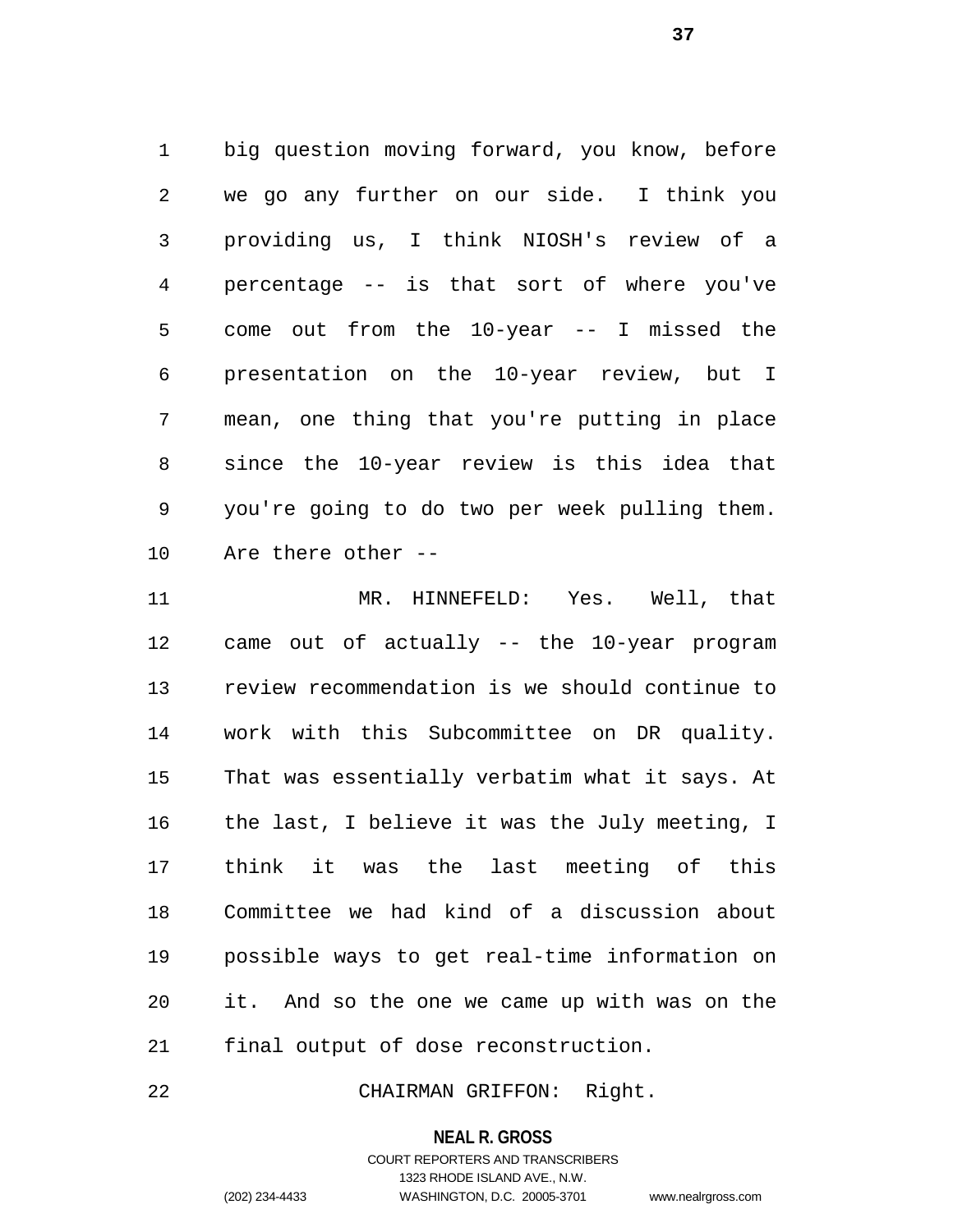big question moving forward, you know, before we go any further on our side. I think you providing us, I think NIOSH's review of a percentage -- is that sort of where you've come out from the 10-year -- I missed the presentation on the 10-year review, but I mean, one thing that you're putting in place since the 10-year review is this idea that you're going to do two per week pulling them. Are there other --

MR. HINNEFELD: Yes. Well, that came out of actually -- the 10-year program review recommendation is we should continue to work with this Subcommittee on DR quality. That was essentially verbatim what it says. At the last, I believe it was the July meeting, I think it was the last meeting of this Committee we had kind of a discussion about possible ways to get real-time information on it. And so the one we came up with was on the final output of dose reconstruction.

CHAIRMAN GRIFFON: Right.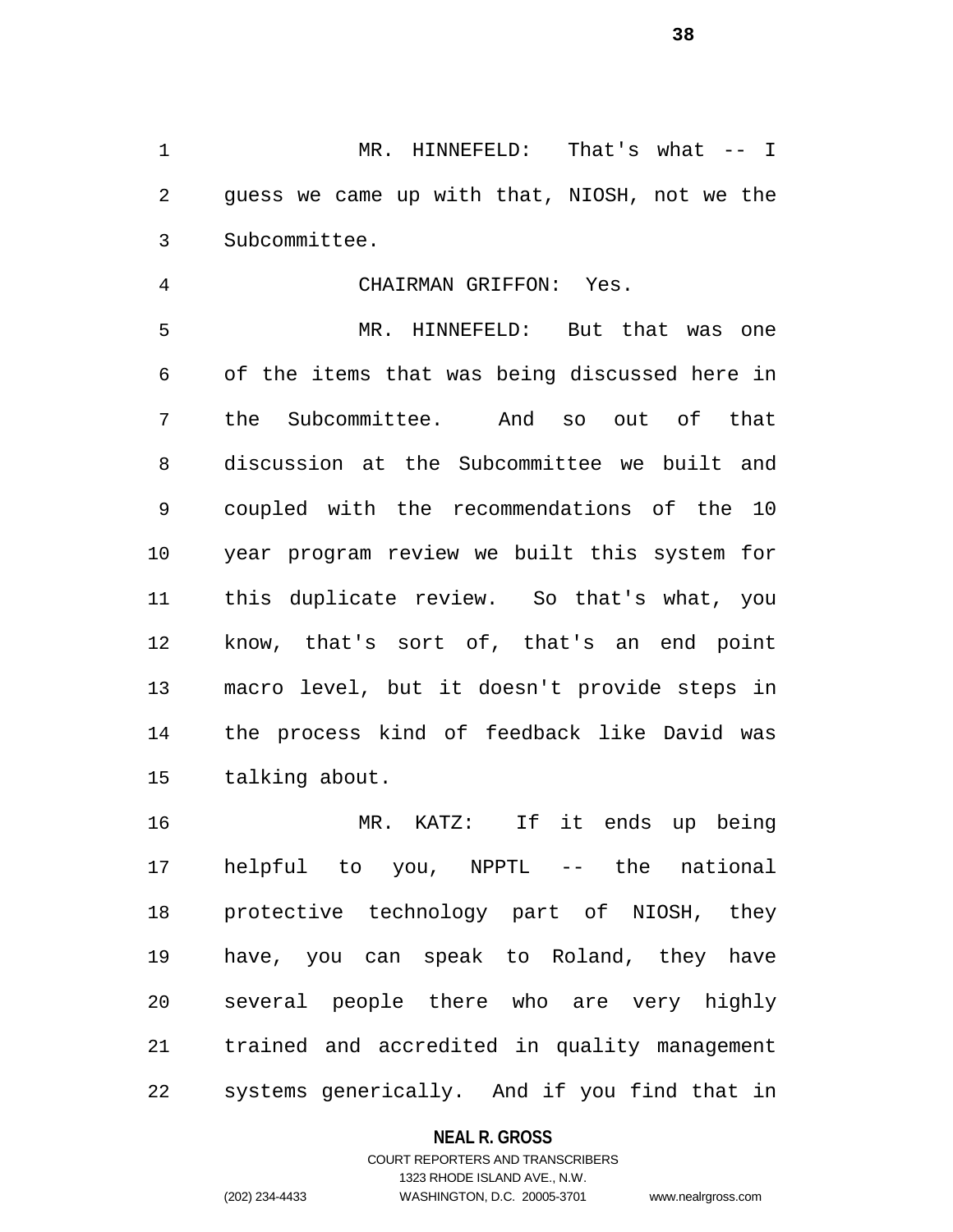MR. HINNEFELD: That's what -- I guess we came up with that, NIOSH, not we the Subcommittee.

CHAIRMAN GRIFFON: Yes.

MR. HINNEFELD: But that was one of the items that was being discussed here in the Subcommittee. And so out of that discussion at the Subcommittee we built and coupled with the recommendations of the 10 year program review we built this system for this duplicate review. So that's what, you know, that's sort of, that's an end point macro level, but it doesn't provide steps in the process kind of feedback like David was talking about.

MR. KATZ: If it ends up being helpful to you, NPPTL -- the national protective technology part of NIOSH, they have, you can speak to Roland, they have several people there who are very highly trained and accredited in quality management systems generically. And if you find that in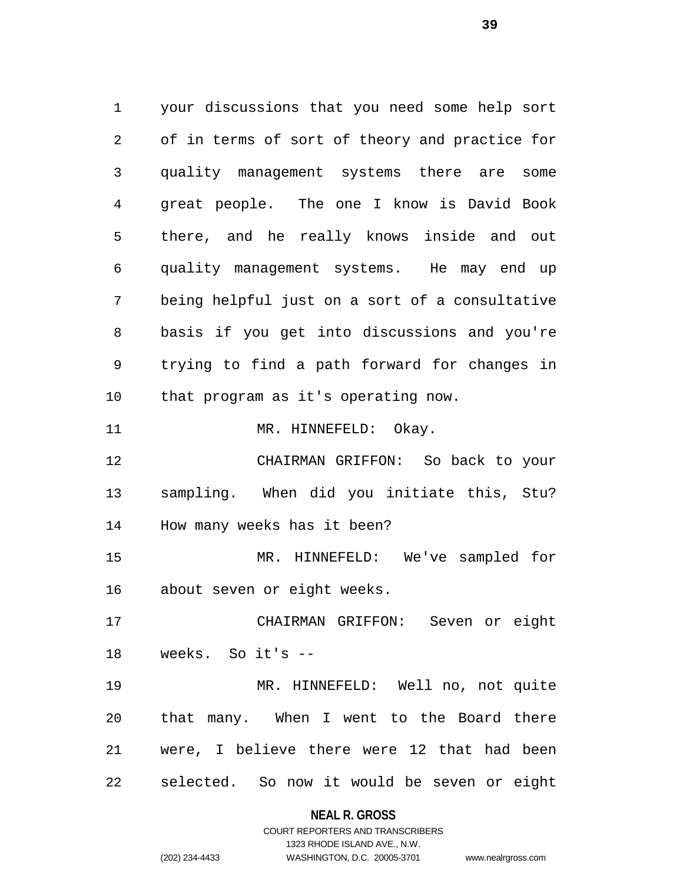your discussions that you need some help sort of in terms of sort of theory and practice for quality management systems there are some great people. The one I know is David Book there, and he really knows inside and out quality management systems. He may end up being helpful just on a sort of a consultative basis if you get into discussions and you're trying to find a path forward for changes in that program as it's operating now.

MR. HINNEFELD: Okay.

CHAIRMAN GRIFFON: So back to your sampling. When did you initiate this, Stu? How many weeks has it been?

MR. HINNEFELD: We've sampled for about seven or eight weeks.

CHAIRMAN GRIFFON: Seven or eight weeks. So it's --

MR. HINNEFELD: Well no, not quite that many. When I went to the Board there were, I believe there were 12 that had been selected. So now it would be seven or eight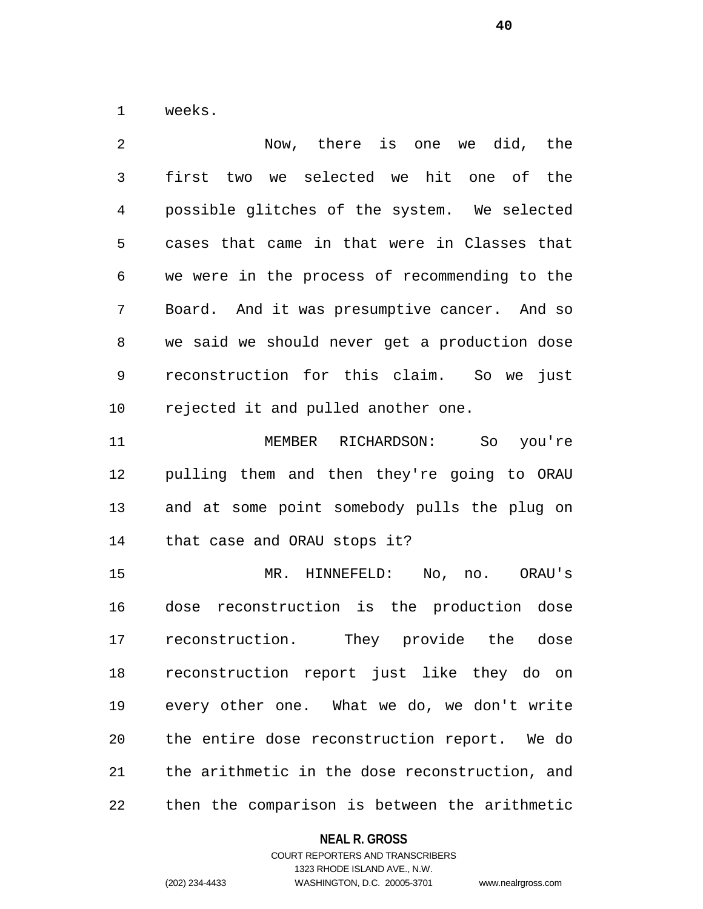weeks.

Now, there is one we did, the first two we selected we hit one of the possible glitches of the system. We selected cases that came in that were in Classes that we were in the process of recommending to the Board. And it was presumptive cancer. And so we said we should never get a production dose reconstruction for this claim. So we just rejected it and pulled another one.

MEMBER RICHARDSON: So you're pulling them and then they're going to ORAU and at some point somebody pulls the plug on that case and ORAU stops it?

MR. HINNEFELD: No, no. ORAU's dose reconstruction is the production dose reconstruction. They provide the dose reconstruction report just like they do on every other one. What we do, we don't write the entire dose reconstruction report. We do the arithmetic in the dose reconstruction, and then the comparison is between the arithmetic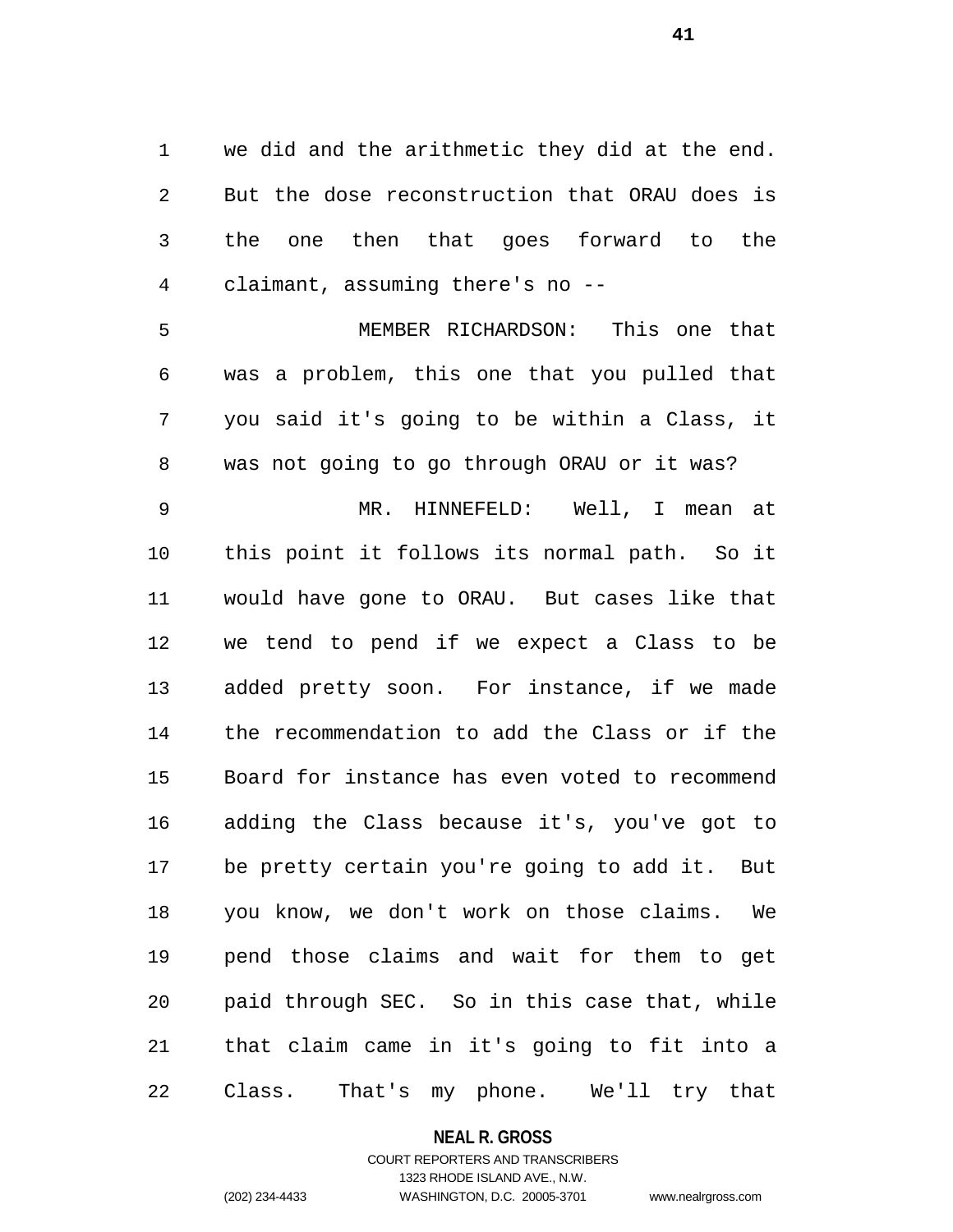we did and the arithmetic they did at the end. But the dose reconstruction that ORAU does is the one then that goes forward to the claimant, assuming there's no --

MEMBER RICHARDSON: This one that was a problem, this one that you pulled that you said it's going to be within a Class, it was not going to go through ORAU or it was?

MR. HINNEFELD: Well, I mean at this point it follows its normal path. So it would have gone to ORAU. But cases like that we tend to pend if we expect a Class to be added pretty soon. For instance, if we made the recommendation to add the Class or if the Board for instance has even voted to recommend adding the Class because it's, you've got to be pretty certain you're going to add it. But you know, we don't work on those claims. We pend those claims and wait for them to get paid through SEC. So in this case that, while that claim came in it's going to fit into a Class. That's my phone. We'll try that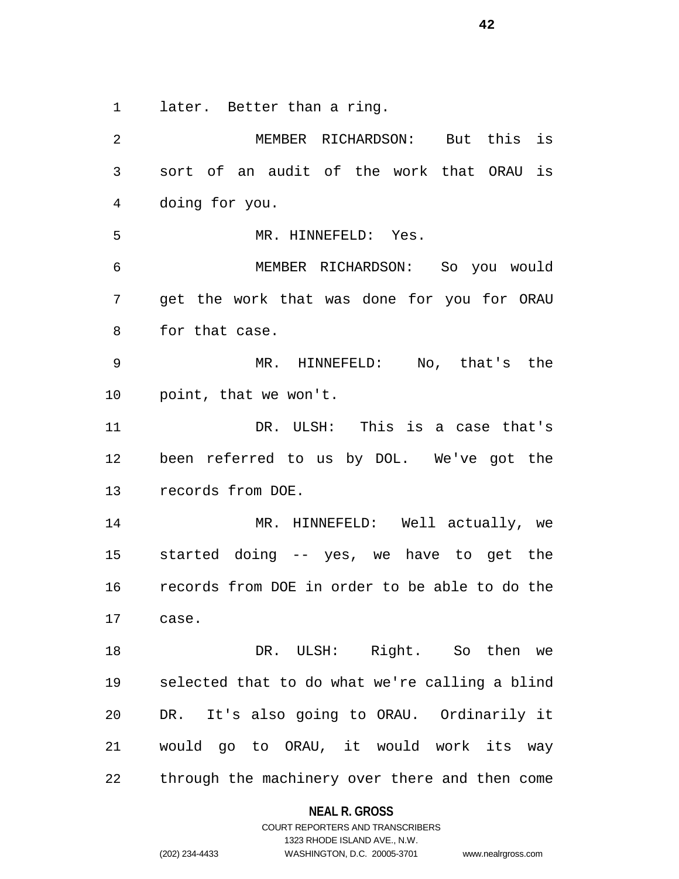later. Better than a ring.

MEMBER RICHARDSON: But this is sort of an audit of the work that ORAU is doing for you.

MR. HINNEFELD: Yes.

MEMBER RICHARDSON: So you would get the work that was done for you for ORAU for that case.

MR. HINNEFELD: No, that's the point, that we won't.

DR. ULSH: This is a case that's been referred to us by DOL. We've got the records from DOE.

MR. HINNEFELD: Well actually, we started doing -- yes, we have to get the records from DOE in order to be able to do the case.

DR. ULSH: Right. So then we selected that to do what we're calling a blind DR. It's also going to ORAU. Ordinarily it would go to ORAU, it would work its way through the machinery over there and then come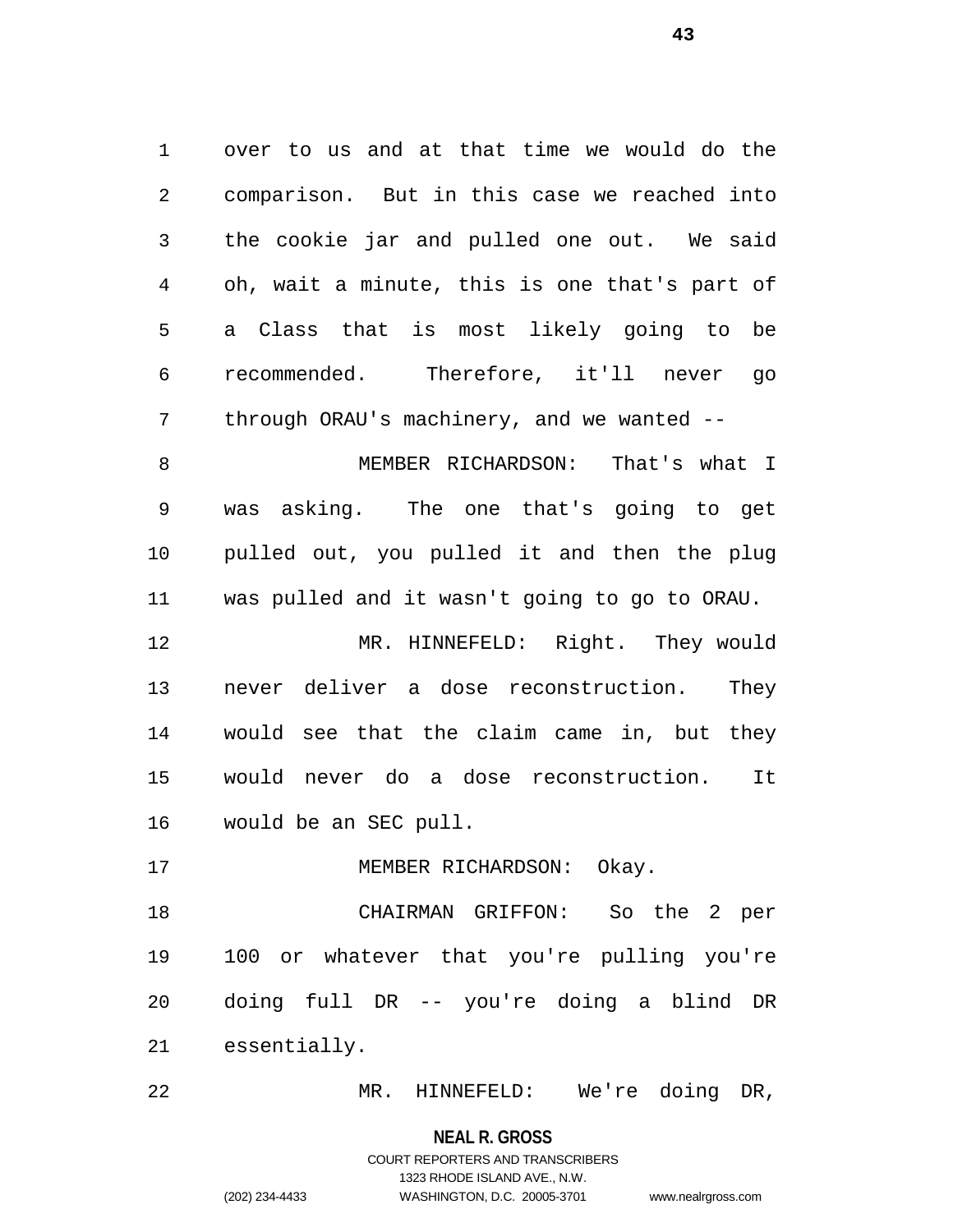over to us and at that time we would do the comparison. But in this case we reached into the cookie jar and pulled one out. We said oh, wait a minute, this is one that's part of a Class that is most likely going to be recommended. Therefore, it'll never go through ORAU's machinery, and we wanted --

MEMBER RICHARDSON: That's what I was asking. The one that's going to get pulled out, you pulled it and then the plug was pulled and it wasn't going to go to ORAU.

MR. HINNEFELD: Right. They would never deliver a dose reconstruction. They would see that the claim came in, but they would never do a dose reconstruction. It would be an SEC pull.

MEMBER RICHARDSON: Okay.

CHAIRMAN GRIFFON: So the 2 per 100 or whatever that you're pulling you're doing full DR -- you're doing a blind DR essentially.

MR. HINNEFELD: We're doing DR,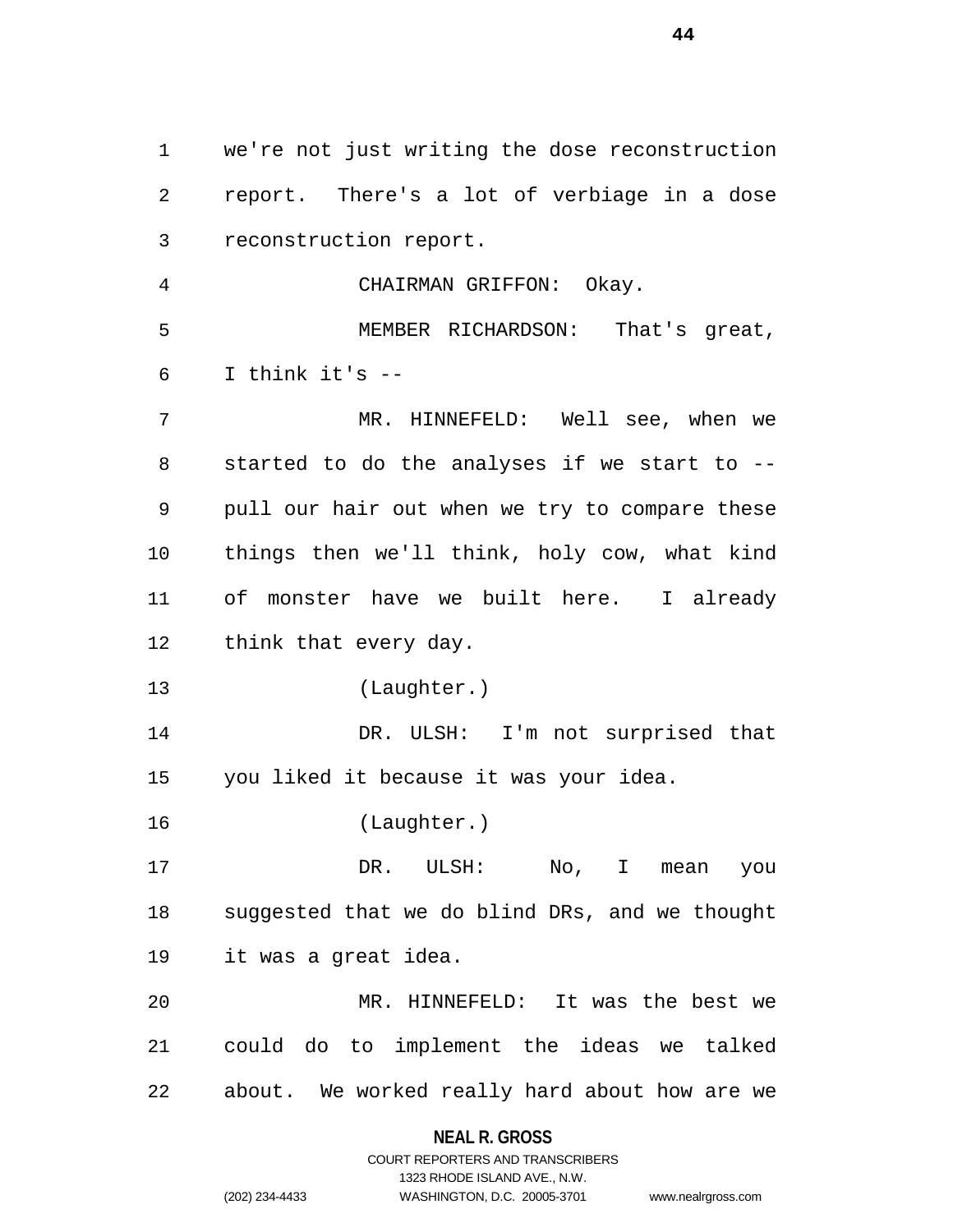we're not just writing the dose reconstruction report. There's a lot of verbiage in a dose reconstruction report.

CHAIRMAN GRIFFON: Okay.

MEMBER RICHARDSON: That's great, I think it's --

MR. HINNEFELD: Well see, when we started to do the analyses if we start to -- pull our hair out when we try to compare these things then we'll think, holy cow, what kind of monster have we built here. I already think that every day.

(Laughter.)

DR. ULSH: I'm not surprised that you liked it because it was your idea.

(Laughter.)

DR. ULSH: No, I mean you suggested that we do blind DRs, and we thought it was a great idea.

MR. HINNEFELD: It was the best we could do to implement the ideas we talked about. We worked really hard about how are we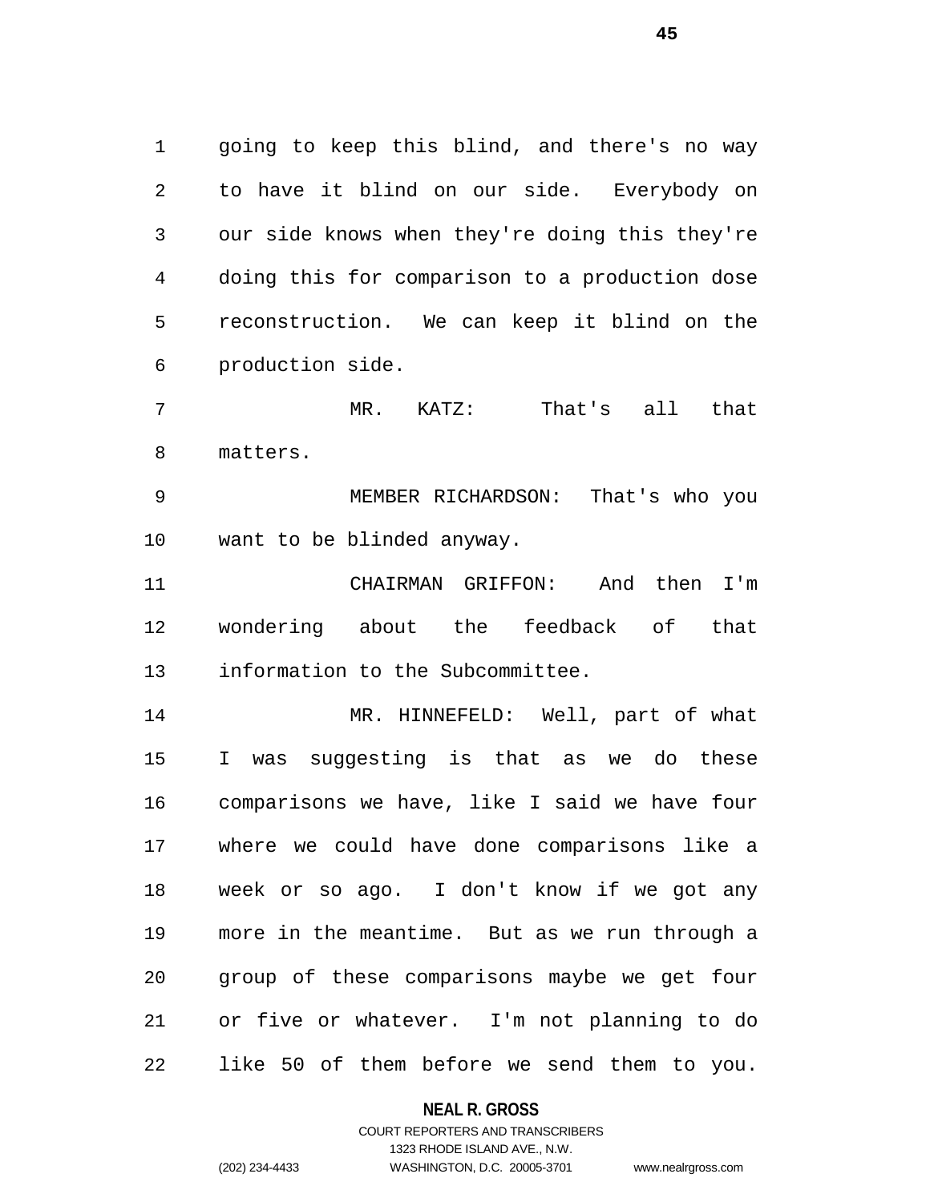going to keep this blind, and there's no way to have it blind on our side. Everybody on our side knows when they're doing this they're doing this for comparison to a production dose reconstruction. We can keep it blind on the production side.

MR. KATZ: That's all that matters.

MEMBER RICHARDSON: That's who you want to be blinded anyway.

CHAIRMAN GRIFFON: And then I'm wondering about the feedback of that information to the Subcommittee.

MR. HINNEFELD: Well, part of what I was suggesting is that as we do these comparisons we have, like I said we have four where we could have done comparisons like a week or so ago. I don't know if we got any more in the meantime. But as we run through a group of these comparisons maybe we get four or five or whatever. I'm not planning to do like 50 of them before we send them to you.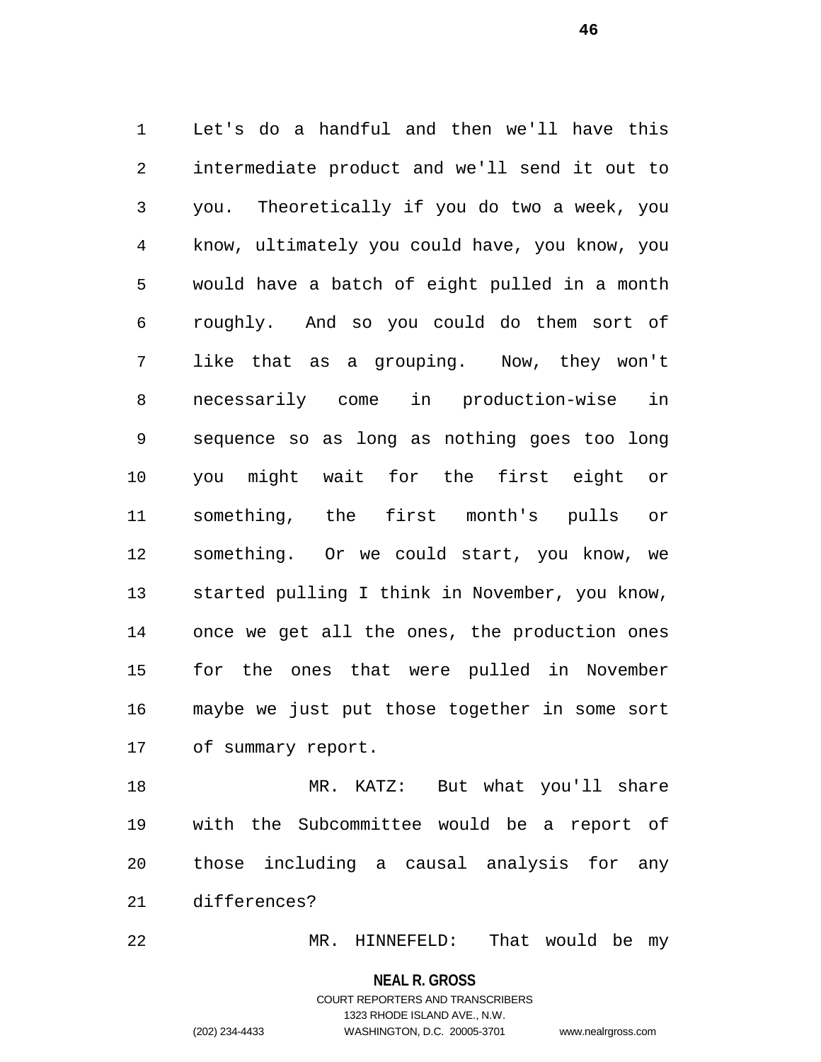Let's do a handful and then we'll have this intermediate product and we'll send it out to you. Theoretically if you do two a week, you know, ultimately you could have, you know, you would have a batch of eight pulled in a month roughly. And so you could do them sort of like that as a grouping. Now, they won't necessarily come in production-wise in sequence so as long as nothing goes too long you might wait for the first eight or something, the first month's pulls or something. Or we could start, you know, we started pulling I think in November, you know, once we get all the ones, the production ones for the ones that were pulled in November maybe we just put those together in some sort of summary report.

MR. KATZ: But what you'll share with the Subcommittee would be a report of those including a causal analysis for any differences?

MR. HINNEFELD: That would be my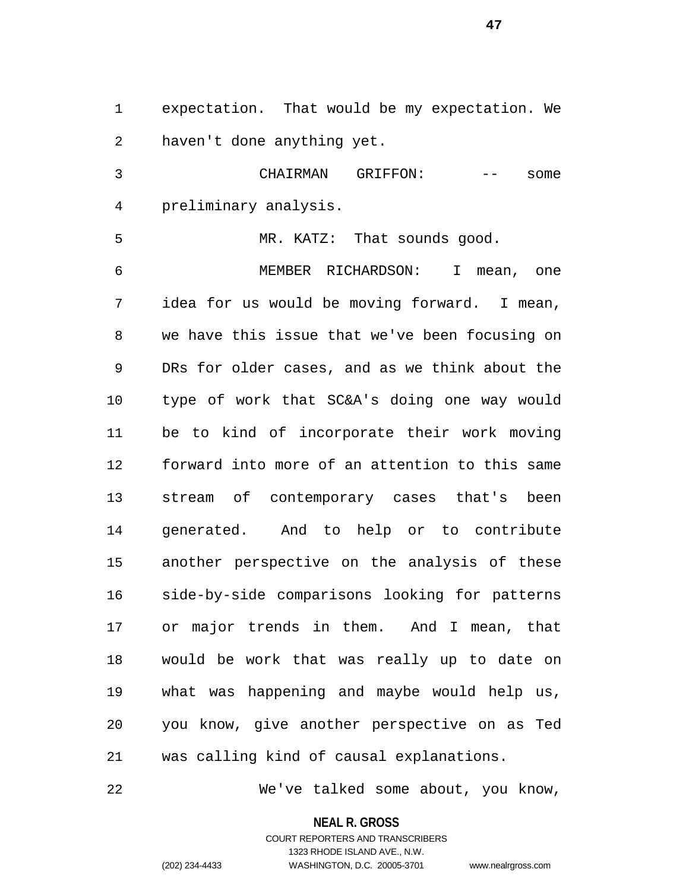expectation. That would be my expectation. We haven't done anything yet.

CHAIRMAN GRIFFON: -- some preliminary analysis.

MR. KATZ: That sounds good.

MEMBER RICHARDSON: I mean, one idea for us would be moving forward. I mean, we have this issue that we've been focusing on DRs for older cases, and as we think about the type of work that SC&A's doing one way would be to kind of incorporate their work moving forward into more of an attention to this same stream of contemporary cases that's been generated. And to help or to contribute another perspective on the analysis of these side-by-side comparisons looking for patterns or major trends in them. And I mean, that would be work that was really up to date on what was happening and maybe would help us, you know, give another perspective on as Ted was calling kind of causal explanations.

We've talked some about, you know,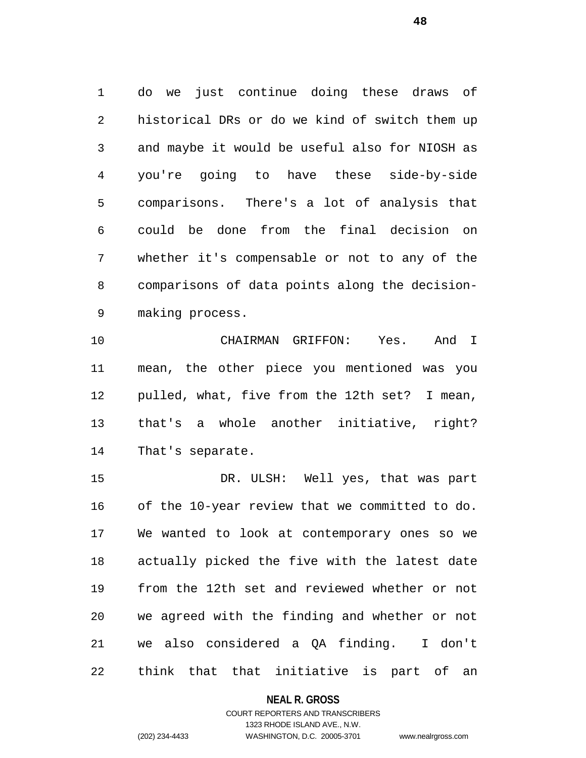do we just continue doing these draws of historical DRs or do we kind of switch them up and maybe it would be useful also for NIOSH as you're going to have these side-by-side comparisons. There's a lot of analysis that could be done from the final decision on whether it's compensable or not to any of the comparisons of data points along the decision-making process.

CHAIRMAN GRIFFON: Yes. And I mean, the other piece you mentioned was you pulled, what, five from the 12th set? I mean, that's a whole another initiative, right? That's separate.

DR. ULSH: Well yes, that was part of the 10-year review that we committed to do. We wanted to look at contemporary ones so we actually picked the five with the latest date from the 12th set and reviewed whether or not we agreed with the finding and whether or not we also considered a QA finding. I don't think that that initiative is part of an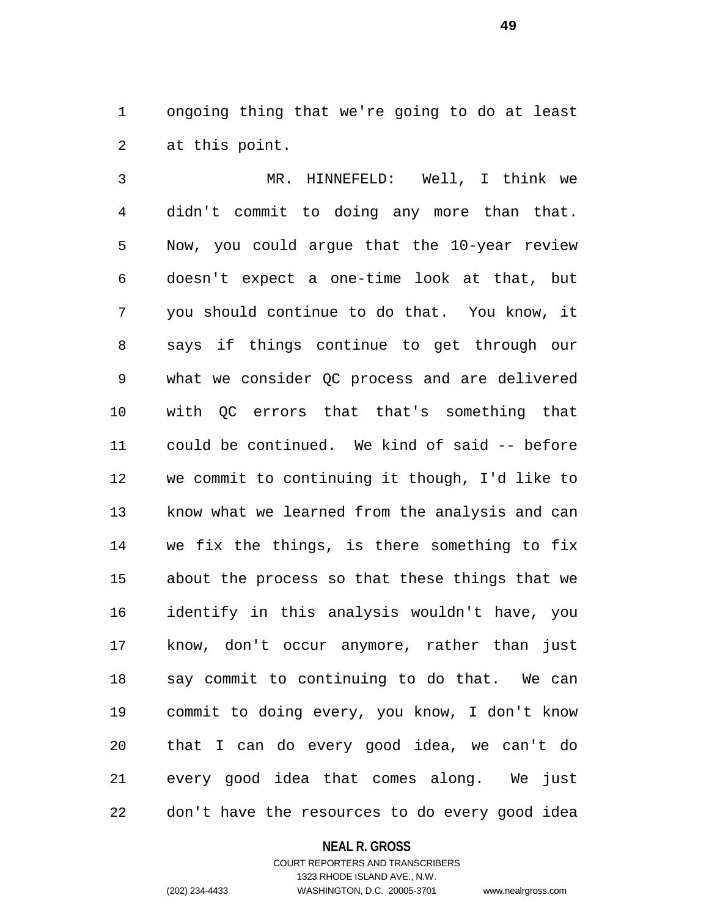ongoing thing that we're going to do at least at this point.

MR. HINNEFELD: Well, I think we didn't commit to doing any more than that. Now, you could argue that the 10-year review doesn't expect a one-time look at that, but you should continue to do that. You know, it says if things continue to get through our what we consider QC process and are delivered with QC errors that that's something that could be continued. We kind of said -- before we commit to continuing it though, I'd like to know what we learned from the analysis and can we fix the things, is there something to fix about the process so that these things that we identify in this analysis wouldn't have, you know, don't occur anymore, rather than just say commit to continuing to do that. We can commit to doing every, you know, I don't know that I can do every good idea, we can't do every good idea that comes along. We just don't have the resources to do every good idea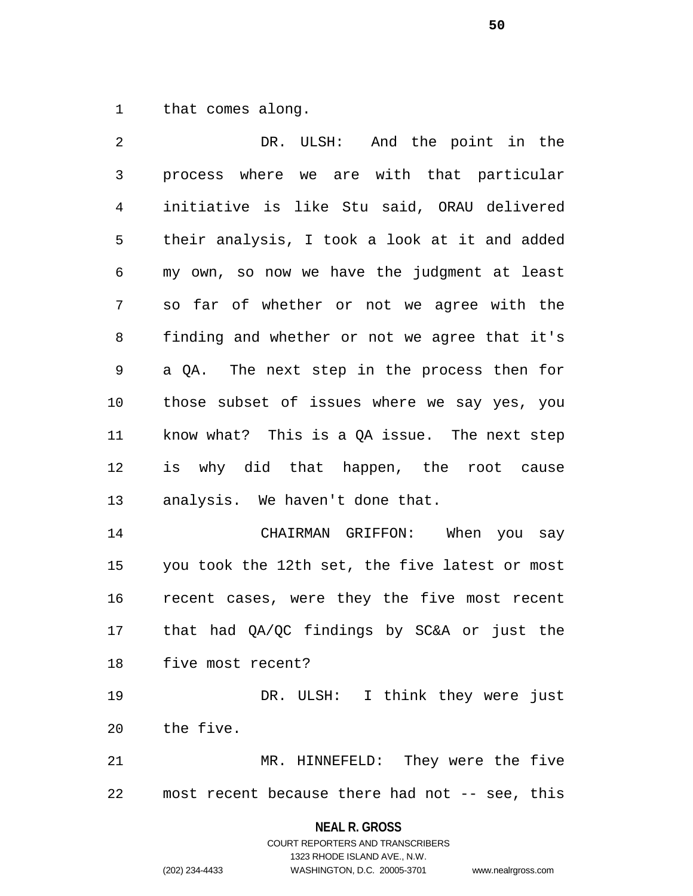that comes along.

DR. ULSH: And the point in the process where we are with that particular initiative is like Stu said, ORAU delivered their analysis, I took a look at it and added my own, so now we have the judgment at least so far of whether or not we agree with the finding and whether or not we agree that it's a QA. The next step in the process then for those subset of issues where we say yes, you know what? This is a QA issue. The next step is why did that happen, the root cause analysis. We haven't done that.

CHAIRMAN GRIFFON: When you say you took the 12th set, the five latest or most recent cases, were they the five most recent that had QA/QC findings by SC&A or just the five most recent?

DR. ULSH: I think they were just the five.

MR. HINNEFELD: They were the five most recent because there had not -- see, this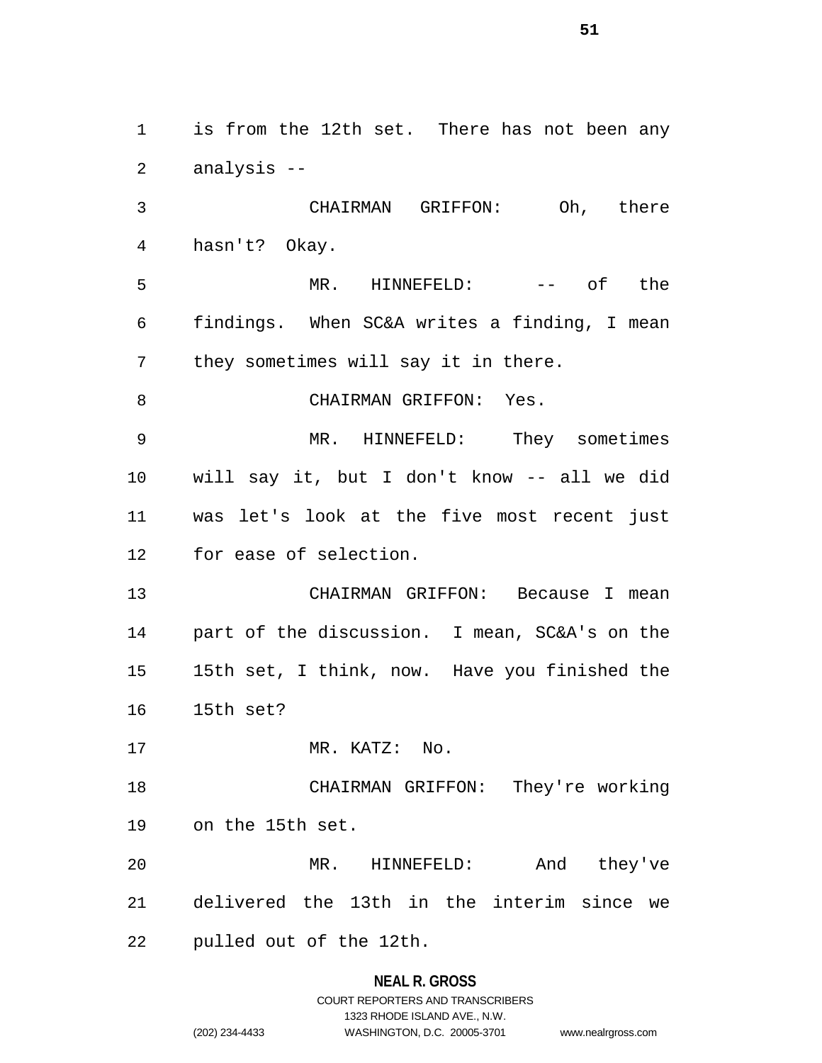is from the 12th set. There has not been any analysis --

CHAIRMAN GRIFFON: Oh, there hasn't? Okay.

MR. HINNEFELD: -- of the findings. When SC&A writes a finding, I mean they sometimes will say it in there.

CHAIRMAN GRIFFON: Yes.

MR. HINNEFELD: They sometimes will say it, but I don't know -- all we did was let's look at the five most recent just for ease of selection.

CHAIRMAN GRIFFON: Because I mean part of the discussion. I mean, SC&A's on the 15th set, I think, now. Have you finished the 15th set?

MR. KATZ: No.

CHAIRMAN GRIFFON: They're working on the 15th set.

MR. HINNEFELD: And they've delivered the 13th in the interim since we pulled out of the 12th.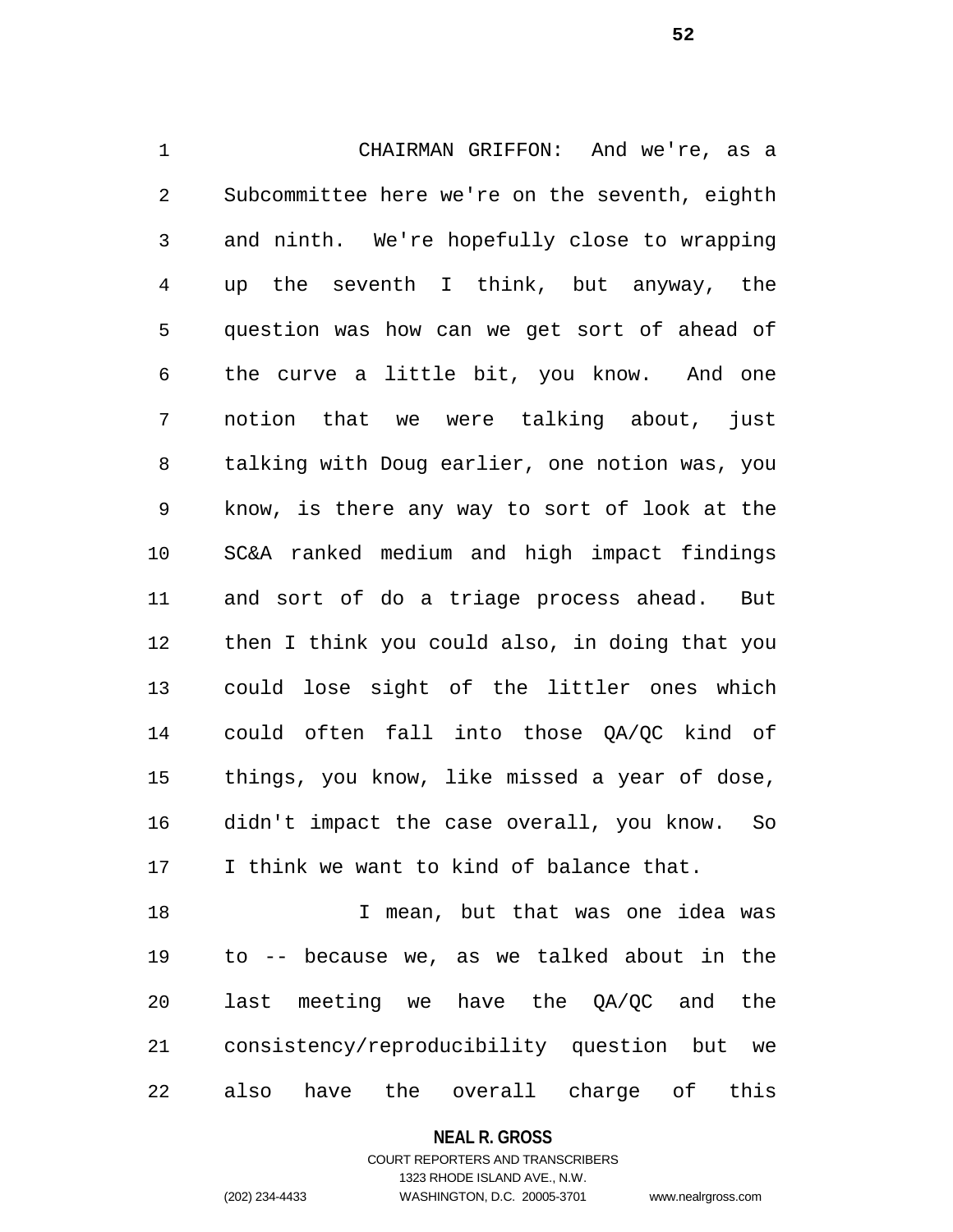CHAIRMAN GRIFFON: And we're, as a Subcommittee here we're on the seventh, eighth and ninth. We're hopefully close to wrapping up the seventh I think, but anyway, the question was how can we get sort of ahead of the curve a little bit, you know. And one notion that we were talking about, just talking with Doug earlier, one notion was, you know, is there any way to sort of look at the SC&A ranked medium and high impact findings and sort of do a triage process ahead. But then I think you could also, in doing that you could lose sight of the littler ones which could often fall into those QA/QC kind of things, you know, like missed a year of dose, didn't impact the case overall, you know. So I think we want to kind of balance that.

I mean, but that was one idea was to -- because we, as we talked about in the last meeting we have the QA/QC and the consistency/reproducibility question but we also have the overall charge of this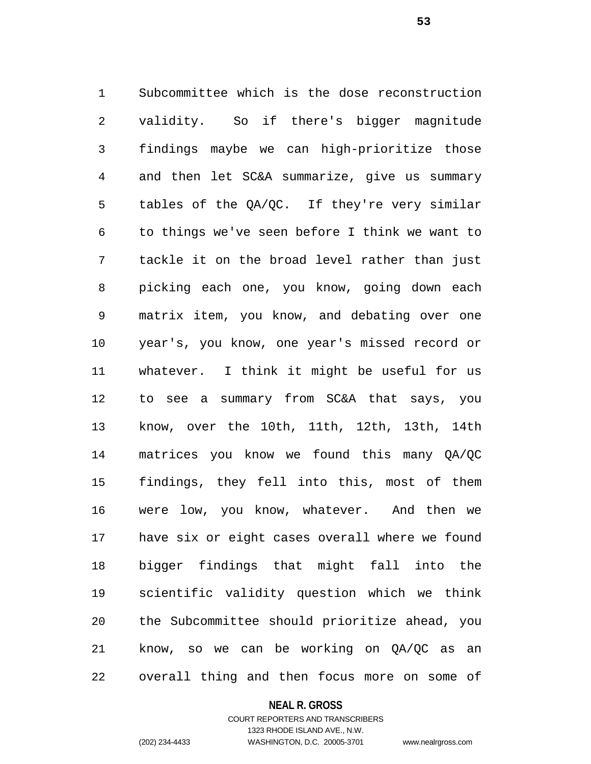Subcommittee which is the dose reconstruction validity. So if there's bigger magnitude findings maybe we can high-prioritize those and then let SC&A summarize, give us summary tables of the QA/QC. If they're very similar to things we've seen before I think we want to tackle it on the broad level rather than just picking each one, you know, going down each matrix item, you know, and debating over one year's, you know, one year's missed record or whatever. I think it might be useful for us to see a summary from SC&A that says, you know, over the 10th, 11th, 12th, 13th, 14th matrices you know we found this many QA/QC findings, they fell into this, most of them were low, you know, whatever. And then we have six or eight cases overall where we found bigger findings that might fall into the scientific validity question which we think the Subcommittee should prioritize ahead, you know, so we can be working on QA/QC as an overall thing and then focus more on some of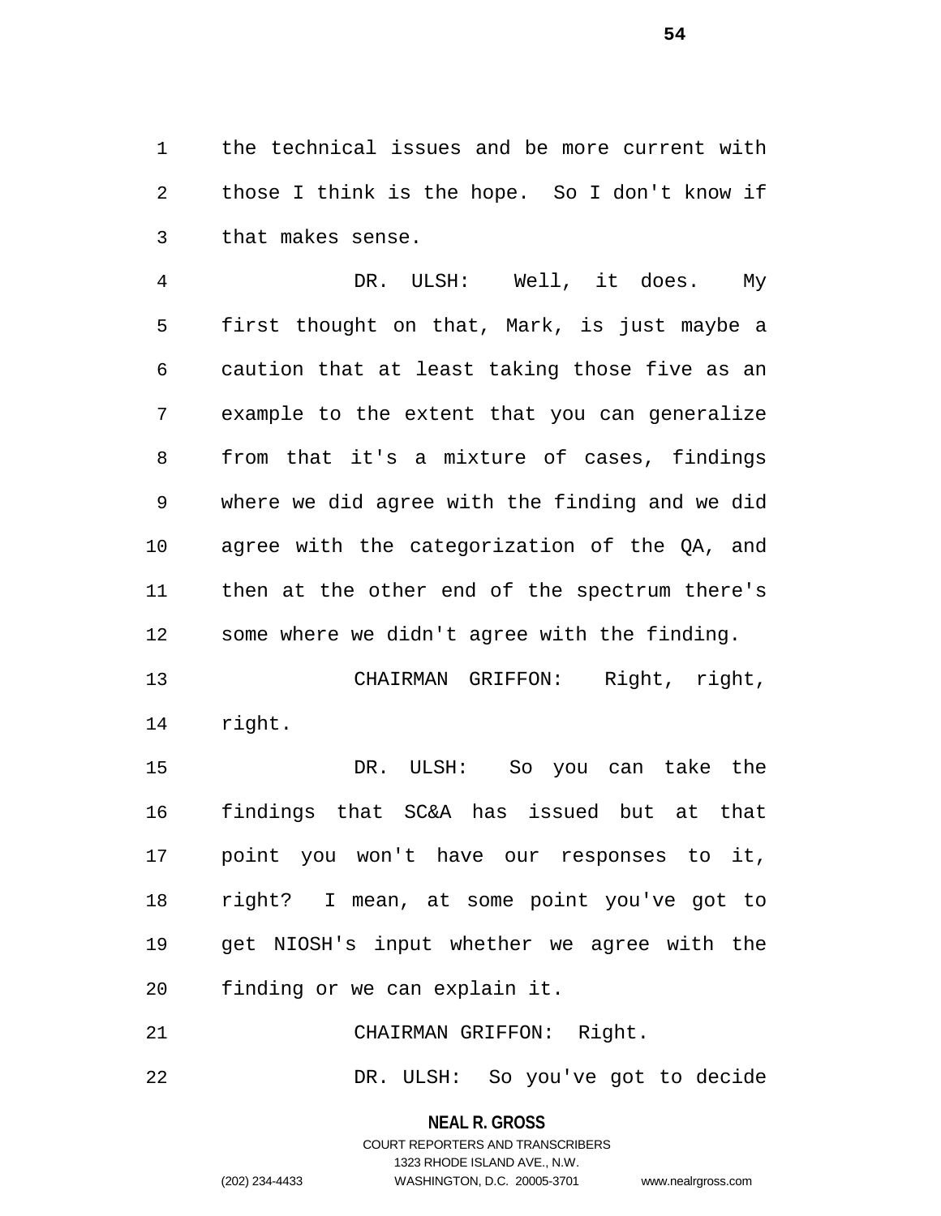the technical issues and be more current with those I think is the hope. So I don't know if that makes sense.

DR. ULSH: Well, it does. My first thought on that, Mark, is just maybe a caution that at least taking those five as an example to the extent that you can generalize from that it's a mixture of cases, findings where we did agree with the finding and we did agree with the categorization of the QA, and then at the other end of the spectrum there's some where we didn't agree with the finding.

CHAIRMAN GRIFFON: Right, right, right.

DR. ULSH: So you can take the findings that SC&A has issued but at that point you won't have our responses to it, right? I mean, at some point you've got to get NIOSH's input whether we agree with the finding or we can explain it.

CHAIRMAN GRIFFON: Right.

DR. ULSH: So you've got to decide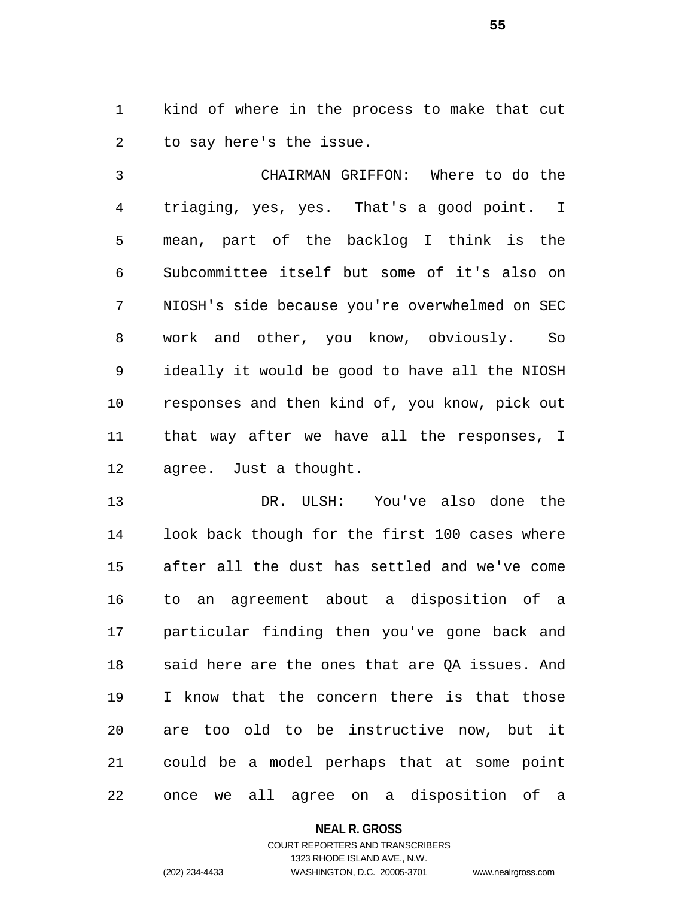kind of where in the process to make that cut to say here's the issue.

CHAIRMAN GRIFFON: Where to do the triaging, yes, yes. That's a good point. I mean, part of the backlog I think is the Subcommittee itself but some of it's also on NIOSH's side because you're overwhelmed on SEC work and other, you know, obviously. So ideally it would be good to have all the NIOSH responses and then kind of, you know, pick out that way after we have all the responses, I agree. Just a thought.

DR. ULSH: You've also done the look back though for the first 100 cases where after all the dust has settled and we've come to an agreement about a disposition of a particular finding then you've gone back and said here are the ones that are QA issues. And I know that the concern there is that those are too old to be instructive now, but it could be a model perhaps that at some point once we all agree on a disposition of a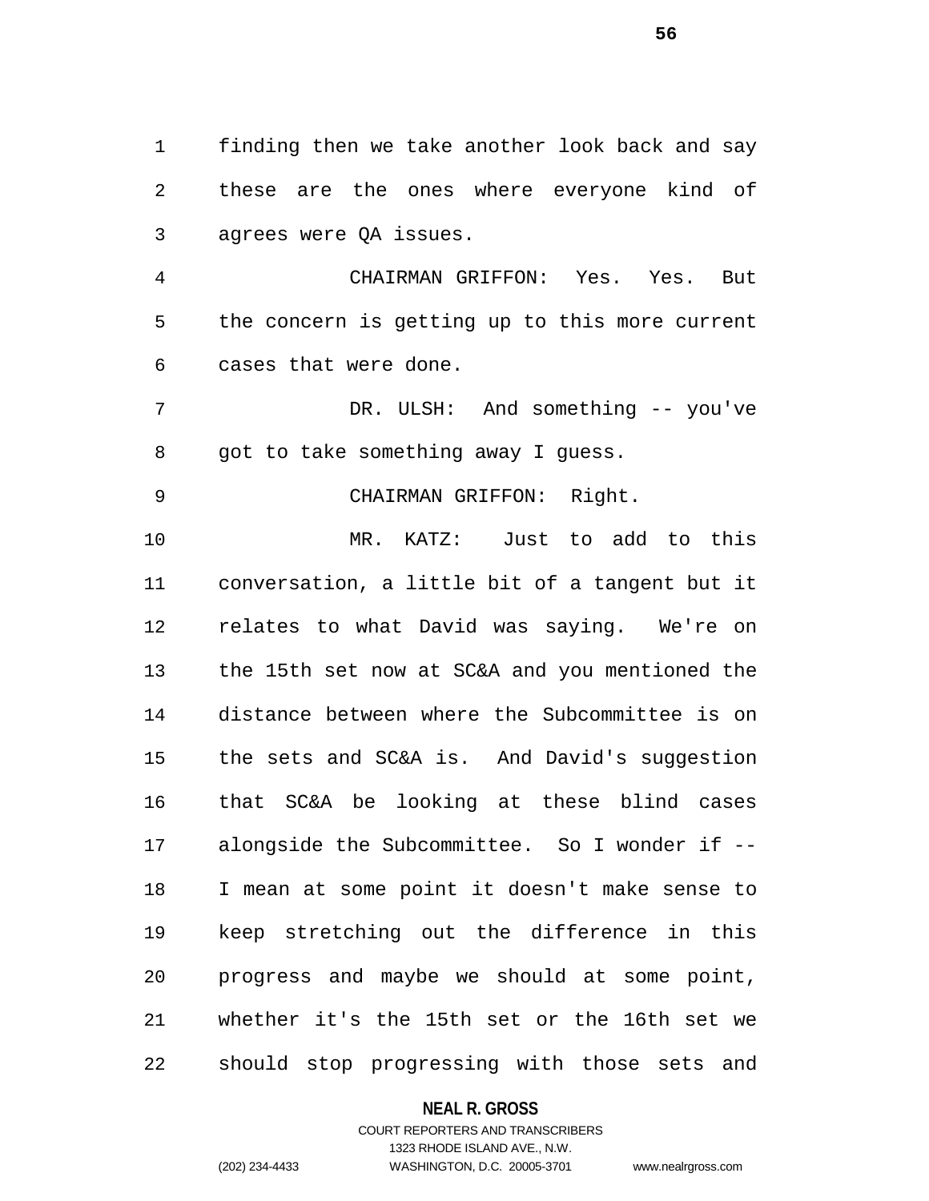finding then we take another look back and say these are the ones where everyone kind of agrees were QA issues.

CHAIRMAN GRIFFON: Yes. Yes. But the concern is getting up to this more current cases that were done.

DR. ULSH: And something -- you've got to take something away I guess.

CHAIRMAN GRIFFON: Right.

MR. KATZ: Just to add to this conversation, a little bit of a tangent but it relates to what David was saying. We're on the 15th set now at SC&A and you mentioned the distance between where the Subcommittee is on the sets and SC&A is. And David's suggestion that SC&A be looking at these blind cases alongside the Subcommittee. So I wonder if -- I mean at some point it doesn't make sense to keep stretching out the difference in this progress and maybe we should at some point, whether it's the 15th set or the 16th set we should stop progressing with those sets and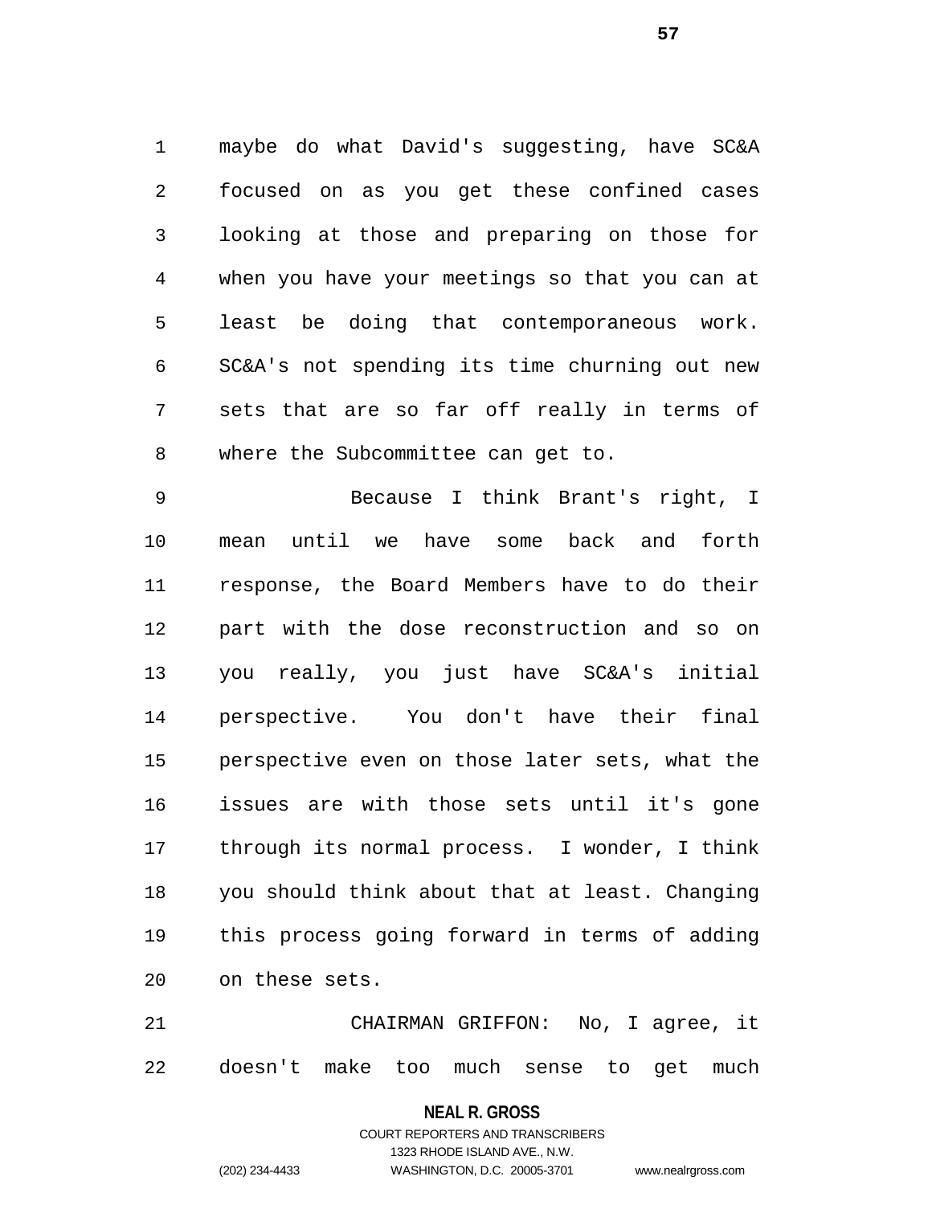maybe do what David's suggesting, have SC&A focused on as you get these confined cases looking at those and preparing on those for when you have your meetings so that you can at least be doing that contemporaneous work. SC&A's not spending its time churning out new sets that are so far off really in terms of where the Subcommittee can get to.

Because I think Brant's right, I mean until we have some back and forth response, the Board Members have to do their part with the dose reconstruction and so on you really, you just have SC&A's initial perspective. You don't have their final perspective even on those later sets, what the issues are with those sets until it's gone through its normal process. I wonder, I think you should think about that at least. Changing this process going forward in terms of adding on these sets.

CHAIRMAN GRIFFON: No, I agree, it doesn't make too much sense to get much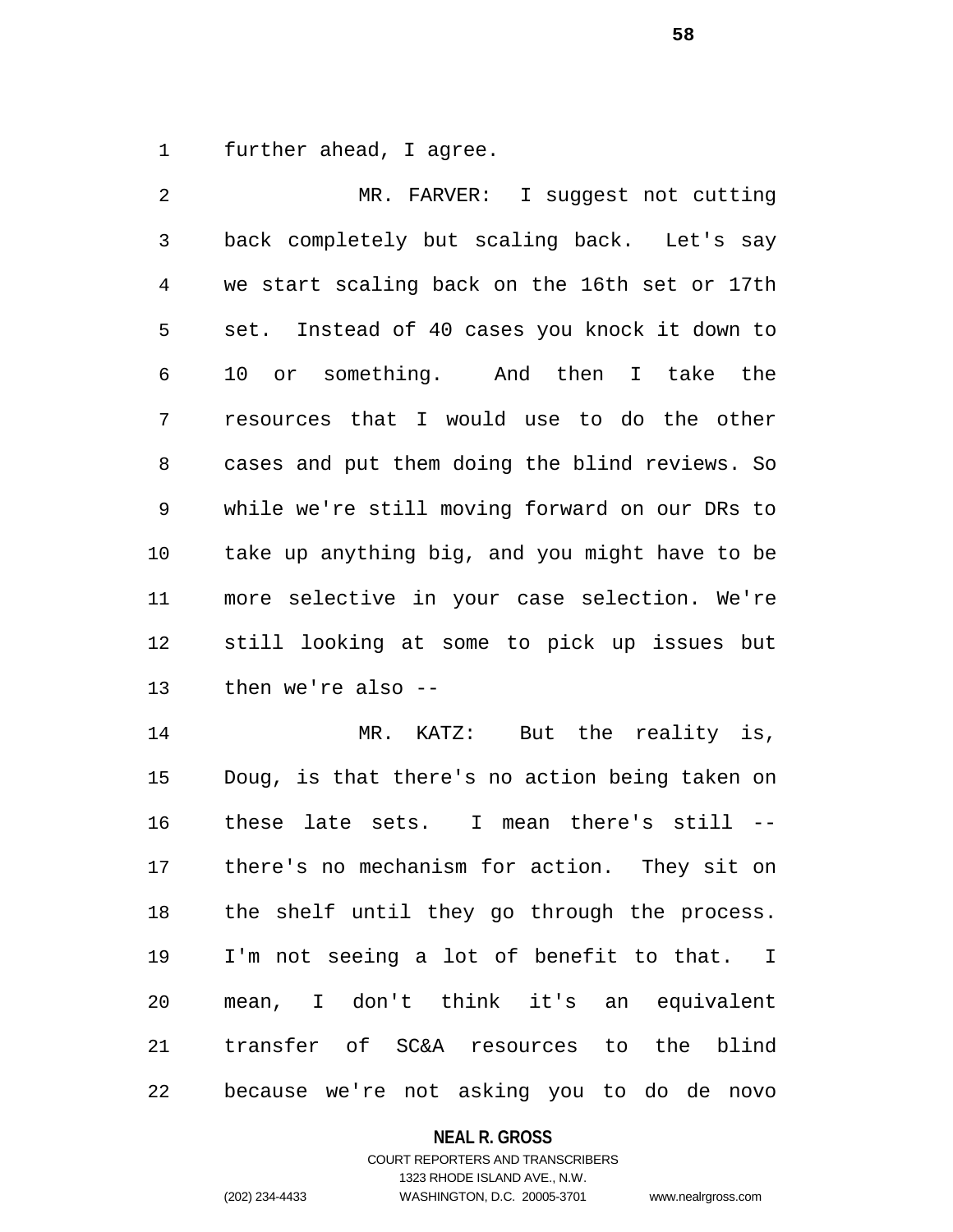further ahead, I agree.

MR. FARVER: I suggest not cutting back completely but scaling back. Let's say we start scaling back on the 16th set or 17th set. Instead of 40 cases you knock it down to 10 or something. And then I take the resources that I would use to do the other cases and put them doing the blind reviews. So while we're still moving forward on our DRs to take up anything big, and you might have to be more selective in your case selection. We're still looking at some to pick up issues but then we're also --

MR. KATZ: But the reality is, Doug, is that there's no action being taken on these late sets. I mean there's still -- there's no mechanism for action. They sit on the shelf until they go through the process. I'm not seeing a lot of benefit to that. I mean, I don't think it's an equivalent transfer of SC&A resources to the blind because we're not asking you to do de novo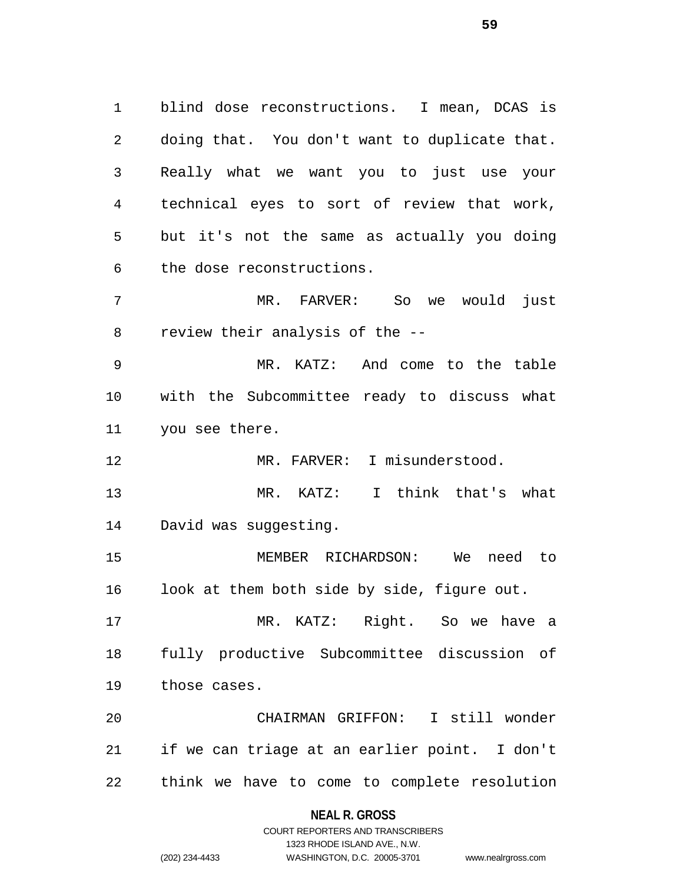blind dose reconstructions. I mean, DCAS is doing that. You don't want to duplicate that. Really what we want you to just use your technical eyes to sort of review that work, but it's not the same as actually you doing the dose reconstructions.

MR. FARVER: So we would just review their analysis of the --

MR. KATZ: And come to the table with the Subcommittee ready to discuss what you see there.

MR. FARVER: I misunderstood.

MR. KATZ: I think that's what David was suggesting.

MEMBER RICHARDSON: We need to look at them both side by side, figure out.

MR. KATZ: Right. So we have a fully productive Subcommittee discussion of those cases.

CHAIRMAN GRIFFON: I still wonder if we can triage at an earlier point. I don't think we have to come to complete resolution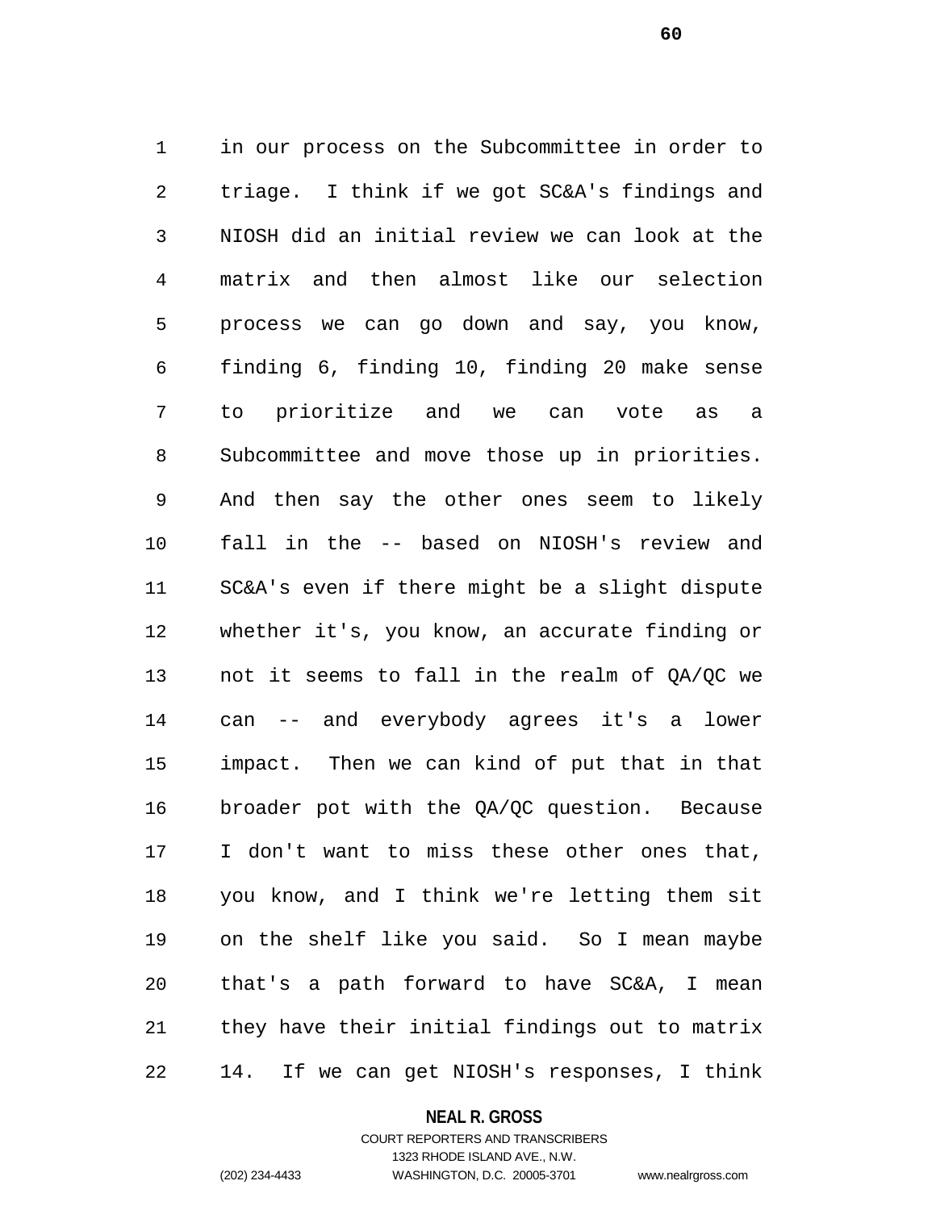in our process on the Subcommittee in order to triage. I think if we got SC&A's findings and NIOSH did an initial review we can look at the matrix and then almost like our selection process we can go down and say, you know, finding 6, finding 10, finding 20 make sense to prioritize and we can vote as a Subcommittee and move those up in priorities. And then say the other ones seem to likely fall in the -- based on NIOSH's review and SC&A's even if there might be a slight dispute whether it's, you know, an accurate finding or not it seems to fall in the realm of QA/QC we can -- and everybody agrees it's a lower impact. Then we can kind of put that in that broader pot with the QA/QC question. Because I don't want to miss these other ones that, you know, and I think we're letting them sit on the shelf like you said. So I mean maybe that's a path forward to have SC&A, I mean they have their initial findings out to matrix 14. If we can get NIOSH's responses, I think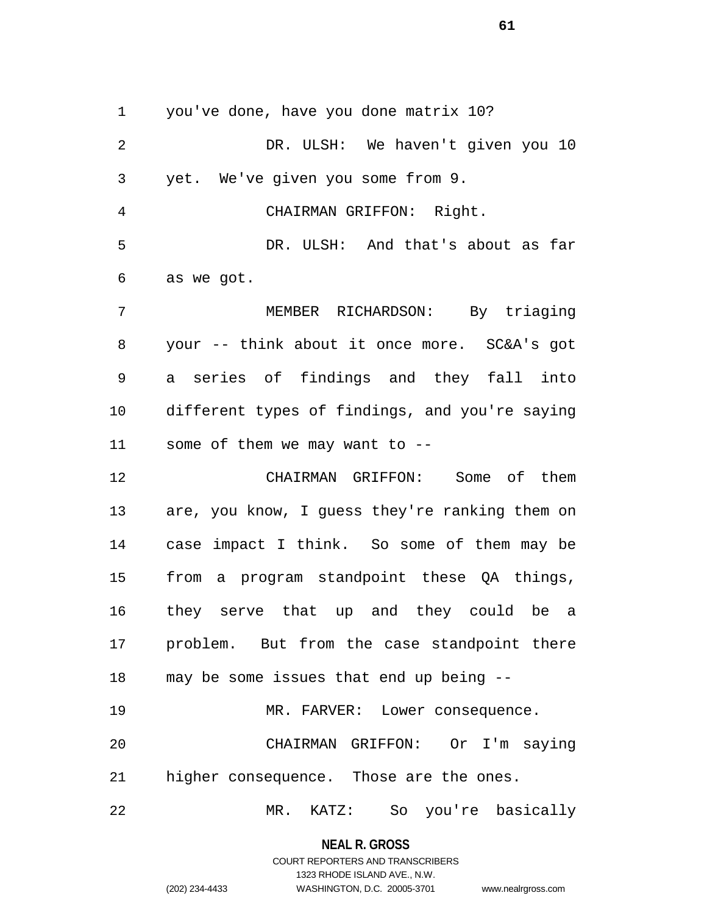you've done, have you done matrix 10?

DR. ULSH: We haven't given you 10 yet. We've given you some from 9.

CHAIRMAN GRIFFON: Right.

DR. ULSH: And that's about as far as we got.

MEMBER RICHARDSON: By triaging your -- think about it once more. SC&A's got a series of findings and they fall into different types of findings, and you're saying some of them we may want to --

CHAIRMAN GRIFFON: Some of them are, you know, I guess they're ranking them on case impact I think. So some of them may be from a program standpoint these QA things, they serve that up and they could be a problem. But from the case standpoint there may be some issues that end up being --

MR. FARVER: Lower consequence.

CHAIRMAN GRIFFON: Or I'm saying higher consequence. Those are the ones.

MR. KATZ: So you're basically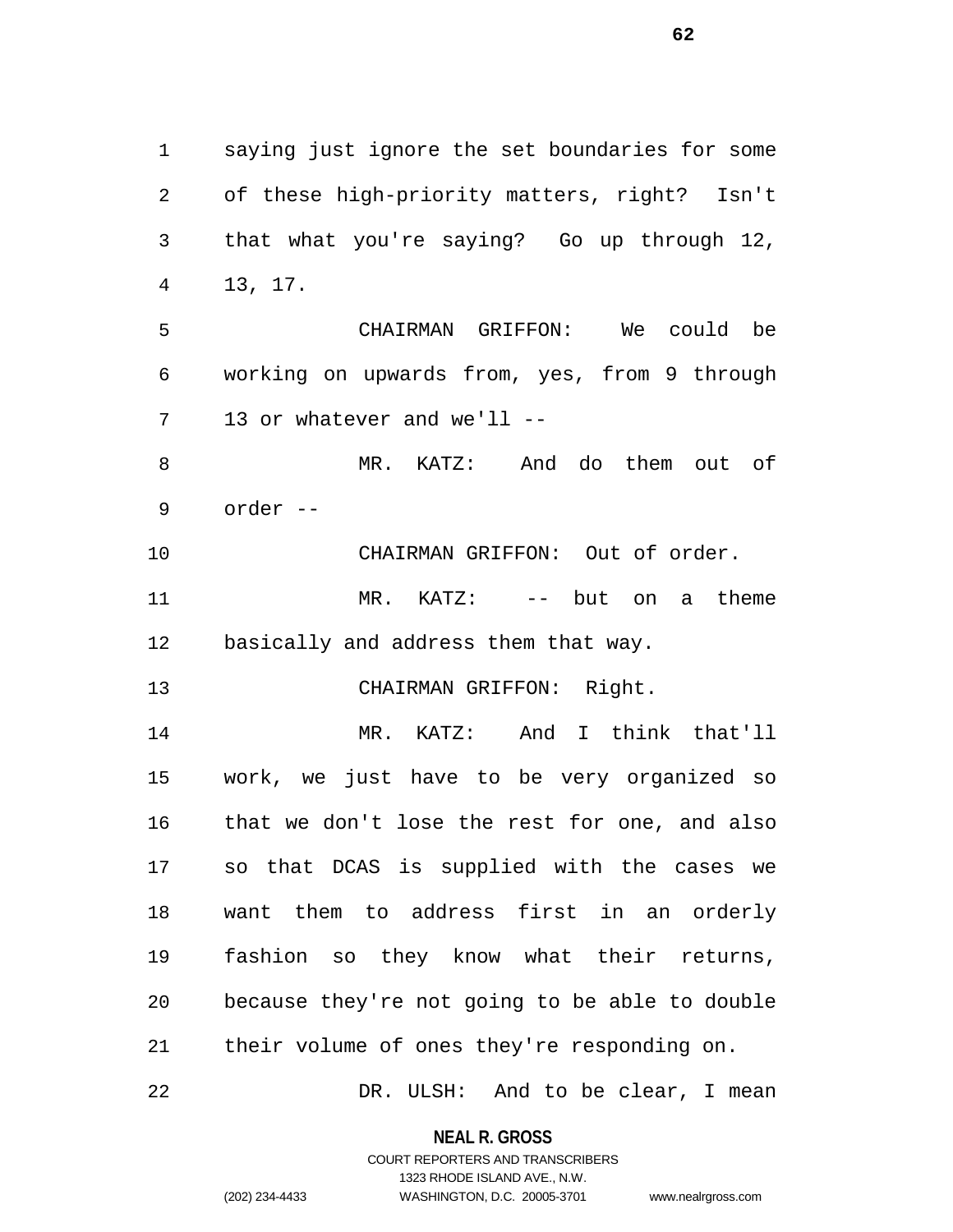saying just ignore the set boundaries for some of these high-priority matters, right? Isn't that what you're saying? Go up through 12, 13, 17.

CHAIRMAN GRIFFON: We could be working on upwards from, yes, from 9 through 13 or whatever and we'll --

MR. KATZ: And do them out of order --

CHAIRMAN GRIFFON: Out of order.

MR. KATZ: -- but on a theme basically and address them that way.

CHAIRMAN GRIFFON: Right.

MR. KATZ: And I think that'll work, we just have to be very organized so that we don't lose the rest for one, and also so that DCAS is supplied with the cases we want them to address first in an orderly fashion so they know what their returns, because they're not going to be able to double their volume of ones they're responding on.

DR. ULSH: And to be clear, I mean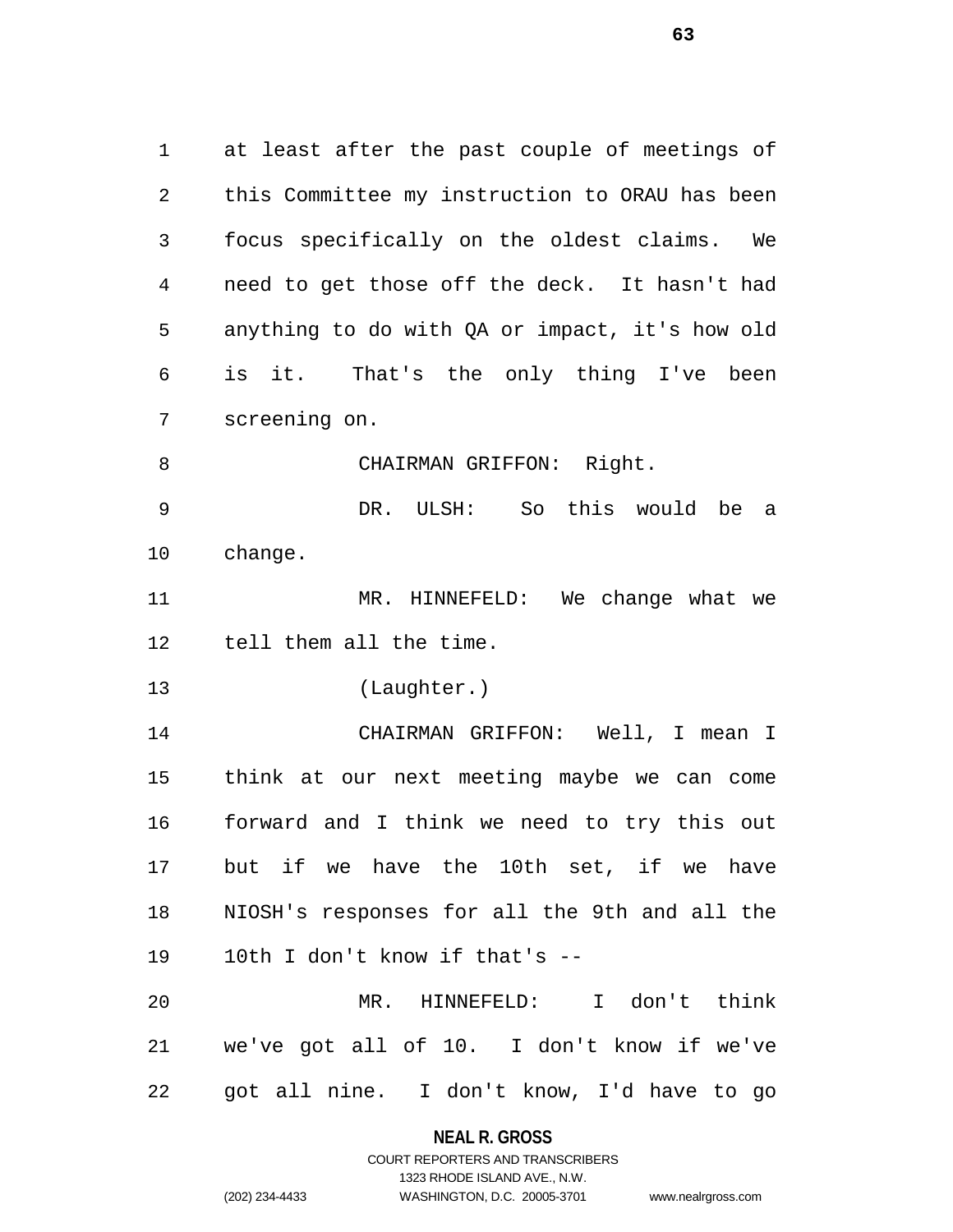at least after the past couple of meetings of this Committee my instruction to ORAU has been focus specifically on the oldest claims. We need to get those off the deck. It hasn't had anything to do with QA or impact, it's how old is it. That's the only thing I've been screening on.

CHAIRMAN GRIFFON: Right.

DR. ULSH: So this would be a change.

MR. HINNEFELD: We change what we tell them all the time.

(Laughter.)

CHAIRMAN GRIFFON: Well, I mean I think at our next meeting maybe we can come forward and I think we need to try this out but if we have the 10th set, if we have NIOSH's responses for all the 9th and all the 10th I don't know if that's --

MR. HINNEFELD: I don't think we've got all of 10. I don't know if we've got all nine. I don't know, I'd have to go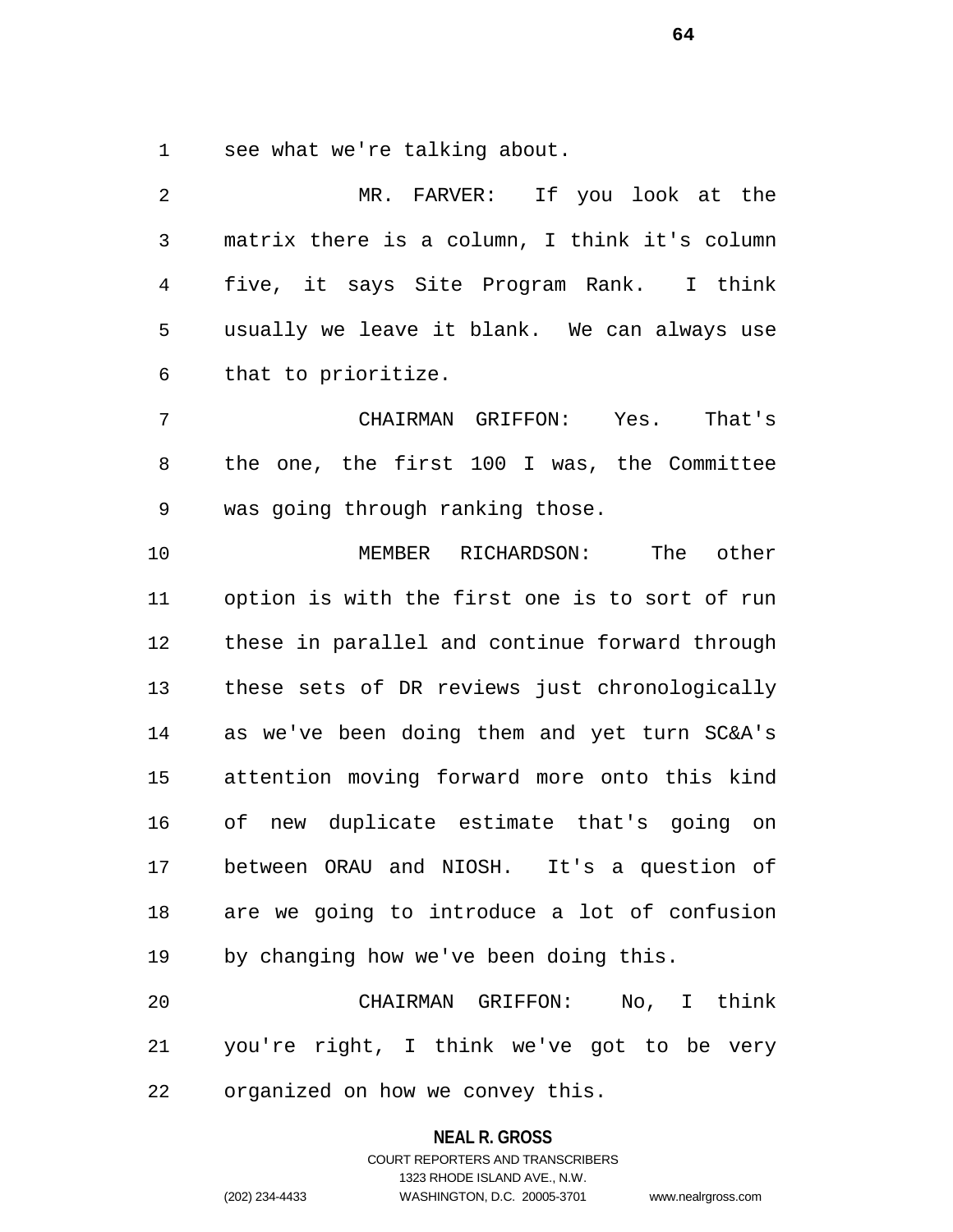see what we're talking about.

MR. FARVER: If you look at the matrix there is a column, I think it's column five, it says Site Program Rank. I think usually we leave it blank. We can always use that to prioritize.

CHAIRMAN GRIFFON: Yes. That's the one, the first 100 I was, the Committee was going through ranking those.

MEMBER RICHARDSON: The other option is with the first one is to sort of run these in parallel and continue forward through these sets of DR reviews just chronologically as we've been doing them and yet turn SC&A's attention moving forward more onto this kind of new duplicate estimate that's going on between ORAU and NIOSH. It's a question of are we going to introduce a lot of confusion by changing how we've been doing this.

CHAIRMAN GRIFFON: No, I think you're right, I think we've got to be very organized on how we convey this.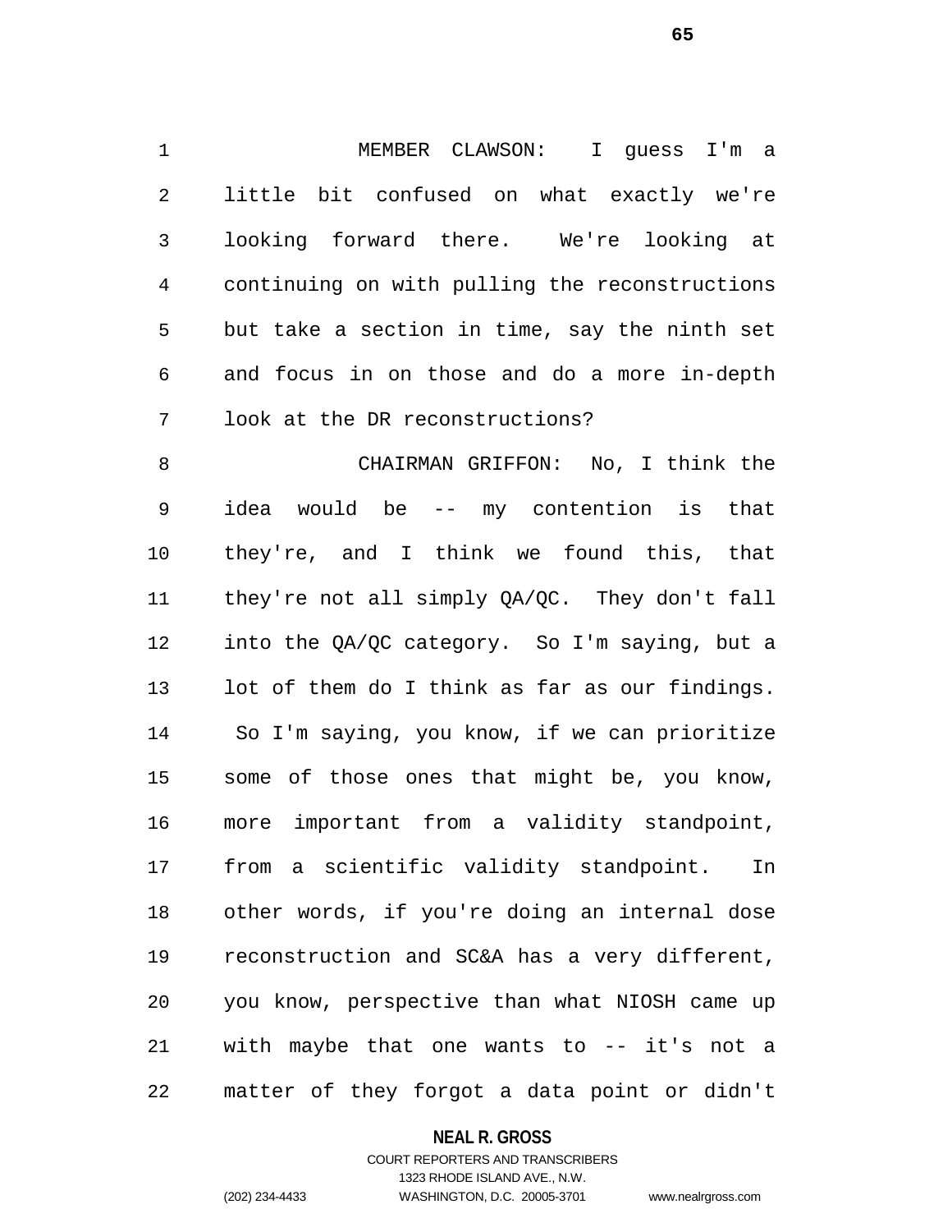MEMBER CLAWSON: I guess I'm a little bit confused on what exactly we're looking forward there. We're looking at continuing on with pulling the reconstructions but take a section in time, say the ninth set and focus in on those and do a more in-depth look at the DR reconstructions?

CHAIRMAN GRIFFON: No, I think the idea would be -- my contention is that they're, and I think we found this, that they're not all simply QA/QC. They don't fall into the QA/QC category. So I'm saying, but a lot of them do I think as far as our findings. So I'm saying, you know, if we can prioritize some of those ones that might be, you know, more important from a validity standpoint, from a scientific validity standpoint. In other words, if you're doing an internal dose reconstruction and SC&A has a very different, you know, perspective than what NIOSH came up with maybe that one wants to -- it's not a matter of they forgot a data point or didn't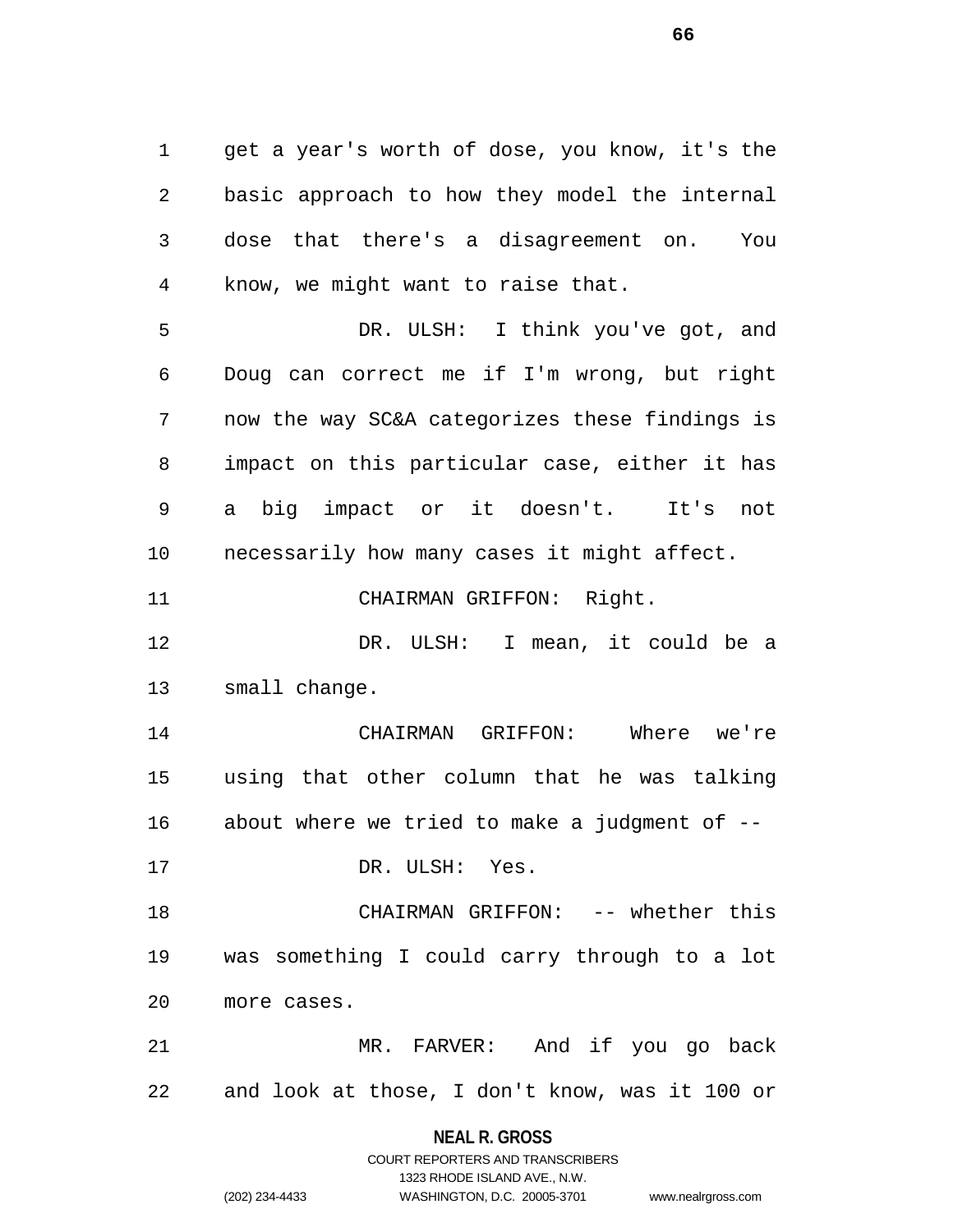get a year's worth of dose, you know, it's the basic approach to how they model the internal dose that there's a disagreement on. You know, we might want to raise that.

DR. ULSH: I think you've got, and Doug can correct me if I'm wrong, but right now the way SC&A categorizes these findings is impact on this particular case, either it has a big impact or it doesn't. It's not necessarily how many cases it might affect.

CHAIRMAN GRIFFON: Right.

DR. ULSH: I mean, it could be a small change.

CHAIRMAN GRIFFON: Where we're using that other column that he was talking about where we tried to make a judgment of --

DR. ULSH: Yes.

CHAIRMAN GRIFFON: -- whether this was something I could carry through to a lot more cases.

MR. FARVER: And if you go back and look at those, I don't know, was it 100 or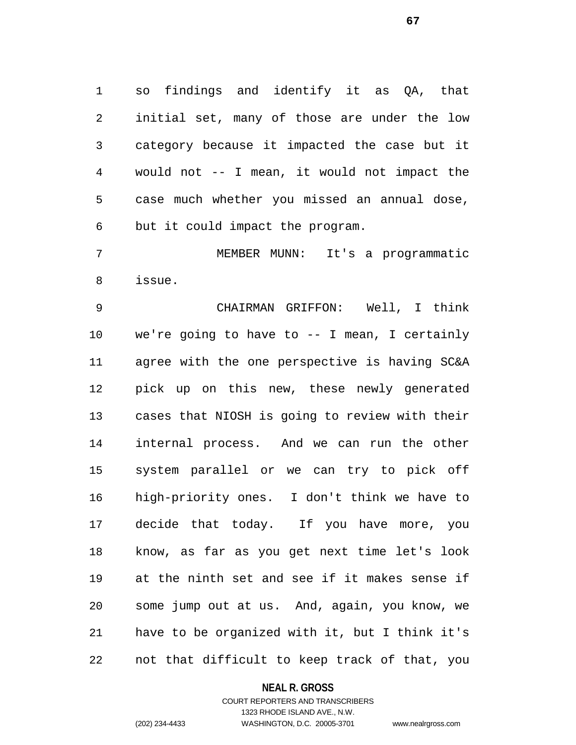so findings and identify it as QA, that initial set, many of those are under the low category because it impacted the case but it would not -- I mean, it would not impact the case much whether you missed an annual dose, but it could impact the program.

MEMBER MUNN: It's a programmatic issue.

CHAIRMAN GRIFFON: Well, I think we're going to have to -- I mean, I certainly agree with the one perspective is having SC&A pick up on this new, these newly generated cases that NIOSH is going to review with their internal process. And we can run the other system parallel or we can try to pick off high-priority ones. I don't think we have to decide that today. If you have more, you know, as far as you get next time let's look at the ninth set and see if it makes sense if some jump out at us. And, again, you know, we have to be organized with it, but I think it's not that difficult to keep track of that, you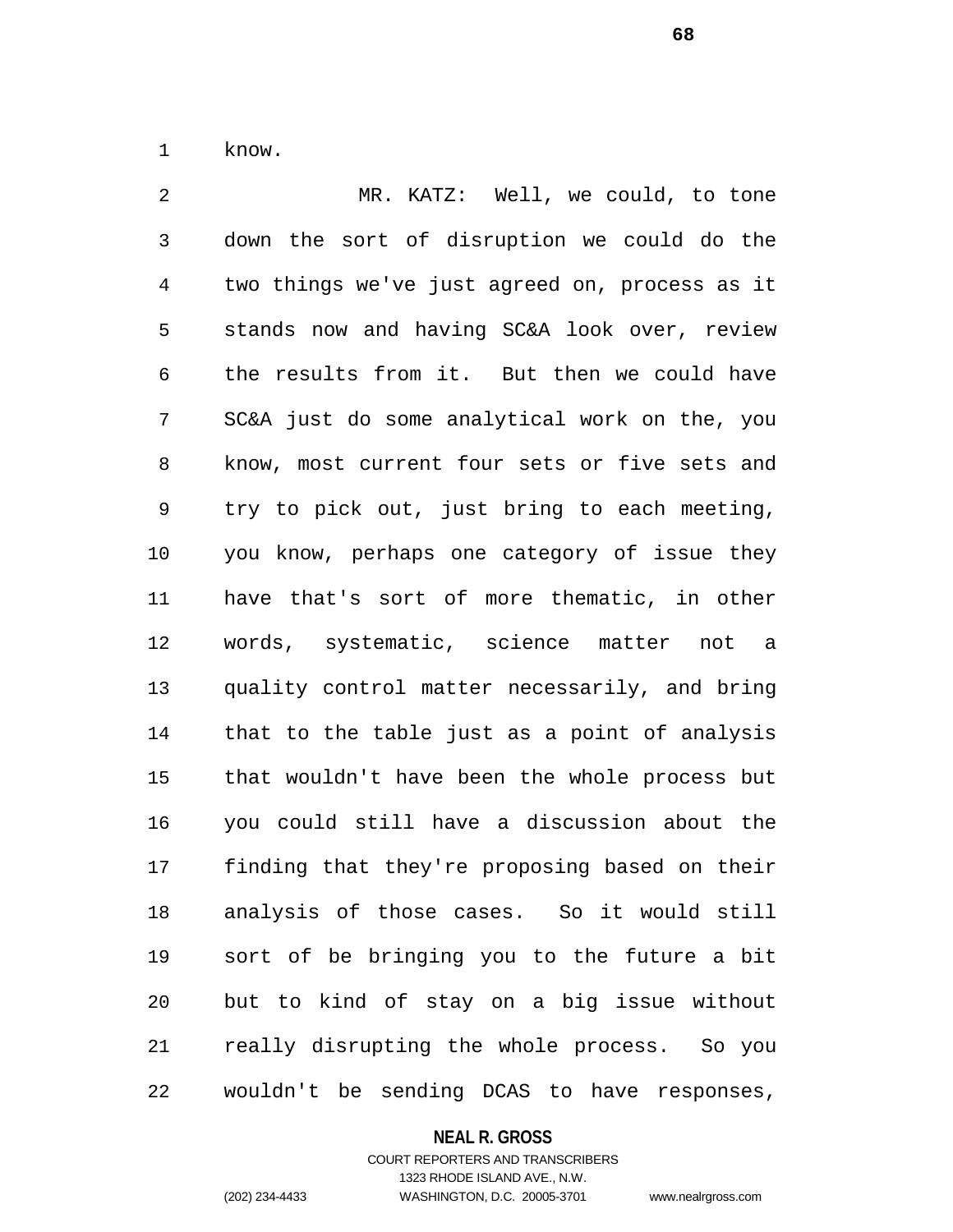know.

MR. KATZ: Well, we could, to tone down the sort of disruption we could do the two things we've just agreed on, process as it stands now and having SC&A look over, review the results from it. But then we could have SC&A just do some analytical work on the, you know, most current four sets or five sets and try to pick out, just bring to each meeting, you know, perhaps one category of issue they have that's sort of more thematic, in other words, systematic, science matter not a quality control matter necessarily, and bring that to the table just as a point of analysis that wouldn't have been the whole process but you could still have a discussion about the finding that they're proposing based on their analysis of those cases. So it would still sort of be bringing you to the future a bit but to kind of stay on a big issue without really disrupting the whole process. So you wouldn't be sending DCAS to have responses,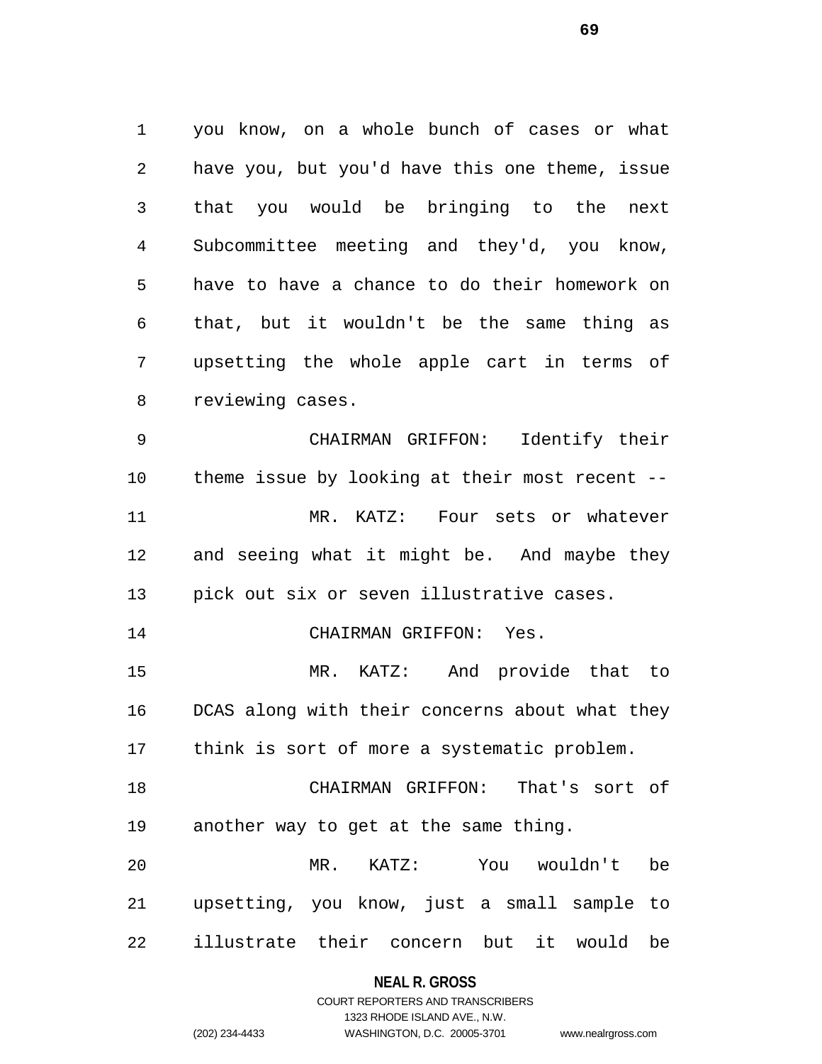you know, on a whole bunch of cases or what have you, but you'd have this one theme, issue that you would be bringing to the next Subcommittee meeting and they'd, you know, have to have a chance to do their homework on that, but it wouldn't be the same thing as upsetting the whole apple cart in terms of reviewing cases.

CHAIRMAN GRIFFON: Identify their theme issue by looking at their most recent --

MR. KATZ: Four sets or whatever and seeing what it might be. And maybe they pick out six or seven illustrative cases.

CHAIRMAN GRIFFON: Yes.

MR. KATZ: And provide that to DCAS along with their concerns about what they think is sort of more a systematic problem.

CHAIRMAN GRIFFON: That's sort of another way to get at the same thing.

MR. KATZ: You wouldn't be upsetting, you know, just a small sample to illustrate their concern but it would be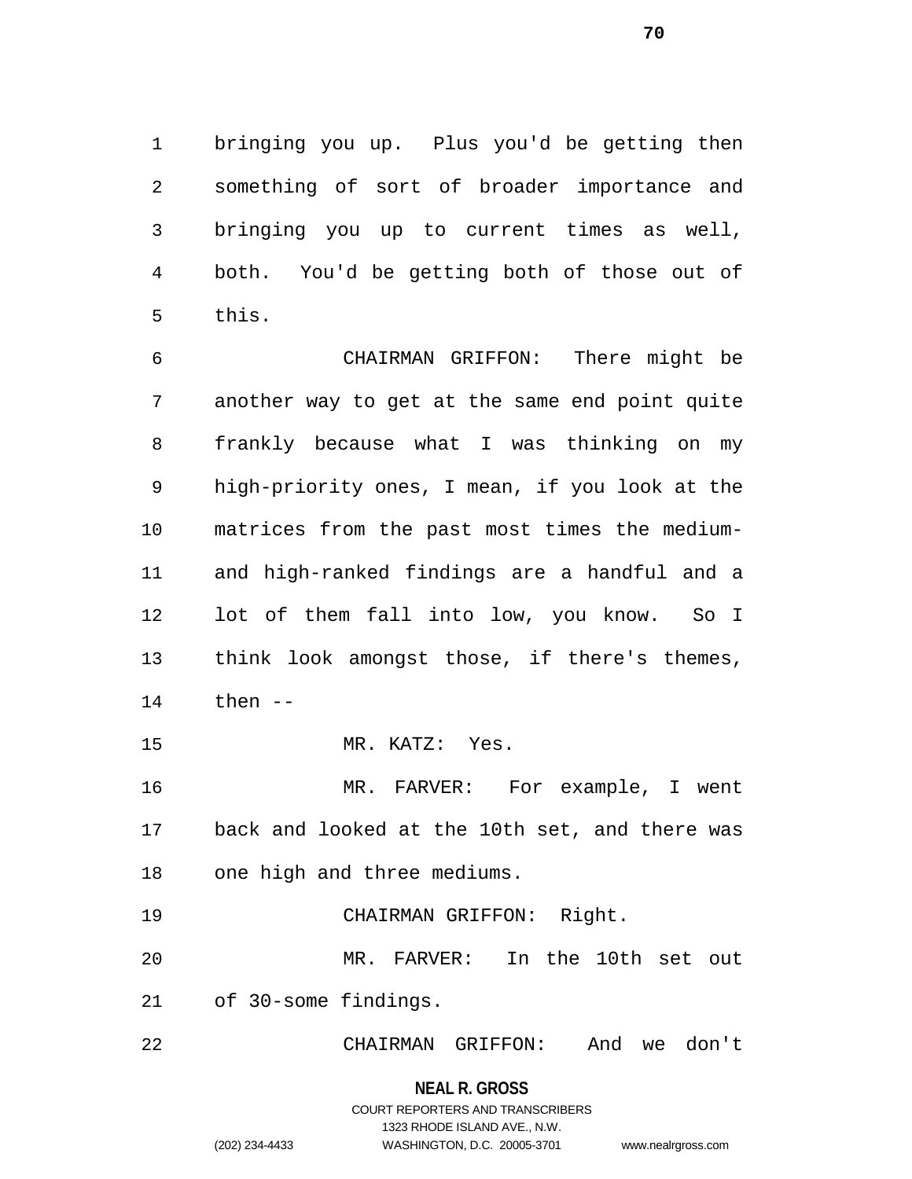bringing you up.  Plus you'd be getting then something of sort of broader importance and bringing you up to current times as well, both.  You'd be getting both of those out of this.

CHAIRMAN GRIFFON:  There might be another way to get at the same end point quite frankly because what I was thinking on my high-priority ones, I mean, if you look at the matrices from the past most times the medium- and high-ranked findings are a handful and a lot of them fall into low, you know.  So I think look amongst those, if there's themes, then --

MR. KATZ:  Yes.

MR. FARVER:  For example, I went back and looked at the 10th set, and there was one high and three mediums.

CHAIRMAN GRIFFON:  Right.

MR. FARVER:  In the 10th set out of 30-some findings.

CHAIRMAN GRIFFON:  And we don't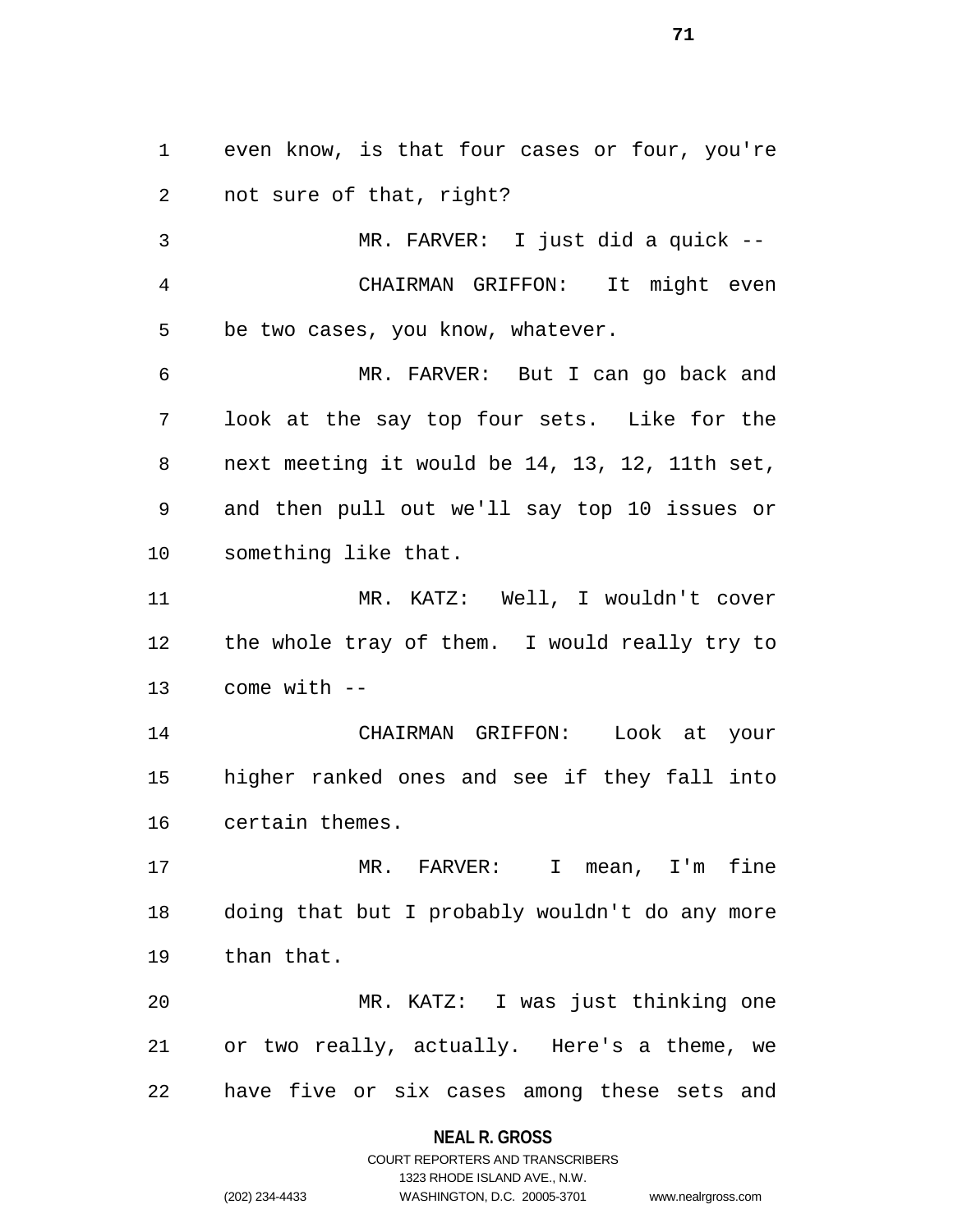even know, is that four cases or four, you're not sure of that, right?

MR. FARVER: I just did a quick --

CHAIRMAN GRIFFON: It might even be two cases, you know, whatever.

MR. FARVER: But I can go back and look at the say top four sets. Like for the next meeting it would be 14, 13, 12, 11th set, and then pull out we'll say top 10 issues or something like that.

MR. KATZ: Well, I wouldn't cover the whole tray of them. I would really try to come with --

CHAIRMAN GRIFFON: Look at your higher ranked ones and see if they fall into certain themes.

MR. FARVER: I mean, I'm fine doing that but I probably wouldn't do any more than that.

MR. KATZ: I was just thinking one or two really, actually. Here's a theme, we have five or six cases among these sets and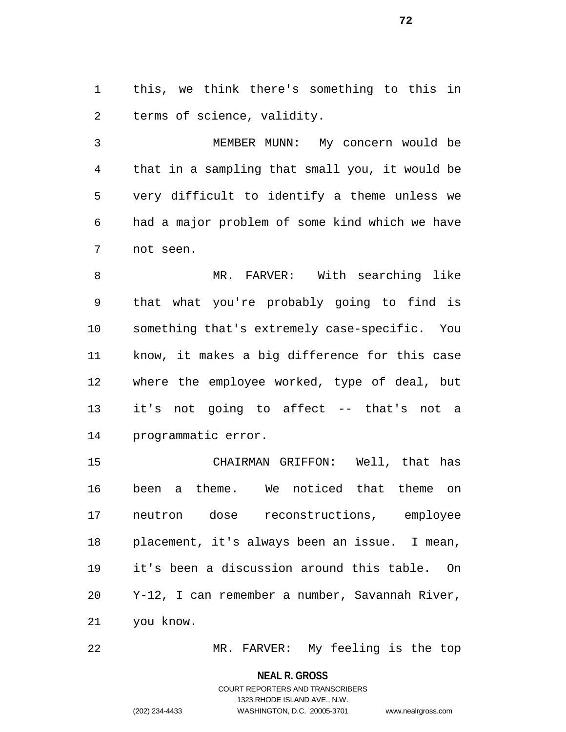this, we think there's something to this in terms of science, validity.

MEMBER MUNN: My concern would be that in a sampling that small you, it would be very difficult to identify a theme unless we had a major problem of some kind which we have not seen.

MR. FARVER: With searching like that what you're probably going to find is something that's extremely case-specific. You know, it makes a big difference for this case where the employee worked, type of deal, but it's not going to affect -- that's not a programmatic error.

CHAIRMAN GRIFFON: Well, that has been a theme. We noticed that theme on neutron dose reconstructions, employee placement, it's always been an issue. I mean, it's been a discussion around this table. On Y-12, I can remember a number, Savannah River, you know.

MR. FARVER: My feeling is the top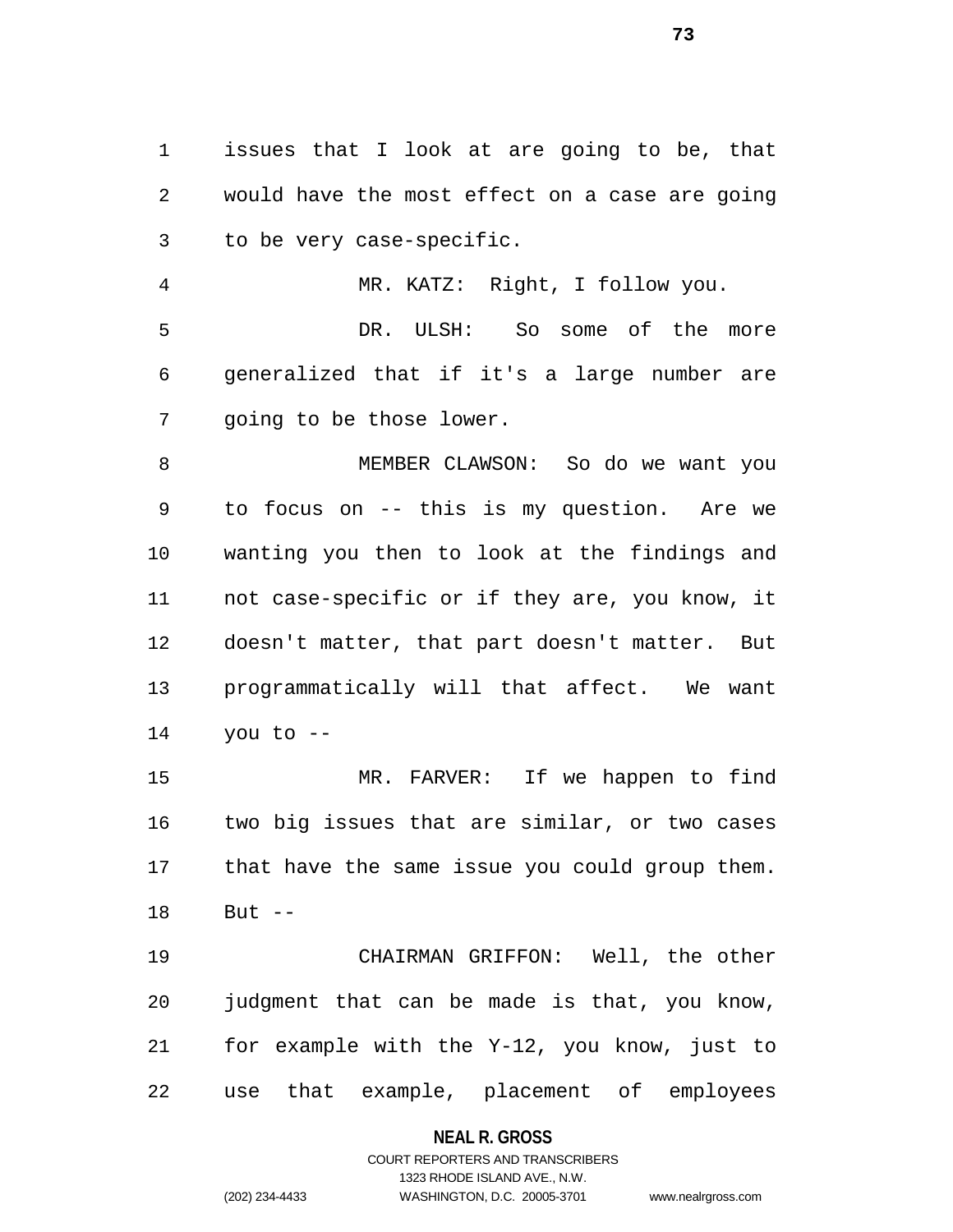issues that I look at are going to be, that would have the most effect on a case are going to be very case-specific.

MR. KATZ: Right, I follow you.

DR. ULSH: So some of the more generalized that if it's a large number are going to be those lower.

MEMBER CLAWSON: So do we want you to focus on -- this is my question. Are we wanting you then to look at the findings and not case-specific or if they are, you know, it doesn't matter, that part doesn't matter. But programmatically will that affect. We want you to --

MR. FARVER: If we happen to find two big issues that are similar, or two cases that have the same issue you could group them. But --

CHAIRMAN GRIFFON: Well, the other judgment that can be made is that, you know, for example with the Y-12, you know, just to use that example, placement of employees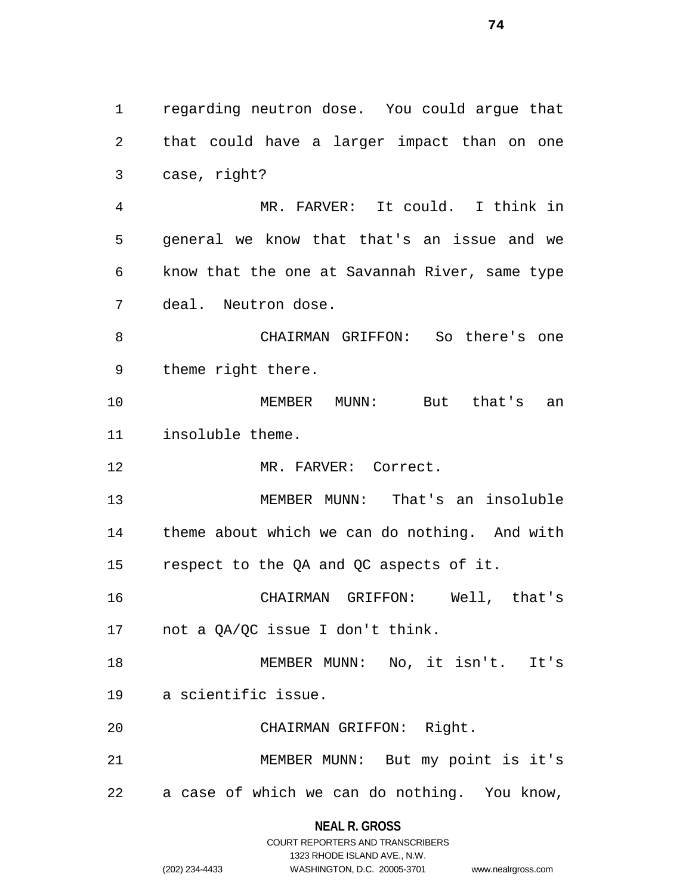regarding neutron dose. You could argue that that could have a larger impact than on one case, right?

MR. FARVER: It could. I think in general we know that that's an issue and we know that the one at Savannah River, same type deal. Neutron dose.

CHAIRMAN GRIFFON: So there's one theme right there.

MEMBER MUNN: But that's an insoluble theme.

MR. FARVER: Correct.

MEMBER MUNN: That's an insoluble theme about which we can do nothing. And with respect to the QA and QC aspects of it.

CHAIRMAN GRIFFON: Well, that's not a QA/QC issue I don't think.

MEMBER MUNN: No, it isn't. It's a scientific issue.

CHAIRMAN GRIFFON: Right.

MEMBER MUNN: But my point is it's a case of which we can do nothing. You know,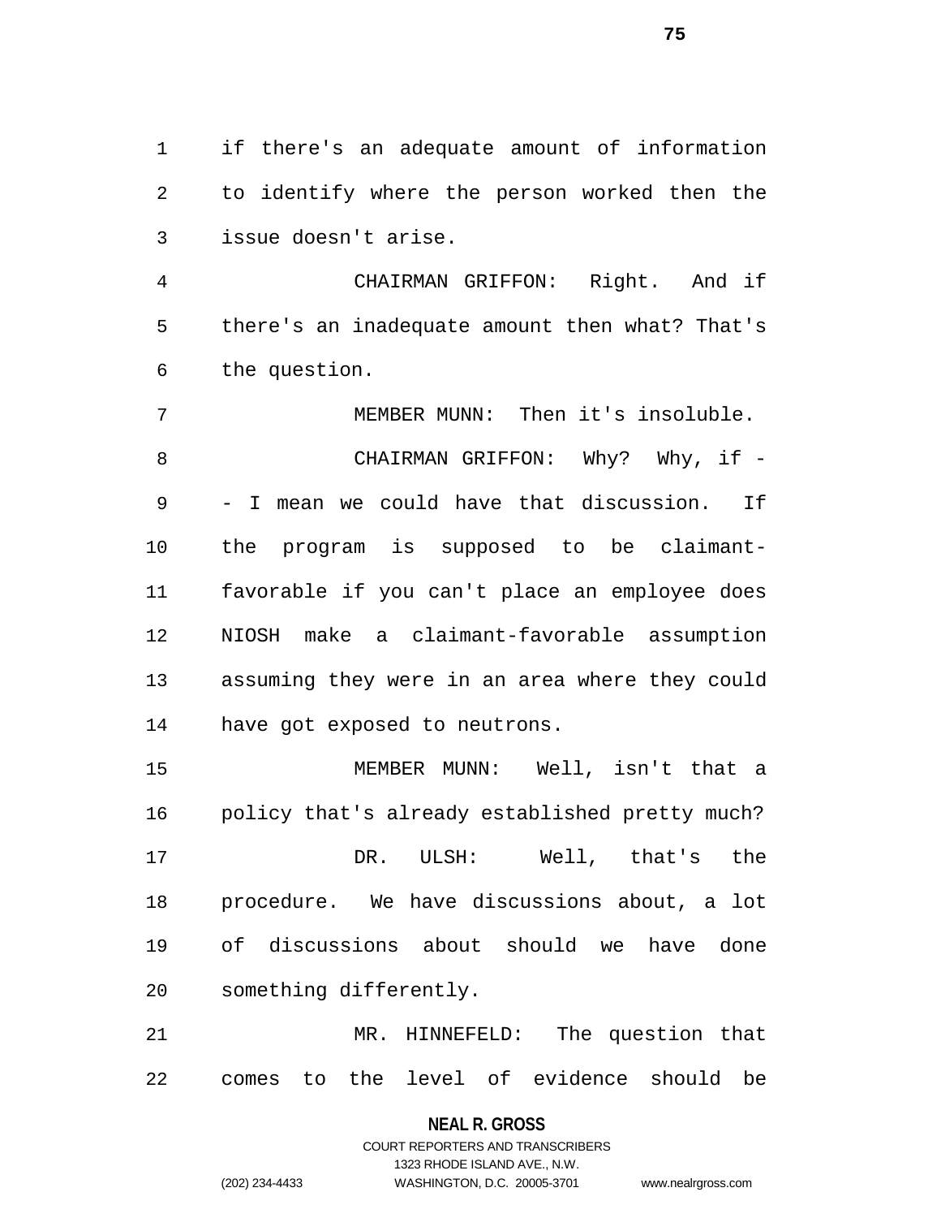if there's an adequate amount of information to identify where the person worked then the issue doesn't arise.

CHAIRMAN GRIFFON: Right. And if there's an inadequate amount then what? That's the question.

MEMBER MUNN: Then it's insoluble.

CHAIRMAN GRIFFON: Why? Why, if -- I mean we could have that discussion. If the program is supposed to be claimant-favorable if you can't place an employee does NIOSH make a claimant-favorable assumption assuming they were in an area where they could have got exposed to neutrons.

MEMBER MUNN: Well, isn't that a policy that's already established pretty much?

DR. ULSH: Well, that's the procedure. We have discussions about, a lot of discussions about should we have done something differently.

MR. HINNEFELD: The question that comes to the level of evidence should be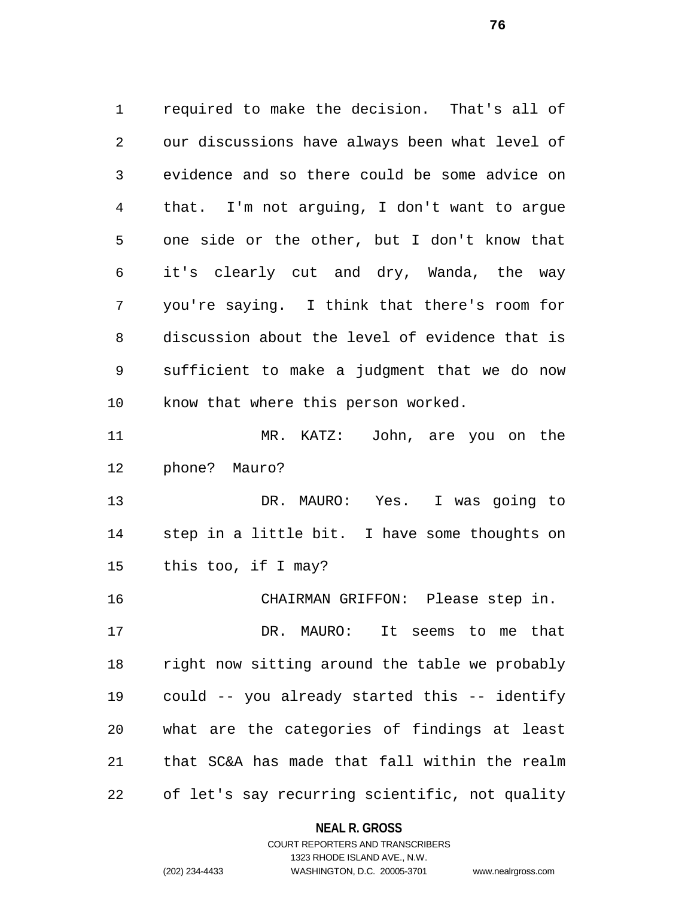required to make the decision. That's all of our discussions have always been what level of evidence and so there could be some advice on that. I'm not arguing, I don't want to argue one side or the other, but I don't know that it's clearly cut and dry, Wanda, the way you're saying. I think that there's room for discussion about the level of evidence that is sufficient to make a judgment that we do now know that where this person worked.

MR. KATZ: John, are you on the phone? Mauro?

DR. MAURO: Yes. I was going to step in a little bit. I have some thoughts on this too, if I may?

CHAIRMAN GRIFFON: Please step in.

DR. MAURO: It seems to me that right now sitting around the table we probably could -- you already started this -- identify what are the categories of findings at least that SC&A has made that fall within the realm of let's say recurring scientific, not quality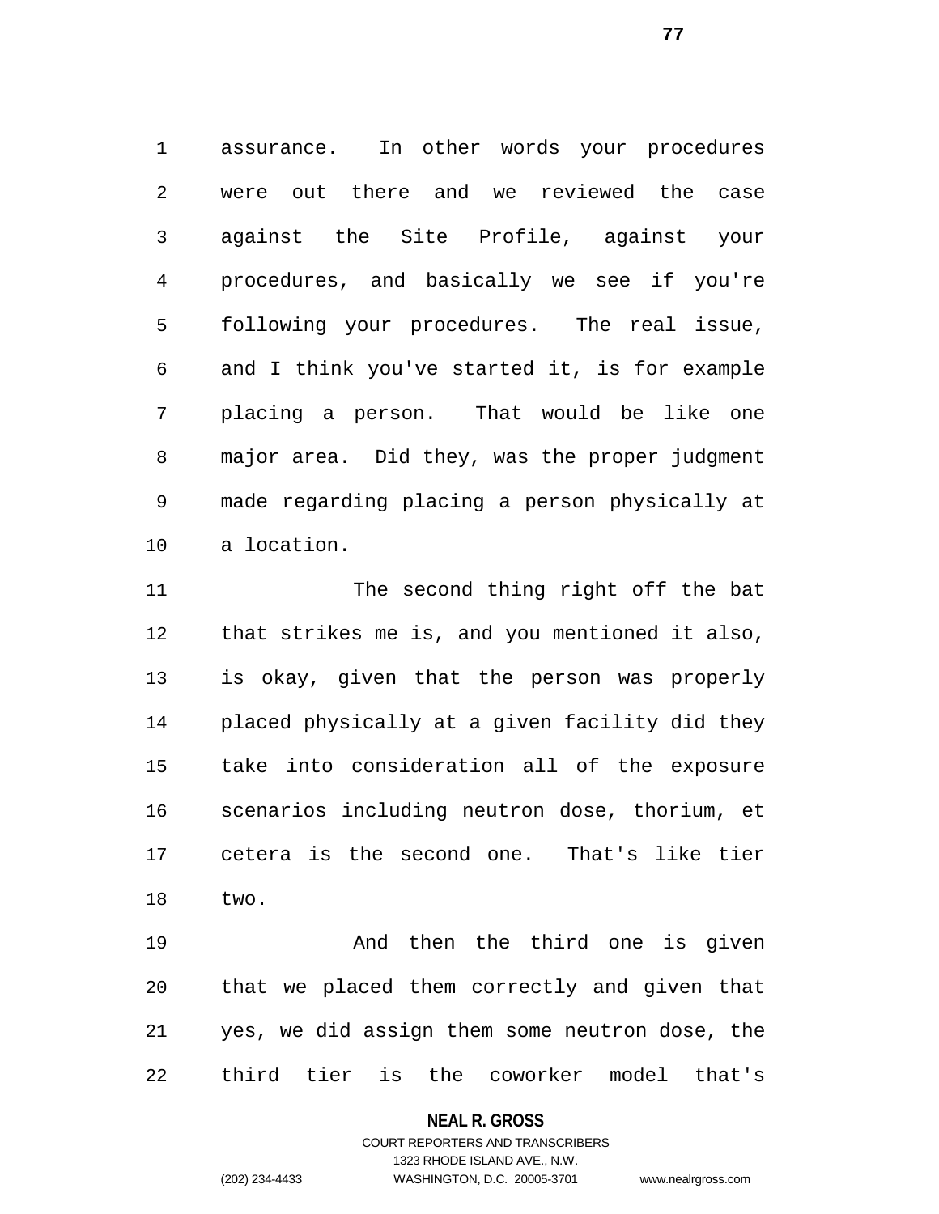assurance. In other words your procedures were out there and we reviewed the case against the Site Profile, against your procedures, and basically we see if you're following your procedures. The real issue, and I think you've started it, is for example placing a person. That would be like one major area. Did they, was the proper judgment made regarding placing a person physically at a location.

The second thing right off the bat that strikes me is, and you mentioned it also, is okay, given that the person was properly placed physically at a given facility did they take into consideration all of the exposure scenarios including neutron dose, thorium, et cetera is the second one. That's like tier two.

And then the third one is given that we placed them correctly and given that yes, we did assign them some neutron dose, the third tier is the coworker model that's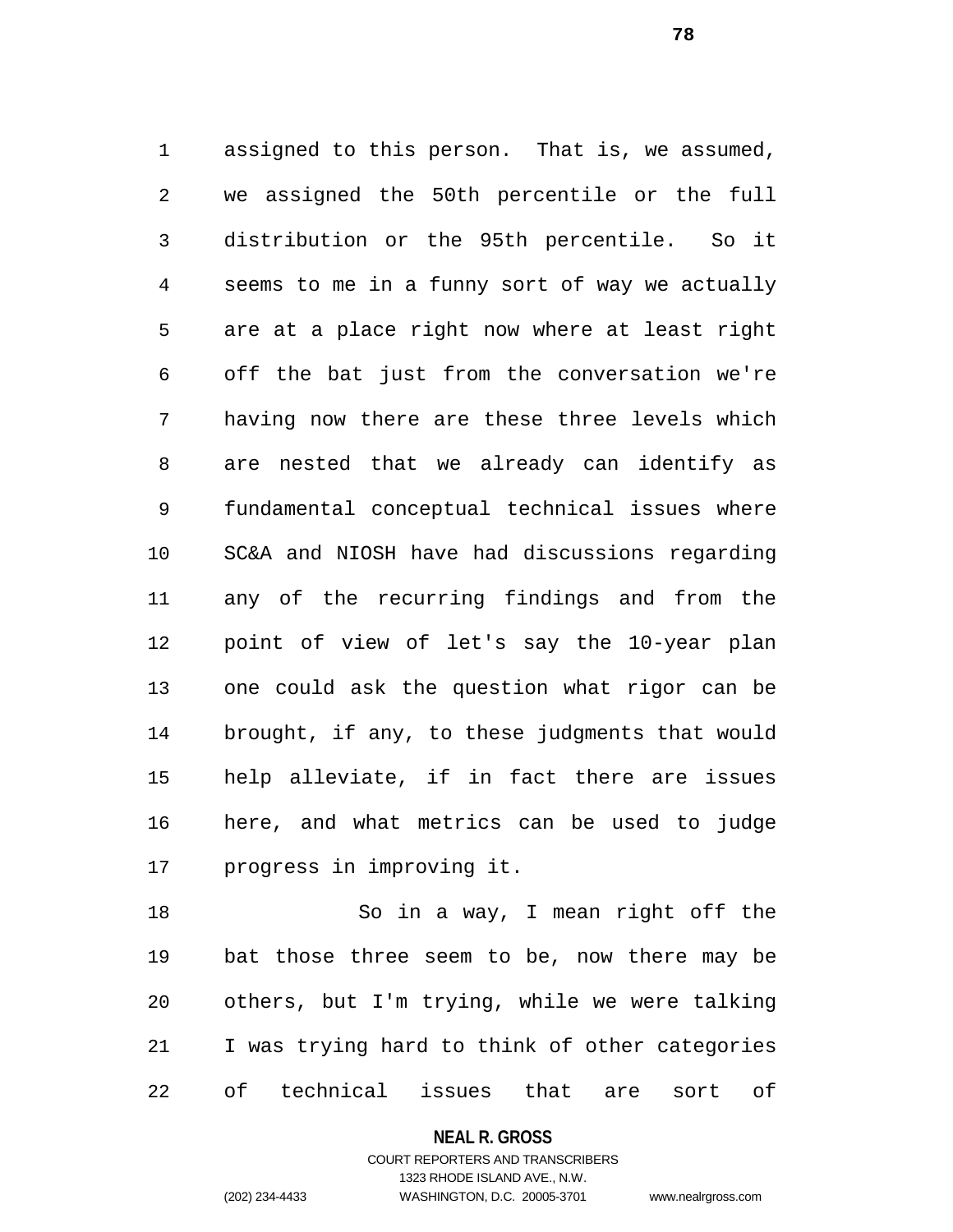assigned to this person. That is, we assumed, we assigned the 50th percentile or the full distribution or the 95th percentile. So it seems to me in a funny sort of way we actually are at a place right now where at least right off the bat just from the conversation we're having now there are these three levels which are nested that we already can identify as fundamental conceptual technical issues where SC&A and NIOSH have had discussions regarding any of the recurring findings and from the point of view of let's say the 10-year plan one could ask the question what rigor can be brought, if any, to these judgments that would help alleviate, if in fact there are issues here, and what metrics can be used to judge progress in improving it.

So in a way, I mean right off the bat those three seem to be, now there may be others, but I'm trying, while we were talking I was trying hard to think of other categories of technical issues that are sort of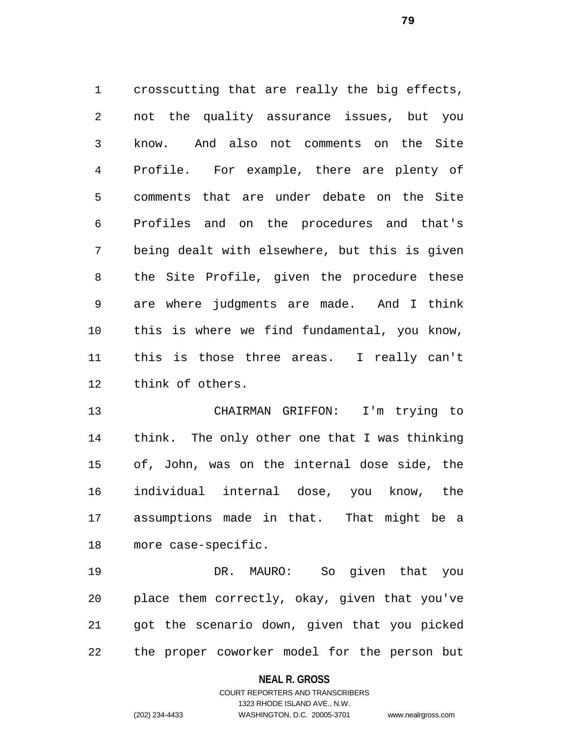crosscutting that are really the big effects, not the quality assurance issues, but you know. And also not comments on the Site Profile. For example, there are plenty of comments that are under debate on the Site Profiles and on the procedures and that's being dealt with elsewhere, but this is given the Site Profile, given the procedure these are where judgments are made. And I think this is where we find fundamental, you know, this is those three areas. I really can't think of others.

CHAIRMAN GRIFFON: I'm trying to think. The only other one that I was thinking of, John, was on the internal dose side, the individual internal dose, you know, the assumptions made in that. That might be a more case-specific.

DR. MAURO: So given that you place them correctly, okay, given that you've got the scenario down, given that you picked the proper coworker model for the person but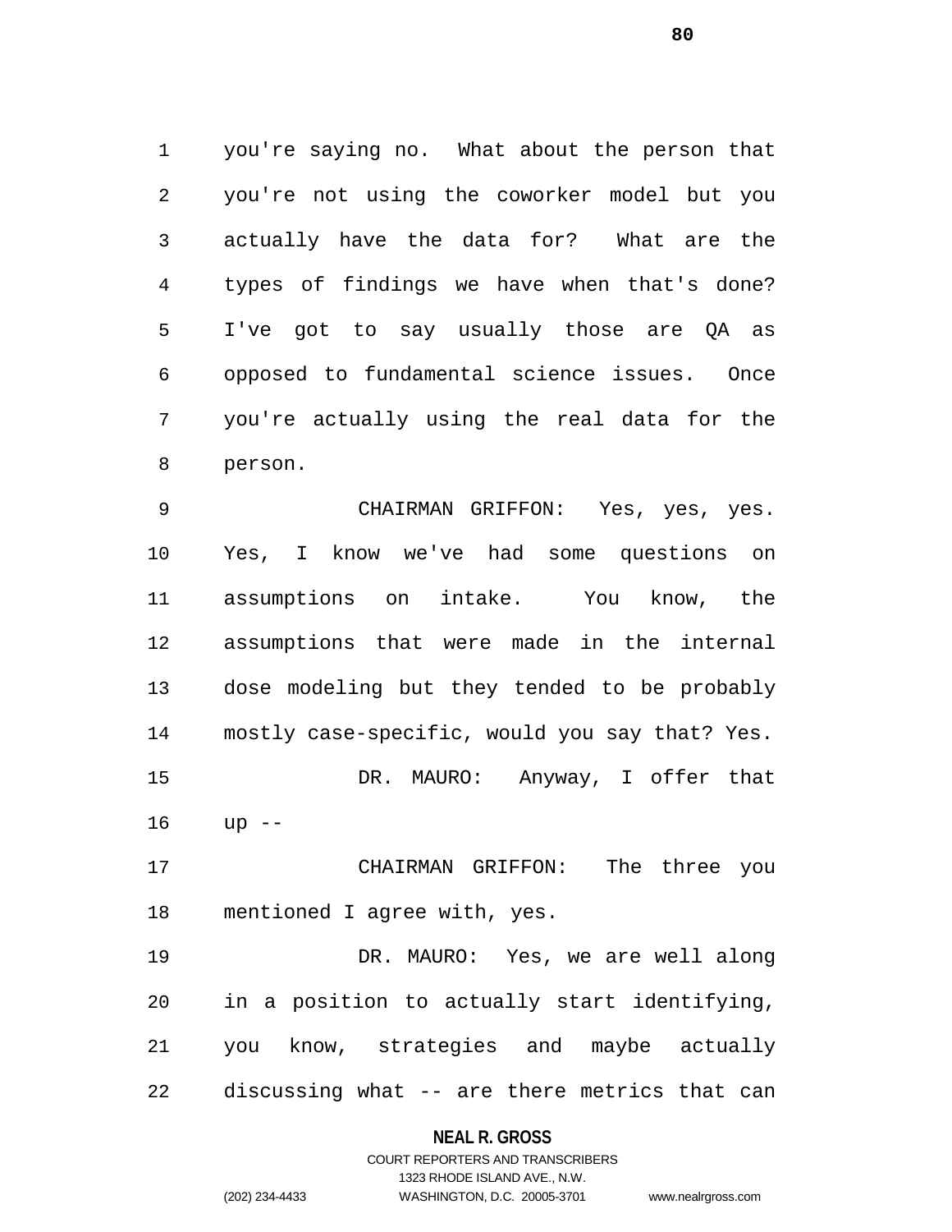you're saying no. What about the person that you're not using the coworker model but you actually have the data for? What are the types of findings we have when that's done? I've got to say usually those are QA as opposed to fundamental science issues. Once you're actually using the real data for the person.

CHAIRMAN GRIFFON: Yes, yes, yes. Yes, I know we've had some questions on assumptions on intake. You know, the assumptions that were made in the internal dose modeling but they tended to be probably mostly case-specific, would you say that? Yes.

DR. MAURO: Anyway, I offer that up --

CHAIRMAN GRIFFON: The three you mentioned I agree with, yes.

DR. MAURO: Yes, we are well along in a position to actually start identifying, you know, strategies and maybe actually discussing what -- are there metrics that can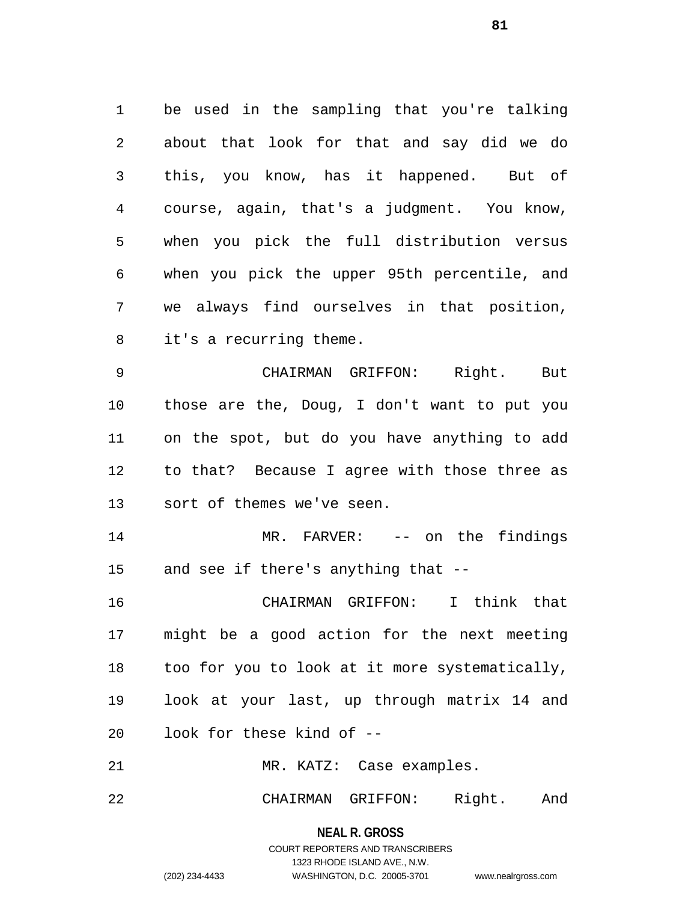be used in the sampling that you're talking about that look for that and say did we do this, you know, has it happened. But of course, again, that's a judgment. You know, when you pick the full distribution versus when you pick the upper 95th percentile, and we always find ourselves in that position, it's a recurring theme.

CHAIRMAN GRIFFON: Right. But those are the, Doug, I don't want to put you on the spot, but do you have anything to add to that? Because I agree with those three as sort of themes we've seen.

MR. FARVER: -- on the findings and see if there's anything that --

CHAIRMAN GRIFFON: I think that might be a good action for the next meeting too for you to look at it more systematically, look at your last, up through matrix 14 and look for these kind of --

MR. KATZ: Case examples.

CHAIRMAN GRIFFON: Right. And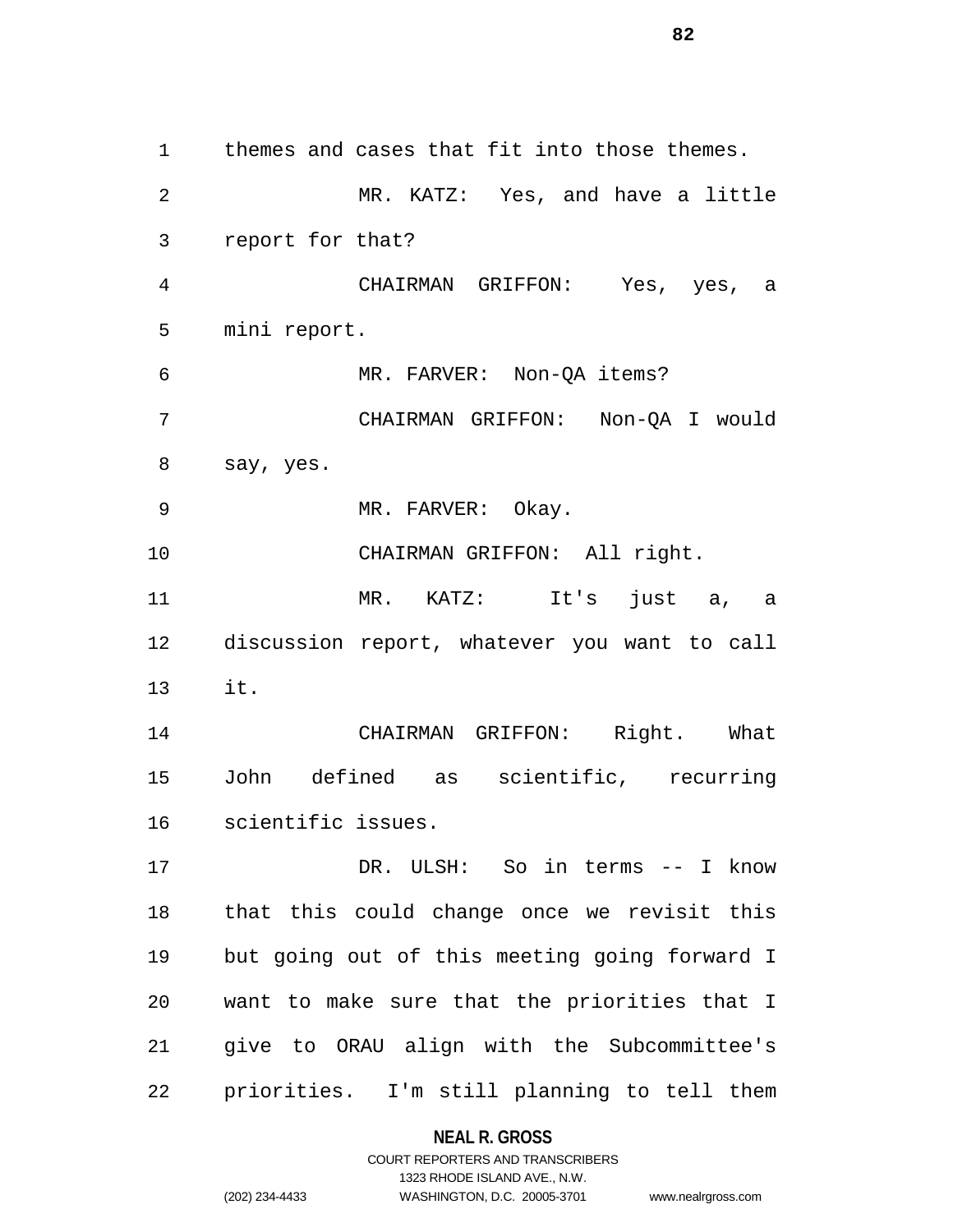themes and cases that fit into those themes.

MR. KATZ: Yes, and have a little report for that?

CHAIRMAN GRIFFON: Yes, yes, a mini report.

MR. FARVER: Non-QA items?

CHAIRMAN GRIFFON: Non-QA I would say, yes.

MR. FARVER: Okay.

CHAIRMAN GRIFFON: All right.

MR. KATZ: It's just a, a discussion report, whatever you want to call it.

CHAIRMAN GRIFFON: Right. What John defined as scientific, recurring scientific issues.

DR. ULSH: So in terms -- I know that this could change once we revisit this but going out of this meeting going forward I want to make sure that the priorities that I give to ORAU align with the Subcommittee's priorities. I'm still planning to tell them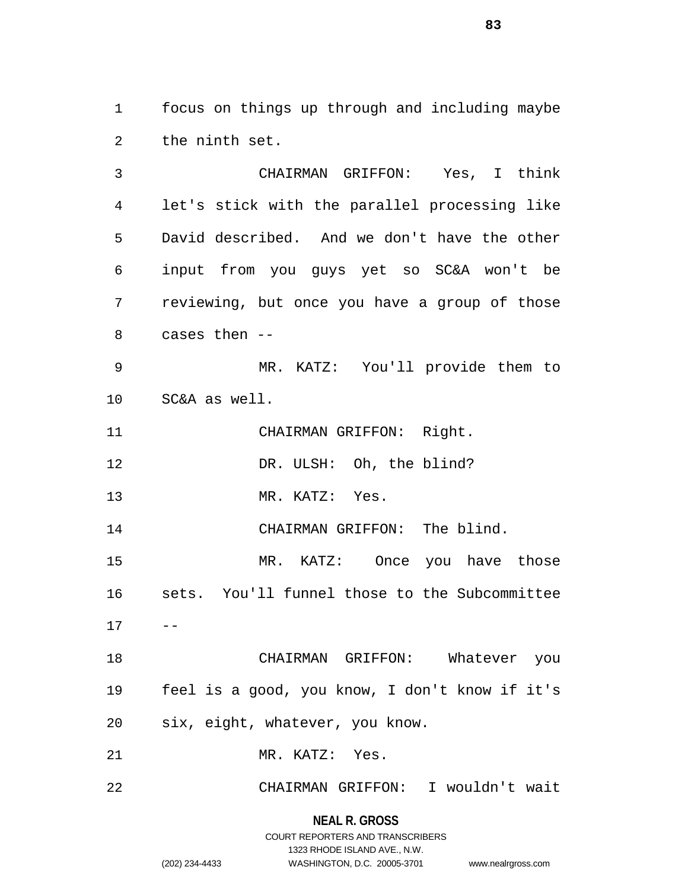focus on things up through and including maybe the ninth set.

CHAIRMAN GRIFFON: Yes, I think let's stick with the parallel processing like David described. And we don't have the other input from you guys yet so SC&A won't be reviewing, but once you have a group of those cases then --

MR. KATZ: You'll provide them to SC&A as well.

CHAIRMAN GRIFFON: Right.

DR. ULSH: Oh, the blind?

MR. KATZ: Yes.

CHAIRMAN GRIFFON: The blind.

MR. KATZ: Once you have those sets. You'll funnel those to the Subcommittee --

CHAIRMAN GRIFFON: Whatever you feel is a good, you know, I don't know if it's six, eight, whatever, you know.

MR. KATZ: Yes.

CHAIRMAN GRIFFON: I wouldn't wait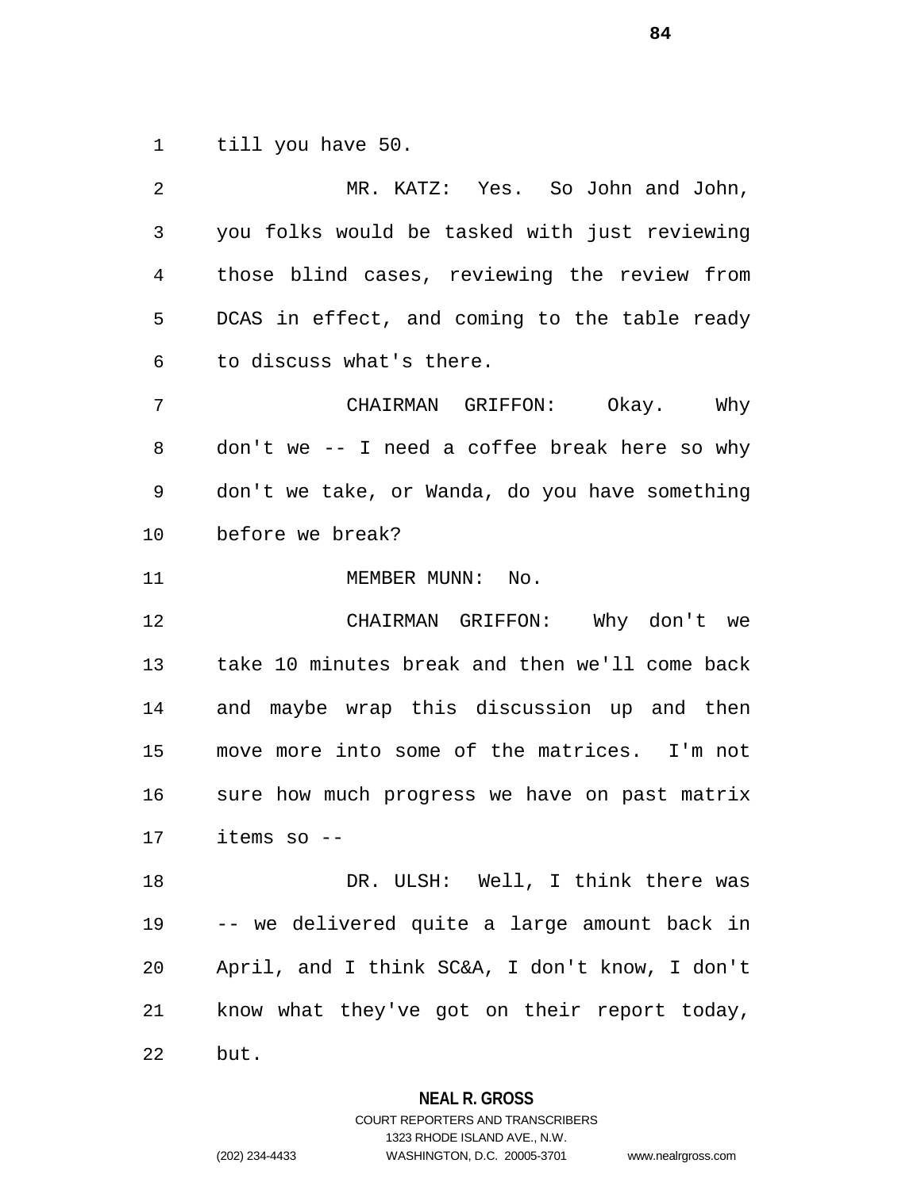till you have 50.

MR. KATZ: Yes. So John and John, you folks would be tasked with just reviewing those blind cases, reviewing the review from DCAS in effect, and coming to the table ready to discuss what's there.

CHAIRMAN GRIFFON: Okay. Why don't we -- I need a coffee break here so why don't we take, or Wanda, do you have something before we break?

MEMBER MUNN: No.

CHAIRMAN GRIFFON: Why don't we take 10 minutes break and then we'll come back and maybe wrap this discussion up and then move more into some of the matrices. I'm not sure how much progress we have on past matrix items so --

DR. ULSH: Well, I think there was -- we delivered quite a large amount back in April, and I think SC&A, I don't know, I don't know what they've got on their report today, but.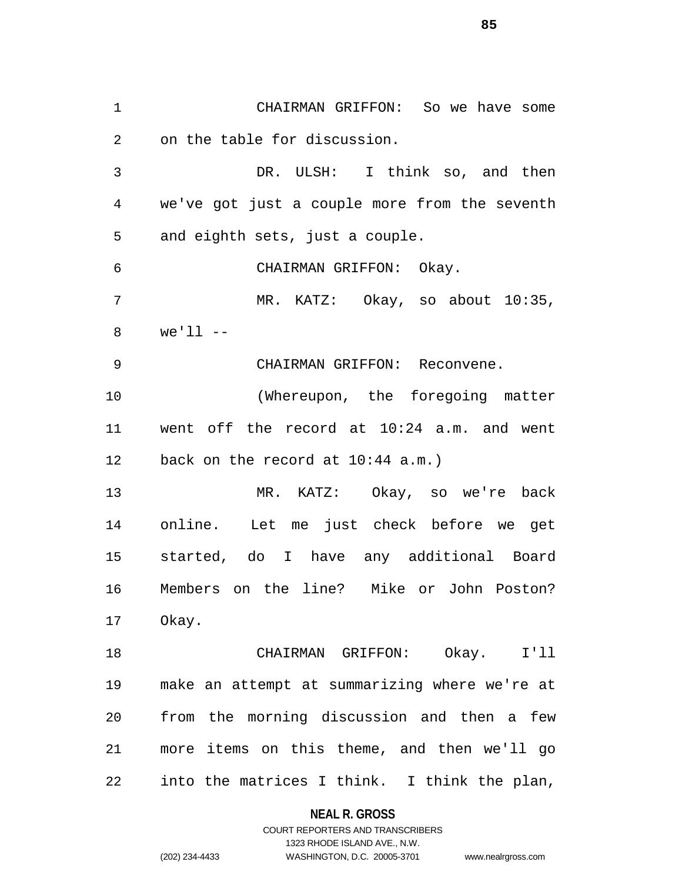CHAIRMAN GRIFFON: So we have some on the table for discussion.

DR. ULSH: I think so, and then we've got just a couple more from the seventh and eighth sets, just a couple.

CHAIRMAN GRIFFON: Okay.

MR. KATZ: Okay, so about 10:35, we'll --

CHAIRMAN GRIFFON: Reconvene.

(Whereupon, the foregoing matter went off the record at 10:24 a.m. and went back on the record at 10:44 a.m.)

MR. KATZ: Okay, so we're back online. Let me just check before we get started, do I have any additional Board Members on the line? Mike or John Poston? Okay.

CHAIRMAN GRIFFON: Okay. I'll make an attempt at summarizing where we're at from the morning discussion and then a few more items on this theme, and then we'll go into the matrices I think. I think the plan,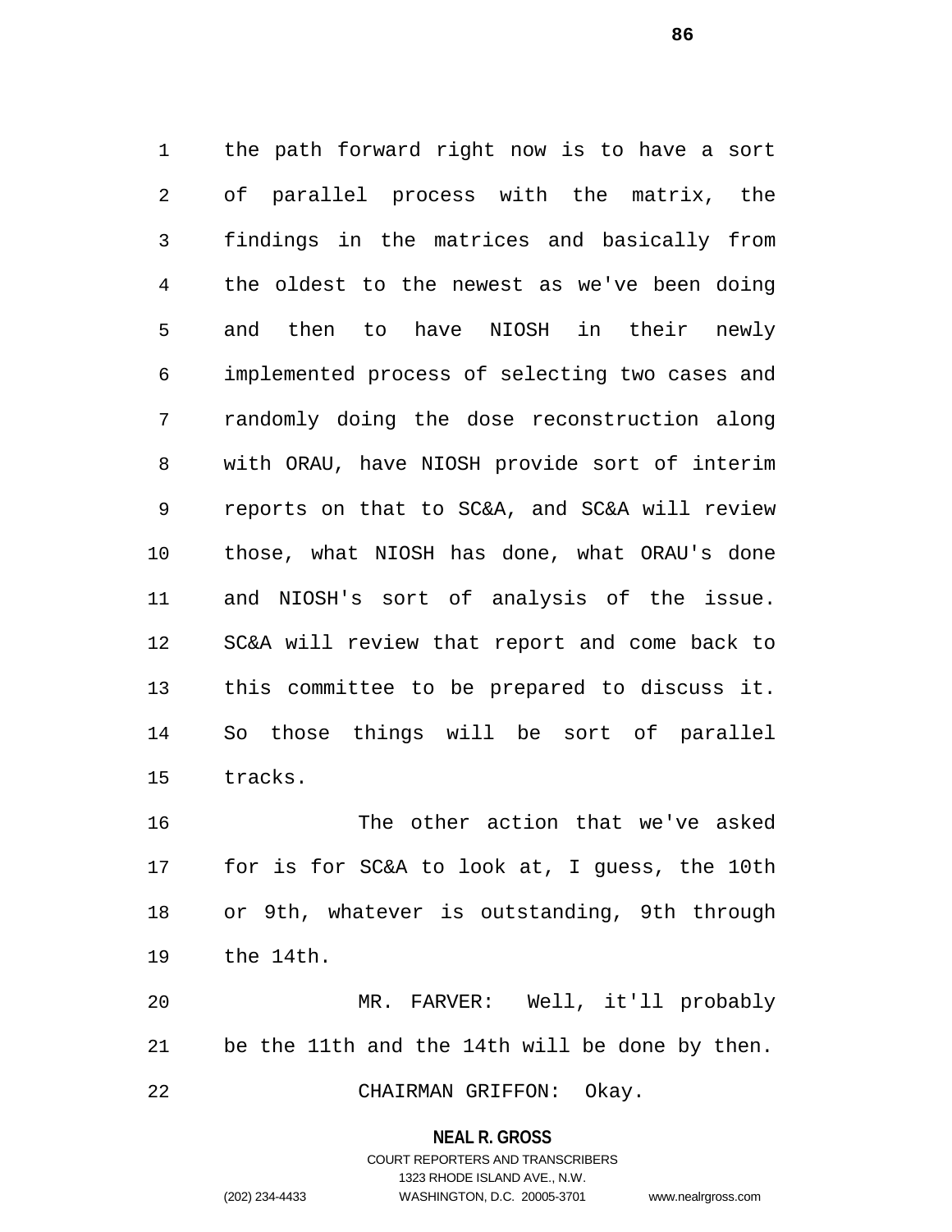the path forward right now is to have a sort of parallel process with the matrix, the findings in the matrices and basically from the oldest to the newest as we've been doing and then to have NIOSH in their newly implemented process of selecting two cases and randomly doing the dose reconstruction along with ORAU, have NIOSH provide sort of interim reports on that to SC&A, and SC&A will review those, what NIOSH has done, what ORAU's done and NIOSH's sort of analysis of the issue. SC&A will review that report and come back to this committee to be prepared to discuss it. So those things will be sort of parallel tracks.

The other action that we've asked for is for SC&A to look at, I guess, the 10th or 9th, whatever is outstanding, 9th through the 14th.

MR. FARVER: Well, it'll probably be the 11th and the 14th will be done by then.

CHAIRMAN GRIFFON: Okay.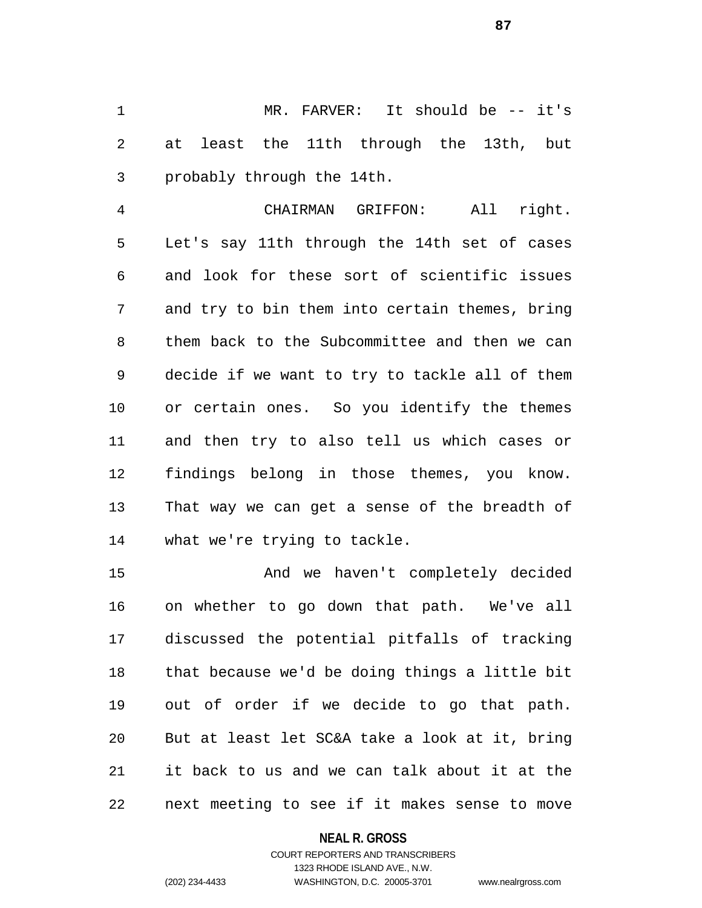MR. FARVER: It should be -- it's at least the 11th through the 13th, but probably through the 14th.

CHAIRMAN GRIFFON: All right. Let's say 11th through the 14th set of cases and look for these sort of scientific issues and try to bin them into certain themes, bring them back to the Subcommittee and then we can decide if we want to try to tackle all of them or certain ones. So you identify the themes and then try to also tell us which cases or findings belong in those themes, you know. That way we can get a sense of the breadth of what we're trying to tackle.

And we haven't completely decided on whether to go down that path. We've all discussed the potential pitfalls of tracking that because we'd be doing things a little bit out of order if we decide to go that path. But at least let SC&A take a look at it, bring it back to us and we can talk about it at the next meeting to see if it makes sense to move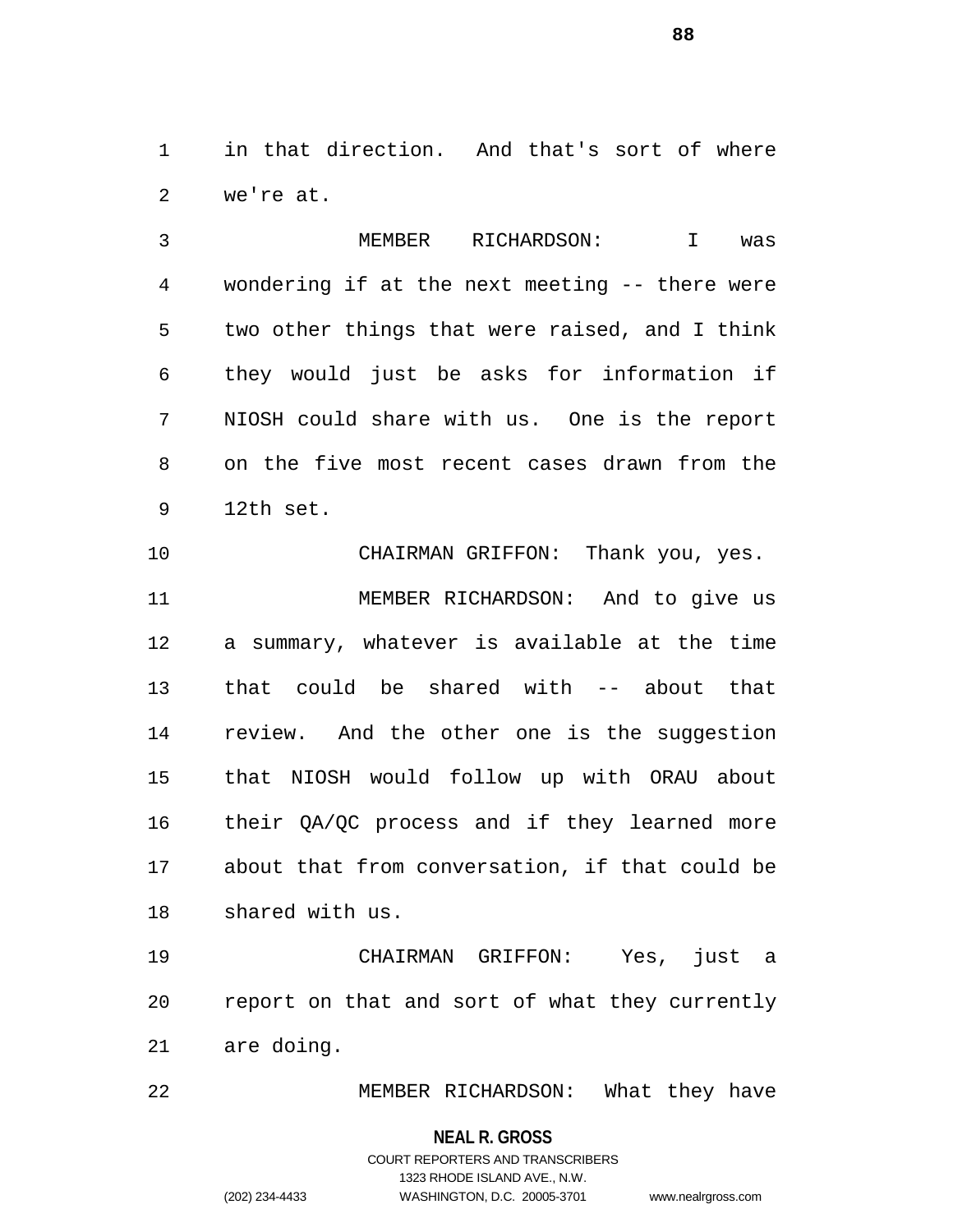in that direction. And that's sort of where we're at.

MEMBER RICHARDSON: I was wondering if at the next meeting -- there were two other things that were raised, and I think they would just be asks for information if NIOSH could share with us. One is the report on the five most recent cases drawn from the 12th set.

CHAIRMAN GRIFFON: Thank you, yes.

MEMBER RICHARDSON: And to give us a summary, whatever is available at the time that could be shared with -- about that review. And the other one is the suggestion that NIOSH would follow up with ORAU about their QA/QC process and if they learned more about that from conversation, if that could be shared with us.

CHAIRMAN GRIFFON: Yes, just a report on that and sort of what they currently are doing.

MEMBER RICHARDSON: What they have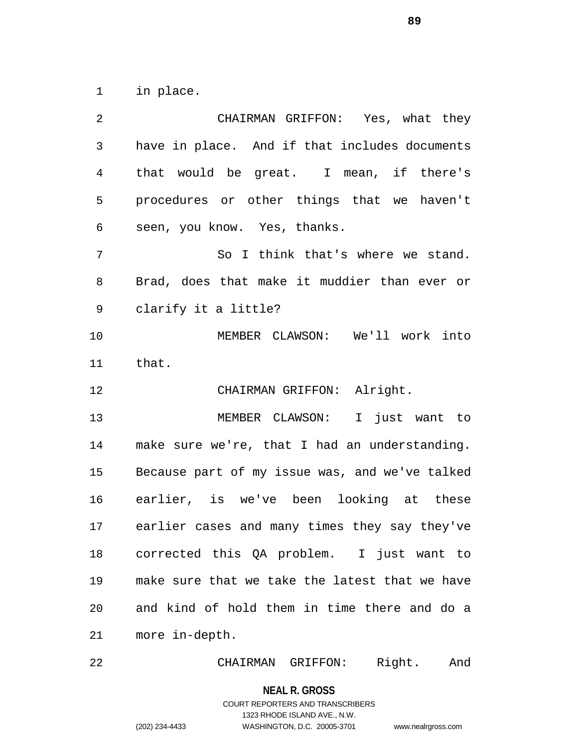in place.

CHAIRMAN GRIFFON: Yes, what they have in place. And if that includes documents that would be great. I mean, if there's procedures or other things that we haven't seen, you know. Yes, thanks.

So I think that's where we stand. Brad, does that make it muddier than ever or clarify it a little?

MEMBER CLAWSON: We'll work into that.

CHAIRMAN GRIFFON: Alright.

MEMBER CLAWSON: I just want to make sure we're, that I had an understanding. Because part of my issue was, and we've talked earlier, is we've been looking at these earlier cases and many times they say they've corrected this QA problem. I just want to make sure that we take the latest that we have and kind of hold them in time there and do a more in-depth.

CHAIRMAN GRIFFON: Right. And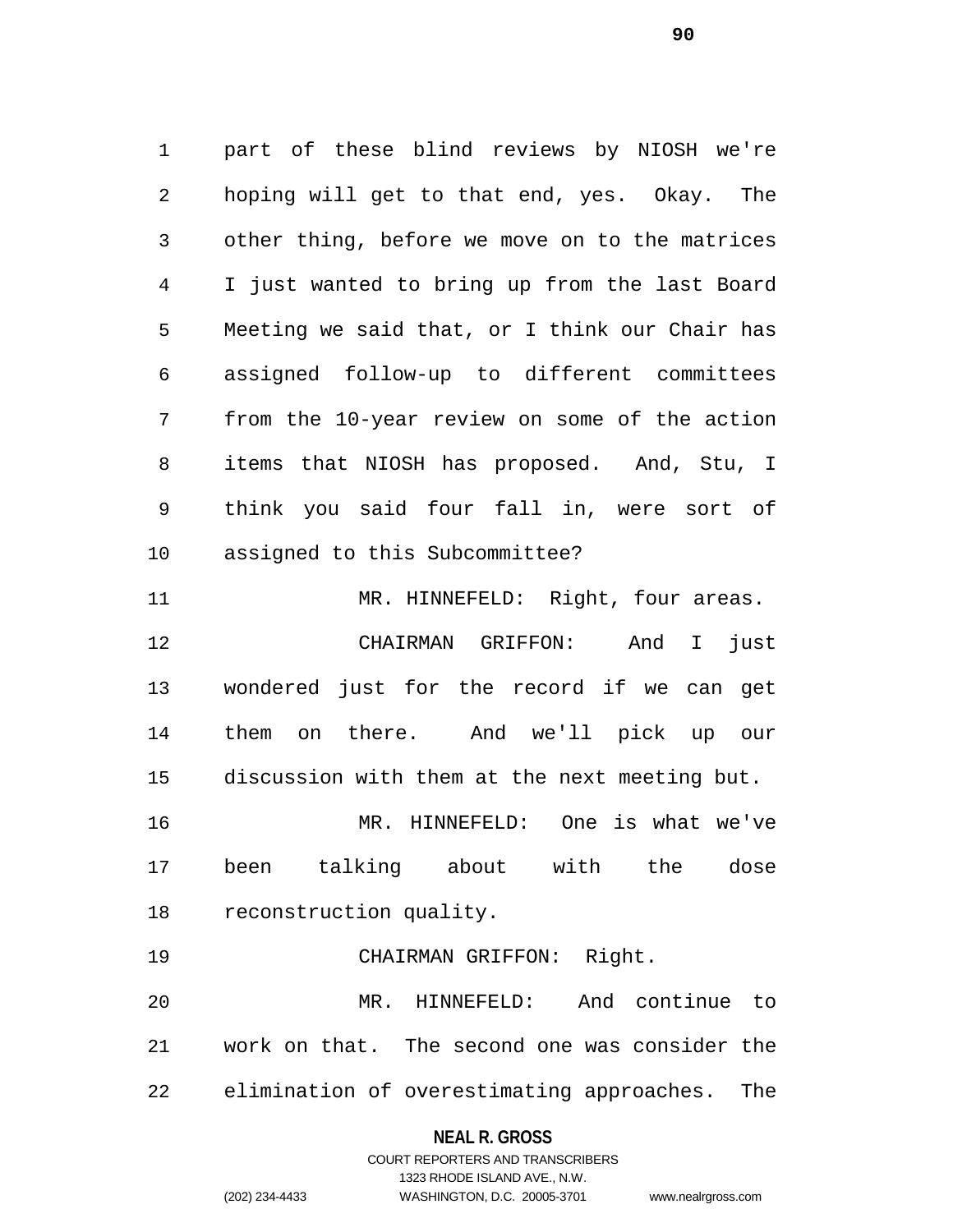part of these blind reviews by NIOSH we're hoping will get to that end, yes. Okay. The other thing, before we move on to the matrices I just wanted to bring up from the last Board Meeting we said that, or I think our Chair has assigned follow-up to different committees from the 10-year review on some of the action items that NIOSH has proposed. And, Stu, I think you said four fall in, were sort of assigned to this Subcommittee?

MR. HINNEFELD: Right, four areas.

CHAIRMAN GRIFFON: And I just wondered just for the record if we can get them on there. And we'll pick up our discussion with them at the next meeting but.

MR. HINNEFELD: One is what we've been talking about with the dose reconstruction quality.

CHAIRMAN GRIFFON: Right.

MR. HINNEFELD: And continue to work on that. The second one was consider the elimination of overestimating approaches. The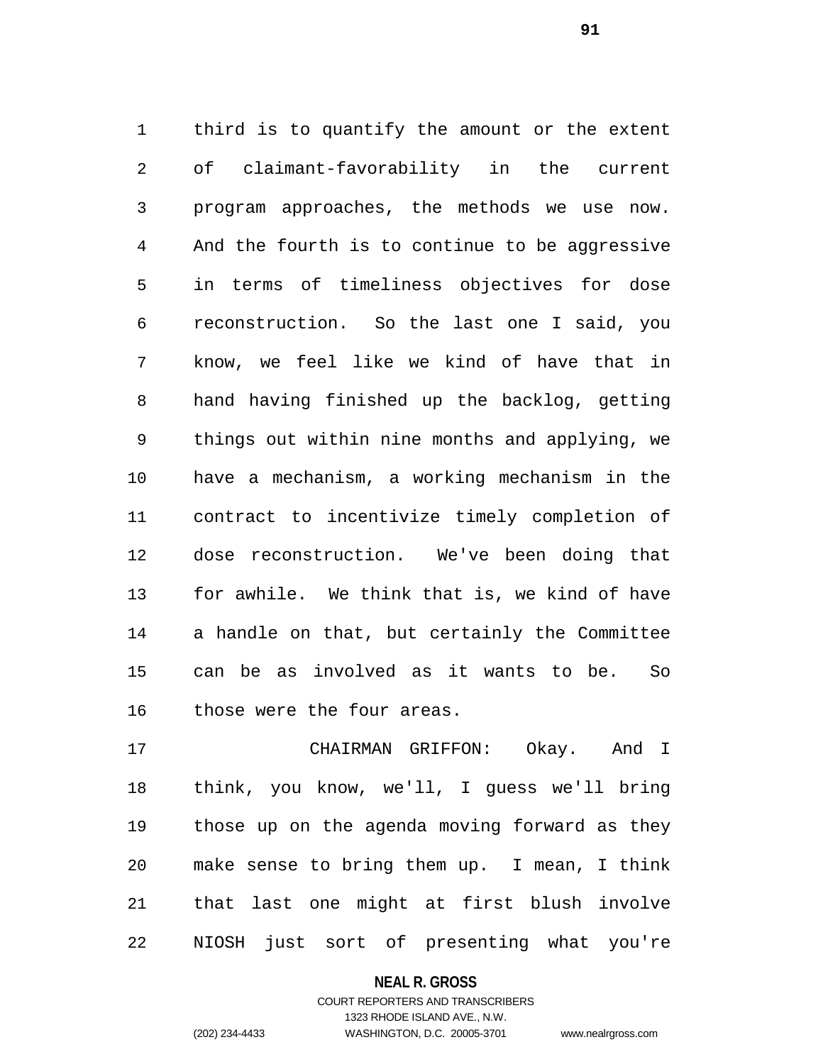third is to quantify the amount or the extent of claimant-favorability in the current program approaches, the methods we use now. And the fourth is to continue to be aggressive in terms of timeliness objectives for dose reconstruction. So the last one I said, you know, we feel like we kind of have that in hand having finished up the backlog, getting things out within nine months and applying, we have a mechanism, a working mechanism in the contract to incentivize timely completion of dose reconstruction. We've been doing that for awhile. We think that is, we kind of have a handle on that, but certainly the Committee can be as involved as it wants to be. So those were the four areas.

CHAIRMAN GRIFFON: Okay. And I think, you know, we'll, I guess we'll bring those up on the agenda moving forward as they make sense to bring them up. I mean, I think that last one might at first blush involve NIOSH just sort of presenting what you're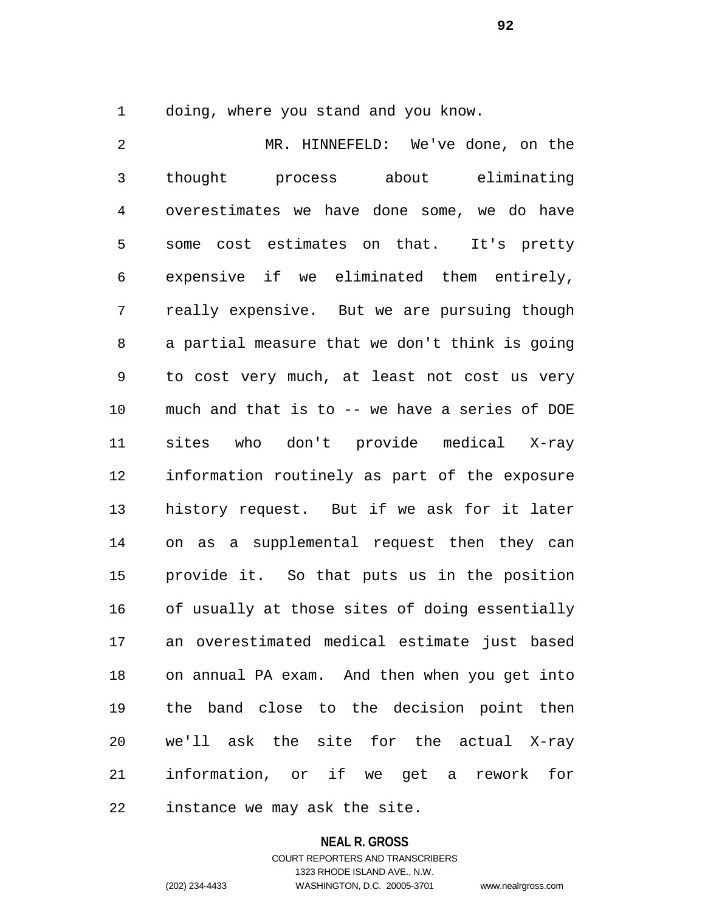doing, where you stand and you know.

MR. HINNEFELD: We've done, on the thought process about eliminating overestimates we have done some, we do have some cost estimates on that. It's pretty expensive if we eliminated them entirely, really expensive. But we are pursuing though a partial measure that we don't think is going to cost very much, at least not cost us very much and that is to -- we have a series of DOE sites who don't provide medical X-ray information routinely as part of the exposure history request. But if we ask for it later on as a supplemental request then they can provide it. So that puts us in the position of usually at those sites of doing essentially an overestimated medical estimate just based on annual PA exam. And then when you get into the band close to the decision point then we'll ask the site for the actual X-ray information, or if we get a rework for instance we may ask the site.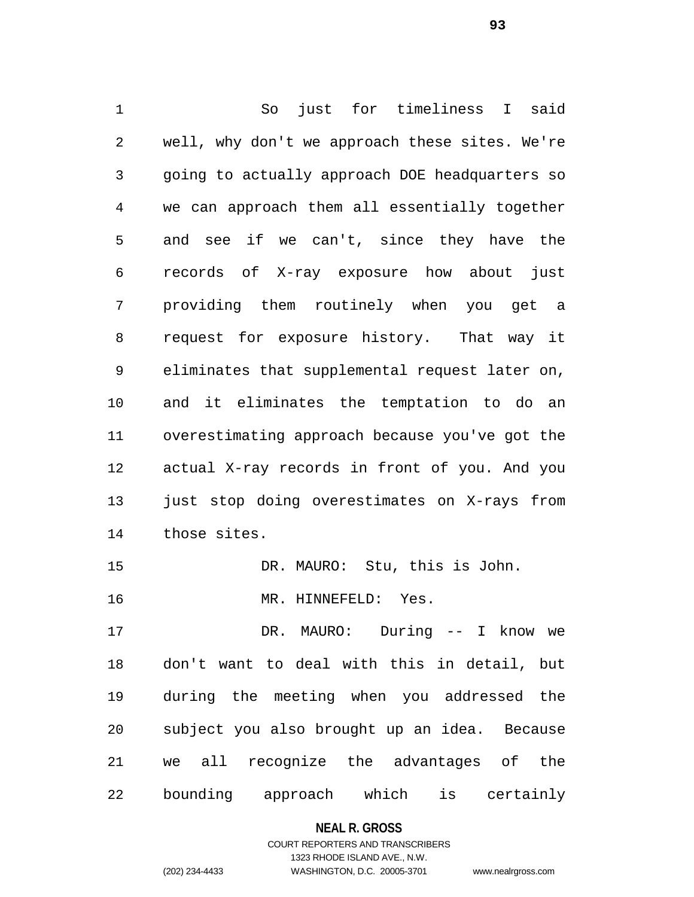So just for timeliness I said well, why don't we approach these sites. We're going to actually approach DOE headquarters so we can approach them all essentially together and see if we can't, since they have the records of X-ray exposure how about just providing them routinely when you get a request for exposure history. That way it eliminates that supplemental request later on, and it eliminates the temptation to do an overestimating approach because you've got the actual X-ray records in front of you. And you just stop doing overestimates on X-rays from those sites.

DR. MAURO: Stu, this is John.

MR. HINNEFELD: Yes.

DR. MAURO: During -- I know we don't want to deal with this in detail, but during the meeting when you addressed the subject you also brought up an idea. Because we all recognize the advantages of the bounding approach which is certainly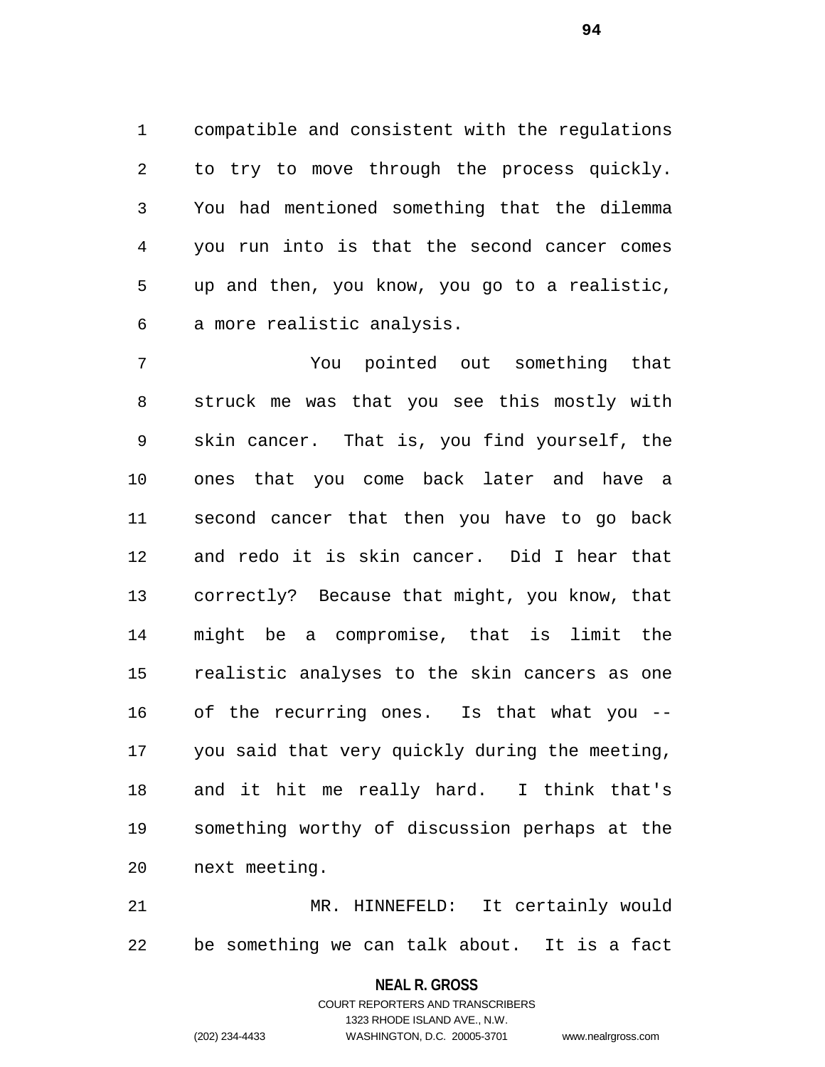compatible and consistent with the regulations to try to move through the process quickly. You had mentioned something that the dilemma you run into is that the second cancer comes up and then, you know, you go to a realistic, a more realistic analysis.

You pointed out something that struck me was that you see this mostly with skin cancer. That is, you find yourself, the ones that you come back later and have a second cancer that then you have to go back and redo it is skin cancer. Did I hear that correctly? Because that might, you know, that might be a compromise, that is limit the realistic analyses to the skin cancers as one of the recurring ones. Is that what you -- you said that very quickly during the meeting, and it hit me really hard. I think that's something worthy of discussion perhaps at the next meeting.

MR. HINNEFELD: It certainly would be something we can talk about. It is a fact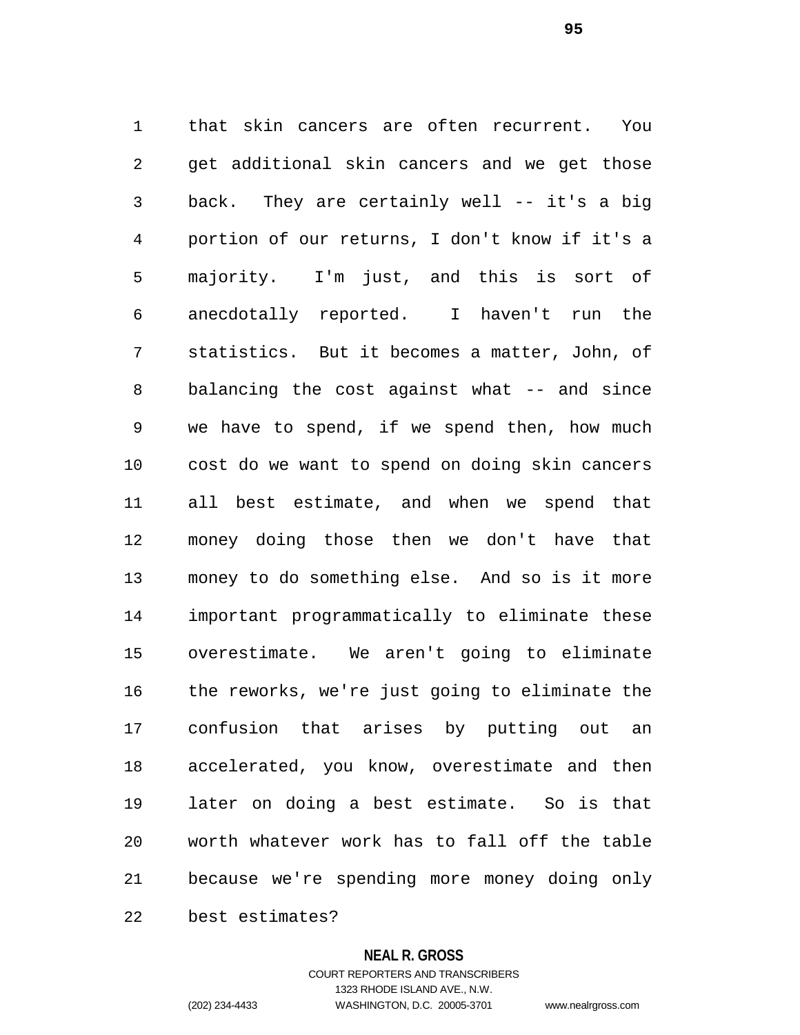that skin cancers are often recurrent. You get additional skin cancers and we get those back. They are certainly well -- it's a big portion of our returns, I don't know if it's a majority. I'm just, and this is sort of anecdotally reported. I haven't run the statistics. But it becomes a matter, John, of balancing the cost against what -- and since we have to spend, if we spend then, how much cost do we want to spend on doing skin cancers all best estimate, and when we spend that money doing those then we don't have that money to do something else. And so is it more important programmatically to eliminate these overestimate. We aren't going to eliminate the reworks, we're just going to eliminate the confusion that arises by putting out an accelerated, you know, overestimate and then later on doing a best estimate. So is that worth whatever work has to fall off the table because we're spending more money doing only best estimates?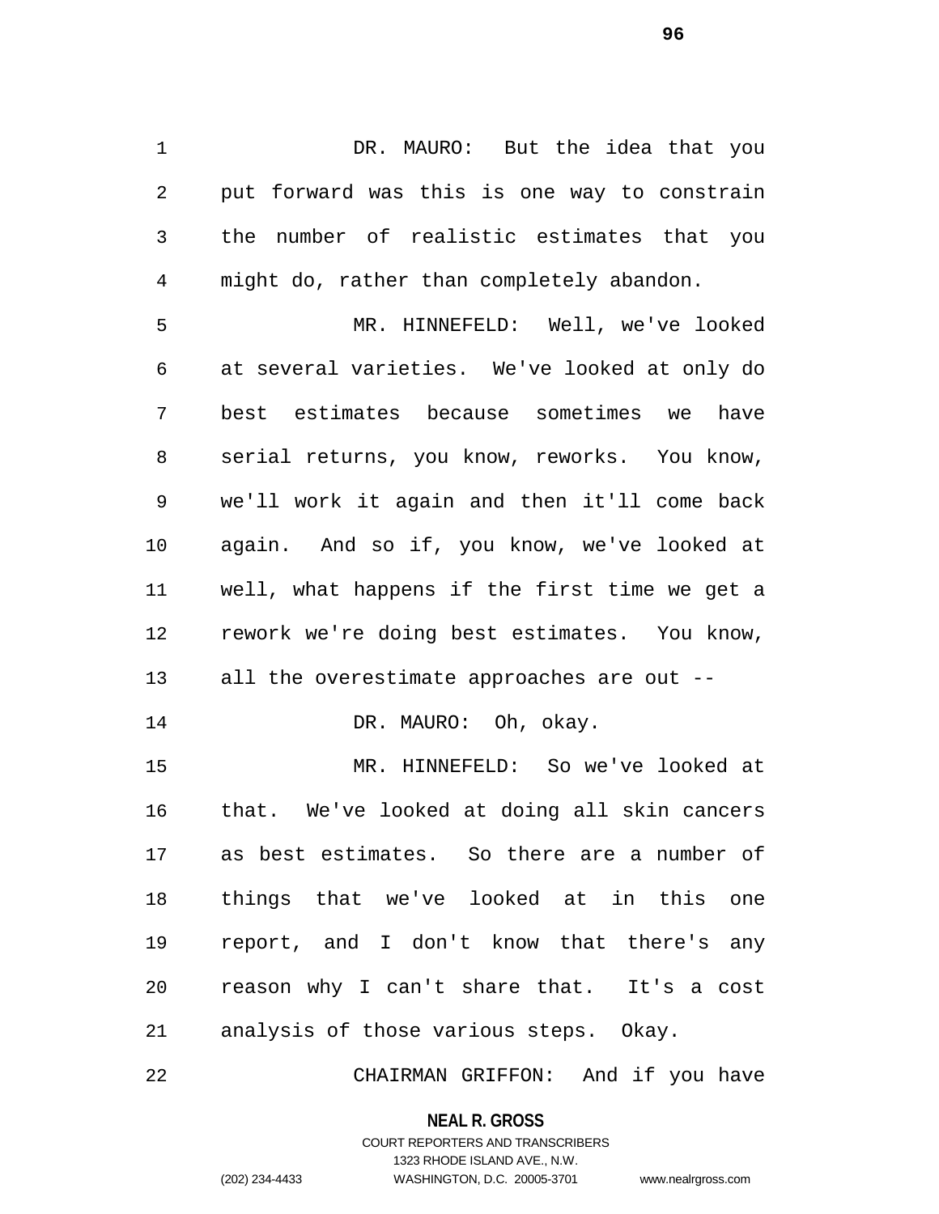DR. MAURO: But the idea that you put forward was this is one way to constrain the number of realistic estimates that you might do, rather than completely abandon.

MR. HINNEFELD: Well, we've looked at several varieties. We've looked at only do best estimates because sometimes we have serial returns, you know, reworks. You know, we'll work it again and then it'll come back again. And so if, you know, we've looked at well, what happens if the first time we get a rework we're doing best estimates. You know, all the overestimate approaches are out --

DR. MAURO: Oh, okay.

MR. HINNEFELD: So we've looked at that. We've looked at doing all skin cancers as best estimates. So there are a number of things that we've looked at in this one report, and I don't know that there's any reason why I can't share that. It's a cost analysis of those various steps. Okay.

CHAIRMAN GRIFFON: And if you have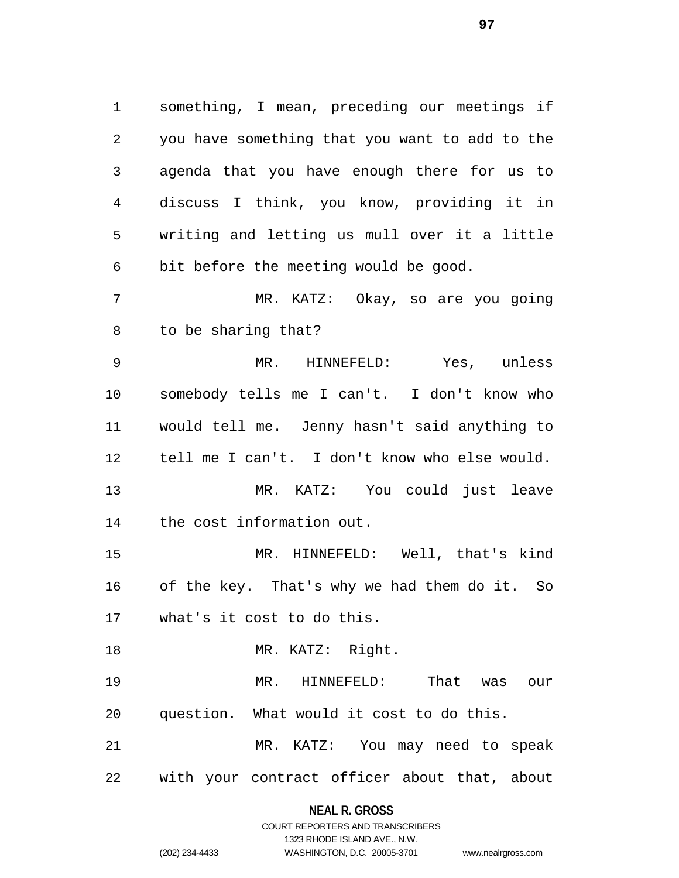something, I mean, preceding our meetings if you have something that you want to add to the agenda that you have enough there for us to discuss I think, you know, providing it in writing and letting us mull over it a little bit before the meeting would be good.

MR. KATZ: Okay, so are you going to be sharing that?

MR. HINNEFELD: Yes, unless somebody tells me I can't. I don't know who would tell me. Jenny hasn't said anything to tell me I can't. I don't know who else would.

MR. KATZ: You could just leave the cost information out.

MR. HINNEFELD: Well, that's kind of the key. That's why we had them do it. So what's it cost to do this.

MR. KATZ: Right.

MR. HINNEFELD: That was our question. What would it cost to do this.

MR. KATZ: You may need to speak with your contract officer about that, about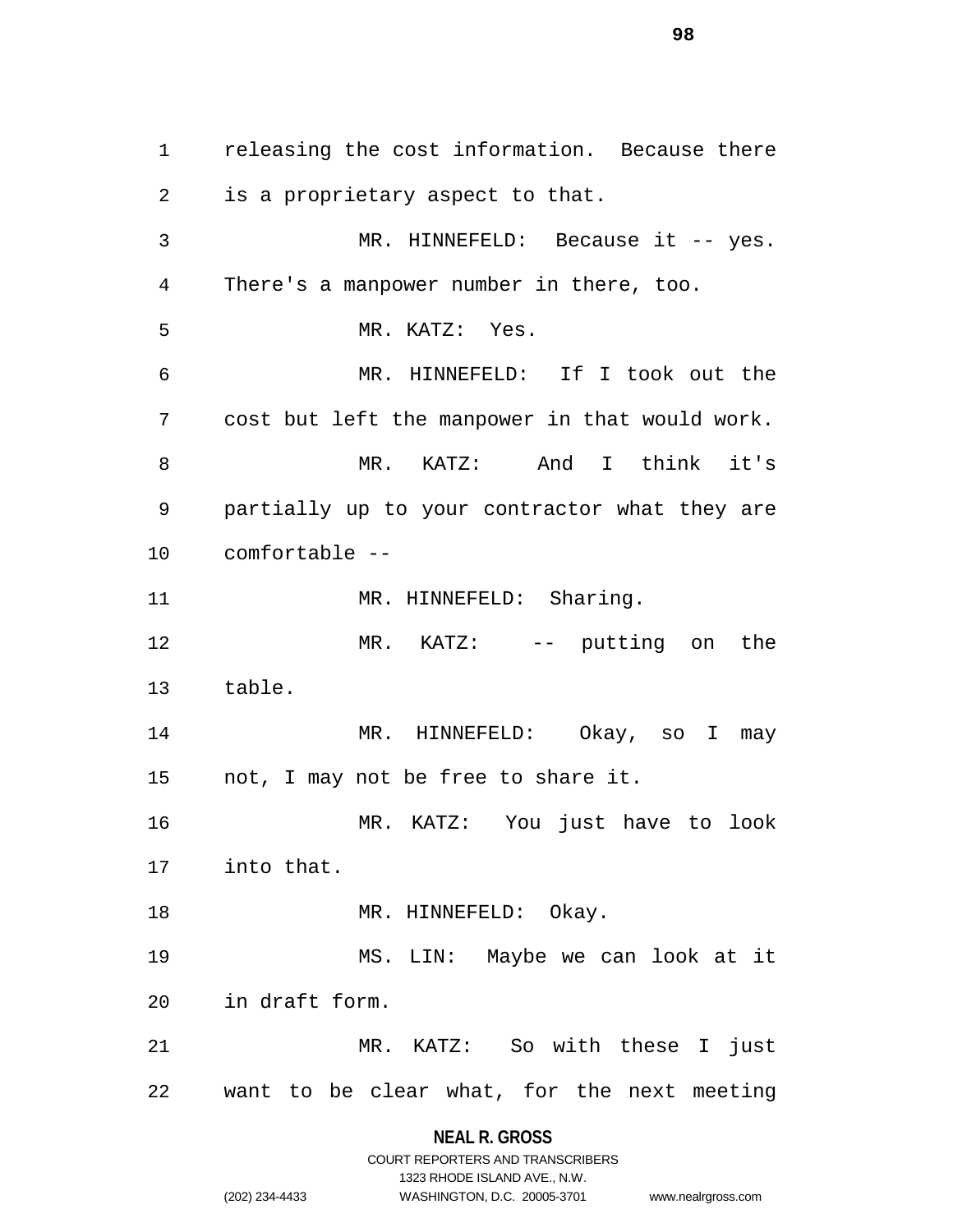releasing the cost information. Because there is a proprietary aspect to that.

MR. HINNEFELD: Because it -- yes. There's a manpower number in there, too.

MR. KATZ: Yes.

MR. HINNEFELD: If I took out the cost but left the manpower in that would work.

MR. KATZ: And I think it's partially up to your contractor what they are comfortable --

MR. HINNEFELD: Sharing.

MR. KATZ: -- putting on the table.

MR. HINNEFELD: Okay, so I may not, I may not be free to share it.

MR. KATZ: You just have to look into that.

MR. HINNEFELD: Okay.

MS. LIN: Maybe we can look at it in draft form.

MR. KATZ: So with these I just want to be clear what, for the next meeting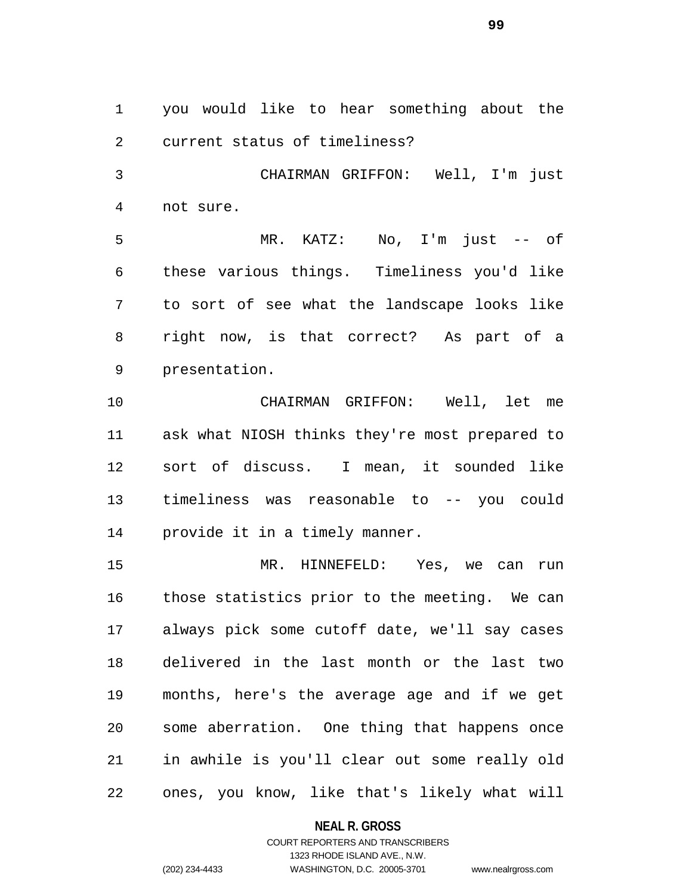you would like to hear something about the current status of timeliness?

CHAIRMAN GRIFFON: Well, I'm just not sure.

MR. KATZ: No, I'm just -- of these various things. Timeliness you'd like to sort of see what the landscape looks like right now, is that correct? As part of a presentation.

CHAIRMAN GRIFFON: Well, let me ask what NIOSH thinks they're most prepared to sort of discuss. I mean, it sounded like timeliness was reasonable to -- you could provide it in a timely manner.

MR. HINNEFELD: Yes, we can run those statistics prior to the meeting. We can always pick some cutoff date, we'll say cases delivered in the last month or the last two months, here's the average age and if we get some aberration. One thing that happens once in awhile is you'll clear out some really old ones, you know, like that's likely what will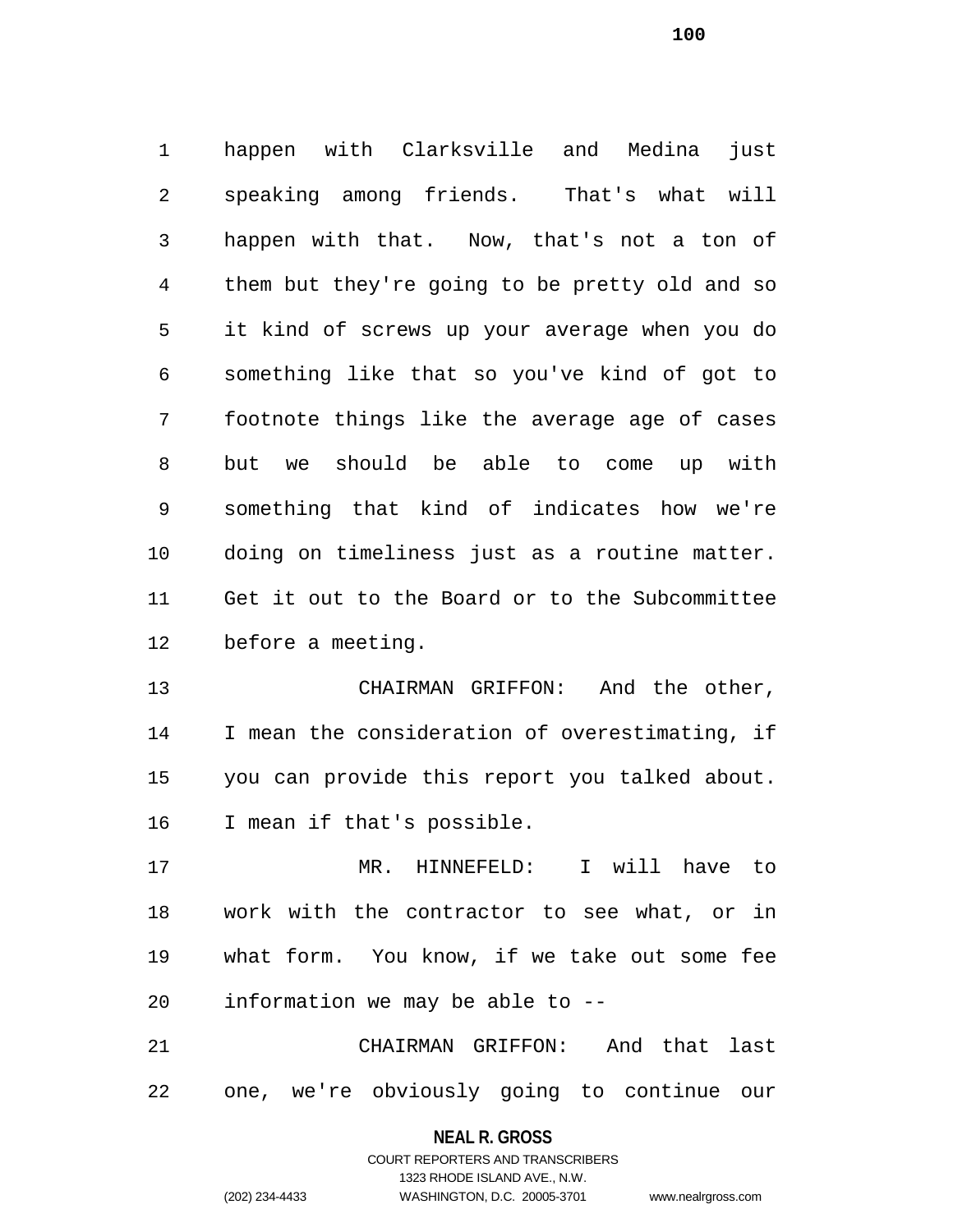happen with Clarksville and Medina just speaking among friends. That's what will happen with that. Now, that's not a ton of them but they're going to be pretty old and so it kind of screws up your average when you do something like that so you've kind of got to footnote things like the average age of cases but we should be able to come up with something that kind of indicates how we're doing on timeliness just as a routine matter. Get it out to the Board or to the Subcommittee before a meeting.

CHAIRMAN GRIFFON: And the other, I mean the consideration of overestimating, if you can provide this report you talked about. I mean if that's possible.

MR. HINNEFELD: I will have to work with the contractor to see what, or in what form. You know, if we take out some fee information we may be able to --

CHAIRMAN GRIFFON: And that last one, we're obviously going to continue our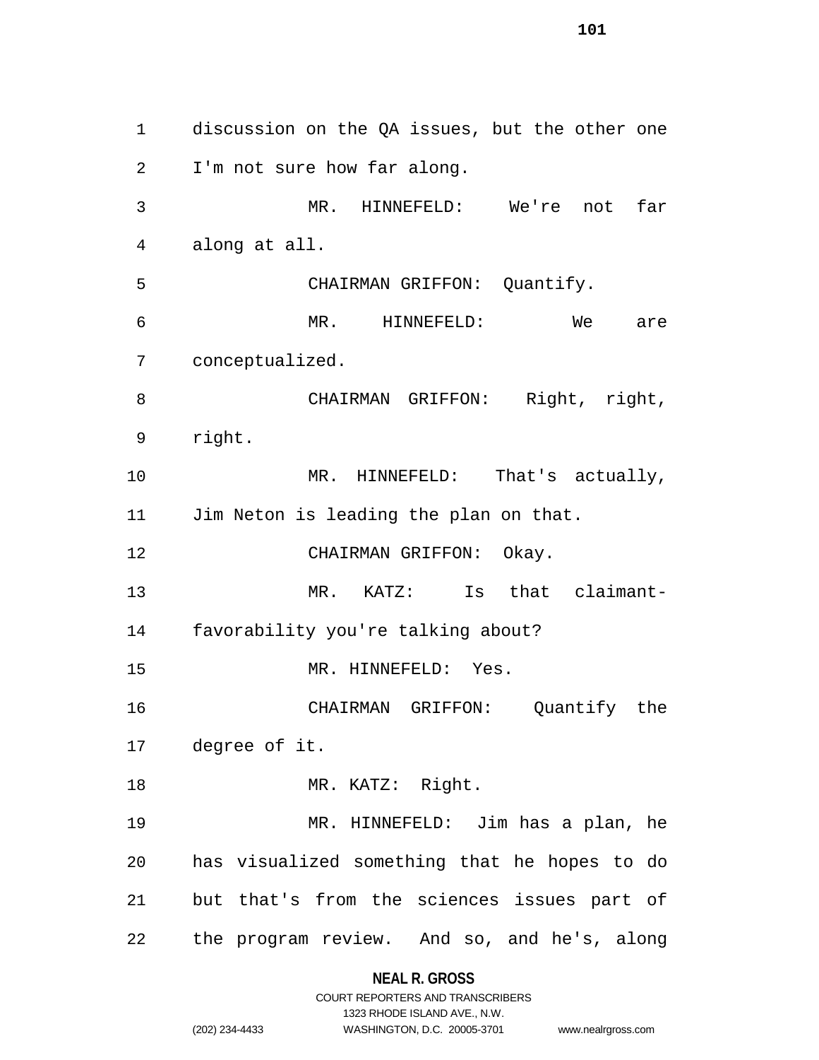discussion on the QA issues, but the other one I'm not sure how far along.

MR. HINNEFELD: We're not far along at all.

CHAIRMAN GRIFFON: Quantify.

MR. HINNEFELD: We are conceptualized.

CHAIRMAN GRIFFON: Right, right, right.

MR. HINNEFELD: That's actually, Jim Neton is leading the plan on that.

CHAIRMAN GRIFFON: Okay.

MR. KATZ: Is that claimant-favorability you're talking about?

MR. HINNEFELD: Yes.

CHAIRMAN GRIFFON: Quantify the degree of it.

MR. KATZ: Right.

MR. HINNEFELD: Jim has a plan, he has visualized something that he hopes to do but that's from the sciences issues part of the program review. And so, and he's, along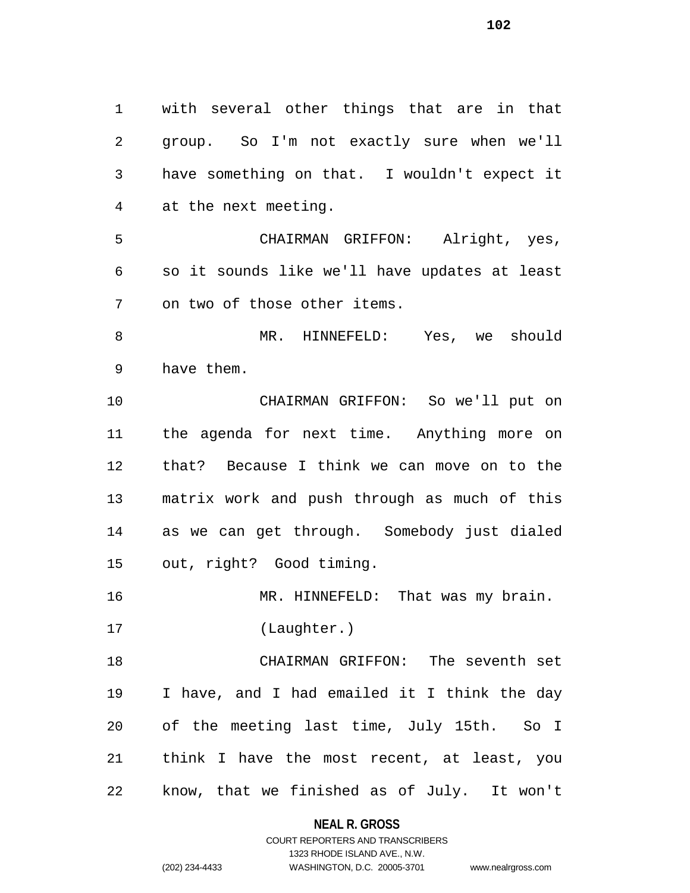with several other things that are in that group. So I'm not exactly sure when we'll have something on that. I wouldn't expect it at the next meeting.

CHAIRMAN GRIFFON: Alright, yes, so it sounds like we'll have updates at least on two of those other items.

MR. HINNEFELD: Yes, we should have them.

CHAIRMAN GRIFFON: So we'll put on the agenda for next time. Anything more on that? Because I think we can move on to the matrix work and push through as much of this as we can get through. Somebody just dialed out, right? Good timing.

MR. HINNEFELD: That was my brain.

(Laughter.)

CHAIRMAN GRIFFON: The seventh set I have, and I had emailed it I think the day of the meeting last time, July 15th. So I think I have the most recent, at least, you know, that we finished as of July. It won't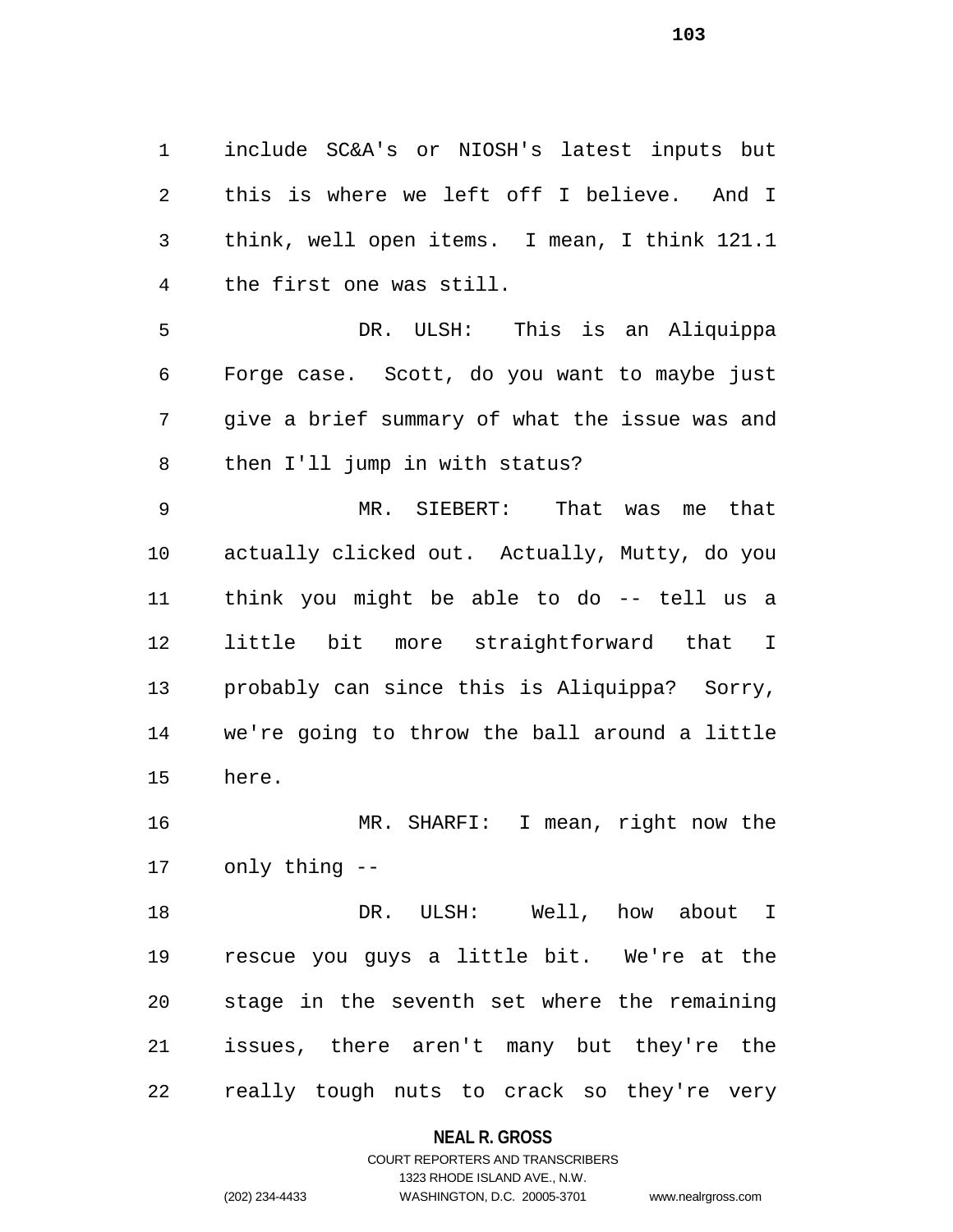include SC&A's or NIOSH's latest inputs but this is where we left off I believe. And I think, well open items. I mean, I think 121.1 the first one was still.

DR. ULSH: This is an Aliquippa Forge case. Scott, do you want to maybe just give a brief summary of what the issue was and then I'll jump in with status?

MR. SIEBERT: That was me that actually clicked out. Actually, Mutty, do you think you might be able to do -- tell us a little bit more straightforward that I probably can since this is Aliquippa? Sorry, we're going to throw the ball around a little here.

MR. SHARFI: I mean, right now the only thing --

DR. ULSH: Well, how about I rescue you guys a little bit. We're at the stage in the seventh set where the remaining issues, there aren't many but they're the really tough nuts to crack so they're very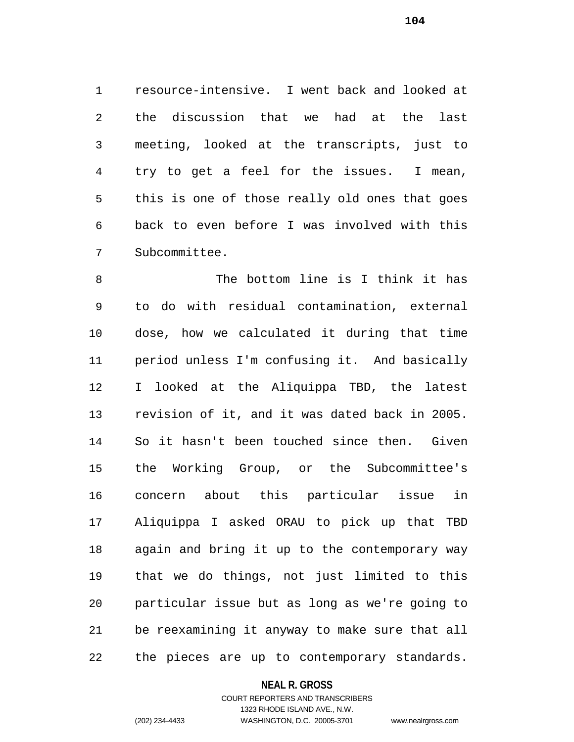resource-intensive. I went back and looked at the discussion that we had at the last meeting, looked at the transcripts, just to try to get a feel for the issues. I mean, this is one of those really old ones that goes back to even before I was involved with this Subcommittee.

The bottom line is I think it has to do with residual contamination, external dose, how we calculated it during that time period unless I'm confusing it. And basically I looked at the Aliquippa TBD, the latest revision of it, and it was dated back in 2005. So it hasn't been touched since then. Given the Working Group, or the Subcommittee's concern about this particular issue in Aliquippa I asked ORAU to pick up that TBD again and bring it up to the contemporary way that we do things, not just limited to this particular issue but as long as we're going to be reexamining it anyway to make sure that all the pieces are up to contemporary standards.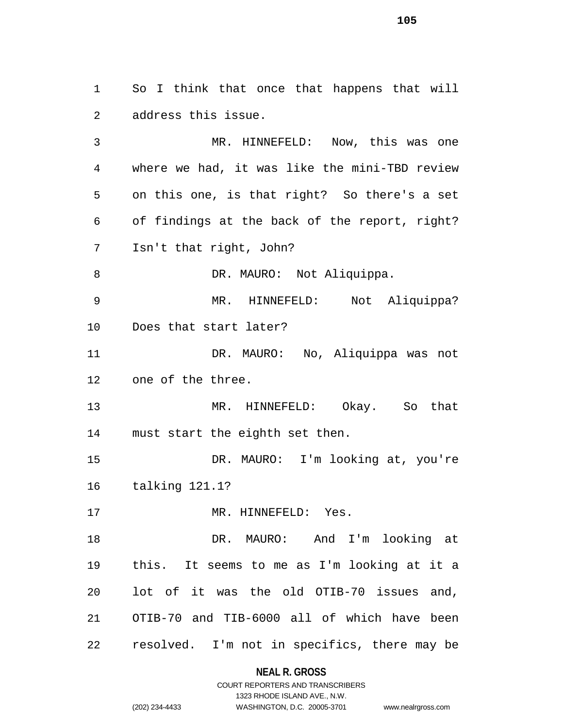So I think that once that happens that will address this issue.

MR. HINNEFELD: Now, this was one where we had, it was like the mini-TBD review on this one, is that right? So there's a set of findings at the back of the report, right? Isn't that right, John?

DR. MAURO: Not Aliquippa.

MR. HINNEFELD: Not Aliquippa? Does that start later?

DR. MAURO: No, Aliquippa was not one of the three.

MR. HINNEFELD: Okay. So that must start the eighth set then.

DR. MAURO: I'm looking at, you're talking 121.1?

MR. HINNEFELD: Yes.

DR. MAURO: And I'm looking at this. It seems to me as I'm looking at it a lot of it was the old OTIB-70 issues and, OTIB-70 and TIB-6000 all of which have been resolved. I'm not in specifics, there may be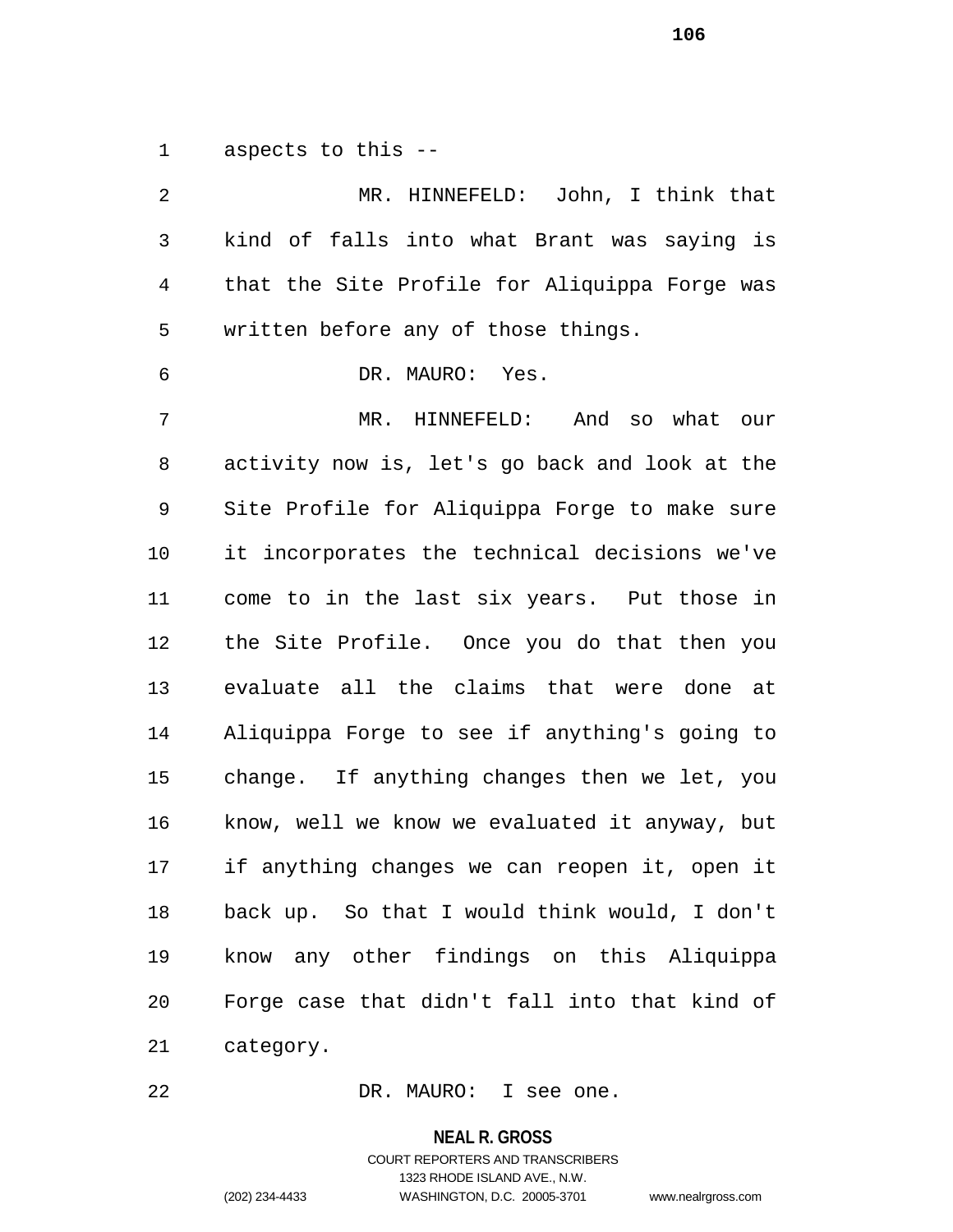aspects to this --

MR. HINNEFELD: John, I think that kind of falls into what Brant was saying is that the Site Profile for Aliquippa Forge was written before any of those things.

DR. MAURO: Yes.

MR. HINNEFELD: And so what our activity now is, let's go back and look at the Site Profile for Aliquippa Forge to make sure it incorporates the technical decisions we've come to in the last six years. Put those in the Site Profile. Once you do that then you evaluate all the claims that were done at Aliquippa Forge to see if anything's going to change. If anything changes then we let, you know, well we know we evaluated it anyway, but if anything changes we can reopen it, open it back up. So that I would think would, I don't know any other findings on this Aliquippa Forge case that didn't fall into that kind of category.

DR. MAURO: I see one.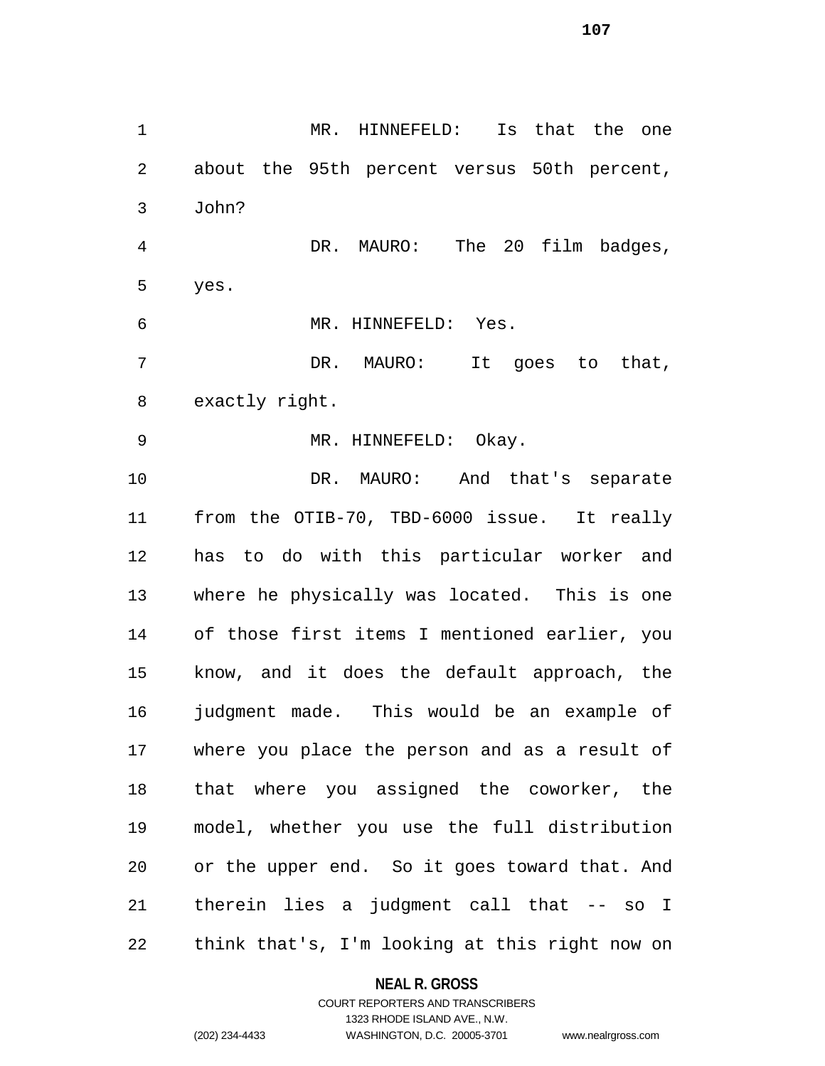MR. HINNEFELD: Is that the one about the 95th percent versus 50th percent, John?

DR. MAURO: The 20 film badges, yes.

MR. HINNEFELD: Yes.

DR. MAURO: It goes to that, exactly right.

MR. HINNEFELD: Okay.

DR. MAURO: And that's separate from the OTIB-70, TBD-6000 issue. It really has to do with this particular worker and where he physically was located. This is one of those first items I mentioned earlier, you know, and it does the default approach, the judgment made. This would be an example of where you place the person and as a result of that where you assigned the coworker, the model, whether you use the full distribution or the upper end. So it goes toward that. And therein lies a judgment call that -- so I think that's, I'm looking at this right now on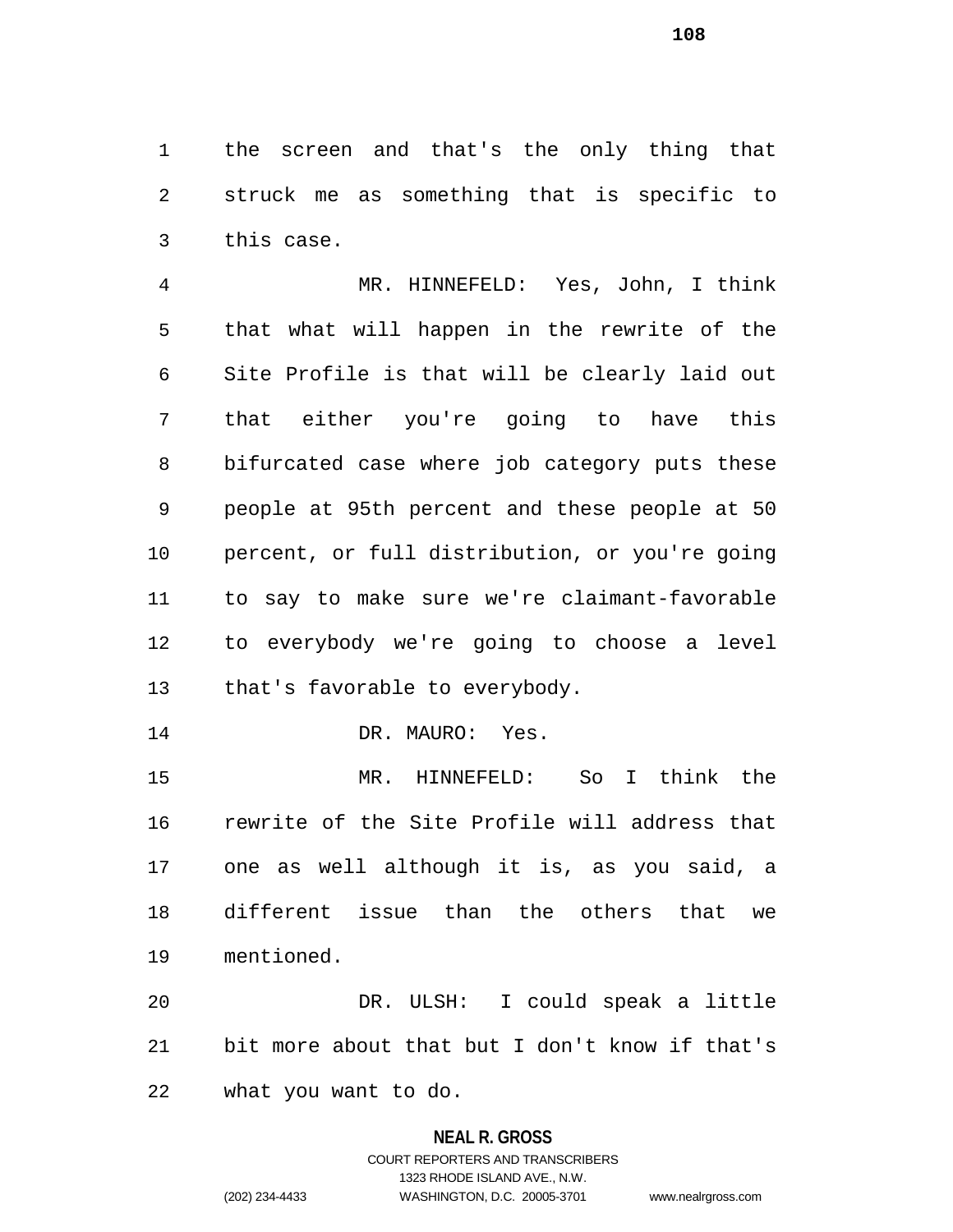the screen and that's the only thing that struck me as something that is specific to this case.

MR. HINNEFELD: Yes, John, I think that what will happen in the rewrite of the Site Profile is that will be clearly laid out that either you're going to have this bifurcated case where job category puts these people at 95th percent and these people at 50 percent, or full distribution, or you're going to say to make sure we're claimant-favorable to everybody we're going to choose a level that's favorable to everybody.

DR. MAURO: Yes.

MR. HINNEFELD: So I think the rewrite of the Site Profile will address that one as well although it is, as you said, a different issue than the others that we mentioned.

DR. ULSH: I could speak a little bit more about that but I don't know if that's what you want to do.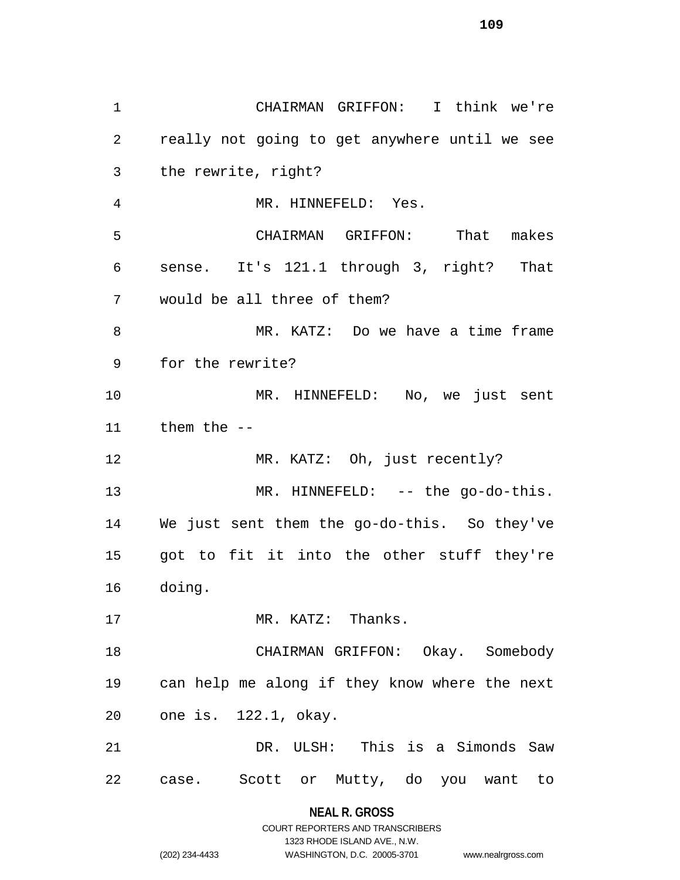CHAIRMAN GRIFFON: I think we're really not going to get anywhere until we see the rewrite, right?

MR. HINNEFELD: Yes.

CHAIRMAN GRIFFON: That makes sense. It's 121.1 through 3, right? That would be all three of them?

MR. KATZ: Do we have a time frame for the rewrite?

MR. HINNEFELD: No, we just sent them the --

MR. KATZ: Oh, just recently?

MR. HINNEFELD: -- the go-do-this. We just sent them the go-do-this. So they've got to fit it into the other stuff they're doing.

MR. KATZ: Thanks.

CHAIRMAN GRIFFON: Okay. Somebody can help me along if they know where the next one is. 122.1, okay.

DR. ULSH: This is a Simonds Saw case. Scott or Mutty, do you want to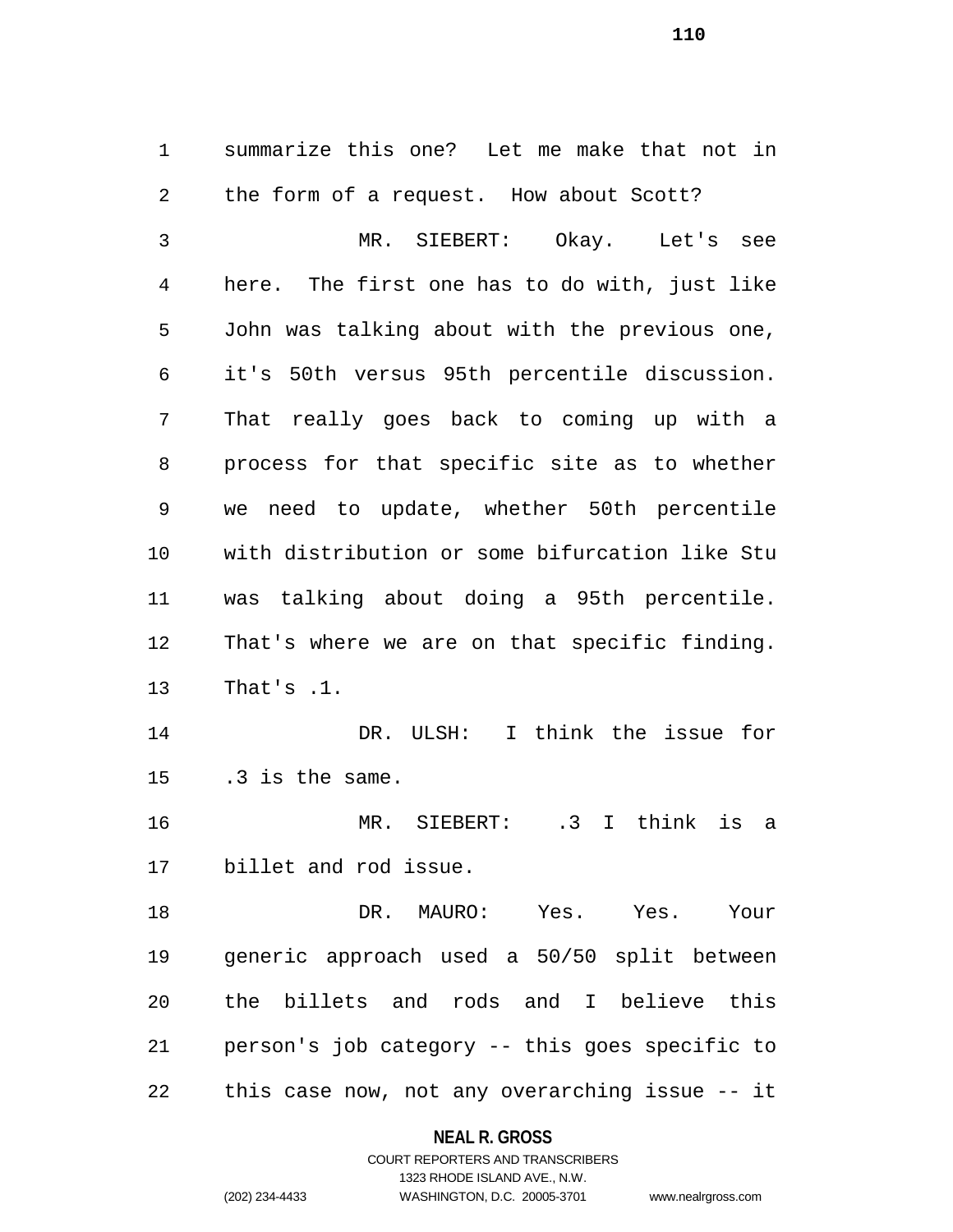summarize this one? Let me make that not in the form of a request. How about Scott?

MR. SIEBERT: Okay. Let's see here. The first one has to do with, just like John was talking about with the previous one, it's 50th versus 95th percentile discussion. That really goes back to coming up with a process for that specific site as to whether we need to update, whether 50th percentile with distribution or some bifurcation like Stu was talking about doing a 95th percentile. That's where we are on that specific finding. That's .1.

DR. ULSH: I think the issue for .3 is the same.

MR. SIEBERT: .3 I think is a billet and rod issue.

DR. MAURO: Yes. Yes. Your generic approach used a 50/50 split between the billets and rods and I believe this person's job category -- this goes specific to this case now, not any overarching issue -- it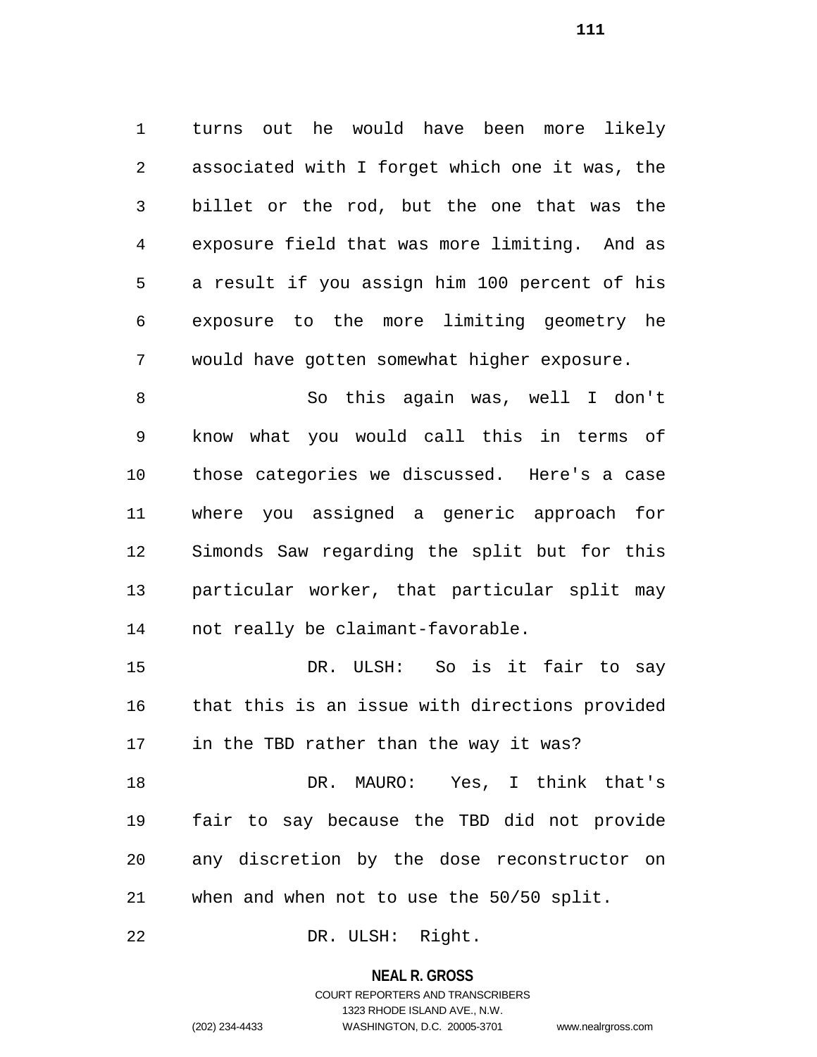turns out he would have been more likely associated with I forget which one it was, the billet or the rod, but the one that was the exposure field that was more limiting. And as a result if you assign him 100 percent of his exposure to the more limiting geometry he would have gotten somewhat higher exposure.

So this again was, well I don't know what you would call this in terms of those categories we discussed. Here's a case where you assigned a generic approach for Simonds Saw regarding the split but for this particular worker, that particular split may not really be claimant-favorable.

DR. ULSH: So is it fair to say that this is an issue with directions provided in the TBD rather than the way it was?

DR. MAURO: Yes, I think that's fair to say because the TBD did not provide any discretion by the dose reconstructor on when and when not to use the 50/50 split.

DR. ULSH: Right.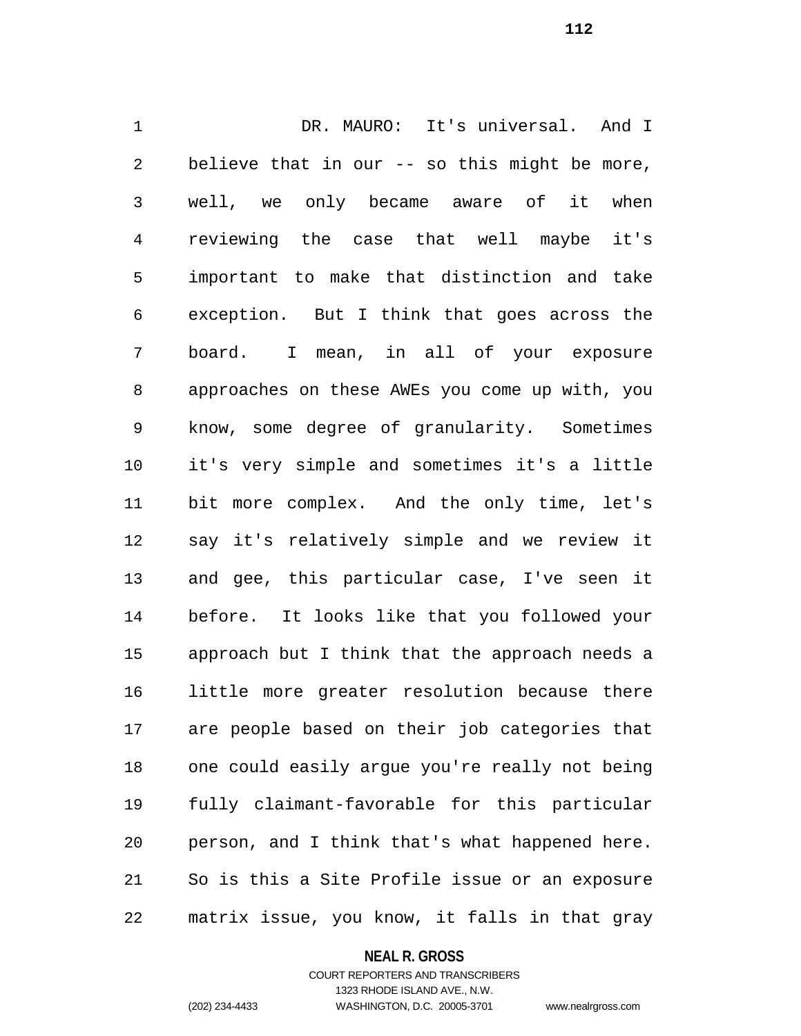DR. MAURO: It's universal. And I believe that in our -- so this might be more, well, we only became aware of it when reviewing the case that well maybe it's important to make that distinction and take exception. But I think that goes across the board. I mean, in all of your exposure approaches on these AWEs you come up with, you know, some degree of granularity. Sometimes it's very simple and sometimes it's a little bit more complex. And the only time, let's say it's relatively simple and we review it and gee, this particular case, I've seen it before. It looks like that you followed your approach but I think that the approach needs a little more greater resolution because there are people based on their job categories that one could easily argue you're really not being fully claimant-favorable for this particular person, and I think that's what happened here. So is this a Site Profile issue or an exposure matrix issue, you know, it falls in that gray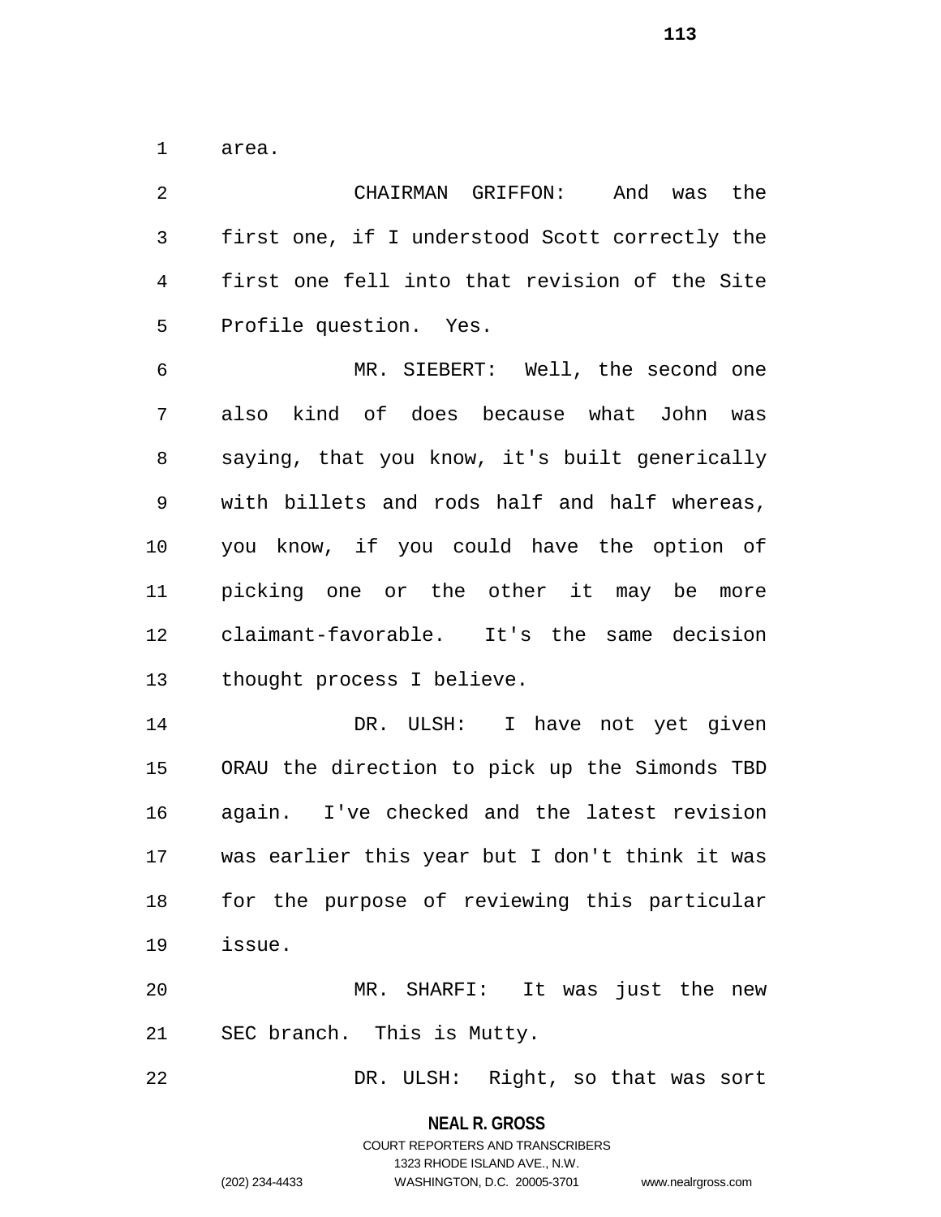area.

CHAIRMAN GRIFFON: And was the first one, if I understood Scott correctly the first one fell into that revision of the Site Profile question. Yes.

MR. SIEBERT: Well, the second one also kind of does because what John was saying, that you know, it's built generically with billets and rods half and half whereas, you know, if you could have the option of picking one or the other it may be more claimant-favorable. It's the same decision thought process I believe.

DR. ULSH: I have not yet given ORAU the direction to pick up the Simonds TBD again. I've checked and the latest revision was earlier this year but I don't think it was for the purpose of reviewing this particular issue.

MR. SHARFI: It was just the new SEC branch. This is Mutty.

DR. ULSH: Right, so that was sort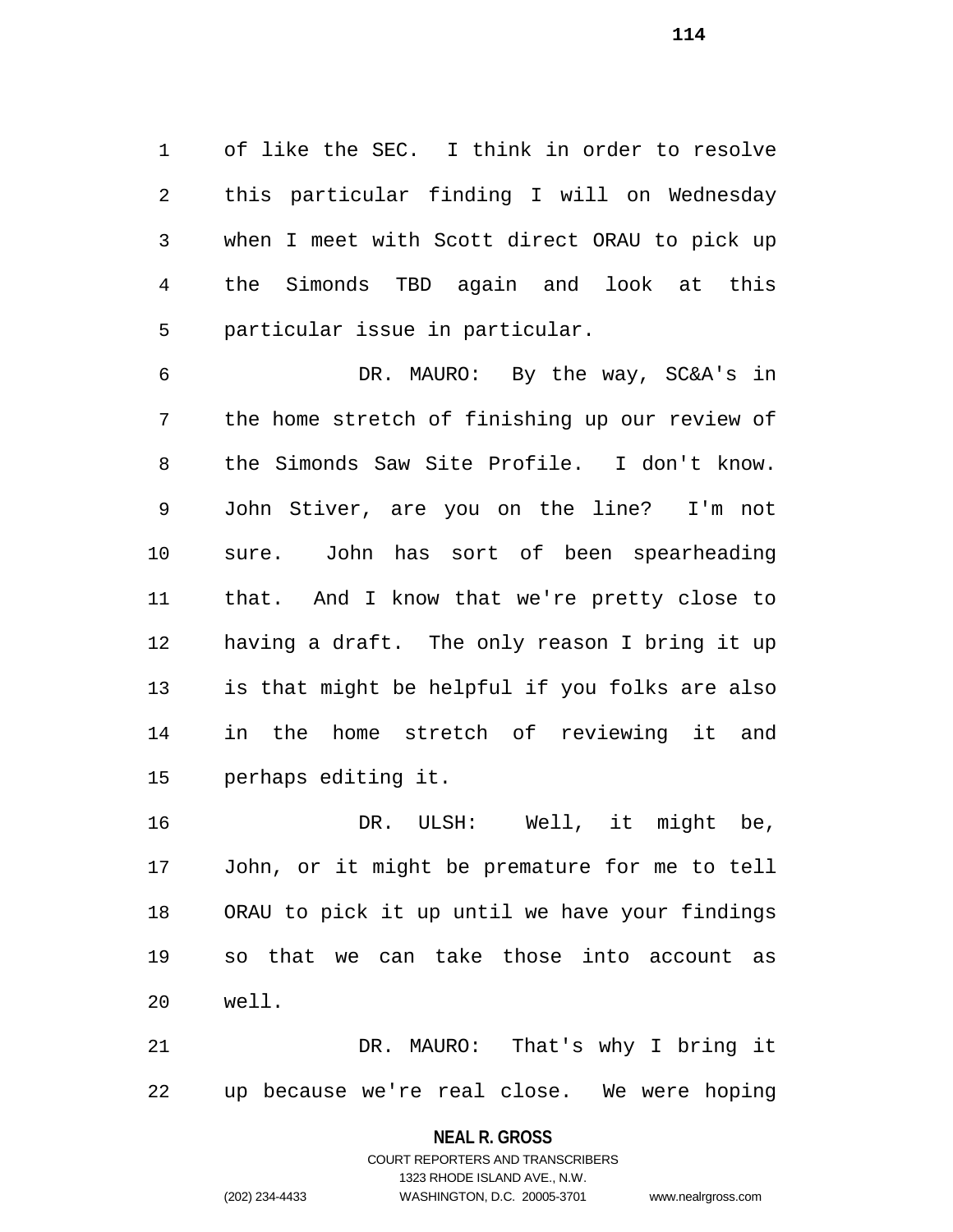of like the SEC. I think in order to resolve this particular finding I will on Wednesday when I meet with Scott direct ORAU to pick up the Simonds TBD again and look at this particular issue in particular.

DR. MAURO: By the way, SC&A's in the home stretch of finishing up our review of the Simonds Saw Site Profile. I don't know. John Stiver, are you on the line? I'm not sure. John has sort of been spearheading that. And I know that we're pretty close to having a draft. The only reason I bring it up is that might be helpful if you folks are also in the home stretch of reviewing it and perhaps editing it.

DR. ULSH: Well, it might be, John, or it might be premature for me to tell ORAU to pick it up until we have your findings so that we can take those into account as well.

DR. MAURO: That's why I bring it up because we're real close. We were hoping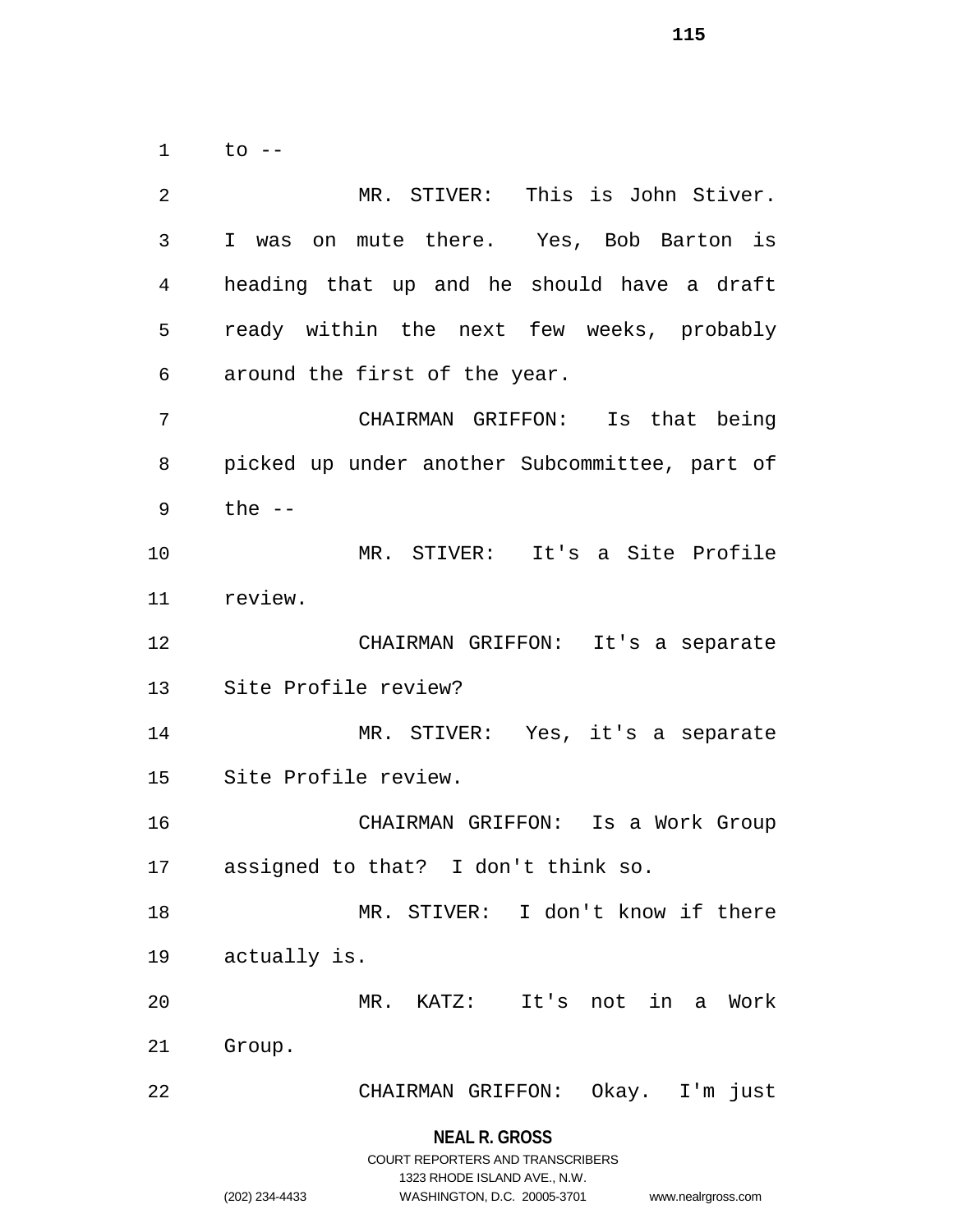to --

MR. STIVER: This is John Stiver. I was on mute there. Yes, Bob Barton is heading that up and he should have a draft ready within the next few weeks, probably around the first of the year.

CHAIRMAN GRIFFON: Is that being picked up under another Subcommittee, part of the --

MR. STIVER: It's a Site Profile review.

CHAIRMAN GRIFFON: It's a separate Site Profile review?

MR. STIVER: Yes, it's a separate Site Profile review.

CHAIRMAN GRIFFON: Is a Work Group assigned to that? I don't think so.

MR. STIVER: I don't know if there actually is.

MR. KATZ: It's not in a Work Group.

CHAIRMAN GRIFFON: Okay. I'm just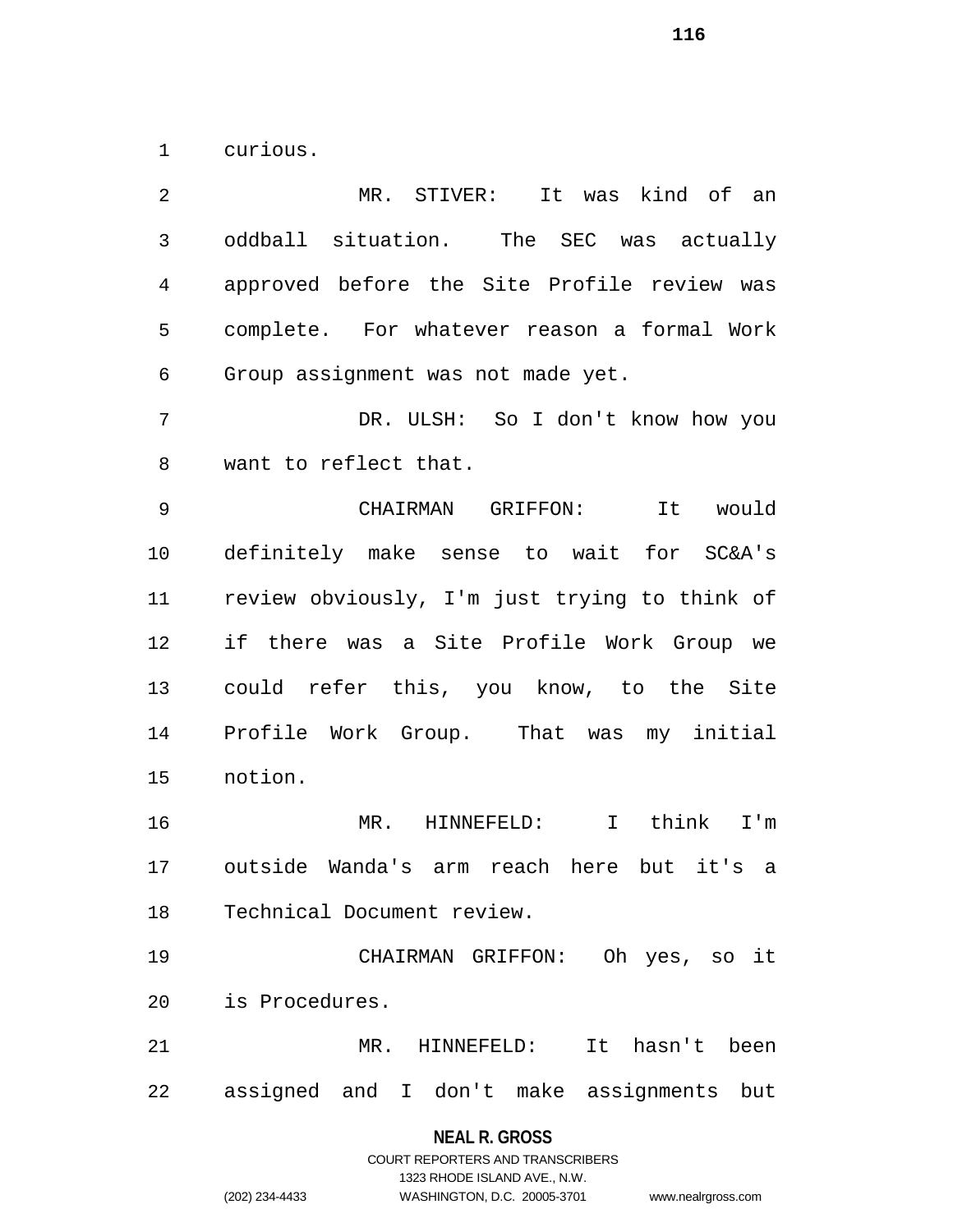curious.

MR. STIVER: It was kind of an oddball situation. The SEC was actually approved before the Site Profile review was complete. For whatever reason a formal Work Group assignment was not made yet.

DR. ULSH: So I don't know how you want to reflect that.

CHAIRMAN GRIFFON: It would definitely make sense to wait for SC&A's review obviously, I'm just trying to think of if there was a Site Profile Work Group we could refer this, you know, to the Site Profile Work Group. That was my initial notion.

MR. HINNEFELD: I think I'm outside Wanda's arm reach here but it's a Technical Document review.

CHAIRMAN GRIFFON: Oh yes, so it is Procedures.

MR. HINNEFELD: It hasn't been assigned and I don't make assignments but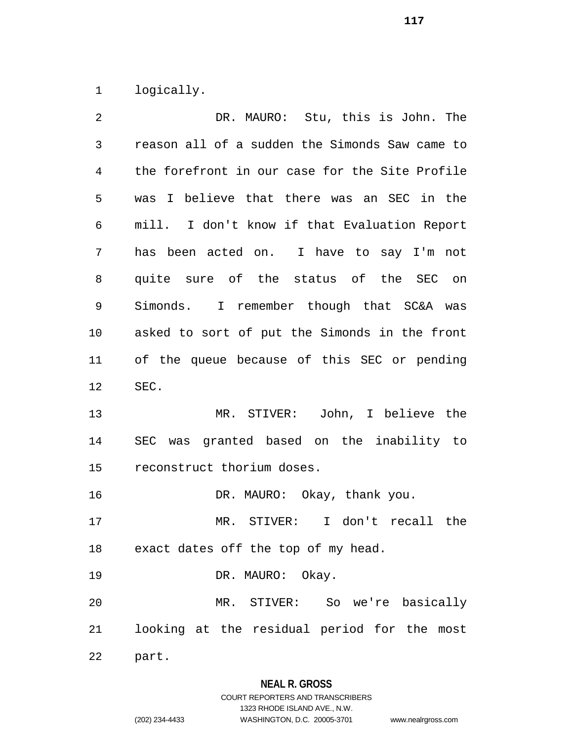logically.

DR. MAURO: Stu, this is John. The reason all of a sudden the Simonds Saw came to the forefront in our case for the Site Profile was I believe that there was an SEC in the mill. I don't know if that Evaluation Report has been acted on. I have to say I'm not quite sure of the status of the SEC on Simonds. I remember though that SC&A was asked to sort of put the Simonds in the front of the queue because of this SEC or pending SEC.

MR. STIVER: John, I believe the SEC was granted based on the inability to reconstruct thorium doses.

DR. MAURO: Okay, thank you.

MR. STIVER: I don't recall the exact dates off the top of my head.

DR. MAURO: Okay.

MR. STIVER: So we're basically looking at the residual period for the most part.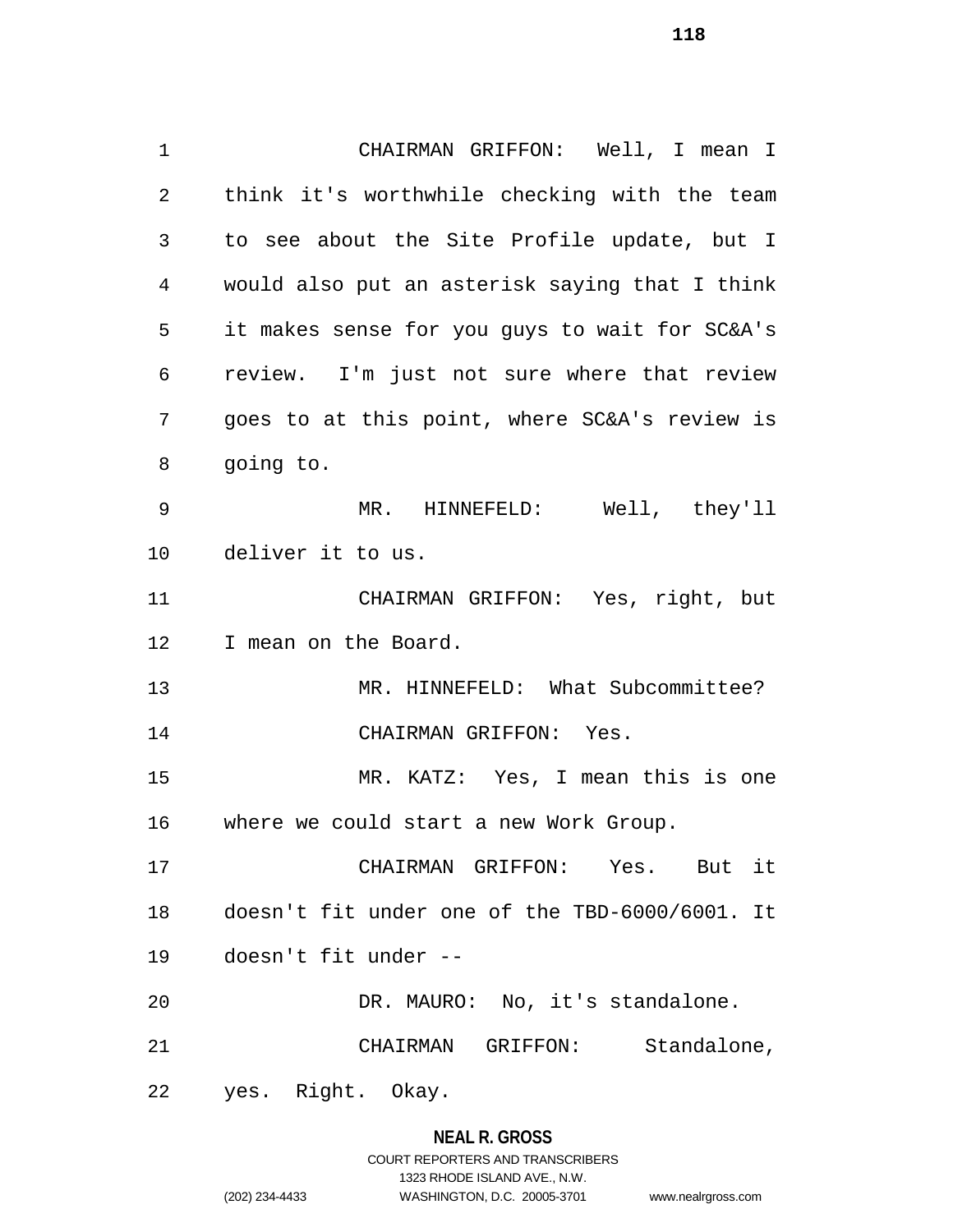CHAIRMAN GRIFFON: Well, I mean I think it's worthwhile checking with the team to see about the Site Profile update, but I would also put an asterisk saying that I think it makes sense for you guys to wait for SC&A's review. I'm just not sure where that review goes to at this point, where SC&A's review is going to.

MR. HINNEFELD: Well, they'll deliver it to us.

CHAIRMAN GRIFFON: Yes, right, but I mean on the Board.

MR. HINNEFELD: What Subcommittee?

CHAIRMAN GRIFFON: Yes.

MR. KATZ: Yes, I mean this is one where we could start a new Work Group.

CHAIRMAN GRIFFON: Yes. But it doesn't fit under one of the TBD-6000/6001. It doesn't fit under --

DR. MAURO: No, it's standalone.

CHAIRMAN GRIFFON: Standalone, yes. Right. Okay.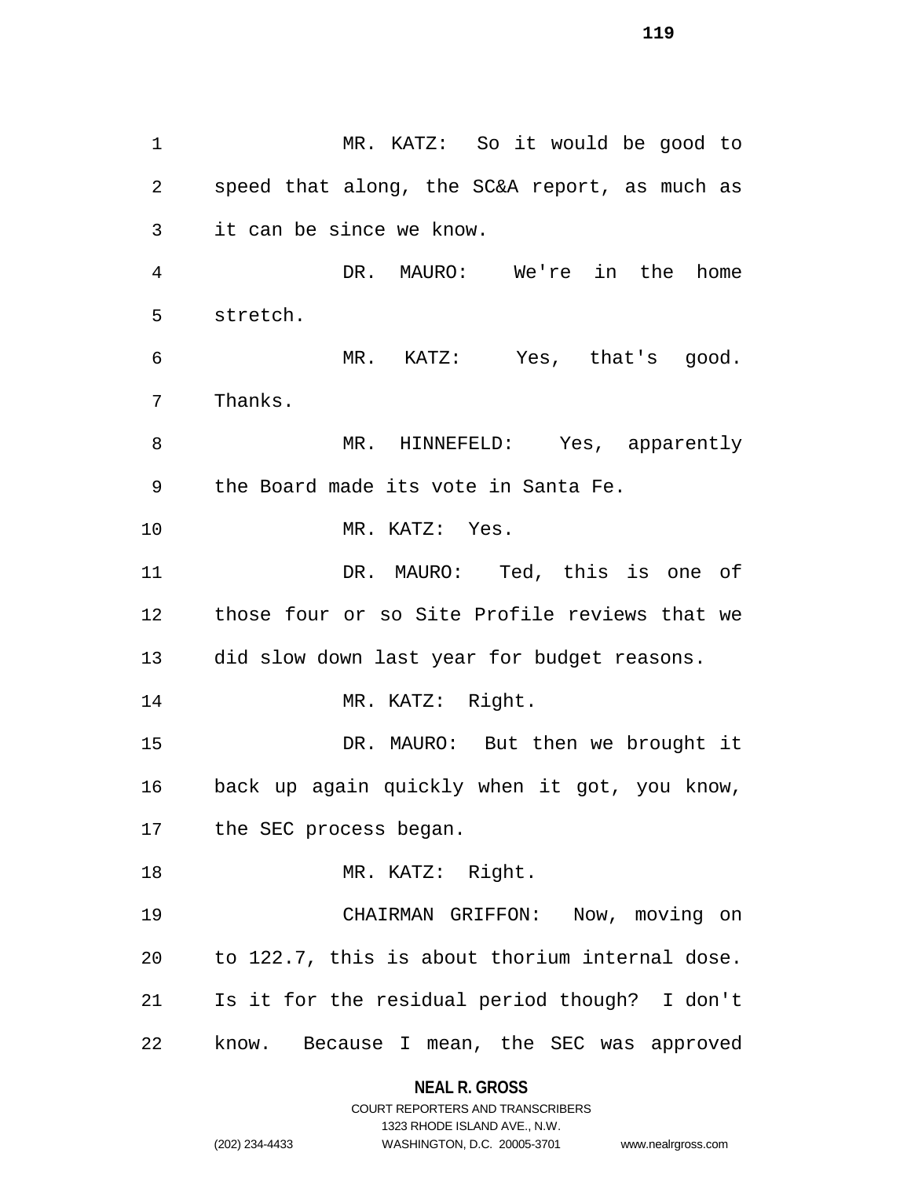MR. KATZ: So it would be good to speed that along, the SC&A report, as much as it can be since we know.

DR. MAURO: We're in the home stretch.

MR. KATZ: Yes, that's good. Thanks.

MR. HINNEFELD: Yes, apparently the Board made its vote in Santa Fe.

MR. KATZ: Yes.

DR. MAURO: Ted, this is one of those four or so Site Profile reviews that we did slow down last year for budget reasons.

MR. KATZ: Right.

DR. MAURO: But then we brought it back up again quickly when it got, you know, the SEC process began.

MR. KATZ: Right.

CHAIRMAN GRIFFON: Now, moving on to 122.7, this is about thorium internal dose. Is it for the residual period though? I don't know. Because I mean, the SEC was approved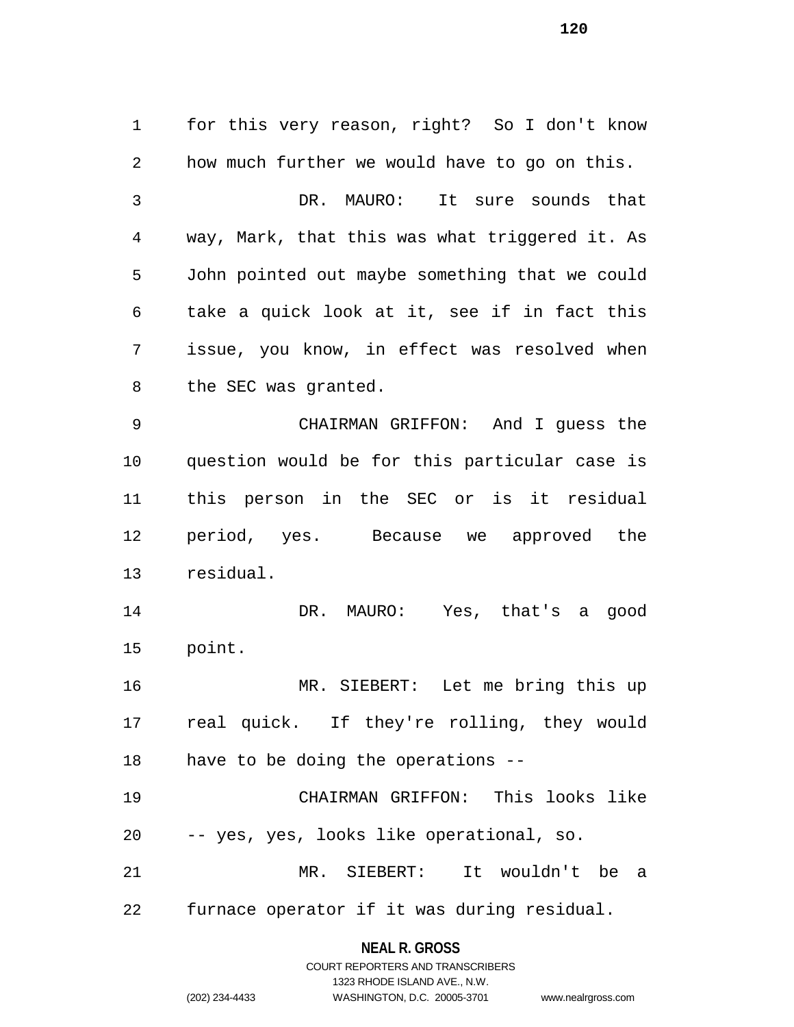for this very reason, right? So I don't know how much further we would have to go on this.

DR. MAURO: It sure sounds that way, Mark, that this was what triggered it. As John pointed out maybe something that we could take a quick look at it, see if in fact this issue, you know, in effect was resolved when the SEC was granted.

CHAIRMAN GRIFFON: And I guess the question would be for this particular case is this person in the SEC or is it residual period, yes. Because we approved the residual.

DR. MAURO: Yes, that's a good point.

MR. SIEBERT: Let me bring this up real quick. If they're rolling, they would have to be doing the operations --

CHAIRMAN GRIFFON: This looks like -- yes, yes, looks like operational, so.

MR. SIEBERT: It wouldn't be a furnace operator if it was during residual.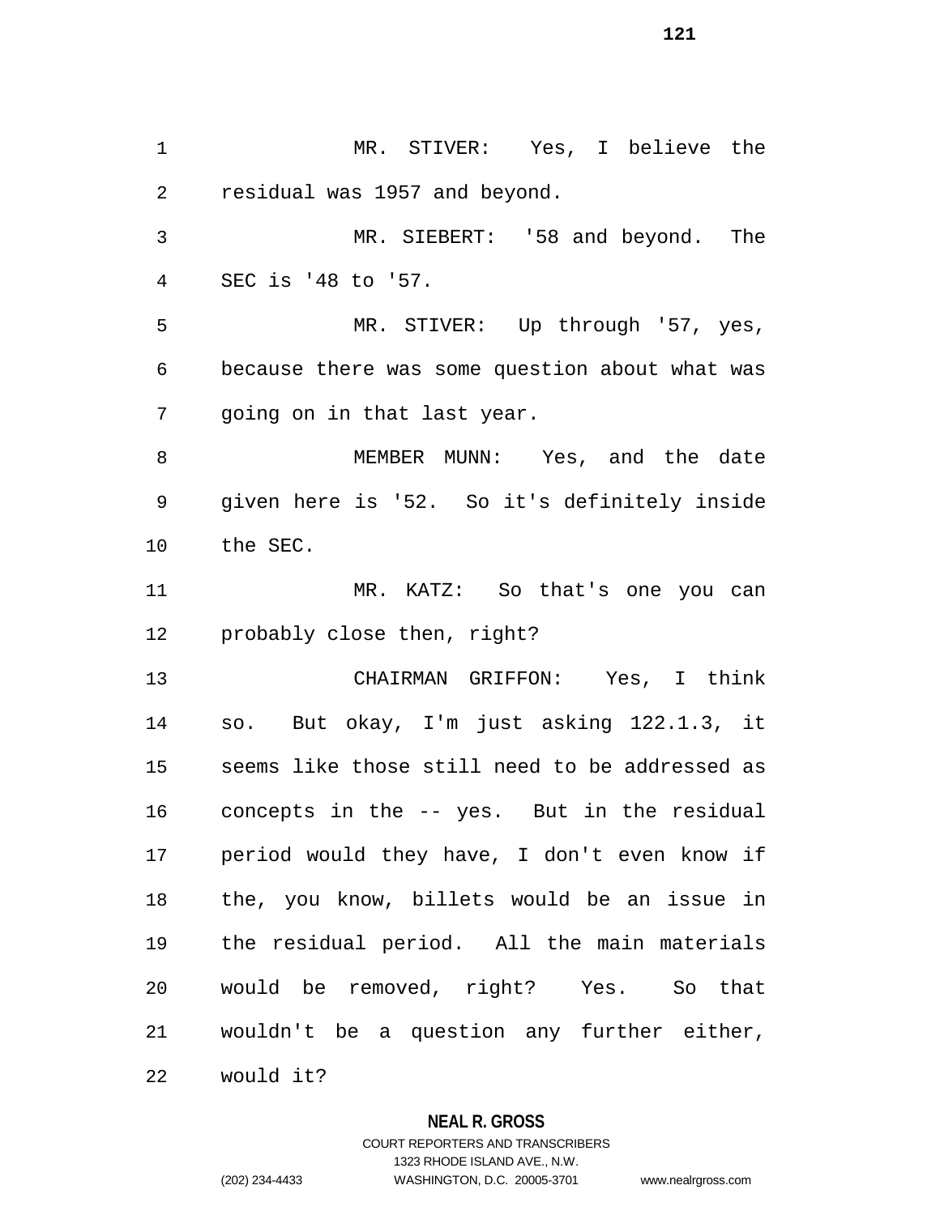MR. STIVER: Yes, I believe the residual was 1957 and beyond.

MR. SIEBERT: '58 and beyond. The SEC is '48 to '57.

MR. STIVER: Up through '57, yes, because there was some question about what was going on in that last year.

MEMBER MUNN: Yes, and the date given here is '52. So it's definitely inside the SEC.

MR. KATZ: So that's one you can probably close then, right?

CHAIRMAN GRIFFON: Yes, I think so. But okay, I'm just asking 122.1.3, it seems like those still need to be addressed as concepts in the -- yes. But in the residual period would they have, I don't even know if the, you know, billets would be an issue in the residual period. All the main materials would be removed, right? Yes. So that wouldn't be a question any further either, would it?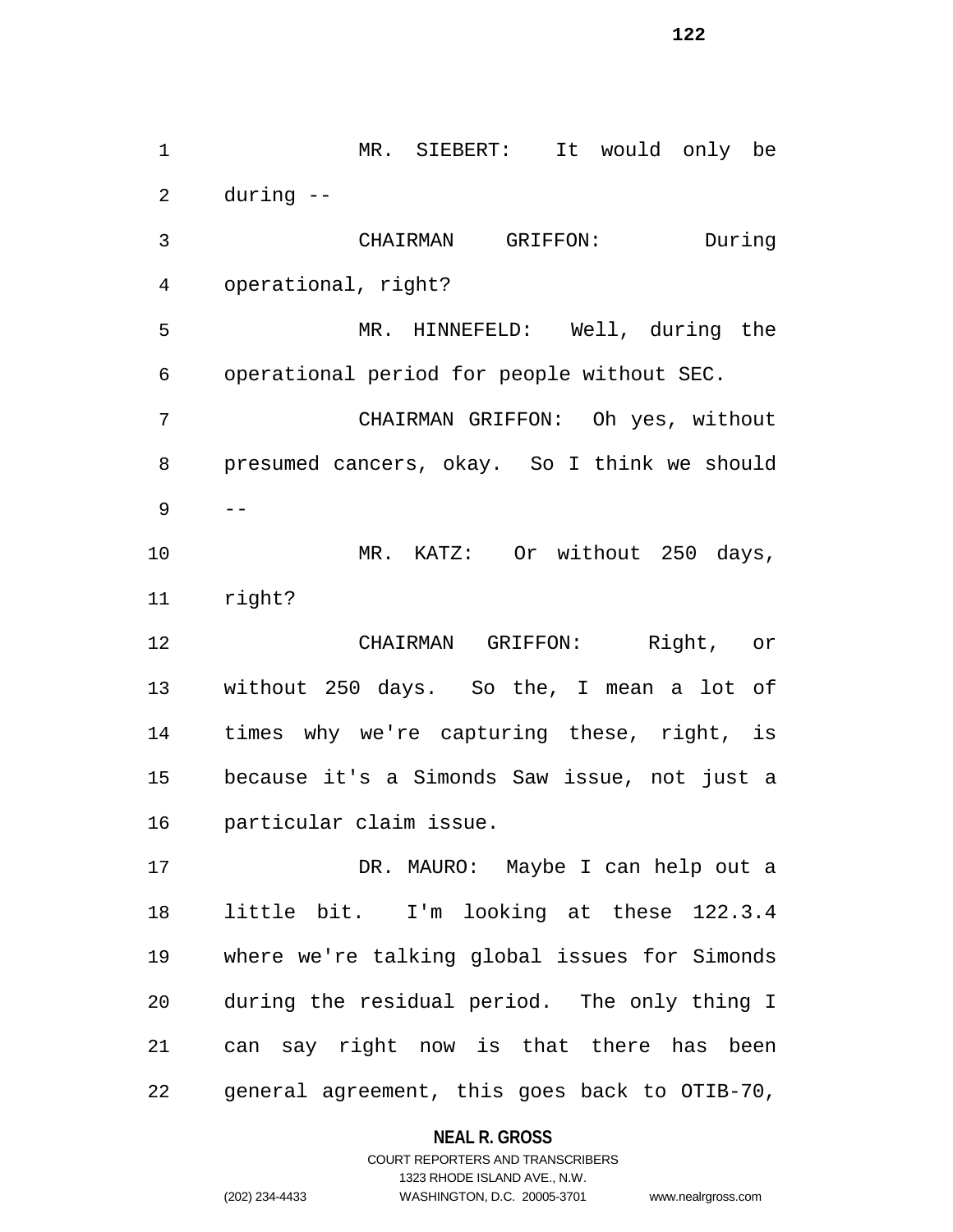MR. SIEBERT: It would only be during --

CHAIRMAN GRIFFON: During operational, right?

MR. HINNEFELD: Well, during the operational period for people without SEC.

CHAIRMAN GRIFFON: Oh yes, without presumed cancers, okay. So I think we should --

MR. KATZ: Or without 250 days, right?

CHAIRMAN GRIFFON: Right, or without 250 days. So the, I mean a lot of times why we're capturing these, right, is because it's a Simonds Saw issue, not just a particular claim issue.

DR. MAURO: Maybe I can help out a little bit. I'm looking at these 122.3.4 where we're talking global issues for Simonds during the residual period. The only thing I can say right now is that there has been general agreement, this goes back to OTIB-70,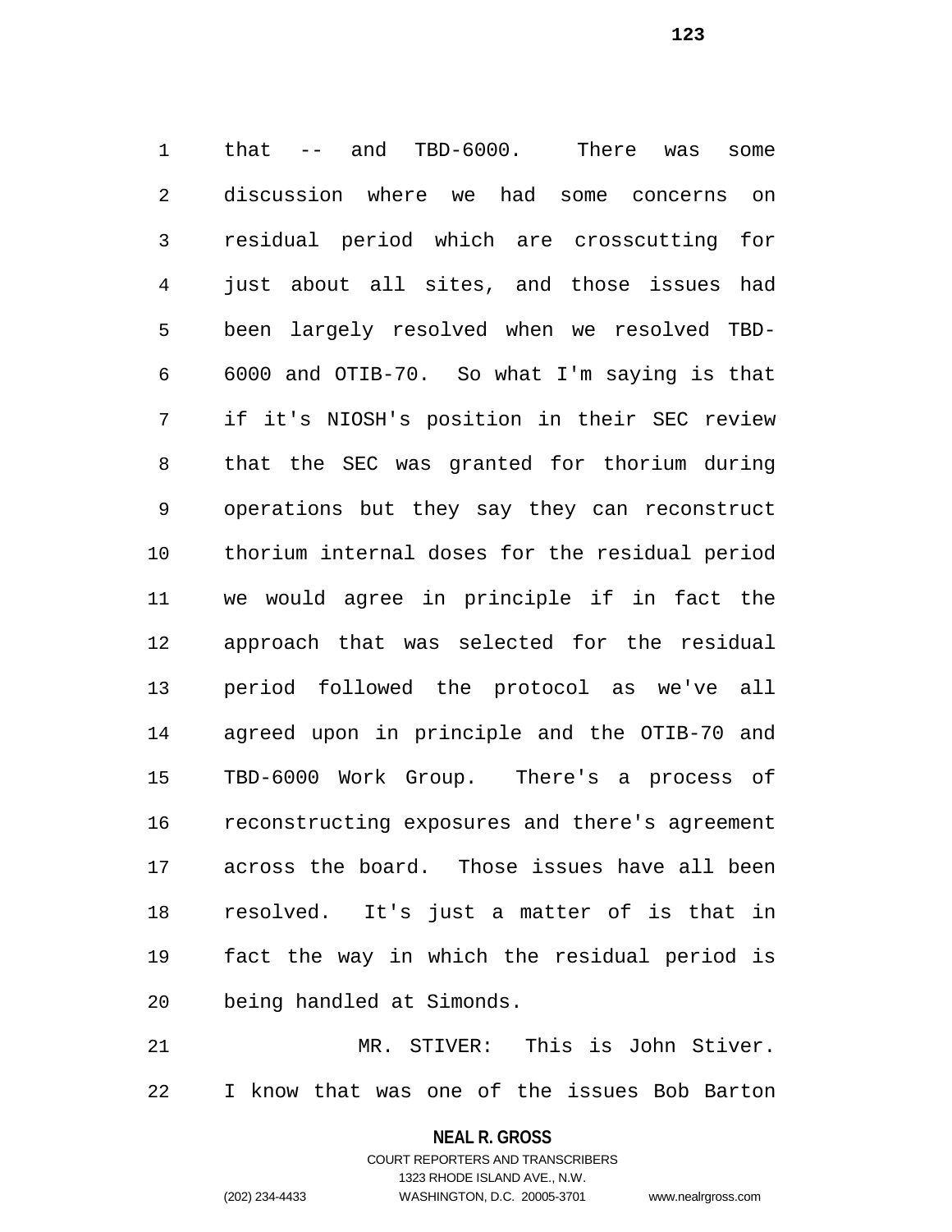that -- and TBD-6000. There was some discussion where we had some concerns on residual period which are crosscutting for just about all sites, and those issues had been largely resolved when we resolved TBD-6000 and OTIB-70. So what I'm saying is that if it's NIOSH's position in their SEC review that the SEC was granted for thorium during operations but they say they can reconstruct thorium internal doses for the residual period we would agree in principle if in fact the approach that was selected for the residual period followed the protocol as we've all agreed upon in principle and the OTIB-70 and TBD-6000 Work Group. There's a process of reconstructing exposures and there's agreement across the board. Those issues have all been resolved. It's just a matter of is that in fact the way in which the residual period is being handled at Simonds.

MR. STIVER: This is John Stiver. I know that was one of the issues Bob Barton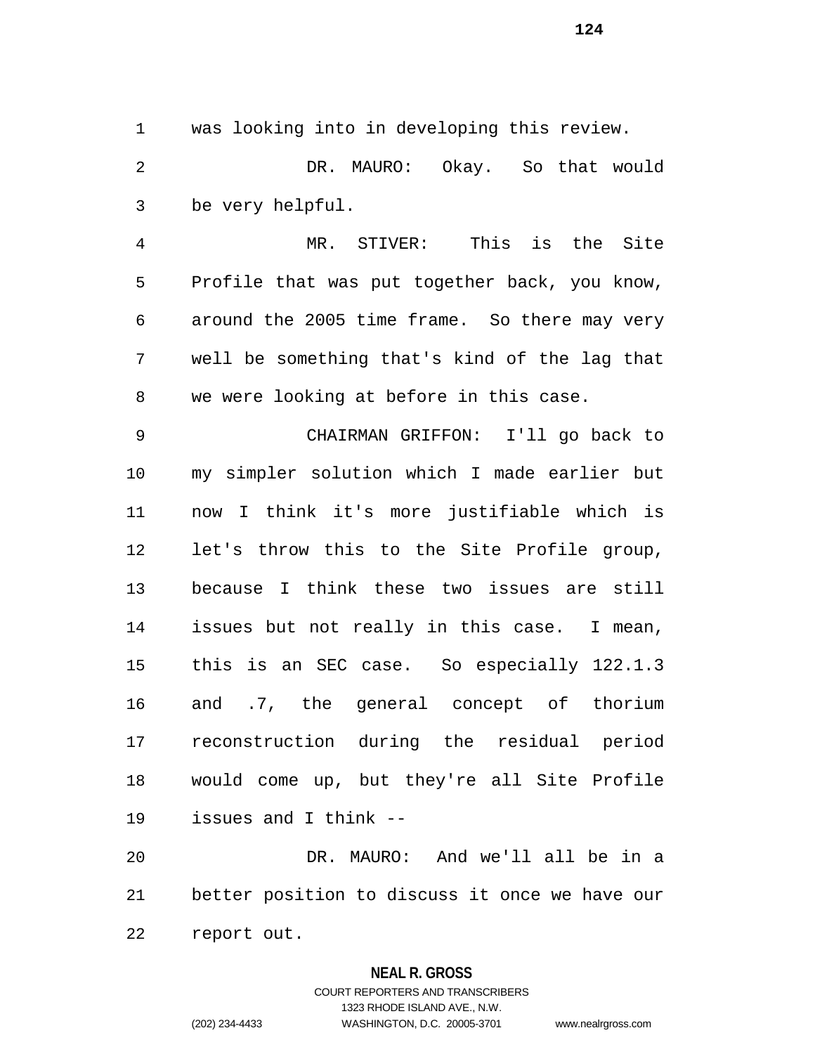was looking into in developing this review.

DR. MAURO: Okay. So that would be very helpful.

MR. STIVER: This is the Site Profile that was put together back, you know, around the 2005 time frame. So there may very well be something that's kind of the lag that we were looking at before in this case.

CHAIRMAN GRIFFON: I'll go back to my simpler solution which I made earlier but now I think it's more justifiable which is let's throw this to the Site Profile group, because I think these two issues are still issues but not really in this case. I mean, this is an SEC case. So especially 122.1.3 and .7, the general concept of thorium reconstruction during the residual period would come up, but they're all Site Profile issues and I think --

DR. MAURO: And we'll all be in a better position to discuss it once we have our report out.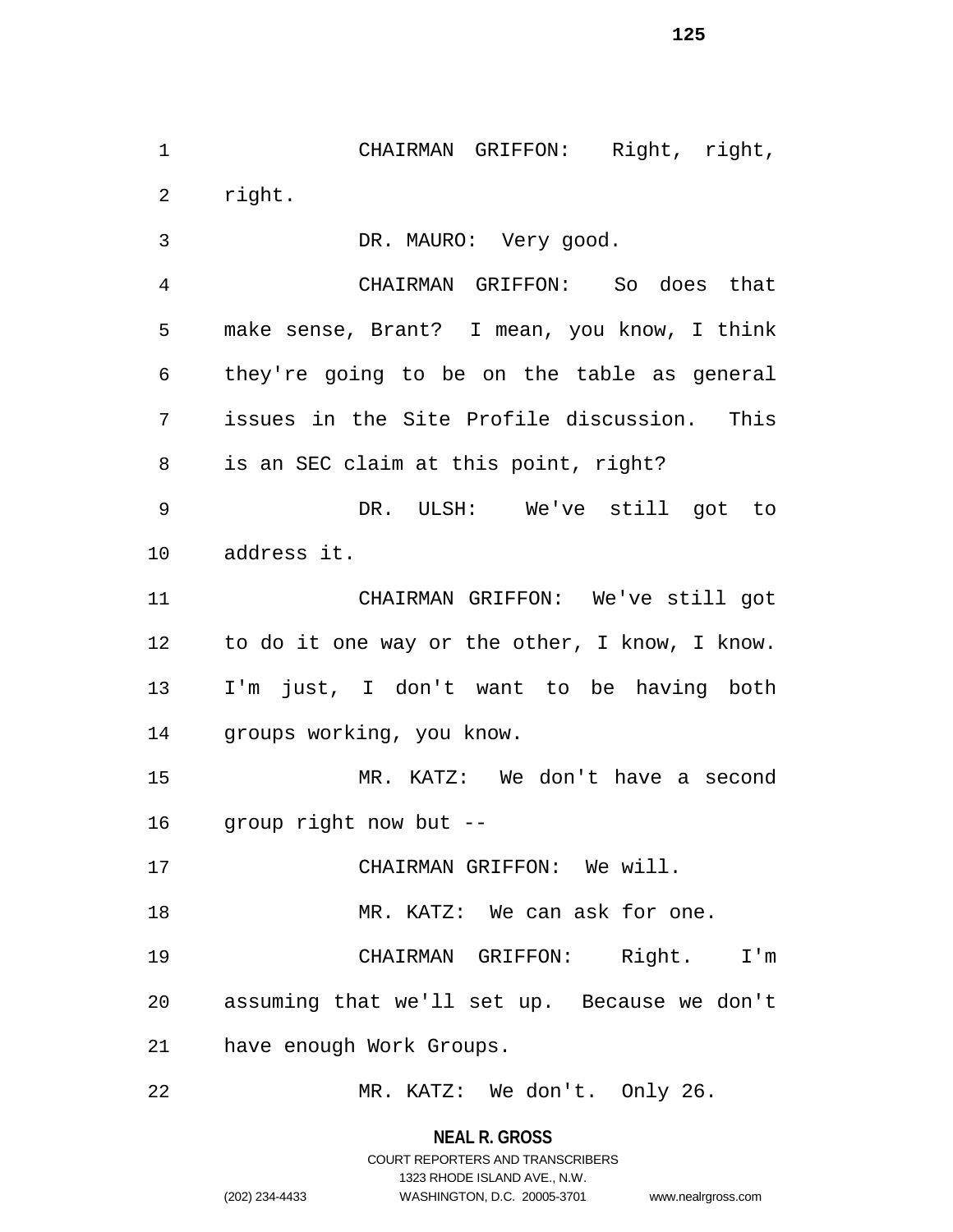CHAIRMAN GRIFFON: Right, right, right.

DR. MAURO: Very good.

CHAIRMAN GRIFFON: So does that make sense, Brant? I mean, you know, I think they're going to be on the table as general issues in the Site Profile discussion. This is an SEC claim at this point, right?

DR. ULSH: We've still got to address it.

CHAIRMAN GRIFFON: We've still got to do it one way or the other, I know, I know. I'm just, I don't want to be having both groups working, you know.

MR. KATZ: We don't have a second group right now but --

CHAIRMAN GRIFFON: We will.

MR. KATZ: We can ask for one.

CHAIRMAN GRIFFON: Right. I'm assuming that we'll set up. Because we don't have enough Work Groups.

MR. KATZ: We don't. Only 26.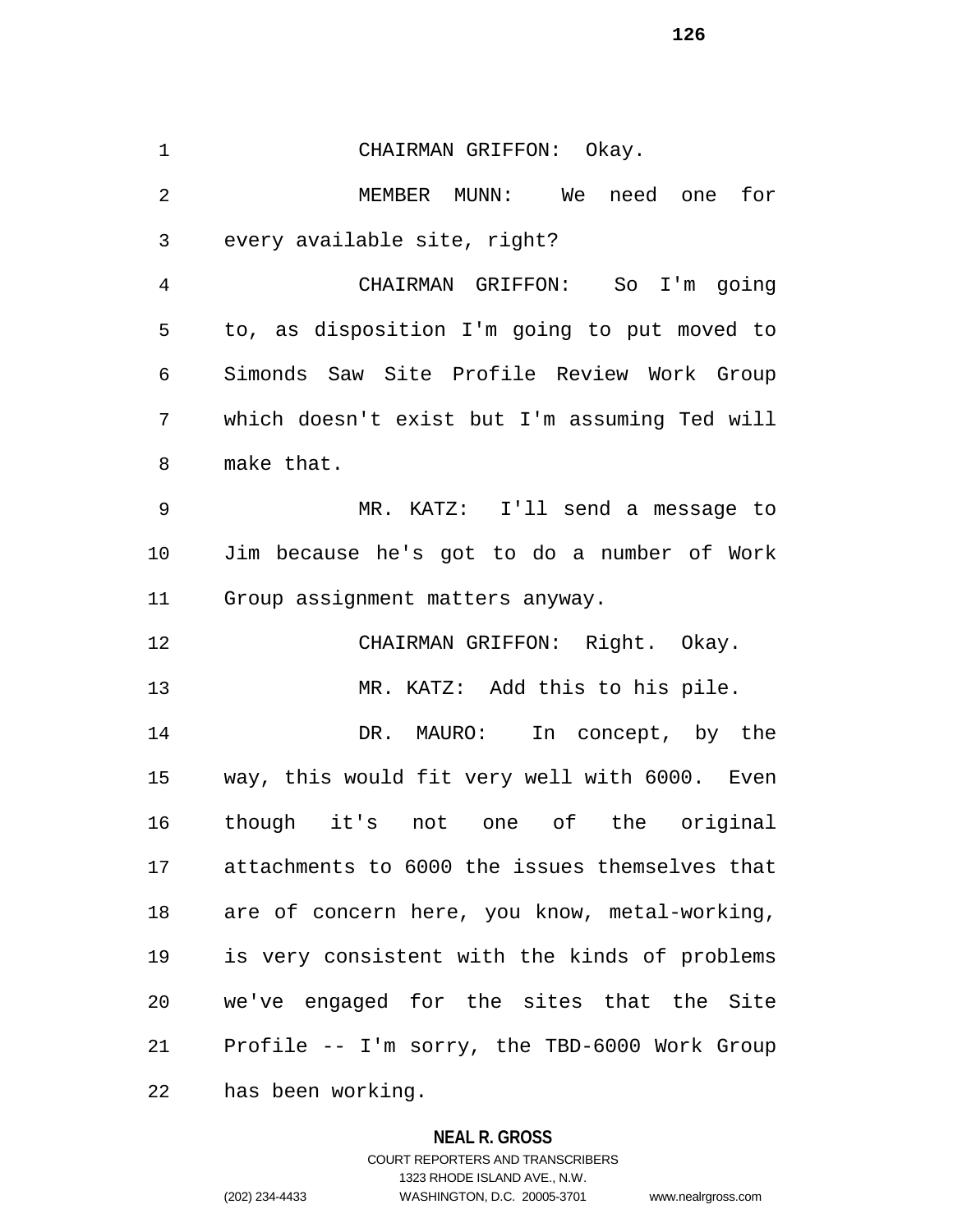CHAIRMAN GRIFFON: Okay.

MEMBER MUNN: We need one for every available site, right?

CHAIRMAN GRIFFON: So I'm going to, as disposition I'm going to put moved to Simonds Saw Site Profile Review Work Group which doesn't exist but I'm assuming Ted will make that.

MR. KATZ: I'll send a message to Jim because he's got to do a number of Work Group assignment matters anyway.

CHAIRMAN GRIFFON: Right. Okay.

MR. KATZ: Add this to his pile.

DR. MAURO: In concept, by the way, this would fit very well with 6000. Even though it's not one of the original attachments to 6000 the issues themselves that are of concern here, you know, metal-working, is very consistent with the kinds of problems we've engaged for the sites that the Site Profile -- I'm sorry, the TBD-6000 Work Group has been working.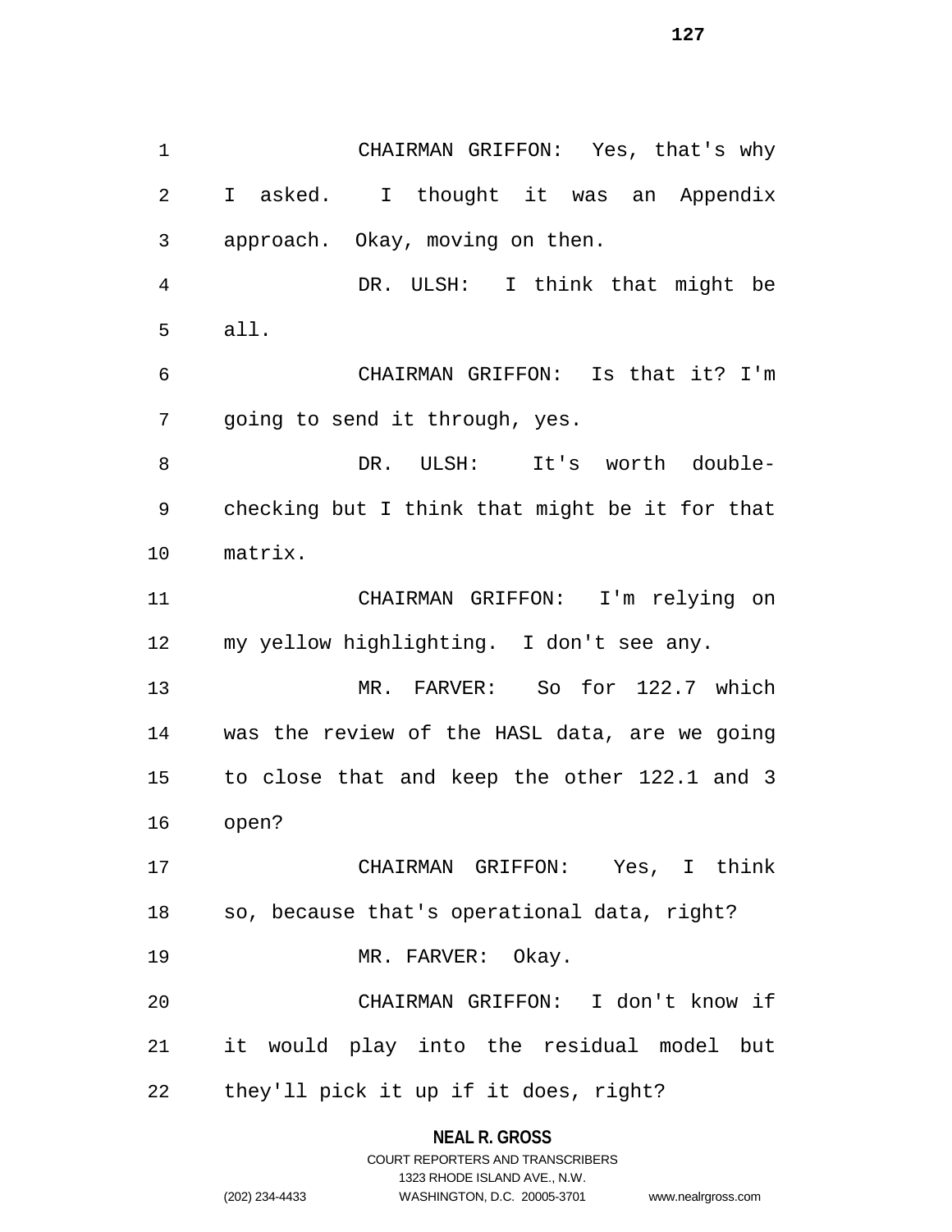CHAIRMAN GRIFFON: Yes, that's why I asked. I thought it was an Appendix approach. Okay, moving on then.

DR. ULSH: I think that might be all.

CHAIRMAN GRIFFON: Is that it? I'm going to send it through, yes.

DR. ULSH: It's worth double-checking but I think that might be it for that matrix.

CHAIRMAN GRIFFON: I'm relying on my yellow highlighting. I don't see any.

MR. FARVER: So for 122.7 which was the review of the HASL data, are we going to close that and keep the other 122.1 and 3 open?

CHAIRMAN GRIFFON: Yes, I think so, because that's operational data, right?

MR. FARVER: Okay.

CHAIRMAN GRIFFON: I don't know if it would play into the residual model but they'll pick it up if it does, right?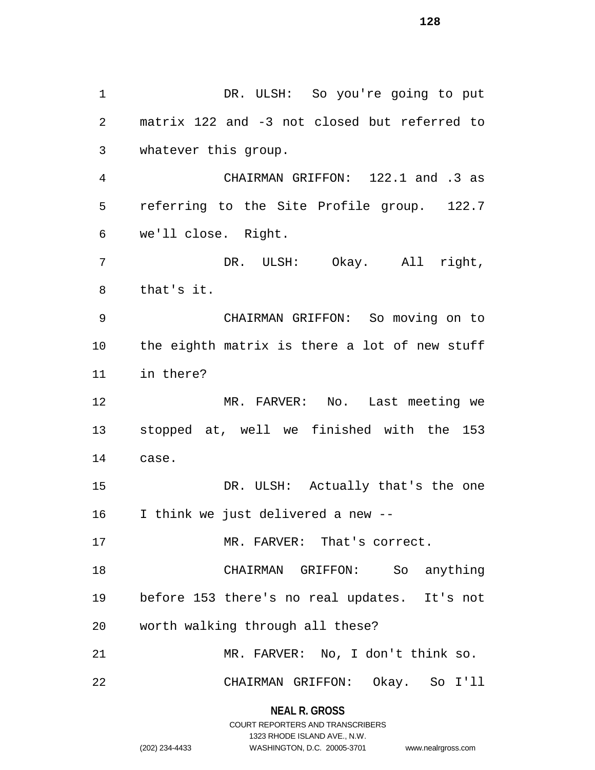DR. ULSH: So you're going to put matrix 122 and -3 not closed but referred to whatever this group.

CHAIRMAN GRIFFON: 122.1 and .3 as referring to the Site Profile group. 122.7 we'll close. Right.

DR. ULSH: Okay. All right, that's it.

CHAIRMAN GRIFFON: So moving on to the eighth matrix is there a lot of new stuff in there?

MR. FARVER: No. Last meeting we stopped at, well we finished with the 153 case.

DR. ULSH: Actually that's the one I think we just delivered a new --

MR. FARVER: That's correct.

CHAIRMAN GRIFFON: So anything before 153 there's no real updates. It's not worth walking through all these?

MR. FARVER: No, I don't think so.

CHAIRMAN GRIFFON: Okay. So I'll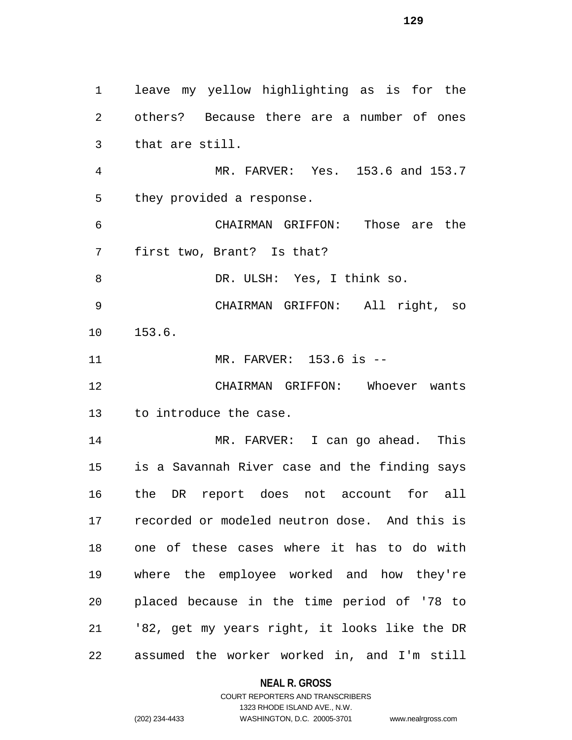leave my yellow highlighting as is for the others? Because there are a number of ones that are still.

MR. FARVER: Yes. 153.6 and 153.7 they provided a response.

CHAIRMAN GRIFFON: Those are the first two, Brant? Is that?

DR. ULSH: Yes, I think so.

CHAIRMAN GRIFFON: All right, so 153.6.

MR. FARVER: 153.6 is --

CHAIRMAN GRIFFON: Whoever wants to introduce the case.

MR. FARVER: I can go ahead. This is a Savannah River case and the finding says the DR report does not account for all recorded or modeled neutron dose. And this is one of these cases where it has to do with where the employee worked and how they're placed because in the time period of '78 to '82, get my years right, it looks like the DR assumed the worker worked in, and I'm still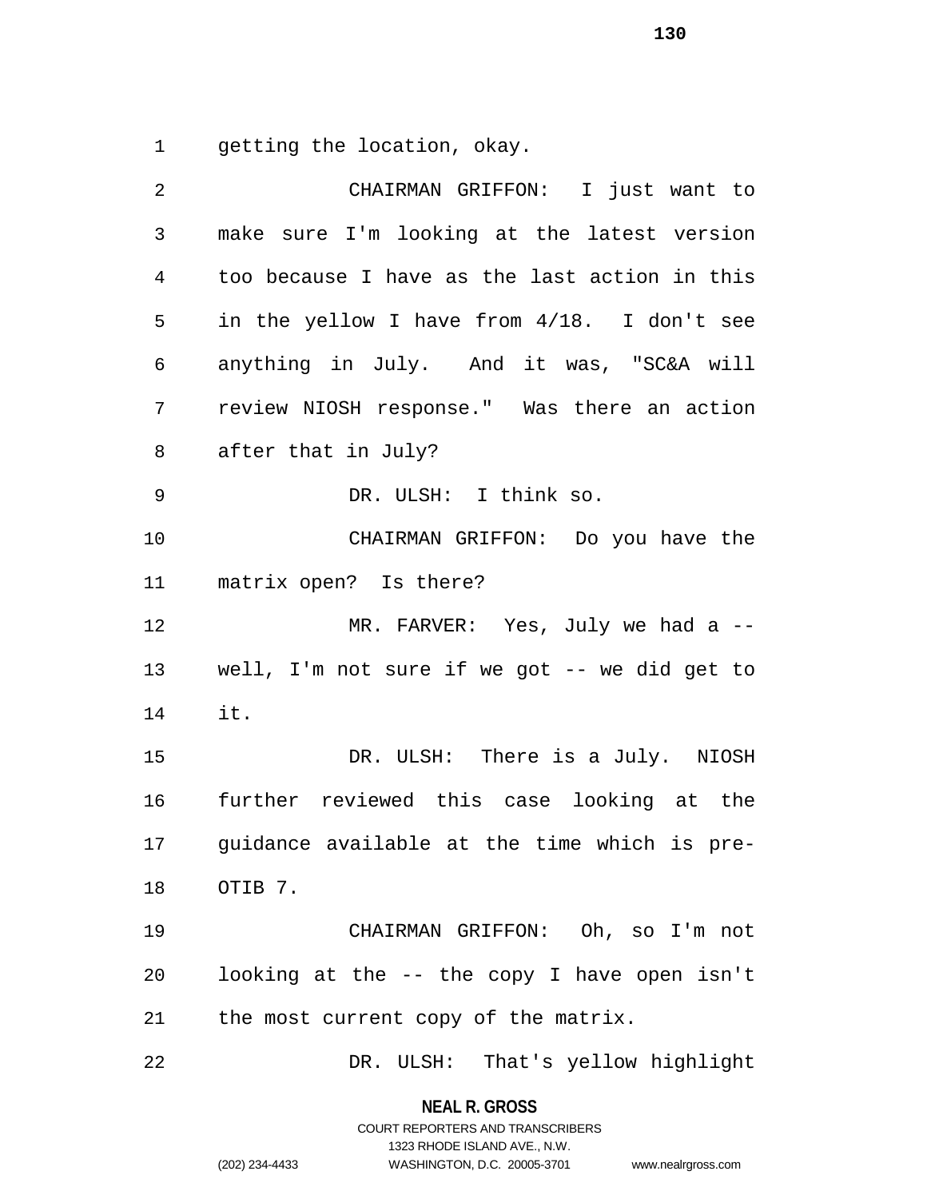getting the location, okay.

CHAIRMAN GRIFFON: I just want to make sure I'm looking at the latest version too because I have as the last action in this in the yellow I have from 4/18. I don't see anything in July. And it was, "SC&A will review NIOSH response." Was there an action after that in July?

DR. ULSH: I think so.

CHAIRMAN GRIFFON: Do you have the matrix open? Is there?

MR. FARVER: Yes, July we had a -- well, I'm not sure if we got -- we did get to it.

DR. ULSH: There is a July. NIOSH further reviewed this case looking at the guidance available at the time which is pre-OTIB 7.

CHAIRMAN GRIFFON: Oh, so I'm not looking at the -- the copy I have open isn't the most current copy of the matrix.

DR. ULSH: That's yellow highlight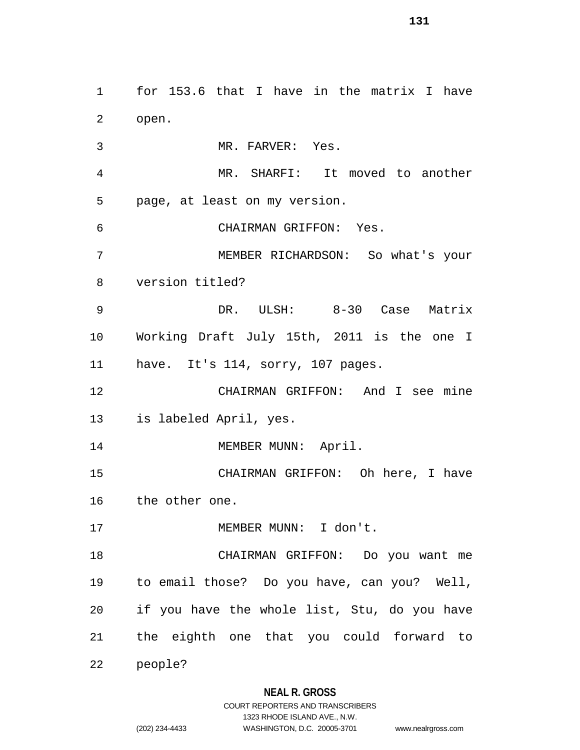for 153.6 that I have in the matrix I have open.

MR. FARVER: Yes.

MR. SHARFI: It moved to another page, at least on my version.

CHAIRMAN GRIFFON: Yes.

MEMBER RICHARDSON: So what's your version titled?

DR. ULSH: 8-30 Case Matrix Working Draft July 15th, 2011 is the one I have. It's 114, sorry, 107 pages.

CHAIRMAN GRIFFON: And I see mine is labeled April, yes.

MEMBER MUNN: April.

CHAIRMAN GRIFFON: Oh here, I have the other one.

MEMBER MUNN: I don't.

CHAIRMAN GRIFFON: Do you want me to email those? Do you have, can you? Well, if you have the whole list, Stu, do you have the eighth one that you could forward to people?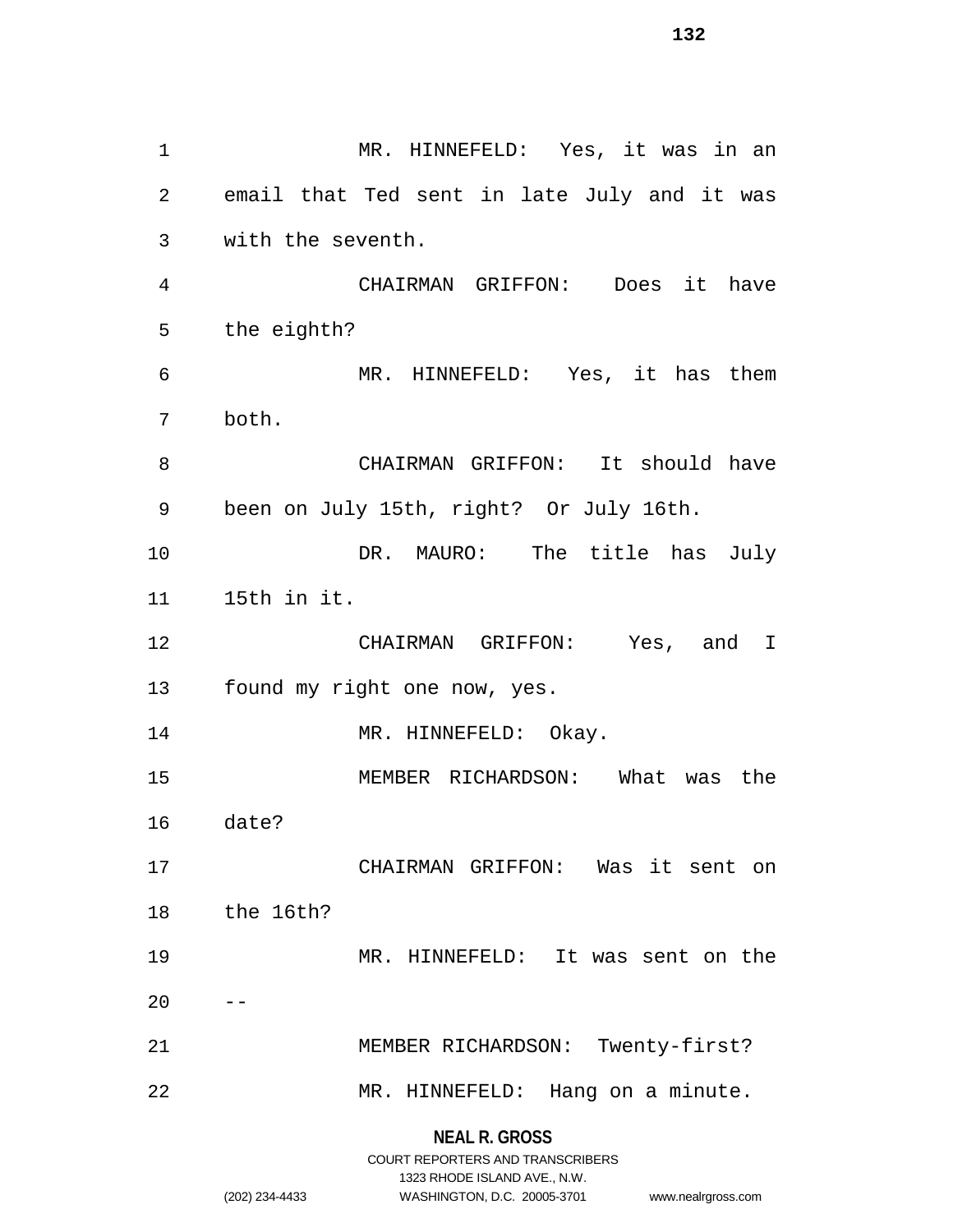MR. HINNEFELD: Yes, it was in an email that Ted sent in late July and it was with the seventh.

CHAIRMAN GRIFFON: Does it have the eighth?

MR. HINNEFELD: Yes, it has them both.

CHAIRMAN GRIFFON: It should have been on July 15th, right? Or July 16th.

DR. MAURO: The title has July 15th in it.

CHAIRMAN GRIFFON: Yes, and I found my right one now, yes.

MR. HINNEFELD: Okay.

MEMBER RICHARDSON: What was the date?

CHAIRMAN GRIFFON: Was it sent on the 16th?

MR. HINNEFELD: It was sent on the --

MEMBER RICHARDSON: Twenty-first?

MR. HINNEFELD: Hang on a minute.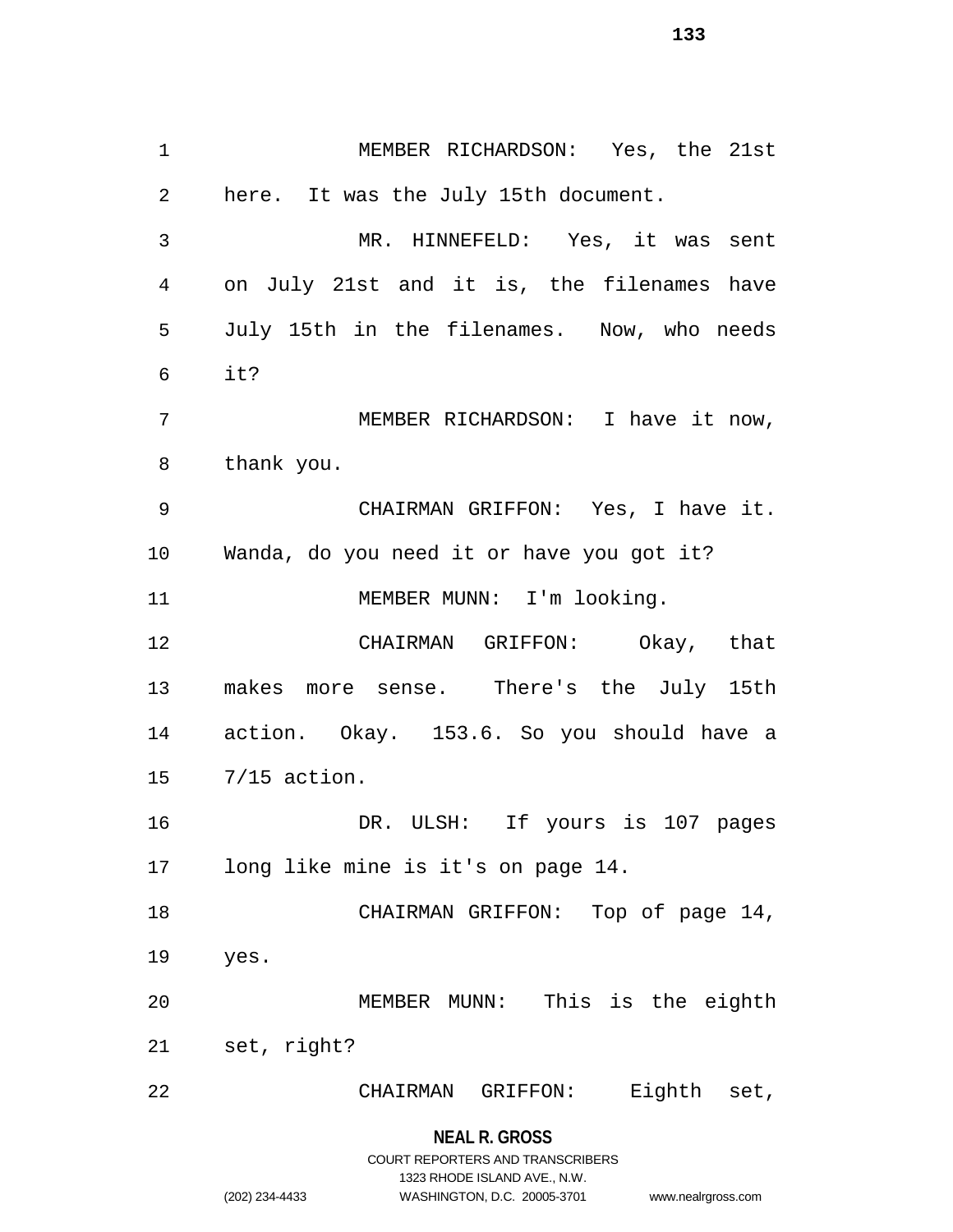MEMBER RICHARDSON: Yes, the 21st here. It was the July 15th document.

MR. HINNEFELD: Yes, it was sent on July 21st and it is, the filenames have July 15th in the filenames. Now, who needs it?

MEMBER RICHARDSON: I have it now, thank you.

CHAIRMAN GRIFFON: Yes, I have it. Wanda, do you need it or have you got it?

MEMBER MUNN: I'm looking.

CHAIRMAN GRIFFON: Okay, that makes more sense. There's the July 15th action. Okay. 153.6. So you should have a 7/15 action.

DR. ULSH: If yours is 107 pages long like mine is it's on page 14.

CHAIRMAN GRIFFON: Top of page 14, yes.

MEMBER MUNN: This is the eighth set, right?

CHAIRMAN GRIFFON: Eighth set,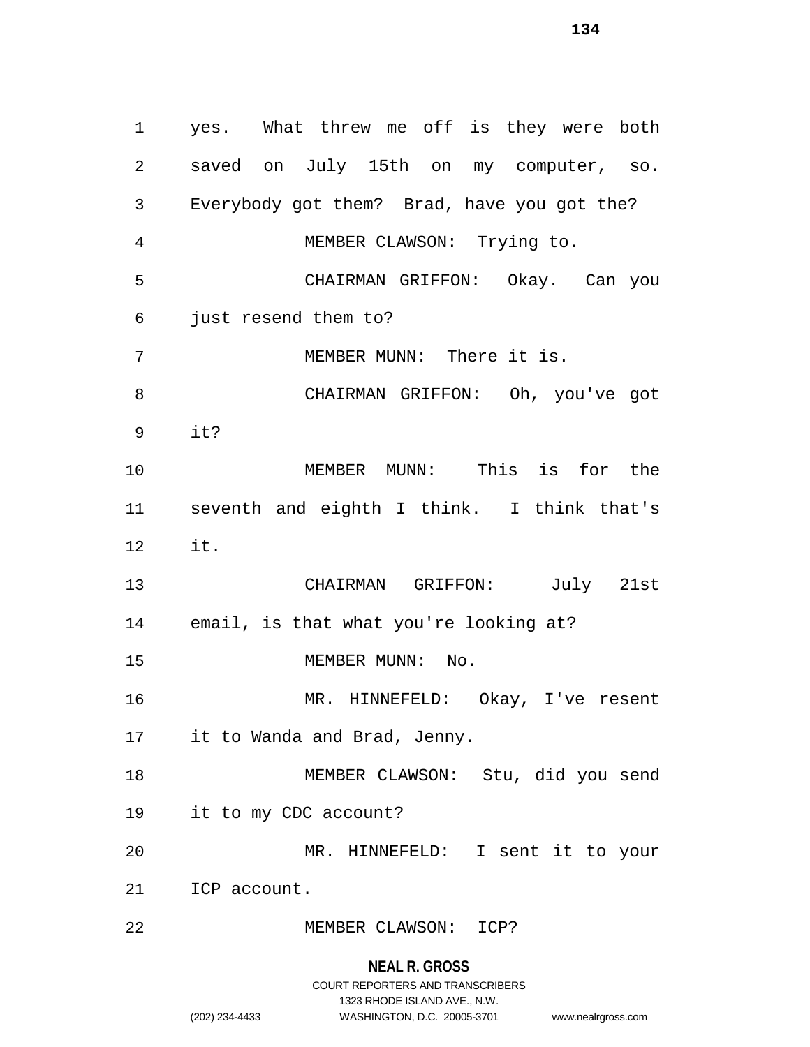yes. What threw me off is they were both saved on July 15th on my computer, so. Everybody got them? Brad, have you got the?

MEMBER CLAWSON: Trying to.

CHAIRMAN GRIFFON: Okay. Can you just resend them to?

MEMBER MUNN: There it is.

CHAIRMAN GRIFFON: Oh, you've got it?

MEMBER MUNN: This is for the seventh and eighth I think. I think that's it.

CHAIRMAN GRIFFON: July 21st email, is that what you're looking at?

MEMBER MUNN: No.

MR. HINNEFELD: Okay, I've resent it to Wanda and Brad, Jenny.

MEMBER CLAWSON: Stu, did you send it to my CDC account?

MR. HINNEFELD: I sent it to your ICP account.

MEMBER CLAWSON: ICP?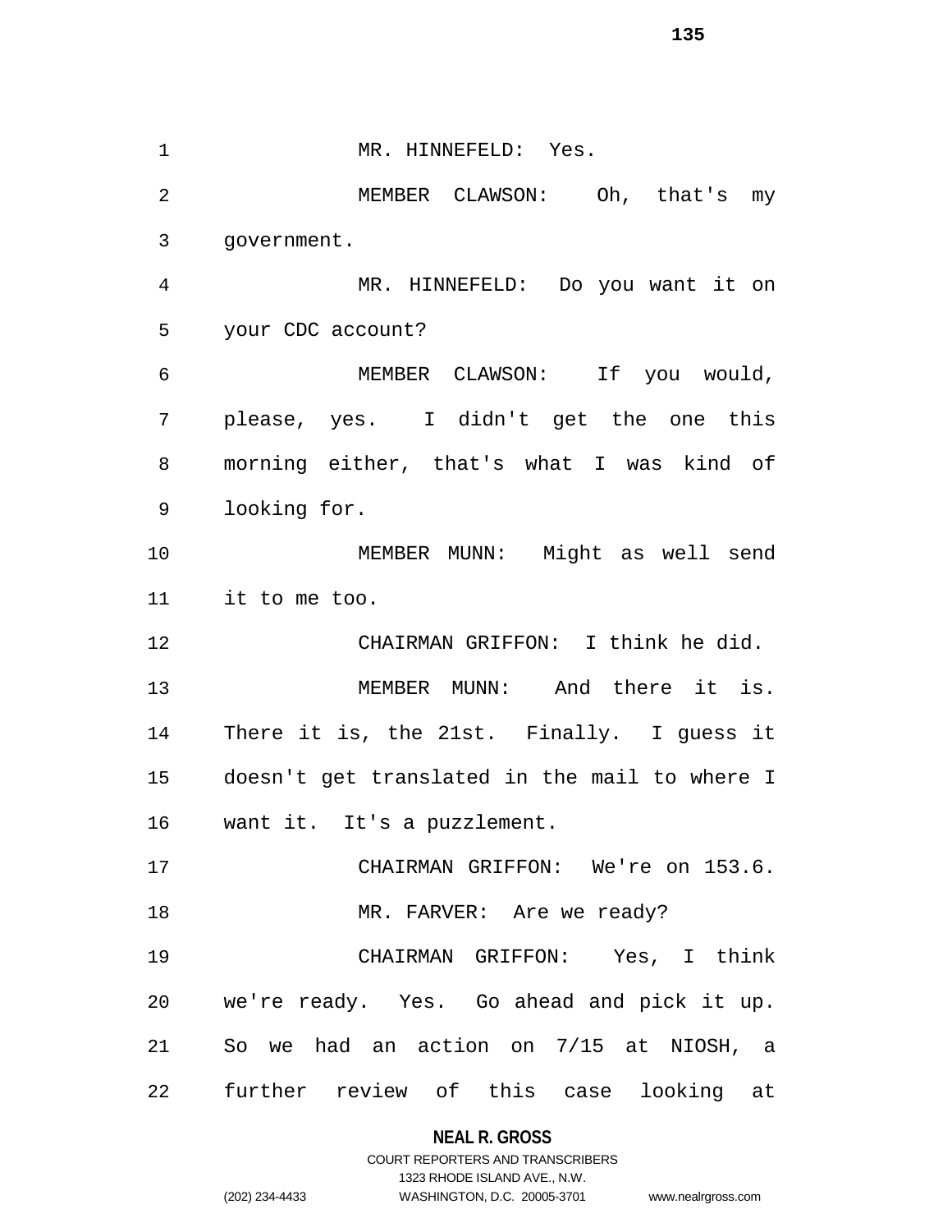MR. HINNEFELD: Yes.

MEMBER CLAWSON: Oh, that's my government.

MR. HINNEFELD: Do you want it on your CDC account?

MEMBER CLAWSON: If you would, please, yes. I didn't get the one this morning either, that's what I was kind of looking for.

MEMBER MUNN: Might as well send it to me too.

CHAIRMAN GRIFFON: I think he did.

MEMBER MUNN: And there it is. There it is, the 21st. Finally. I guess it doesn't get translated in the mail to where I want it. It's a puzzlement.

CHAIRMAN GRIFFON: We're on 153.6.

MR. FARVER: Are we ready?

CHAIRMAN GRIFFON: Yes, I think we're ready. Yes. Go ahead and pick it up. So we had an action on 7/15 at NIOSH, a further review of this case looking at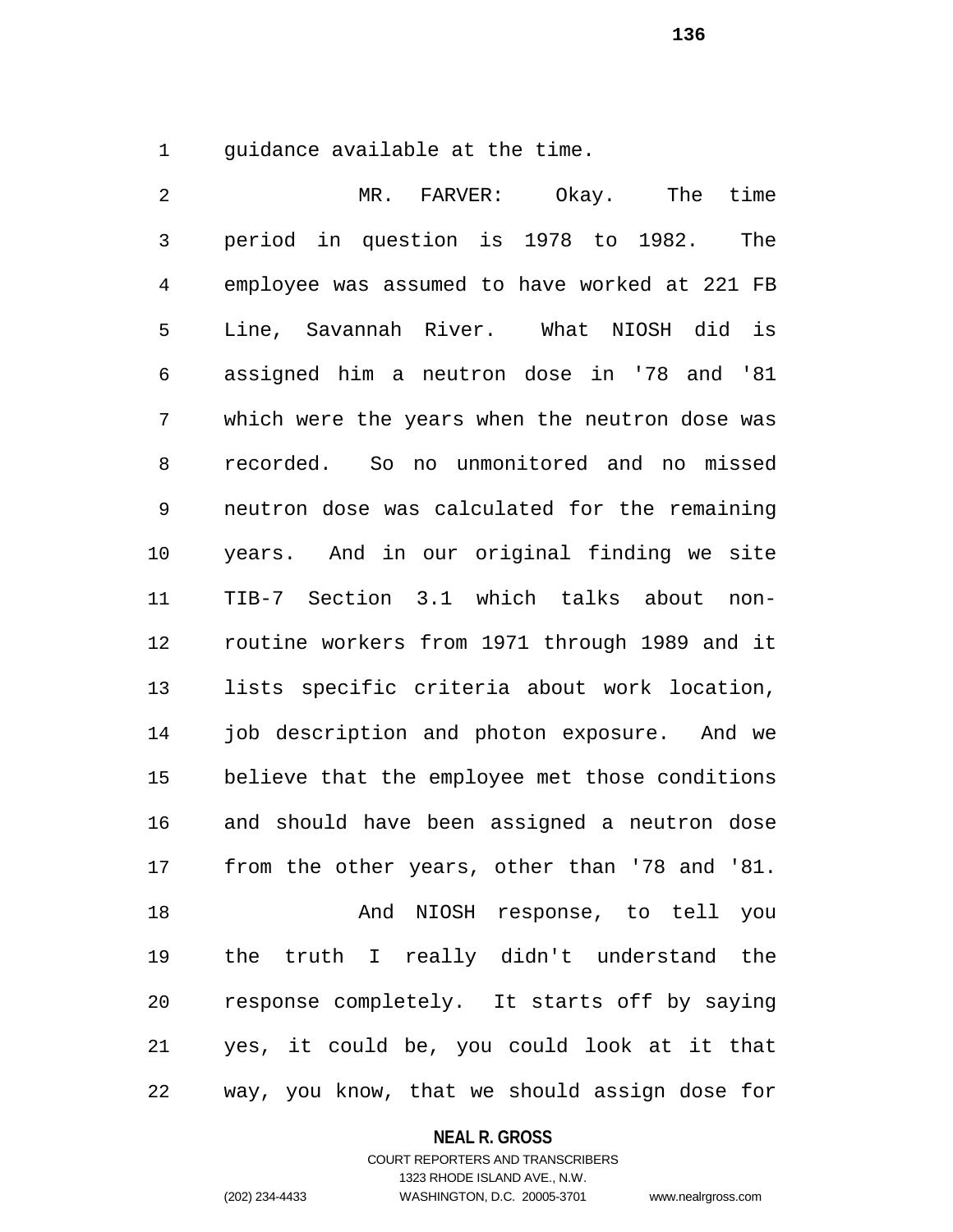guidance available at the time.

MR. FARVER: Okay. The time period in question is 1978 to 1982. The employee was assumed to have worked at 221 FB Line, Savannah River. What NIOSH did is assigned him a neutron dose in '78 and '81 which were the years when the neutron dose was recorded. So no unmonitored and no missed neutron dose was calculated for the remaining years. And in our original finding we site TIB-7 Section 3.1 which talks about non-routine workers from 1971 through 1989 and it lists specific criteria about work location, job description and photon exposure. And we believe that the employee met those conditions and should have been assigned a neutron dose from the other years, other than '78 and '81.

And NIOSH response, to tell you the truth I really didn't understand the response completely. It starts off by saying yes, it could be, you could look at it that way, you know, that we should assign dose for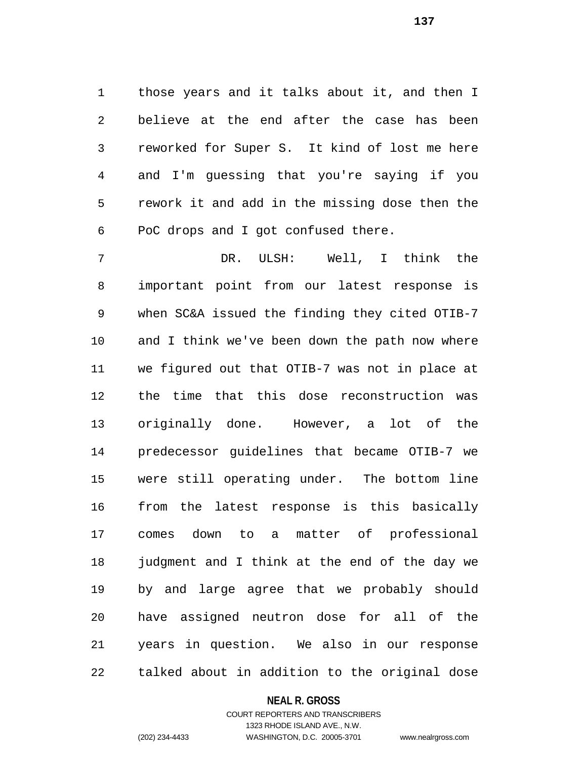those years and it talks about it, and then I believe at the end after the case has been reworked for Super S. It kind of lost me here and I'm guessing that you're saying if you rework it and add in the missing dose then the PoC drops and I got confused there.

DR. ULSH: Well, I think the important point from our latest response is when SC&A issued the finding they cited OTIB-7 and I think we've been down the path now where we figured out that OTIB-7 was not in place at the time that this dose reconstruction was originally done. However, a lot of the predecessor guidelines that became OTIB-7 we were still operating under. The bottom line from the latest response is this basically comes down to a matter of professional judgment and I think at the end of the day we by and large agree that we probably should have assigned neutron dose for all of the years in question. We also in our response talked about in addition to the original dose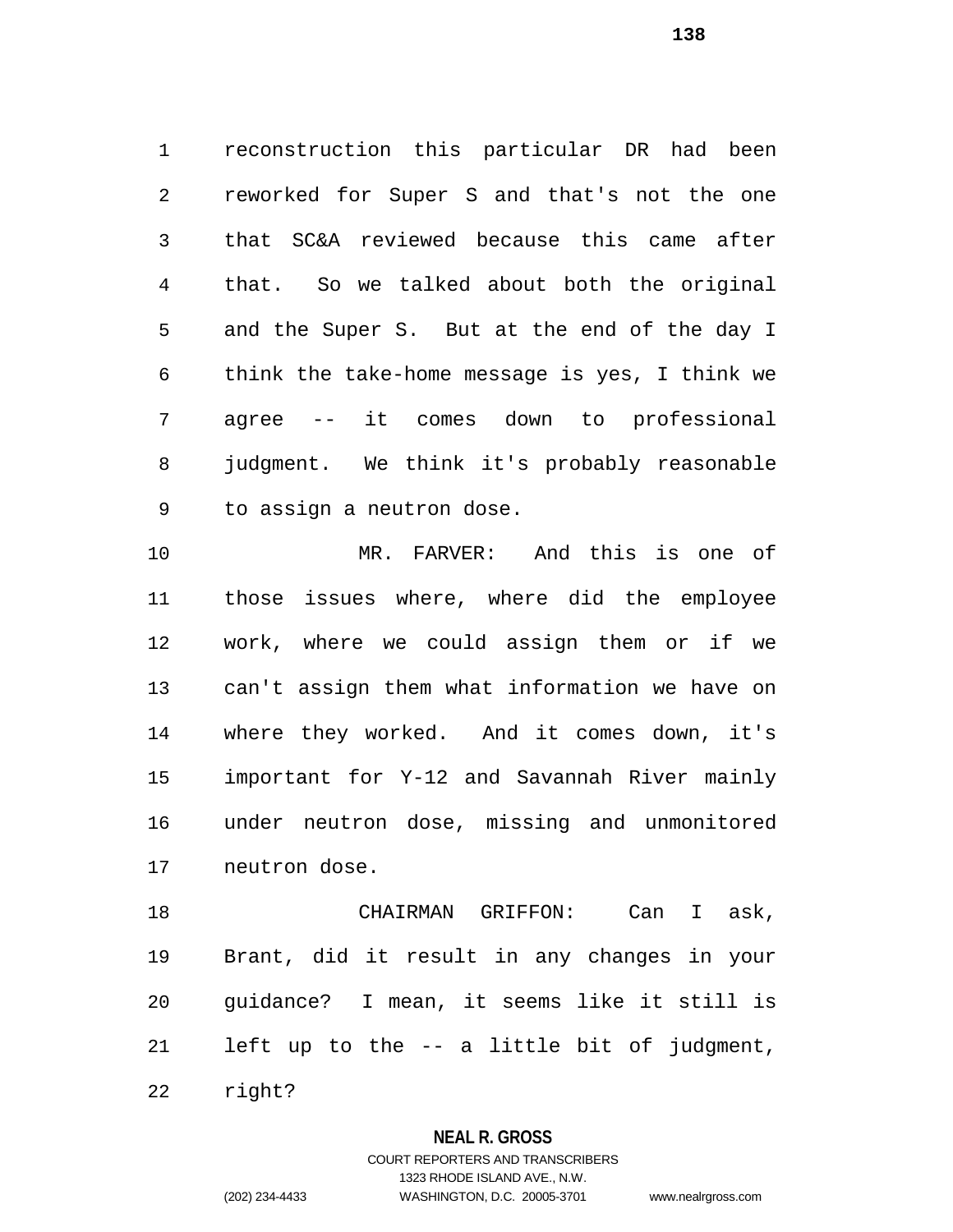reconstruction this particular DR had been reworked for Super S and that's not the one that SC&A reviewed because this came after that. So we talked about both the original and the Super S. But at the end of the day I think the take-home message is yes, I think we agree -- it comes down to professional judgment. We think it's probably reasonable to assign a neutron dose.

MR. FARVER: And this is one of those issues where, where did the employee work, where we could assign them or if we can't assign them what information we have on where they worked. And it comes down, it's important for Y-12 and Savannah River mainly under neutron dose, missing and unmonitored neutron dose.

CHAIRMAN GRIFFON: Can I ask, Brant, did it result in any changes in your guidance? I mean, it seems like it still is left up to the -- a little bit of judgment, right?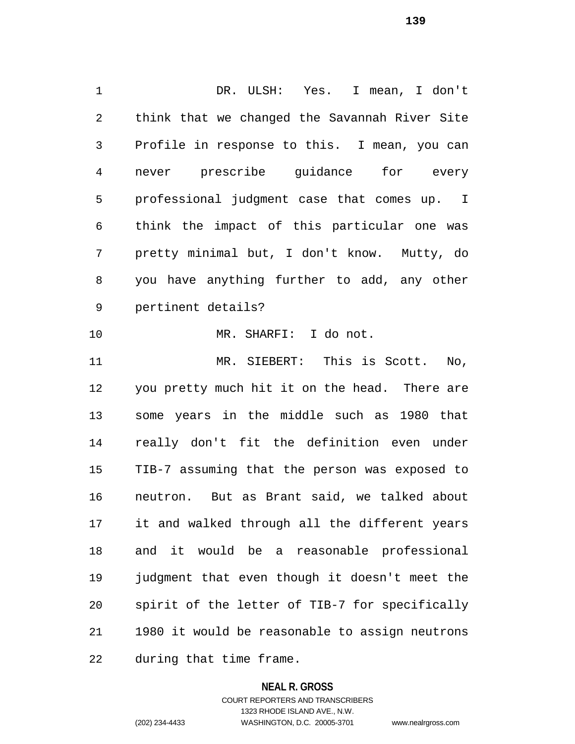DR. ULSH: Yes. I mean, I don't think that we changed the Savannah River Site Profile in response to this. I mean, you can never prescribe guidance for every professional judgment case that comes up. I think the impact of this particular one was pretty minimal but, I don't know. Mutty, do you have anything further to add, any other pertinent details?

MR. SHARFI: I do not.

MR. SIEBERT: This is Scott. No, you pretty much hit it on the head. There are some years in the middle such as 1980 that really don't fit the definition even under TIB-7 assuming that the person was exposed to neutron. But as Brant said, we talked about it and walked through all the different years and it would be a reasonable professional judgment that even though it doesn't meet the spirit of the letter of TIB-7 for specifically 1980 it would be reasonable to assign neutrons during that time frame.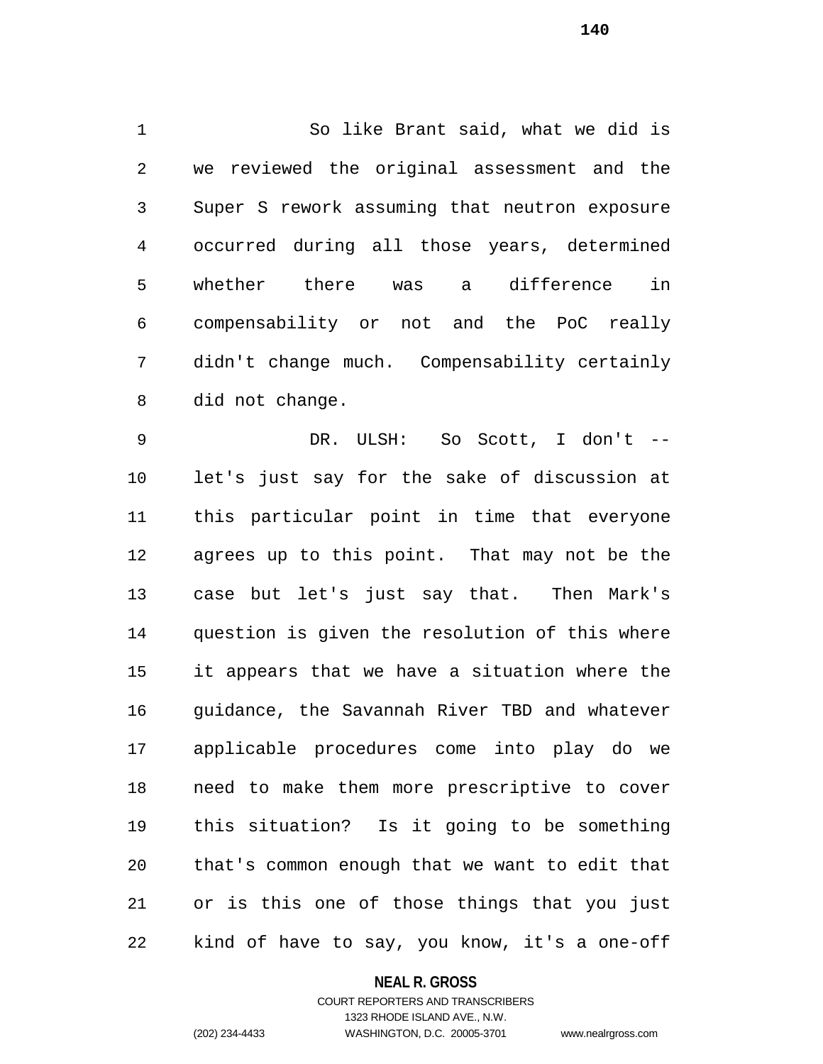So like Brant said, what we did is we reviewed the original assessment and the Super S rework assuming that neutron exposure occurred during all those years, determined whether there was a difference in compensability or not and the PoC really didn't change much. Compensability certainly did not change.

DR. ULSH: So Scott, I don't -- let's just say for the sake of discussion at this particular point in time that everyone agrees up to this point. That may not be the case but let's just say that. Then Mark's question is given the resolution of this where it appears that we have a situation where the guidance, the Savannah River TBD and whatever applicable procedures come into play do we need to make them more prescriptive to cover this situation? Is it going to be something that's common enough that we want to edit that or is this one of those things that you just kind of have to say, you know, it's a one-off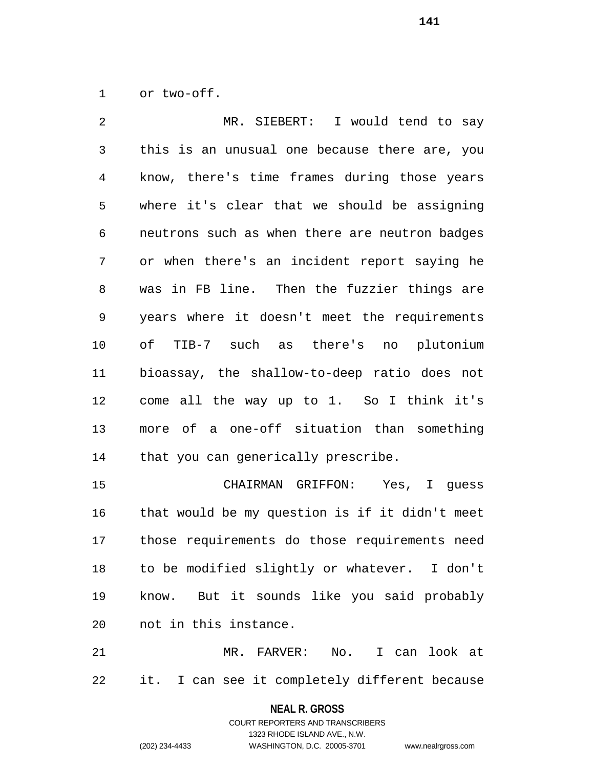or two-off.

MR. SIEBERT: I would tend to say this is an unusual one because there are, you know, there's time frames during those years where it's clear that we should be assigning neutrons such as when there are neutron badges or when there's an incident report saying he was in FB line. Then the fuzzier things are years where it doesn't meet the requirements of TIB-7 such as there's no plutonium bioassay, the shallow-to-deep ratio does not come all the way up to 1. So I think it's more of a one-off situation than something that you can generically prescribe.

CHAIRMAN GRIFFON: Yes, I guess that would be my question is if it didn't meet those requirements do those requirements need to be modified slightly or whatever. I don't know. But it sounds like you said probably not in this instance.

MR. FARVER: No. I can look at it. I can see it completely different because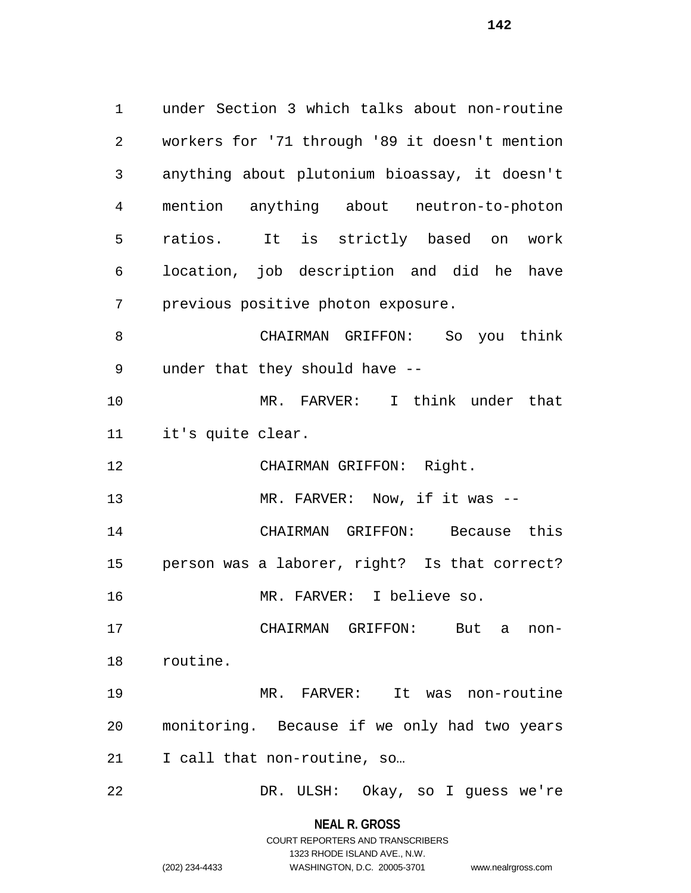under Section 3 which talks about non-routine workers for '71 through '89 it doesn't mention anything about plutonium bioassay, it doesn't mention anything about neutron-to-photon ratios. It is strictly based on work location, job description and did he have previous positive photon exposure.

CHAIRMAN GRIFFON: So you think under that they should have --

MR. FARVER: I think under that it's quite clear.

CHAIRMAN GRIFFON: Right.

MR. FARVER: Now, if it was --

CHAIRMAN GRIFFON: Because this person was a laborer, right? Is that correct?

MR. FARVER: I believe so.

CHAIRMAN GRIFFON: But a non-routine.

MR. FARVER: It was non-routine monitoring. Because if we only had two years I call that non-routine, so…

DR. ULSH: Okay, so I guess we're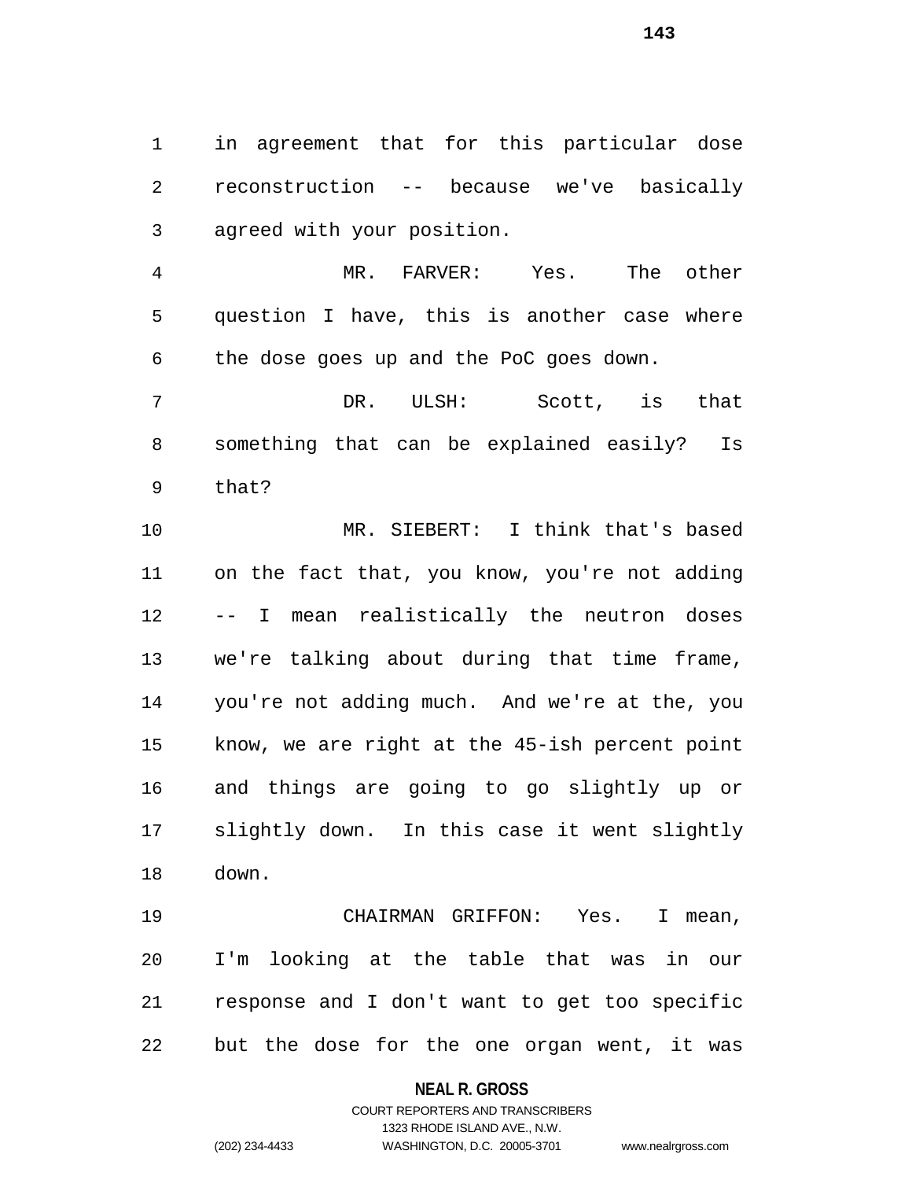in agreement that for this particular dose reconstruction -- because we've basically agreed with your position.

MR. FARVER: Yes. The other question I have, this is another case where the dose goes up and the PoC goes down.

DR. ULSH: Scott, is that something that can be explained easily? Is that?

MR. SIEBERT: I think that's based on the fact that, you know, you're not adding -- I mean realistically the neutron doses we're talking about during that time frame, you're not adding much. And we're at the, you know, we are right at the 45-ish percent point and things are going to go slightly up or slightly down. In this case it went slightly down.

CHAIRMAN GRIFFON: Yes. I mean, I'm looking at the table that was in our response and I don't want to get too specific but the dose for the one organ went, it was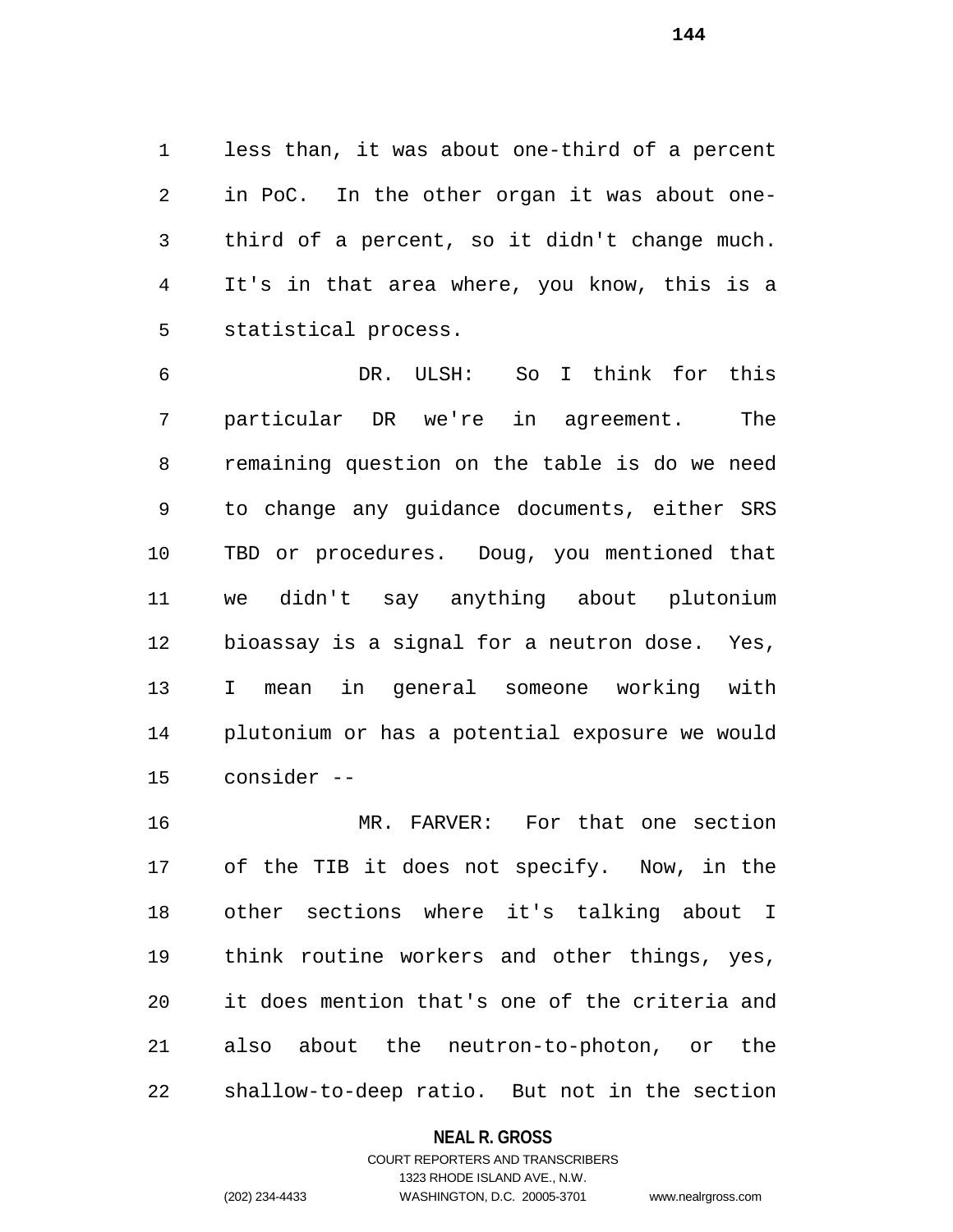less than, it was about one-third of a percent in PoC. In the other organ it was about one-third of a percent, so it didn't change much. It's in that area where, you know, this is a statistical process.

DR. ULSH: So I think for this particular DR we're in agreement. The remaining question on the table is do we need to change any guidance documents, either SRS TBD or procedures. Doug, you mentioned that we didn't say anything about plutonium bioassay is a signal for a neutron dose. Yes, I mean in general someone working with plutonium or has a potential exposure we would consider --

MR. FARVER: For that one section of the TIB it does not specify. Now, in the other sections where it's talking about I think routine workers and other things, yes, it does mention that's one of the criteria and also about the neutron-to-photon, or the shallow-to-deep ratio. But not in the section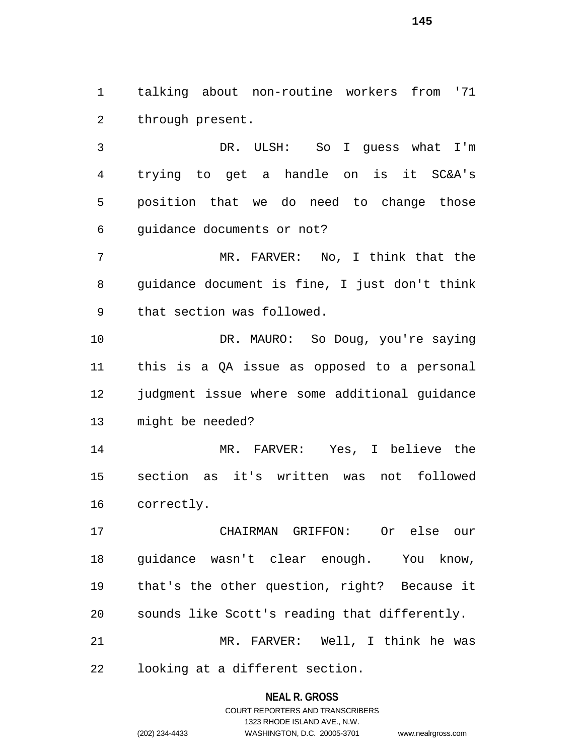talking about non-routine workers from '71 through present.

DR. ULSH: So I guess what I'm trying to get a handle on is it SC&A's position that we do need to change those guidance documents or not?

MR. FARVER: No, I think that the guidance document is fine, I just don't think that section was followed.

DR. MAURO: So Doug, you're saying this is a QA issue as opposed to a personal judgment issue where some additional guidance might be needed?

MR. FARVER: Yes, I believe the section as it's written was not followed correctly.

CHAIRMAN GRIFFON: Or else our guidance wasn't clear enough. You know, that's the other question, right? Because it sounds like Scott's reading that differently.

MR. FARVER: Well, I think he was looking at a different section.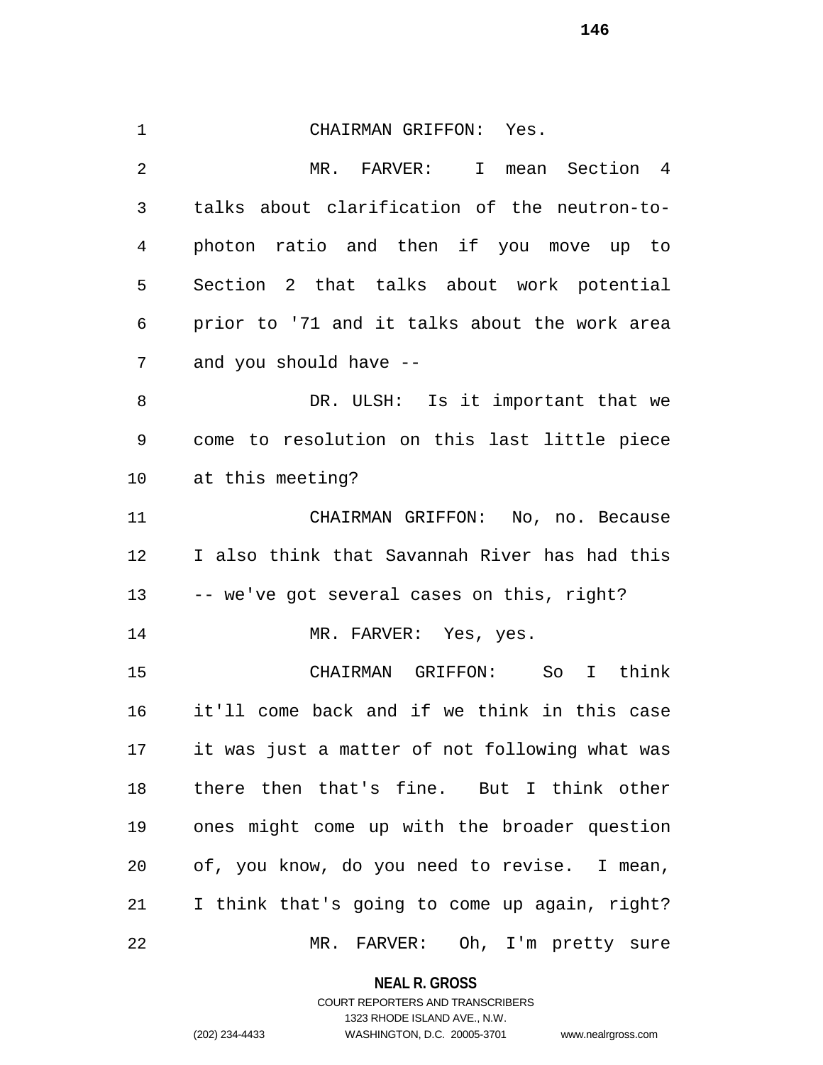CHAIRMAN GRIFFON: Yes.

MR. FARVER: I mean Section 4 talks about clarification of the neutron-to-photon ratio and then if you move up to Section 2 that talks about work potential prior to '71 and it talks about the work area and you should have --

DR. ULSH: Is it important that we come to resolution on this last little piece at this meeting?

CHAIRMAN GRIFFON: No, no. Because I also think that Savannah River has had this -- we've got several cases on this, right?

MR. FARVER: Yes, yes.

CHAIRMAN GRIFFON: So I think it'll come back and if we think in this case it was just a matter of not following what was there then that's fine. But I think other ones might come up with the broader question of, you know, do you need to revise. I mean, I think that's going to come up again, right?

MR. FARVER: Oh, I'm pretty sure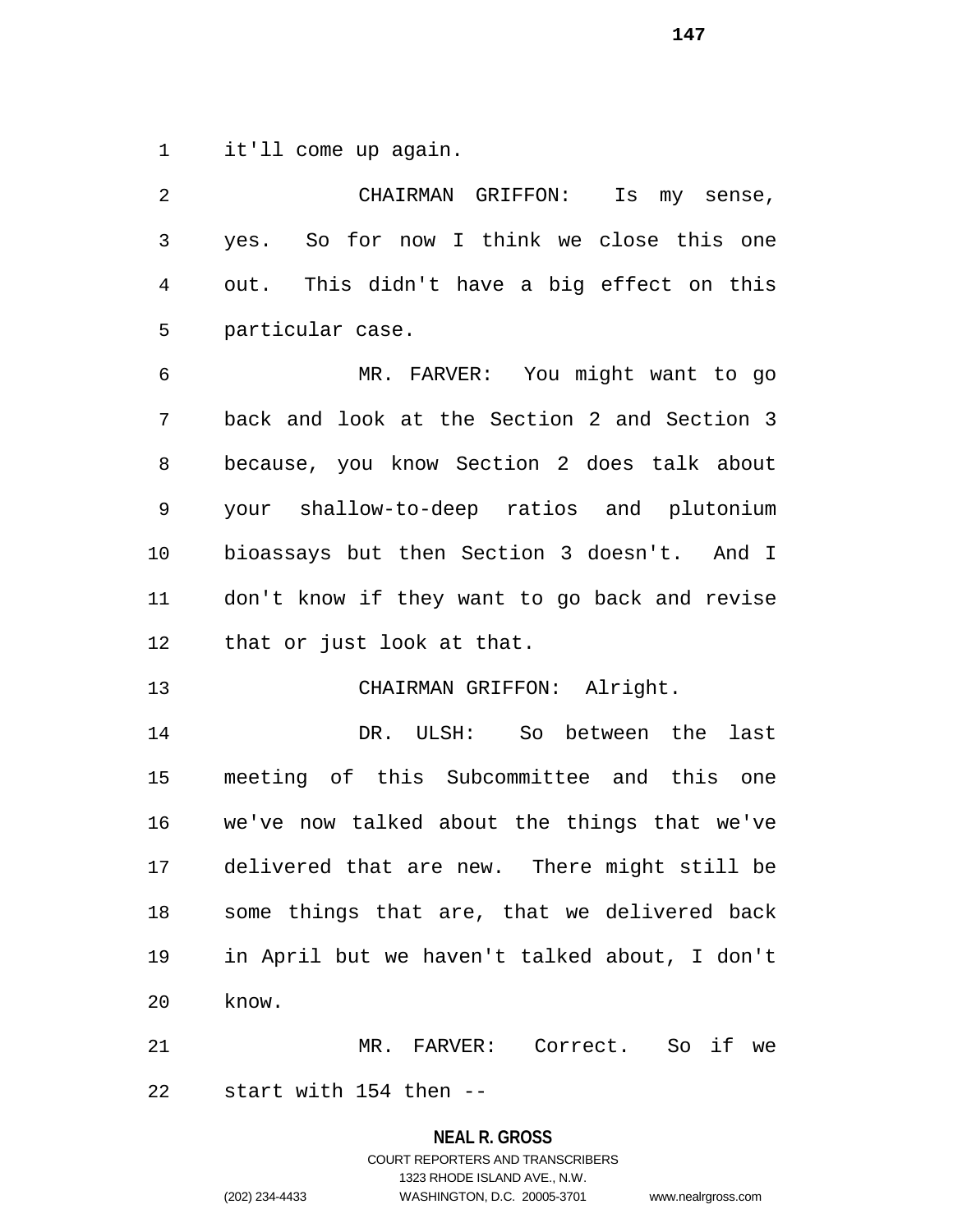it'll come up again.

CHAIRMAN GRIFFON: Is my sense, yes. So for now I think we close this one out. This didn't have a big effect on this particular case.

MR. FARVER: You might want to go back and look at the Section 2 and Section 3 because, you know Section 2 does talk about your shallow-to-deep ratios and plutonium bioassays but then Section 3 doesn't. And I don't know if they want to go back and revise that or just look at that.

CHAIRMAN GRIFFON: Alright.

DR. ULSH: So between the last meeting of this Subcommittee and this one we've now talked about the things that we've delivered that are new. There might still be some things that are, that we delivered back in April but we haven't talked about, I don't know.

MR. FARVER: Correct. So if we start with 154 then --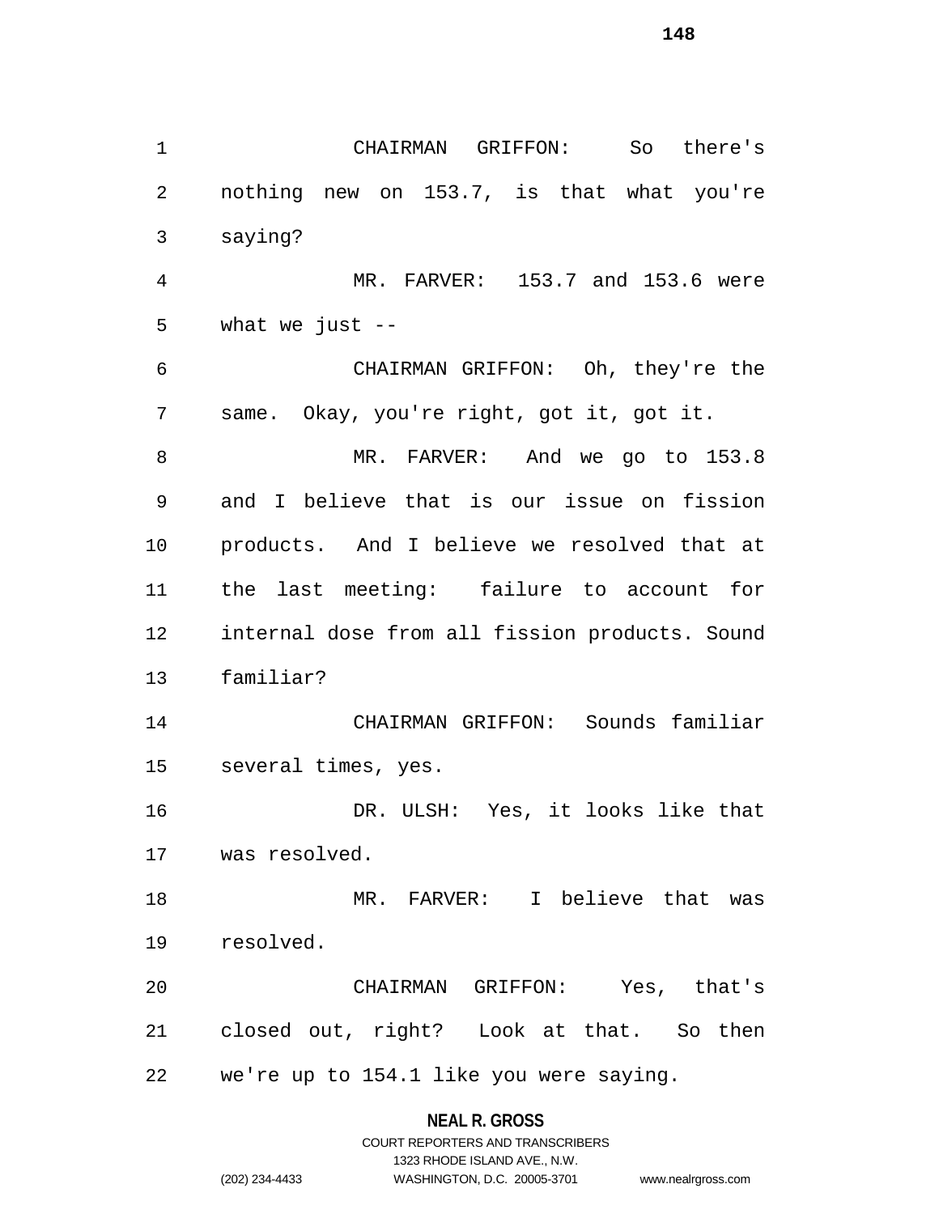CHAIRMAN GRIFFON: So there's nothing new on 153.7, is that what you're saying?

MR. FARVER: 153.7 and 153.6 were what we just --

CHAIRMAN GRIFFON: Oh, they're the same. Okay, you're right, got it, got it.

MR. FARVER: And we go to 153.8 and I believe that is our issue on fission products. And I believe we resolved that at the last meeting: failure to account for internal dose from all fission products. Sound familiar?

CHAIRMAN GRIFFON: Sounds familiar several times, yes.

DR. ULSH: Yes, it looks like that was resolved.

MR. FARVER: I believe that was resolved.

CHAIRMAN GRIFFON: Yes, that's closed out, right? Look at that. So then we're up to 154.1 like you were saying.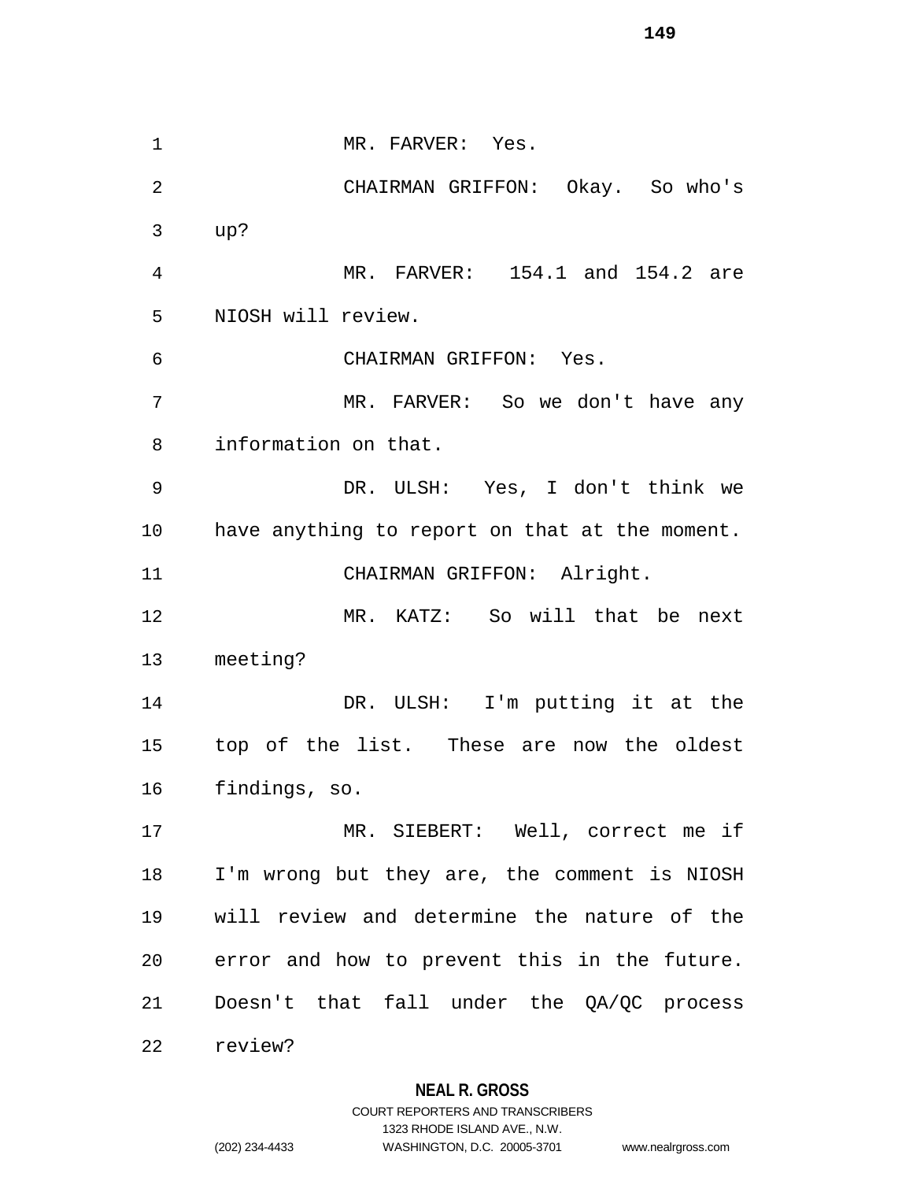MR. FARVER: Yes.

CHAIRMAN GRIFFON: Okay. So who's up?

MR. FARVER: 154.1 and 154.2 are NIOSH will review.

CHAIRMAN GRIFFON: Yes.

MR. FARVER: So we don't have any information on that.

DR. ULSH: Yes, I don't think we have anything to report on that at the moment.

CHAIRMAN GRIFFON: Alright.

MR. KATZ: So will that be next meeting?

DR. ULSH: I'm putting it at the top of the list. These are now the oldest findings, so.

MR. SIEBERT: Well, correct me if I'm wrong but they are, the comment is NIOSH will review and determine the nature of the error and how to prevent this in the future. Doesn't that fall under the QA/QC process review?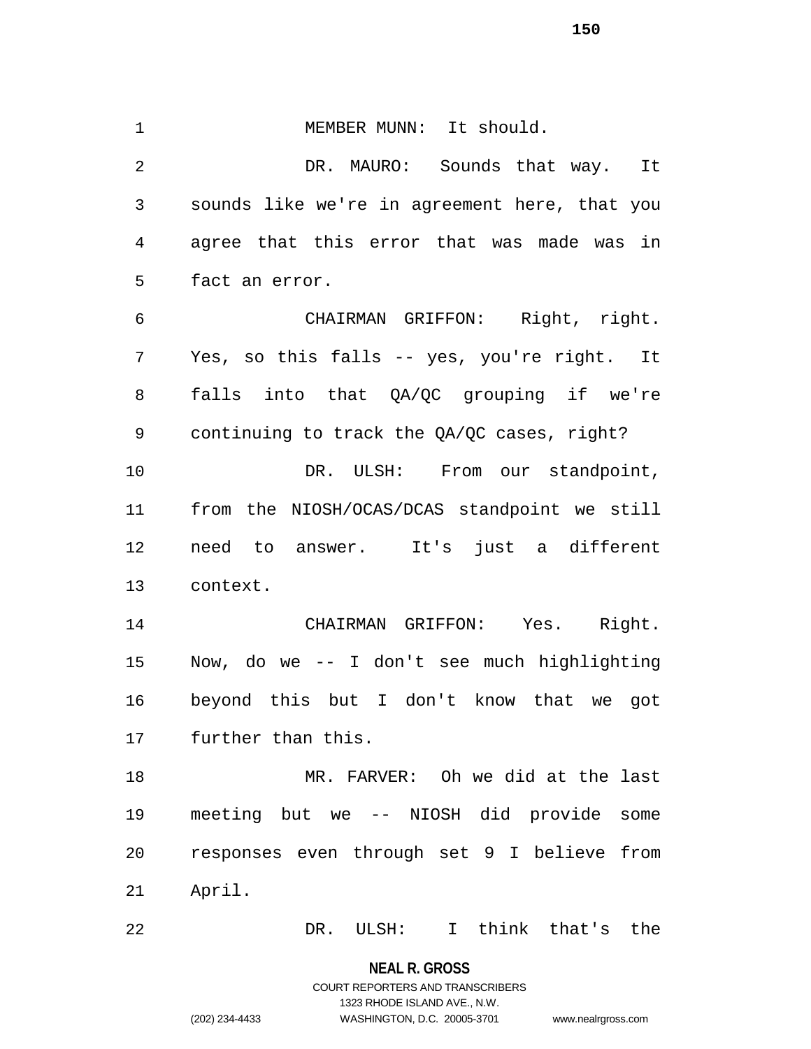MEMBER MUNN: It should.

DR. MAURO: Sounds that way. It sounds like we're in agreement here, that you agree that this error that was made was in fact an error.

CHAIRMAN GRIFFON: Right, right. Yes, so this falls -- yes, you're right. It falls into that QA/QC grouping if we're continuing to track the QA/QC cases, right?

DR. ULSH: From our standpoint, from the NIOSH/OCAS/DCAS standpoint we still need to answer. It's just a different context.

CHAIRMAN GRIFFON: Yes. Right. Now, do we -- I don't see much highlighting beyond this but I don't know that we got further than this.

MR. FARVER: Oh we did at the last meeting but we -- NIOSH did provide some responses even through set 9 I believe from April.

DR. ULSH: I think that's the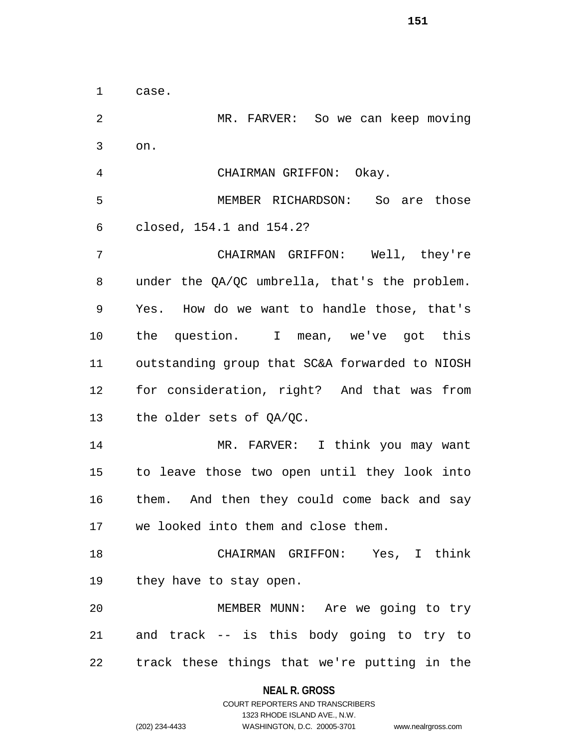case.

MR. FARVER: So we can keep moving on.

CHAIRMAN GRIFFON: Okay.

MEMBER RICHARDSON: So are those closed, 154.1 and 154.2?

CHAIRMAN GRIFFON: Well, they're under the QA/QC umbrella, that's the problem. Yes. How do we want to handle those, that's the question. I mean, we've got this outstanding group that SC&A forwarded to NIOSH for consideration, right? And that was from the older sets of QA/QC.

MR. FARVER: I think you may want to leave those two open until they look into them. And then they could come back and say we looked into them and close them.

CHAIRMAN GRIFFON: Yes, I think they have to stay open.

MEMBER MUNN: Are we going to try and track -- is this body going to try to track these things that we're putting in the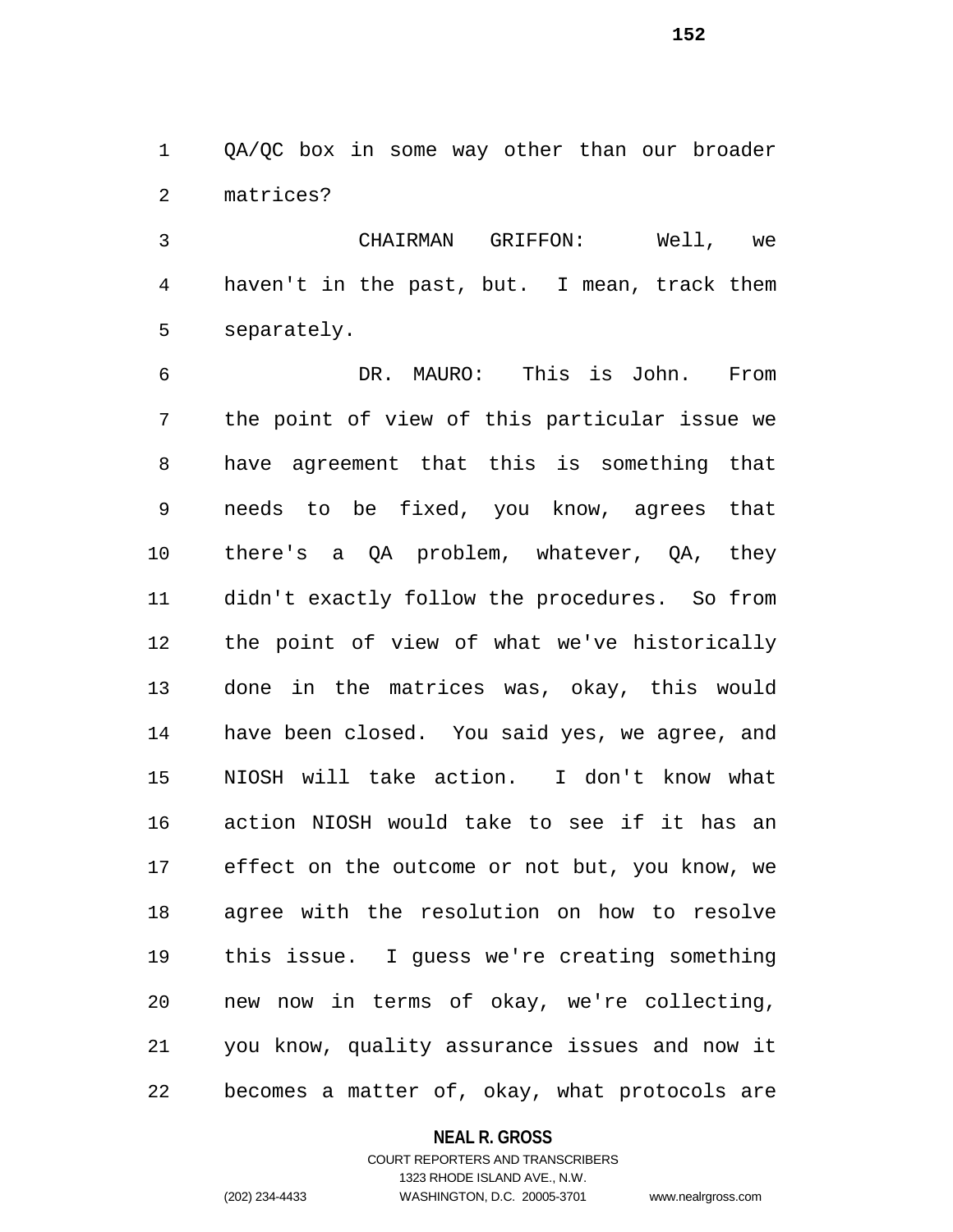QA/QC box in some way other than our broader matrices?

CHAIRMAN GRIFFON: Well, we haven't in the past, but. I mean, track them separately.

DR. MAURO: This is John. From the point of view of this particular issue we have agreement that this is something that needs to be fixed, you know, agrees that there's a QA problem, whatever, QA, they didn't exactly follow the procedures. So from the point of view of what we've historically done in the matrices was, okay, this would have been closed. You said yes, we agree, and NIOSH will take action. I don't know what action NIOSH would take to see if it has an effect on the outcome or not but, you know, we agree with the resolution on how to resolve this issue. I guess we're creating something new now in terms of okay, we're collecting, you know, quality assurance issues and now it becomes a matter of, okay, what protocols are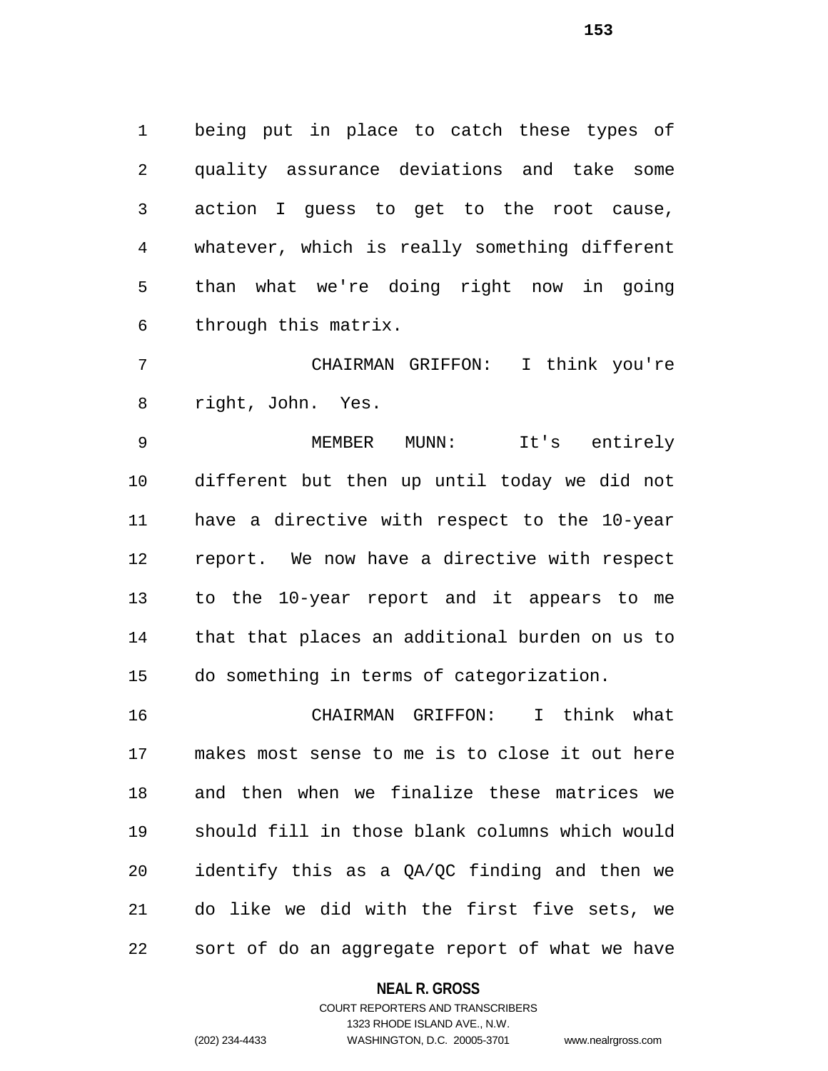being put in place to catch these types of quality assurance deviations and take some action I guess to get to the root cause, whatever, which is really something different than what we're doing right now in going through this matrix.

CHAIRMAN GRIFFON: I think you're right, John. Yes.

MEMBER MUNN: It's entirely different but then up until today we did not have a directive with respect to the 10-year report. We now have a directive with respect to the 10-year report and it appears to me that that places an additional burden on us to do something in terms of categorization.

CHAIRMAN GRIFFON: I think what makes most sense to me is to close it out here and then when we finalize these matrices we should fill in those blank columns which would identify this as a QA/QC finding and then we do like we did with the first five sets, we sort of do an aggregate report of what we have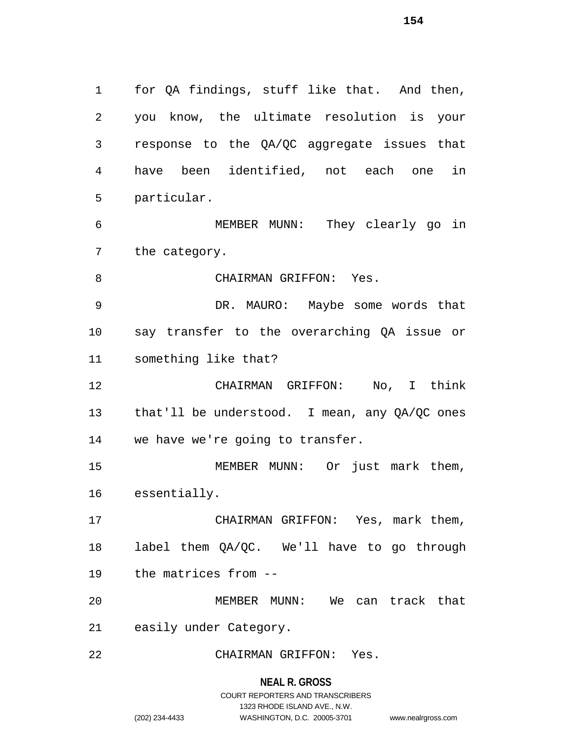for QA findings, stuff like that. And then, you know, the ultimate resolution is your response to the QA/QC aggregate issues that have been identified, not each one in particular.

MEMBER MUNN: They clearly go in the category.

CHAIRMAN GRIFFON: Yes.

DR. MAURO: Maybe some words that say transfer to the overarching QA issue or something like that?

CHAIRMAN GRIFFON: No, I think that'll be understood. I mean, any QA/QC ones we have we're going to transfer.

MEMBER MUNN: Or just mark them, essentially.

CHAIRMAN GRIFFON: Yes, mark them, label them QA/QC. We'll have to go through the matrices from --

MEMBER MUNN: We can track that easily under Category.

CHAIRMAN GRIFFON: Yes.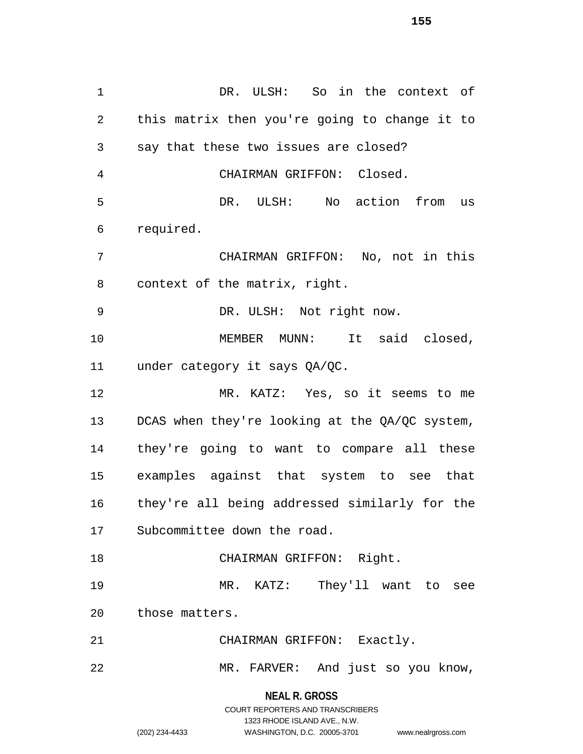DR. ULSH: So in the context of this matrix then you're going to change it to say that these two issues are closed?

CHAIRMAN GRIFFON: Closed.

DR. ULSH: No action from us required.

CHAIRMAN GRIFFON: No, not in this context of the matrix, right.

DR. ULSH: Not right now.

MEMBER MUNN: It said closed, under category it says QA/QC.

MR. KATZ: Yes, so it seems to me DCAS when they're looking at the QA/QC system, they're going to want to compare all these examples against that system to see that they're all being addressed similarly for the Subcommittee down the road.

CHAIRMAN GRIFFON: Right.

MR. KATZ: They'll want to see those matters.

CHAIRMAN GRIFFON: Exactly.

MR. FARVER: And just so you know,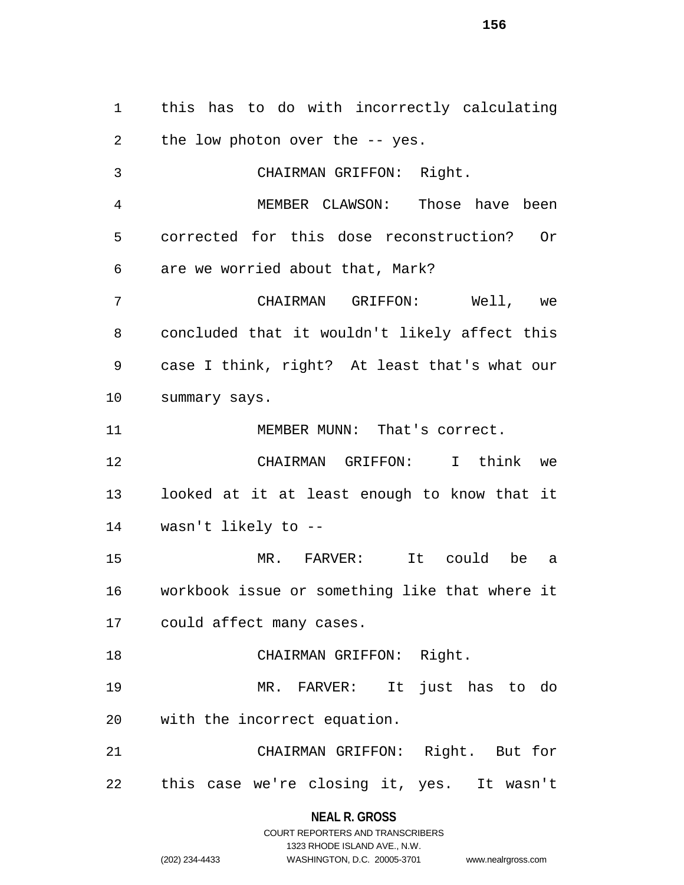this has to do with incorrectly calculating the low photon over the -- yes.

CHAIRMAN GRIFFON: Right.

MEMBER CLAWSON: Those have been corrected for this dose reconstruction? Or are we worried about that, Mark?

CHAIRMAN GRIFFON: Well, we concluded that it wouldn't likely affect this case I think, right? At least that's what our summary says.

MEMBER MUNN: That's correct.

CHAIRMAN GRIFFON: I think we looked at it at least enough to know that it wasn't likely to --

MR. FARVER: It could be a workbook issue or something like that where it could affect many cases.

CHAIRMAN GRIFFON: Right.

MR. FARVER: It just has to do with the incorrect equation.

CHAIRMAN GRIFFON: Right. But for this case we're closing it, yes. It wasn't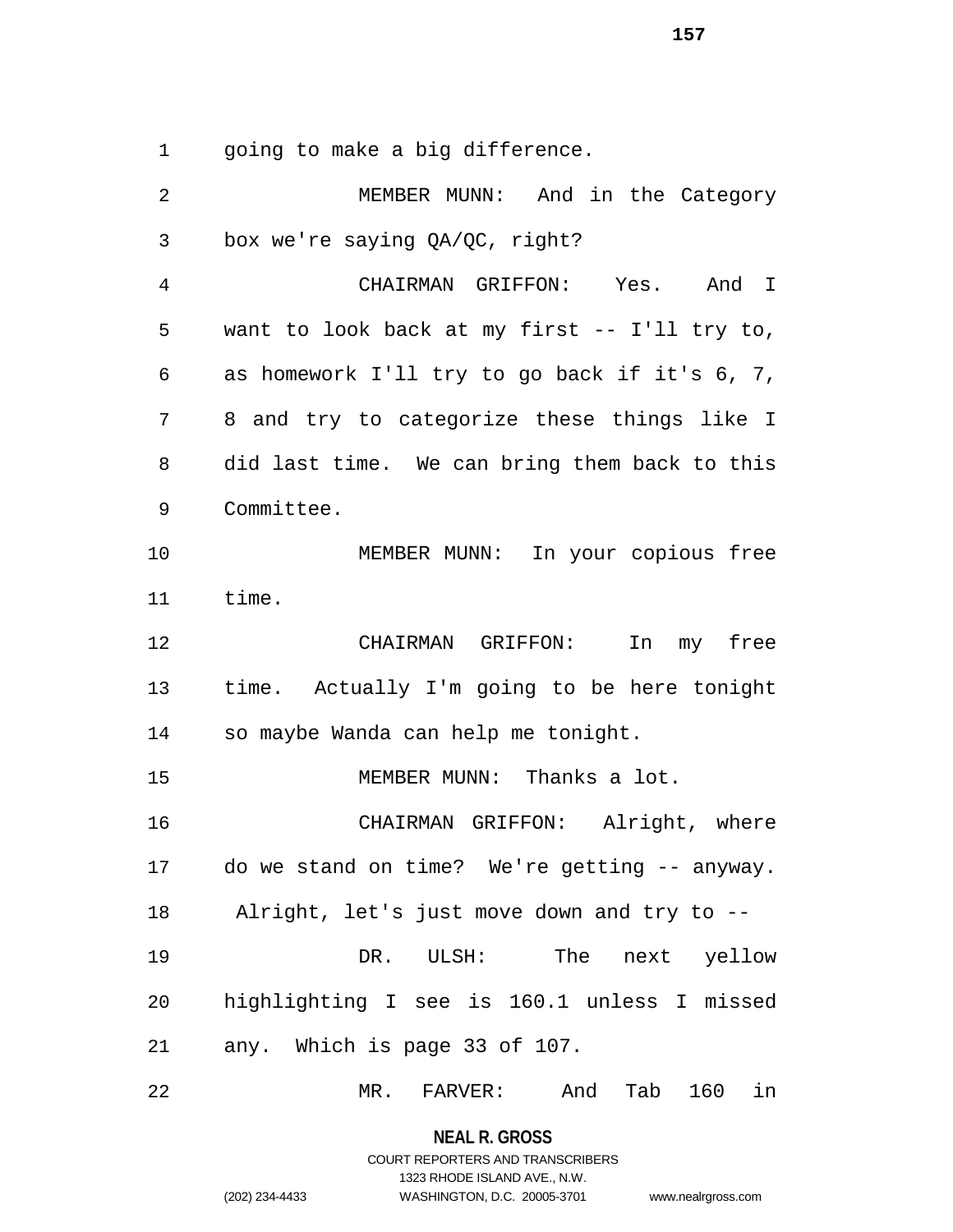going to make a big difference.

MEMBER MUNN: And in the Category box we're saying QA/QC, right?

CHAIRMAN GRIFFON: Yes. And I want to look back at my first -- I'll try to, as homework I'll try to go back if it's 6, 7, 8 and try to categorize these things like I did last time. We can bring them back to this Committee.

MEMBER MUNN: In your copious free time.

CHAIRMAN GRIFFON: In my free time. Actually I'm going to be here tonight so maybe Wanda can help me tonight.

MEMBER MUNN: Thanks a lot.

CHAIRMAN GRIFFON: Alright, where do we stand on time? We're getting -- anyway. Alright, let's just move down and try to --

DR. ULSH: The next yellow highlighting I see is 160.1 unless I missed any. Which is page 33 of 107.

MR. FARVER: And Tab 160 in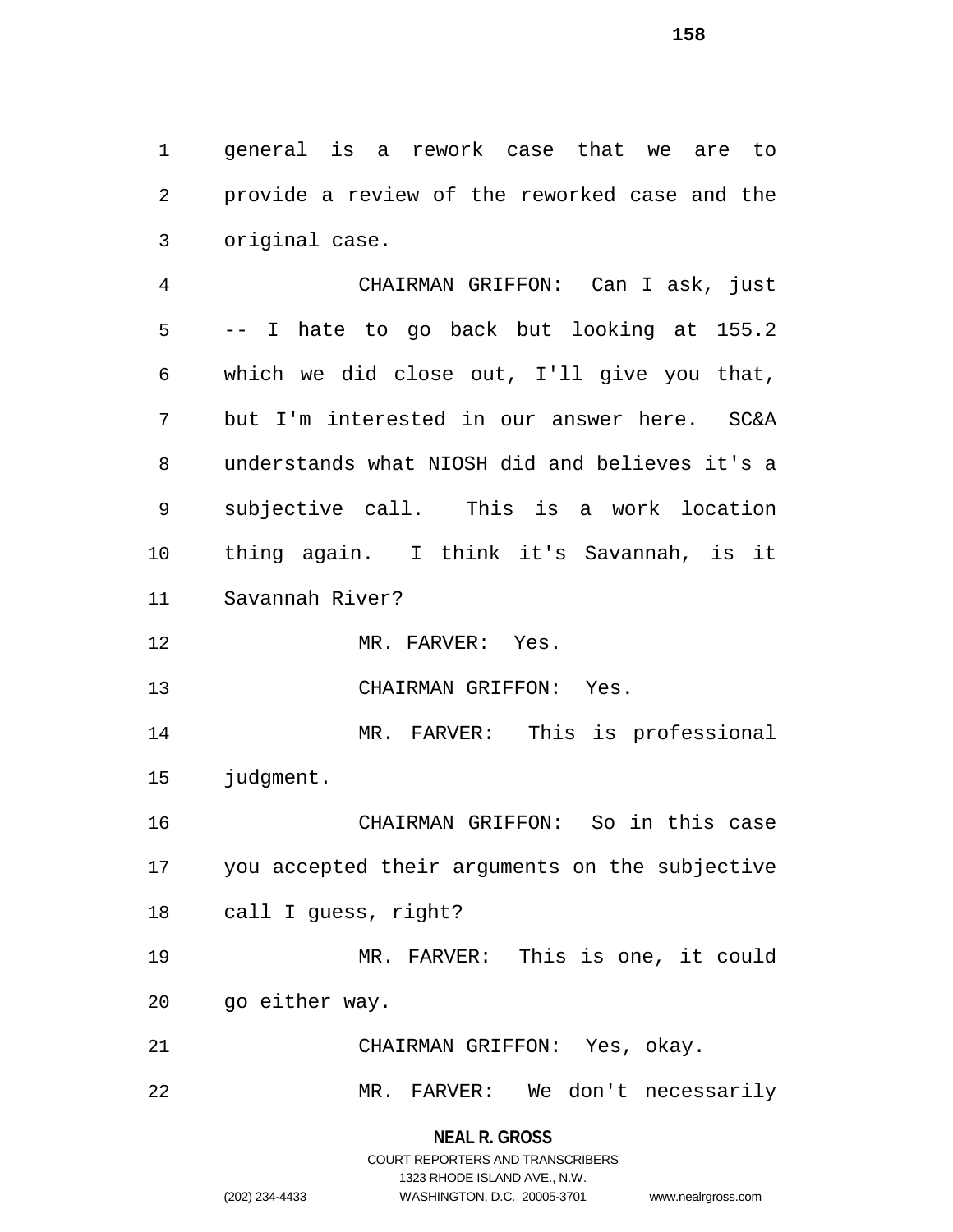general is a rework case that we are to provide a review of the reworked case and the original case.

CHAIRMAN GRIFFON: Can I ask, just -- I hate to go back but looking at 155.2 which we did close out, I'll give you that, but I'm interested in our answer here. SC&A understands what NIOSH did and believes it's a subjective call. This is a work location thing again. I think it's Savannah, is it Savannah River?

MR. FARVER: Yes.

CHAIRMAN GRIFFON: Yes.

MR. FARVER: This is professional judgment.

CHAIRMAN GRIFFON: So in this case you accepted their arguments on the subjective call I guess, right?

MR. FARVER: This is one, it could go either way.

CHAIRMAN GRIFFON: Yes, okay.

MR. FARVER: We don't necessarily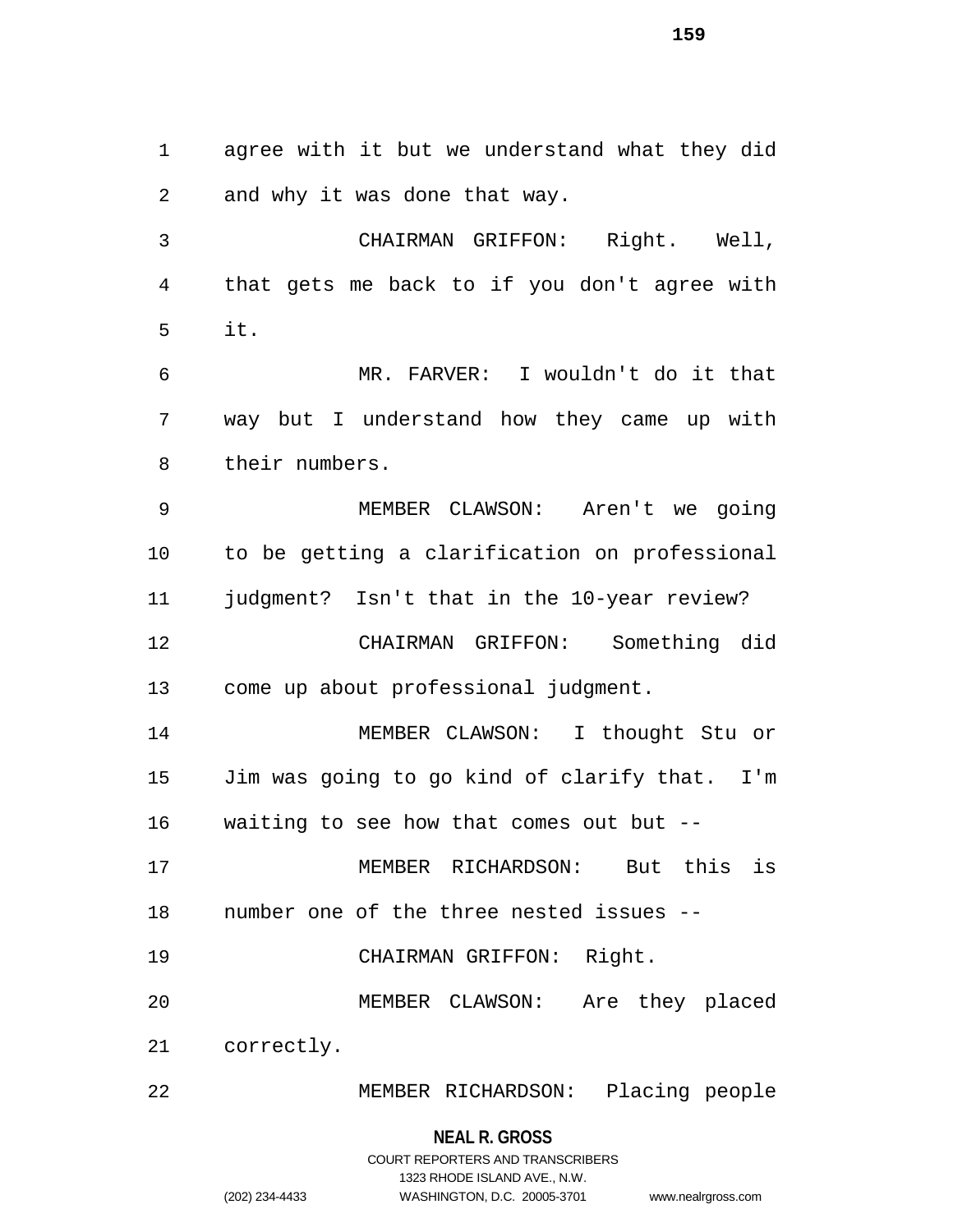agree with it but we understand what they did and why it was done that way.

CHAIRMAN GRIFFON: Right. Well, that gets me back to if you don't agree with it.

MR. FARVER: I wouldn't do it that way but I understand how they came up with their numbers.

MEMBER CLAWSON: Aren't we going to be getting a clarification on professional judgment? Isn't that in the 10-year review?

CHAIRMAN GRIFFON: Something did come up about professional judgment.

MEMBER CLAWSON: I thought Stu or Jim was going to go kind of clarify that. I'm waiting to see how that comes out but --

MEMBER RICHARDSON: But this is number one of the three nested issues --

CHAIRMAN GRIFFON: Right.

MEMBER CLAWSON: Are they placed correctly.

MEMBER RICHARDSON: Placing people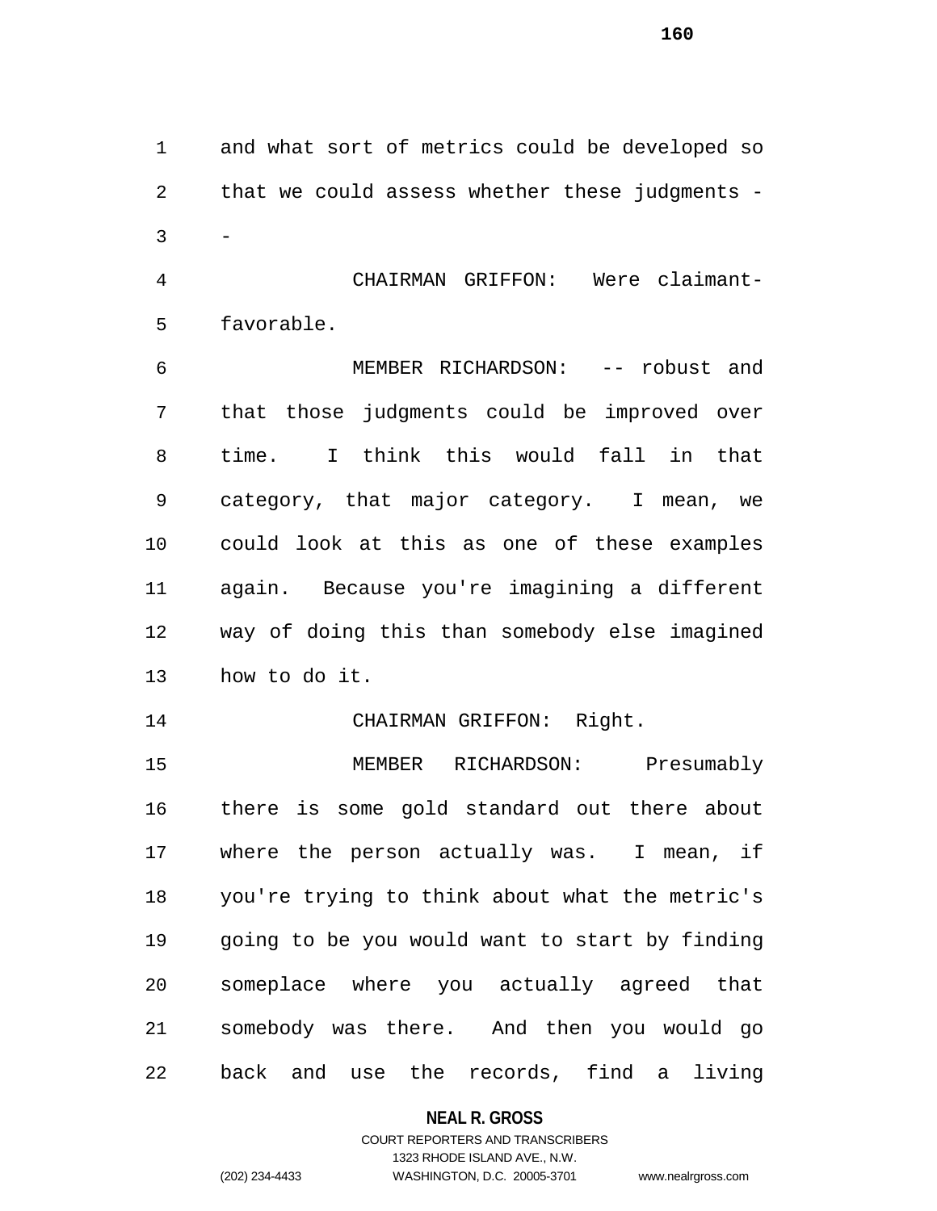and what sort of metrics could be developed so that we could assess whether these judgments --

CHAIRMAN GRIFFON: Were claimant-favorable.

MEMBER RICHARDSON: -- robust and that those judgments could be improved over time. I think this would fall in that category, that major category. I mean, we could look at this as one of these examples again. Because you're imagining a different way of doing this than somebody else imagined how to do it.

CHAIRMAN GRIFFON: Right.

MEMBER RICHARDSON: Presumably there is some gold standard out there about where the person actually was. I mean, if you're trying to think about what the metric's going to be you would want to start by finding someplace where you actually agreed that somebody was there. And then you would go back and use the records, find a living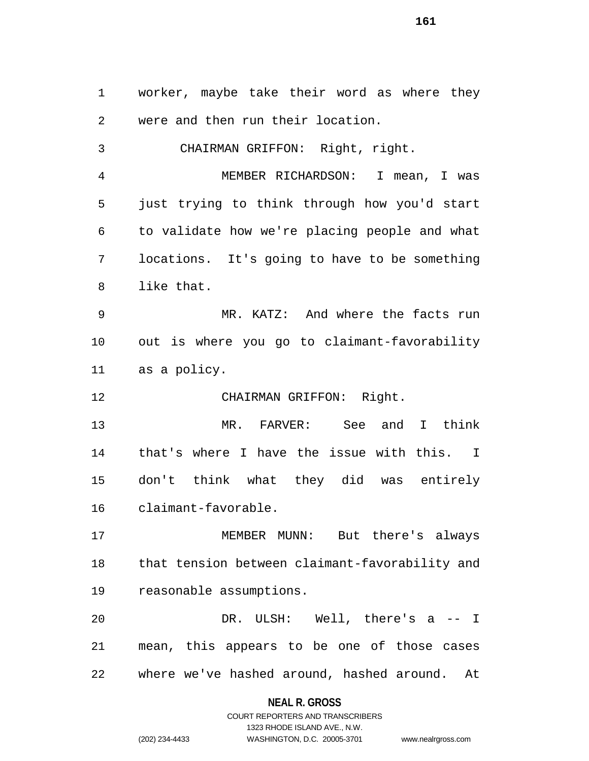worker, maybe take their word as where they were and then run their location.

CHAIRMAN GRIFFON: Right, right.

MEMBER RICHARDSON: I mean, I was just trying to think through how you'd start to validate how we're placing people and what locations. It's going to have to be something like that.

MR. KATZ: And where the facts run out is where you go to claimant-favorability as a policy.

CHAIRMAN GRIFFON: Right.

MR. FARVER: See and I think that's where I have the issue with this. I don't think what they did was entirely claimant-favorable.

MEMBER MUNN: But there's always that tension between claimant-favorability and reasonable assumptions.

DR. ULSH: Well, there's a -- I mean, this appears to be one of those cases where we've hashed around, hashed around. At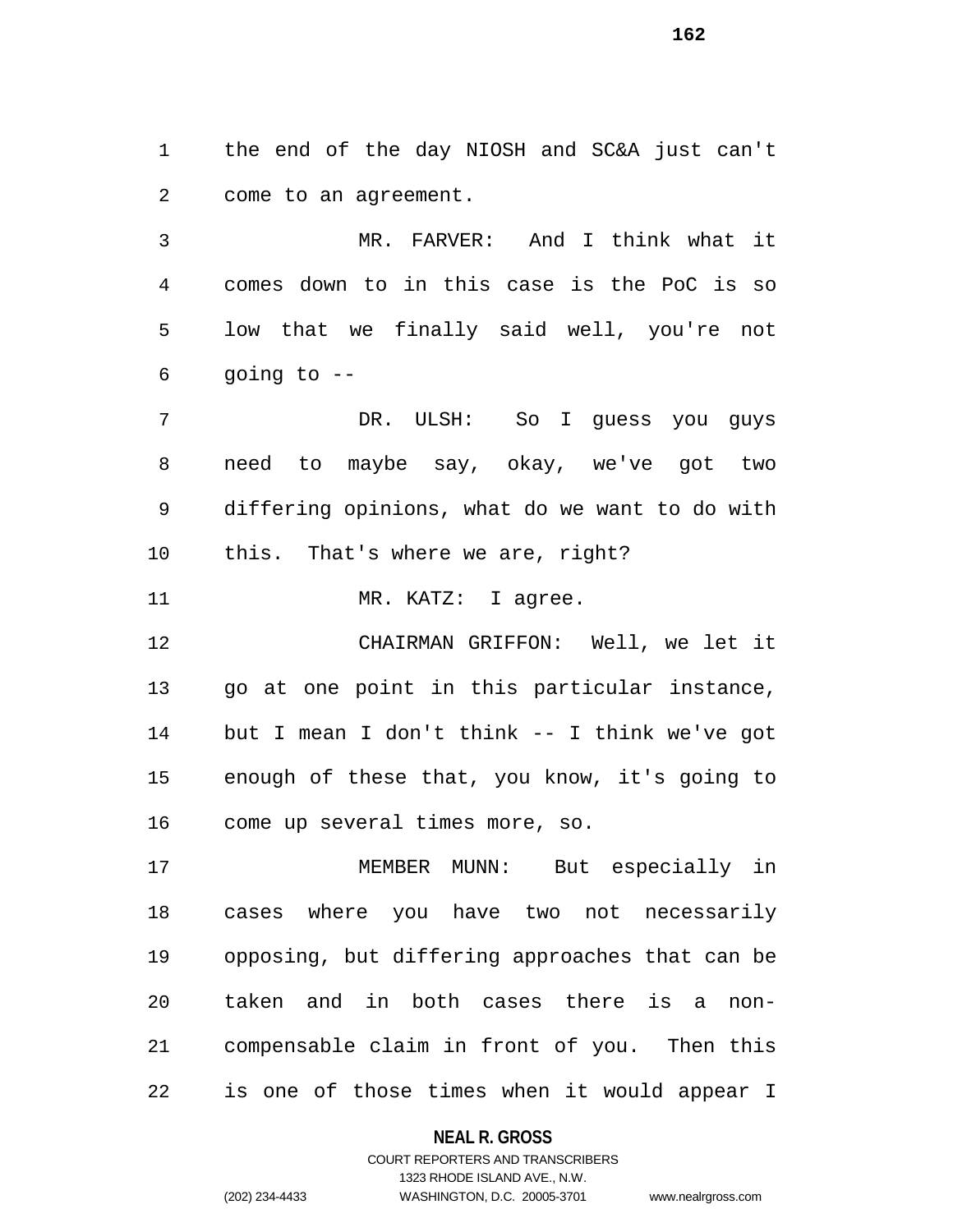the end of the day NIOSH and SC&A just can't come to an agreement.

MR. FARVER: And I think what it comes down to in this case is the PoC is so low that we finally said well, you're not going to --

DR. ULSH: So I guess you guys need to maybe say, okay, we've got two differing opinions, what do we want to do with this. That's where we are, right?

MR. KATZ: I agree.

CHAIRMAN GRIFFON: Well, we let it go at one point in this particular instance, but I mean I don't think -- I think we've got enough of these that, you know, it's going to come up several times more, so.

MEMBER MUNN: But especially in cases where you have two not necessarily opposing, but differing approaches that can be taken and in both cases there is a non-compensable claim in front of you. Then this is one of those times when it would appear I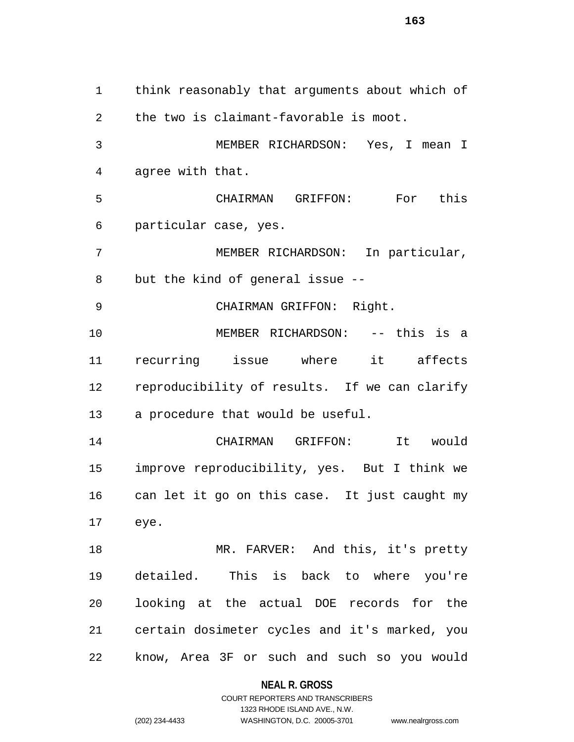think reasonably that arguments about which of the two is claimant-favorable is moot.

MEMBER RICHARDSON: Yes, I mean I agree with that.

CHAIRMAN GRIFFON: For this particular case, yes.

MEMBER RICHARDSON: In particular, but the kind of general issue --

CHAIRMAN GRIFFON: Right.

MEMBER RICHARDSON: -- this is a recurring issue where it affects reproducibility of results. If we can clarify a procedure that would be useful.

CHAIRMAN GRIFFON: It would improve reproducibility, yes. But I think we can let it go on this case. It just caught my eye.

MR. FARVER: And this, it's pretty detailed. This is back to where you're looking at the actual DOE records for the certain dosimeter cycles and it's marked, you know, Area 3F or such and such so you would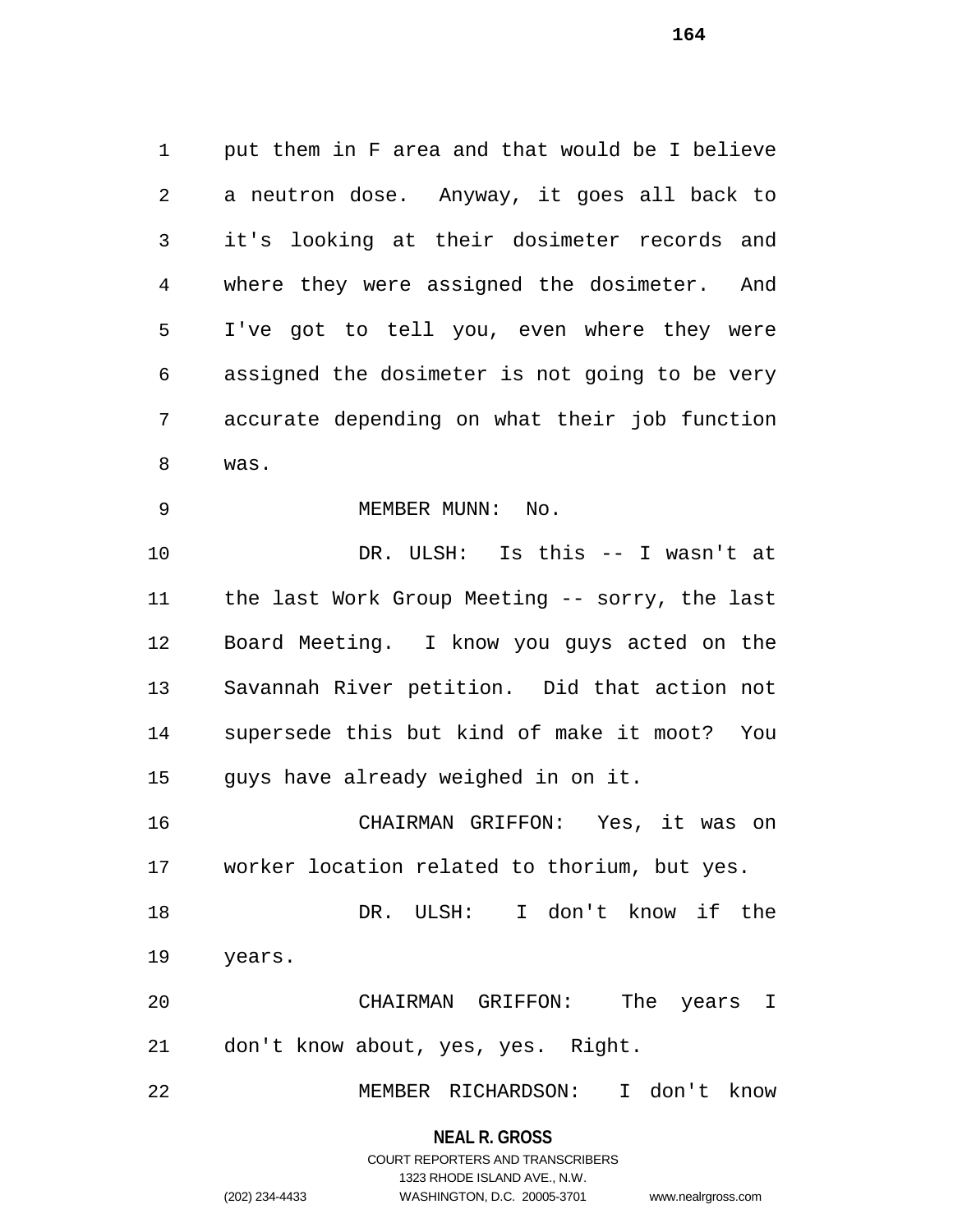put them in F area and that would be I believe a neutron dose. Anyway, it goes all back to it's looking at their dosimeter records and where they were assigned the dosimeter. And I've got to tell you, even where they were assigned the dosimeter is not going to be very accurate depending on what their job function was.

MEMBER MUNN: No.

DR. ULSH: Is this -- I wasn't at the last Work Group Meeting -- sorry, the last Board Meeting. I know you guys acted on the Savannah River petition. Did that action not supersede this but kind of make it moot? You guys have already weighed in on it.

CHAIRMAN GRIFFON: Yes, it was on worker location related to thorium, but yes.

DR. ULSH: I don't know if the years.

CHAIRMAN GRIFFON: The years I don't know about, yes, yes. Right.

MEMBER RICHARDSON: I don't know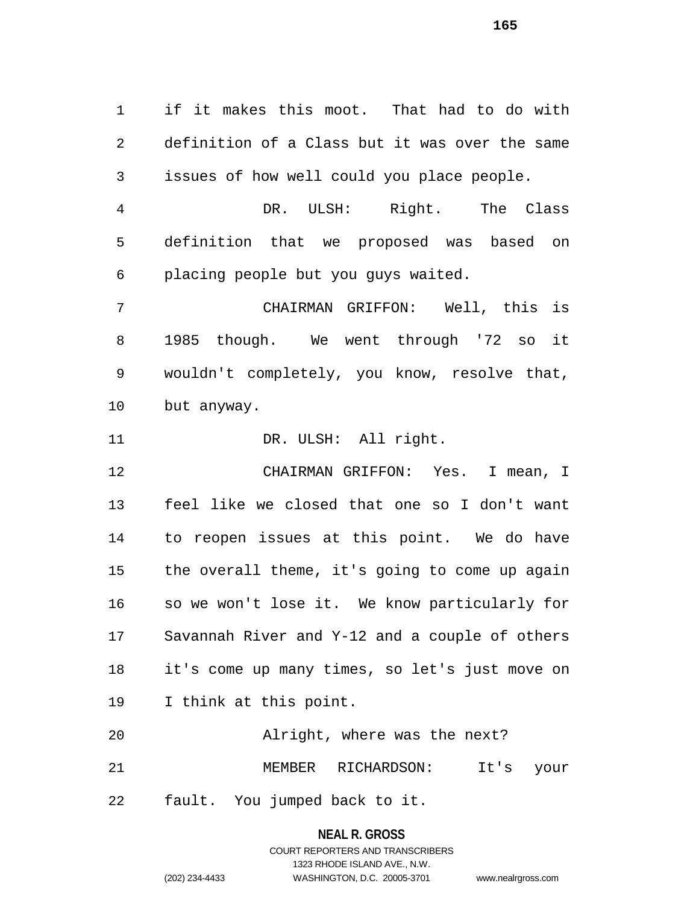if it makes this moot. That had to do with definition of a Class but it was over the same issues of how well could you place people.

DR. ULSH: Right. The Class definition that we proposed was based on placing people but you guys waited.

CHAIRMAN GRIFFON: Well, this is 1985 though. We went through '72 so it wouldn't completely, you know, resolve that, but anyway.

DR. ULSH: All right.

CHAIRMAN GRIFFON: Yes. I mean, I feel like we closed that one so I don't want to reopen issues at this point. We do have the overall theme, it's going to come up again so we won't lose it. We know particularly for Savannah River and Y-12 and a couple of others it's come up many times, so let's just move on I think at this point.

Alright, where was the next?

MEMBER RICHARDSON: It's your fault. You jumped back to it.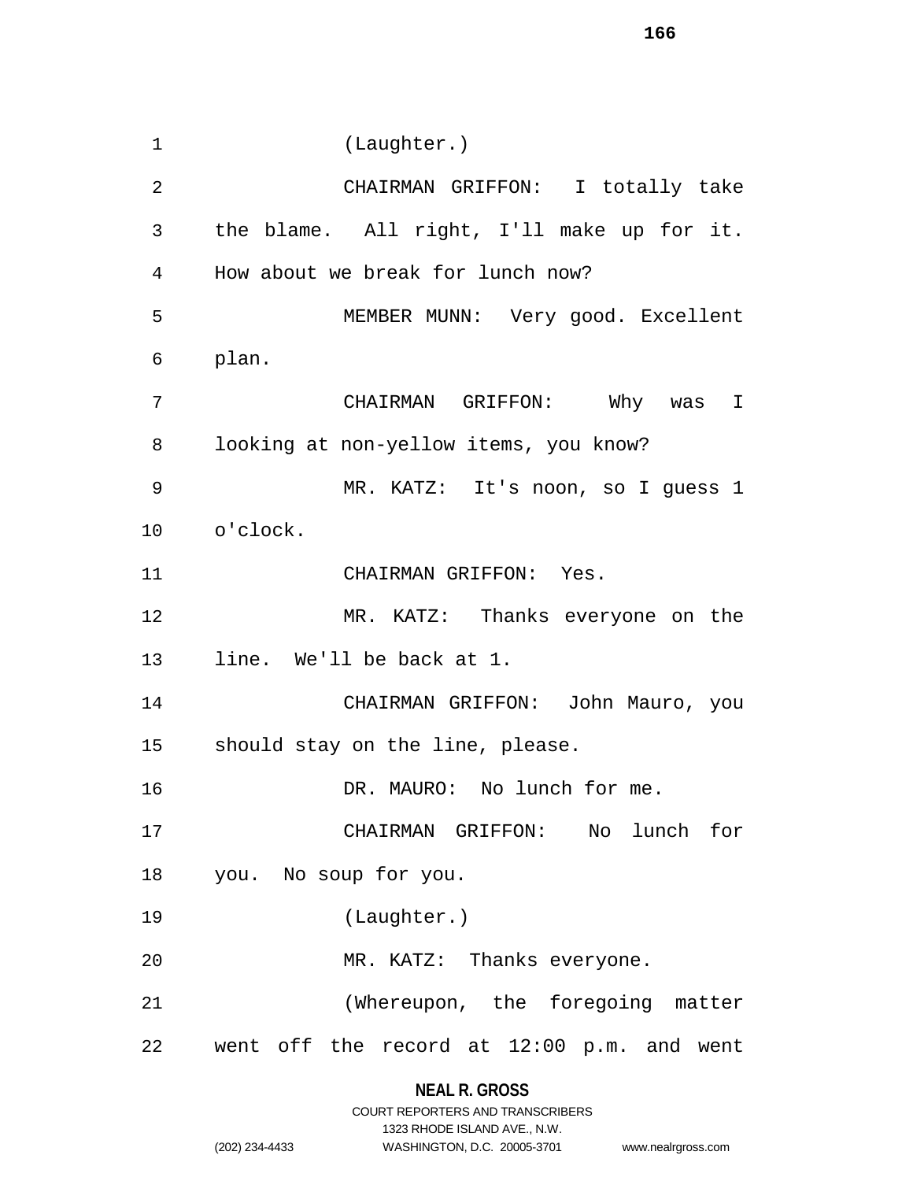(Laughter.)

CHAIRMAN GRIFFON: I totally take the blame. All right, I'll make up for it. How about we break for lunch now?

MEMBER MUNN: Very good. Excellent plan.

CHAIRMAN GRIFFON: Why was I looking at non-yellow items, you know?

MR. KATZ: It's noon, so I guess 1 o'clock.

CHAIRMAN GRIFFON: Yes.

MR. KATZ: Thanks everyone on the line. We'll be back at 1.

CHAIRMAN GRIFFON: John Mauro, you should stay on the line, please.

DR. MAURO: No lunch for me.

CHAIRMAN GRIFFON: No lunch for you. No soup for you.

(Laughter.)

MR. KATZ: Thanks everyone.

(Whereupon, the foregoing matter went off the record at 12:00 p.m. and went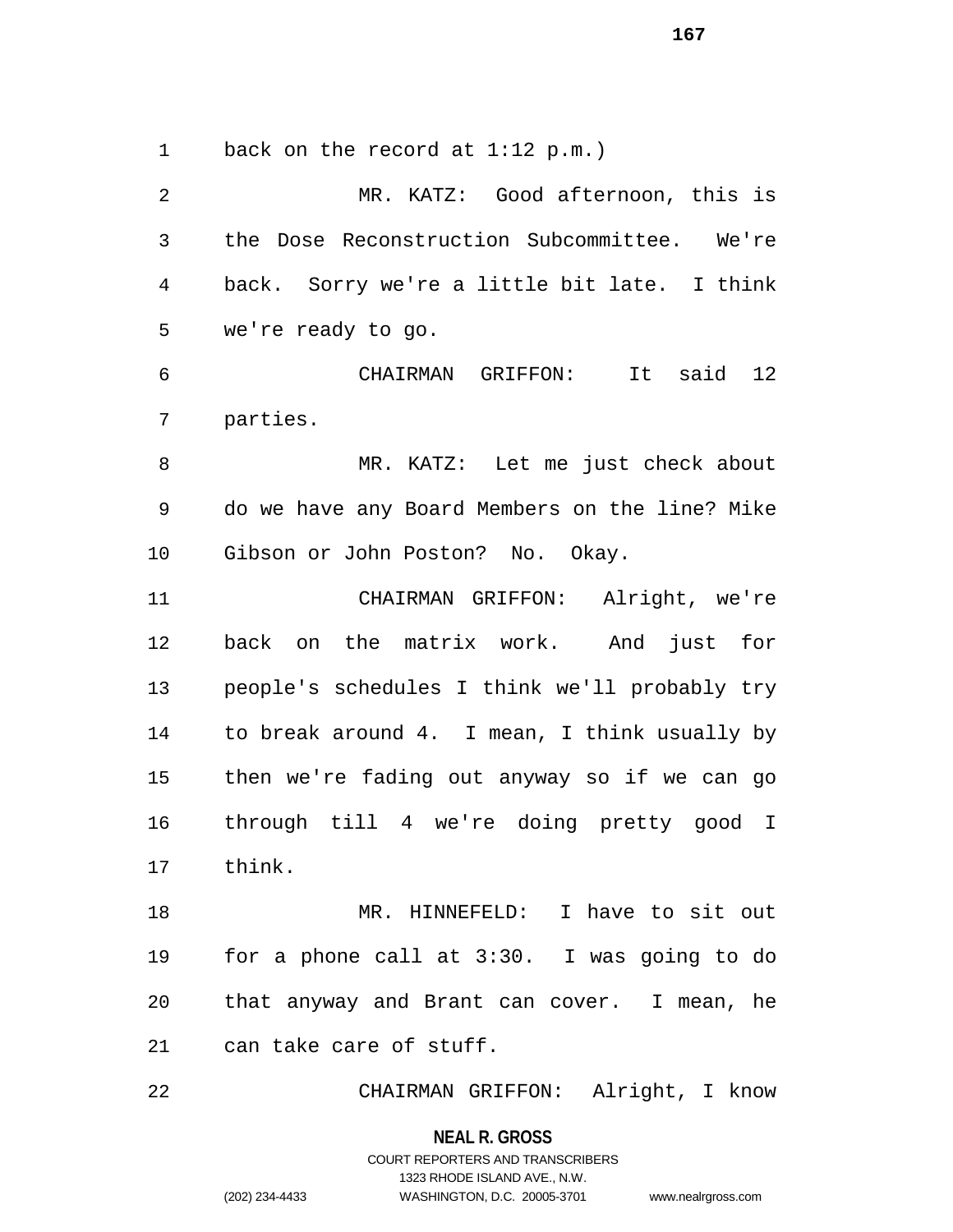back on the record at 1:12 p.m.)

MR. KATZ: Good afternoon, this is the Dose Reconstruction Subcommittee. We're back. Sorry we're a little bit late. I think we're ready to go.

CHAIRMAN GRIFFON: It said 12 parties.

MR. KATZ: Let me just check about do we have any Board Members on the line? Mike Gibson or John Poston? No. Okay.

CHAIRMAN GRIFFON: Alright, we're back on the matrix work. And just for people's schedules I think we'll probably try to break around 4. I mean, I think usually by then we're fading out anyway so if we can go through till 4 we're doing pretty good I think.

MR. HINNEFELD: I have to sit out for a phone call at 3:30. I was going to do that anyway and Brant can cover. I mean, he can take care of stuff.

CHAIRMAN GRIFFON: Alright, I know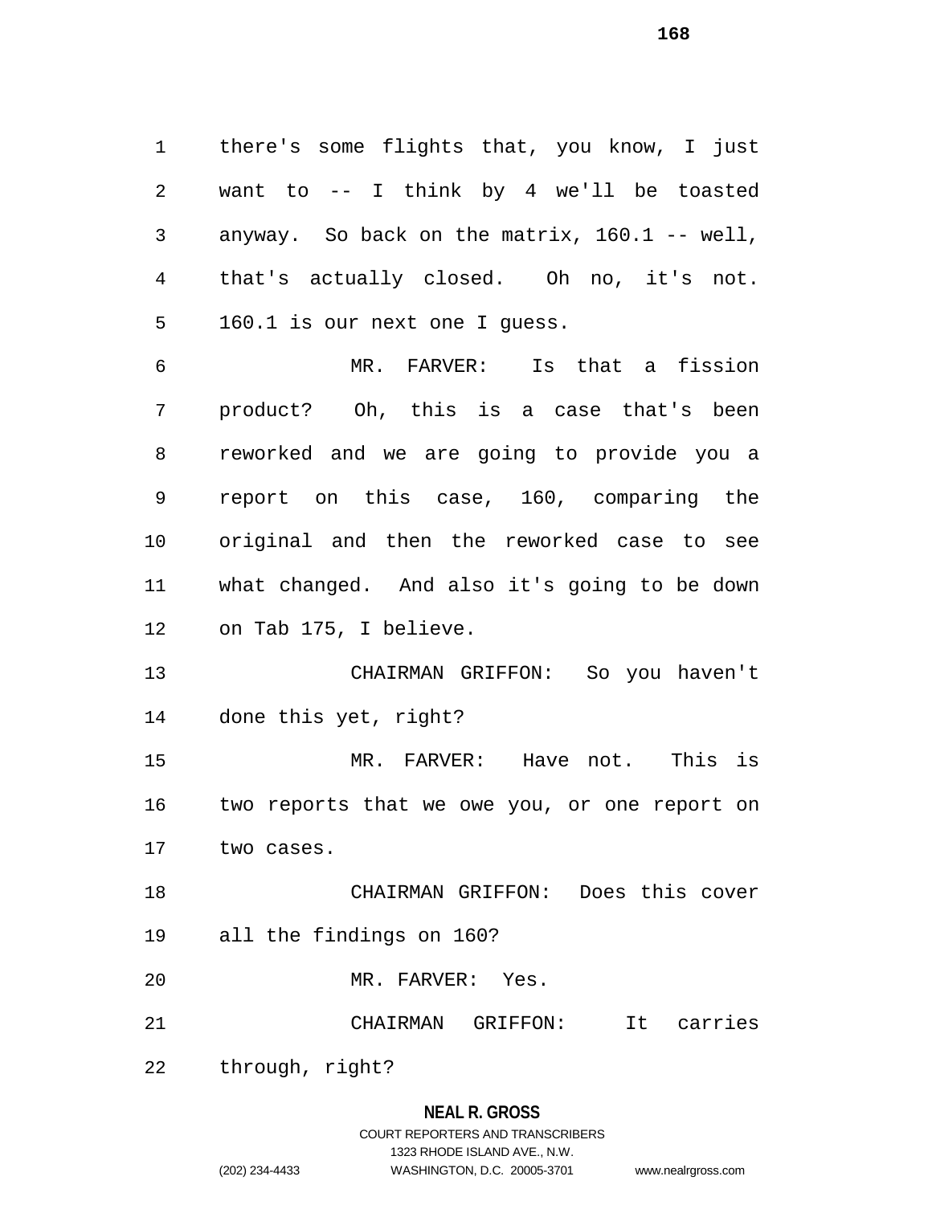there's some flights that, you know, I just want to -- I think by 4 we'll be toasted anyway. So back on the matrix, 160.1 -- well, that's actually closed. Oh no, it's not. 160.1 is our next one I guess.

MR. FARVER: Is that a fission product? Oh, this is a case that's been reworked and we are going to provide you a report on this case, 160, comparing the original and then the reworked case to see what changed. And also it's going to be down on Tab 175, I believe.

CHAIRMAN GRIFFON: So you haven't done this yet, right?

MR. FARVER: Have not. This is two reports that we owe you, or one report on two cases.

CHAIRMAN GRIFFON: Does this cover all the findings on 160?

MR. FARVER: Yes.

CHAIRMAN GRIFFON: It carries through, right?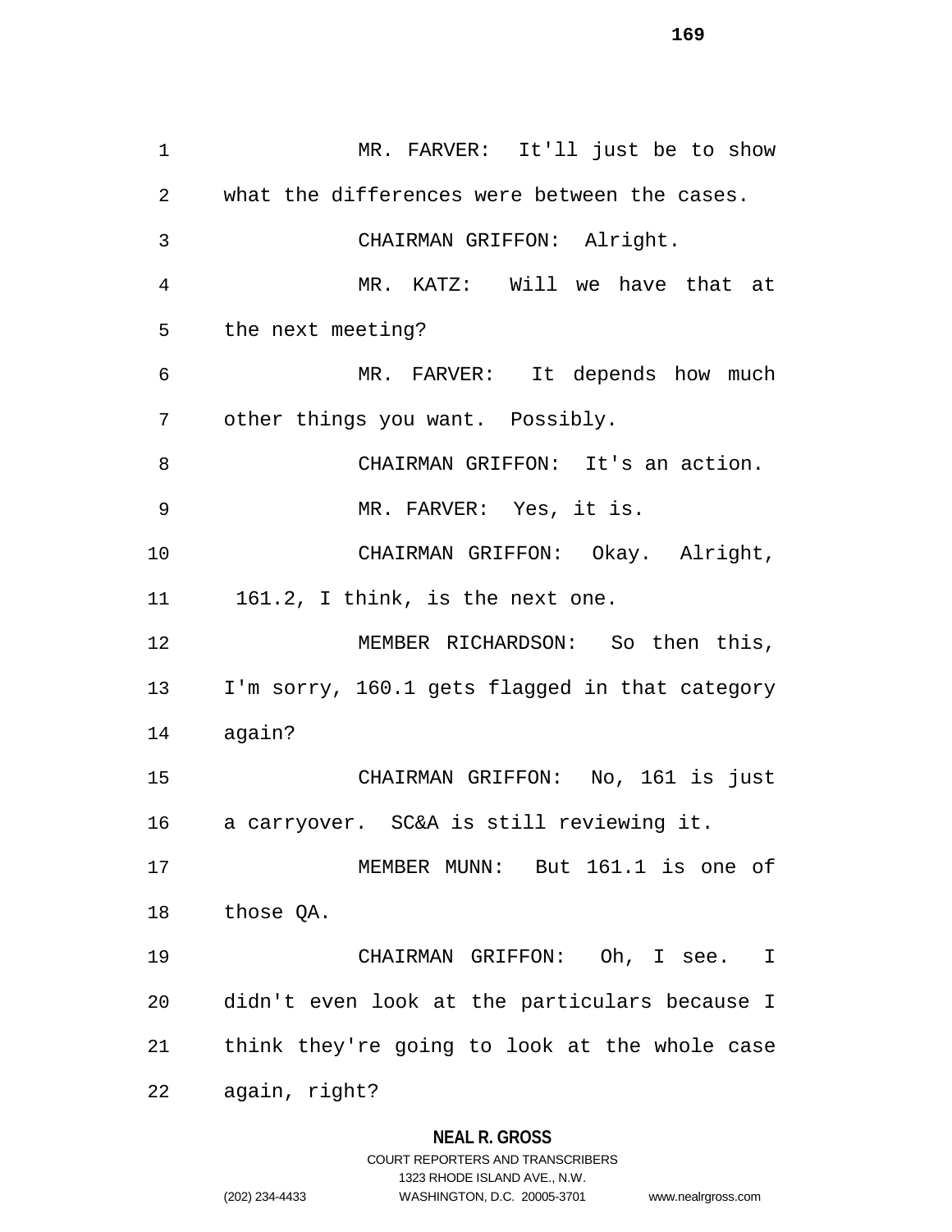MR. FARVER: It'll just be to show what the differences were between the cases.

CHAIRMAN GRIFFON: Alright.

MR. KATZ: Will we have that at the next meeting?

MR. FARVER: It depends how much other things you want. Possibly.

CHAIRMAN GRIFFON: It's an action.

MR. FARVER: Yes, it is.

CHAIRMAN GRIFFON: Okay. Alright, 161.2, I think, is the next one.

MEMBER RICHARDSON: So then this, I'm sorry, 160.1 gets flagged in that category again?

CHAIRMAN GRIFFON: No, 161 is just a carryover. SC&A is still reviewing it.

MEMBER MUNN: But 161.1 is one of those QA.

CHAIRMAN GRIFFON: Oh, I see. I didn't even look at the particulars because I think they're going to look at the whole case again, right?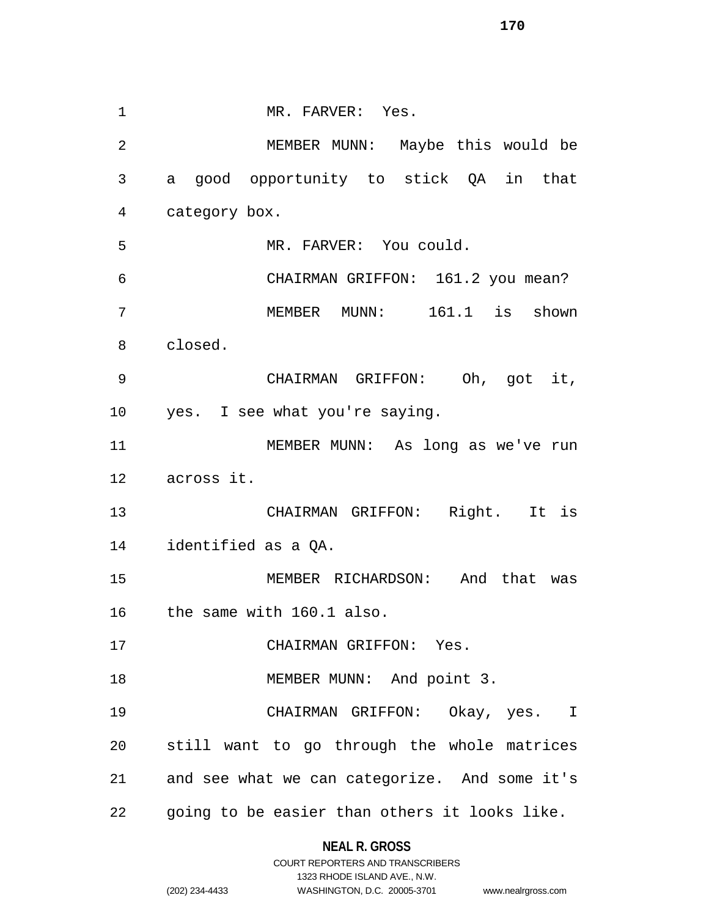MR. FARVER: Yes.

MEMBER MUNN: Maybe this would be a good opportunity to stick QA in that category box.

MR. FARVER: You could.

CHAIRMAN GRIFFON: 161.2 you mean?

MEMBER MUNN: 161.1 is shown closed.

CHAIRMAN GRIFFON: Oh, got it, yes. I see what you're saying.

MEMBER MUNN: As long as we've run across it.

CHAIRMAN GRIFFON: Right. It is identified as a QA.

MEMBER RICHARDSON: And that was the same with 160.1 also.

CHAIRMAN GRIFFON: Yes.

MEMBER MUNN: And point 3.

CHAIRMAN GRIFFON: Okay, yes. I still want to go through the whole matrices and see what we can categorize. And some it's going to be easier than others it looks like.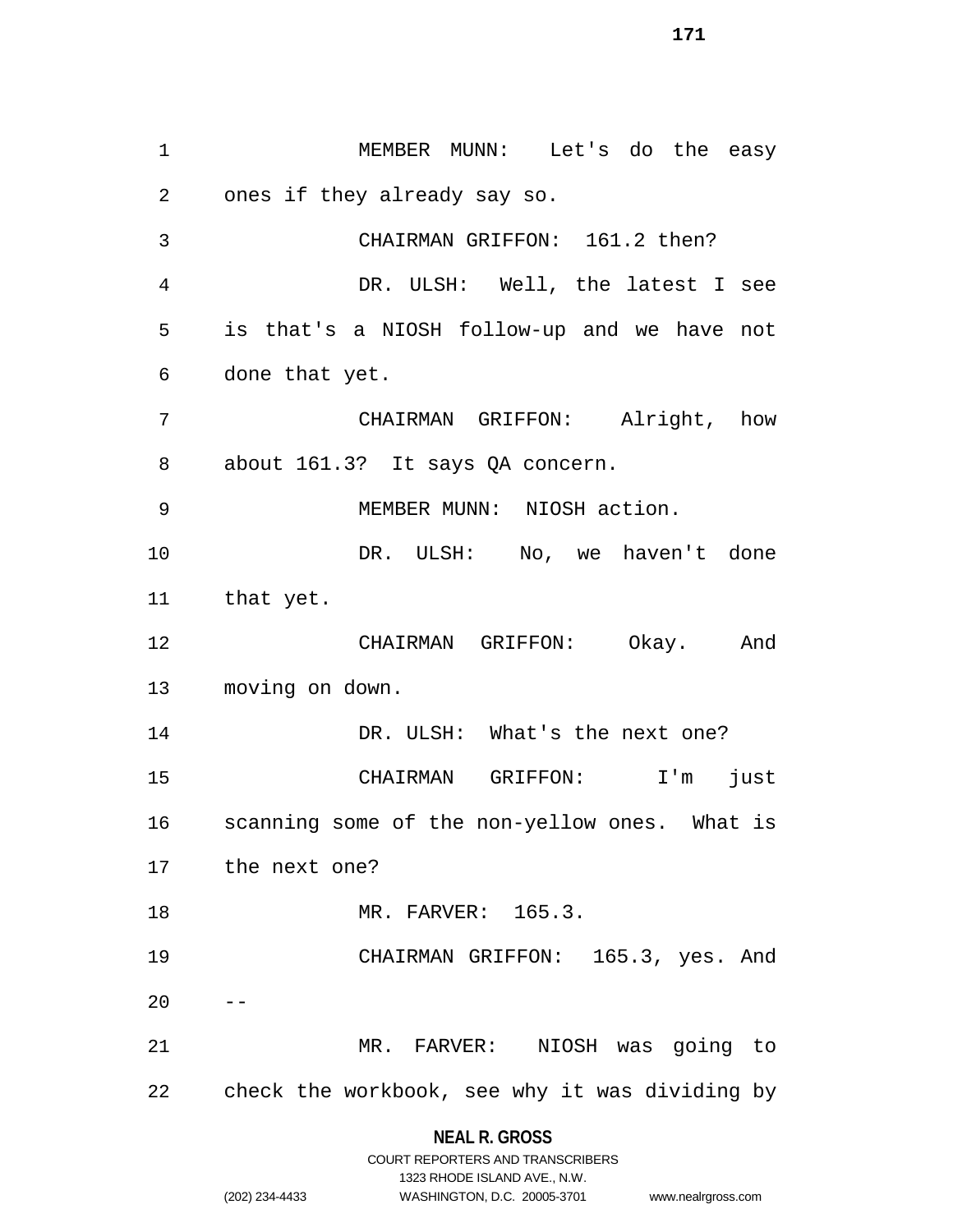MEMBER MUNN: Let's do the easy ones if they already say so.

CHAIRMAN GRIFFON: 161.2 then?

DR. ULSH: Well, the latest I see is that's a NIOSH follow-up and we have not done that yet.

CHAIRMAN GRIFFON: Alright, how about 161.3? It says QA concern.

MEMBER MUNN: NIOSH action.

DR. ULSH: No, we haven't done that yet.

CHAIRMAN GRIFFON: Okay. And moving on down.

DR. ULSH: What's the next one?

CHAIRMAN GRIFFON: I'm just scanning some of the non-yellow ones. What is the next one?

MR. FARVER: 165.3.

CHAIRMAN GRIFFON: 165.3, yes. And --

MR. FARVER: NIOSH was going to check the workbook, see why it was dividing by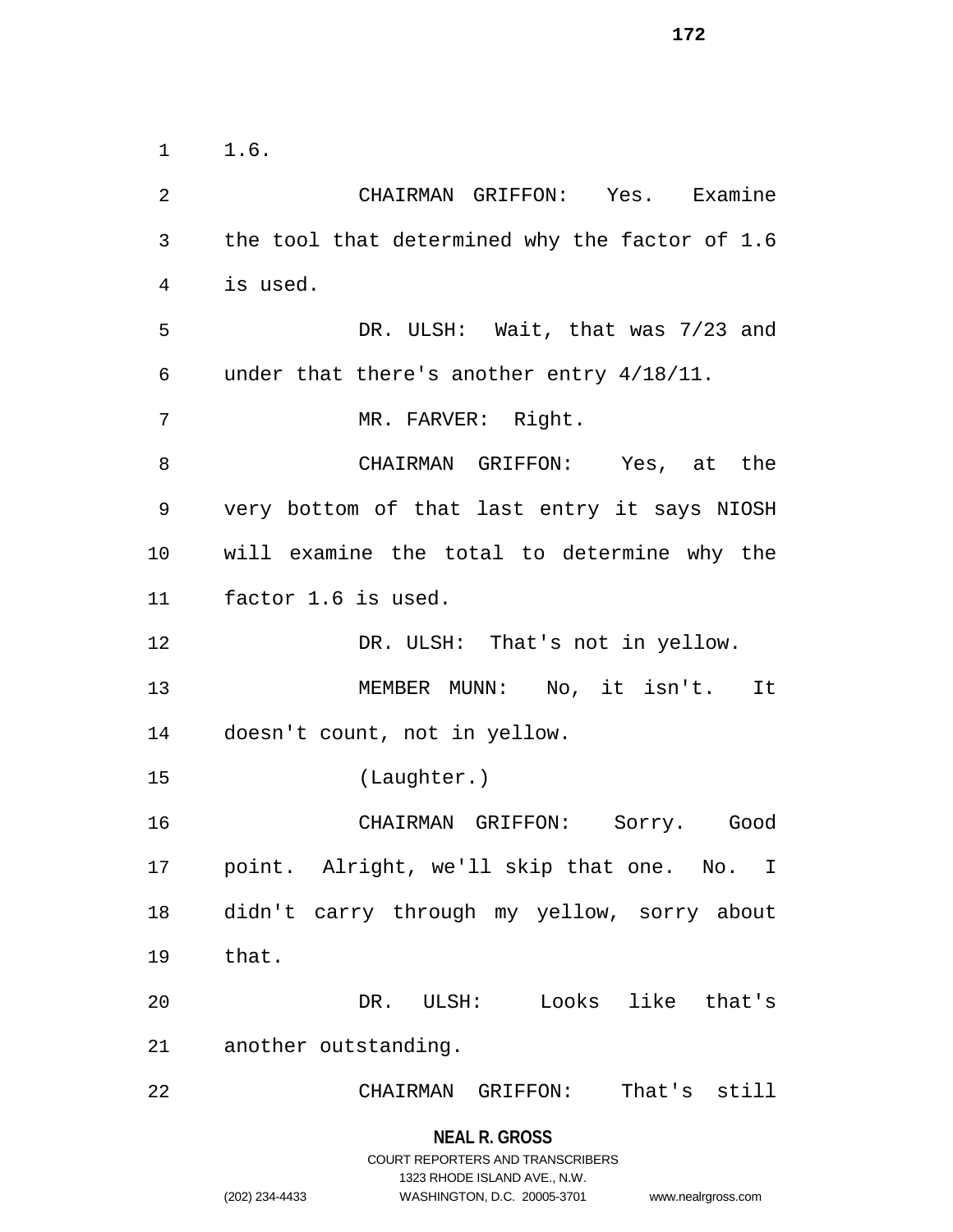1.6.

CHAIRMAN GRIFFON: Yes. Examine the tool that determined why the factor of 1.6 is used.

DR. ULSH: Wait, that was 7/23 and under that there's another entry 4/18/11.

MR. FARVER: Right.

CHAIRMAN GRIFFON: Yes, at the very bottom of that last entry it says NIOSH will examine the total to determine why the factor 1.6 is used.

DR. ULSH: That's not in yellow.

MEMBER MUNN: No, it isn't. It doesn't count, not in yellow.

(Laughter.)

CHAIRMAN GRIFFON: Sorry. Good point. Alright, we'll skip that one. No. I didn't carry through my yellow, sorry about that.

DR. ULSH: Looks like that's another outstanding.

CHAIRMAN GRIFFON: That's still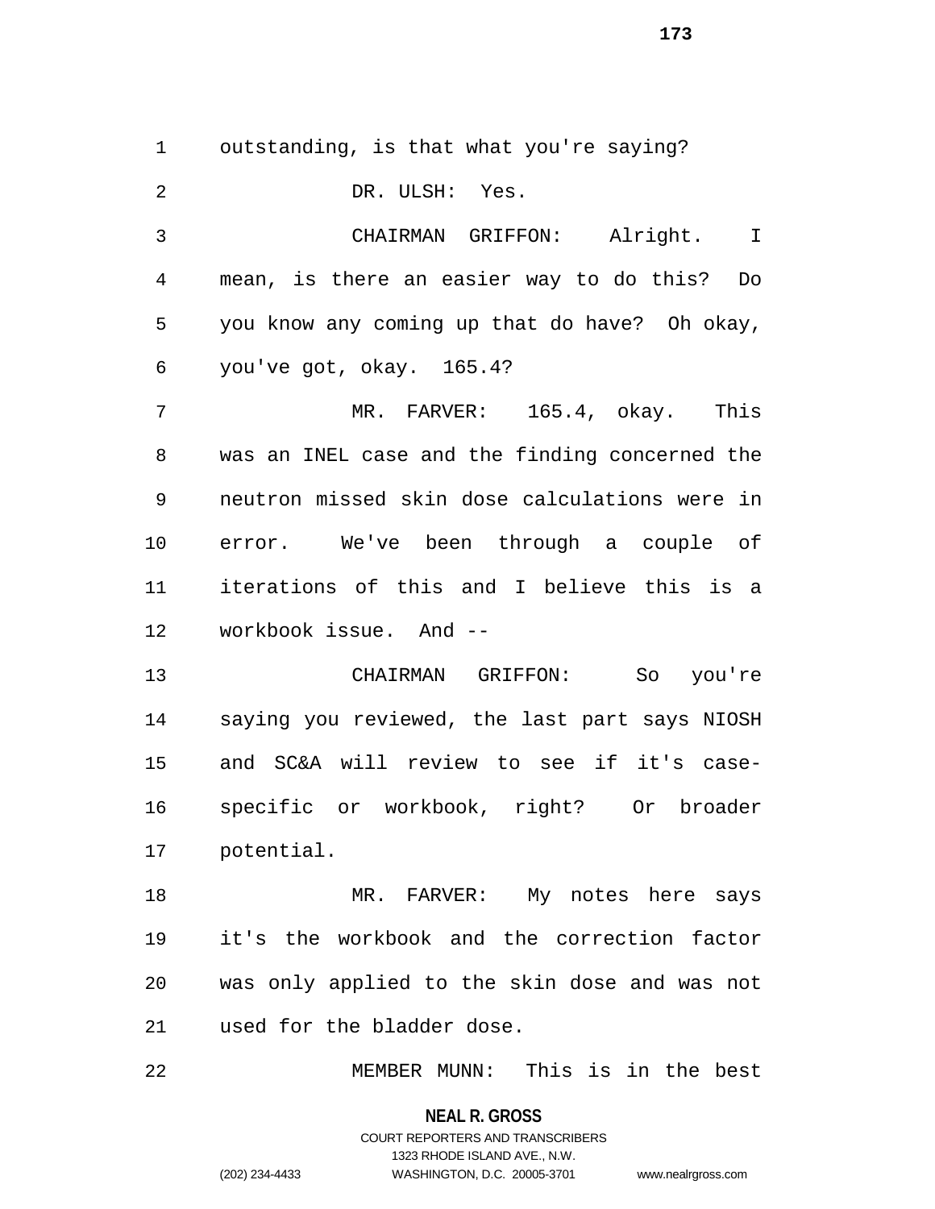outstanding, is that what you're saying?

DR. ULSH: Yes.

CHAIRMAN GRIFFON: Alright. I mean, is there an easier way to do this? Do you know any coming up that do have? Oh okay, you've got, okay. 165.4?

MR. FARVER: 165.4, okay. This was an INEL case and the finding concerned the neutron missed skin dose calculations were in error. We've been through a couple of iterations of this and I believe this is a workbook issue. And --

CHAIRMAN GRIFFON: So you're saying you reviewed, the last part says NIOSH and SC&A will review to see if it's case-specific or workbook, right? Or broader potential.

MR. FARVER: My notes here says it's the workbook and the correction factor was only applied to the skin dose and was not used for the bladder dose.

MEMBER MUNN: This is in the best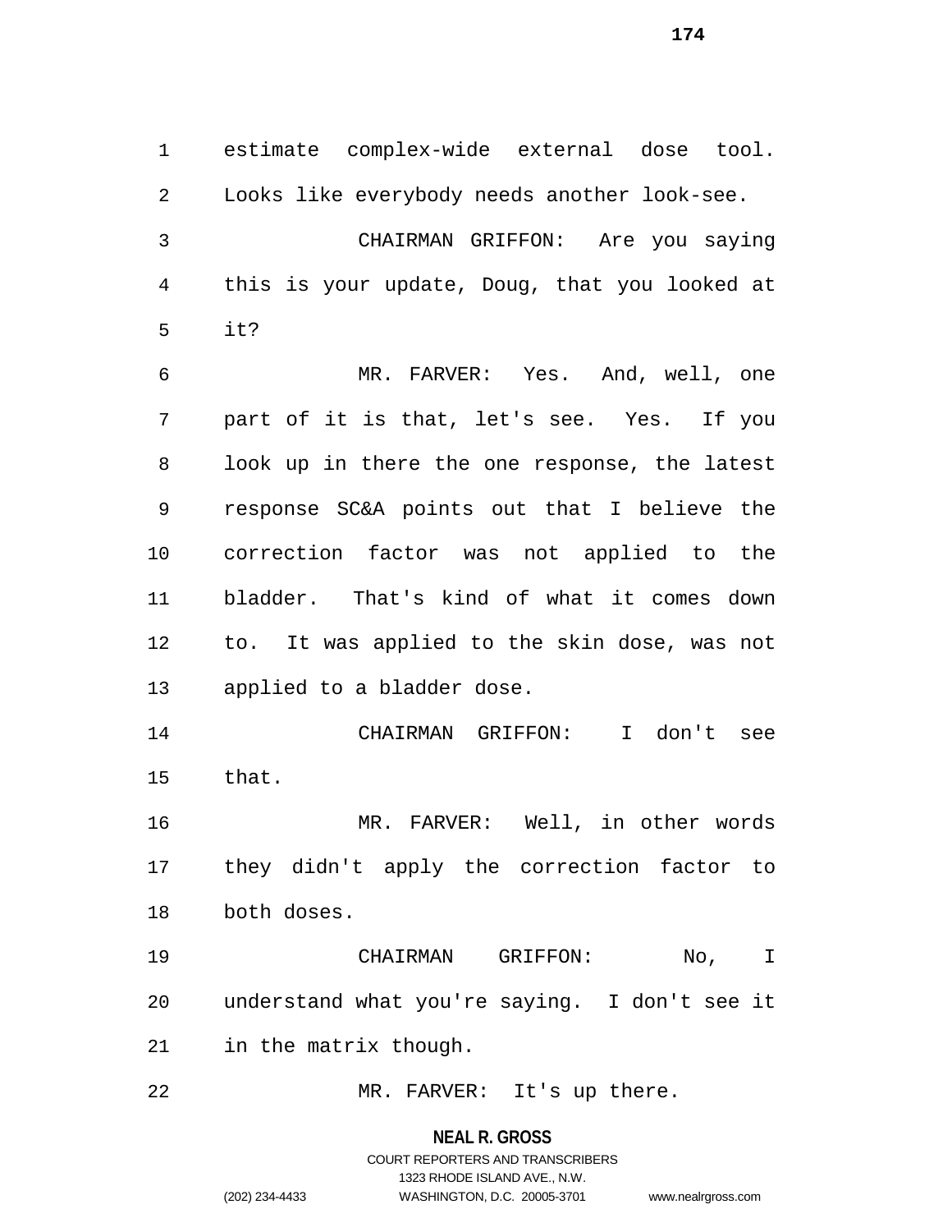estimate complex-wide external dose tool. Looks like everybody needs another look-see.

CHAIRMAN GRIFFON: Are you saying this is your update, Doug, that you looked at it?

MR. FARVER: Yes. And, well, one part of it is that, let's see. Yes. If you look up in there the one response, the latest response SC&A points out that I believe the correction factor was not applied to the bladder. That's kind of what it comes down to. It was applied to the skin dose, was not applied to a bladder dose.

CHAIRMAN GRIFFON: I don't see that.

MR. FARVER: Well, in other words they didn't apply the correction factor to both doses.

CHAIRMAN GRIFFON: No, I understand what you're saying. I don't see it in the matrix though.

MR. FARVER: It's up there.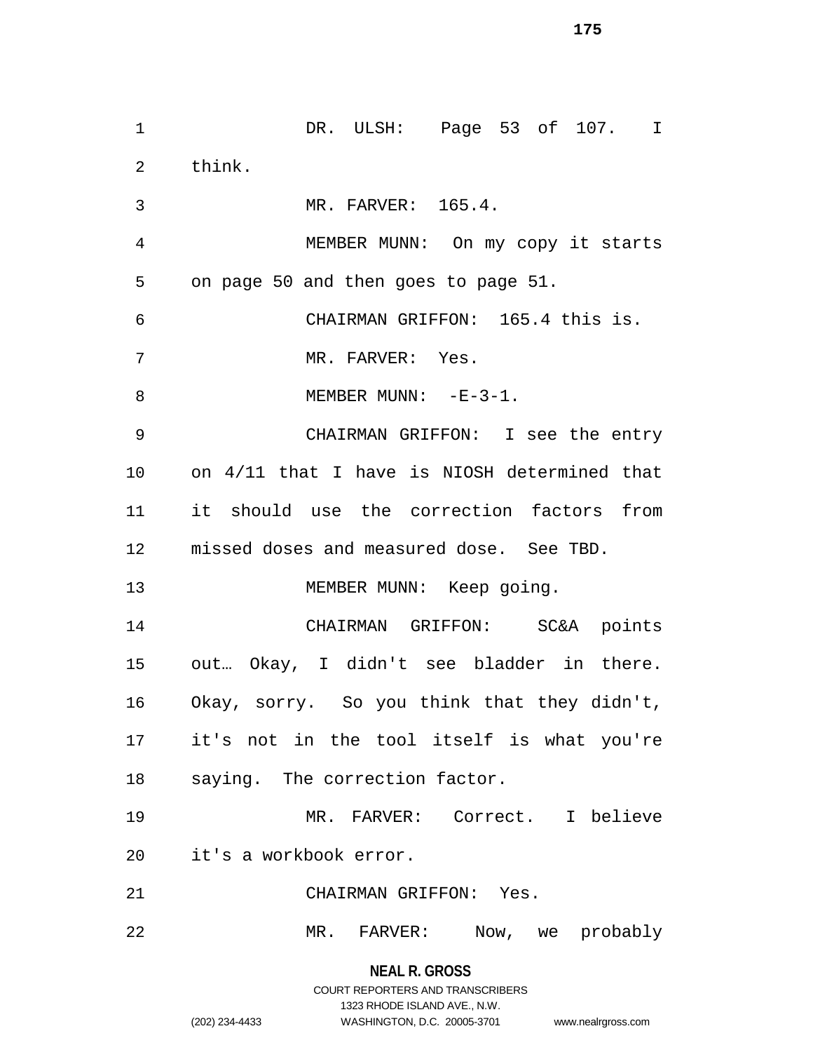DR. ULSH: Page 53 of 107. I think.

MR. FARVER: 165.4.

MEMBER MUNN: On my copy it starts on page 50 and then goes to page 51.

CHAIRMAN GRIFFON: 165.4 this is.

MR. FARVER: Yes.

MEMBER MUNN: -E-3-1.

CHAIRMAN GRIFFON: I see the entry on 4/11 that I have is NIOSH determined that it should use the correction factors from missed doses and measured dose. See TBD.

MEMBER MUNN: Keep going.

CHAIRMAN GRIFFON: SC&A points out… Okay, I didn't see bladder in there. Okay, sorry. So you think that they didn't, it's not in the tool itself is what you're saying. The correction factor.

MR. FARVER: Correct. I believe it's a workbook error.

CHAIRMAN GRIFFON: Yes.

MR. FARVER: Now, we probably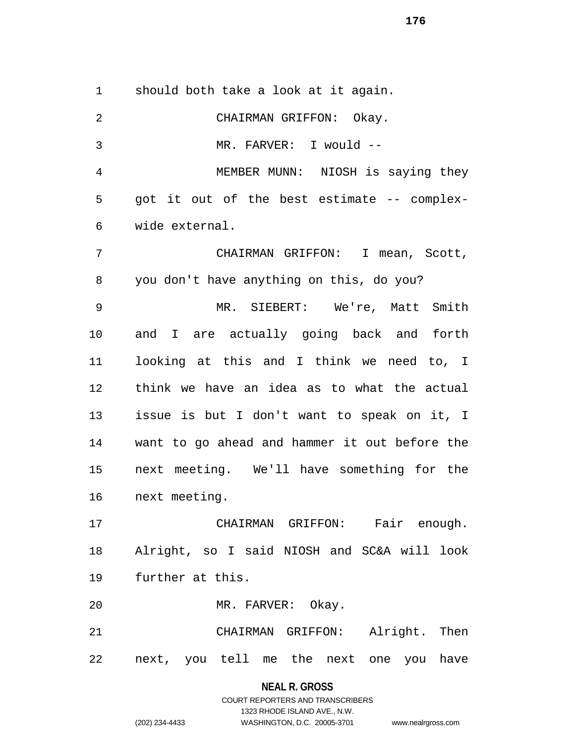should both take a look at it again.

CHAIRMAN GRIFFON: Okay.

MR. FARVER: I would --

MEMBER MUNN: NIOSH is saying they got it out of the best estimate -- complex-wide external.

CHAIRMAN GRIFFON: I mean, Scott, you don't have anything on this, do you?

MR. SIEBERT: We're, Matt Smith and I are actually going back and forth looking at this and I think we need to, I think we have an idea as to what the actual issue is but I don't want to speak on it, I want to go ahead and hammer it out before the next meeting. We'll have something for the next meeting.

CHAIRMAN GRIFFON: Fair enough. Alright, so I said NIOSH and SC&A will look further at this.

MR. FARVER: Okay.

CHAIRMAN GRIFFON: Alright. Then next, you tell me the next one you have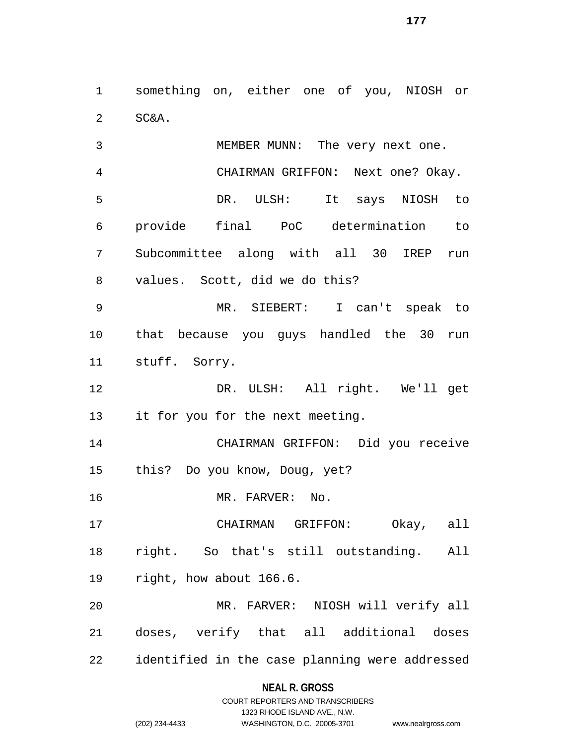something on, either one of you, NIOSH or SC&A.

MEMBER MUNN: The very next one.

CHAIRMAN GRIFFON: Next one? Okay.

DR. ULSH: It says NIOSH to provide final PoC determination to Subcommittee along with all 30 IREP run values. Scott, did we do this?

MR. SIEBERT: I can't speak to that because you guys handled the 30 run stuff. Sorry.

DR. ULSH: All right. We'll get it for you for the next meeting.

CHAIRMAN GRIFFON: Did you receive this? Do you know, Doug, yet?

MR. FARVER: No.

CHAIRMAN GRIFFON: Okay, all right. So that's still outstanding. All right, how about 166.6.

MR. FARVER: NIOSH will verify all doses, verify that all additional doses identified in the case planning were addressed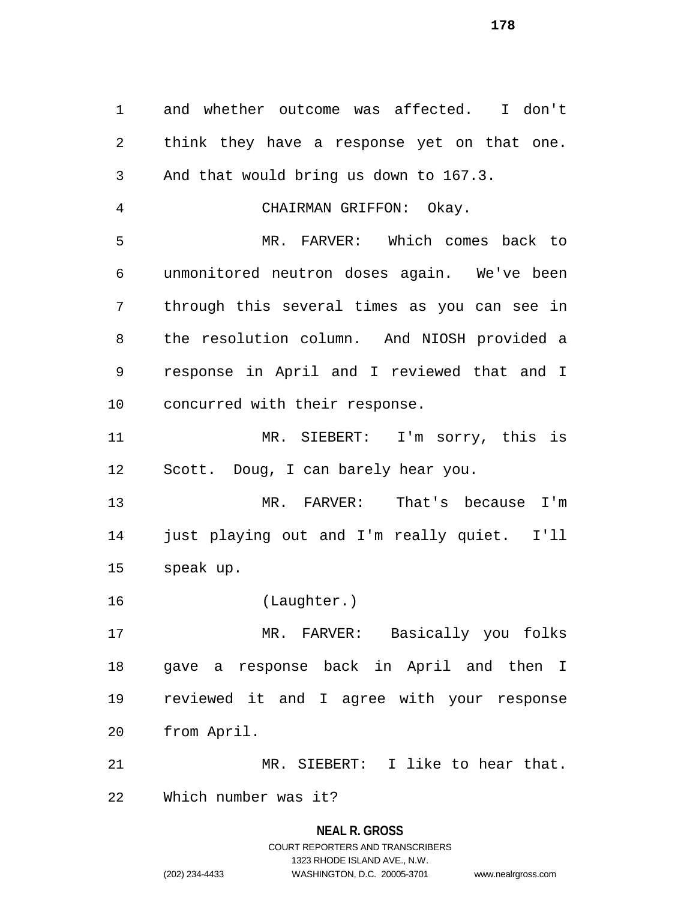and whether outcome was affected. I don't think they have a response yet on that one. And that would bring us down to 167.3.

CHAIRMAN GRIFFON: Okay.

MR. FARVER: Which comes back to unmonitored neutron doses again. We've been through this several times as you can see in the resolution column. And NIOSH provided a response in April and I reviewed that and I concurred with their response.

MR. SIEBERT: I'm sorry, this is Scott. Doug, I can barely hear you.

MR. FARVER: That's because I'm just playing out and I'm really quiet. I'll speak up.

(Laughter.)

MR. FARVER: Basically you folks gave a response back in April and then I reviewed it and I agree with your response from April.

MR. SIEBERT: I like to hear that. Which number was it?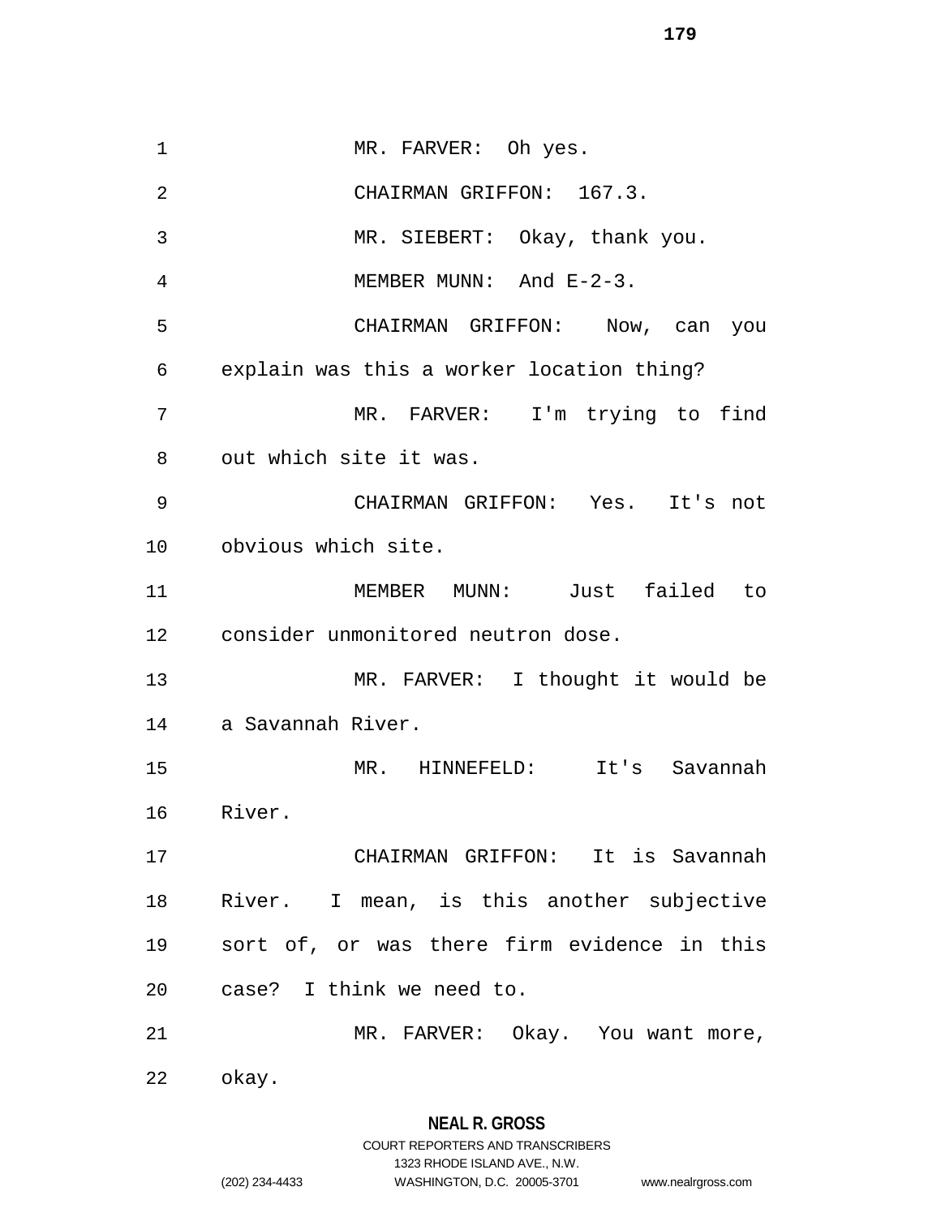MR. FARVER: Oh yes.

CHAIRMAN GRIFFON: 167.3.

MR. SIEBERT: Okay, thank you.

MEMBER MUNN: And E-2-3.

CHAIRMAN GRIFFON: Now, can you explain was this a worker location thing?

MR. FARVER: I'm trying to find out which site it was.

CHAIRMAN GRIFFON: Yes. It's not obvious which site.

MEMBER MUNN: Just failed to consider unmonitored neutron dose.

MR. FARVER: I thought it would be a Savannah River.

MR. HINNEFELD: It's Savannah River.

CHAIRMAN GRIFFON: It is Savannah River. I mean, is this another subjective sort of, or was there firm evidence in this case? I think we need to.

MR. FARVER: Okay. You want more, okay.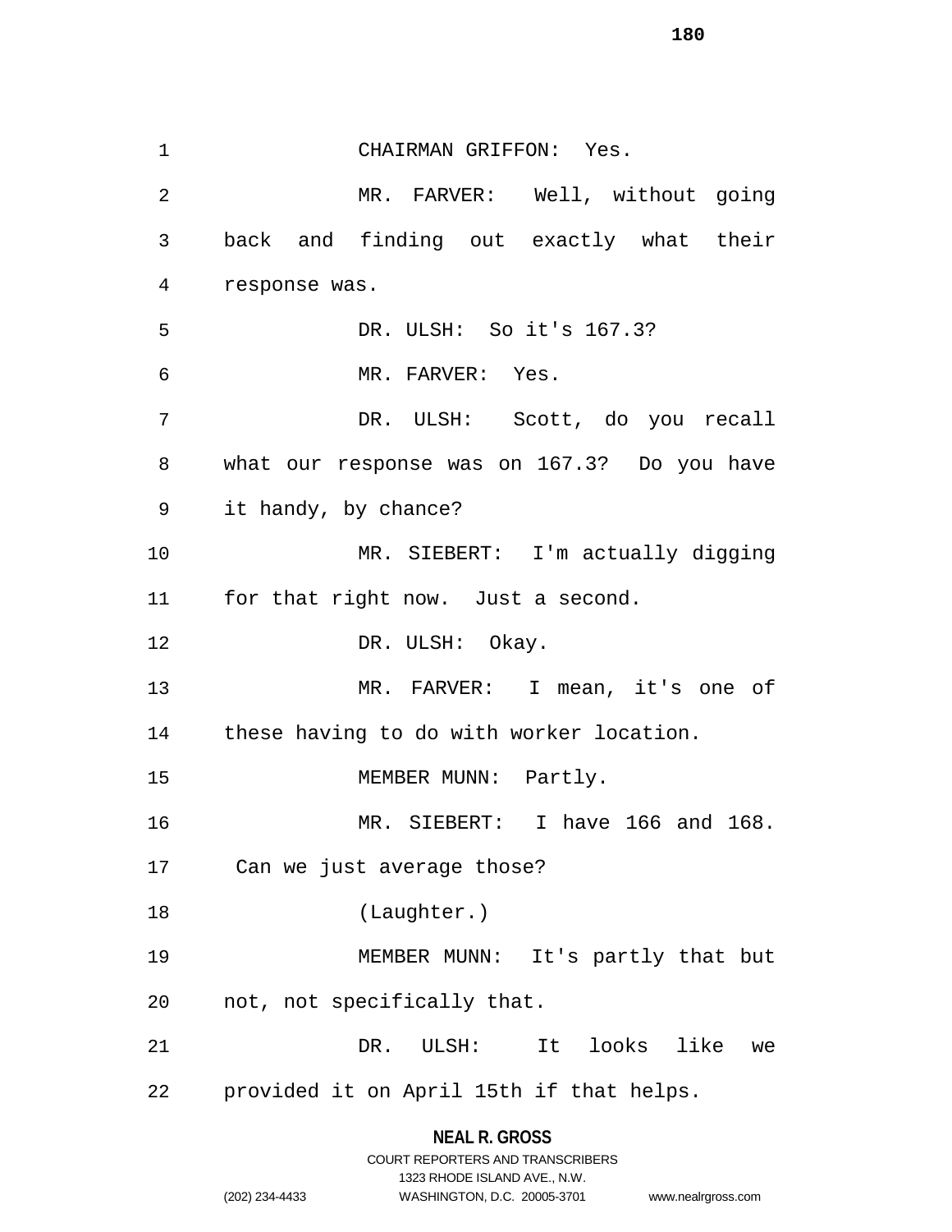CHAIRMAN GRIFFON: Yes.

MR. FARVER: Well, without going back and finding out exactly what their response was.

DR. ULSH: So it's 167.3?

MR. FARVER: Yes.

DR. ULSH: Scott, do you recall what our response was on 167.3? Do you have it handy, by chance?

MR. SIEBERT: I'm actually digging for that right now. Just a second.

DR. ULSH: Okay.

MR. FARVER: I mean, it's one of these having to do with worker location.

MEMBER MUNN: Partly.

MR. SIEBERT: I have 166 and 168. Can we just average those?

(Laughter.)

MEMBER MUNN: It's partly that but not, not specifically that.

DR. ULSH: It looks like we provided it on April 15th if that helps.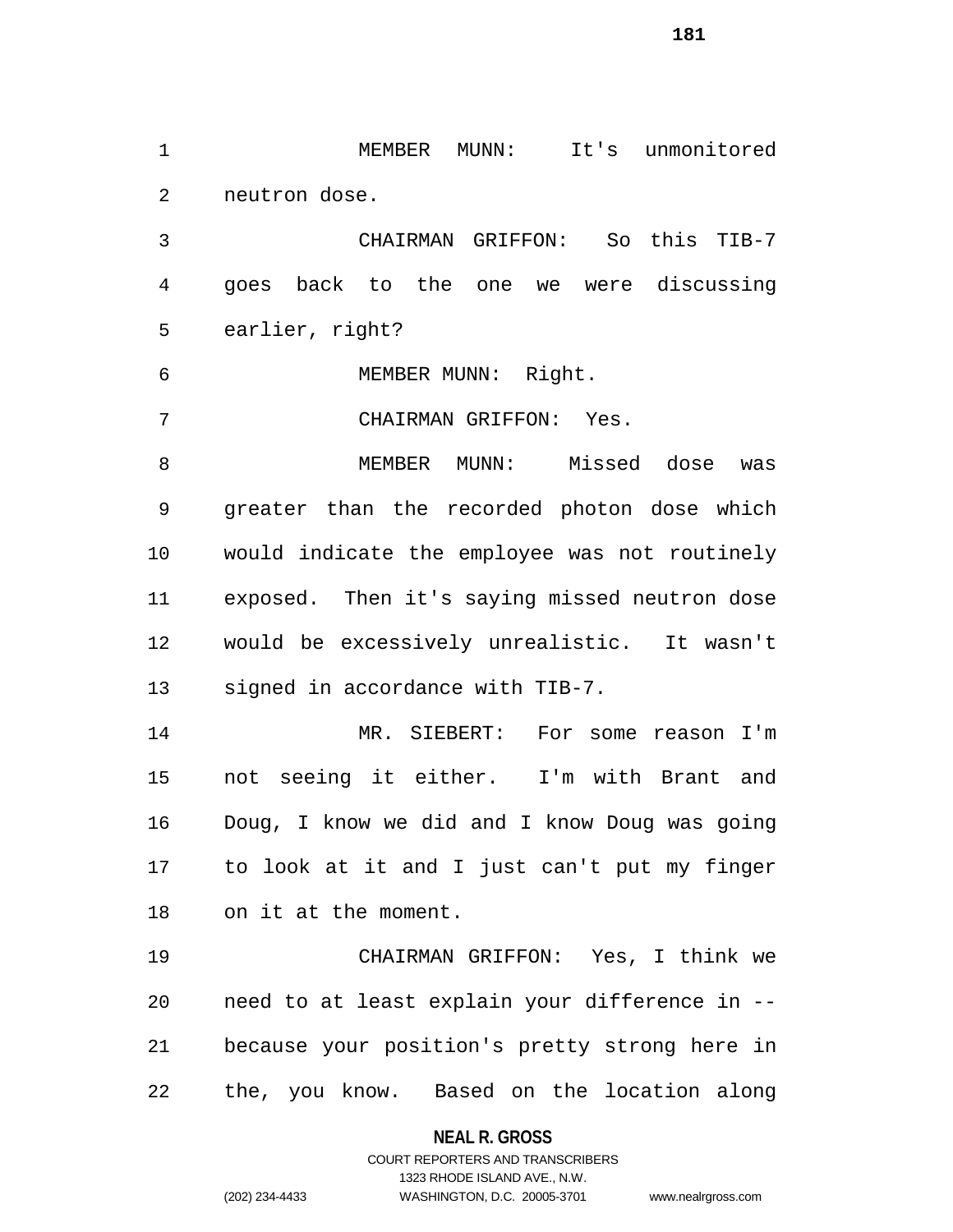MEMBER MUNN: It's unmonitored neutron dose.

CHAIRMAN GRIFFON: So this TIB-7 goes back to the one we were discussing earlier, right?

MEMBER MUNN: Right.

CHAIRMAN GRIFFON: Yes.

MEMBER MUNN: Missed dose was greater than the recorded photon dose which would indicate the employee was not routinely exposed. Then it's saying missed neutron dose would be excessively unrealistic. It wasn't signed in accordance with TIB-7.

MR. SIEBERT: For some reason I'm not seeing it either. I'm with Brant and Doug, I know we did and I know Doug was going to look at it and I just can't put my finger on it at the moment.

CHAIRMAN GRIFFON: Yes, I think we need to at least explain your difference in -- because your position's pretty strong here in the, you know. Based on the location along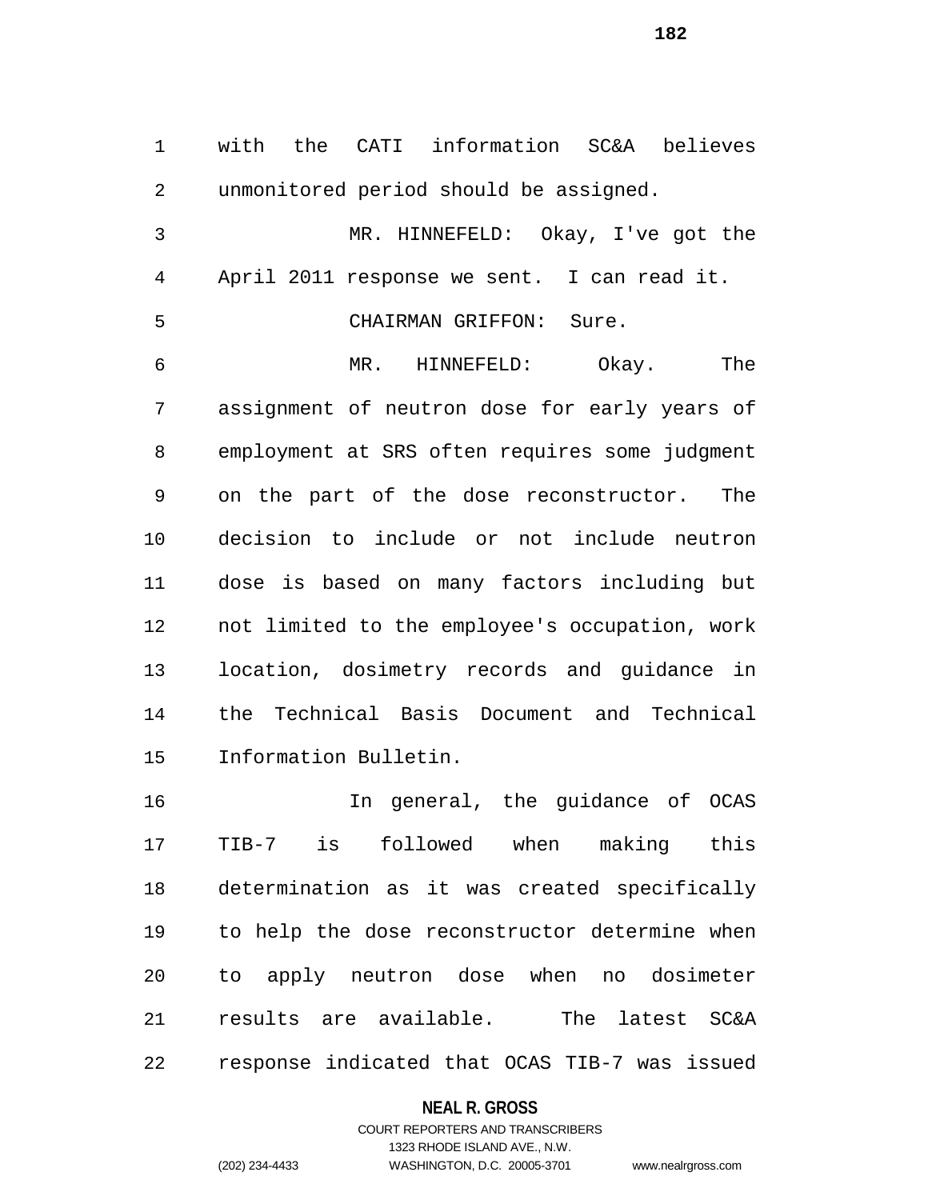with the CATI information SC&A believes unmonitored period should be assigned.

MR. HINNEFELD: Okay, I've got the April 2011 response we sent. I can read it.

CHAIRMAN GRIFFON: Sure.

MR. HINNEFELD: Okay. The assignment of neutron dose for early years of employment at SRS often requires some judgment on the part of the dose reconstructor. The decision to include or not include neutron dose is based on many factors including but not limited to the employee's occupation, work location, dosimetry records and guidance in the Technical Basis Document and Technical Information Bulletin.

In general, the guidance of OCAS TIB-7 is followed when making this determination as it was created specifically to help the dose reconstructor determine when to apply neutron dose when no dosimeter results are available. The latest SC&A response indicated that OCAS TIB-7 was issued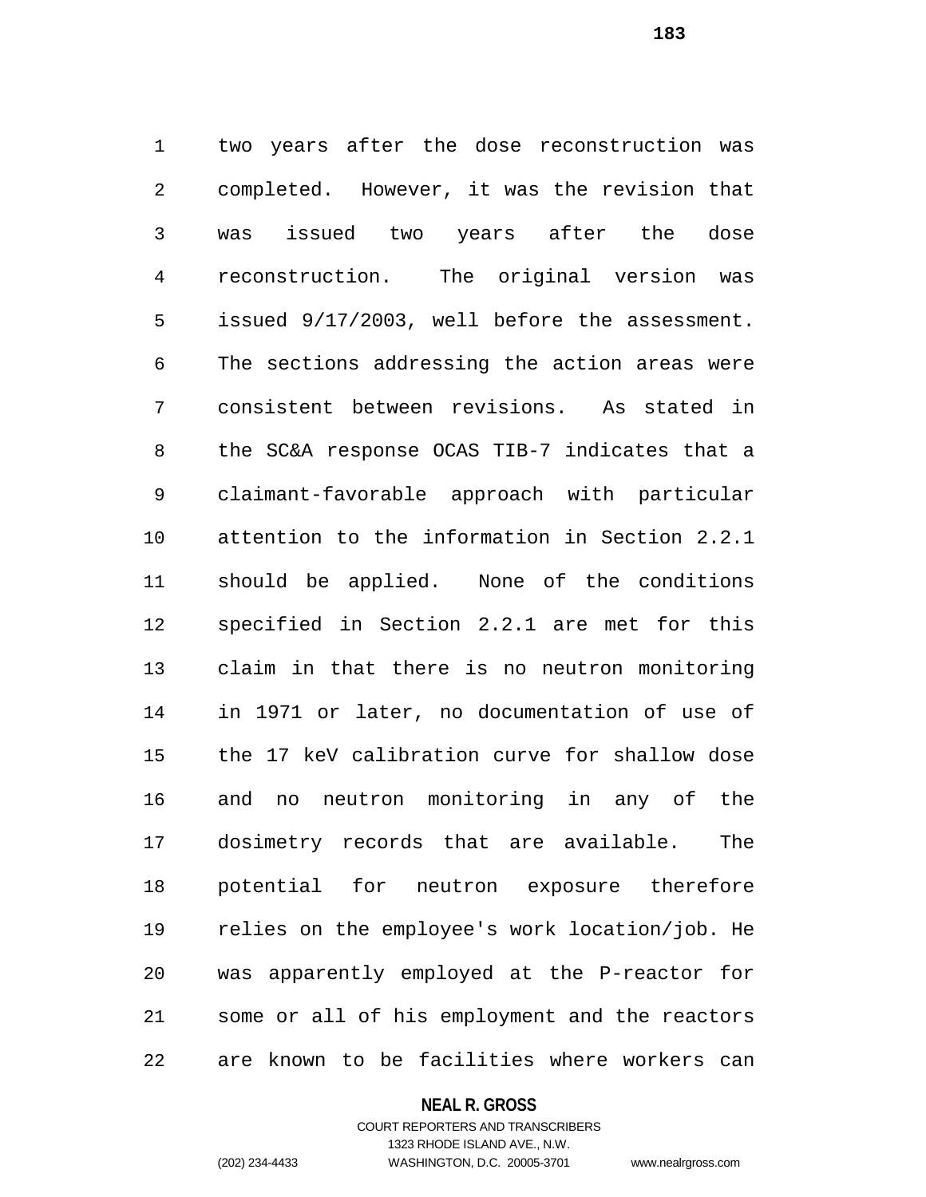two years after the dose reconstruction was completed. However, it was the revision that was issued two years after the dose reconstruction. The original version was issued 9/17/2003, well before the assessment. The sections addressing the action areas were consistent between revisions. As stated in the SC&A response OCAS TIB-7 indicates that a claimant-favorable approach with particular attention to the information in Section 2.2.1 should be applied. None of the conditions specified in Section 2.2.1 are met for this claim in that there is no neutron monitoring in 1971 or later, no documentation of use of the 17 keV calibration curve for shallow dose and no neutron monitoring in any of the dosimetry records that are available. The potential for neutron exposure therefore relies on the employee's work location/job. He was apparently employed at the P-reactor for some or all of his employment and the reactors are known to be facilities where workers can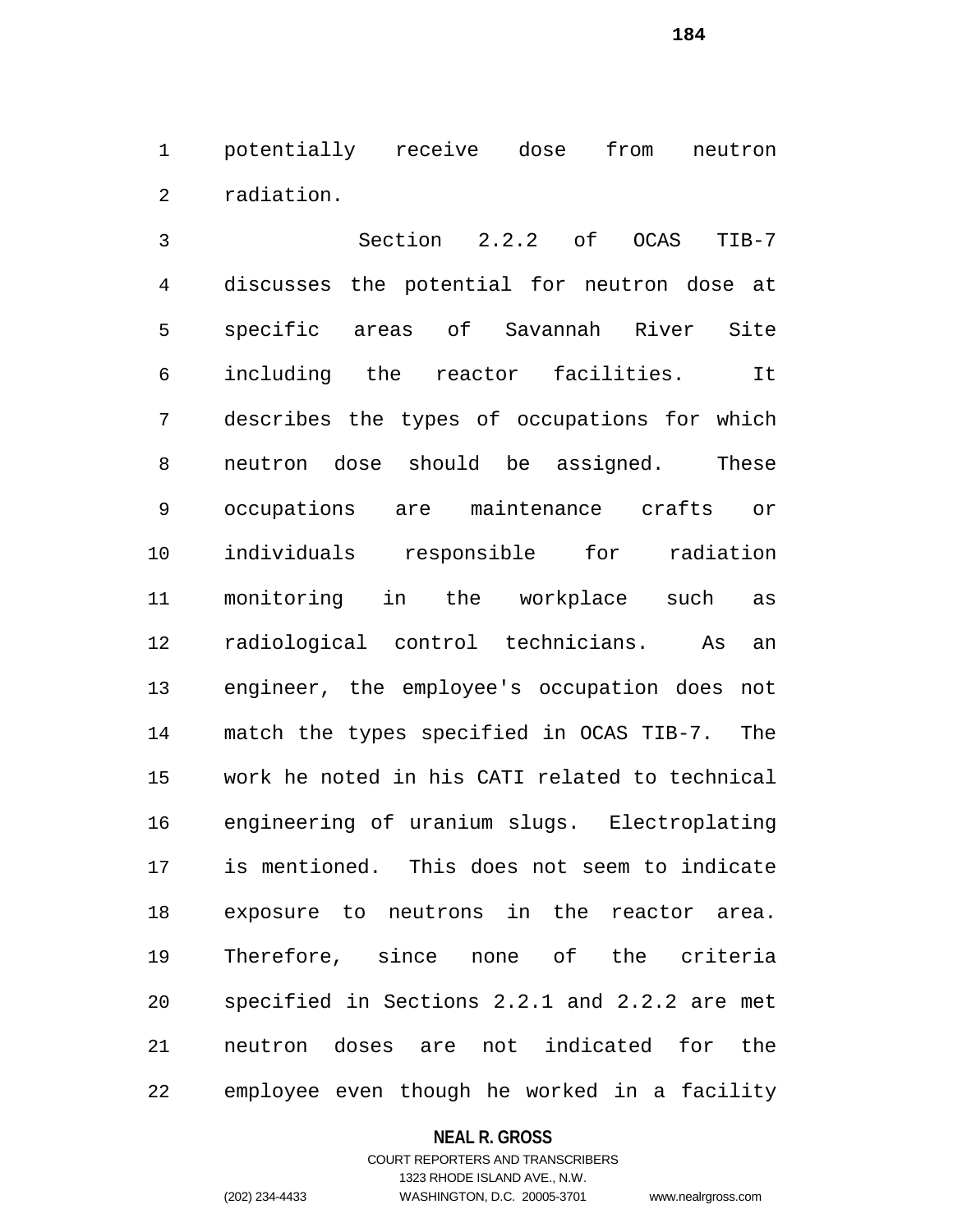potentially receive dose from neutron radiation.

Section 2.2.2 of OCAS TIB-7 discusses the potential for neutron dose at specific areas of Savannah River Site including the reactor facilities. It describes the types of occupations for which neutron dose should be assigned. These occupations are maintenance crafts or individuals responsible for radiation monitoring in the workplace such as radiological control technicians. As an engineer, the employee's occupation does not match the types specified in OCAS TIB-7. The work he noted in his CATI related to technical engineering of uranium slugs. Electroplating is mentioned. This does not seem to indicate exposure to neutrons in the reactor area. Therefore, since none of the criteria specified in Sections 2.2.1 and 2.2.2 are met neutron doses are not indicated for the employee even though he worked in a facility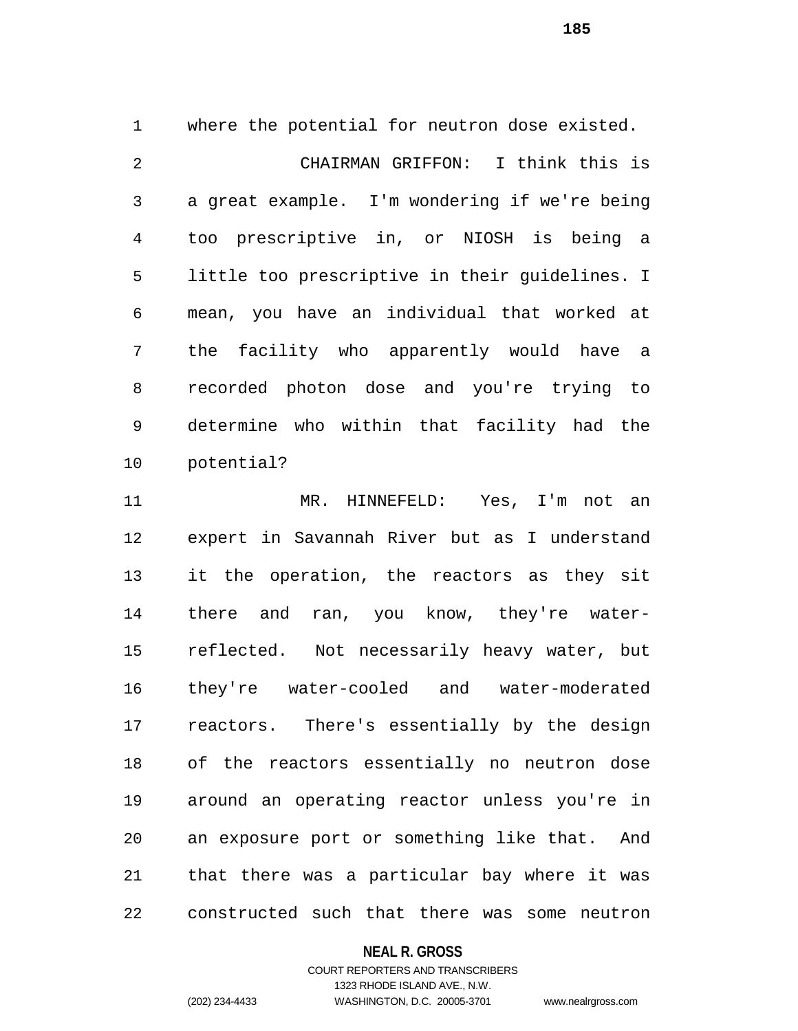where the potential for neutron dose existed.

CHAIRMAN GRIFFON: I think this is a great example. I'm wondering if we're being too prescriptive in, or NIOSH is being a little too prescriptive in their guidelines. I mean, you have an individual that worked at the facility who apparently would have a recorded photon dose and you're trying to determine who within that facility had the potential?

MR. HINNEFELD: Yes, I'm not an expert in Savannah River but as I understand it the operation, the reactors as they sit there and ran, you know, they're water-reflected. Not necessarily heavy water, but they're water-cooled and water-moderated reactors. There's essentially by the design of the reactors essentially no neutron dose around an operating reactor unless you're in an exposure port or something like that. And that there was a particular bay where it was constructed such that there was some neutron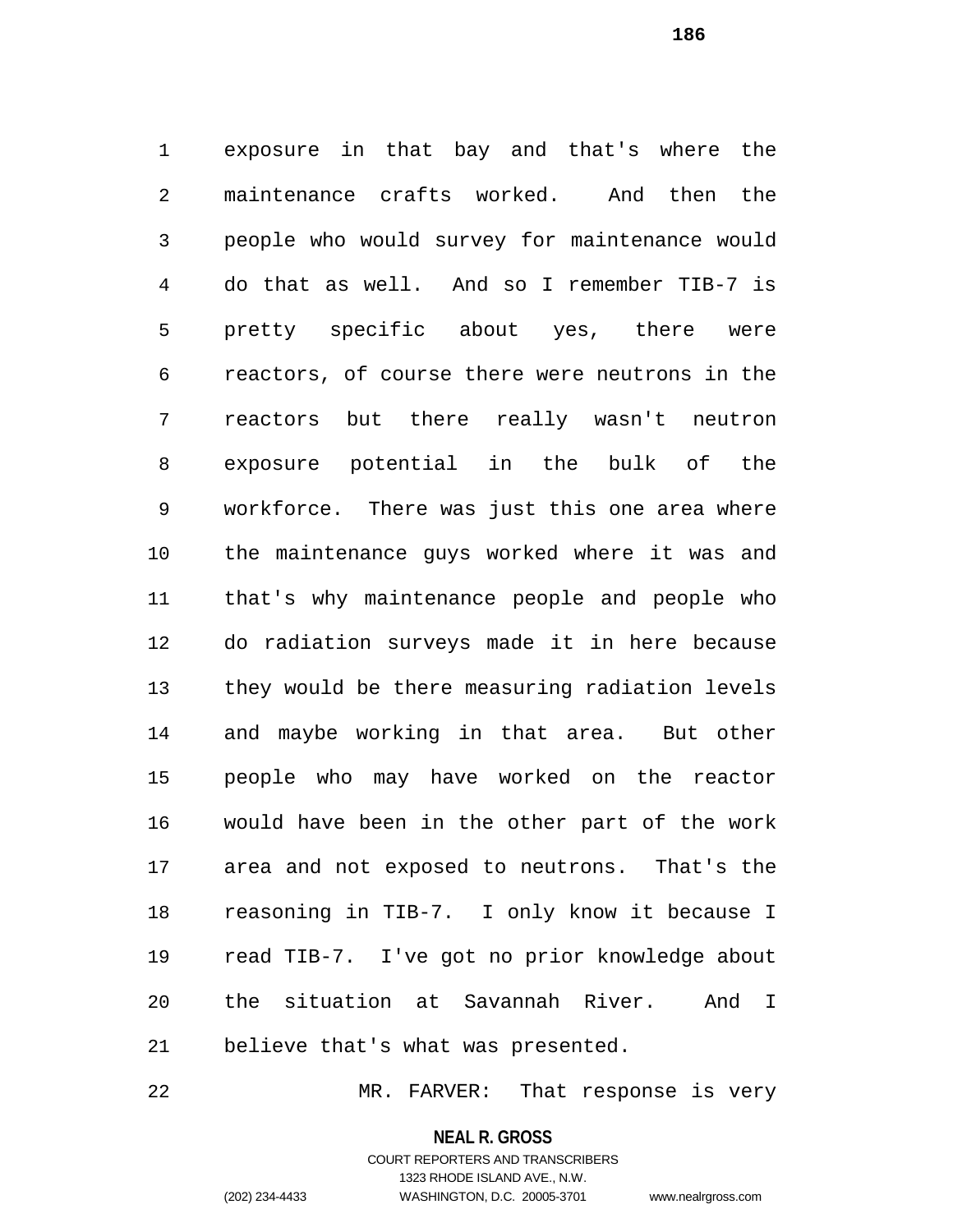exposure in that bay and that's where the maintenance crafts worked. And then the people who would survey for maintenance would do that as well. And so I remember TIB-7 is pretty specific about yes, there were reactors, of course there were neutrons in the reactors but there really wasn't neutron exposure potential in the bulk of the workforce. There was just this one area where the maintenance guys worked where it was and that's why maintenance people and people who do radiation surveys made it in here because they would be there measuring radiation levels and maybe working in that area. But other people who may have worked on the reactor would have been in the other part of the work area and not exposed to neutrons. That's the reasoning in TIB-7. I only know it because I read TIB-7. I've got no prior knowledge about the situation at Savannah River. And I believe that's what was presented.

MR. FARVER: That response is very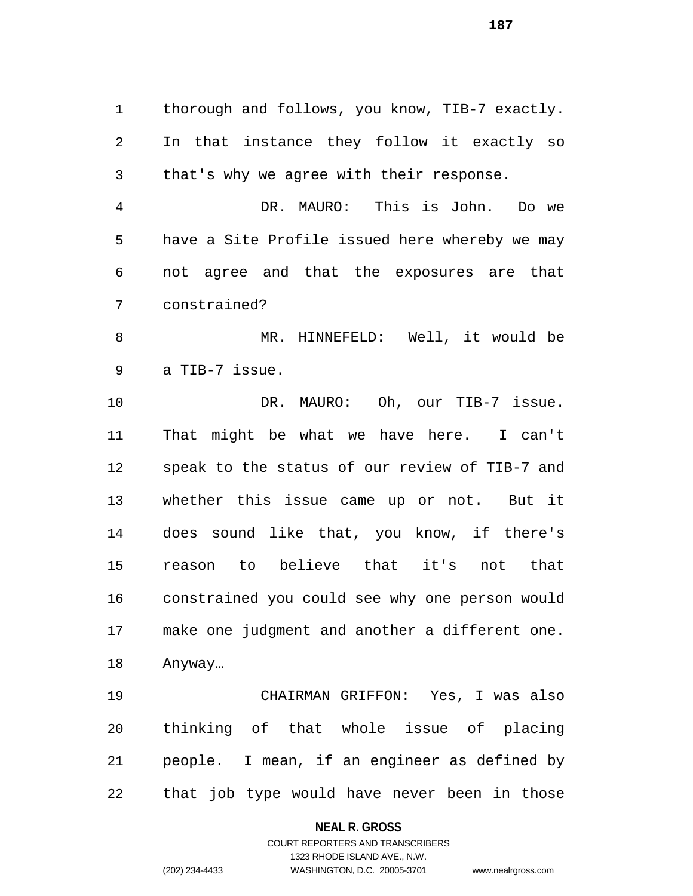thorough and follows, you know, TIB-7 exactly. In that instance they follow it exactly so that's why we agree with their response.

DR. MAURO: This is John. Do we have a Site Profile issued here whereby we may not agree and that the exposures are that constrained?

MR. HINNEFELD: Well, it would be a TIB-7 issue.

DR. MAURO: Oh, our TIB-7 issue. That might be what we have here. I can't speak to the status of our review of TIB-7 and whether this issue came up or not. But it does sound like that, you know, if there's reason to believe that it's not that constrained you could see why one person would make one judgment and another a different one. Anyway…

CHAIRMAN GRIFFON: Yes, I was also thinking of that whole issue of placing people. I mean, if an engineer as defined by that job type would have never been in those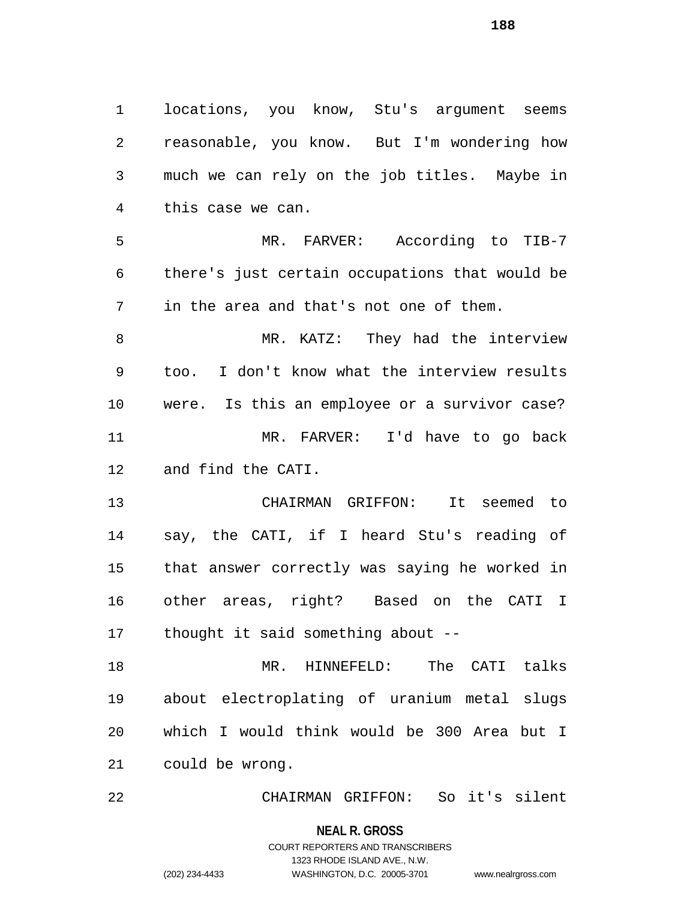locations, you know, Stu's argument seems reasonable, you know. But I'm wondering how much we can rely on the job titles. Maybe in this case we can.

MR. FARVER: According to TIB-7 there's just certain occupations that would be in the area and that's not one of them.

MR. KATZ: They had the interview too. I don't know what the interview results were. Is this an employee or a survivor case?

MR. FARVER: I'd have to go back and find the CATI.

CHAIRMAN GRIFFON: It seemed to say, the CATI, if I heard Stu's reading of that answer correctly was saying he worked in other areas, right? Based on the CATI I thought it said something about --

MR. HINNEFELD: The CATI talks about electroplating of uranium metal slugs which I would think would be 300 Area but I could be wrong.

CHAIRMAN GRIFFON: So it's silent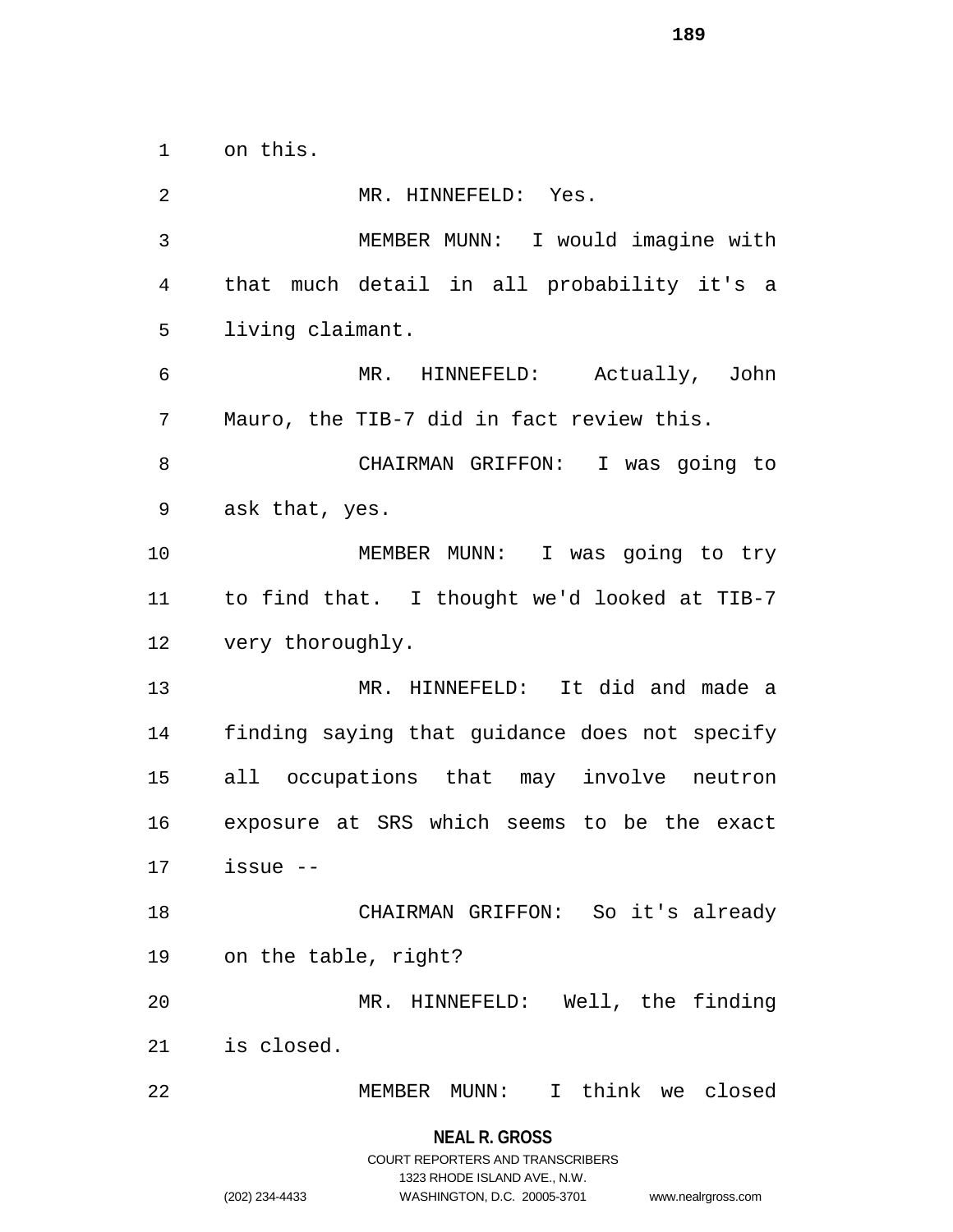on this.

MR. HINNEFELD: Yes.

MEMBER MUNN: I would imagine with that much detail in all probability it's a living claimant.

MR. HINNEFELD: Actually, John Mauro, the TIB-7 did in fact review this.

CHAIRMAN GRIFFON: I was going to ask that, yes.

MEMBER MUNN: I was going to try to find that. I thought we'd looked at TIB-7 very thoroughly.

MR. HINNEFELD: It did and made a finding saying that guidance does not specify all occupations that may involve neutron exposure at SRS which seems to be the exact issue --

CHAIRMAN GRIFFON: So it's already on the table, right?

MR. HINNEFELD: Well, the finding is closed.

MEMBER MUNN: I think we closed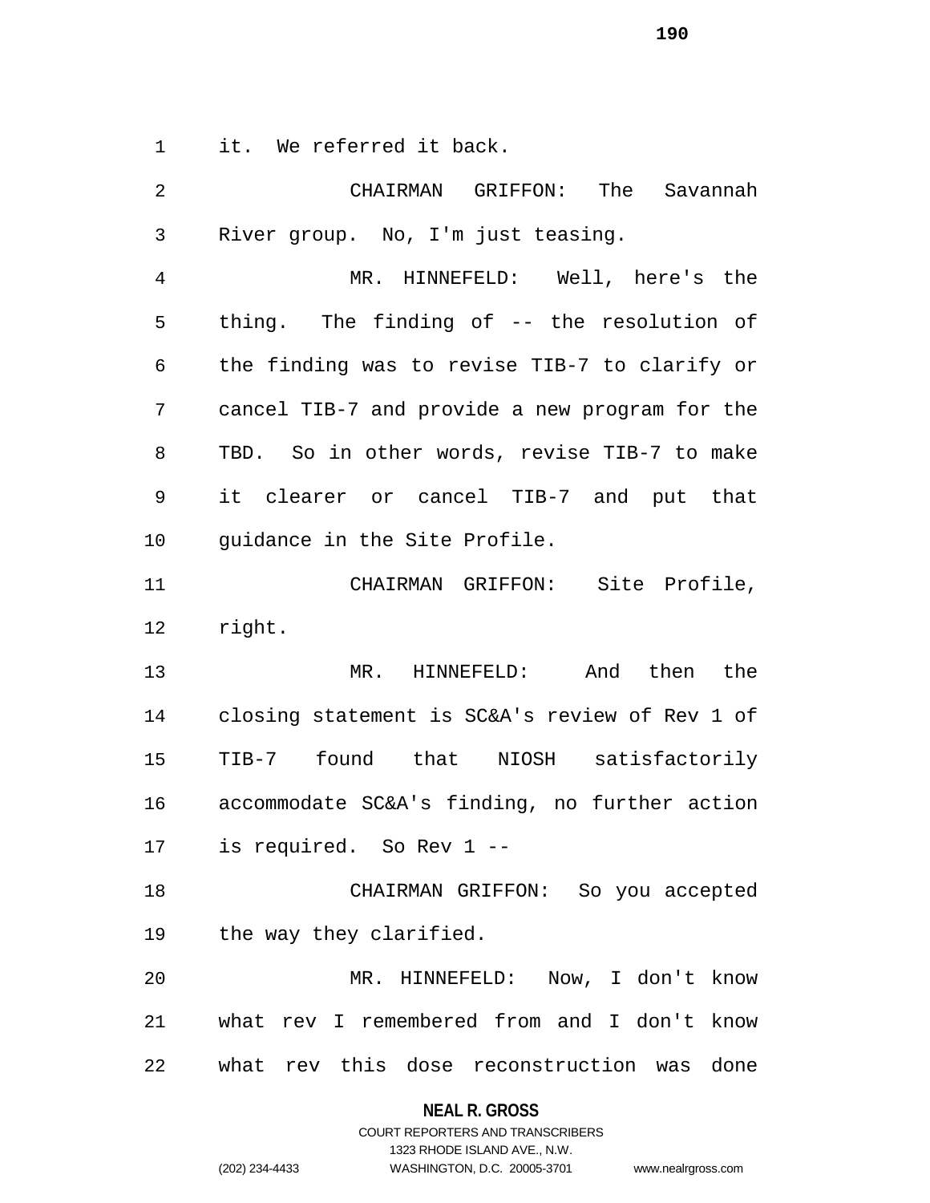it. We referred it back.

CHAIRMAN GRIFFON: The Savannah River group. No, I'm just teasing.

MR. HINNEFELD: Well, here's the thing. The finding of -- the resolution of the finding was to revise TIB-7 to clarify or cancel TIB-7 and provide a new program for the TBD. So in other words, revise TIB-7 to make it clearer or cancel TIB-7 and put that guidance in the Site Profile.

CHAIRMAN GRIFFON: Site Profile, right.

MR. HINNEFELD: And then the closing statement is SC&A's review of Rev 1 of TIB-7 found that NIOSH satisfactorily accommodate SC&A's finding, no further action is required. So Rev 1 --

CHAIRMAN GRIFFON: So you accepted the way they clarified.

MR. HINNEFELD: Now, I don't know what rev I remembered from and I don't know what rev this dose reconstruction was done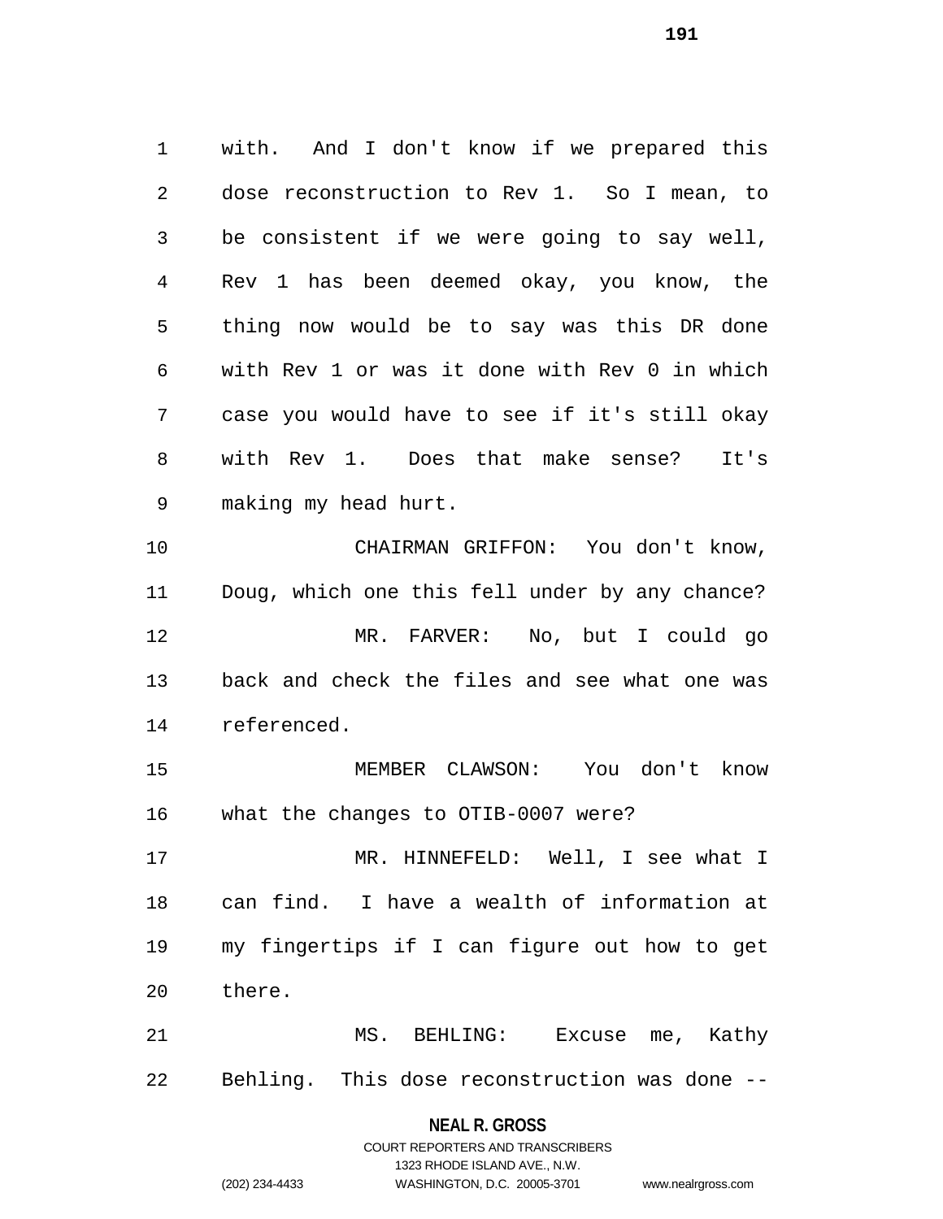with. And I don't know if we prepared this dose reconstruction to Rev 1. So I mean, to be consistent if we were going to say well, Rev 1 has been deemed okay, you know, the thing now would be to say was this DR done with Rev 1 or was it done with Rev 0 in which case you would have to see if it's still okay with Rev 1. Does that make sense? It's making my head hurt.

CHAIRMAN GRIFFON: You don't know, Doug, which one this fell under by any chance?

MR. FARVER: No, but I could go back and check the files and see what one was referenced.

MEMBER CLAWSON: You don't know what the changes to OTIB-0007 were?

MR. HINNEFELD: Well, I see what I can find. I have a wealth of information at my fingertips if I can figure out how to get there.

MS. BEHLING: Excuse me, Kathy Behling. This dose reconstruction was done --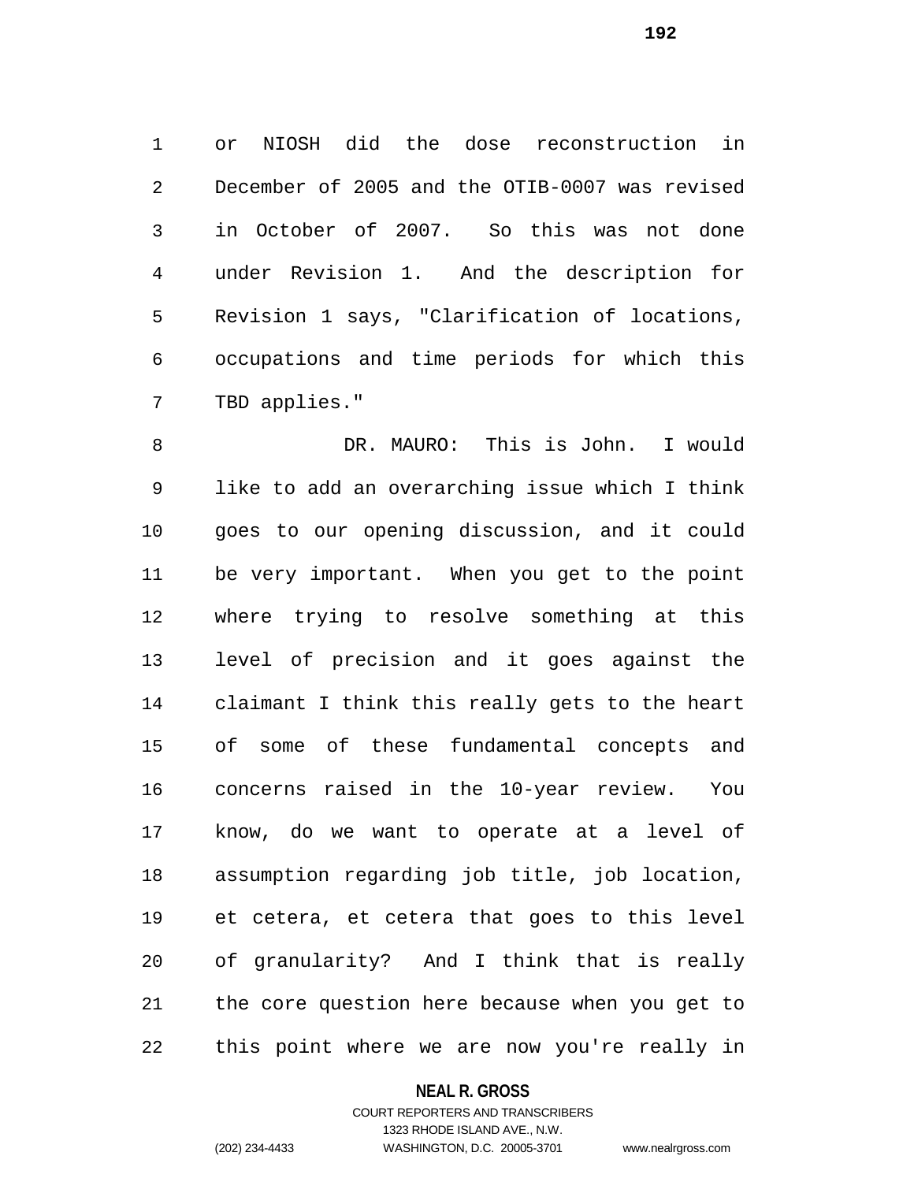or NIOSH did the dose reconstruction in December of 2005 and the OTIB-0007 was revised in October of 2007. So this was not done under Revision 1. And the description for Revision 1 says, "Clarification of locations, occupations and time periods for which this TBD applies."

DR. MAURO: This is John. I would like to add an overarching issue which I think goes to our opening discussion, and it could be very important. When you get to the point where trying to resolve something at this level of precision and it goes against the claimant I think this really gets to the heart of some of these fundamental concepts and concerns raised in the 10-year review. You know, do we want to operate at a level of assumption regarding job title, job location, et cetera, et cetera that goes to this level of granularity? And I think that is really the core question here because when you get to this point where we are now you're really in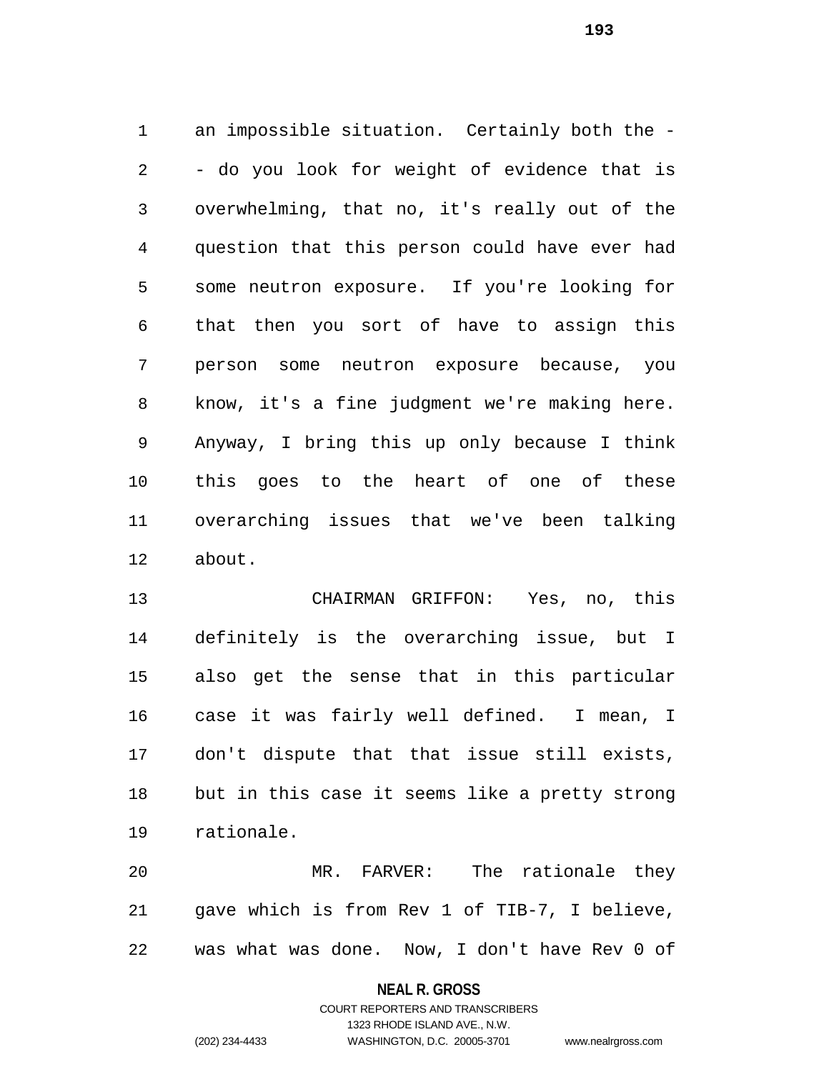an impossible situation. Certainly both the - - do you look for weight of evidence that is overwhelming, that no, it's really out of the question that this person could have ever had some neutron exposure. If you're looking for that then you sort of have to assign this person some neutron exposure because, you know, it's a fine judgment we're making here. Anyway, I bring this up only because I think this goes to the heart of one of these overarching issues that we've been talking about.

CHAIRMAN GRIFFON: Yes, no, this definitely is the overarching issue, but I also get the sense that in this particular case it was fairly well defined. I mean, I don't dispute that that issue still exists, but in this case it seems like a pretty strong rationale.

MR. FARVER: The rationale they gave which is from Rev 1 of TIB-7, I believe, was what was done. Now, I don't have Rev 0 of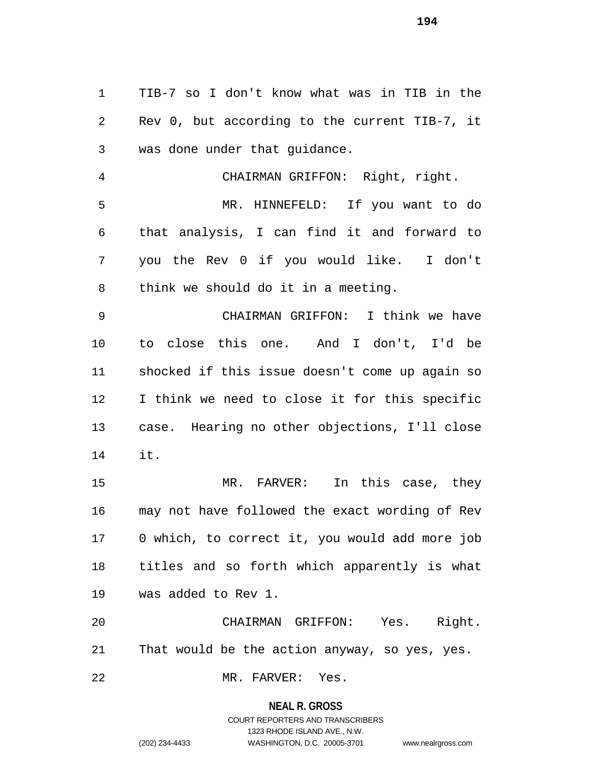TIB-7 so I don't know what was in TIB in the Rev 0, but according to the current TIB-7, it was done under that guidance.

CHAIRMAN GRIFFON: Right, right.

MR. HINNEFELD: If you want to do that analysis, I can find it and forward to you the Rev 0 if you would like. I don't think we should do it in a meeting.

CHAIRMAN GRIFFON: I think we have to close this one. And I don't, I'd be shocked if this issue doesn't come up again so I think we need to close it for this specific case. Hearing no other objections, I'll close it.

MR. FARVER: In this case, they may not have followed the exact wording of Rev 0 which, to correct it, you would add more job titles and so forth which apparently is what was added to Rev 1.

CHAIRMAN GRIFFON: Yes. Right. That would be the action anyway, so yes, yes.

MR. FARVER: Yes.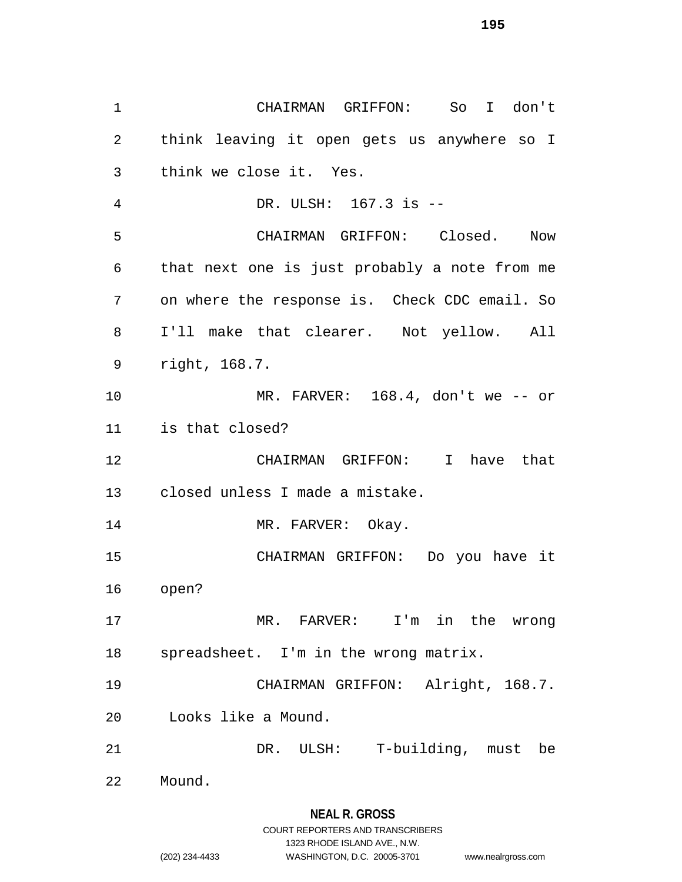CHAIRMAN GRIFFON: So I don't think leaving it open gets us anywhere so I think we close it. Yes.

DR. ULSH: 167.3 is --

CHAIRMAN GRIFFON: Closed. Now that next one is just probably a note from me on where the response is. Check CDC email. So I'll make that clearer. Not yellow. All right, 168.7.

MR. FARVER: 168.4, don't we -- or is that closed?

CHAIRMAN GRIFFON: I have that closed unless I made a mistake.

MR. FARVER: Okay.

CHAIRMAN GRIFFON: Do you have it open?

MR. FARVER: I'm in the wrong spreadsheet. I'm in the wrong matrix.

CHAIRMAN GRIFFON: Alright, 168.7. Looks like a Mound.

DR. ULSH: T-building, must be Mound.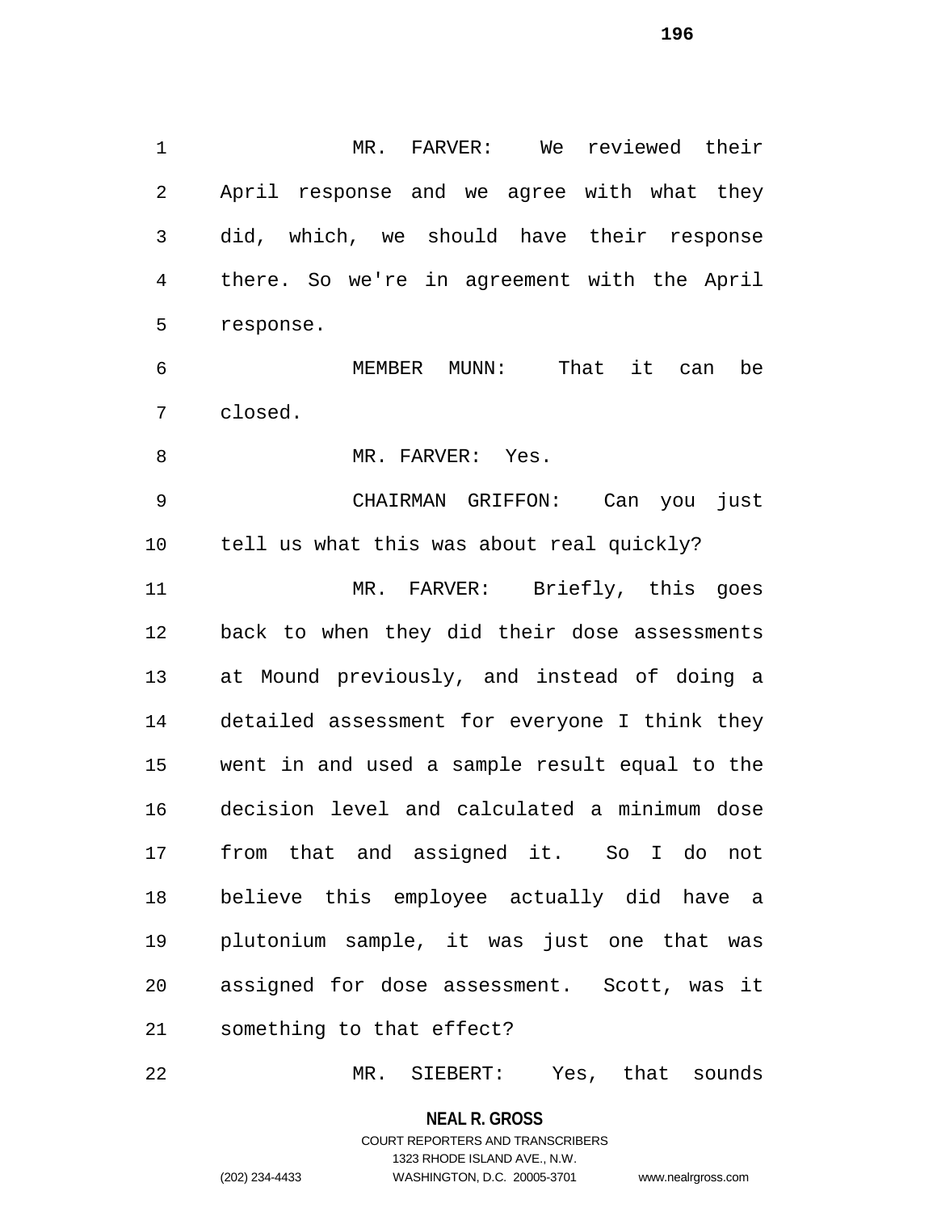MR. FARVER: We reviewed their April response and we agree with what they did, which, we should have their response there. So we're in agreement with the April response.

MEMBER MUNN: That it can be closed.

MR. FARVER: Yes.

CHAIRMAN GRIFFON: Can you just tell us what this was about real quickly?

MR. FARVER: Briefly, this goes back to when they did their dose assessments at Mound previously, and instead of doing a detailed assessment for everyone I think they went in and used a sample result equal to the decision level and calculated a minimum dose from that and assigned it. So I do not believe this employee actually did have a plutonium sample, it was just one that was assigned for dose assessment. Scott, was it something to that effect?

MR. SIEBERT: Yes, that sounds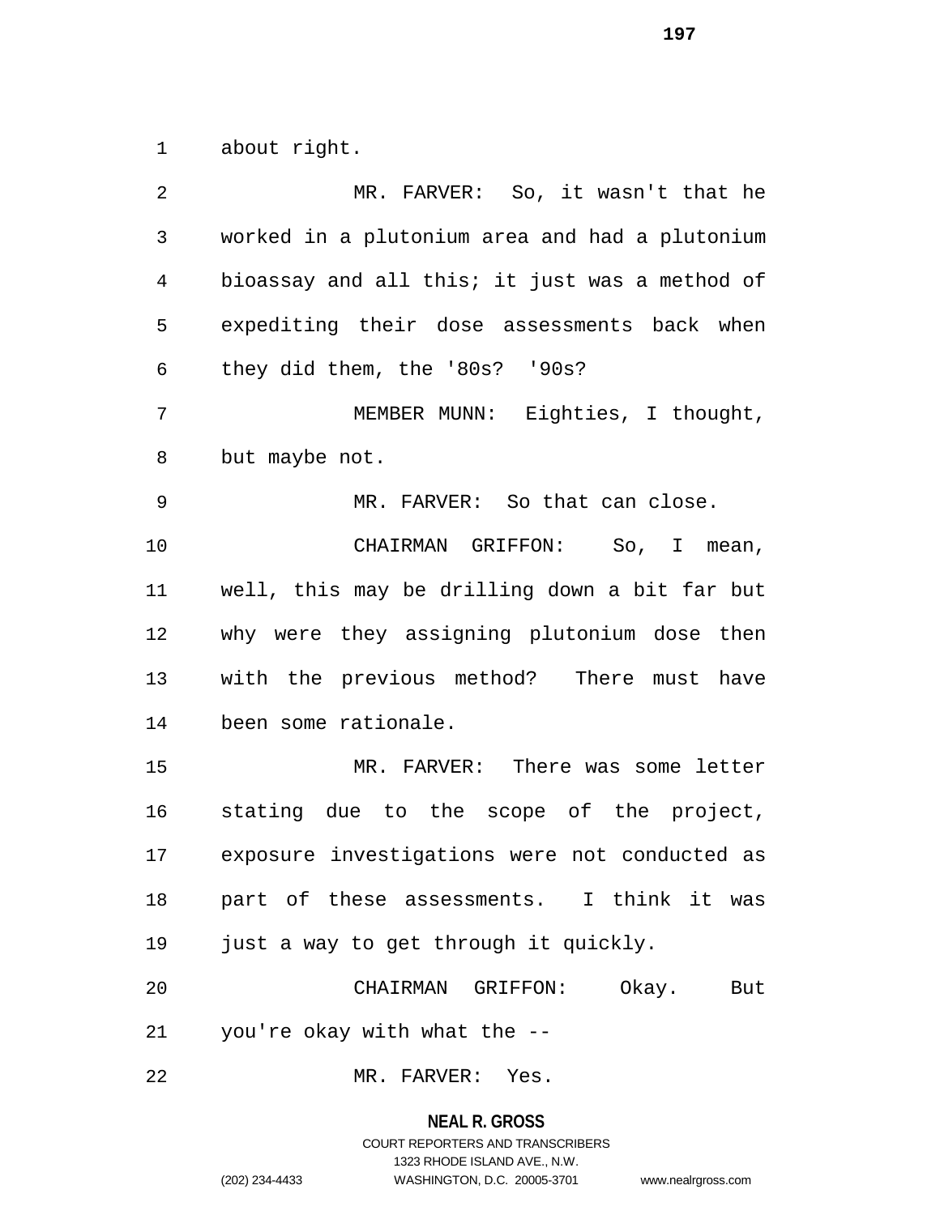about right.

MR. FARVER: So, it wasn't that he worked in a plutonium area and had a plutonium bioassay and all this; it just was a method of expediting their dose assessments back when they did them, the '80s? '90s?

MEMBER MUNN: Eighties, I thought, but maybe not.

MR. FARVER: So that can close.

CHAIRMAN GRIFFON: So, I mean, well, this may be drilling down a bit far but why were they assigning plutonium dose then with the previous method? There must have been some rationale.

MR. FARVER: There was some letter stating due to the scope of the project, exposure investigations were not conducted as part of these assessments. I think it was just a way to get through it quickly.

CHAIRMAN GRIFFON: Okay. But you're okay with what the --

MR. FARVER: Yes.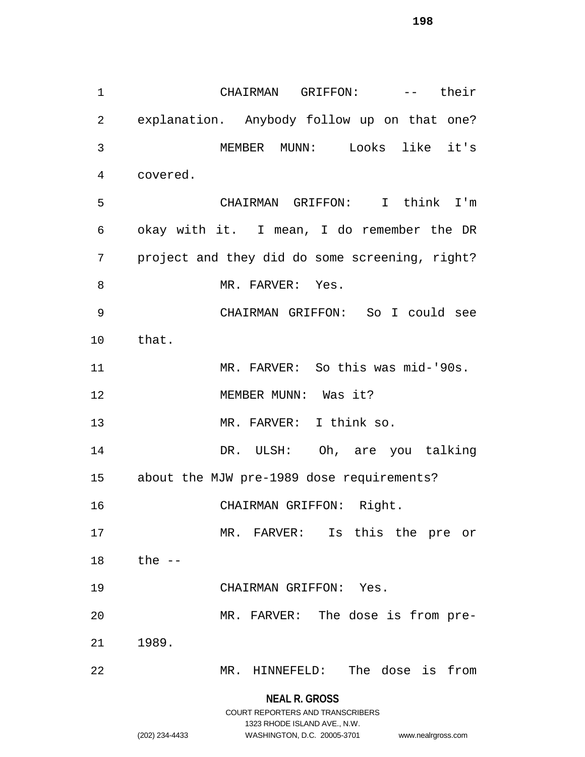CHAIRMAN GRIFFON: -- their explanation. Anybody follow up on that one?

MEMBER MUNN: Looks like it's covered.

CHAIRMAN GRIFFON: I think I'm okay with it. I mean, I do remember the DR project and they did do some screening, right?

MR. FARVER: Yes.

CHAIRMAN GRIFFON: So I could see that.

MR. FARVER: So this was mid-'90s.

MEMBER MUNN: Was it?

MR. FARVER: I think so.

DR. ULSH: Oh, are you talking about the MJW pre-1989 dose requirements?

CHAIRMAN GRIFFON: Right.

MR. FARVER: Is this the pre or the --

CHAIRMAN GRIFFON: Yes.

MR. FARVER: The dose is from pre-1989.

MR. HINNEFELD: The dose is from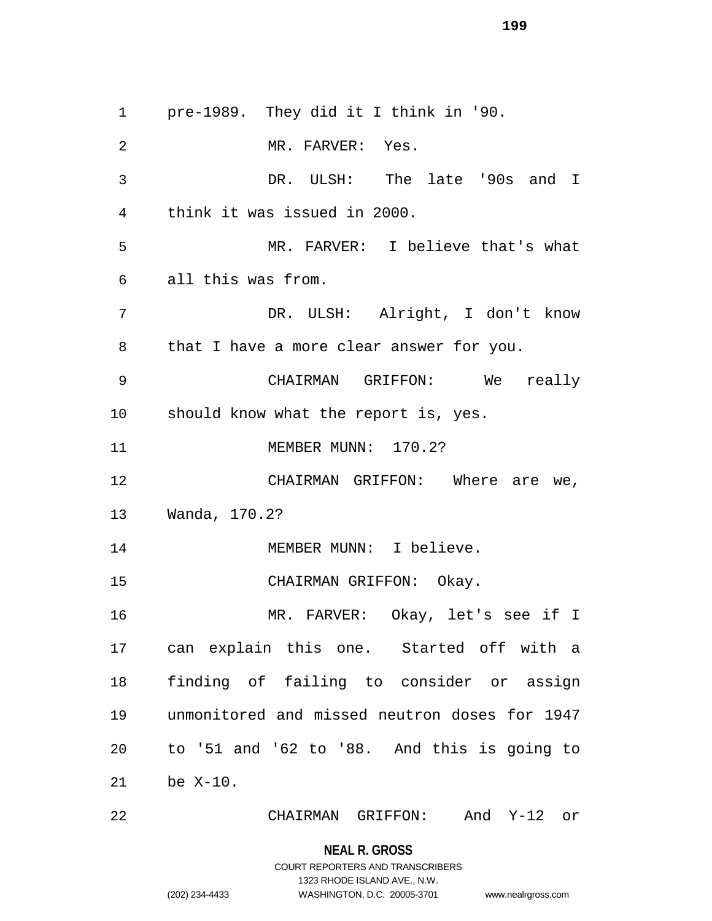pre-1989. They did it I think in '90.

MR. FARVER: Yes.

DR. ULSH: The late '90s and I think it was issued in 2000.

MR. FARVER: I believe that's what all this was from.

DR. ULSH: Alright, I don't know that I have a more clear answer for you.

CHAIRMAN GRIFFON: We really should know what the report is, yes.

MEMBER MUNN: 170.2?

CHAIRMAN GRIFFON: Where are we, Wanda, 170.2?

MEMBER MUNN: I believe.

CHAIRMAN GRIFFON: Okay.

MR. FARVER: Okay, let's see if I can explain this one. Started off with a finding of failing to consider or assign unmonitored and missed neutron doses for 1947 to '51 and '62 to '88. And this is going to be X-10.

CHAIRMAN GRIFFON: And Y-12 or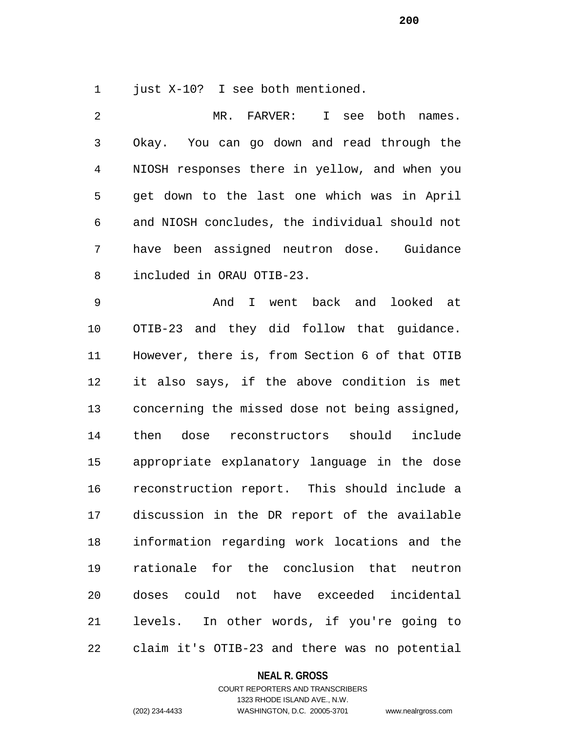just X-10? I see both mentioned.

MR. FARVER: I see both names. Okay. You can go down and read through the NIOSH responses there in yellow, and when you get down to the last one which was in April and NIOSH concludes, the individual should not have been assigned neutron dose. Guidance included in ORAU OTIB-23.

And I went back and looked at OTIB-23 and they did follow that guidance. However, there is, from Section 6 of that OTIB it also says, if the above condition is met concerning the missed dose not being assigned, then dose reconstructors should include appropriate explanatory language in the dose reconstruction report. This should include a discussion in the DR report of the available information regarding work locations and the rationale for the conclusion that neutron doses could not have exceeded incidental levels. In other words, if you're going to claim it's OTIB-23 and there was no potential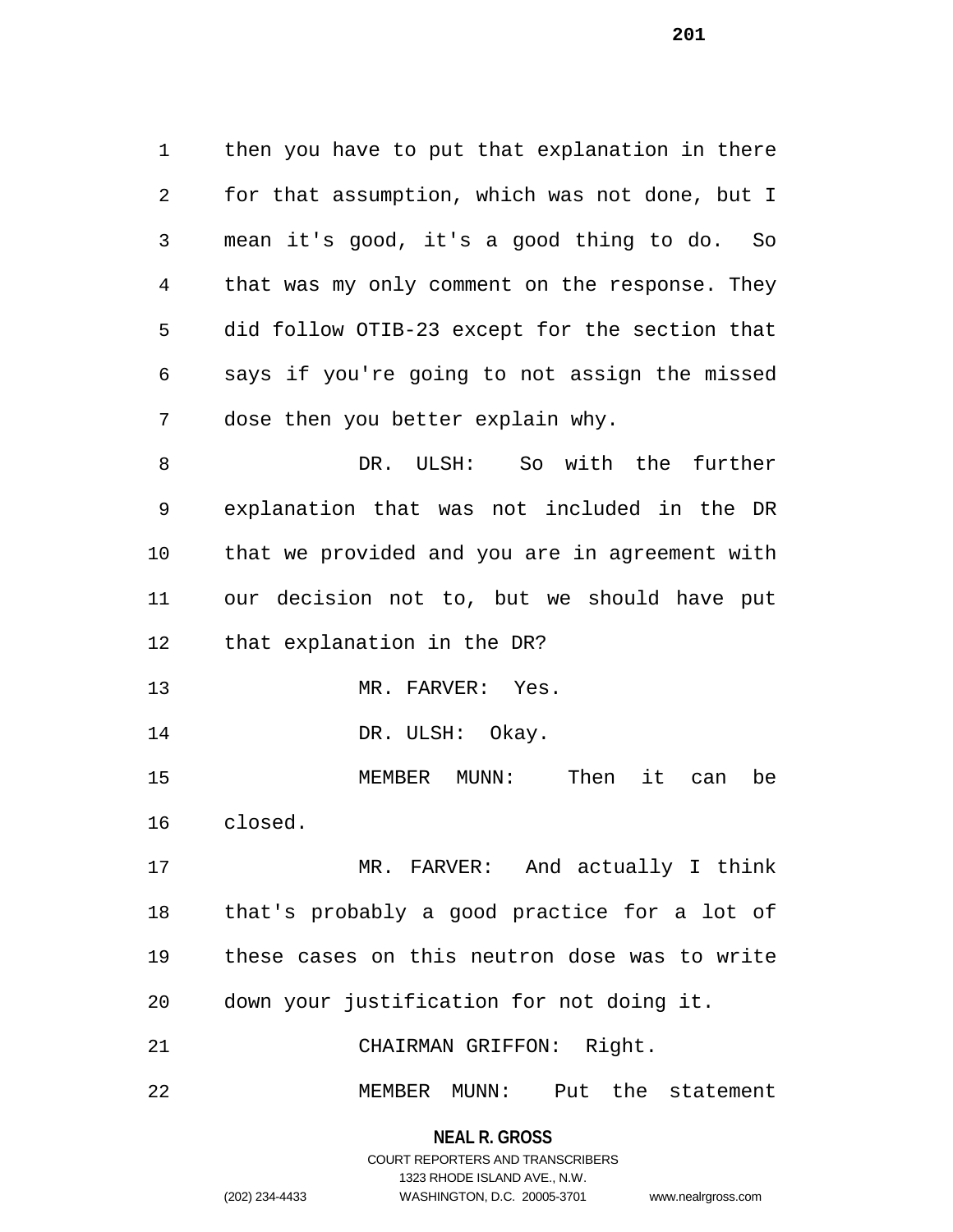then you have to put that explanation in there for that assumption, which was not done, but I mean it's good, it's a good thing to do. So that was my only comment on the response. They did follow OTIB-23 except for the section that says if you're going to not assign the missed dose then you better explain why.

DR. ULSH: So with the further explanation that was not included in the DR that we provided and you are in agreement with our decision not to, but we should have put that explanation in the DR?

MR. FARVER: Yes.

DR. ULSH: Okay.

MEMBER MUNN: Then it can be closed.

MR. FARVER: And actually I think that's probably a good practice for a lot of these cases on this neutron dose was to write down your justification for not doing it.

CHAIRMAN GRIFFON: Right.

MEMBER MUNN: Put the statement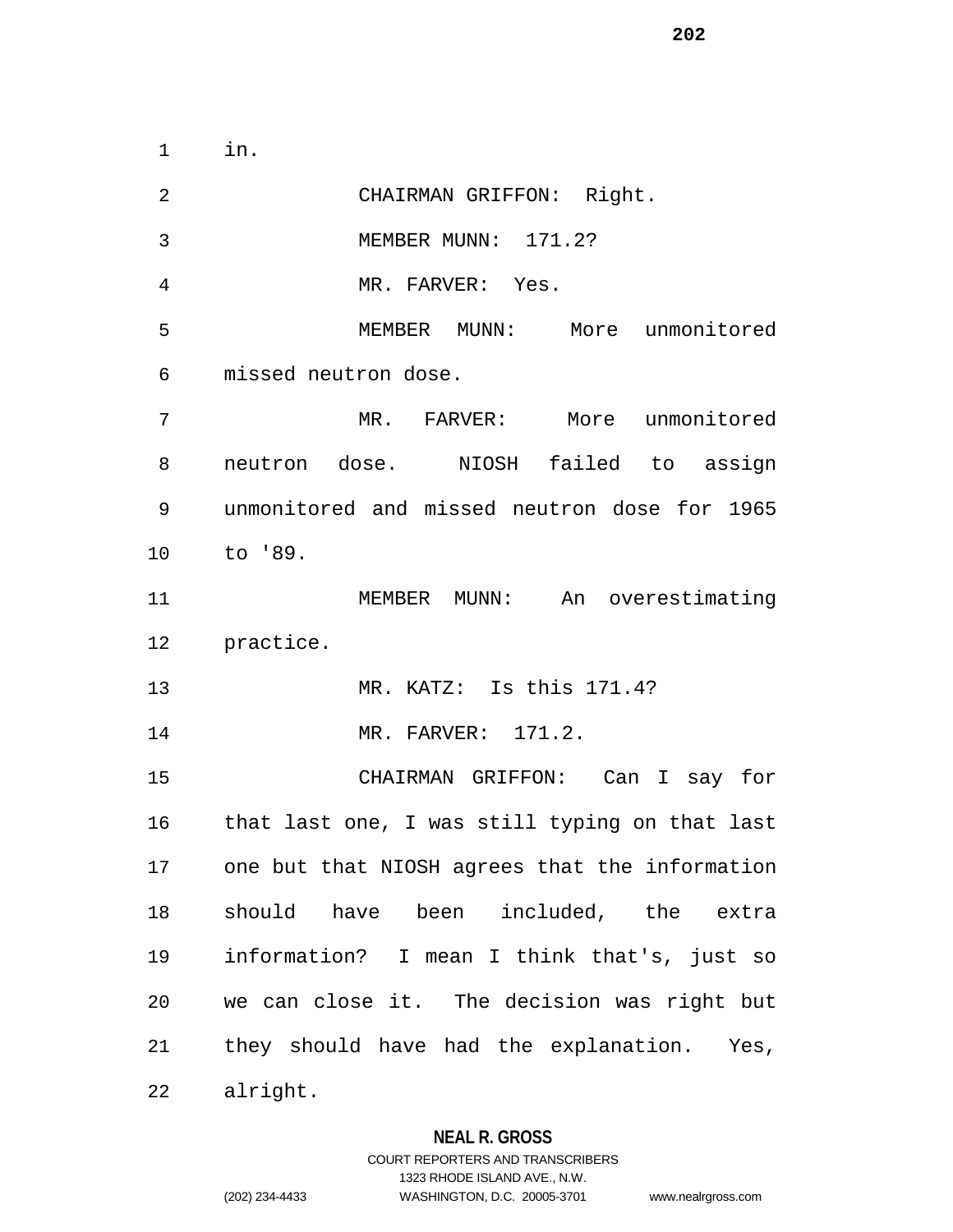in.

CHAIRMAN GRIFFON: Right.

MEMBER MUNN: 171.2?

MR. FARVER: Yes.

MEMBER MUNN: More unmonitored missed neutron dose.

MR. FARVER: More unmonitored neutron dose. NIOSH failed to assign unmonitored and missed neutron dose for 1965 to '89.

MEMBER MUNN: An overestimating practice.

MR. KATZ: Is this 171.4?

MR. FARVER: 171.2.

CHAIRMAN GRIFFON: Can I say for that last one, I was still typing on that last one but that NIOSH agrees that the information should have been included, the extra information? I mean I think that's, just so we can close it. The decision was right but they should have had the explanation. Yes, alright.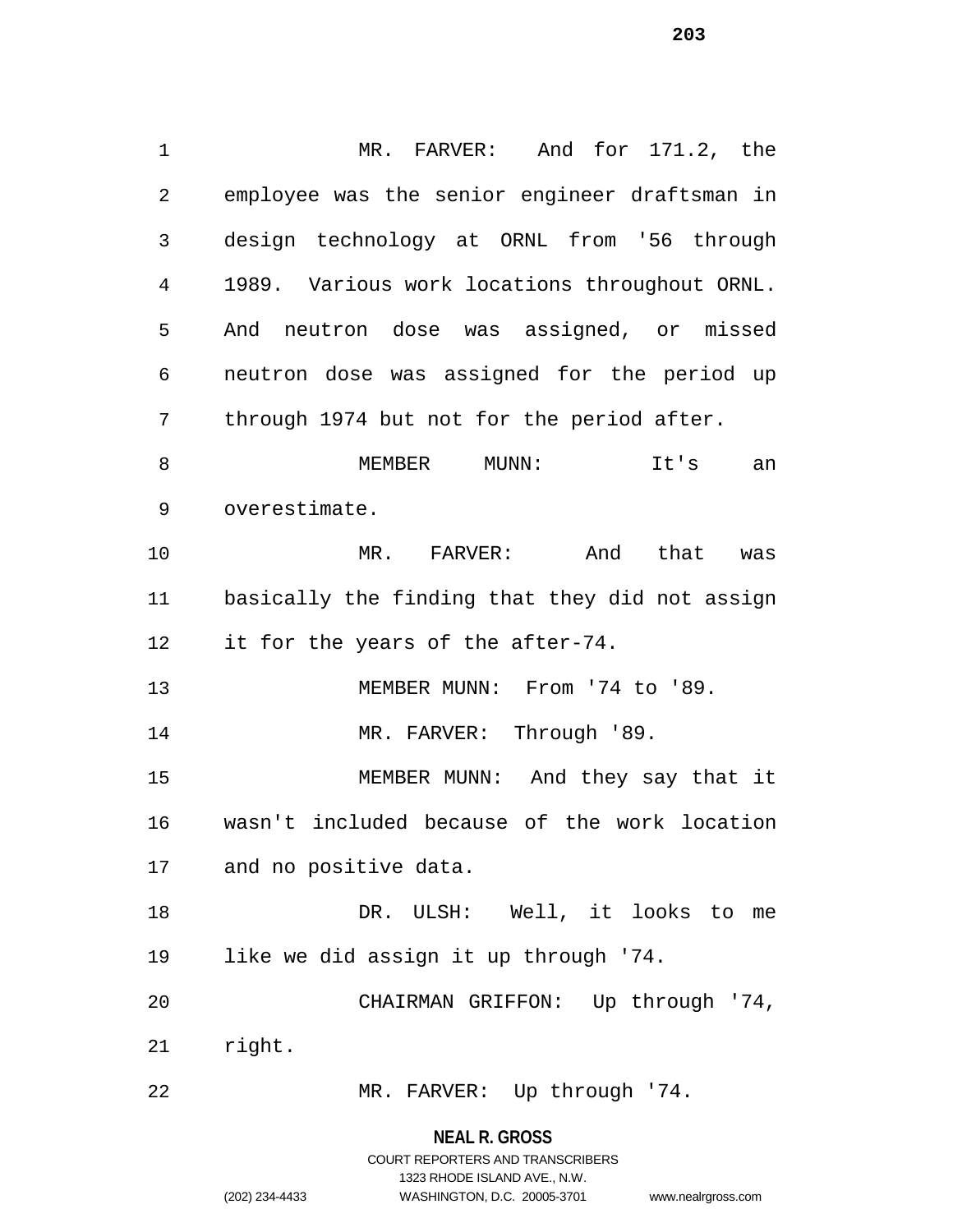MR. FARVER: And for 171.2, the employee was the senior engineer draftsman in design technology at ORNL from '56 through 1989. Various work locations throughout ORNL. And neutron dose was assigned, or missed neutron dose was assigned for the period up through 1974 but not for the period after.

MEMBER MUNN: It's an overestimate.

MR. FARVER: And that was basically the finding that they did not assign it for the years of the after-74.

MEMBER MUNN: From '74 to '89.

MR. FARVER: Through '89.

MEMBER MUNN: And they say that it wasn't included because of the work location and no positive data.

DR. ULSH: Well, it looks to me like we did assign it up through '74.

CHAIRMAN GRIFFON: Up through '74, right.

MR. FARVER: Up through '74.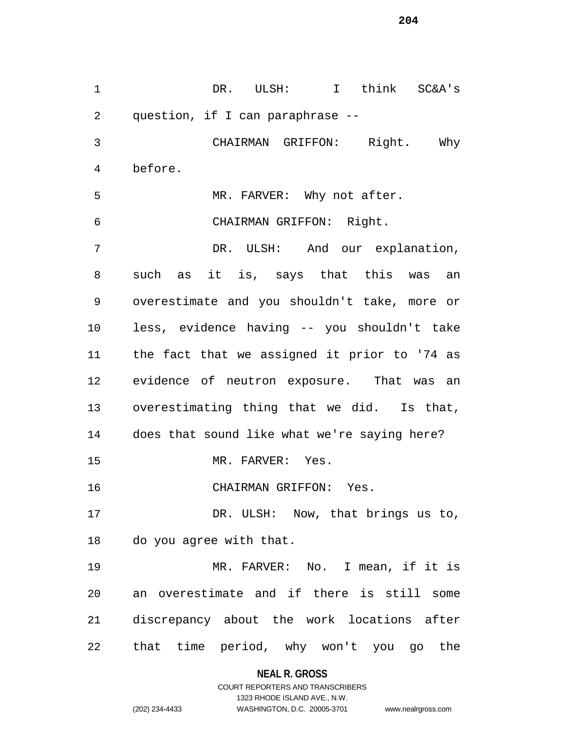DR. ULSH: I think SC&A's question, if I can paraphrase --

CHAIRMAN GRIFFON: Right. Why before.

MR. FARVER: Why not after.

CHAIRMAN GRIFFON: Right.

DR. ULSH: And our explanation, such as it is, says that this was an overestimate and you shouldn't take, more or less, evidence having -- you shouldn't take the fact that we assigned it prior to '74 as evidence of neutron exposure. That was an overestimating thing that we did. Is that, does that sound like what we're saying here?

MR. FARVER: Yes.

CHAIRMAN GRIFFON: Yes.

DR. ULSH: Now, that brings us to, do you agree with that.

MR. FARVER: No. I mean, if it is an overestimate and if there is still some discrepancy about the work locations after that time period, why won't you go the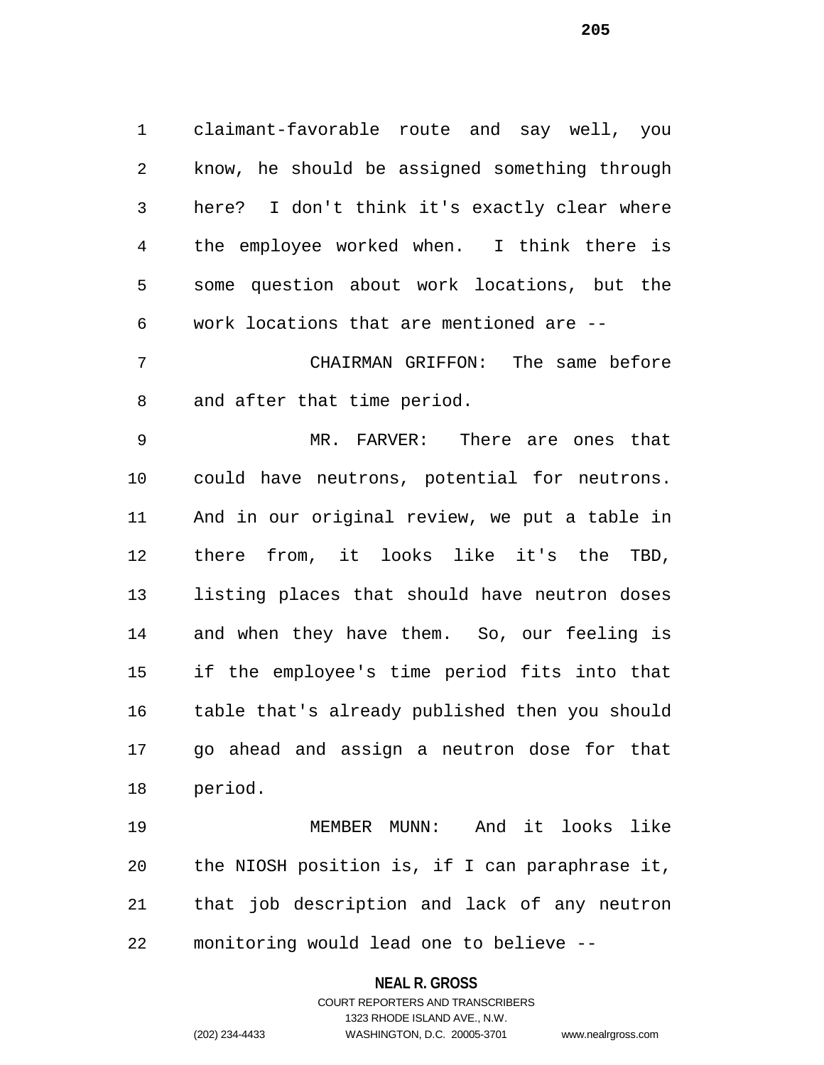claimant-favorable route and say well, you know, he should be assigned something through here? I don't think it's exactly clear where the employee worked when. I think there is some question about work locations, but the work locations that are mentioned are --

CHAIRMAN GRIFFON: The same before and after that time period.

MR. FARVER: There are ones that could have neutrons, potential for neutrons. And in our original review, we put a table in there from, it looks like it's the TBD, listing places that should have neutron doses and when they have them. So, our feeling is if the employee's time period fits into that table that's already published then you should go ahead and assign a neutron dose for that period.

MEMBER MUNN: And it looks like the NIOSH position is, if I can paraphrase it, that job description and lack of any neutron monitoring would lead one to believe --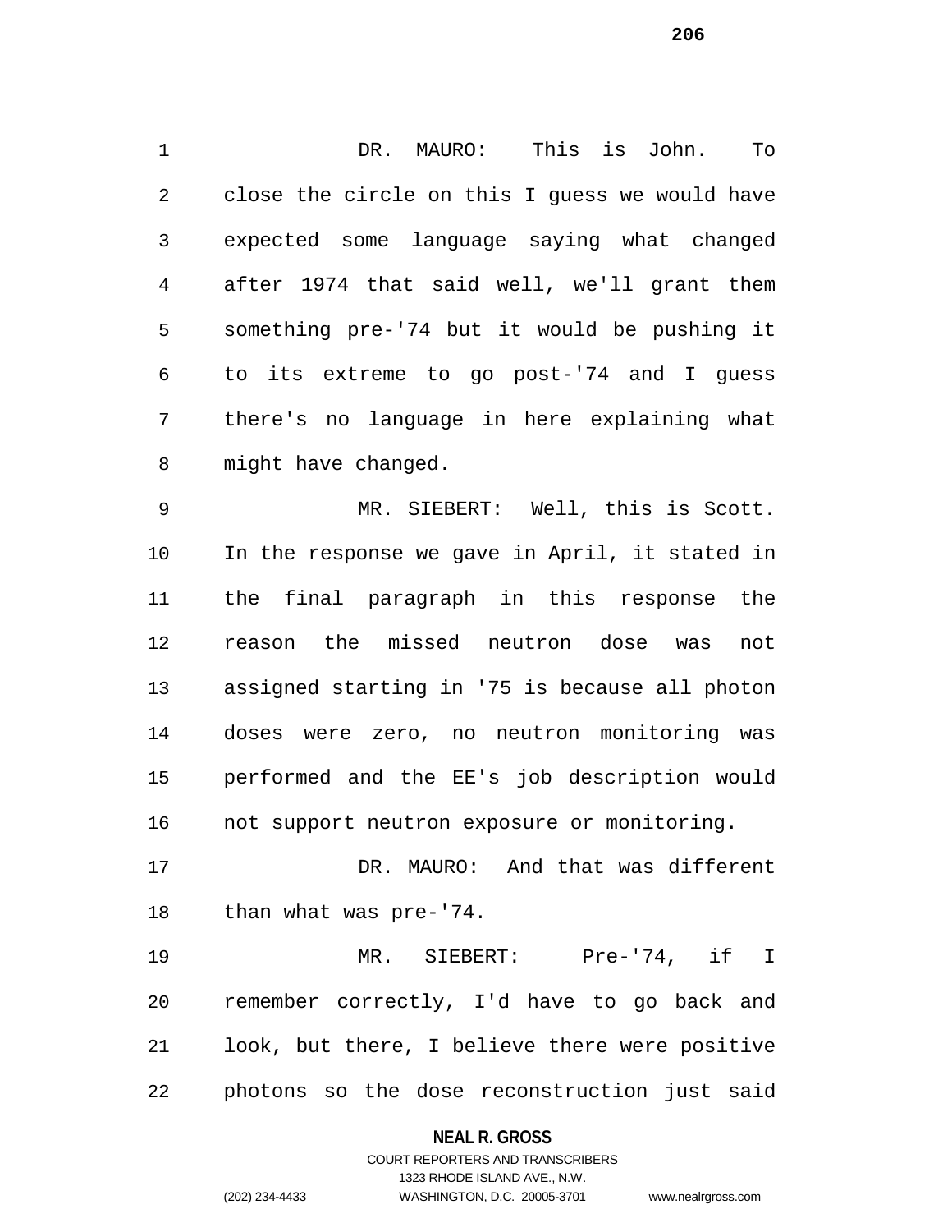DR. MAURO: This is John. To close the circle on this I guess we would have expected some language saying what changed after 1974 that said well, we'll grant them something pre-'74 but it would be pushing it to its extreme to go post-'74 and I guess there's no language in here explaining what might have changed.

MR. SIEBERT: Well, this is Scott. In the response we gave in April, it stated in the final paragraph in this response the reason the missed neutron dose was not assigned starting in '75 is because all photon doses were zero, no neutron monitoring was performed and the EE's job description would not support neutron exposure or monitoring.

DR. MAURO: And that was different than what was pre-'74.

MR. SIEBERT: Pre-'74, if I remember correctly, I'd have to go back and look, but there, I believe there were positive photons so the dose reconstruction just said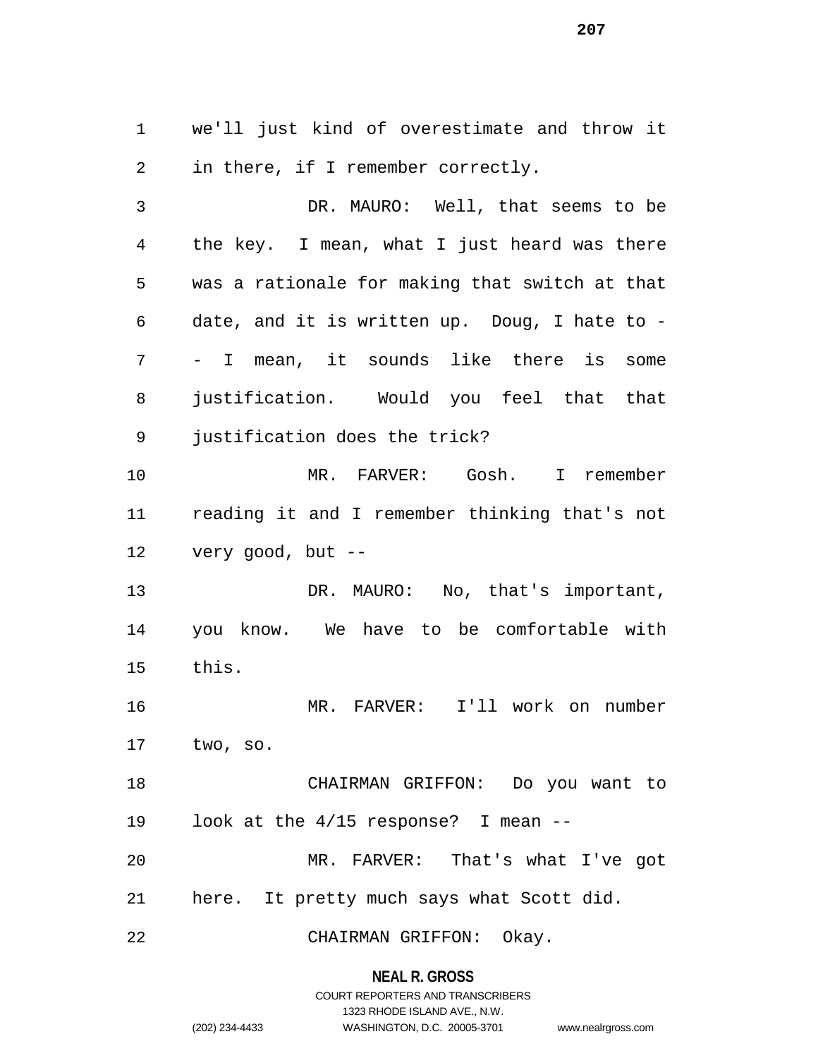we'll just kind of overestimate and throw it in there, if I remember correctly.

DR. MAURO: Well, that seems to be the key. I mean, what I just heard was there was a rationale for making that switch at that date, and it is written up. Doug, I hate to - - I mean, it sounds like there is some justification. Would you feel that that justification does the trick?

MR. FARVER: Gosh. I remember reading it and I remember thinking that's not very good, but --

DR. MAURO: No, that's important, you know. We have to be comfortable with this.

MR. FARVER: I'll work on number two, so.

CHAIRMAN GRIFFON: Do you want to look at the 4/15 response? I mean --

MR. FARVER: That's what I've got here. It pretty much says what Scott did.

CHAIRMAN GRIFFON: Okay.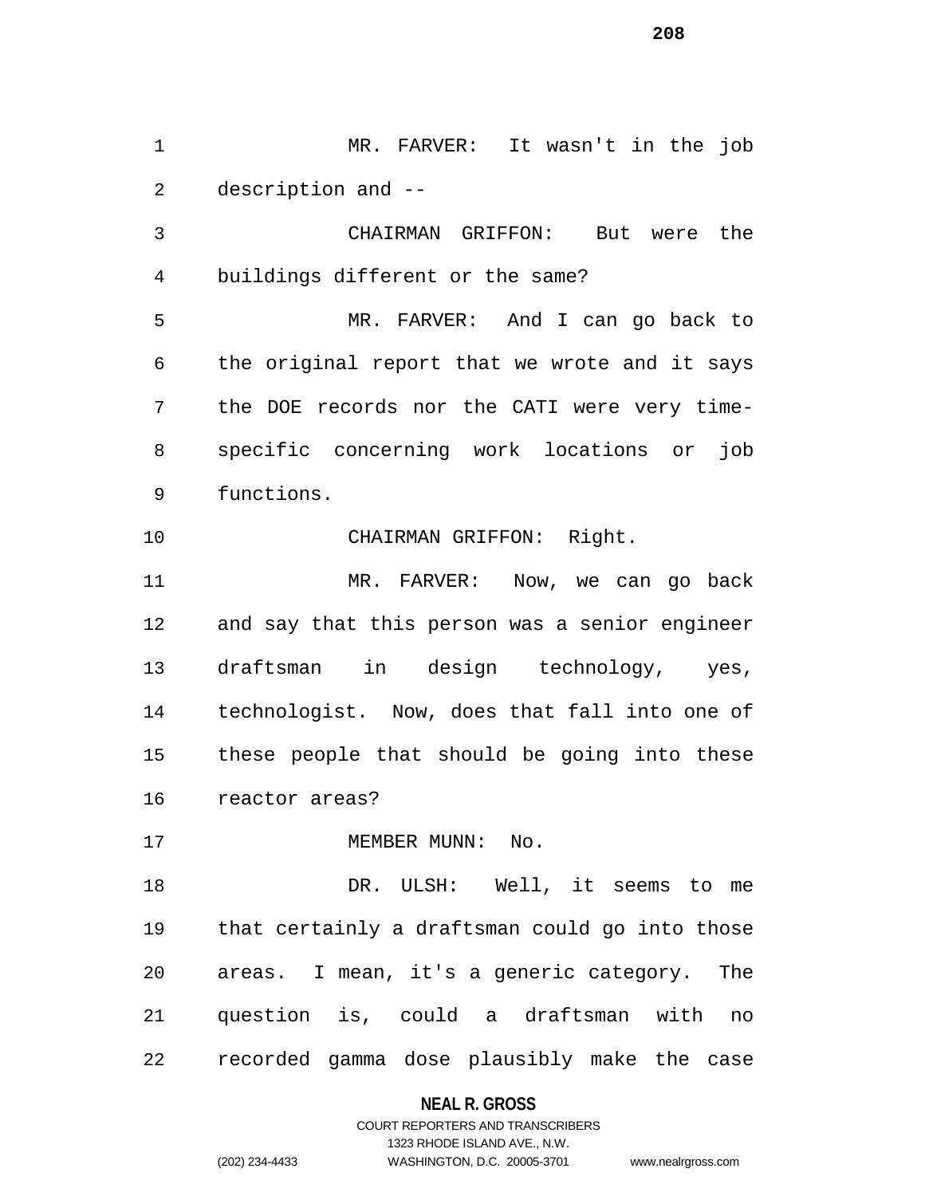MR. FARVER: It wasn't in the job description and --

CHAIRMAN GRIFFON: But were the buildings different or the same?

MR. FARVER: And I can go back to the original report that we wrote and it says the DOE records nor the CATI were very time-specific concerning work locations or job functions.

CHAIRMAN GRIFFON: Right.

MR. FARVER: Now, we can go back and say that this person was a senior engineer draftsman in design technology, yes, technologist. Now, does that fall into one of these people that should be going into these reactor areas?

MEMBER MUNN: No.

DR. ULSH: Well, it seems to me that certainly a draftsman could go into those areas. I mean, it's a generic category. The question is, could a draftsman with no recorded gamma dose plausibly make the case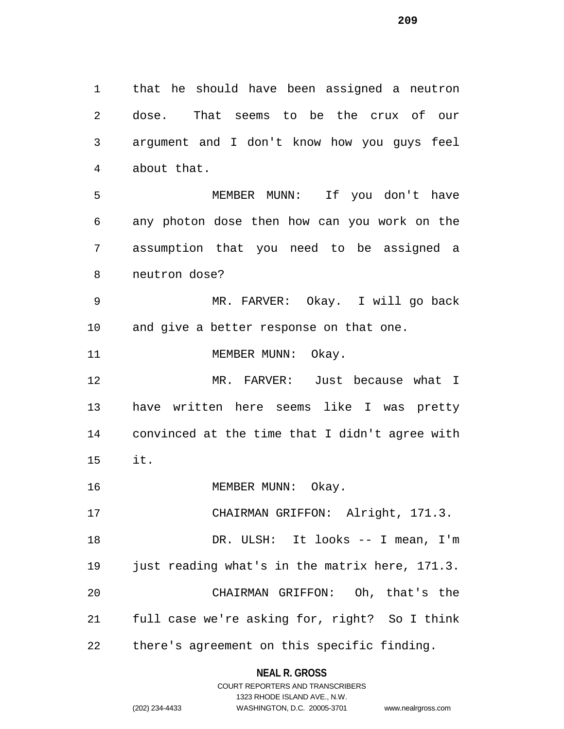that he should have been assigned a neutron dose. That seems to be the crux of our argument and I don't know how you guys feel about that.

MEMBER MUNN: If you don't have any photon dose then how can you work on the assumption that you need to be assigned a neutron dose?

MR. FARVER: Okay. I will go back and give a better response on that one.

MEMBER MUNN: Okay.

MR. FARVER: Just because what I have written here seems like I was pretty convinced at the time that I didn't agree with it.

MEMBER MUNN: Okay.

CHAIRMAN GRIFFON: Alright, 171.3.

DR. ULSH: It looks -- I mean, I'm just reading what's in the matrix here, 171.3.

CHAIRMAN GRIFFON: Oh, that's the full case we're asking for, right? So I think there's agreement on this specific finding.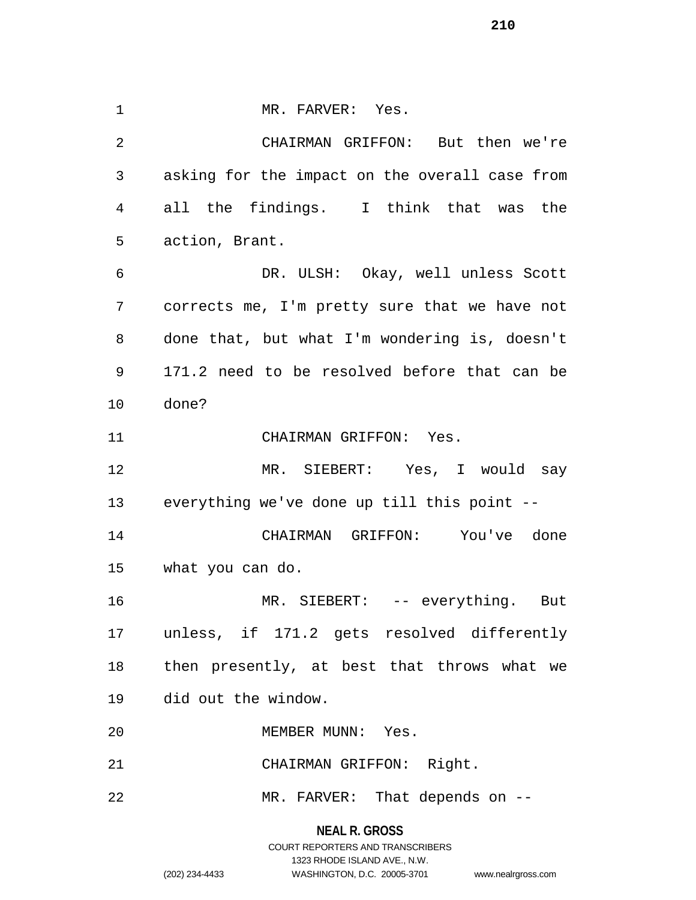MR. FARVER: Yes.

CHAIRMAN GRIFFON: But then we're asking for the impact on the overall case from all the findings. I think that was the action, Brant.

DR. ULSH: Okay, well unless Scott corrects me, I'm pretty sure that we have not done that, but what I'm wondering is, doesn't 171.2 need to be resolved before that can be done?

CHAIRMAN GRIFFON: Yes.

MR. SIEBERT: Yes, I would say everything we've done up till this point --

CHAIRMAN GRIFFON: You've done what you can do.

MR. SIEBERT: -- everything. But unless, if 171.2 gets resolved differently then presently, at best that throws what we did out the window.

MEMBER MUNN: Yes.

CHAIRMAN GRIFFON: Right.

MR. FARVER: That depends on --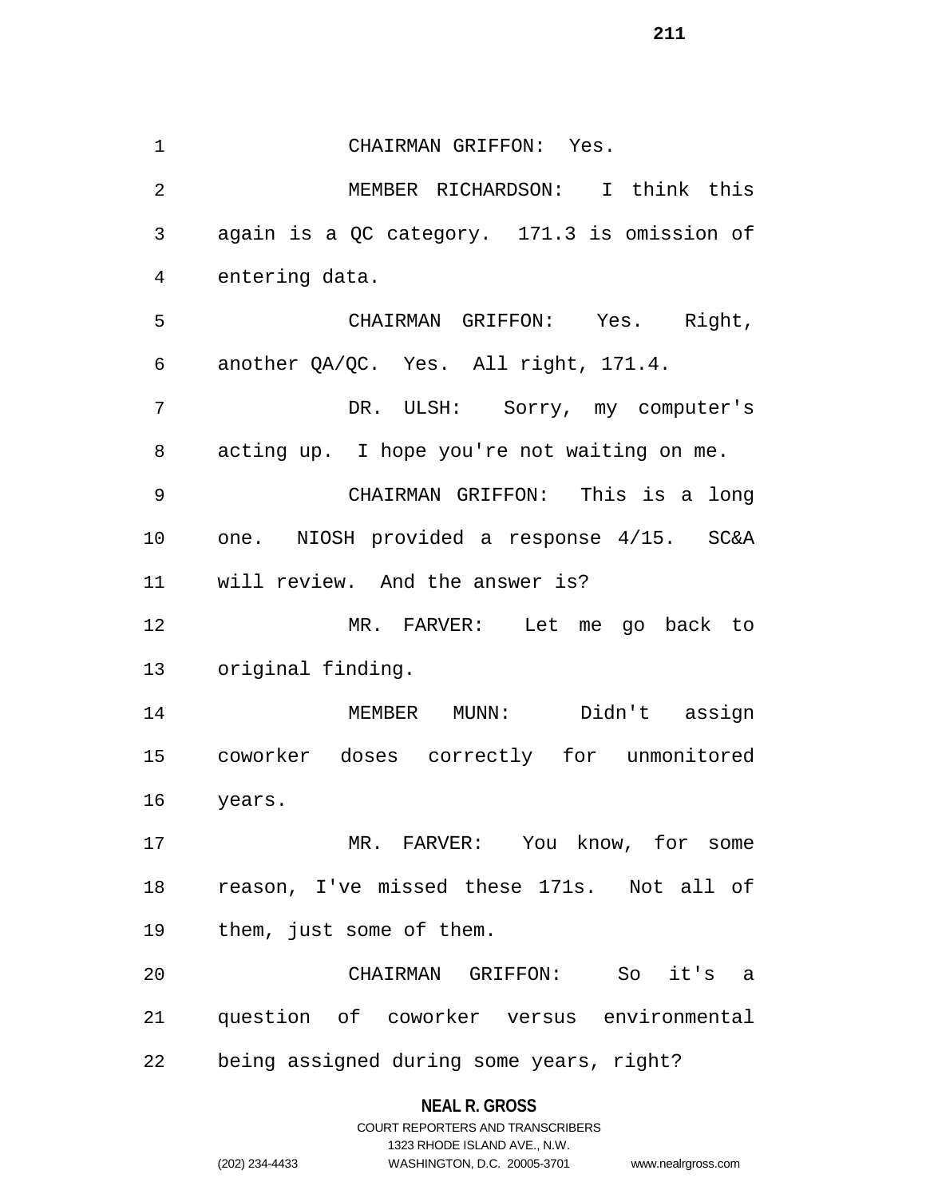CHAIRMAN GRIFFON: Yes.

MEMBER RICHARDSON: I think this again is a QC category. 171.3 is omission of entering data.

CHAIRMAN GRIFFON: Yes. Right, another QA/QC. Yes. All right, 171.4.

DR. ULSH: Sorry, my computer's acting up. I hope you're not waiting on me.

CHAIRMAN GRIFFON: This is a long one. NIOSH provided a response 4/15. SC&A will review. And the answer is?

MR. FARVER: Let me go back to original finding.

MEMBER MUNN: Didn't assign coworker doses correctly for unmonitored years.

MR. FARVER: You know, for some reason, I've missed these 171s. Not all of them, just some of them.

CHAIRMAN GRIFFON: So it's a question of coworker versus environmental being assigned during some years, right?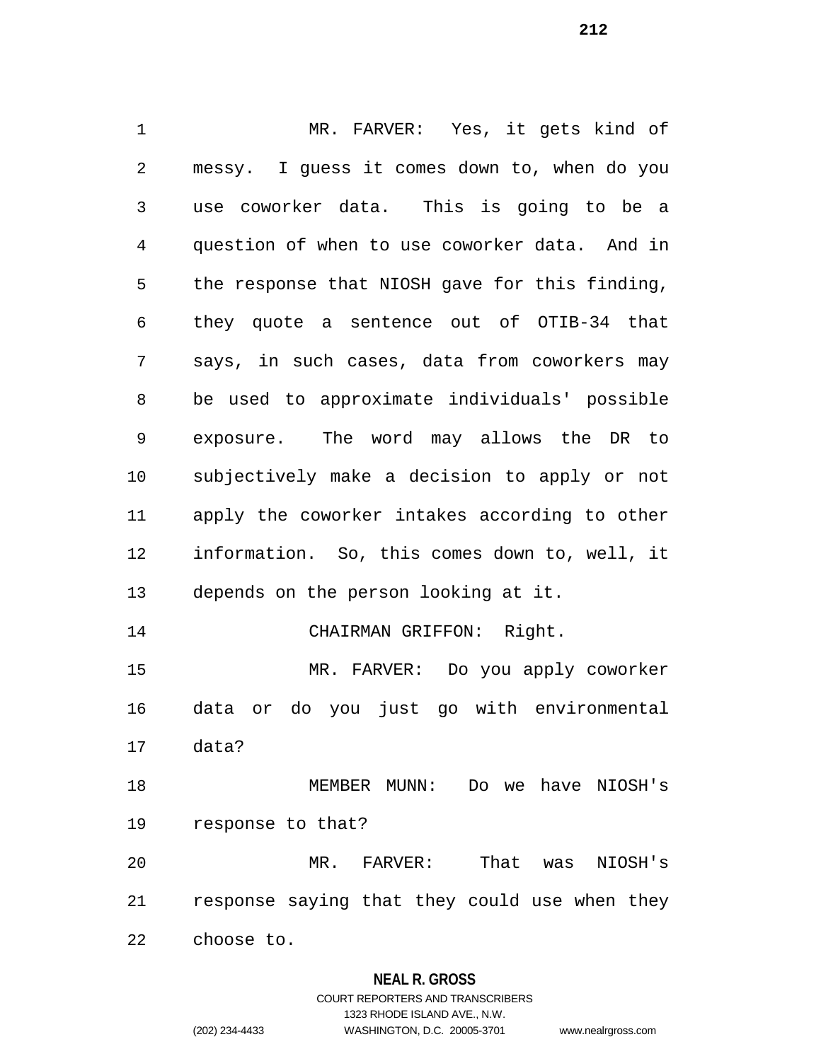MR. FARVER: Yes, it gets kind of messy. I guess it comes down to, when do you use coworker data. This is going to be a question of when to use coworker data. And in the response that NIOSH gave for this finding, they quote a sentence out of OTIB-34 that says, in such cases, data from coworkers may be used to approximate individuals' possible exposure. The word may allows the DR to subjectively make a decision to apply or not apply the coworker intakes according to other information. So, this comes down to, well, it depends on the person looking at it.

CHAIRMAN GRIFFON: Right.

MR. FARVER: Do you apply coworker data or do you just go with environmental data?

MEMBER MUNN: Do we have NIOSH's response to that?

MR. FARVER: That was NIOSH's response saying that they could use when they choose to.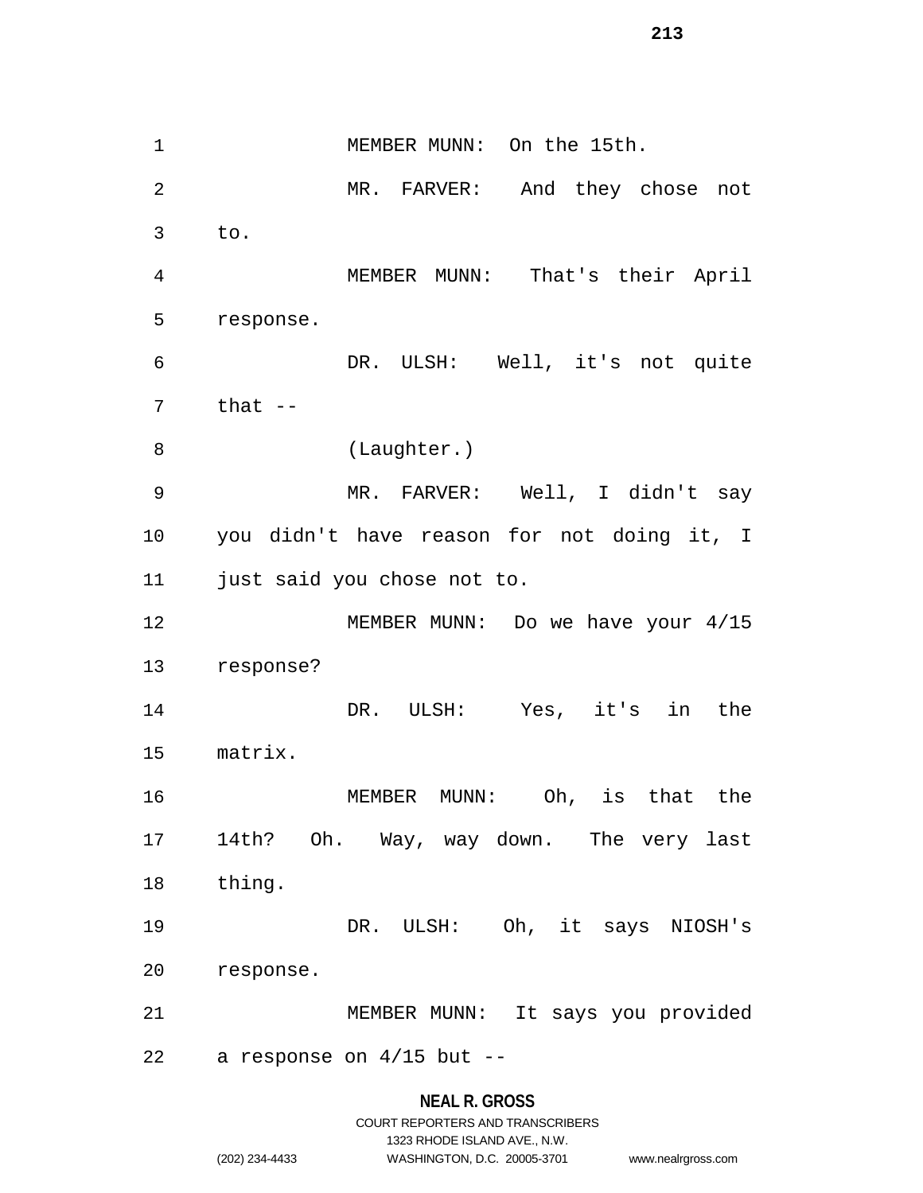MEMBER MUNN: On the 15th.

MR. FARVER: And they chose not to.

MEMBER MUNN: That's their April response.

DR. ULSH: Well, it's not quite that --

(Laughter.)

MR. FARVER: Well, I didn't say you didn't have reason for not doing it, I just said you chose not to.

MEMBER MUNN: Do we have your 4/15 response?

DR. ULSH: Yes, it's in the matrix.

MEMBER MUNN: Oh, is that the 14th? Oh. Way, way down. The very last thing.

DR. ULSH: Oh, it says NIOSH's response.

MEMBER MUNN: It says you provided a response on 4/15 but --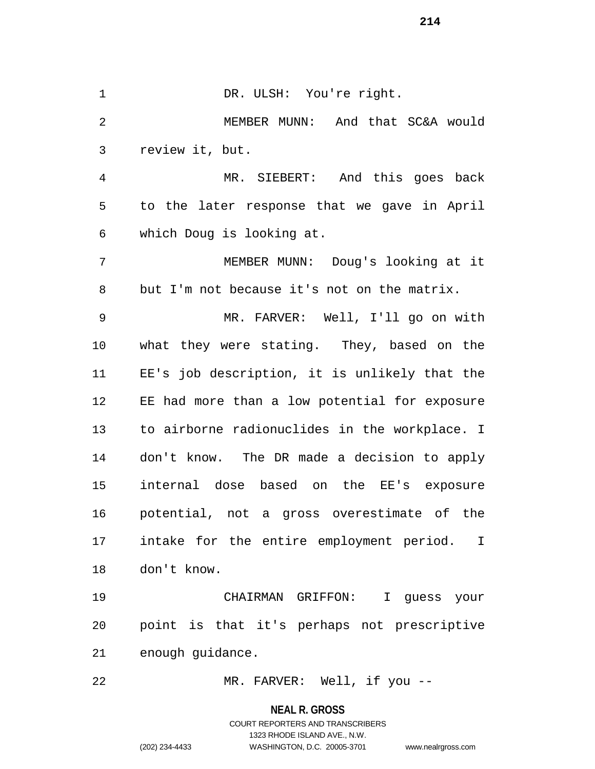DR. ULSH: You're right.

MEMBER MUNN: And that SC&A would review it, but.

MR. SIEBERT: And this goes back to the later response that we gave in April which Doug is looking at.

MEMBER MUNN: Doug's looking at it but I'm not because it's not on the matrix.

MR. FARVER: Well, I'll go on with what they were stating. They, based on the EE's job description, it is unlikely that the EE had more than a low potential for exposure to airborne radionuclides in the workplace. I don't know. The DR made a decision to apply internal dose based on the EE's exposure potential, not a gross overestimate of the intake for the entire employment period. I don't know.

CHAIRMAN GRIFFON: I guess your point is that it's perhaps not prescriptive enough guidance.

MR. FARVER: Well, if you --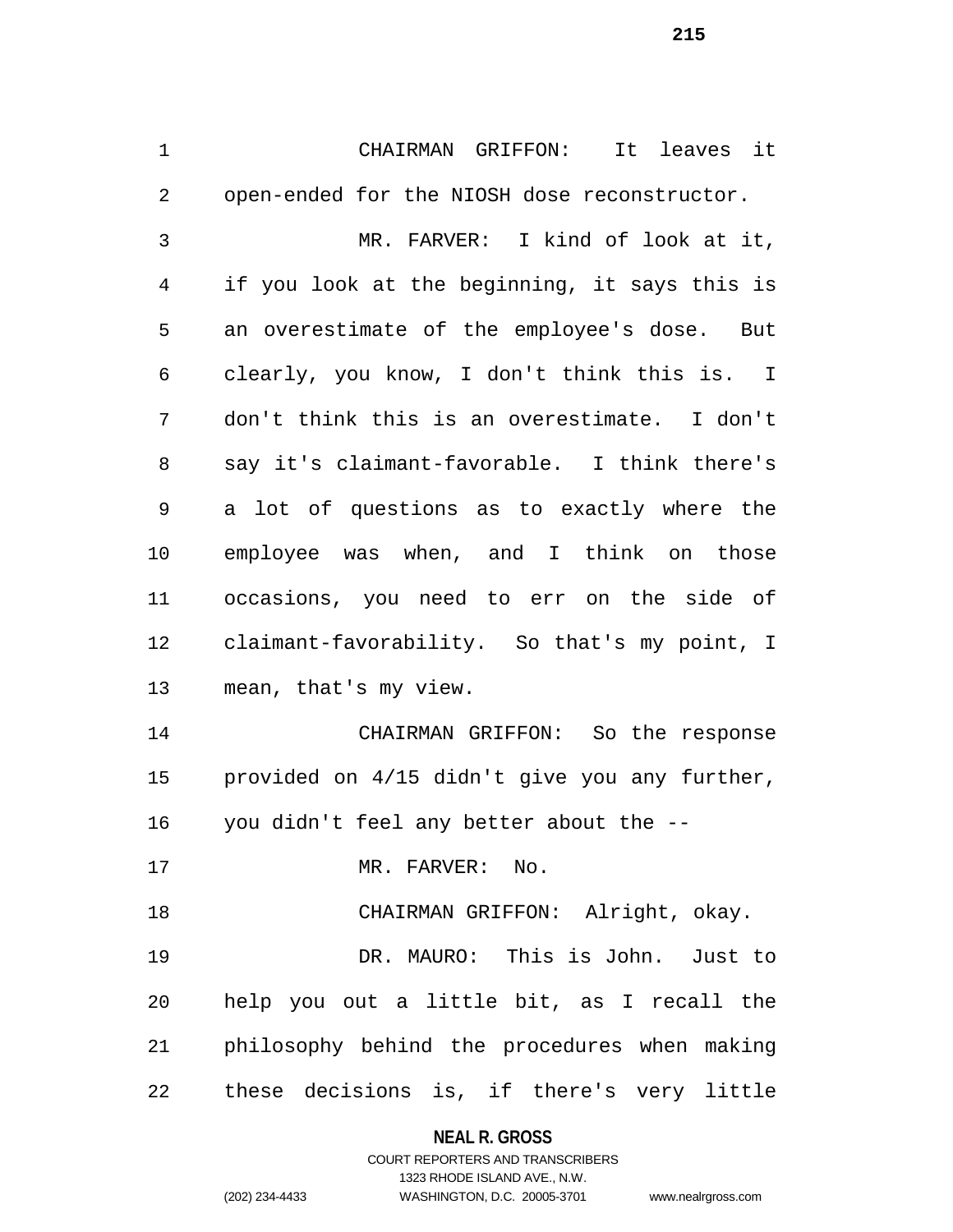CHAIRMAN GRIFFON: It leaves it open-ended for the NIOSH dose reconstructor.

MR. FARVER: I kind of look at it, if you look at the beginning, it says this is an overestimate of the employee's dose. But clearly, you know, I don't think this is. I don't think this is an overestimate. I don't say it's claimant-favorable. I think there's a lot of questions as to exactly where the employee was when, and I think on those occasions, you need to err on the side of claimant-favorability. So that's my point, I mean, that's my view.

CHAIRMAN GRIFFON: So the response provided on 4/15 didn't give you any further, you didn't feel any better about the --

MR. FARVER: No.

CHAIRMAN GRIFFON: Alright, okay.

DR. MAURO: This is John. Just to help you out a little bit, as I recall the philosophy behind the procedures when making these decisions is, if there's very little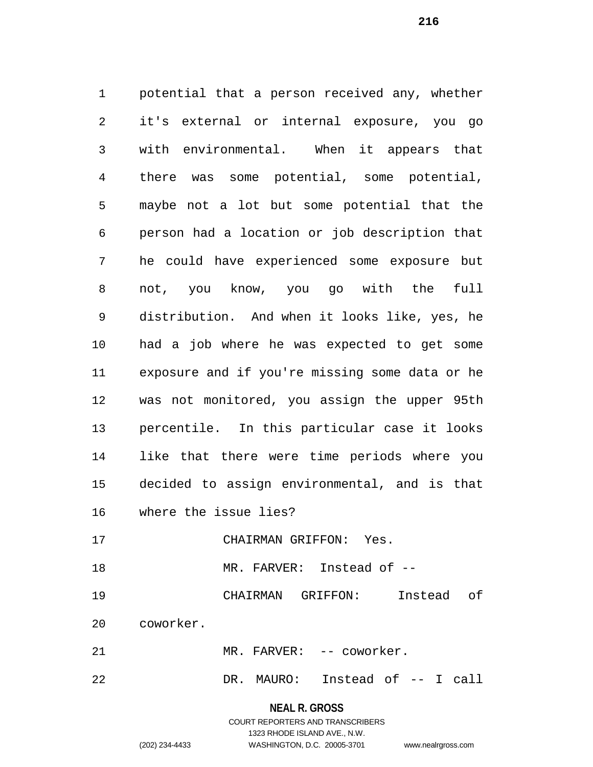potential that a person received any, whether it's external or internal exposure, you go with environmental. When it appears that there was some potential, some potential, maybe not a lot but some potential that the person had a location or job description that he could have experienced some exposure but not, you know, you go with the full distribution. And when it looks like, yes, he had a job where he was expected to get some exposure and if you're missing some data or he was not monitored, you assign the upper 95th percentile. In this particular case it looks like that there were time periods where you decided to assign environmental, and is that where the issue lies?

CHAIRMAN GRIFFON: Yes.

MR. FARVER: Instead of --

CHAIRMAN GRIFFON: Instead of coworker.

MR. FARVER: -- coworker.

DR. MAURO: Instead of -- I call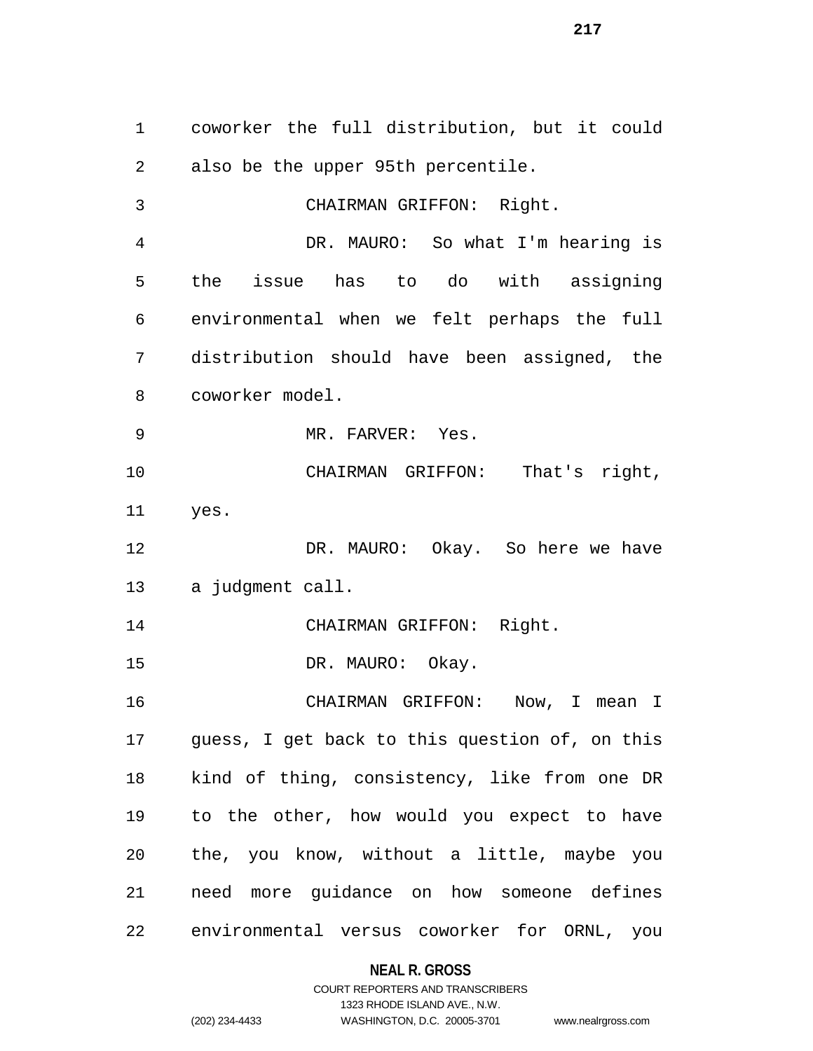coworker the full distribution, but it could also be the upper 95th percentile.

CHAIRMAN GRIFFON: Right.

DR. MAURO: So what I'm hearing is the issue has to do with assigning environmental when we felt perhaps the full distribution should have been assigned, the coworker model.

MR. FARVER: Yes.

CHAIRMAN GRIFFON: That's right, yes.

DR. MAURO: Okay. So here we have a judgment call.

CHAIRMAN GRIFFON: Right.

DR. MAURO: Okay.

CHAIRMAN GRIFFON: Now, I mean I guess, I get back to this question of, on this kind of thing, consistency, like from one DR to the other, how would you expect to have the, you know, without a little, maybe you need more guidance on how someone defines environmental versus coworker for ORNL, you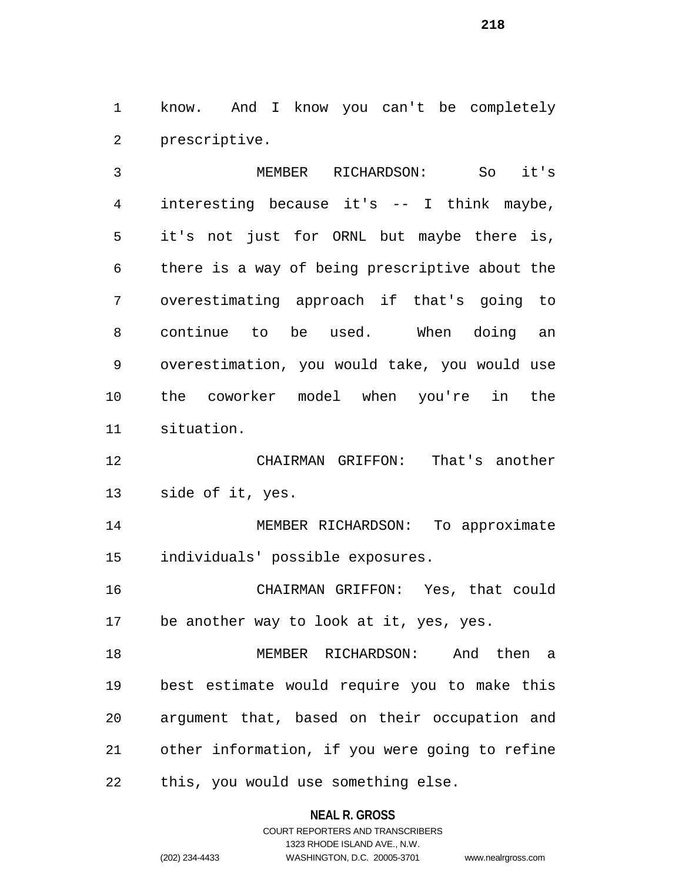know. And I know you can't be completely prescriptive.

MEMBER RICHARDSON: So it's interesting because it's -- I think maybe, it's not just for ORNL but maybe there is, there is a way of being prescriptive about the overestimating approach if that's going to continue to be used. When doing an overestimation, you would take, you would use the coworker model when you're in the situation.

CHAIRMAN GRIFFON: That's another side of it, yes.

MEMBER RICHARDSON: To approximate individuals' possible exposures.

CHAIRMAN GRIFFON: Yes, that could be another way to look at it, yes, yes.

MEMBER RICHARDSON: And then a best estimate would require you to make this argument that, based on their occupation and other information, if you were going to refine this, you would use something else.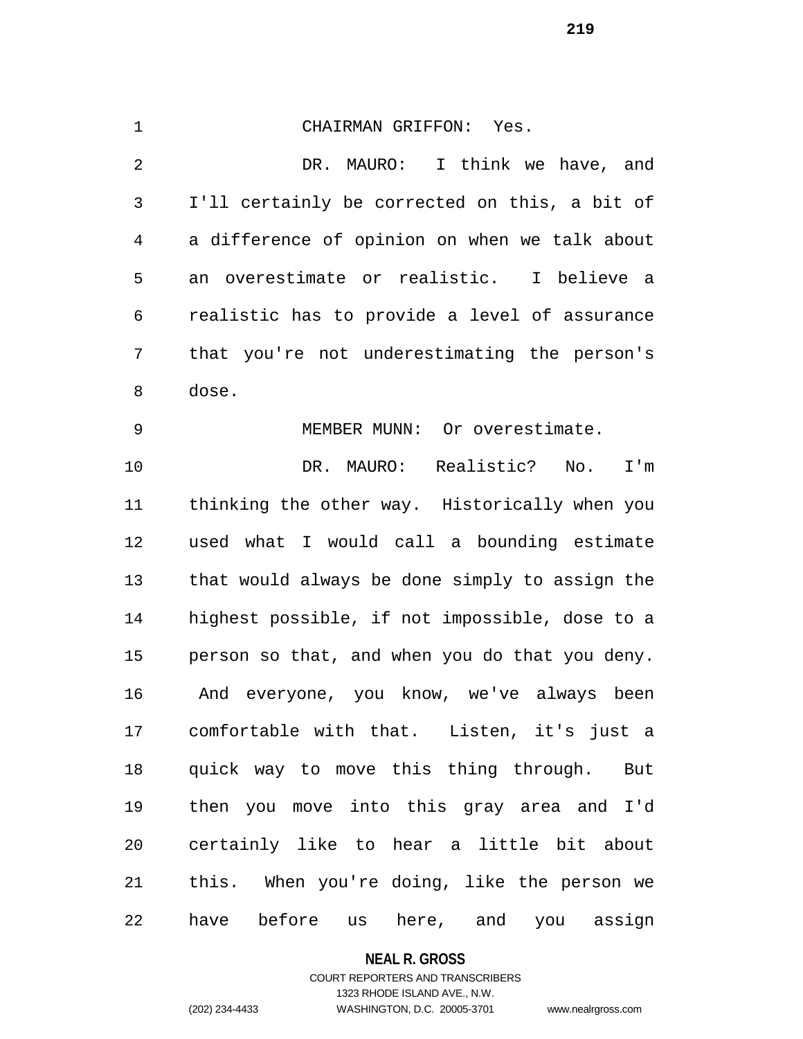CHAIRMAN GRIFFON: Yes.

DR. MAURO: I think we have, and I'll certainly be corrected on this, a bit of a difference of opinion on when we talk about an overestimate or realistic. I believe a realistic has to provide a level of assurance that you're not underestimating the person's dose.

MEMBER MUNN: Or overestimate.

DR. MAURO: Realistic? No. I'm thinking the other way. Historically when you used what I would call a bounding estimate that would always be done simply to assign the highest possible, if not impossible, dose to a person so that, and when you do that you deny. And everyone, you know, we've always been comfortable with that. Listen, it's just a quick way to move this thing through. But then you move into this gray area and I'd certainly like to hear a little bit about this. When you're doing, like the person we have before us here, and you assign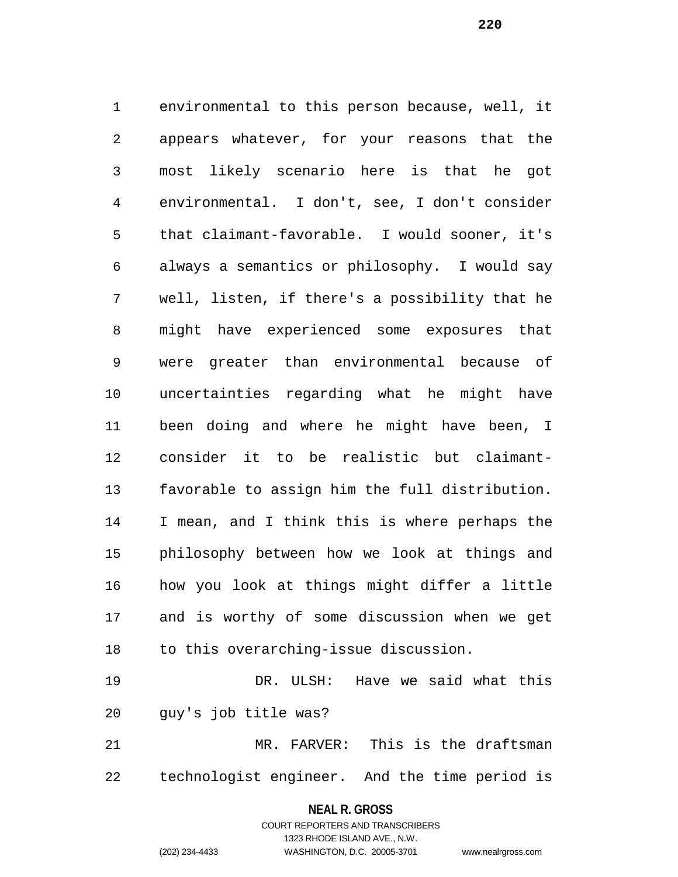environmental to this person because, well, it appears whatever, for your reasons that the most likely scenario here is that he got environmental. I don't, see, I don't consider that claimant-favorable. I would sooner, it's always a semantics or philosophy. I would say well, listen, if there's a possibility that he might have experienced some exposures that were greater than environmental because of uncertainties regarding what he might have been doing and where he might have been, I consider it to be realistic but claimant-favorable to assign him the full distribution. I mean, and I think this is where perhaps the philosophy between how we look at things and how you look at things might differ a little and is worthy of some discussion when we get to this overarching-issue discussion.

DR. ULSH: Have we said what this guy's job title was?

MR. FARVER: This is the draftsman technologist engineer. And the time period is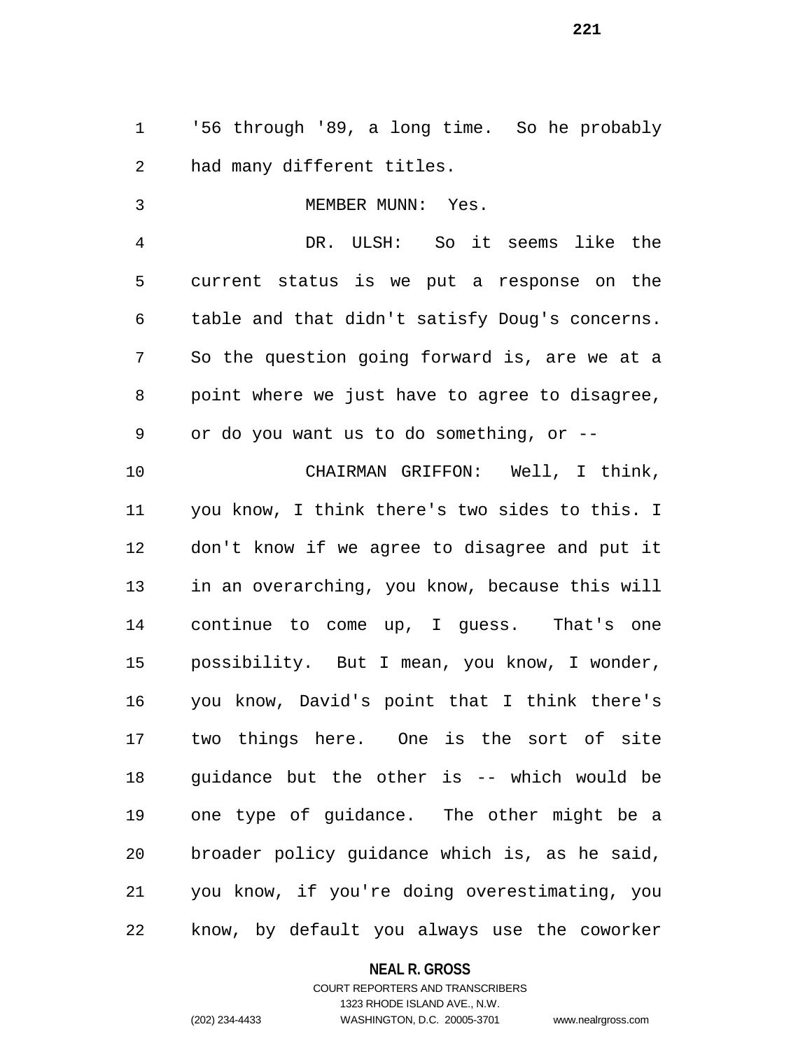'56 through '89, a long time. So he probably had many different titles.

MEMBER MUNN: Yes.

DR. ULSH: So it seems like the current status is we put a response on the table and that didn't satisfy Doug's concerns. So the question going forward is, are we at a point where we just have to agree to disagree, or do you want us to do something, or --

CHAIRMAN GRIFFON: Well, I think, you know, I think there's two sides to this. I don't know if we agree to disagree and put it in an overarching, you know, because this will continue to come up, I guess. That's one possibility. But I mean, you know, I wonder, you know, David's point that I think there's two things here. One is the sort of site guidance but the other is -- which would be one type of guidance. The other might be a broader policy guidance which is, as he said, you know, if you're doing overestimating, you know, by default you always use the coworker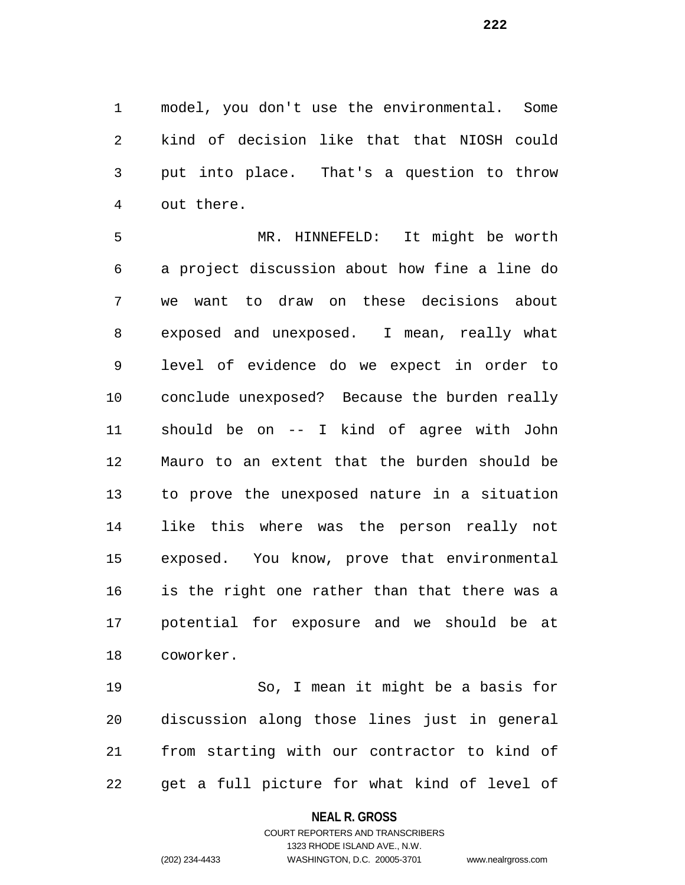model, you don't use the environmental. Some kind of decision like that that NIOSH could put into place. That's a question to throw out there.

MR. HINNEFELD: It might be worth a project discussion about how fine a line do we want to draw on these decisions about exposed and unexposed. I mean, really what level of evidence do we expect in order to conclude unexposed? Because the burden really should be on -- I kind of agree with John Mauro to an extent that the burden should be to prove the unexposed nature in a situation like this where was the person really not exposed. You know, prove that environmental is the right one rather than that there was a potential for exposure and we should be at coworker.

So, I mean it might be a basis for discussion along those lines just in general from starting with our contractor to kind of get a full picture for what kind of level of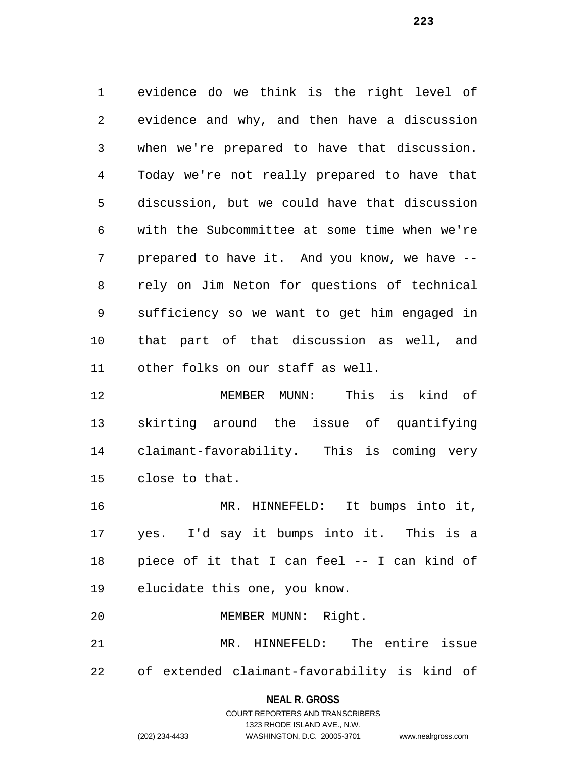evidence do we think is the right level of evidence and why, and then have a discussion when we're prepared to have that discussion. Today we're not really prepared to have that discussion, but we could have that discussion with the Subcommittee at some time when we're prepared to have it. And you know, we have -- rely on Jim Neton for questions of technical sufficiency so we want to get him engaged in that part of that discussion as well, and other folks on our staff as well.

MEMBER MUNN: This is kind of skirting around the issue of quantifying claimant-favorability. This is coming very close to that.

MR. HINNEFELD: It bumps into it, yes. I'd say it bumps into it. This is a piece of it that I can feel -- I can kind of elucidate this one, you know.

MEMBER MUNN: Right.

MR. HINNEFELD: The entire issue of extended claimant-favorability is kind of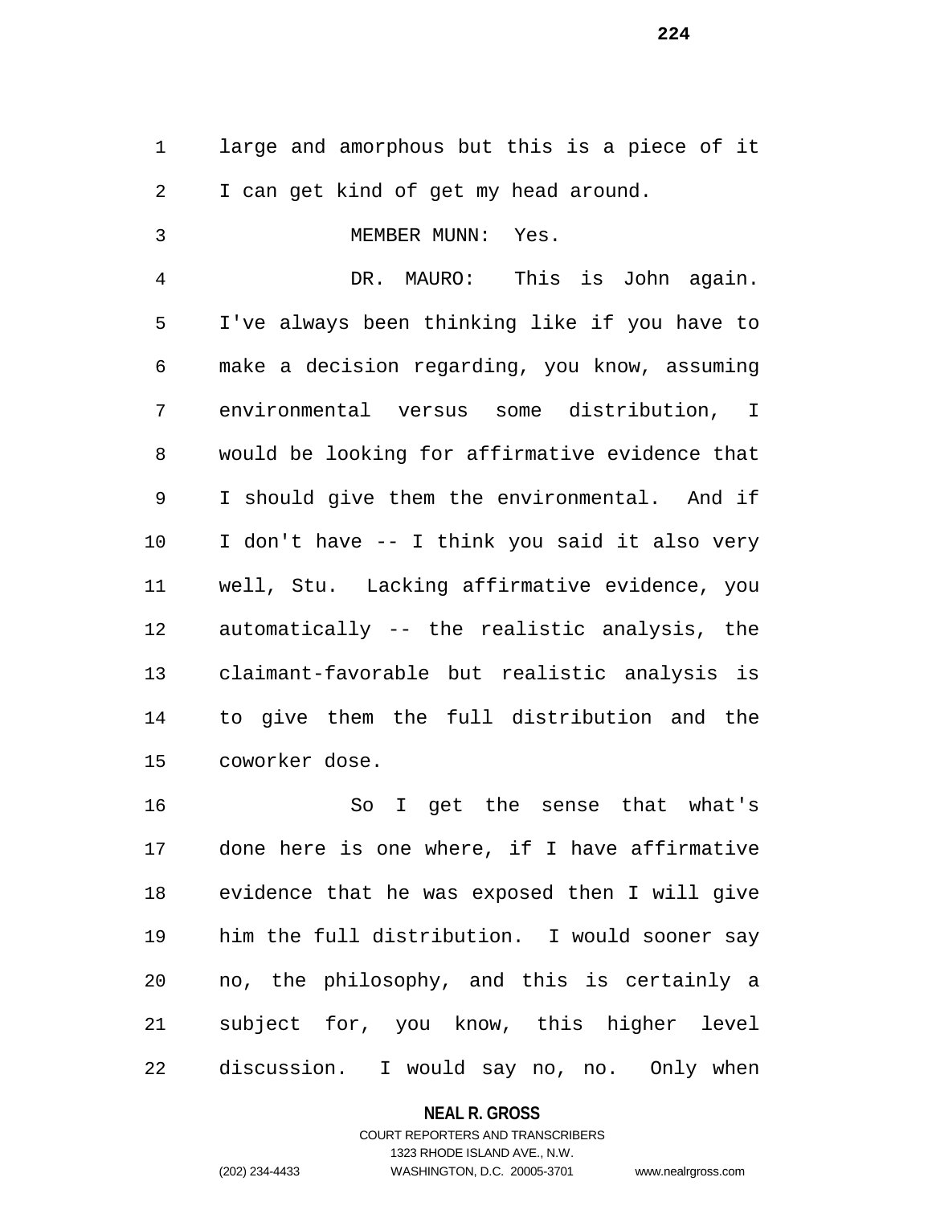large and amorphous but this is a piece of it I can get kind of get my head around.

MEMBER MUNN: Yes.

DR. MAURO: This is John again. I've always been thinking like if you have to make a decision regarding, you know, assuming environmental versus some distribution, I would be looking for affirmative evidence that I should give them the environmental. And if I don't have -- I think you said it also very well, Stu. Lacking affirmative evidence, you automatically -- the realistic analysis, the claimant-favorable but realistic analysis is to give them the full distribution and the coworker dose.

So I get the sense that what's done here is one where, if I have affirmative evidence that he was exposed then I will give him the full distribution. I would sooner say no, the philosophy, and this is certainly a subject for, you know, this higher level discussion. I would say no, no. Only when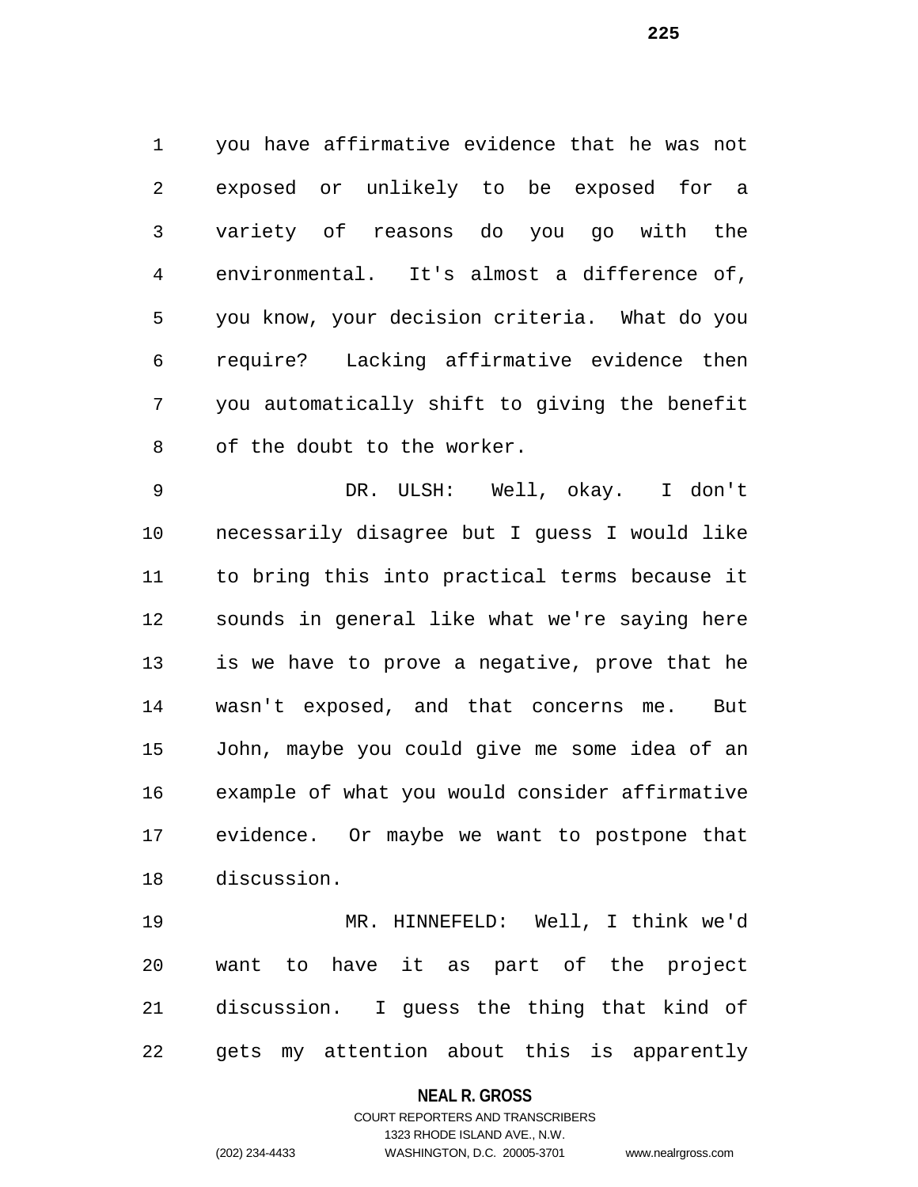you have affirmative evidence that he was not exposed or unlikely to be exposed for a variety of reasons do you go with the environmental. It's almost a difference of, you know, your decision criteria. What do you require? Lacking affirmative evidence then you automatically shift to giving the benefit of the doubt to the worker.

DR. ULSH: Well, okay. I don't necessarily disagree but I guess I would like to bring this into practical terms because it sounds in general like what we're saying here is we have to prove a negative, prove that he wasn't exposed, and that concerns me. But John, maybe you could give me some idea of an example of what you would consider affirmative evidence. Or maybe we want to postpone that discussion.

MR. HINNEFELD: Well, I think we'd want to have it as part of the project discussion. I guess the thing that kind of gets my attention about this is apparently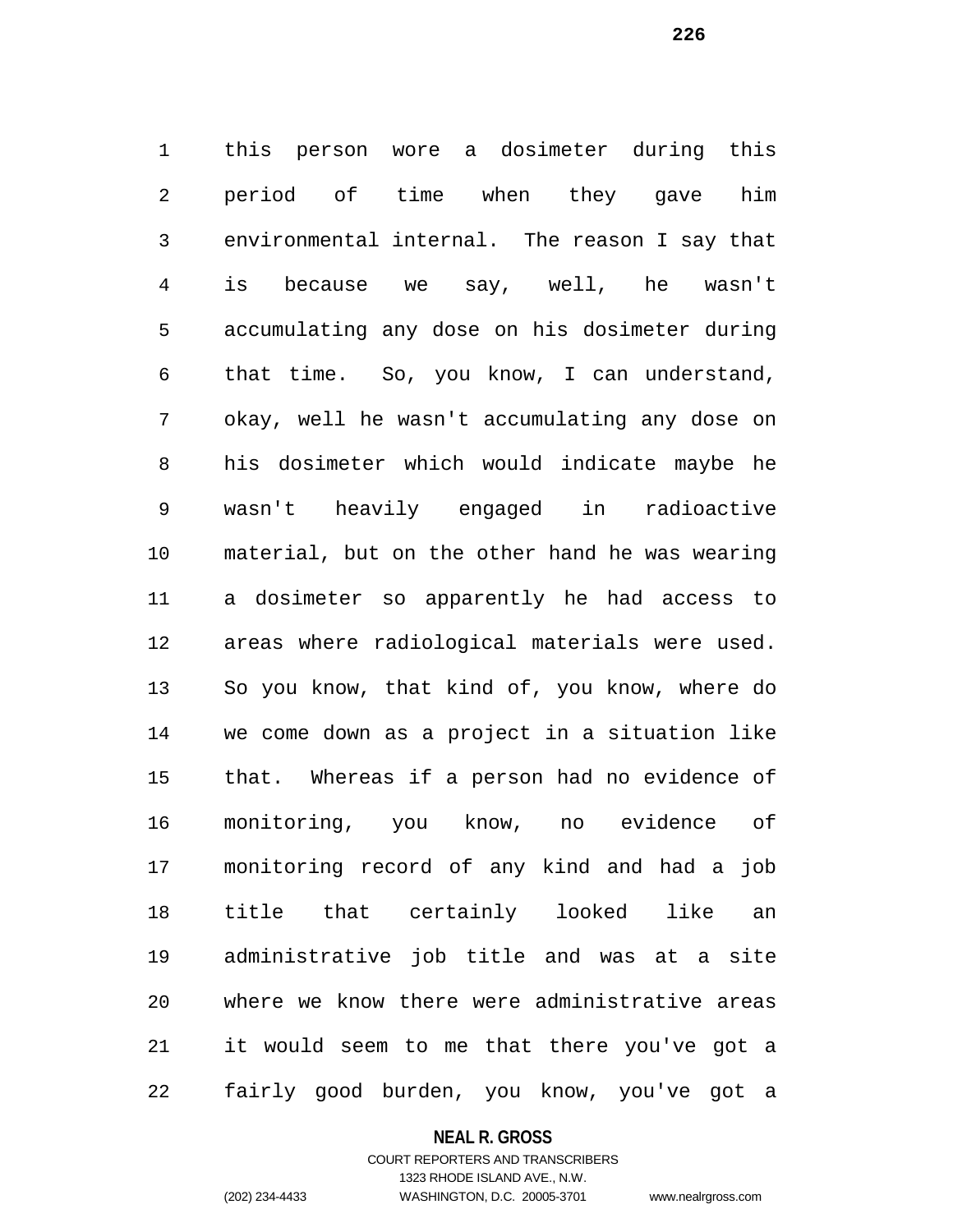this person wore a dosimeter during this period of time when they gave him environmental internal. The reason I say that is because we say, well, he wasn't accumulating any dose on his dosimeter during that time. So, you know, I can understand, okay, well he wasn't accumulating any dose on his dosimeter which would indicate maybe he wasn't heavily engaged in radioactive material, but on the other hand he was wearing a dosimeter so apparently he had access to areas where radiological materials were used. So you know, that kind of, you know, where do we come down as a project in a situation like that. Whereas if a person had no evidence of monitoring, you know, no evidence of monitoring record of any kind and had a job title that certainly looked like an administrative job title and was at a site where we know there were administrative areas it would seem to me that there you've got a fairly good burden, you know, you've got a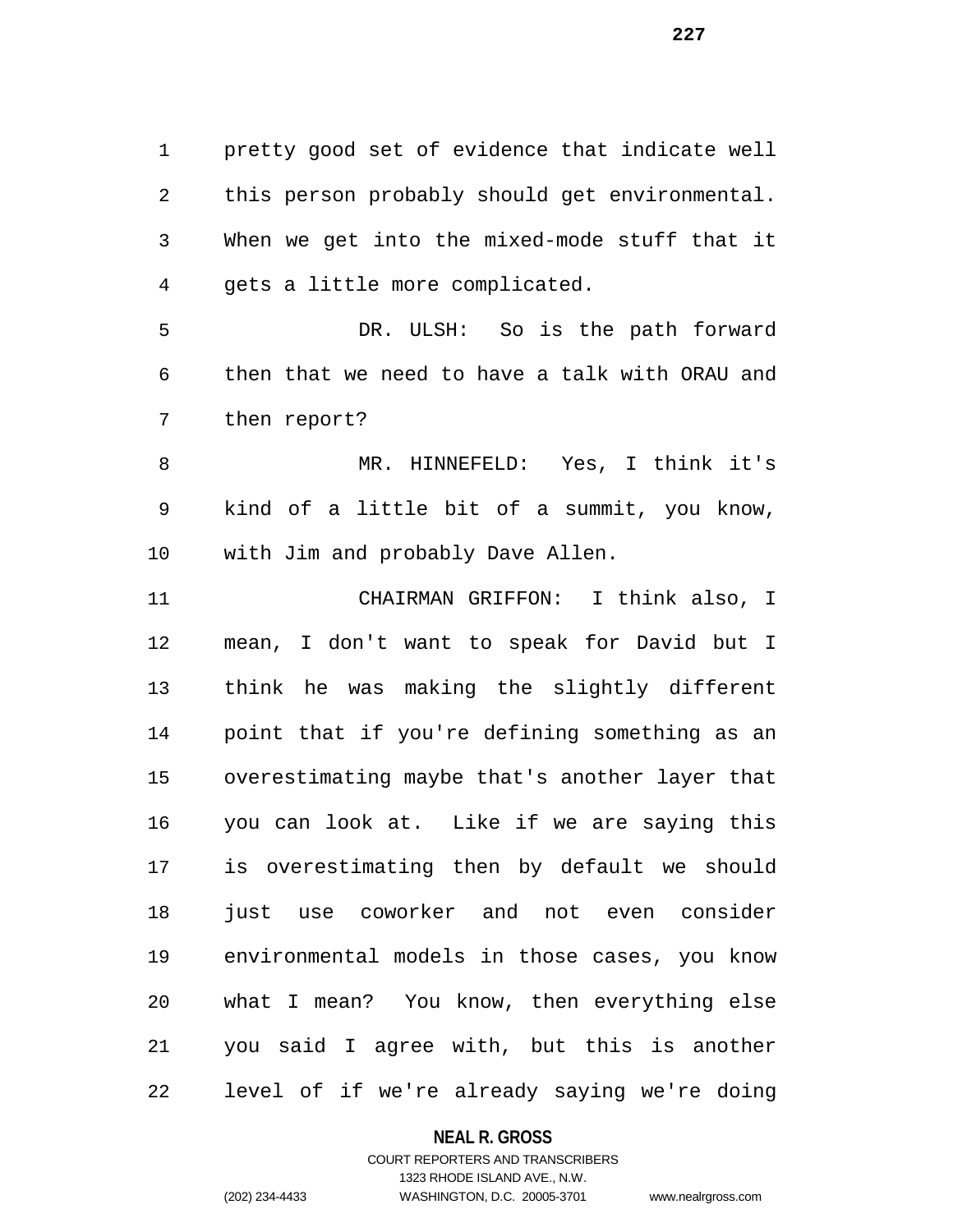pretty good set of evidence that indicate well this person probably should get environmental. When we get into the mixed-mode stuff that it gets a little more complicated.

DR. ULSH: So is the path forward then that we need to have a talk with ORAU and then report?

MR. HINNEFELD: Yes, I think it's kind of a little bit of a summit, you know, with Jim and probably Dave Allen.

CHAIRMAN GRIFFON: I think also, I mean, I don't want to speak for David but I think he was making the slightly different point that if you're defining something as an overestimating maybe that's another layer that you can look at. Like if we are saying this is overestimating then by default we should just use coworker and not even consider environmental models in those cases, you know what I mean? You know, then everything else you said I agree with, but this is another level of if we're already saying we're doing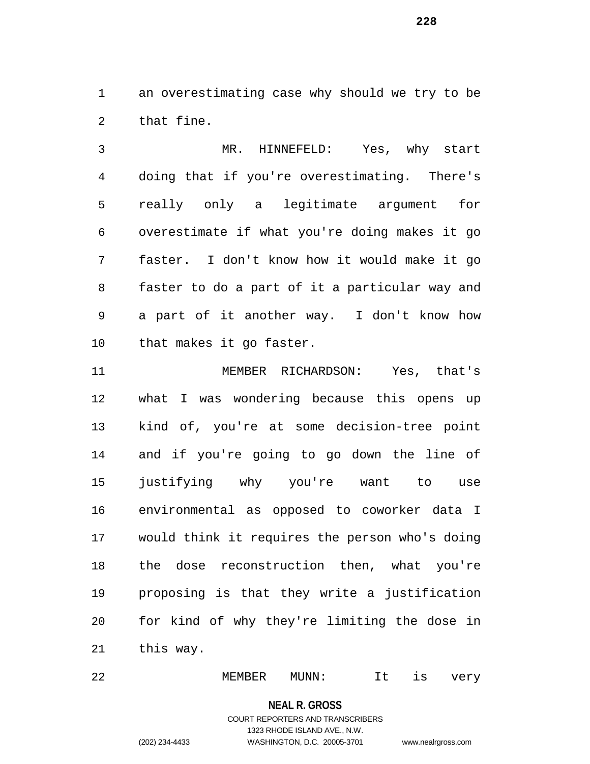an overestimating case why should we try to be that fine.

MR. HINNEFELD: Yes, why start doing that if you're overestimating. There's really only a legitimate argument for overestimate if what you're doing makes it go faster. I don't know how it would make it go faster to do a part of it a particular way and a part of it another way. I don't know how that makes it go faster.

MEMBER RICHARDSON: Yes, that's what I was wondering because this opens up kind of, you're at some decision-tree point and if you're going to go down the line of justifying why you're want to use environmental as opposed to coworker data I would think it requires the person who's doing the dose reconstruction then, what you're proposing is that they write a justification for kind of why they're limiting the dose in this way.

MEMBER MUNN: It is very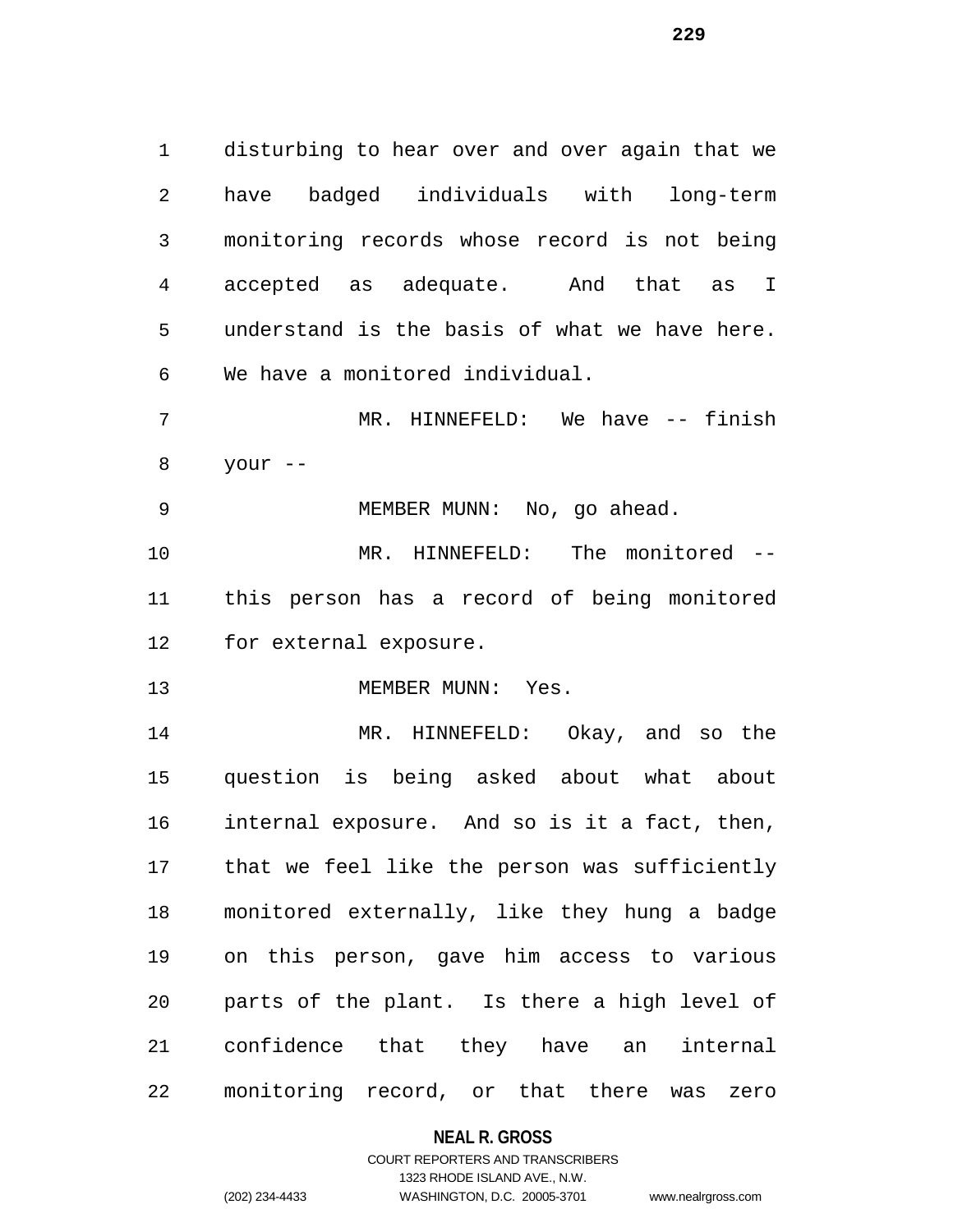disturbing to hear over and over again that we have badged individuals with long-term monitoring records whose record is not being accepted as adequate. And that as I understand is the basis of what we have here. We have a monitored individual.

MR. HINNEFELD: We have -- finish your --

MEMBER MUNN: No, go ahead.

MR. HINNEFELD: The monitored -- this person has a record of being monitored for external exposure.

MEMBER MUNN: Yes.

MR. HINNEFELD: Okay, and so the question is being asked about what about internal exposure. And so is it a fact, then, that we feel like the person was sufficiently monitored externally, like they hung a badge on this person, gave him access to various parts of the plant. Is there a high level of confidence that they have an internal monitoring record, or that there was zero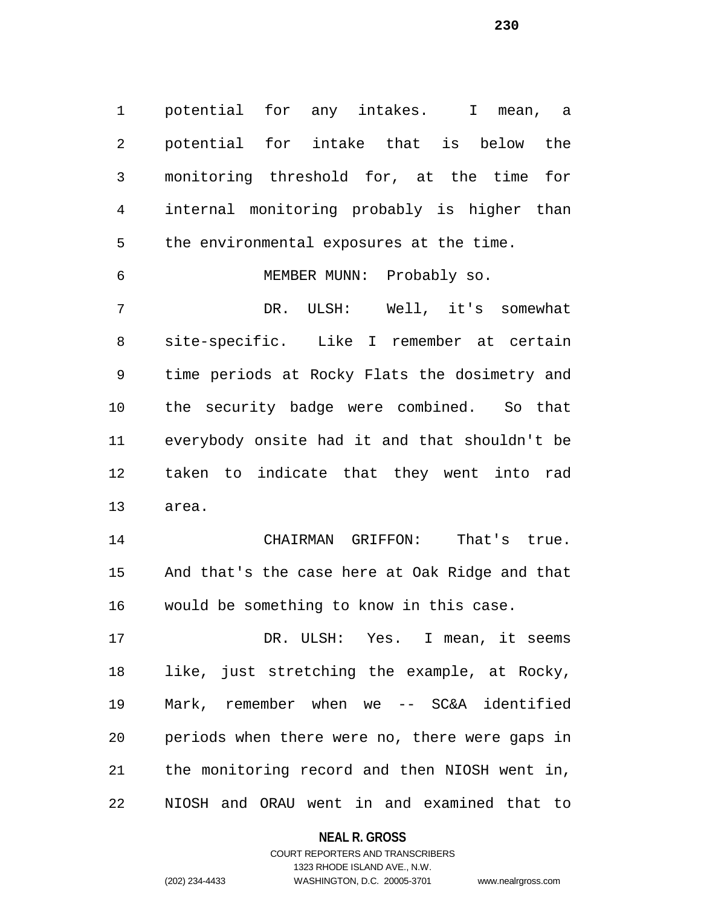potential for any intakes. I mean, a potential for intake that is below the monitoring threshold for, at the time for internal monitoring probably is higher than the environmental exposures at the time.

MEMBER MUNN: Probably so.

DR. ULSH: Well, it's somewhat site-specific. Like I remember at certain time periods at Rocky Flats the dosimetry and the security badge were combined. So that everybody onsite had it and that shouldn't be taken to indicate that they went into rad area.

CHAIRMAN GRIFFON: That's true. And that's the case here at Oak Ridge and that would be something to know in this case.

DR. ULSH: Yes. I mean, it seems like, just stretching the example, at Rocky, Mark, remember when we -- SC&A identified periods when there were no, there were gaps in the monitoring record and then NIOSH went in, NIOSH and ORAU went in and examined that to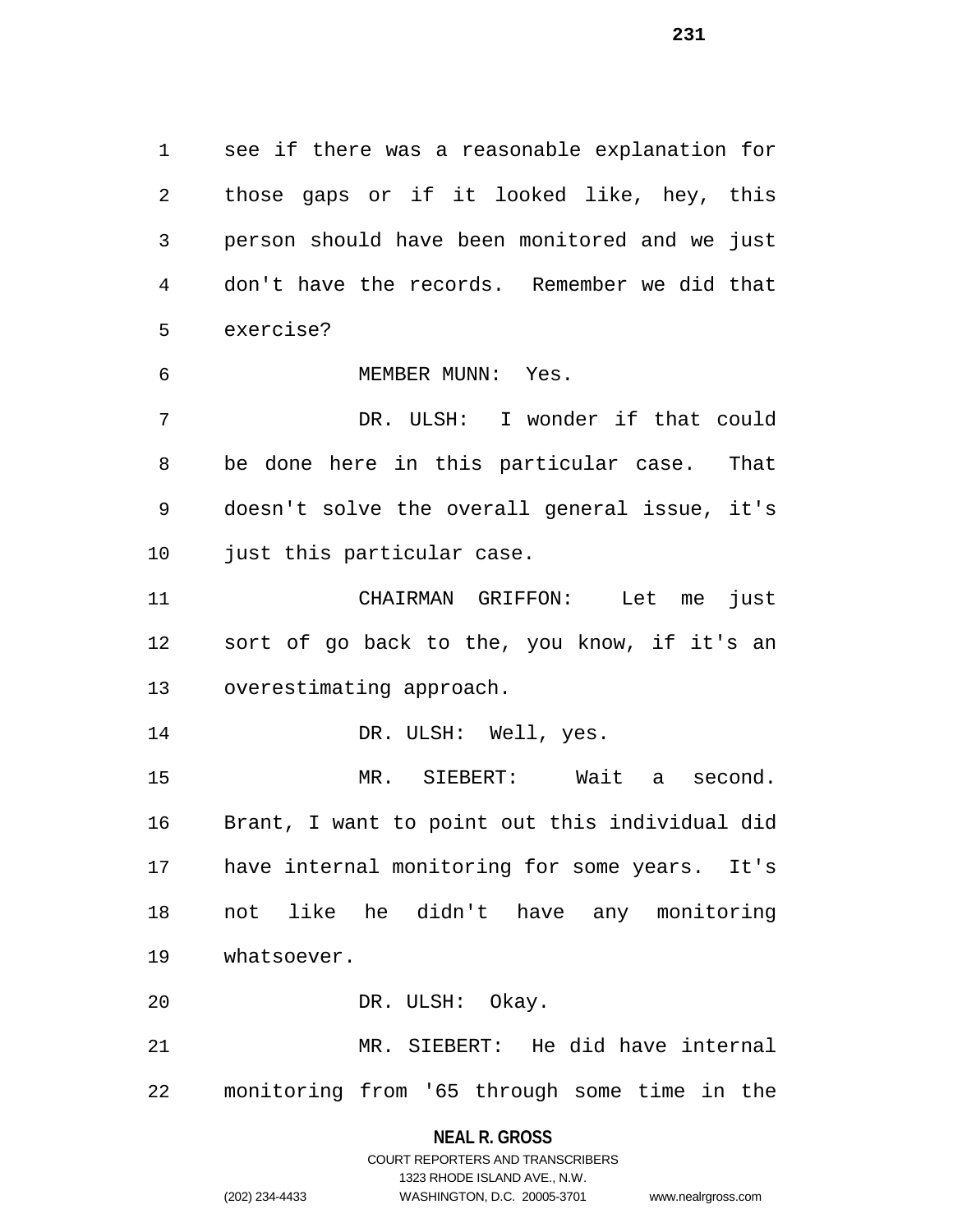see if there was a reasonable explanation for those gaps or if it looked like, hey, this person should have been monitored and we just don't have the records. Remember we did that exercise?

MEMBER MUNN: Yes.

DR. ULSH: I wonder if that could be done here in this particular case. That doesn't solve the overall general issue, it's just this particular case.

CHAIRMAN GRIFFON: Let me just sort of go back to the, you know, if it's an overestimating approach.

DR. ULSH: Well, yes.

MR. SIEBERT: Wait a second. Brant, I want to point out this individual did have internal monitoring for some years. It's not like he didn't have any monitoring whatsoever.

DR. ULSH: Okay.

MR. SIEBERT: He did have internal monitoring from '65 through some time in the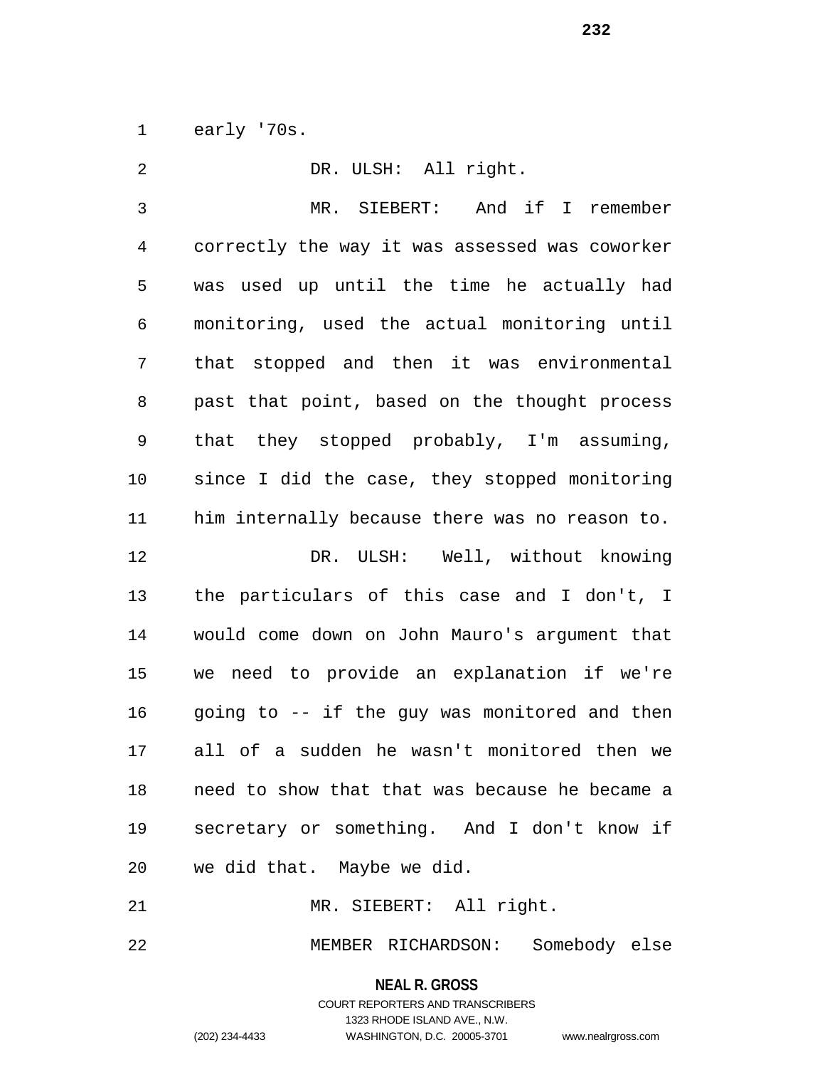early '70s.

DR. ULSH: All right.

MR. SIEBERT: And if I remember correctly the way it was assessed was coworker was used up until the time he actually had monitoring, used the actual monitoring until that stopped and then it was environmental past that point, based on the thought process that they stopped probably, I'm assuming, since I did the case, they stopped monitoring him internally because there was no reason to.

DR. ULSH: Well, without knowing the particulars of this case and I don't, I would come down on John Mauro's argument that we need to provide an explanation if we're going to -- if the guy was monitored and then all of a sudden he wasn't monitored then we need to show that that was because he became a secretary or something. And I don't know if we did that. Maybe we did.

MR. SIEBERT: All right.

MEMBER RICHARDSON: Somebody else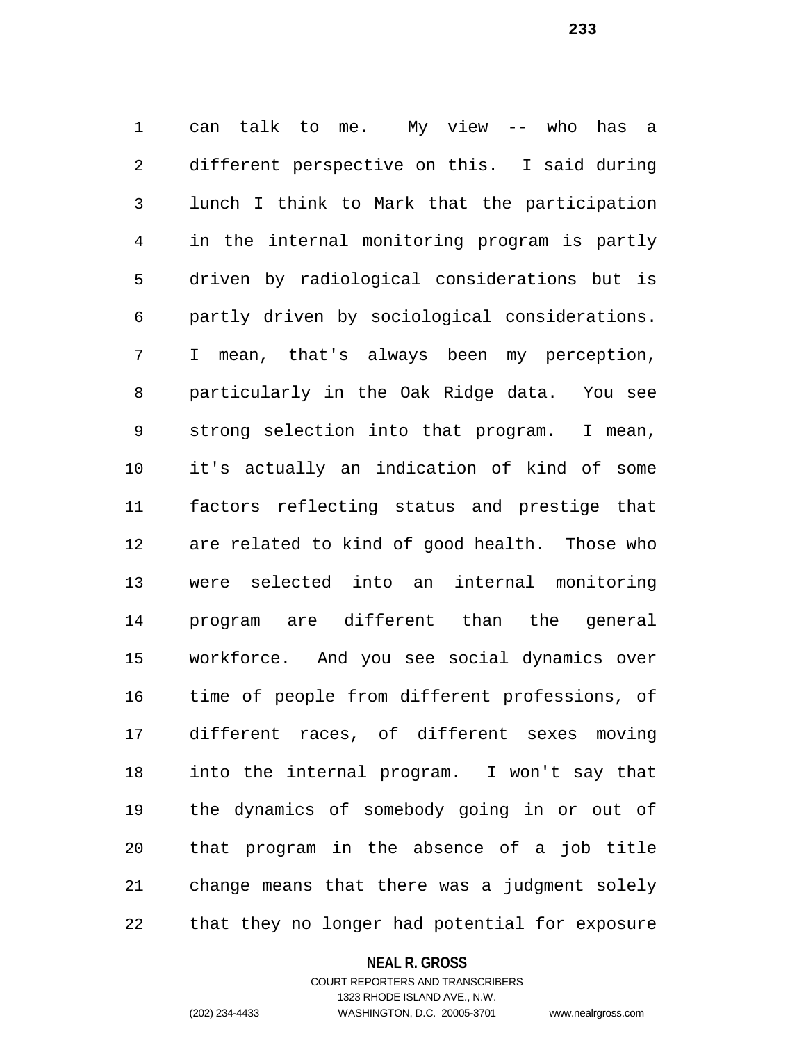can talk to me. My view -- who has a different perspective on this. I said during lunch I think to Mark that the participation in the internal monitoring program is partly driven by radiological considerations but is partly driven by sociological considerations. I mean, that's always been my perception, particularly in the Oak Ridge data. You see strong selection into that program. I mean, it's actually an indication of kind of some factors reflecting status and prestige that are related to kind of good health. Those who were selected into an internal monitoring program are different than the general workforce. And you see social dynamics over time of people from different professions, of different races, of different sexes moving into the internal program. I won't say that the dynamics of somebody going in or out of that program in the absence of a job title change means that there was a judgment solely that they no longer had potential for exposure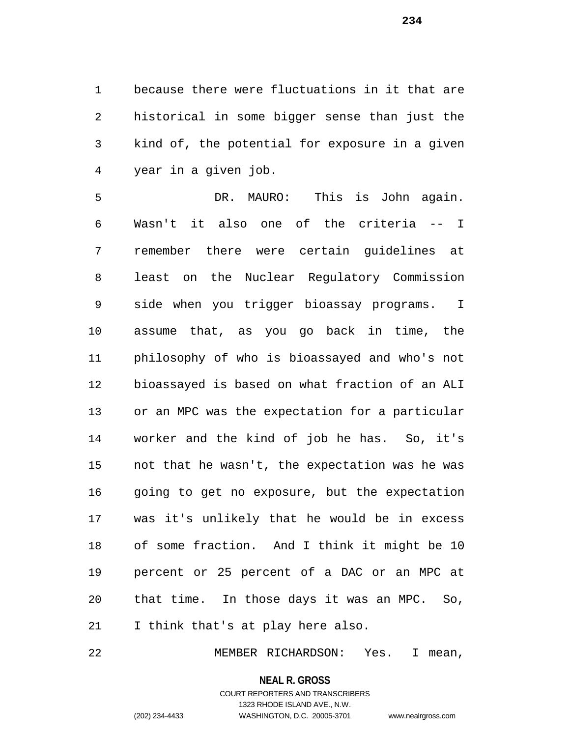because there were fluctuations in it that are historical in some bigger sense than just the kind of, the potential for exposure in a given year in a given job.

DR. MAURO: This is John again. Wasn't it also one of the criteria -- I remember there were certain guidelines at least on the Nuclear Regulatory Commission side when you trigger bioassay programs. I assume that, as you go back in time, the philosophy of who is bioassayed and who's not bioassayed is based on what fraction of an ALI or an MPC was the expectation for a particular worker and the kind of job he has. So, it's not that he wasn't, the expectation was he was going to get no exposure, but the expectation was it's unlikely that he would be in excess of some fraction. And I think it might be 10 percent or 25 percent of a DAC or an MPC at that time. In those days it was an MPC. So, I think that's at play here also.

MEMBER RICHARDSON: Yes. I mean,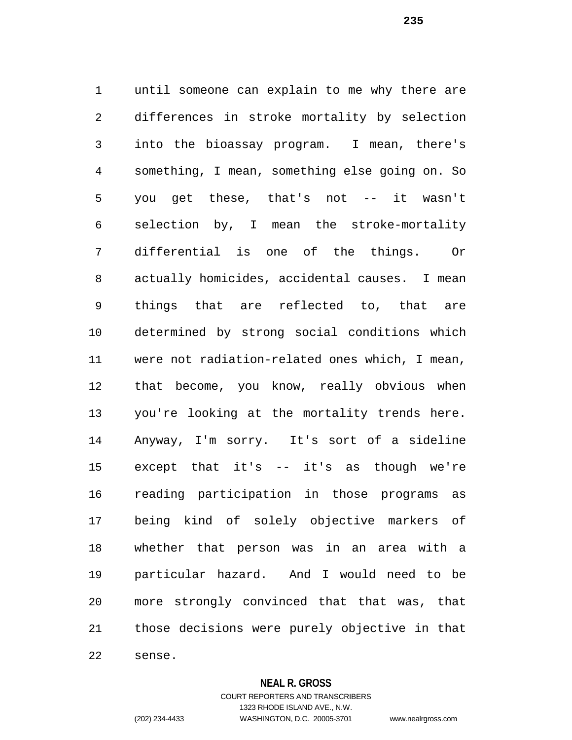until someone can explain to me why there are differences in stroke mortality by selection into the bioassay program. I mean, there's something, I mean, something else going on. So you get these, that's not -- it wasn't selection by, I mean the stroke-mortality differential is one of the things. Or actually homicides, accidental causes. I mean things that are reflected to, that are determined by strong social conditions which were not radiation-related ones which, I mean, that become, you know, really obvious when you're looking at the mortality trends here. Anyway, I'm sorry. It's sort of a sideline except that it's -- it's as though we're reading participation in those programs as being kind of solely objective markers of whether that person was in an area with a particular hazard. And I would need to be more strongly convinced that that was, that those decisions were purely objective in that sense.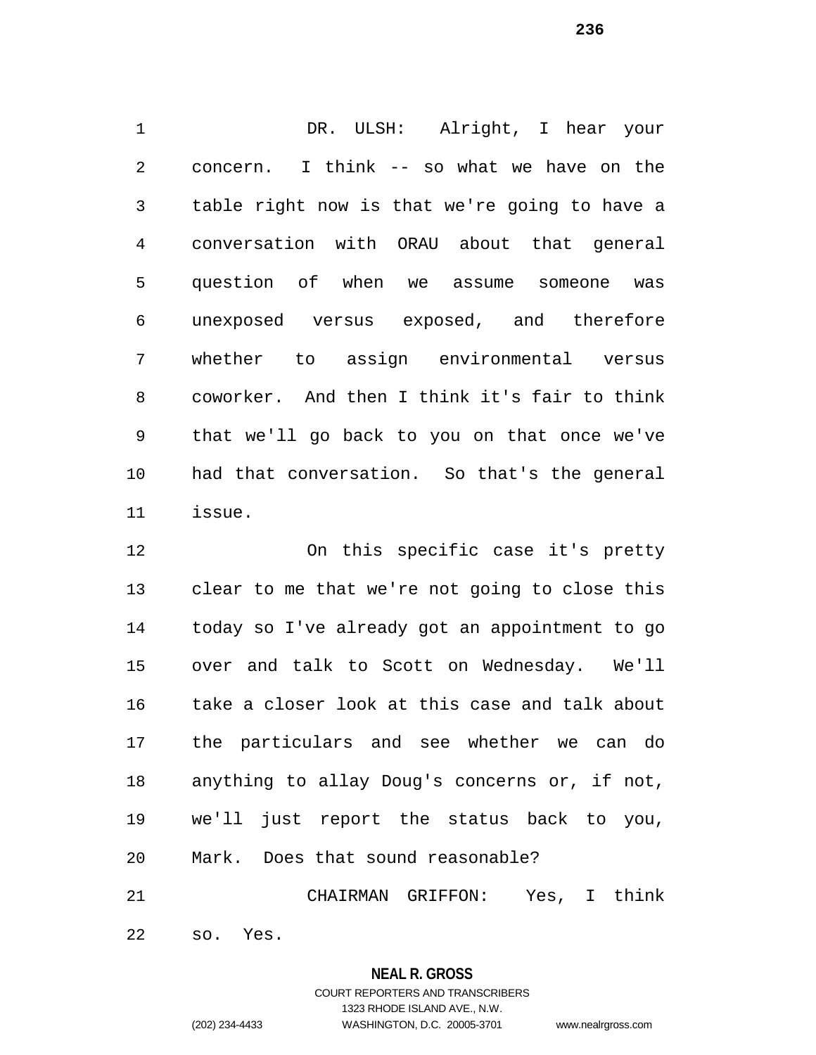DR. ULSH: Alright, I hear your concern. I think -- so what we have on the table right now is that we're going to have a conversation with ORAU about that general question of when we assume someone was unexposed versus exposed, and therefore whether to assign environmental versus coworker. And then I think it's fair to think that we'll go back to you on that once we've had that conversation. So that's the general issue.

On this specific case it's pretty clear to me that we're not going to close this today so I've already got an appointment to go over and talk to Scott on Wednesday. We'll take a closer look at this case and talk about the particulars and see whether we can do anything to allay Doug's concerns or, if not, we'll just report the status back to you, Mark. Does that sound reasonable?

CHAIRMAN GRIFFON: Yes, I think so. Yes.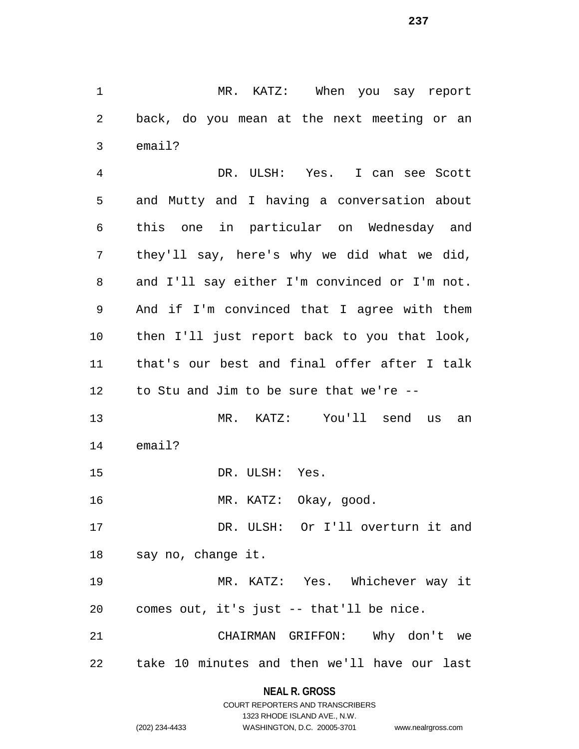MR. KATZ: When you say report back, do you mean at the next meeting or an email?

DR. ULSH: Yes. I can see Scott and Mutty and I having a conversation about this one in particular on Wednesday and they'll say, here's why we did what we did, and I'll say either I'm convinced or I'm not. And if I'm convinced that I agree with them then I'll just report back to you that look, that's our best and final offer after I talk to Stu and Jim to be sure that we're --

MR. KATZ: You'll send us an email?

DR. ULSH: Yes.

MR. KATZ: Okay, good.

DR. ULSH: Or I'll overturn it and say no, change it.

MR. KATZ: Yes. Whichever way it comes out, it's just -- that'll be nice.

CHAIRMAN GRIFFON: Why don't we take 10 minutes and then we'll have our last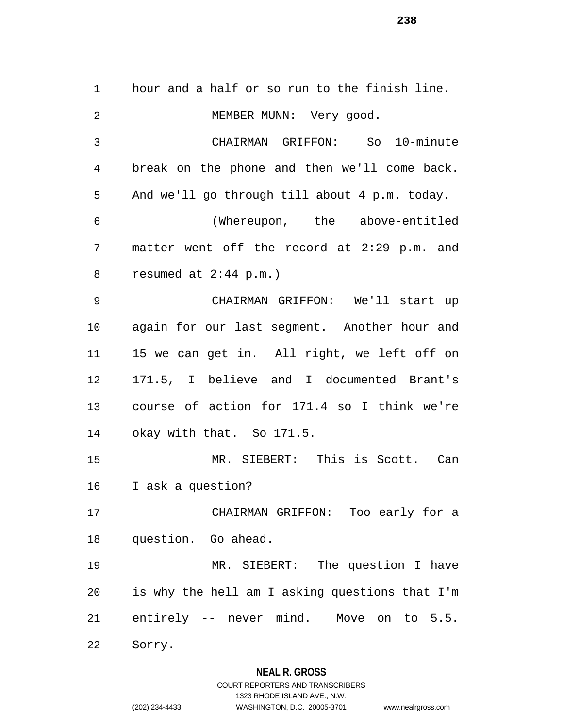hour and a half or so run to the finish line.

MEMBER MUNN: Very good.

CHAIRMAN GRIFFON: So 10-minute break on the phone and then we'll come back. And we'll go through till about 4 p.m. today.

(Whereupon, the above-entitled matter went off the record at 2:29 p.m. and resumed at 2:44 p.m.)

CHAIRMAN GRIFFON: We'll start up again for our last segment. Another hour and 15 we can get in. All right, we left off on 171.5, I believe and I documented Brant's course of action for 171.4 so I think we're okay with that. So 171.5.

MR. SIEBERT: This is Scott. Can I ask a question?

CHAIRMAN GRIFFON: Too early for a question. Go ahead.

MR. SIEBERT: The question I have is why the hell am I asking questions that I'm entirely -- never mind. Move on to 5.5. Sorry.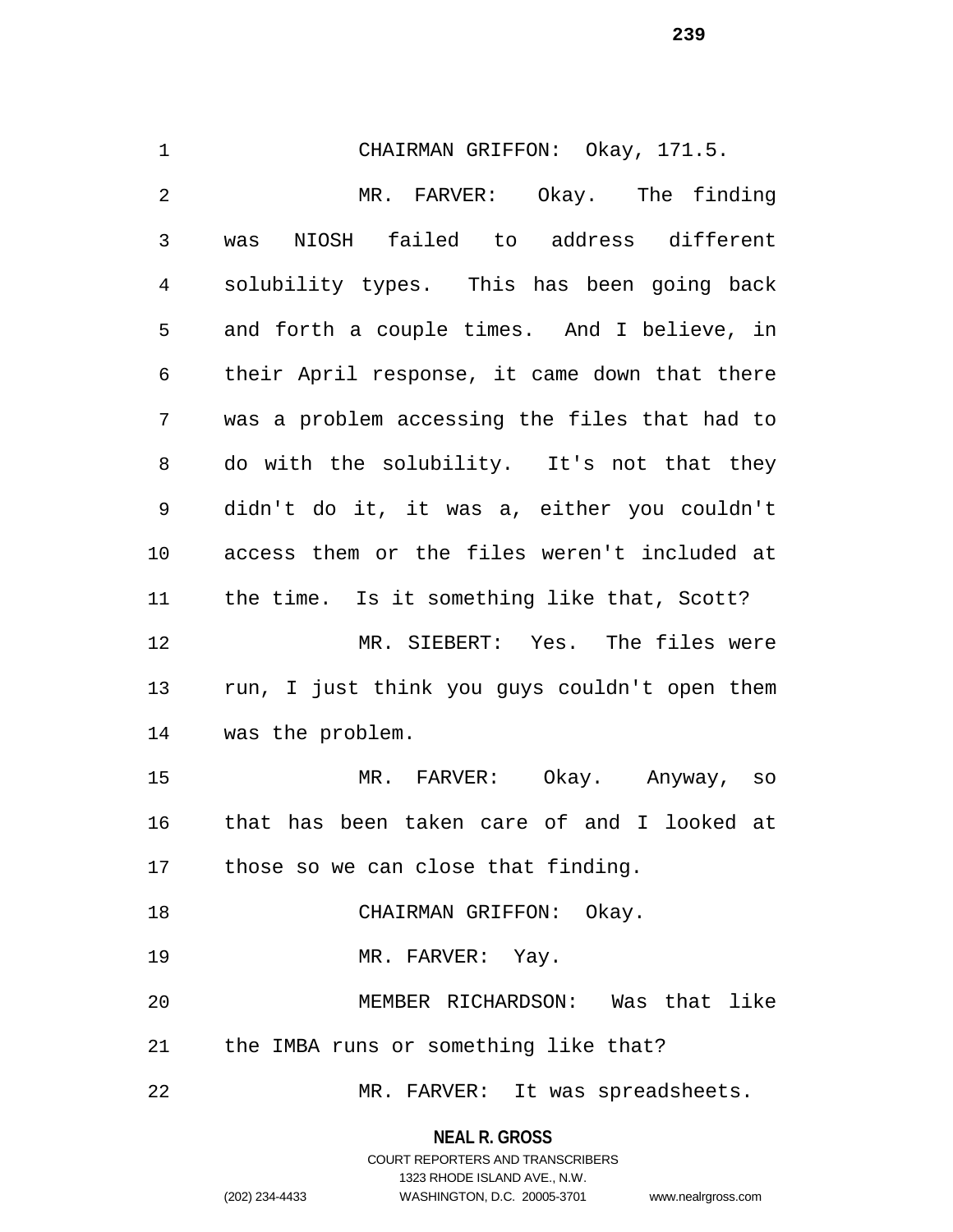CHAIRMAN GRIFFON: Okay, 171.5.

MR. FARVER: Okay. The finding was NIOSH failed to address different solubility types. This has been going back and forth a couple times. And I believe, in their April response, it came down that there was a problem accessing the files that had to do with the solubility. It's not that they didn't do it, it was a, either you couldn't access them or the files weren't included at the time. Is it something like that, Scott?

MR. SIEBERT: Yes. The files were run, I just think you guys couldn't open them was the problem.

MR. FARVER: Okay. Anyway, so that has been taken care of and I looked at those so we can close that finding.

CHAIRMAN GRIFFON: Okay.

MR. FARVER: Yay.

MEMBER RICHARDSON: Was that like the IMBA runs or something like that?

MR. FARVER: It was spreadsheets.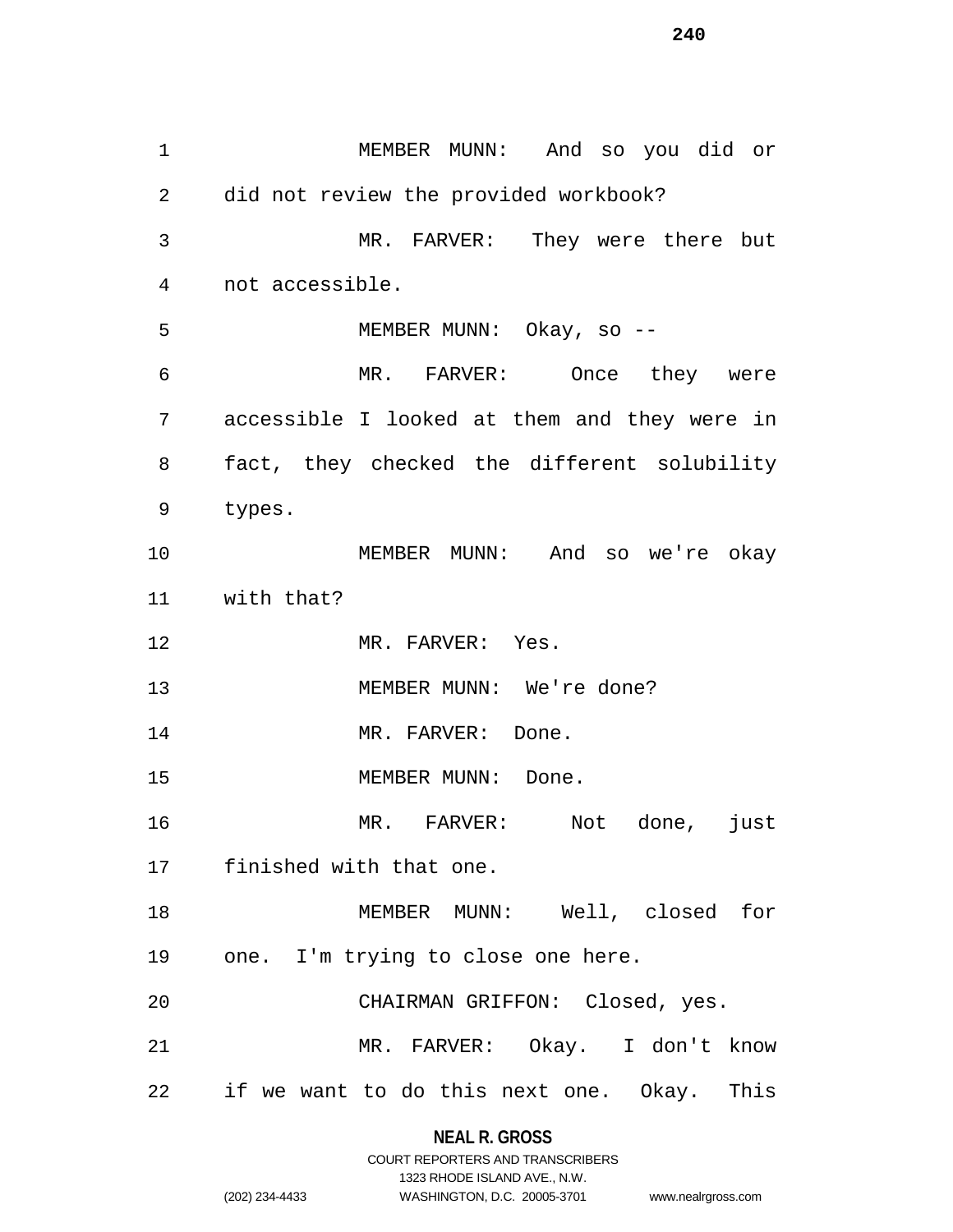MEMBER MUNN: And so you did or did not review the provided workbook?

MR. FARVER: They were there but not accessible.

MEMBER MUNN: Okay, so --

MR. FARVER: Once they were accessible I looked at them and they were in fact, they checked the different solubility types.

MEMBER MUNN: And so we're okay with that?

MR. FARVER: Yes.

MEMBER MUNN: We're done?

MR. FARVER: Done.

MEMBER MUNN: Done.

MR. FARVER: Not done, just finished with that one.

MEMBER MUNN: Well, closed for one. I'm trying to close one here.

CHAIRMAN GRIFFON: Closed, yes.

MR. FARVER: Okay. I don't know if we want to do this next one. Okay. This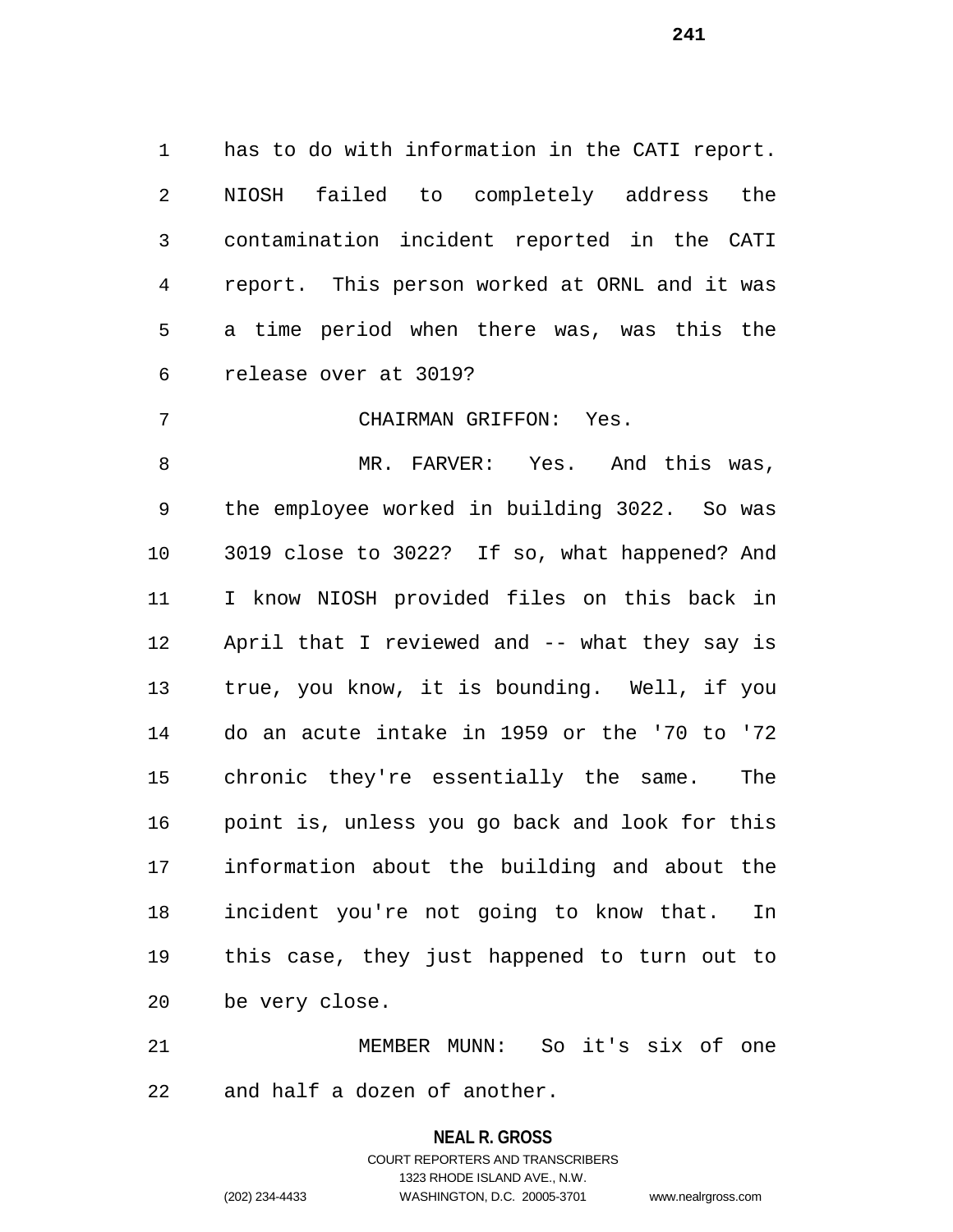has to do with information in the CATI report. NIOSH failed to completely address the contamination incident reported in the CATI report. This person worked at ORNL and it was a time period when there was, was this the release over at 3019?

CHAIRMAN GRIFFON: Yes.

MR. FARVER: Yes. And this was, the employee worked in building 3022. So was 3019 close to 3022? If so, what happened? And I know NIOSH provided files on this back in April that I reviewed and -- what they say is true, you know, it is bounding. Well, if you do an acute intake in 1959 or the '70 to '72 chronic they're essentially the same. The point is, unless you go back and look for this information about the building and about the incident you're not going to know that. In this case, they just happened to turn out to be very close.

MEMBER MUNN: So it's six of one and half a dozen of another.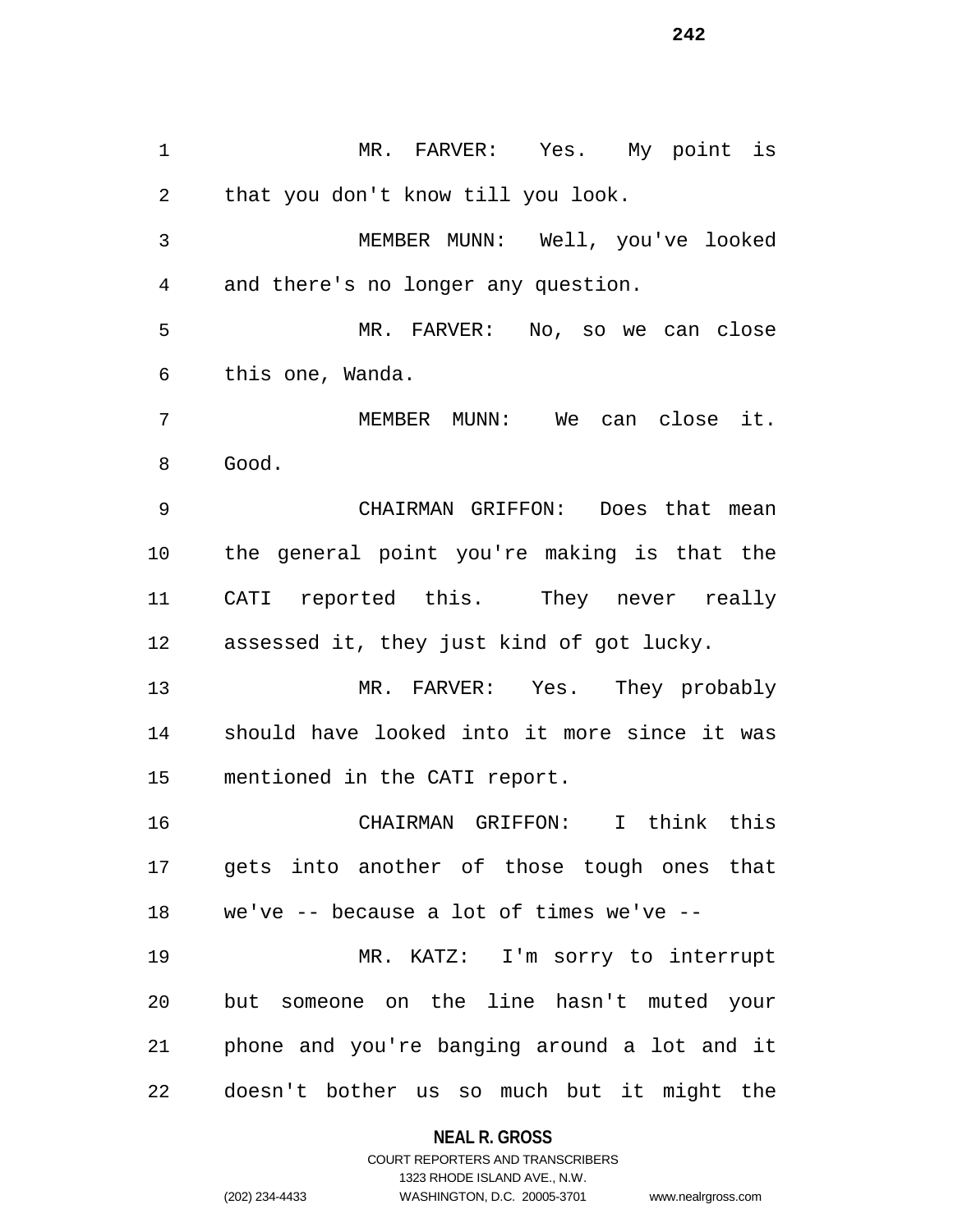MR. FARVER: Yes. My point is that you don't know till you look.

MEMBER MUNN: Well, you've looked and there's no longer any question.

MR. FARVER: No, so we can close this one, Wanda.

MEMBER MUNN: We can close it. Good.

CHAIRMAN GRIFFON: Does that mean the general point you're making is that the CATI reported this. They never really assessed it, they just kind of got lucky.

MR. FARVER: Yes. They probably should have looked into it more since it was mentioned in the CATI report.

CHAIRMAN GRIFFON: I think this gets into another of those tough ones that we've -- because a lot of times we've --

MR. KATZ: I'm sorry to interrupt but someone on the line hasn't muted your phone and you're banging around a lot and it doesn't bother us so much but it might the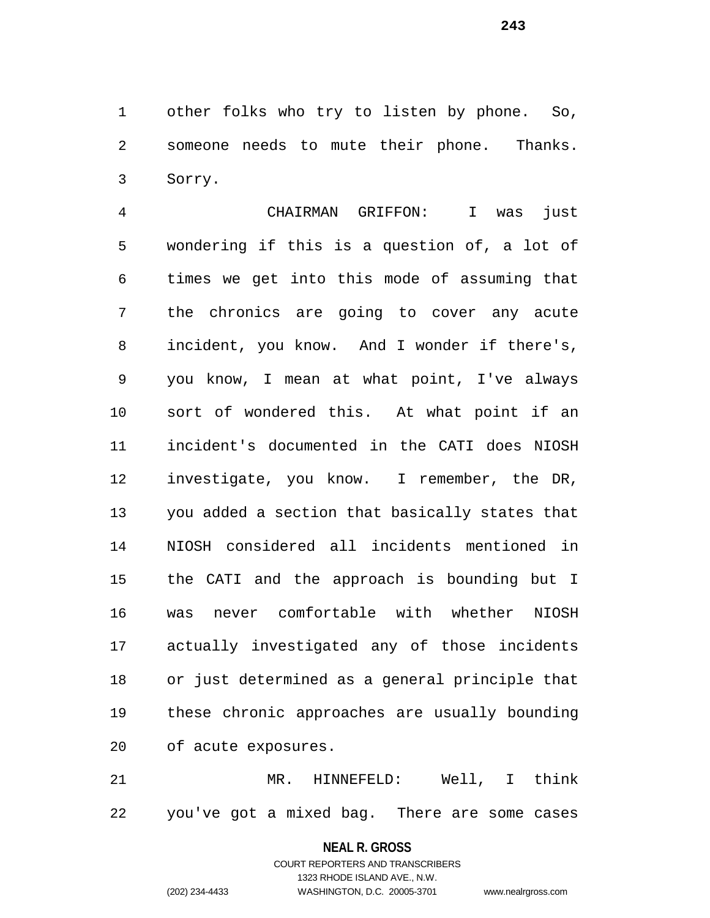other folks who try to listen by phone. So, someone needs to mute their phone. Thanks. Sorry.

CHAIRMAN GRIFFON: I was just wondering if this is a question of, a lot of times we get into this mode of assuming that the chronics are going to cover any acute incident, you know. And I wonder if there's, you know, I mean at what point, I've always sort of wondered this. At what point if an incident's documented in the CATI does NIOSH investigate, you know. I remember, the DR, you added a section that basically states that NIOSH considered all incidents mentioned in the CATI and the approach is bounding but I was never comfortable with whether NIOSH actually investigated any of those incidents or just determined as a general principle that these chronic approaches are usually bounding of acute exposures.

MR. HINNEFELD: Well, I think you've got a mixed bag. There are some cases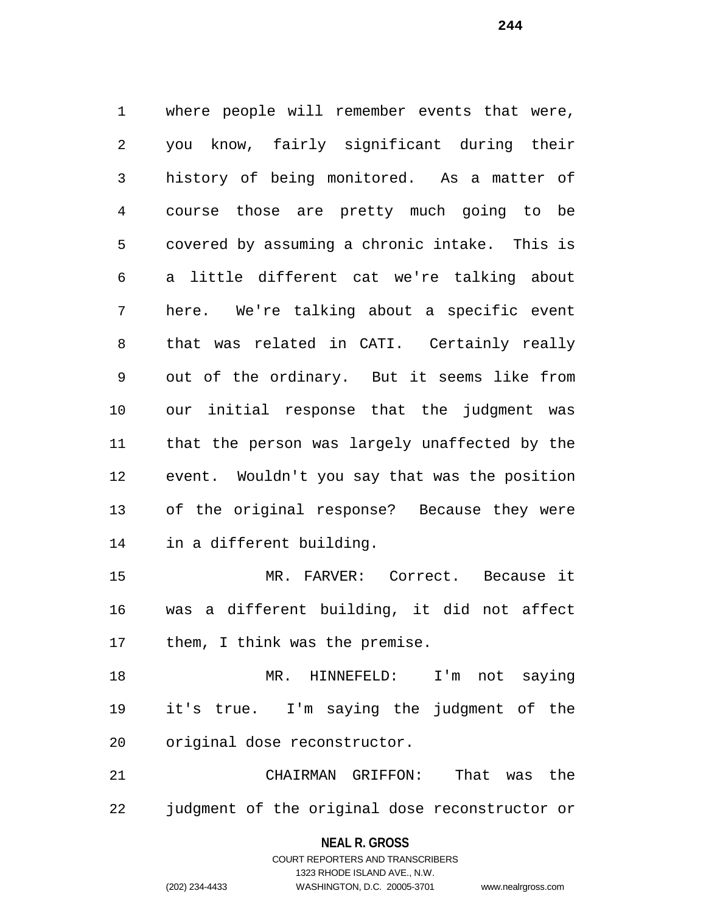where people will remember events that were, you know, fairly significant during their history of being monitored. As a matter of course those are pretty much going to be covered by assuming a chronic intake. This is a little different cat we're talking about here. We're talking about a specific event that was related in CATI. Certainly really out of the ordinary. But it seems like from our initial response that the judgment was that the person was largely unaffected by the event. Wouldn't you say that was the position of the original response? Because they were in a different building.

MR. FARVER: Correct. Because it was a different building, it did not affect them, I think was the premise.

MR. HINNEFELD: I'm not saying it's true. I'm saying the judgment of the original dose reconstructor.

CHAIRMAN GRIFFON: That was the judgment of the original dose reconstructor or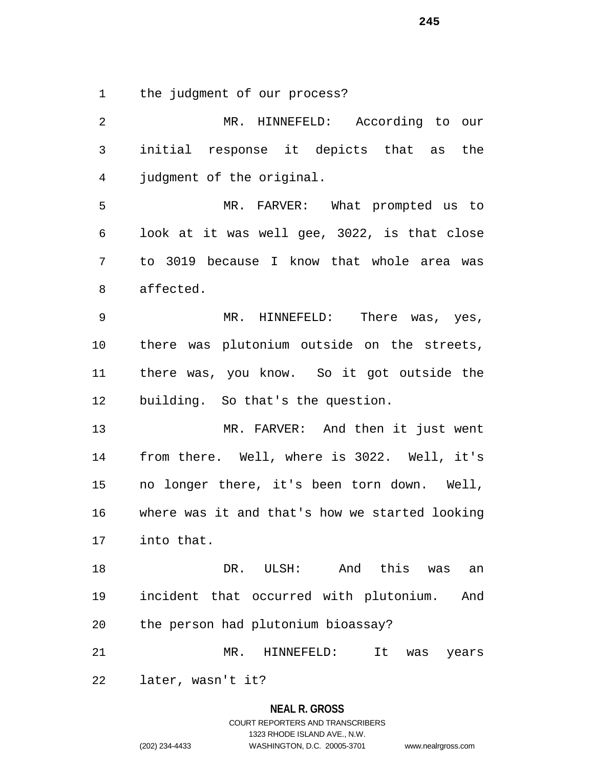the judgment of our process?

MR. HINNEFELD: According to our initial response it depicts that as the judgment of the original.

MR. FARVER: What prompted us to look at it was well gee, 3022, is that close to 3019 because I know that whole area was affected.

MR. HINNEFELD: There was, yes, there was plutonium outside on the streets, there was, you know. So it got outside the building. So that's the question.

MR. FARVER: And then it just went from there. Well, where is 3022. Well, it's no longer there, it's been torn down. Well, where was it and that's how we started looking into that.

DR. ULSH: And this was an incident that occurred with plutonium. And the person had plutonium bioassay?

MR. HINNEFELD: It was years later, wasn't it?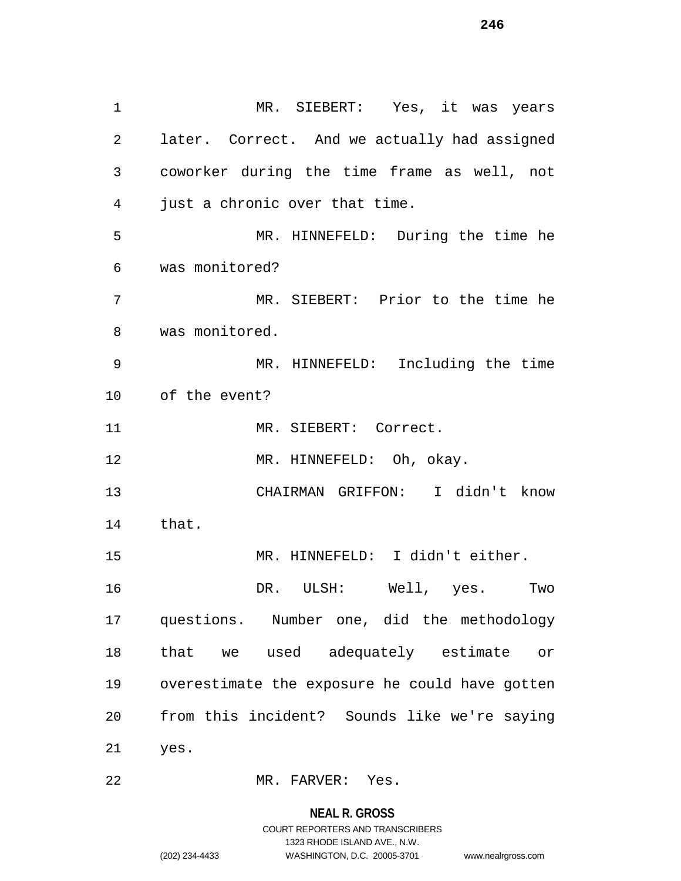MR. SIEBERT: Yes, it was years later. Correct. And we actually had assigned coworker during the time frame as well, not just a chronic over that time.

MR. HINNEFELD: During the time he was monitored?

MR. SIEBERT: Prior to the time he was monitored.

MR. HINNEFELD: Including the time of the event?

MR. SIEBERT: Correct.

MR. HINNEFELD: Oh, okay.

CHAIRMAN GRIFFON: I didn't know that.

MR. HINNEFELD: I didn't either.

DR. ULSH: Well, yes. Two questions. Number one, did the methodology that we used adequately estimate or overestimate the exposure he could have gotten from this incident? Sounds like we're saying yes.

MR. FARVER: Yes.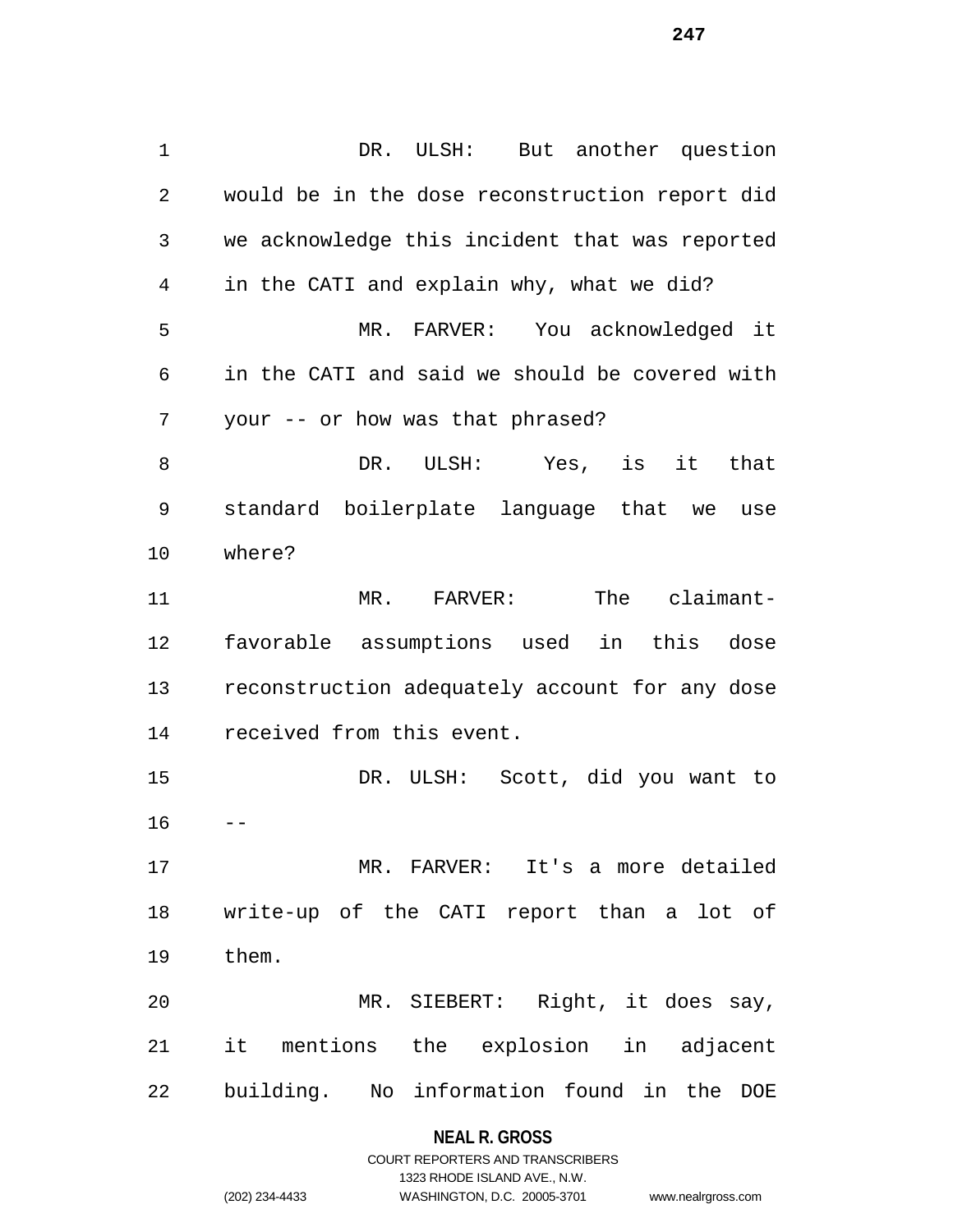DR. ULSH: But another question would be in the dose reconstruction report did we acknowledge this incident that was reported in the CATI and explain why, what we did?

MR. FARVER: You acknowledged it in the CATI and said we should be covered with your -- or how was that phrased?

DR. ULSH: Yes, is it that standard boilerplate language that we use where?

MR. FARVER: The claimant-favorable assumptions used in this dose reconstruction adequately account for any dose received from this event.

DR. ULSH: Scott, did you want to --

MR. FARVER: It's a more detailed write-up of the CATI report than a lot of them.

MR. SIEBERT: Right, it does say, it mentions the explosion in adjacent building. No information found in the DOE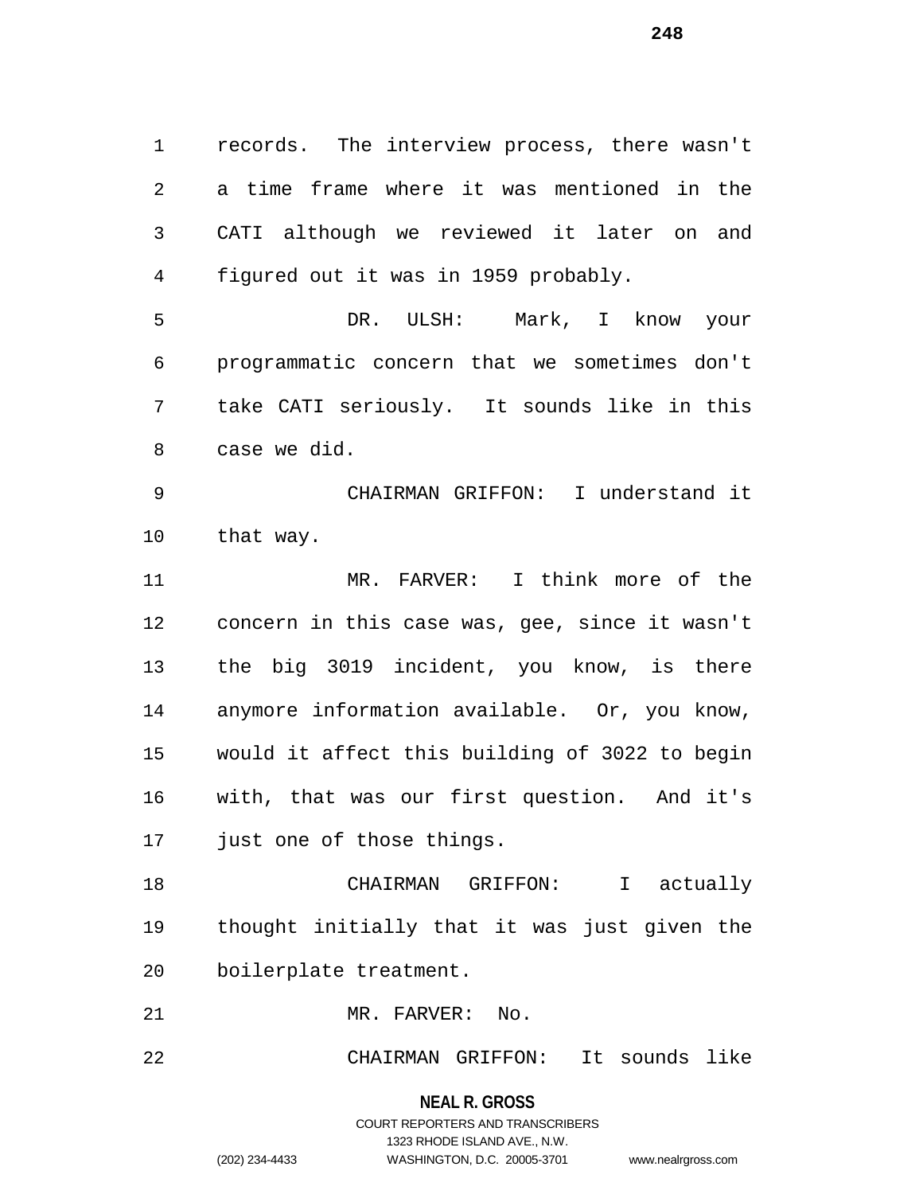records. The interview process, there wasn't a time frame where it was mentioned in the CATI although we reviewed it later on and figured out it was in 1959 probably.

DR. ULSH: Mark, I know your programmatic concern that we sometimes don't take CATI seriously. It sounds like in this case we did.

CHAIRMAN GRIFFON: I understand it that way.

MR. FARVER: I think more of the concern in this case was, gee, since it wasn't the big 3019 incident, you know, is there anymore information available. Or, you know, would it affect this building of 3022 to begin with, that was our first question. And it's just one of those things.

CHAIRMAN GRIFFON: I actually thought initially that it was just given the boilerplate treatment.

MR. FARVER: No.

CHAIRMAN GRIFFON: It sounds like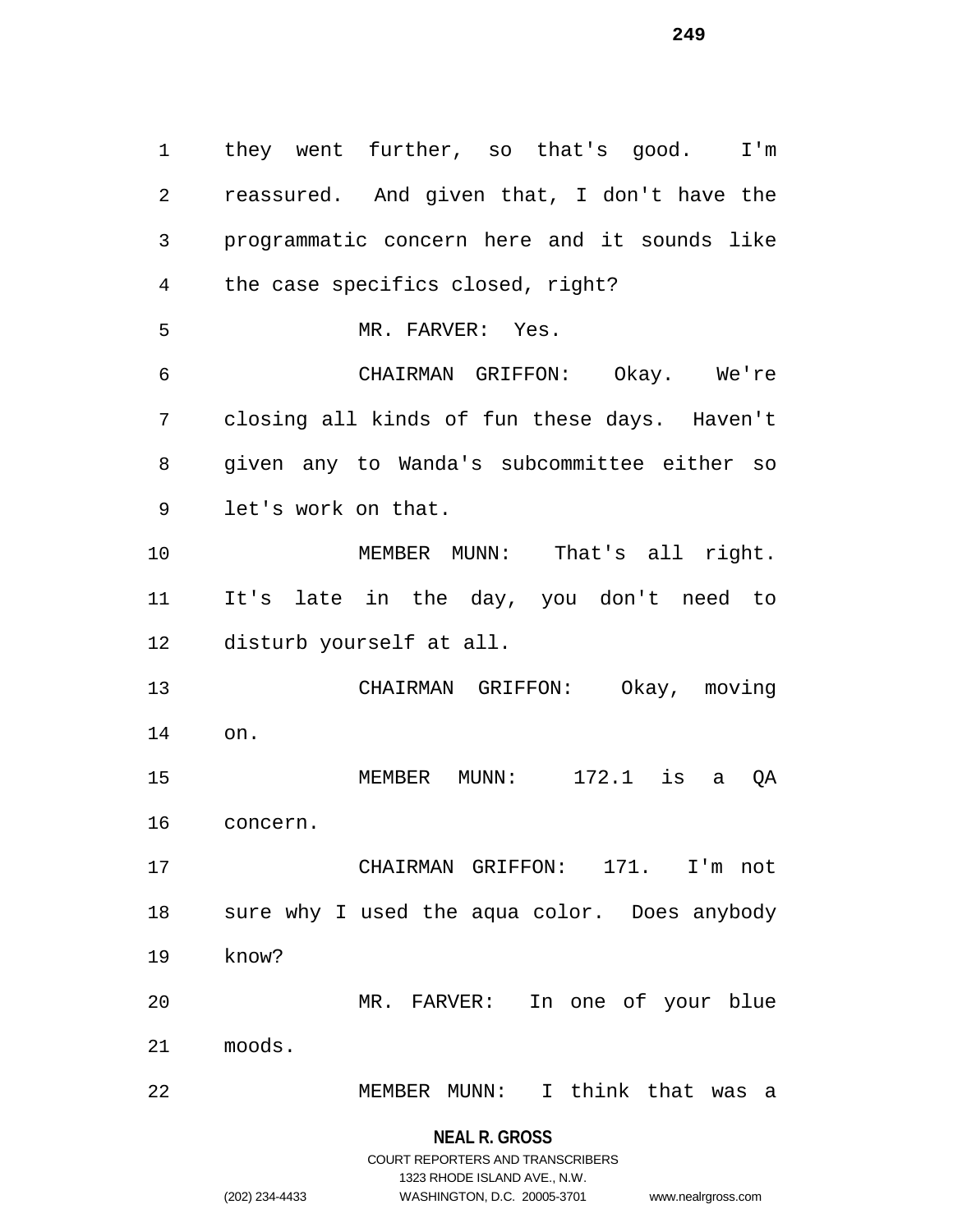they went further, so that's good. I'm reassured. And given that, I don't have the programmatic concern here and it sounds like the case specifics closed, right?

MR. FARVER: Yes.

CHAIRMAN GRIFFON: Okay. We're closing all kinds of fun these days. Haven't given any to Wanda's subcommittee either so let's work on that.

MEMBER MUNN: That's all right. It's late in the day, you don't need to disturb yourself at all.

CHAIRMAN GRIFFON: Okay, moving on.

MEMBER MUNN: 172.1 is a QA concern.

CHAIRMAN GRIFFON: 171. I'm not sure why I used the aqua color. Does anybody know?

MR. FARVER: In one of your blue moods.

MEMBER MUNN: I think that was a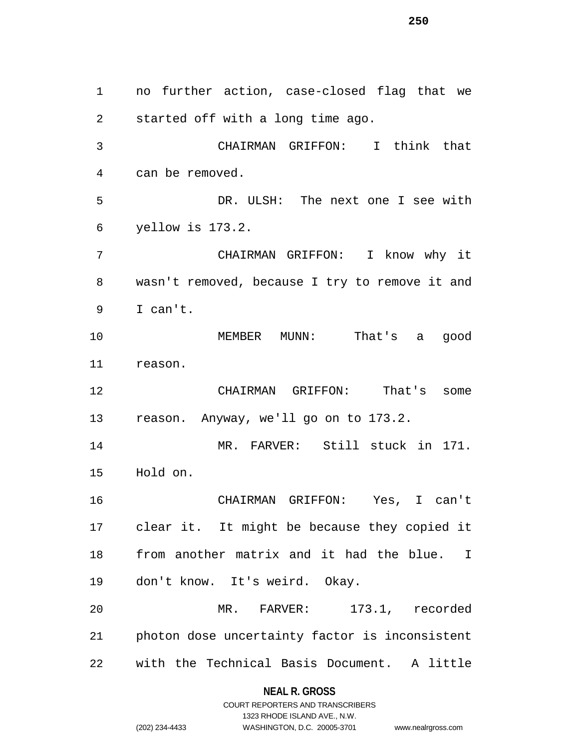no further action, case-closed flag that we started off with a long time ago.

CHAIRMAN GRIFFON: I think that can be removed.

DR. ULSH: The next one I see with yellow is 173.2.

CHAIRMAN GRIFFON: I know why it wasn't removed, because I try to remove it and I can't.

MEMBER MUNN: That's a good reason.

CHAIRMAN GRIFFON: That's some reason. Anyway, we'll go on to 173.2.

MR. FARVER: Still stuck in 171. Hold on.

CHAIRMAN GRIFFON: Yes, I can't clear it. It might be because they copied it from another matrix and it had the blue. I don't know. It's weird. Okay.

MR. FARVER: 173.1, recorded photon dose uncertainty factor is inconsistent with the Technical Basis Document. A little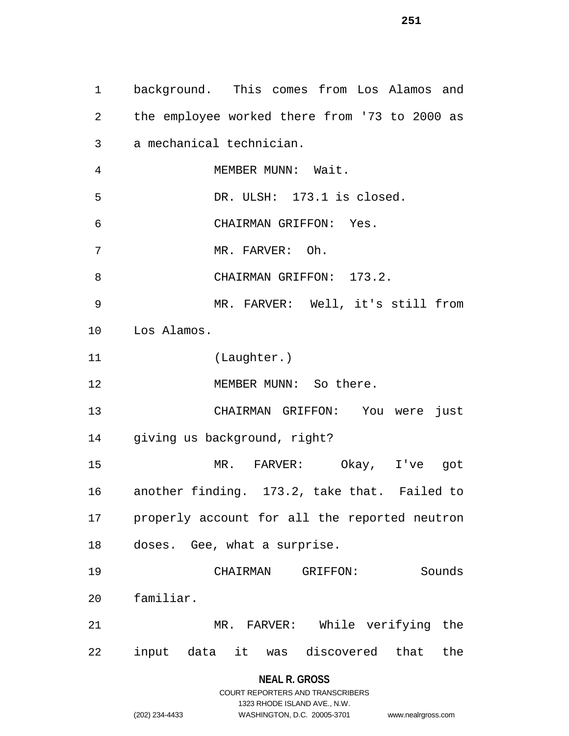background. This comes from Los Alamos and the employee worked there from '73 to 2000 as a mechanical technician.

MEMBER MUNN: Wait.

DR. ULSH: 173.1 is closed.

CHAIRMAN GRIFFON: Yes.

MR. FARVER: Oh.

CHAIRMAN GRIFFON: 173.2.

MR. FARVER: Well, it's still from Los Alamos.

(Laughter.)

MEMBER MUNN: So there.

CHAIRMAN GRIFFON: You were just giving us background, right?

MR. FARVER: Okay, I've got another finding. 173.2, take that. Failed to properly account for all the reported neutron doses. Gee, what a surprise.

CHAIRMAN GRIFFON: Sounds familiar.

MR. FARVER: While verifying the input data it was discovered that the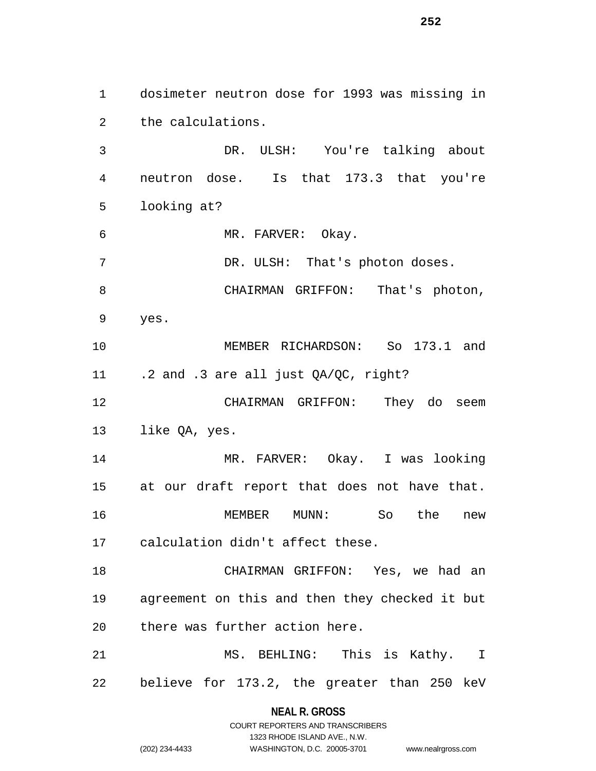dosimeter neutron dose for 1993 was missing in the calculations.

DR. ULSH: You're talking about neutron dose. Is that 173.3 that you're looking at?

MR. FARVER: Okay.

DR. ULSH: That's photon doses.

CHAIRMAN GRIFFON: That's photon, yes.

MEMBER RICHARDSON: So 173.1 and .2 and .3 are all just QA/QC, right?

CHAIRMAN GRIFFON: They do seem like QA, yes.

MR. FARVER: Okay. I was looking at our draft report that does not have that.

MEMBER MUNN: So the new calculation didn't affect these.

CHAIRMAN GRIFFON: Yes, we had an agreement on this and then they checked it but there was further action here.

MS. BEHLING: This is Kathy. I believe for 173.2, the greater than 250 keV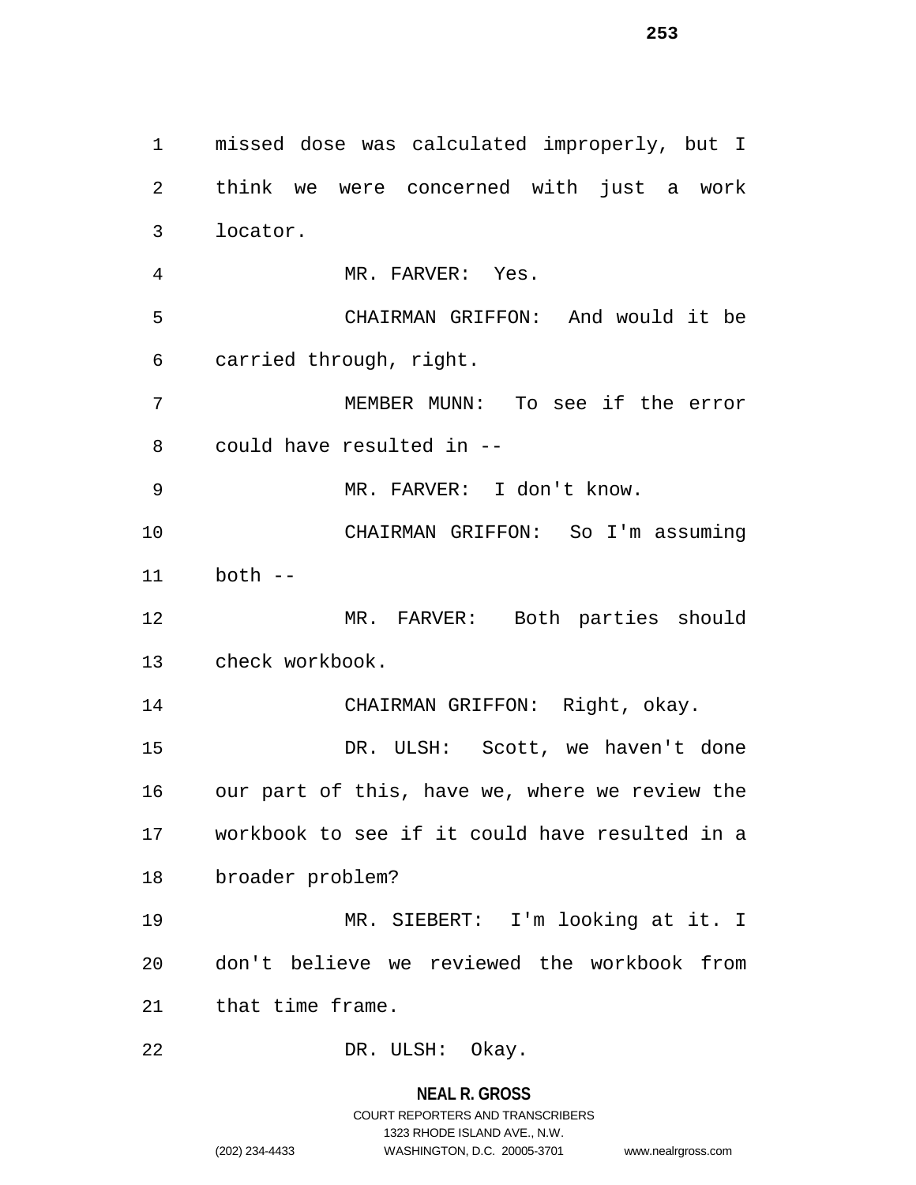missed dose was calculated improperly, but I think we were concerned with just a work locator.

MR. FARVER: Yes.

CHAIRMAN GRIFFON: And would it be carried through, right.

MEMBER MUNN: To see if the error could have resulted in --

MR. FARVER: I don't know.

CHAIRMAN GRIFFON: So I'm assuming both --

MR. FARVER: Both parties should check workbook.

CHAIRMAN GRIFFON: Right, okay.

DR. ULSH: Scott, we haven't done our part of this, have we, where we review the workbook to see if it could have resulted in a broader problem?

MR. SIEBERT: I'm looking at it. I don't believe we reviewed the workbook from that time frame.

DR. ULSH: Okay.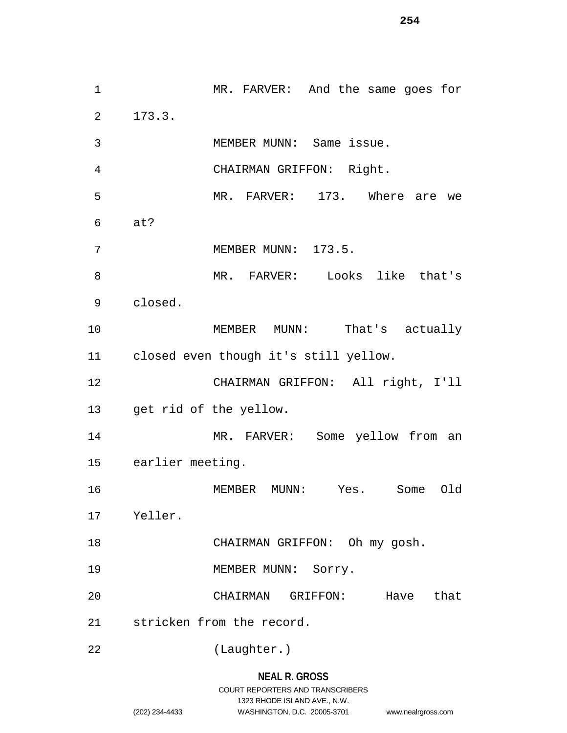MR. FARVER: And the same goes for 173.3.

MEMBER MUNN: Same issue.

CHAIRMAN GRIFFON: Right.

MR. FARVER: 173. Where are we at?

MEMBER MUNN: 173.5.

MR. FARVER: Looks like that's closed.

MEMBER MUNN: That's actually closed even though it's still yellow.

CHAIRMAN GRIFFON: All right, I'll get rid of the yellow.

MR. FARVER: Some yellow from an earlier meeting.

MEMBER MUNN: Yes. Some Old Yeller.

CHAIRMAN GRIFFON: Oh my gosh.

MEMBER MUNN: Sorry.

CHAIRMAN GRIFFON: Have that stricken from the record.

(Laughter.)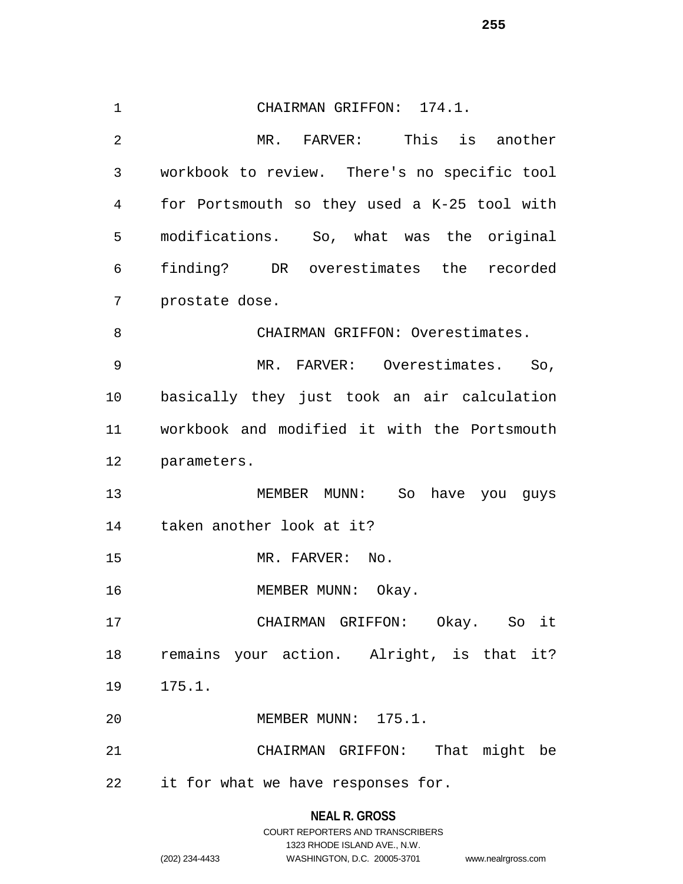CHAIRMAN GRIFFON: 174.1.

MR. FARVER: This is another workbook to review. There's no specific tool for Portsmouth so they used a K-25 tool with modifications. So, what was the original finding? DR overestimates the recorded prostate dose.

CHAIRMAN GRIFFON: Overestimates.

MR. FARVER: Overestimates. So, basically they just took an air calculation workbook and modified it with the Portsmouth parameters.

MEMBER MUNN: So have you guys taken another look at it?

MR. FARVER: No.

MEMBER MUNN: Okay.

CHAIRMAN GRIFFON: Okay. So it remains your action. Alright, is that it? 175.1.

MEMBER MUNN: 175.1.

CHAIRMAN GRIFFON: That might be it for what we have responses for.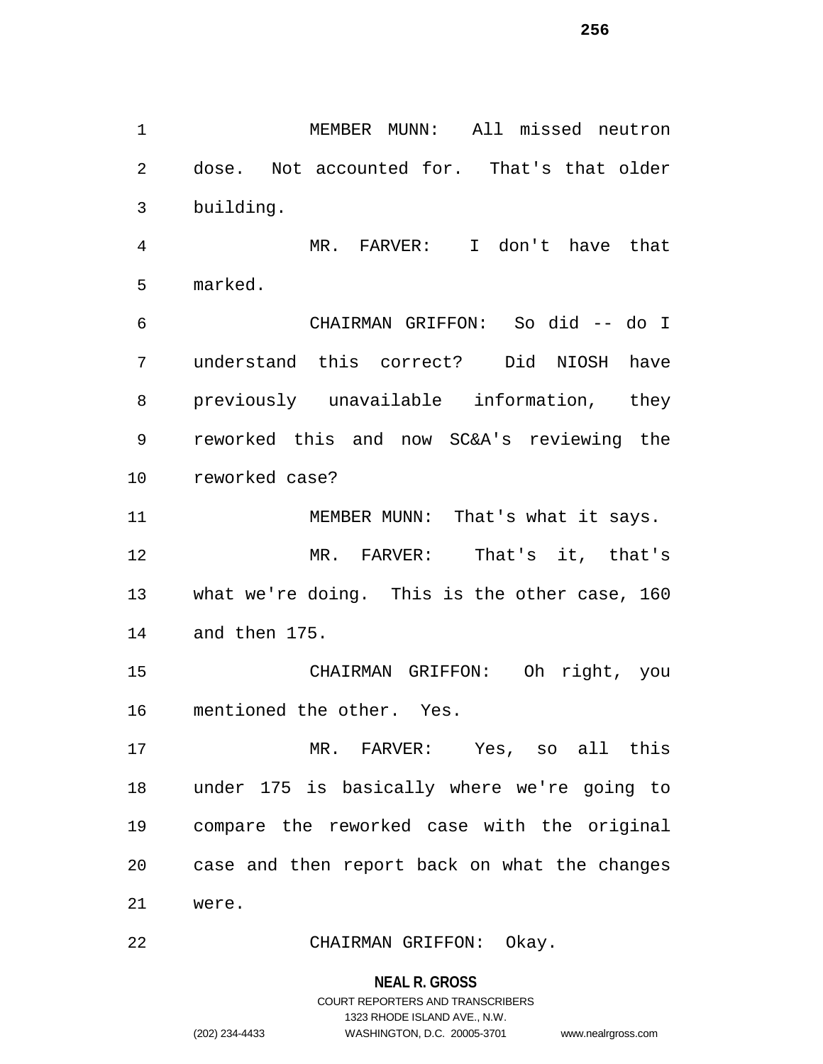MEMBER MUNN: All missed neutron dose. Not accounted for. That's that older building.

MR. FARVER: I don't have that marked.

CHAIRMAN GRIFFON: So did -- do I understand this correct? Did NIOSH have previously unavailable information, they reworked this and now SC&A's reviewing the reworked case?

MEMBER MUNN: That's what it says.

MR. FARVER: That's it, that's what we're doing. This is the other case, 160 and then 175.

CHAIRMAN GRIFFON: Oh right, you mentioned the other. Yes.

MR. FARVER: Yes, so all this under 175 is basically where we're going to compare the reworked case with the original case and then report back on what the changes were.

CHAIRMAN GRIFFON: Okay.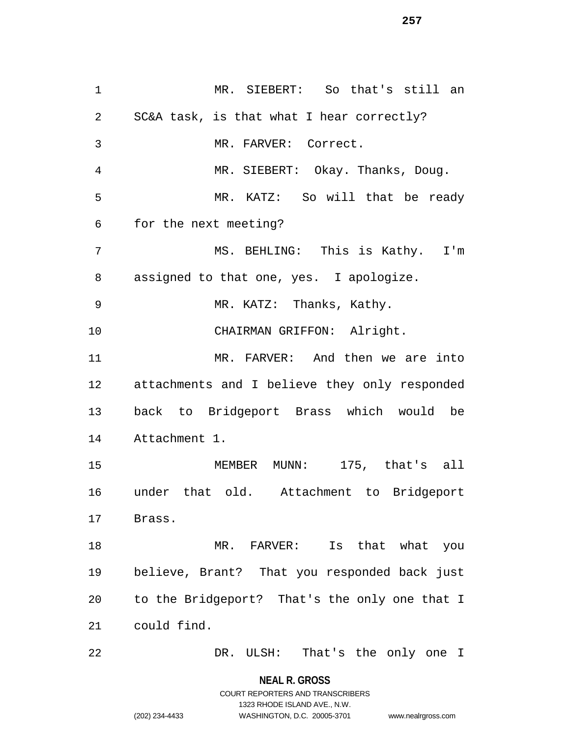MR. SIEBERT: So that's still an SC&A task, is that what I hear correctly?

MR. FARVER: Correct.

MR. SIEBERT: Okay. Thanks, Doug.

MR. KATZ: So will that be ready for the next meeting?

MS. BEHLING: This is Kathy. I'm assigned to that one, yes. I apologize.

MR. KATZ: Thanks, Kathy.

CHAIRMAN GRIFFON: Alright.

MR. FARVER: And then we are into attachments and I believe they only responded back to Bridgeport Brass which would be Attachment 1.

MEMBER MUNN: 175, that's all under that old. Attachment to Bridgeport Brass.

MR. FARVER: Is that what you believe, Brant? That you responded back just to the Bridgeport? That's the only one that I could find.

DR. ULSH: That's the only one I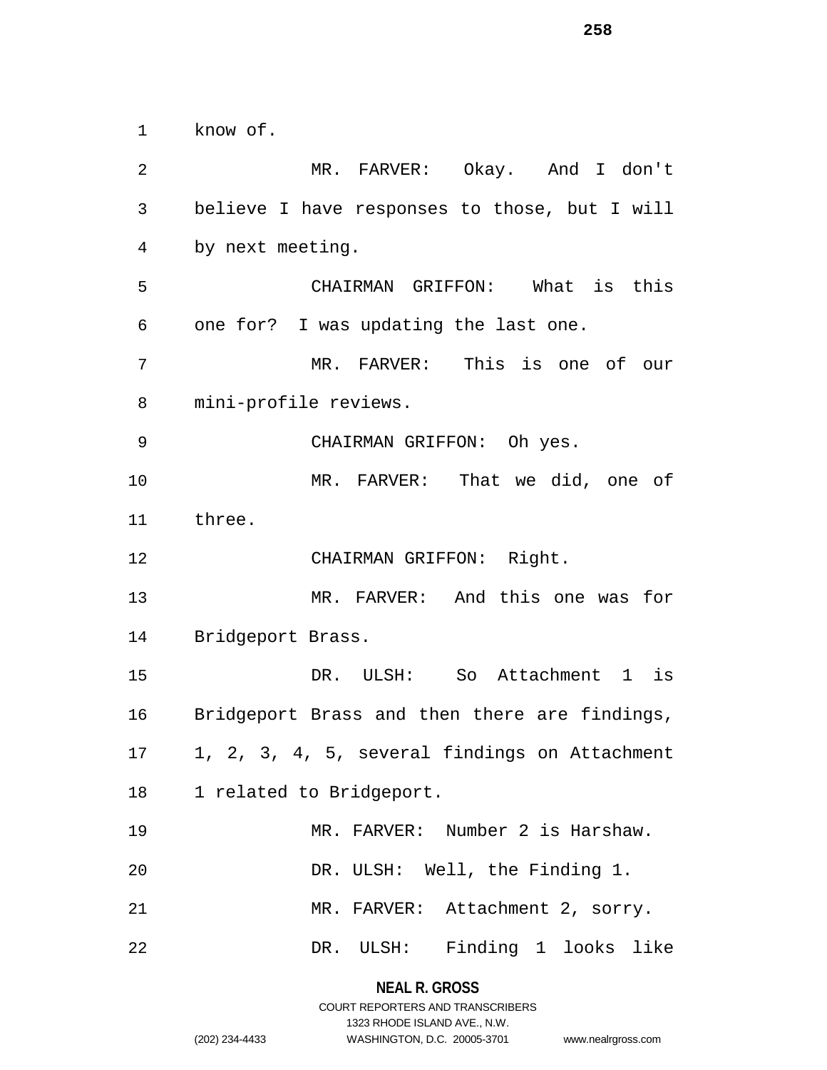know of.

MR. FARVER: Okay. And I don't believe I have responses to those, but I will by next meeting.

CHAIRMAN GRIFFON: What is this one for? I was updating the last one.

MR. FARVER: This is one of our mini-profile reviews.

CHAIRMAN GRIFFON: Oh yes.

MR. FARVER: That we did, one of three.

CHAIRMAN GRIFFON: Right.

MR. FARVER: And this one was for Bridgeport Brass.

DR. ULSH: So Attachment 1 is Bridgeport Brass and then there are findings, 1, 2, 3, 4, 5, several findings on Attachment 1 related to Bridgeport.

MR. FARVER: Number 2 is Harshaw.

DR. ULSH: Well, the Finding 1.

MR. FARVER: Attachment 2, sorry.

DR. ULSH: Finding 1 looks like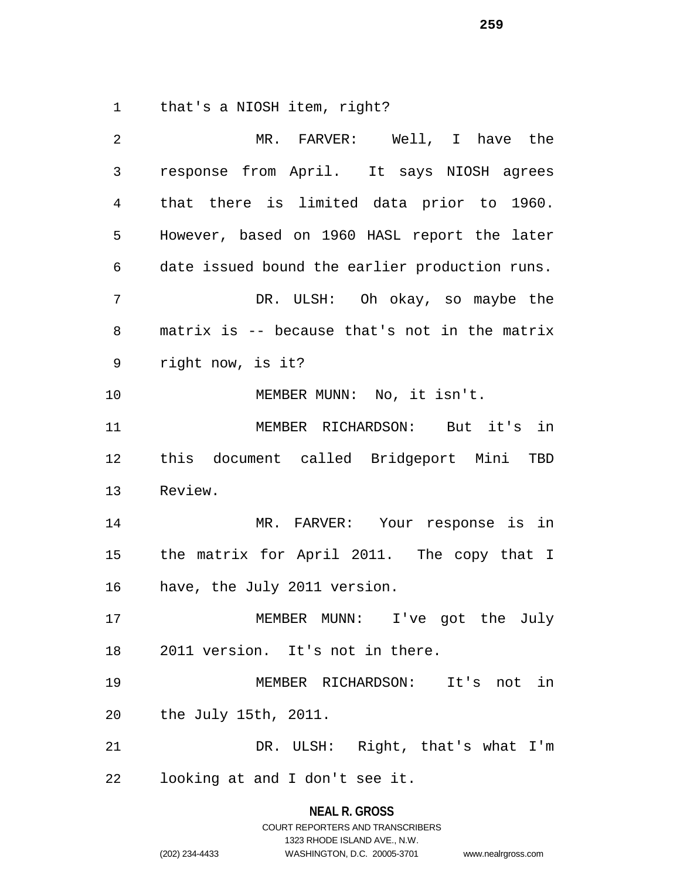that's a NIOSH item, right?

MR. FARVER: Well, I have the response from April. It says NIOSH agrees that there is limited data prior to 1960. However, based on 1960 HASL report the later date issued bound the earlier production runs.

DR. ULSH: Oh okay, so maybe the matrix is -- because that's not in the matrix right now, is it?

MEMBER MUNN: No, it isn't.

MEMBER RICHARDSON: But it's in this document called Bridgeport Mini TBD Review.

MR. FARVER: Your response is in the matrix for April 2011. The copy that I have, the July 2011 version.

MEMBER MUNN: I've got the July 2011 version. It's not in there.

MEMBER RICHARDSON: It's not in the July 15th, 2011.

DR. ULSH: Right, that's what I'm looking at and I don't see it.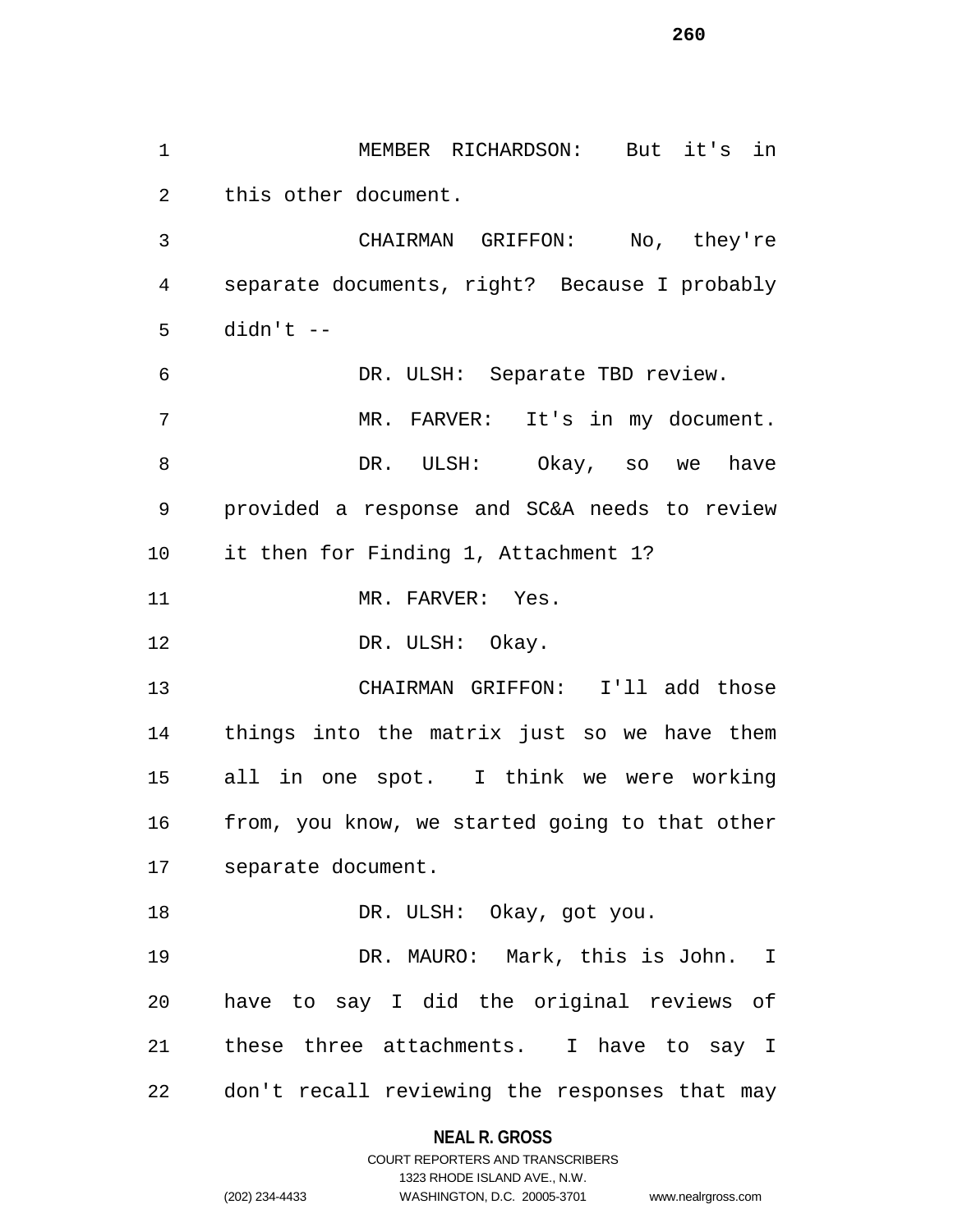MEMBER RICHARDSON: But it's in this other document.

CHAIRMAN GRIFFON: No, they're separate documents, right? Because I probably didn't --

DR. ULSH: Separate TBD review.

MR. FARVER: It's in my document.

DR. ULSH: Okay, so we have provided a response and SC&A needs to review it then for Finding 1, Attachment 1?

MR. FARVER: Yes.

DR. ULSH: Okay.

CHAIRMAN GRIFFON: I'll add those things into the matrix just so we have them all in one spot. I think we were working from, you know, we started going to that other separate document.

DR. ULSH: Okay, got you.

DR. MAURO: Mark, this is John. I have to say I did the original reviews of these three attachments. I have to say I don't recall reviewing the responses that may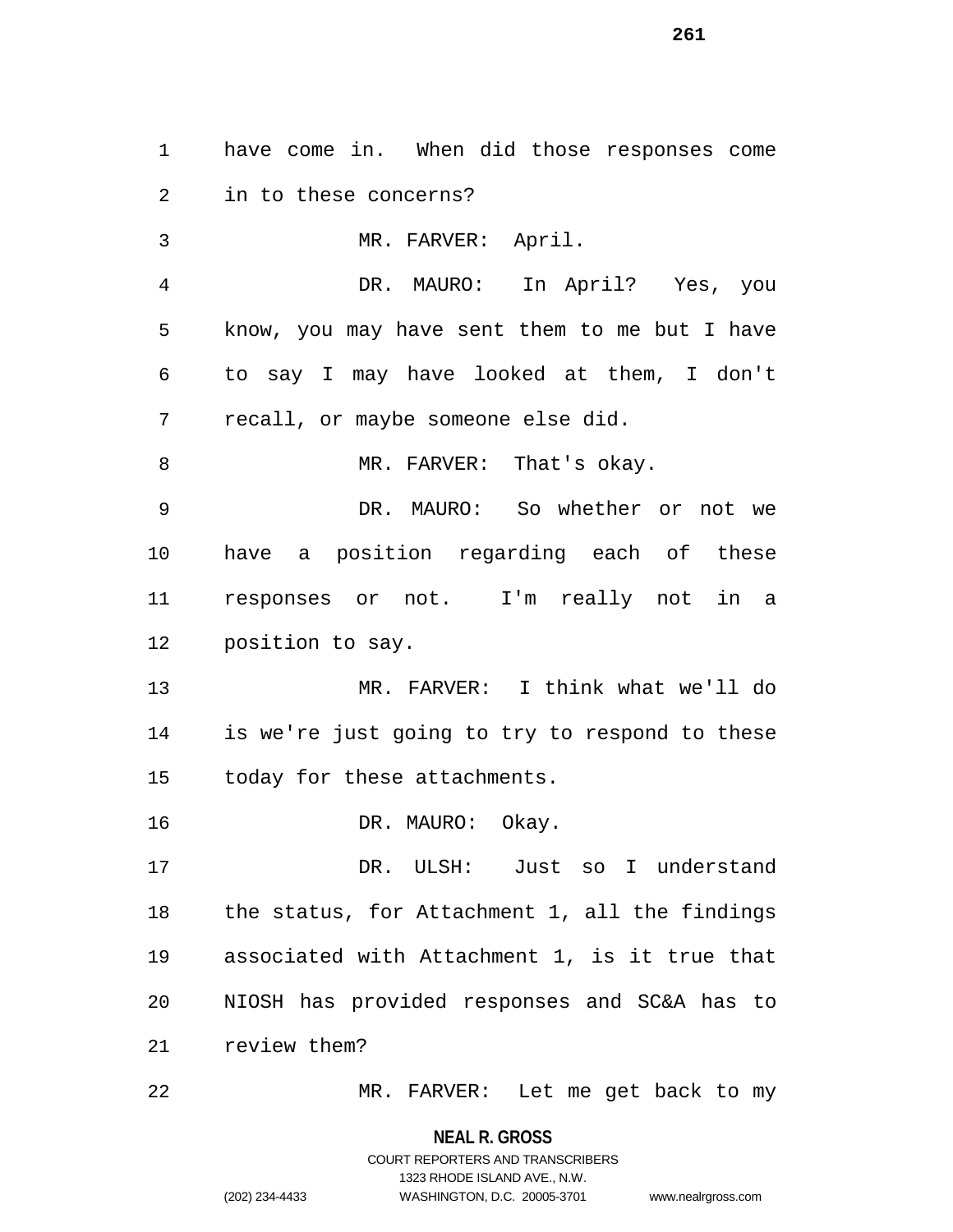have come in. When did those responses come in to these concerns?

MR. FARVER: April.

DR. MAURO: In April? Yes, you know, you may have sent them to me but I have to say I may have looked at them, I don't recall, or maybe someone else did.

MR. FARVER: That's okay.

DR. MAURO: So whether or not we have a position regarding each of these responses or not. I'm really not in a position to say.

MR. FARVER: I think what we'll do is we're just going to try to respond to these today for these attachments.

DR. MAURO: Okay.

DR. ULSH: Just so I understand the status, for Attachment 1, all the findings associated with Attachment 1, is it true that NIOSH has provided responses and SC&A has to review them?

MR. FARVER: Let me get back to my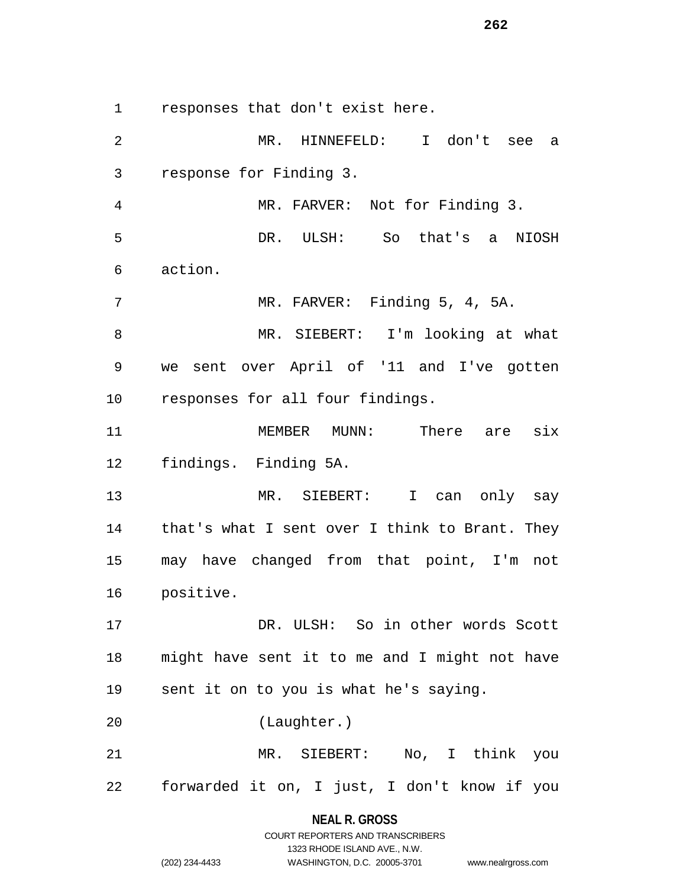responses that don't exist here.

MR. HINNEFELD: I don't see a response for Finding 3.

MR. FARVER: Not for Finding 3.

DR. ULSH: So that's a NIOSH action.

MR. FARVER: Finding 5, 4, 5A.

MR. SIEBERT: I'm looking at what we sent over April of '11 and I've gotten responses for all four findings.

MEMBER MUNN: There are six findings. Finding 5A.

MR. SIEBERT: I can only say that's what I sent over I think to Brant. They may have changed from that point, I'm not positive.

DR. ULSH: So in other words Scott might have sent it to me and I might not have sent it on to you is what he's saying.

(Laughter.)

MR. SIEBERT: No, I think you forwarded it on, I just, I don't know if you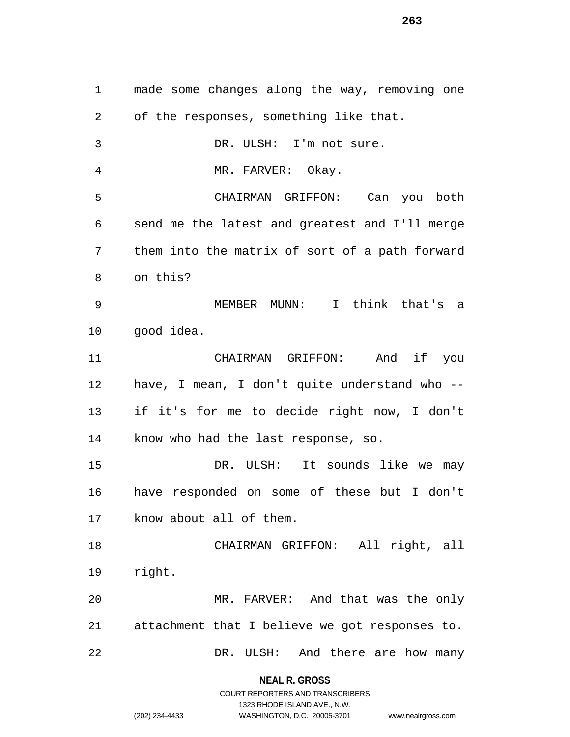made some changes along the way, removing one of the responses, something like that.

DR. ULSH: I'm not sure.

MR. FARVER: Okay.

CHAIRMAN GRIFFON: Can you both send me the latest and greatest and I'll merge them into the matrix of sort of a path forward on this?

MEMBER MUNN: I think that's a good idea.

CHAIRMAN GRIFFON: And if you have, I mean, I don't quite understand who -- if it's for me to decide right now, I don't know who had the last response, so.

DR. ULSH: It sounds like we may have responded on some of these but I don't know about all of them.

CHAIRMAN GRIFFON: All right, all right.

MR. FARVER: And that was the only attachment that I believe we got responses to.

DR. ULSH: And there are how many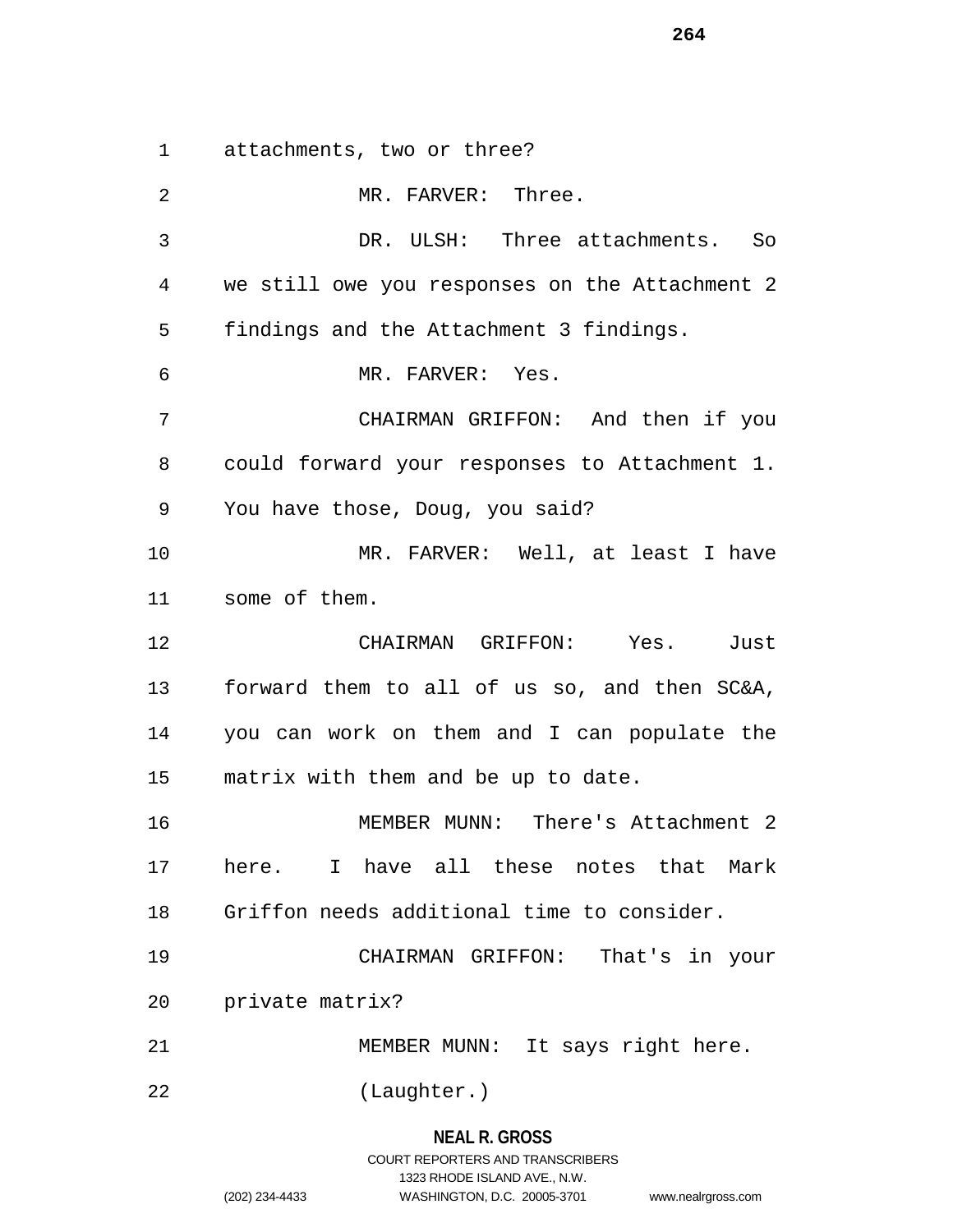attachments, two or three?

MR. FARVER: Three.

DR. ULSH: Three attachments. So we still owe you responses on the Attachment 2 findings and the Attachment 3 findings.

MR. FARVER: Yes.

CHAIRMAN GRIFFON: And then if you could forward your responses to Attachment 1. You have those, Doug, you said?

MR. FARVER: Well, at least I have some of them.

CHAIRMAN GRIFFON: Yes. Just forward them to all of us so, and then SC&A, you can work on them and I can populate the matrix with them and be up to date.

MEMBER MUNN: There's Attachment 2 here. I have all these notes that Mark Griffon needs additional time to consider.

CHAIRMAN GRIFFON: That's in your private matrix?

MEMBER MUNN: It says right here.

(Laughter.)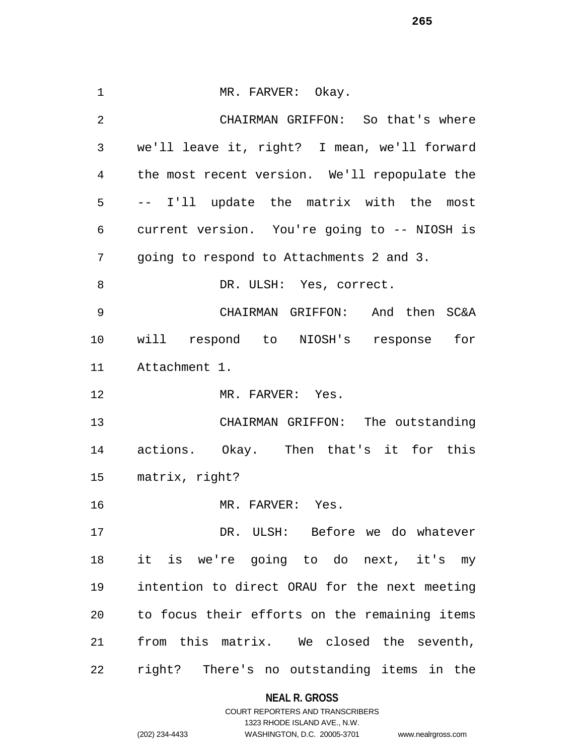MR. FARVER: Okay.

CHAIRMAN GRIFFON: So that's where we'll leave it, right? I mean, we'll forward the most recent version. We'll repopulate the -- I'll update the matrix with the most current version. You're going to -- NIOSH is going to respond to Attachments 2 and 3.

DR. ULSH: Yes, correct.

CHAIRMAN GRIFFON: And then SC&A will respond to NIOSH's response for Attachment 1.

MR. FARVER: Yes.

CHAIRMAN GRIFFON: The outstanding actions. Okay. Then that's it for this matrix, right?

MR. FARVER: Yes.

DR. ULSH: Before we do whatever it is we're going to do next, it's my intention to direct ORAU for the next meeting to focus their efforts on the remaining items from this matrix. We closed the seventh, right? There's no outstanding items in the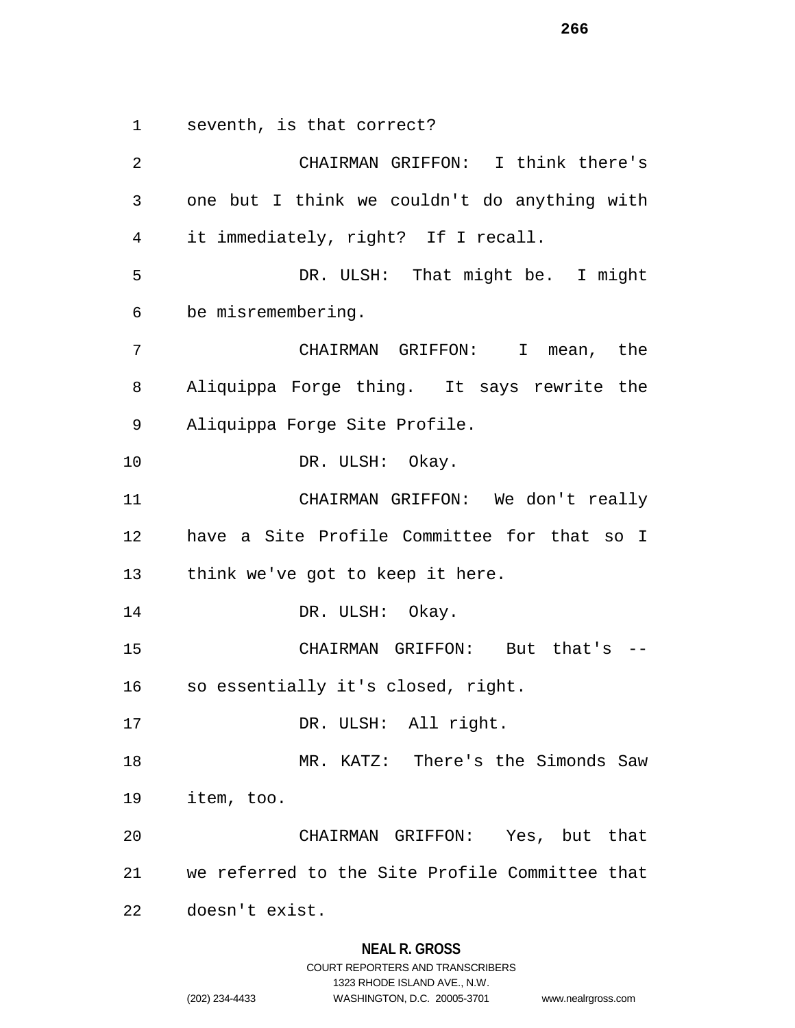seventh, is that correct?

CHAIRMAN GRIFFON: I think there's one but I think we couldn't do anything with it immediately, right? If I recall.

DR. ULSH: That might be. I might be misremembering.

CHAIRMAN GRIFFON: I mean, the Aliquippa Forge thing. It says rewrite the Aliquippa Forge Site Profile.

DR. ULSH: Okay.

CHAIRMAN GRIFFON: We don't really have a Site Profile Committee for that so I think we've got to keep it here.

DR. ULSH: Okay.

CHAIRMAN GRIFFON: But that's -- so essentially it's closed, right.

DR. ULSH: All right.

MR. KATZ: There's the Simonds Saw item, too.

CHAIRMAN GRIFFON: Yes, but that we referred to the Site Profile Committee that doesn't exist.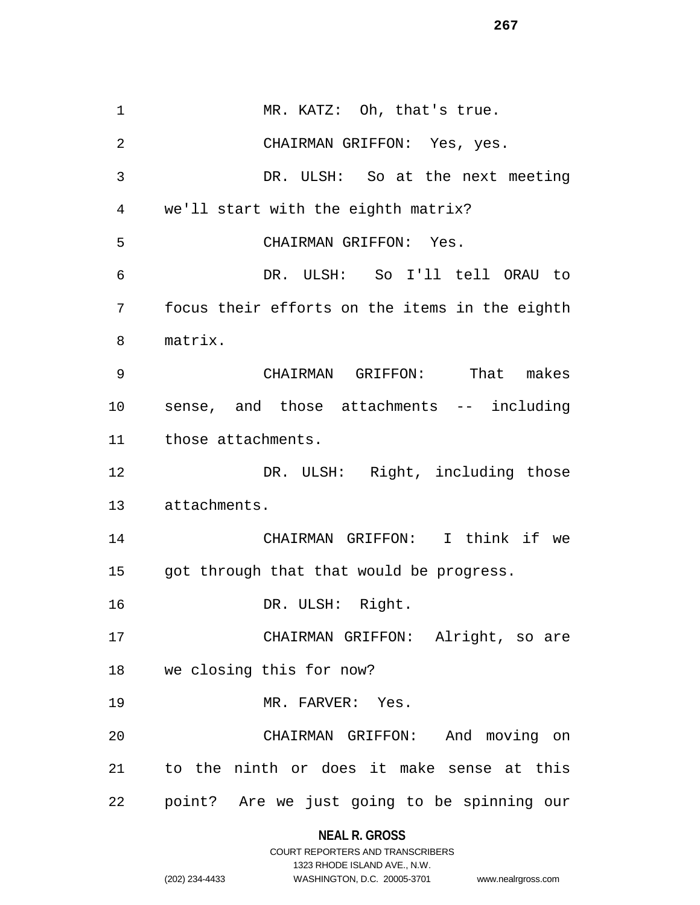MR. KATZ: Oh, that's true.

CHAIRMAN GRIFFON: Yes, yes.

DR. ULSH: So at the next meeting we'll start with the eighth matrix?

CHAIRMAN GRIFFON: Yes.

DR. ULSH: So I'll tell ORAU to focus their efforts on the items in the eighth matrix.

CHAIRMAN GRIFFON: That makes sense, and those attachments -- including those attachments.

DR. ULSH: Right, including those attachments.

CHAIRMAN GRIFFON: I think if we got through that that would be progress.

DR. ULSH: Right.

CHAIRMAN GRIFFON: Alright, so are we closing this for now?

MR. FARVER: Yes.

CHAIRMAN GRIFFON: And moving on to the ninth or does it make sense at this point? Are we just going to be spinning our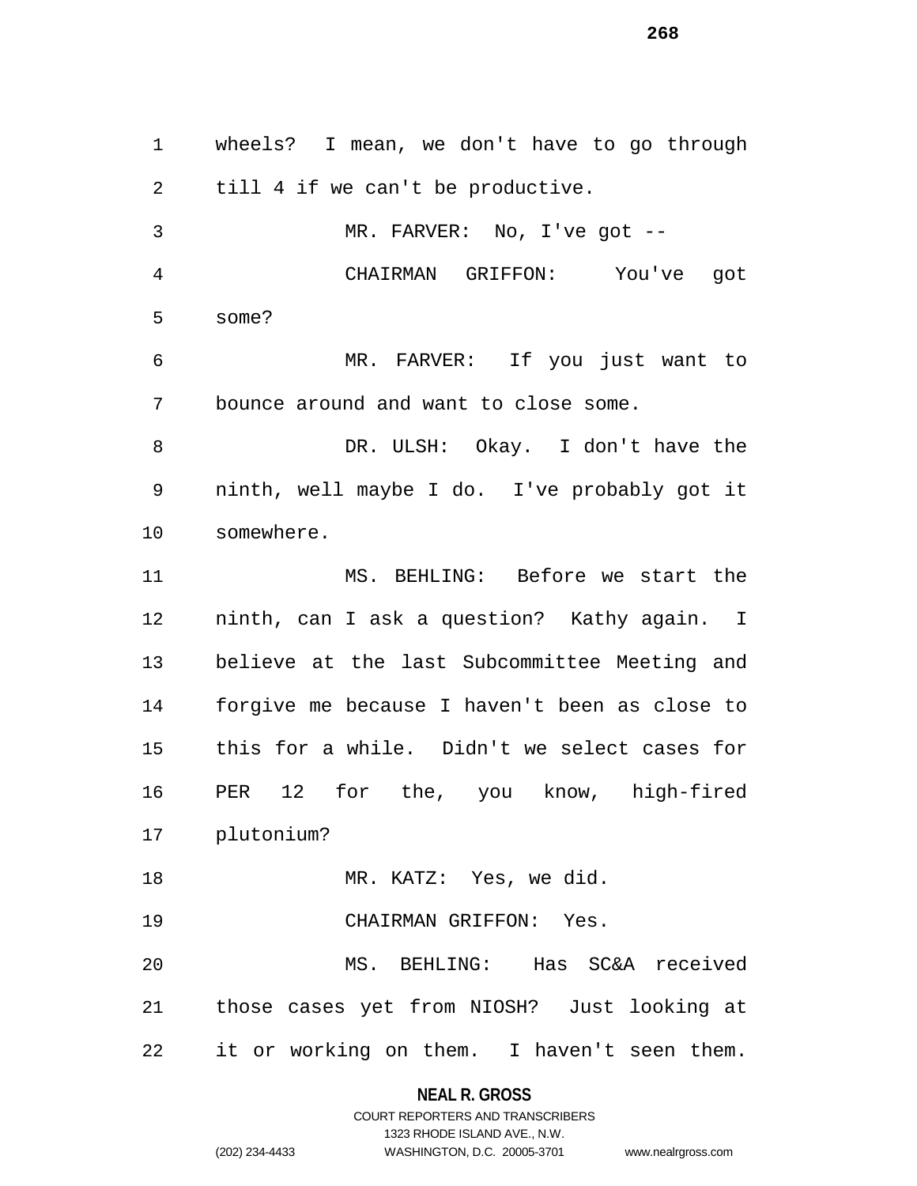wheels? I mean, we don't have to go through till 4 if we can't be productive.

MR. FARVER: No, I've got --

CHAIRMAN GRIFFON: You've got some?

MR. FARVER: If you just want to bounce around and want to close some.

DR. ULSH: Okay. I don't have the ninth, well maybe I do. I've probably got it somewhere.

MS. BEHLING: Before we start the ninth, can I ask a question? Kathy again. I believe at the last Subcommittee Meeting and forgive me because I haven't been as close to this for a while. Didn't we select cases for PER 12 for the, you know, high-fired plutonium?

MR. KATZ: Yes, we did.

CHAIRMAN GRIFFON: Yes.

MS. BEHLING: Has SC&A received those cases yet from NIOSH? Just looking at it or working on them. I haven't seen them.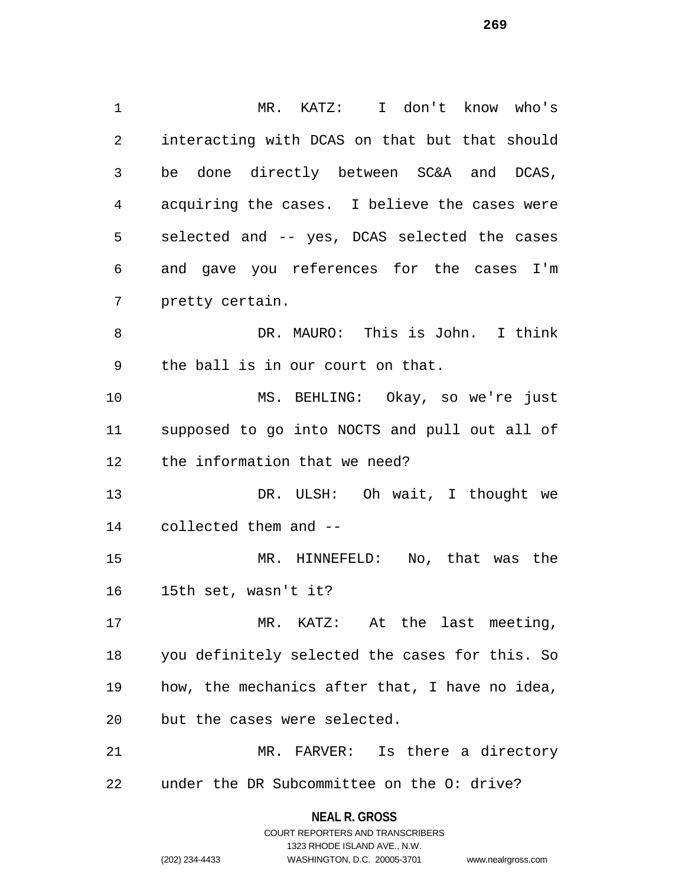MR. KATZ: I don't know who's interacting with DCAS on that but that should be done directly between SC&A and DCAS, acquiring the cases. I believe the cases were selected and -- yes, DCAS selected the cases and gave you references for the cases I'm pretty certain.

DR. MAURO: This is John. I think the ball is in our court on that.

MS. BEHLING: Okay, so we're just supposed to go into NOCTS and pull out all of the information that we need?

DR. ULSH: Oh wait, I thought we collected them and --

MR. HINNEFELD: No, that was the 15th set, wasn't it?

MR. KATZ: At the last meeting, you definitely selected the cases for this. So how, the mechanics after that, I have no idea, but the cases were selected.

MR. FARVER: Is there a directory under the DR Subcommittee on the O: drive?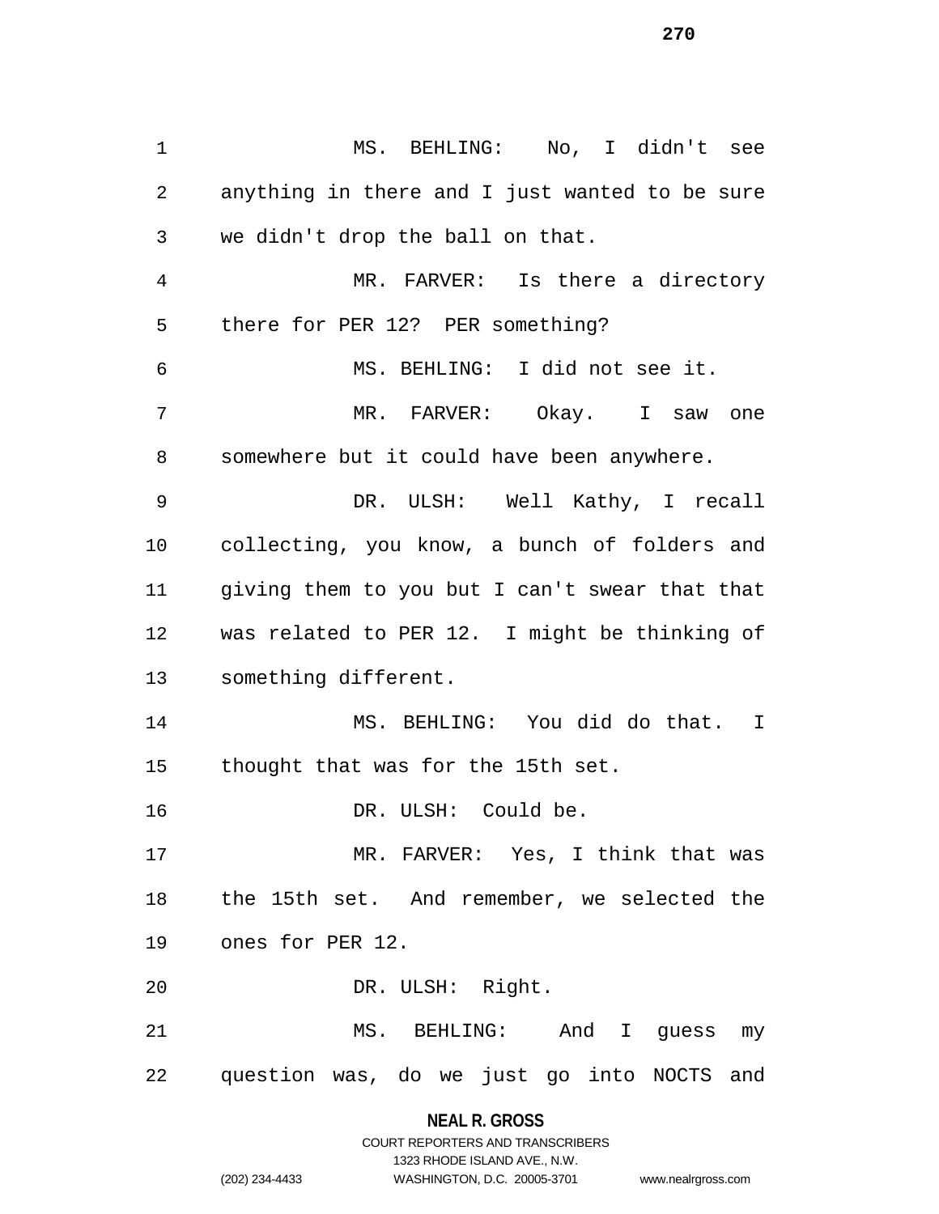MS. BEHLING: No, I didn't see anything in there and I just wanted to be sure we didn't drop the ball on that.

MR. FARVER: Is there a directory there for PER 12? PER something?

MS. BEHLING: I did not see it.

MR. FARVER: Okay. I saw one somewhere but it could have been anywhere.

DR. ULSH: Well Kathy, I recall collecting, you know, a bunch of folders and giving them to you but I can't swear that that was related to PER 12. I might be thinking of something different.

MS. BEHLING: You did do that. I thought that was for the 15th set.

DR. ULSH: Could be.

MR. FARVER: Yes, I think that was the 15th set. And remember, we selected the ones for PER 12.

DR. ULSH: Right.

MS. BEHLING: And I guess my question was, do we just go into NOCTS and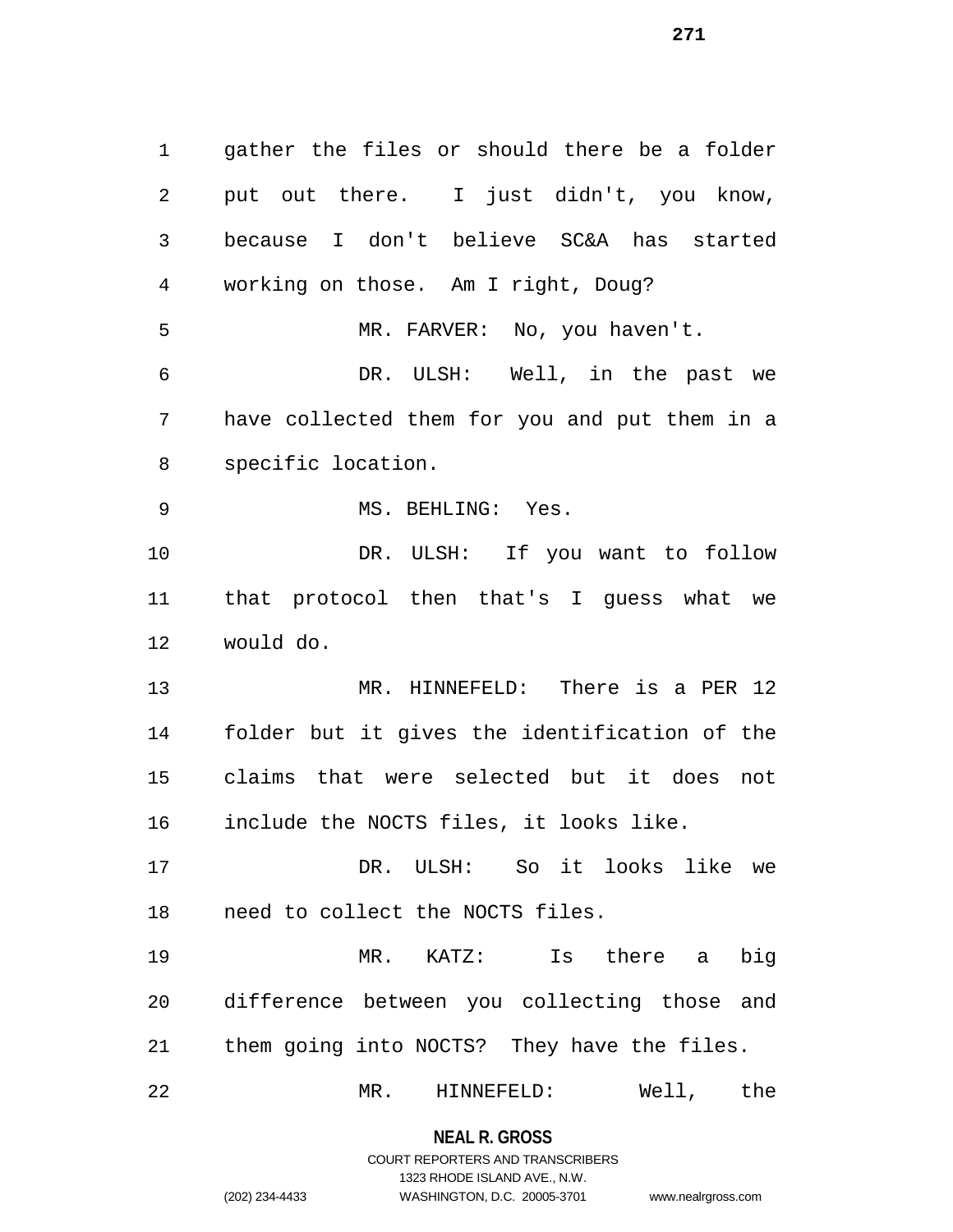gather the files or should there be a folder put out there. I just didn't, you know, because I don't believe SC&A has started working on those. Am I right, Doug?

MR. FARVER: No, you haven't.

DR. ULSH: Well, in the past we have collected them for you and put them in a specific location.

MS. BEHLING: Yes.

DR. ULSH: If you want to follow that protocol then that's I guess what we would do.

MR. HINNEFELD: There is a PER 12 folder but it gives the identification of the claims that were selected but it does not include the NOCTS files, it looks like.

DR. ULSH: So it looks like we need to collect the NOCTS files.

MR. KATZ: Is there a big difference between you collecting those and them going into NOCTS? They have the files.

MR. HINNEFELD: Well, the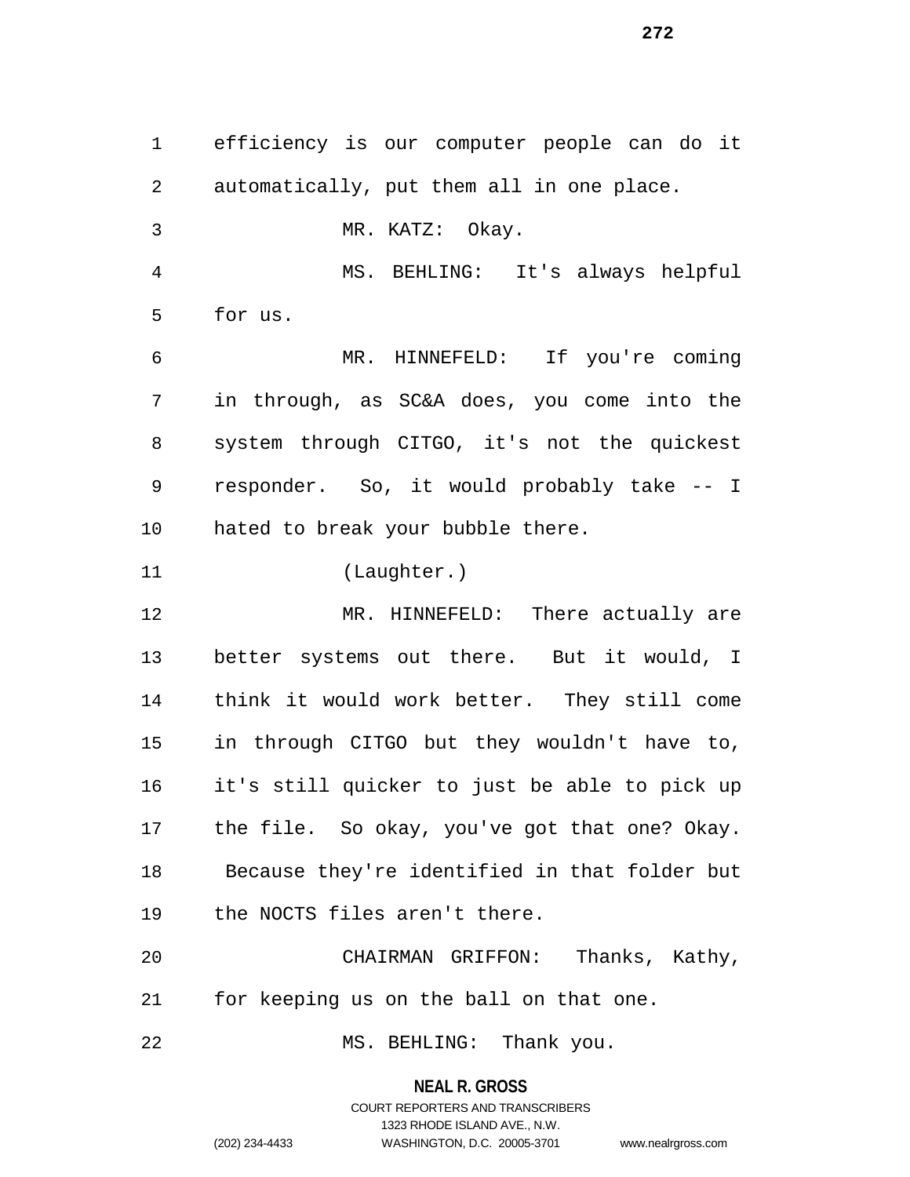efficiency is our computer people can do it automatically, put them all in one place.

MR. KATZ: Okay.

MS. BEHLING: It's always helpful for us.

MR. HINNEFELD: If you're coming in through, as SC&A does, you come into the system through CITGO, it's not the quickest responder. So, it would probably take -- I hated to break your bubble there.

(Laughter.)

MR. HINNEFELD: There actually are better systems out there. But it would, I think it would work better. They still come in through CITGO but they wouldn't have to, it's still quicker to just be able to pick up the file. So okay, you've got that one? Okay. Because they're identified in that folder but the NOCTS files aren't there.

CHAIRMAN GRIFFON: Thanks, Kathy, for keeping us on the ball on that one.

MS. BEHLING: Thank you.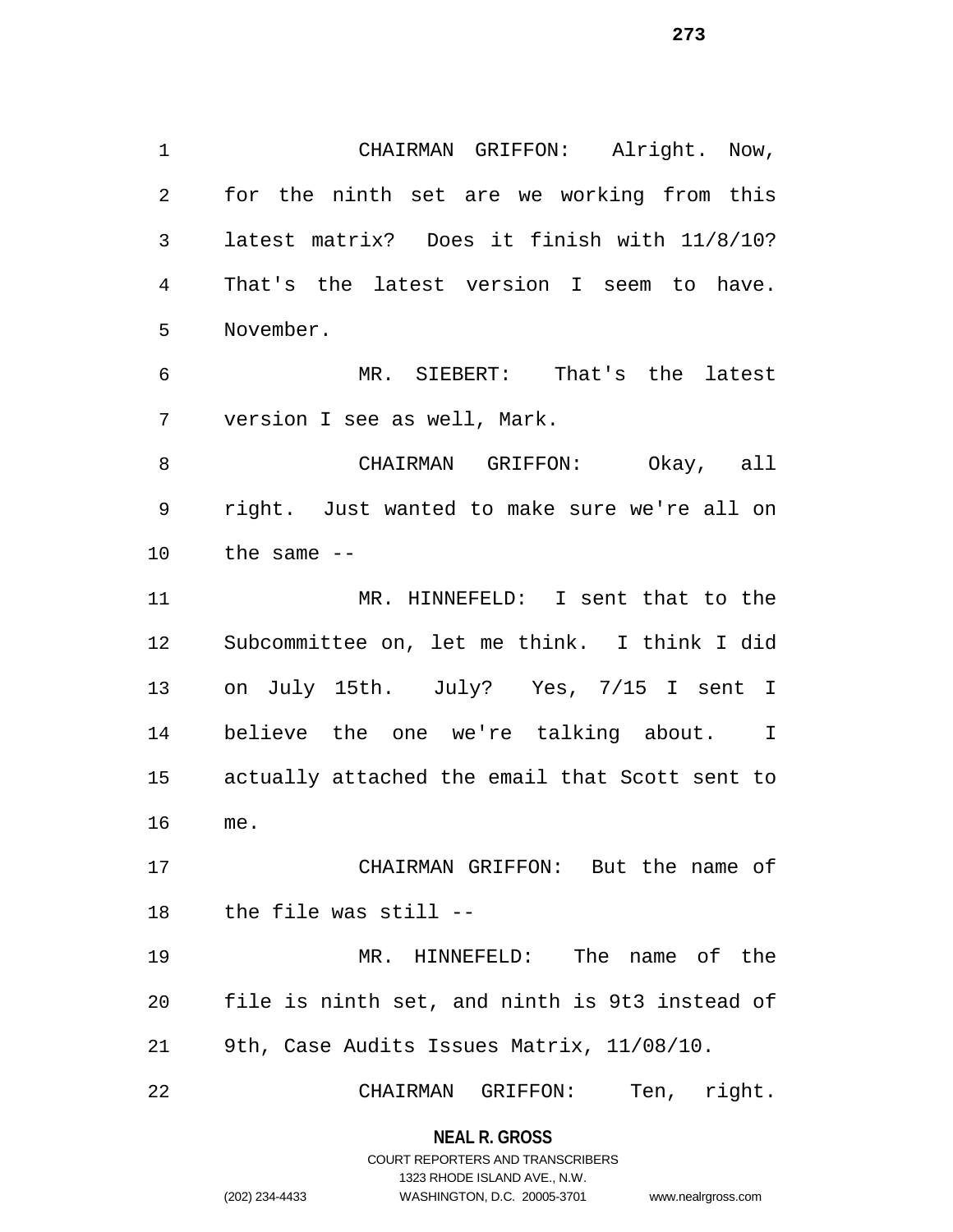CHAIRMAN GRIFFON: Alright. Now, for the ninth set are we working from this latest matrix? Does it finish with 11/8/10? That's the latest version I seem to have. November.

MR. SIEBERT: That's the latest version I see as well, Mark.

CHAIRMAN GRIFFON: Okay, all right. Just wanted to make sure we're all on the same --

MR. HINNEFELD: I sent that to the Subcommittee on, let me think. I think I did on July 15th. July? Yes, 7/15 I sent I believe the one we're talking about. I actually attached the email that Scott sent to me.

CHAIRMAN GRIFFON: But the name of the file was still --

MR. HINNEFELD: The name of the file is ninth set, and ninth is 9t3 instead of 9th, Case Audits Issues Matrix, 11/08/10.

CHAIRMAN GRIFFON: Ten, right.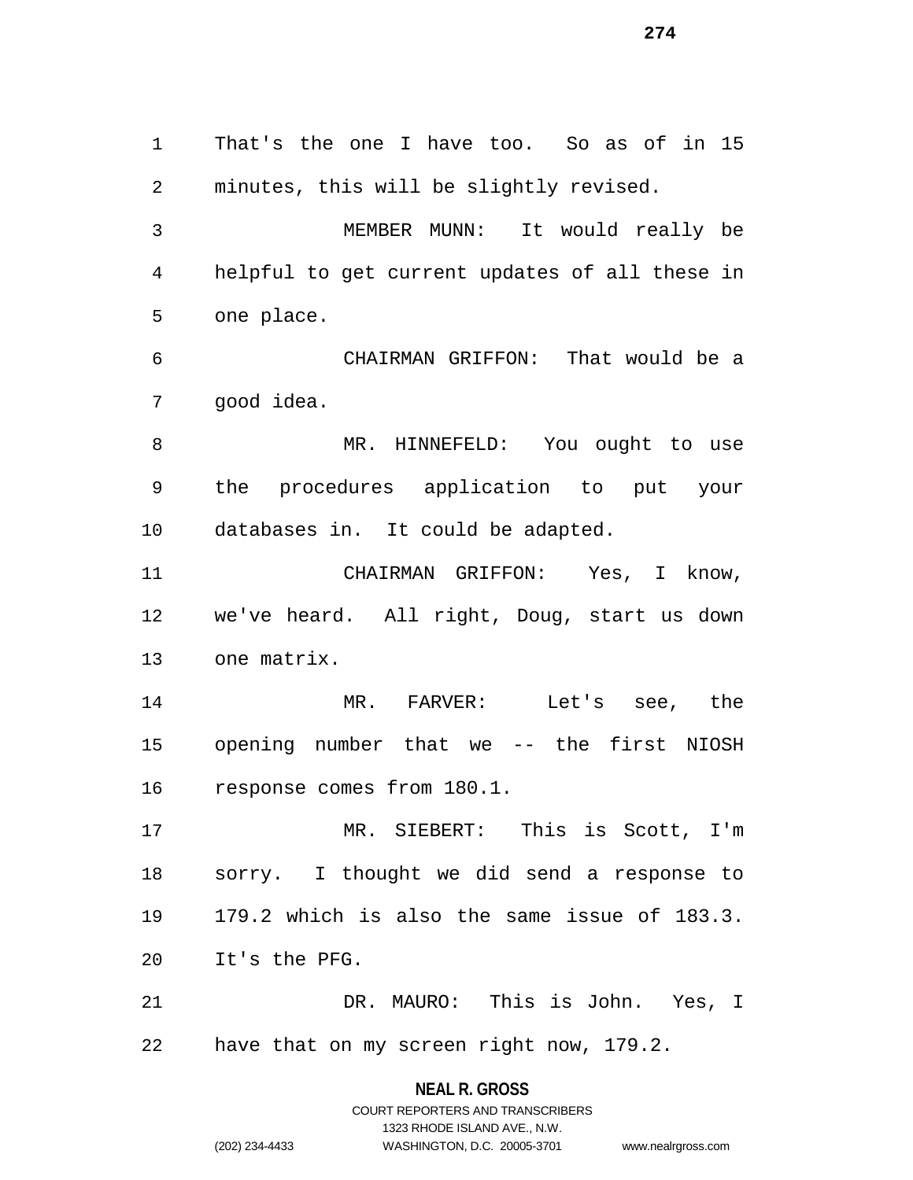That's the one I have too. So as of in 15 minutes, this will be slightly revised.

MEMBER MUNN: It would really be helpful to get current updates of all these in one place.

CHAIRMAN GRIFFON: That would be a good idea.

MR. HINNEFELD: You ought to use the procedures application to put your databases in. It could be adapted.

CHAIRMAN GRIFFON: Yes, I know, we've heard. All right, Doug, start us down one matrix.

MR. FARVER: Let's see, the opening number that we -- the first NIOSH response comes from 180.1.

MR. SIEBERT: This is Scott, I'm sorry. I thought we did send a response to 179.2 which is also the same issue of 183.3. It's the PFG.

DR. MAURO: This is John. Yes, I have that on my screen right now, 179.2.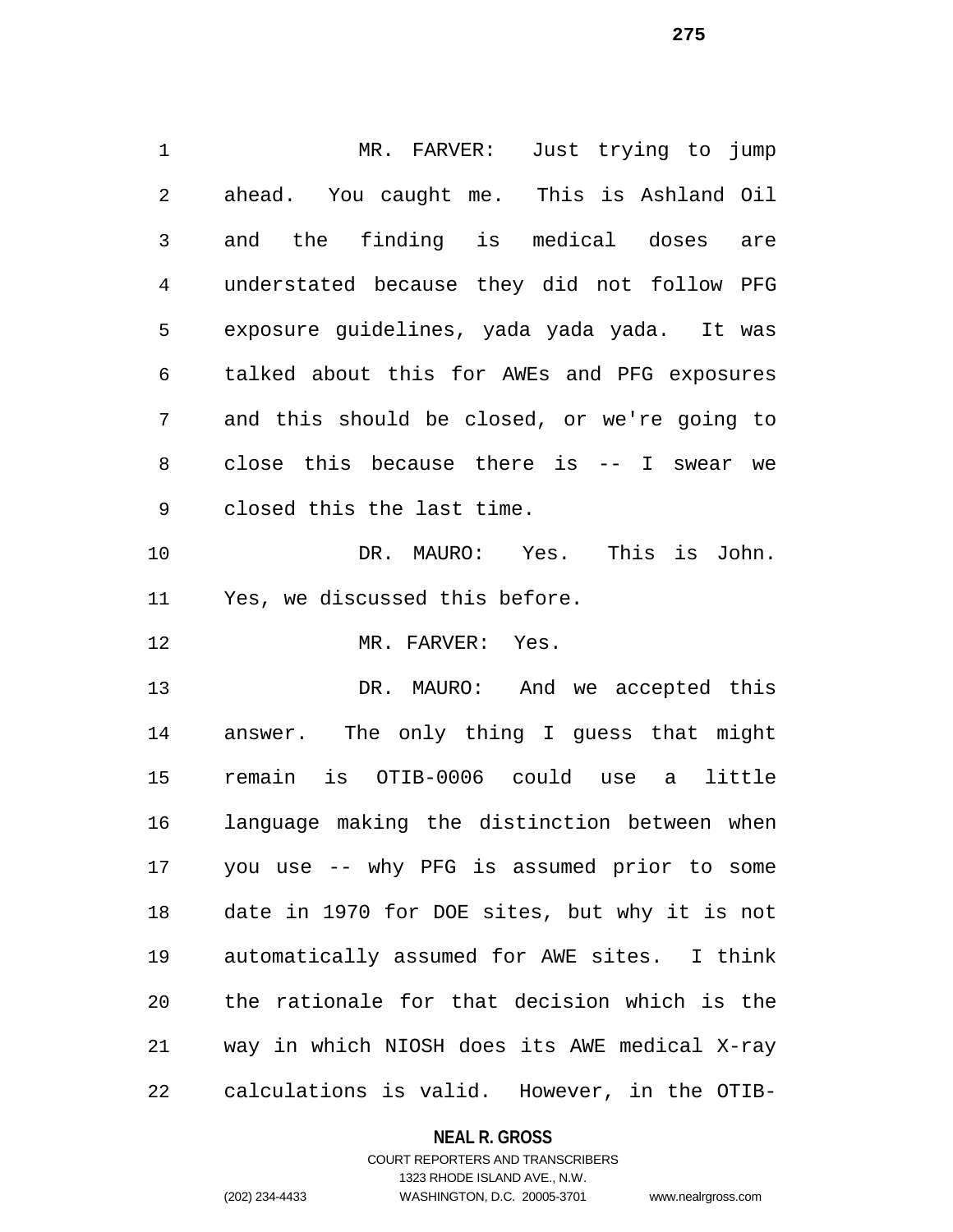MR. FARVER: Just trying to jump ahead. You caught me. This is Ashland Oil and the finding is medical doses are understated because they did not follow PFG exposure guidelines, yada yada yada. It was talked about this for AWEs and PFG exposures and this should be closed, or we're going to close this because there is -- I swear we closed this the last time.

DR. MAURO: Yes. This is John. Yes, we discussed this before.

MR. FARVER: Yes.

DR. MAURO: And we accepted this answer. The only thing I guess that might remain is OTIB-0006 could use a little language making the distinction between when you use -- why PFG is assumed prior to some date in 1970 for DOE sites, but why it is not automatically assumed for AWE sites. I think the rationale for that decision which is the way in which NIOSH does its AWE medical X-ray calculations is valid. However, in the OTIB-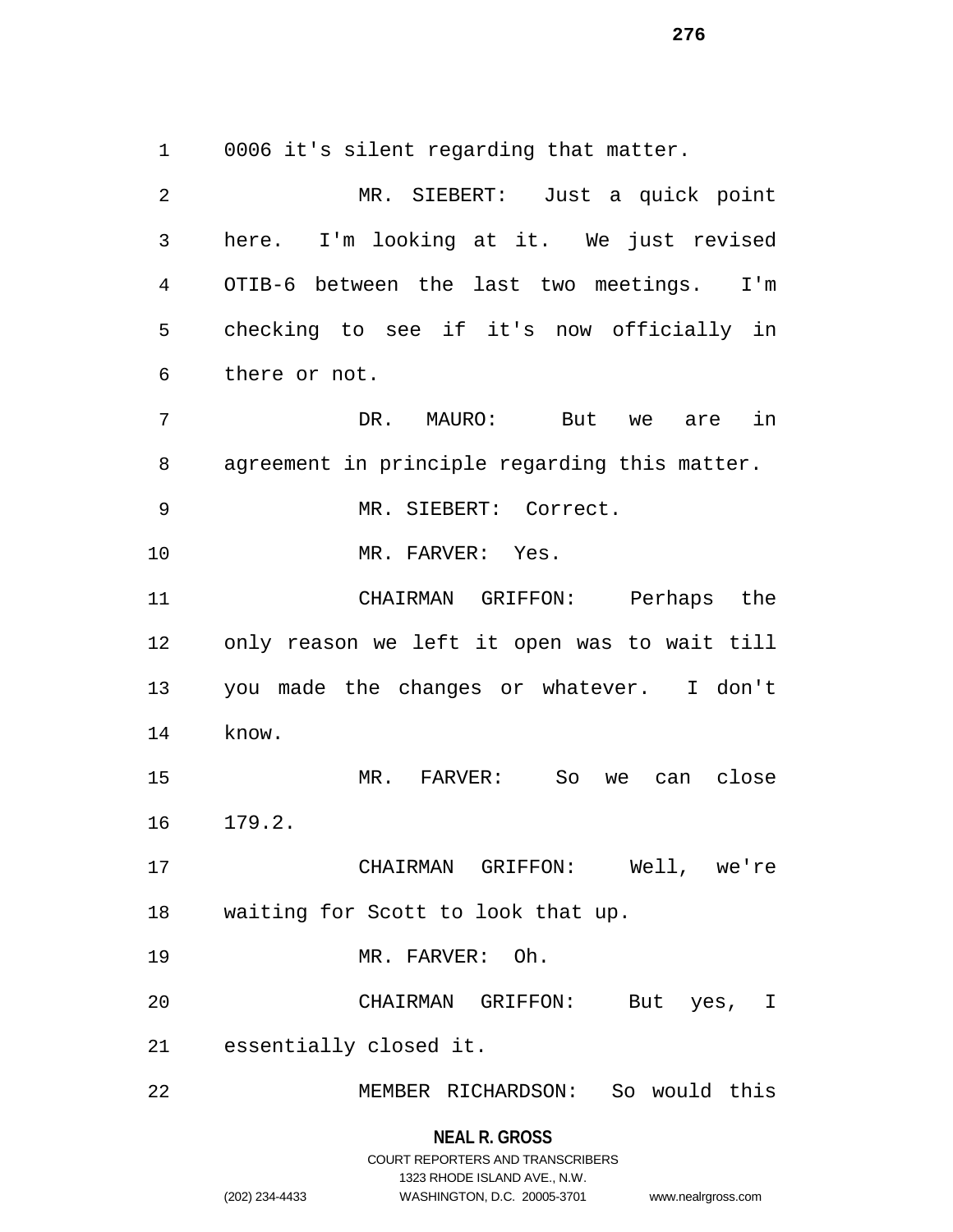0006 it's silent regarding that matter.

MR. SIEBERT: Just a quick point here. I'm looking at it. We just revised OTIB-6 between the last two meetings. I'm checking to see if it's now officially in there or not.

DR. MAURO: But we are in agreement in principle regarding this matter.

MR. SIEBERT: Correct.

MR. FARVER: Yes.

CHAIRMAN GRIFFON: Perhaps the only reason we left it open was to wait till you made the changes or whatever. I don't know.

MR. FARVER: So we can close 179.2.

CHAIRMAN GRIFFON: Well, we're waiting for Scott to look that up.

MR. FARVER: Oh.

CHAIRMAN GRIFFON: But yes, I essentially closed it.

MEMBER RICHARDSON: So would this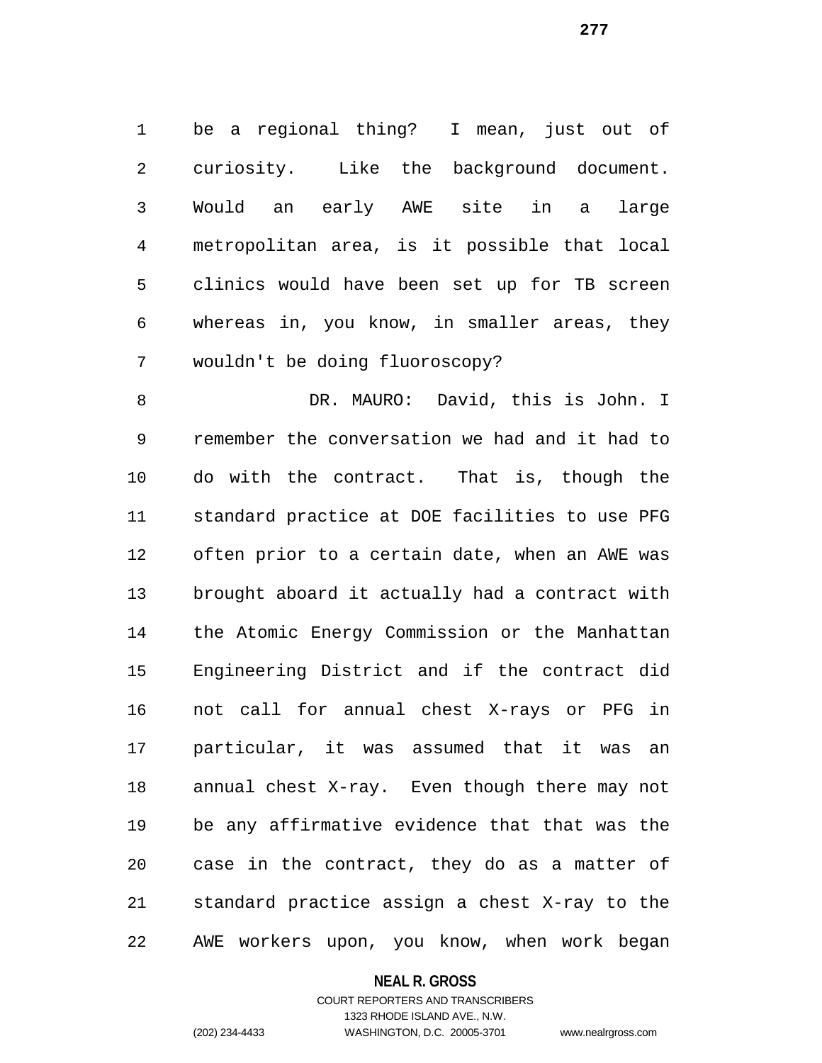be a regional thing? I mean, just out of curiosity. Like the background document. Would an early AWE site in a large metropolitan area, is it possible that local clinics would have been set up for TB screen whereas in, you know, in smaller areas, they wouldn't be doing fluoroscopy?

DR. MAURO: David, this is John. I remember the conversation we had and it had to do with the contract. That is, though the standard practice at DOE facilities to use PFG often prior to a certain date, when an AWE was brought aboard it actually had a contract with the Atomic Energy Commission or the Manhattan Engineering District and if the contract did not call for annual chest X-rays or PFG in particular, it was assumed that it was an annual chest X-ray. Even though there may not be any affirmative evidence that that was the case in the contract, they do as a matter of standard practice assign a chest X-ray to the AWE workers upon, you know, when work began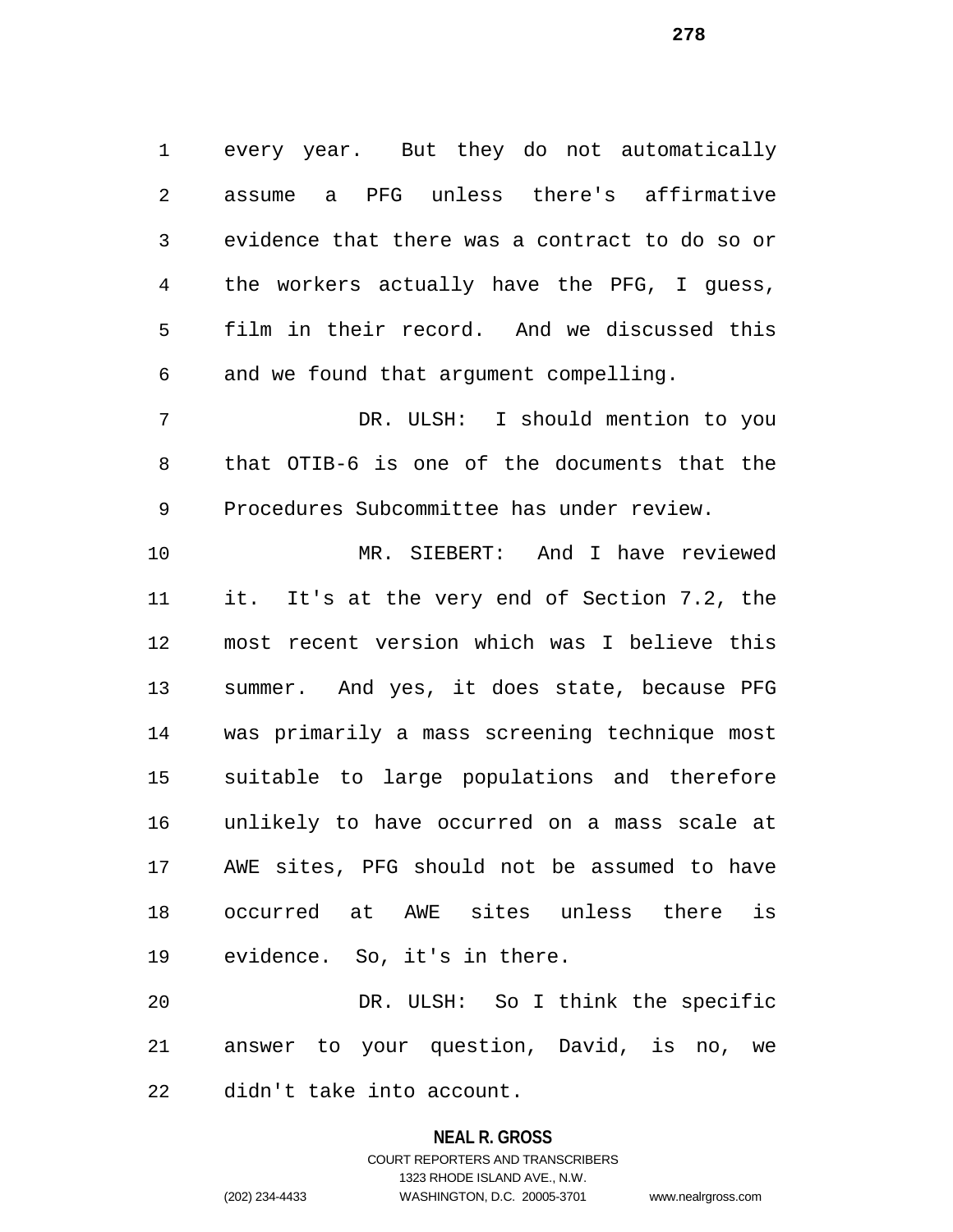every year. But they do not automatically assume a PFG unless there's affirmative evidence that there was a contract to do so or the workers actually have the PFG, I guess, film in their record. And we discussed this and we found that argument compelling.

DR. ULSH: I should mention to you that OTIB-6 is one of the documents that the Procedures Subcommittee has under review.

MR. SIEBERT: And I have reviewed it. It's at the very end of Section 7.2, the most recent version which was I believe this summer. And yes, it does state, because PFG was primarily a mass screening technique most suitable to large populations and therefore unlikely to have occurred on a mass scale at AWE sites, PFG should not be assumed to have occurred at AWE sites unless there is evidence. So, it's in there.

DR. ULSH: So I think the specific answer to your question, David, is no, we didn't take into account.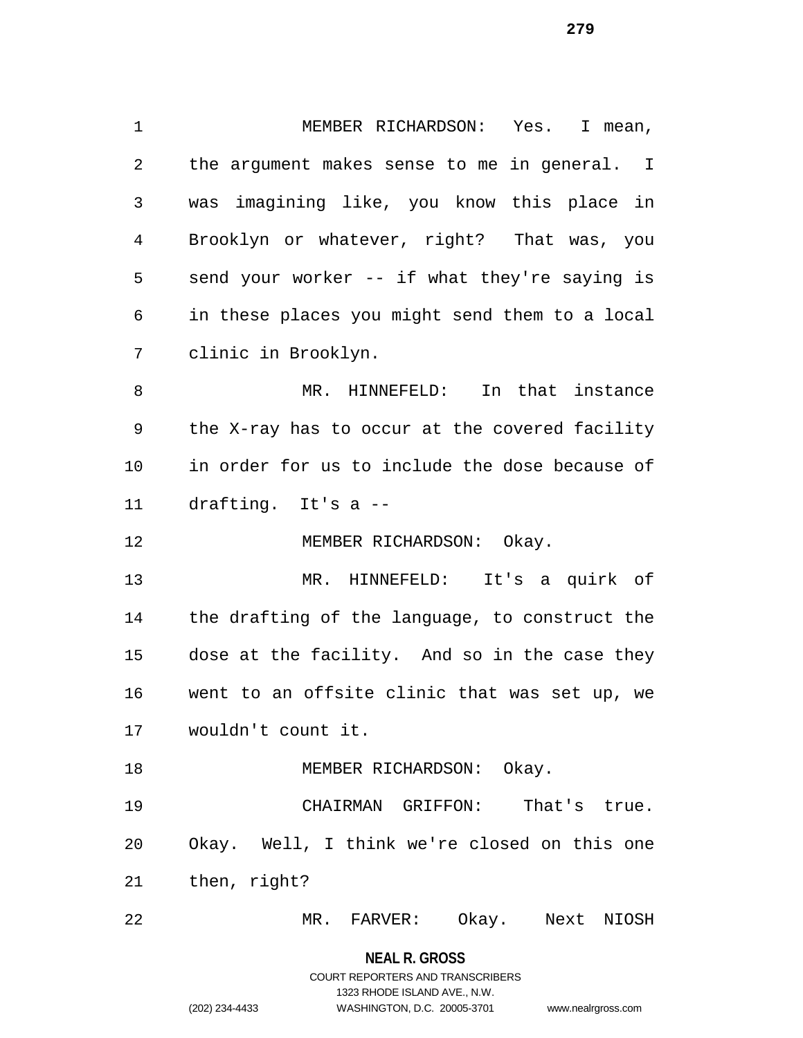MEMBER RICHARDSON: Yes. I mean, the argument makes sense to me in general. I was imagining like, you know this place in Brooklyn or whatever, right? That was, you send your worker -- if what they're saying is in these places you might send them to a local clinic in Brooklyn.

MR. HINNEFELD: In that instance the X-ray has to occur at the covered facility in order for us to include the dose because of drafting. It's a --

MEMBER RICHARDSON: Okay.

MR. HINNEFELD: It's a quirk of the drafting of the language, to construct the dose at the facility. And so in the case they went to an offsite clinic that was set up, we wouldn't count it.

MEMBER RICHARDSON: Okay.

CHAIRMAN GRIFFON: That's true. Okay. Well, I think we're closed on this one then, right?

MR. FARVER: Okay. Next NIOSH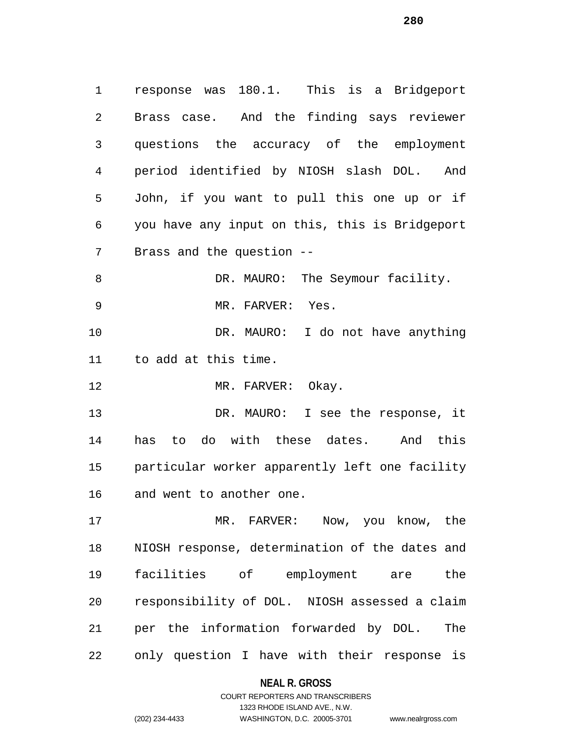response was 180.1. This is a Bridgeport Brass case. And the finding says reviewer questions the accuracy of the employment period identified by NIOSH slash DOL. And John, if you want to pull this one up or if you have any input on this, this is Bridgeport Brass and the question --

DR. MAURO: The Seymour facility.

MR. FARVER: Yes.

DR. MAURO: I do not have anything to add at this time.

MR. FARVER: Okay.

DR. MAURO: I see the response, it has to do with these dates. And this particular worker apparently left one facility and went to another one.

MR. FARVER: Now, you know, the NIOSH response, determination of the dates and facilities of employment are the responsibility of DOL. NIOSH assessed a claim per the information forwarded by DOL. The only question I have with their response is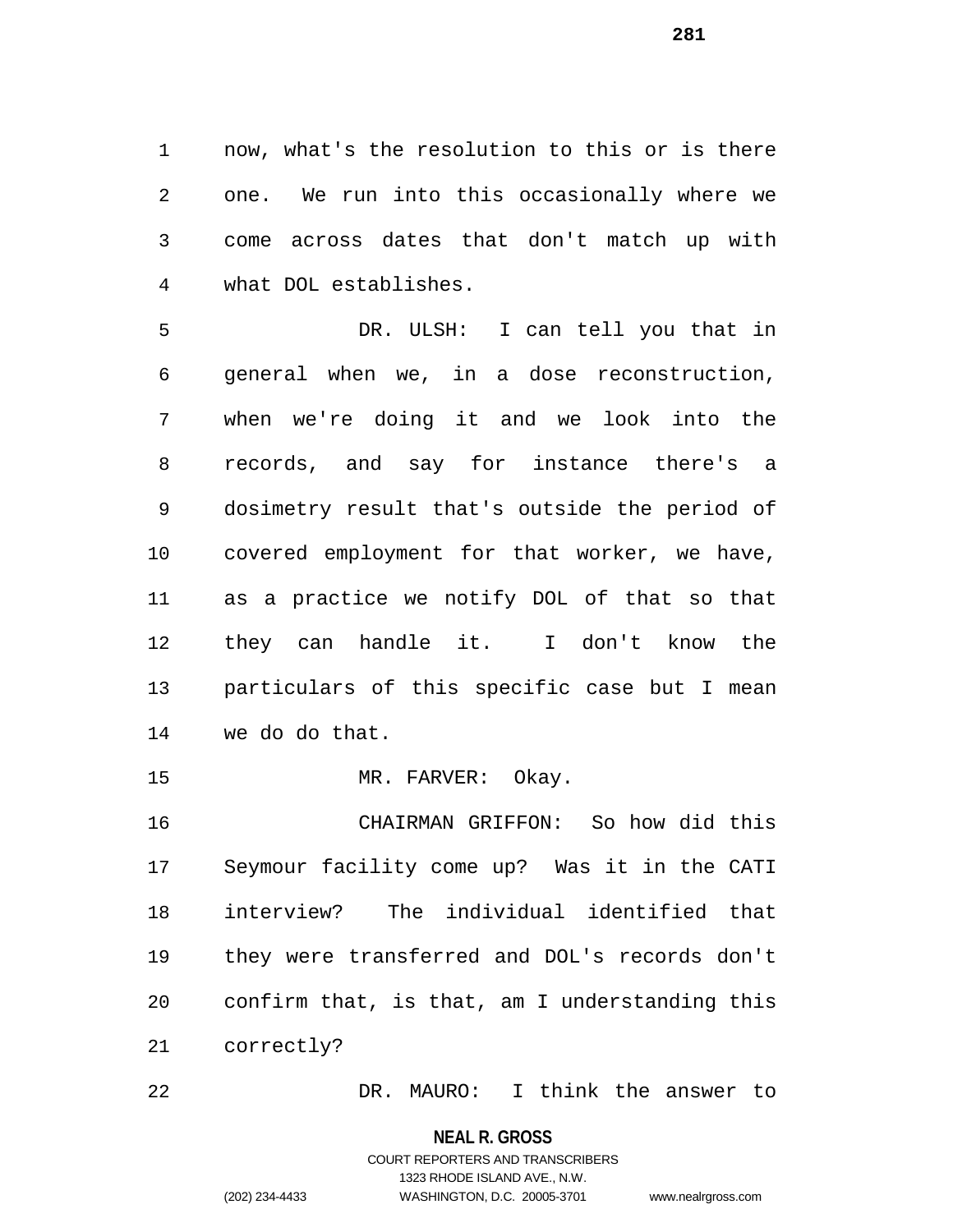now, what's the resolution to this or is there one. We run into this occasionally where we come across dates that don't match up with what DOL establishes.

DR. ULSH: I can tell you that in general when we, in a dose reconstruction, when we're doing it and we look into the records, and say for instance there's a dosimetry result that's outside the period of covered employment for that worker, we have, as a practice we notify DOL of that so that they can handle it. I don't know the particulars of this specific case but I mean we do do that.

MR. FARVER: Okay.

CHAIRMAN GRIFFON: So how did this Seymour facility come up? Was it in the CATI interview? The individual identified that they were transferred and DOL's records don't confirm that, is that, am I understanding this correctly?

DR. MAURO: I think the answer to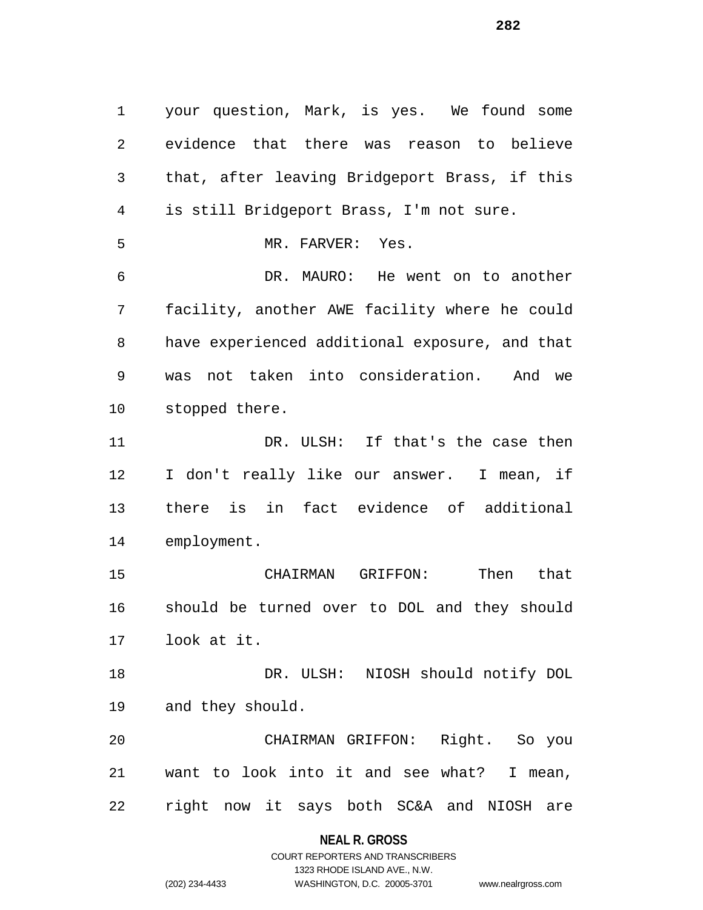your question, Mark, is yes. We found some evidence that there was reason to believe that, after leaving Bridgeport Brass, if this is still Bridgeport Brass, I'm not sure.

MR. FARVER: Yes.

DR. MAURO: He went on to another facility, another AWE facility where he could have experienced additional exposure, and that was not taken into consideration. And we stopped there.

DR. ULSH: If that's the case then I don't really like our answer. I mean, if there is in fact evidence of additional employment.

CHAIRMAN GRIFFON: Then that should be turned over to DOL and they should look at it.

DR. ULSH: NIOSH should notify DOL and they should.

CHAIRMAN GRIFFON: Right. So you want to look into it and see what? I mean, right now it says both SC&A and NIOSH are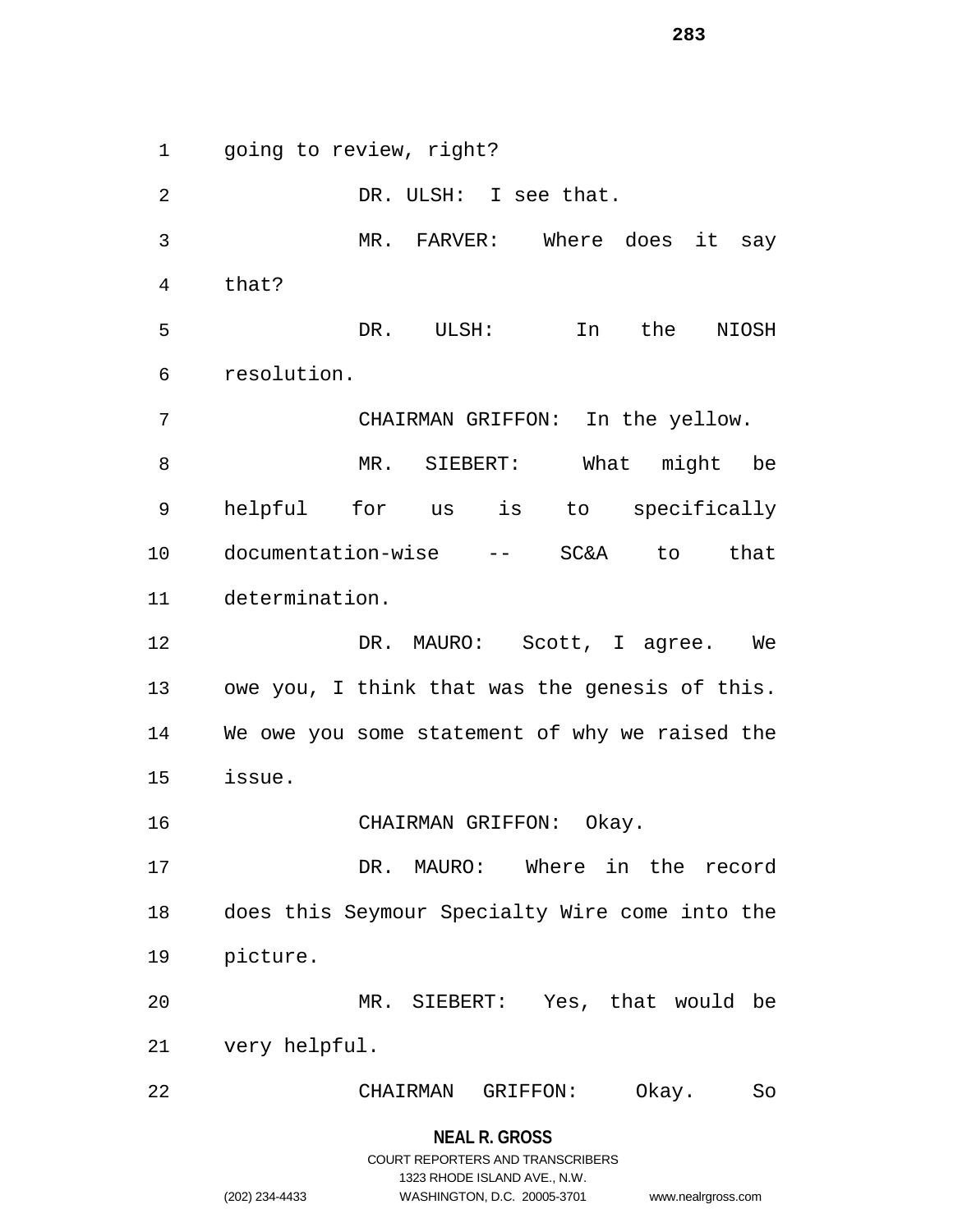going to review, right?

DR. ULSH: I see that.

MR. FARVER: Where does it say that?

DR. ULSH: In the NIOSH resolution.

CHAIRMAN GRIFFON: In the yellow.

MR. SIEBERT: What might be helpful for us is to specifically documentation-wise -- SC&A to that determination.

DR. MAURO: Scott, I agree. We owe you, I think that was the genesis of this. We owe you some statement of why we raised the issue.

CHAIRMAN GRIFFON: Okay.

DR. MAURO: Where in the record does this Seymour Specialty Wire come into the picture.

MR. SIEBERT: Yes, that would be very helpful.

CHAIRMAN GRIFFON: Okay. So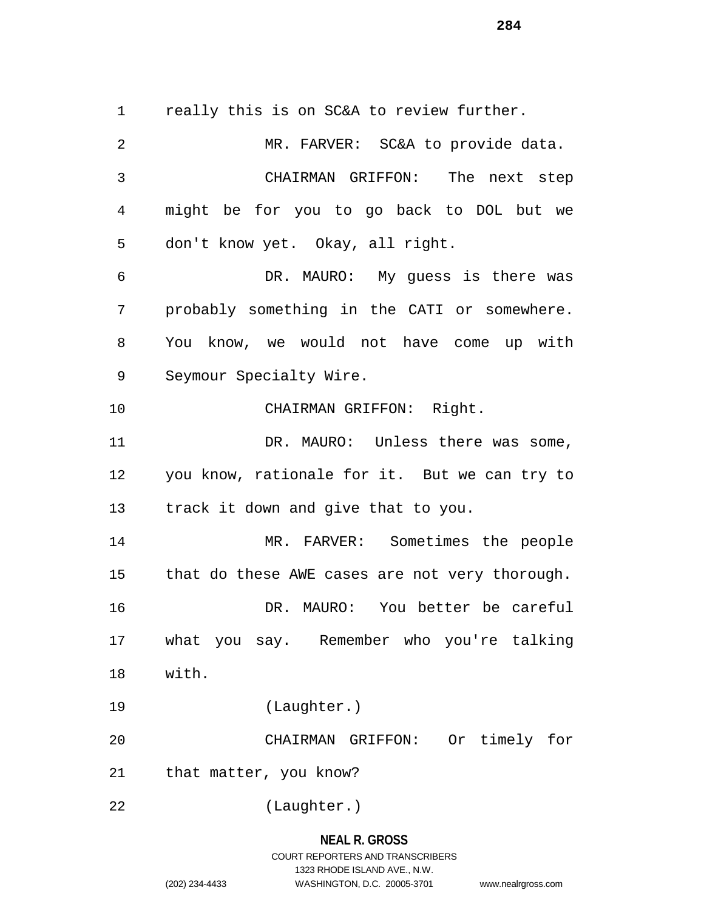really this is on SC&A to review further.

MR. FARVER: SC&A to provide data.

CHAIRMAN GRIFFON: The next step might be for you to go back to DOL but we don't know yet. Okay, all right.

DR. MAURO: My guess is there was probably something in the CATI or somewhere. You know, we would not have come up with Seymour Specialty Wire.

CHAIRMAN GRIFFON: Right.

DR. MAURO: Unless there was some, you know, rationale for it. But we can try to track it down and give that to you.

MR. FARVER: Sometimes the people that do these AWE cases are not very thorough.

DR. MAURO: You better be careful what you say. Remember who you're talking with.

(Laughter.)

CHAIRMAN GRIFFON: Or timely for that matter, you know?

(Laughter.)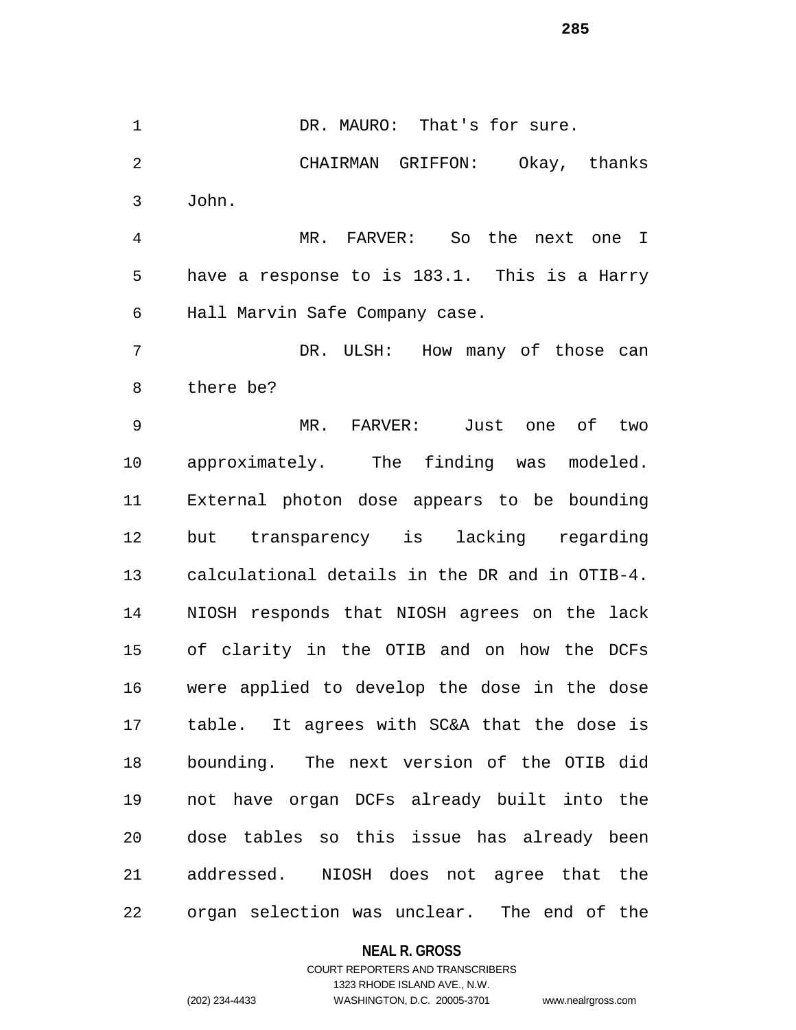DR. MAURO: That's for sure.

CHAIRMAN GRIFFON: Okay, thanks John.

MR. FARVER: So the next one I have a response to is 183.1. This is a Harry Hall Marvin Safe Company case.

DR. ULSH: How many of those can there be?

MR. FARVER: Just one of two approximately. The finding was modeled. External photon dose appears to be bounding but transparency is lacking regarding calculational details in the DR and in OTIB-4. NIOSH responds that NIOSH agrees on the lack of clarity in the OTIB and on how the DCFs were applied to develop the dose in the dose table. It agrees with SC&A that the dose is bounding. The next version of the OTIB did not have organ DCFs already built into the dose tables so this issue has already been addressed. NIOSH does not agree that the organ selection was unclear. The end of the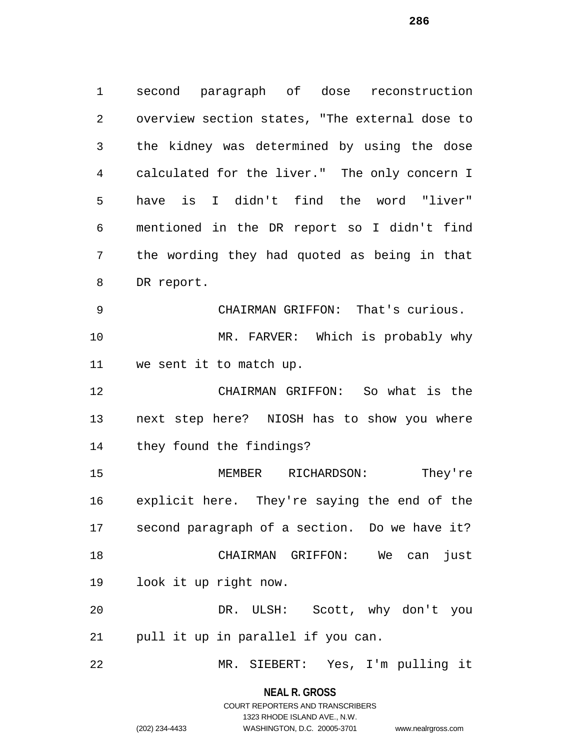second paragraph of dose reconstruction overview section states, "The external dose to the kidney was determined by using the dose calculated for the liver." The only concern I have is I didn't find the word "liver" mentioned in the DR report so I didn't find the wording they had quoted as being in that DR report.

CHAIRMAN GRIFFON: That's curious.

MR. FARVER: Which is probably why we sent it to match up.

CHAIRMAN GRIFFON: So what is the next step here? NIOSH has to show you where they found the findings?

MEMBER RICHARDSON: They're explicit here. They're saying the end of the second paragraph of a section. Do we have it?

CHAIRMAN GRIFFON: We can just look it up right now.

DR. ULSH: Scott, why don't you pull it up in parallel if you can.

MR. SIEBERT: Yes, I'm pulling it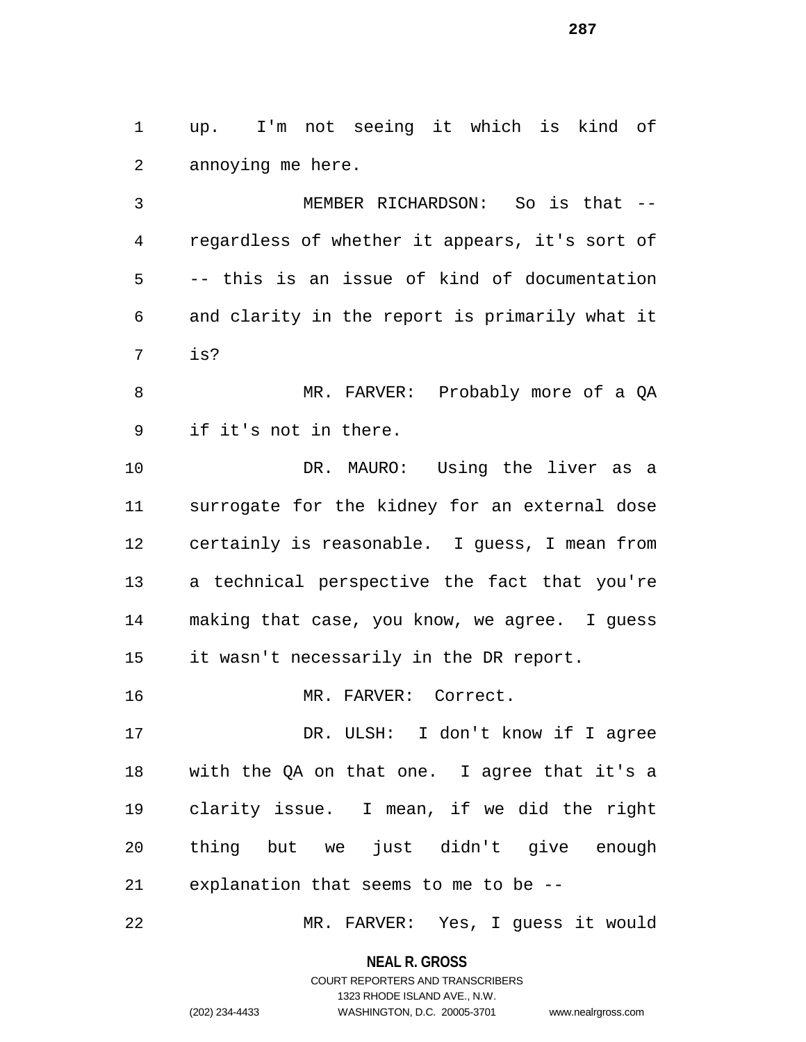up. I'm not seeing it which is kind of annoying me here.

MEMBER RICHARDSON: So is that -- regardless of whether it appears, it's sort of -- this is an issue of kind of documentation and clarity in the report is primarily what it is?

MR. FARVER: Probably more of a QA if it's not in there.

DR. MAURO: Using the liver as a surrogate for the kidney for an external dose certainly is reasonable. I guess, I mean from a technical perspective the fact that you're making that case, you know, we agree. I guess it wasn't necessarily in the DR report.

MR. FARVER: Correct.

DR. ULSH: I don't know if I agree with the QA on that one. I agree that it's a clarity issue. I mean, if we did the right thing but we just didn't give enough explanation that seems to me to be --

MR. FARVER: Yes, I guess it would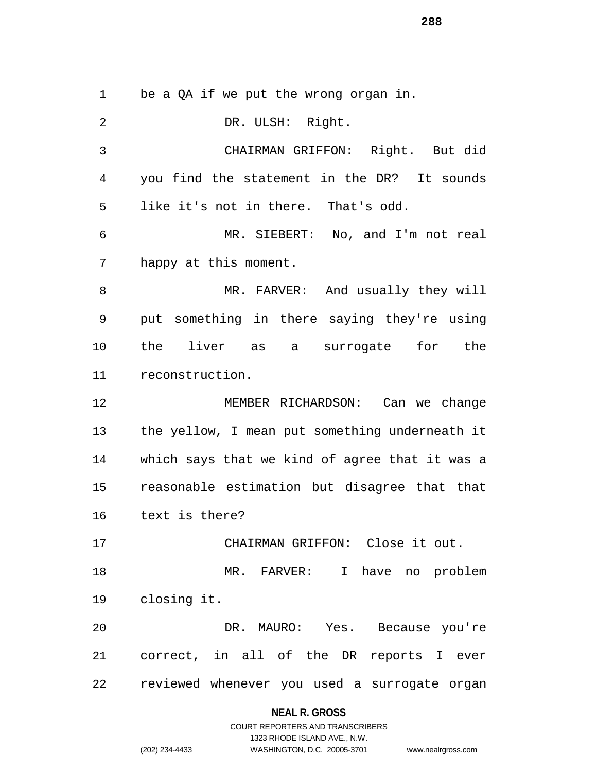be a QA if we put the wrong organ in.

DR. ULSH: Right.

CHAIRMAN GRIFFON: Right. But did you find the statement in the DR? It sounds like it's not in there. That's odd.

MR. SIEBERT: No, and I'm not real happy at this moment.

MR. FARVER: And usually they will put something in there saying they're using the liver as a surrogate for the reconstruction.

MEMBER RICHARDSON: Can we change the yellow, I mean put something underneath it which says that we kind of agree that it was a reasonable estimation but disagree that that text is there?

CHAIRMAN GRIFFON: Close it out.

MR. FARVER: I have no problem closing it.

DR. MAURO: Yes. Because you're correct, in all of the DR reports I ever reviewed whenever you used a surrogate organ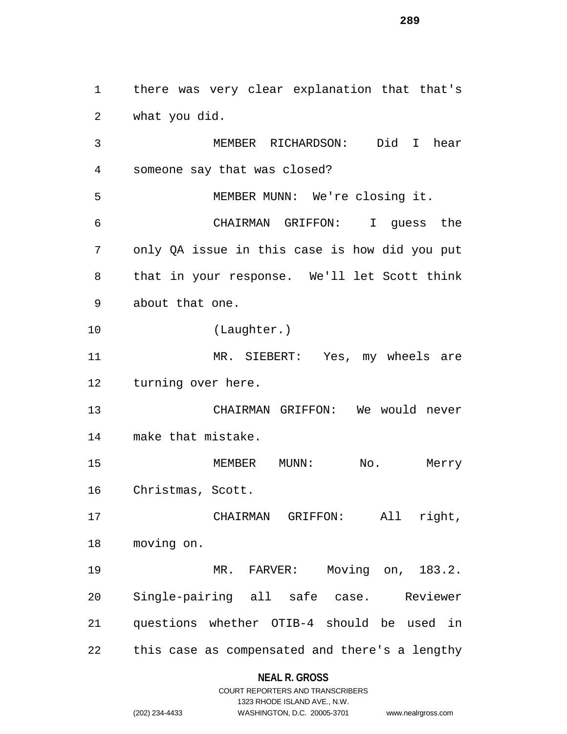there was very clear explanation that that's what you did.

MEMBER RICHARDSON: Did I hear someone say that was closed?

MEMBER MUNN: We're closing it.

CHAIRMAN GRIFFON: I guess the only QA issue in this case is how did you put that in your response. We'll let Scott think about that one.

(Laughter.)

MR. SIEBERT: Yes, my wheels are turning over here.

CHAIRMAN GRIFFON: We would never make that mistake.

MEMBER MUNN: No. Merry Christmas, Scott.

CHAIRMAN GRIFFON: All right, moving on.

MR. FARVER: Moving on, 183.2. Single-pairing all safe case. Reviewer questions whether OTIB-4 should be used in this case as compensated and there's a lengthy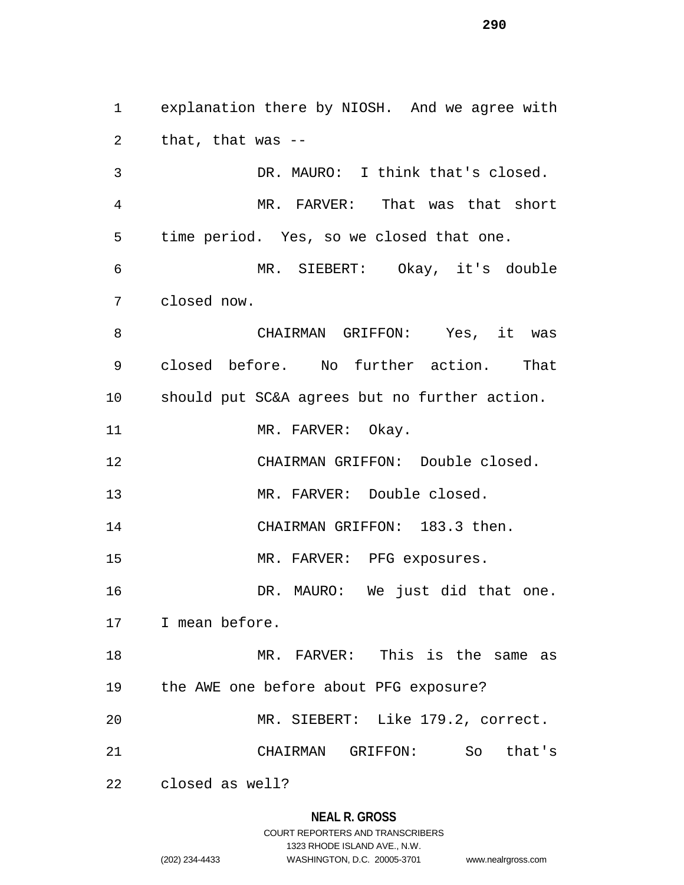explanation there by NIOSH. And we agree with that, that was --

DR. MAURO: I think that's closed.

MR. FARVER: That was that short time period. Yes, so we closed that one.

MR. SIEBERT: Okay, it's double closed now.

CHAIRMAN GRIFFON: Yes, it was closed before. No further action. That should put SC&A agrees but no further action.

MR. FARVER: Okay.

CHAIRMAN GRIFFON: Double closed.

MR. FARVER: Double closed.

CHAIRMAN GRIFFON: 183.3 then.

MR. FARVER: PFG exposures.

DR. MAURO: We just did that one. I mean before.

MR. FARVER: This is the same as the AWE one before about PFG exposure?

MR. SIEBERT: Like 179.2, correct.

CHAIRMAN GRIFFON: So that's closed as well?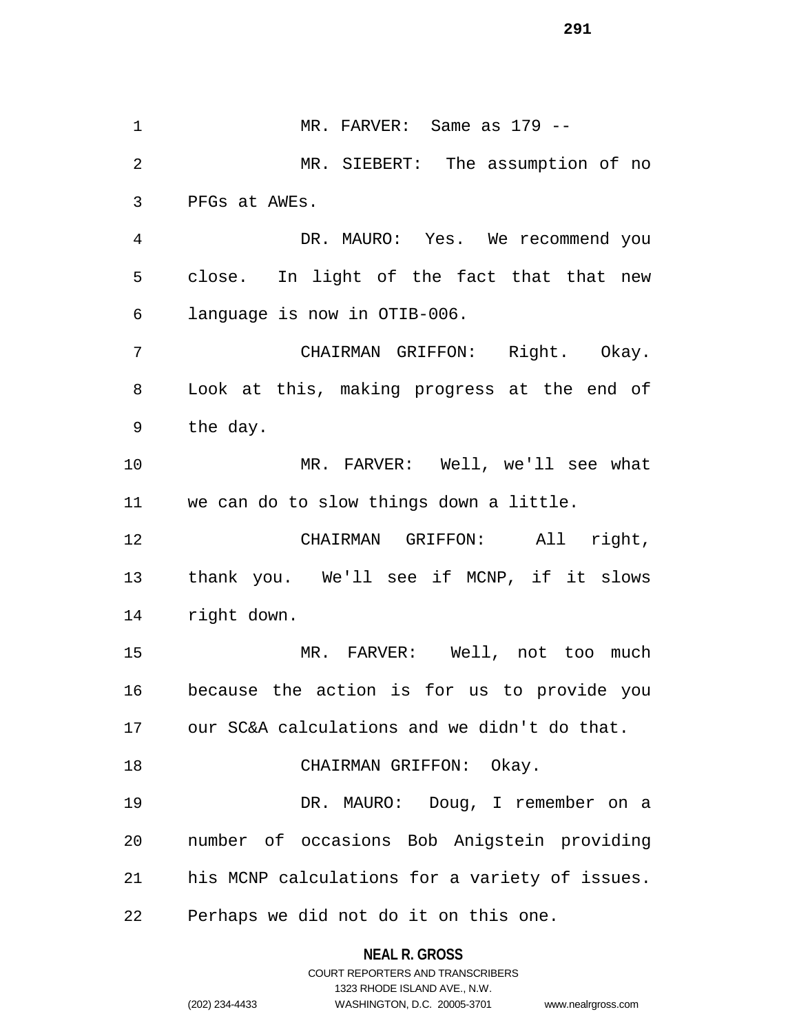MR. FARVER: Same as 179 --

MR. SIEBERT: The assumption of no PFGs at AWEs.

DR. MAURO: Yes. We recommend you close. In light of the fact that that new language is now in OTIB-006.

CHAIRMAN GRIFFON: Right. Okay. Look at this, making progress at the end of the day.

MR. FARVER: Well, we'll see what we can do to slow things down a little.

CHAIRMAN GRIFFON: All right, thank you. We'll see if MCNP, if it slows right down.

MR. FARVER: Well, not too much because the action is for us to provide you our SC&A calculations and we didn't do that.

CHAIRMAN GRIFFON: Okay.

DR. MAURO: Doug, I remember on a number of occasions Bob Anigstein providing his MCNP calculations for a variety of issues. Perhaps we did not do it on this one.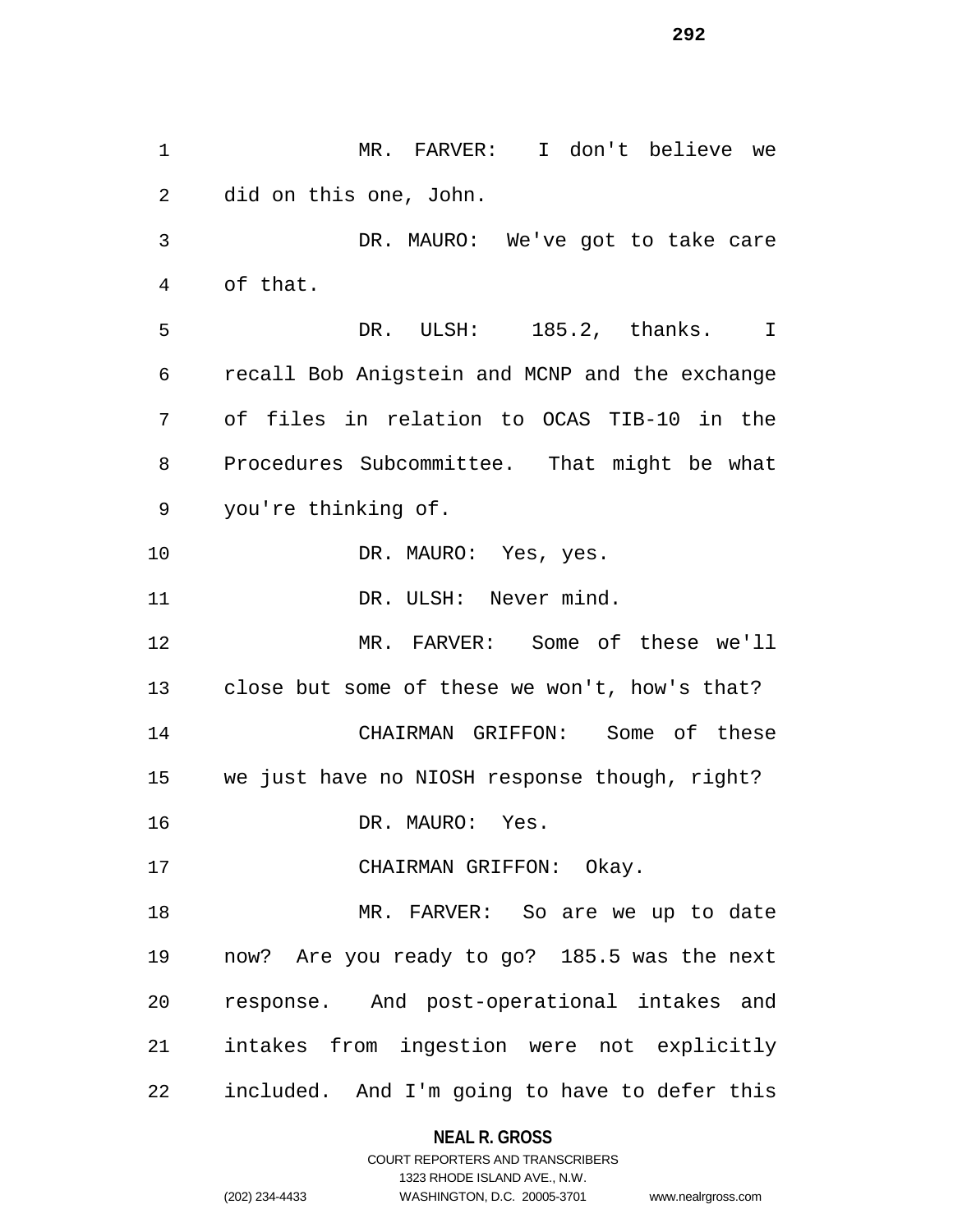MR. FARVER: I don't believe we did on this one, John.

DR. MAURO: We've got to take care of that.

DR. ULSH: 185.2, thanks. I recall Bob Anigstein and MCNP and the exchange of files in relation to OCAS TIB-10 in the Procedures Subcommittee. That might be what you're thinking of.

DR. MAURO: Yes, yes.

DR. ULSH: Never mind.

MR. FARVER: Some of these we'll close but some of these we won't, how's that?

CHAIRMAN GRIFFON: Some of these we just have no NIOSH response though, right?

DR. MAURO: Yes.

CHAIRMAN GRIFFON: Okay.

MR. FARVER: So are we up to date now? Are you ready to go? 185.5 was the next response. And post-operational intakes and intakes from ingestion were not explicitly included. And I'm going to have to defer this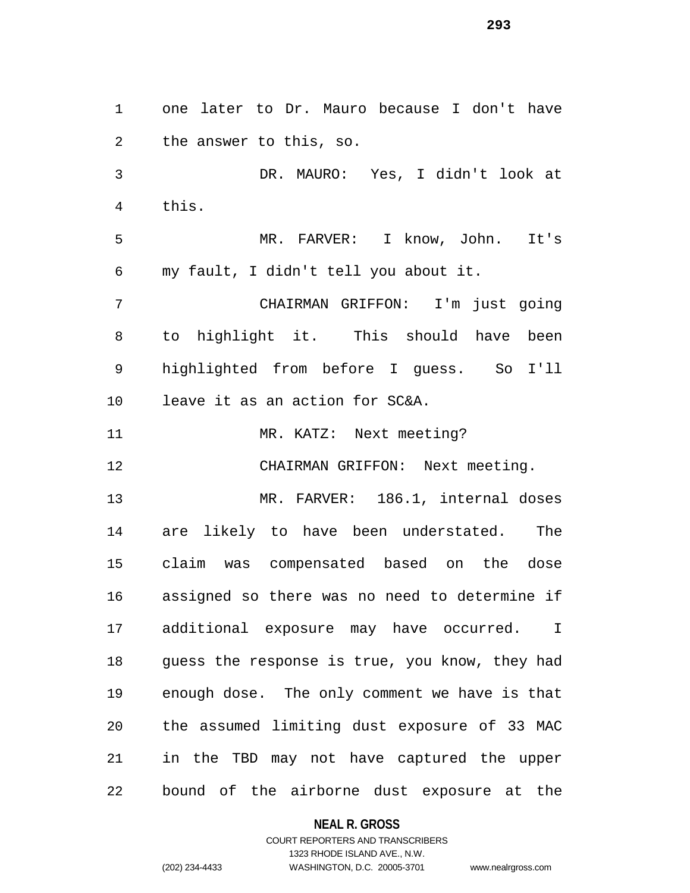one later to Dr. Mauro because I don't have the answer to this, so.

DR. MAURO: Yes, I didn't look at this.

MR. FARVER: I know, John. It's my fault, I didn't tell you about it.

CHAIRMAN GRIFFON: I'm just going to highlight it. This should have been highlighted from before I guess. So I'll leave it as an action for SC&A.

MR. KATZ: Next meeting?

CHAIRMAN GRIFFON: Next meeting.

MR. FARVER: 186.1, internal doses are likely to have been understated. The claim was compensated based on the dose assigned so there was no need to determine if additional exposure may have occurred. I guess the response is true, you know, they had enough dose. The only comment we have is that the assumed limiting dust exposure of 33 MAC in the TBD may not have captured the upper bound of the airborne dust exposure at the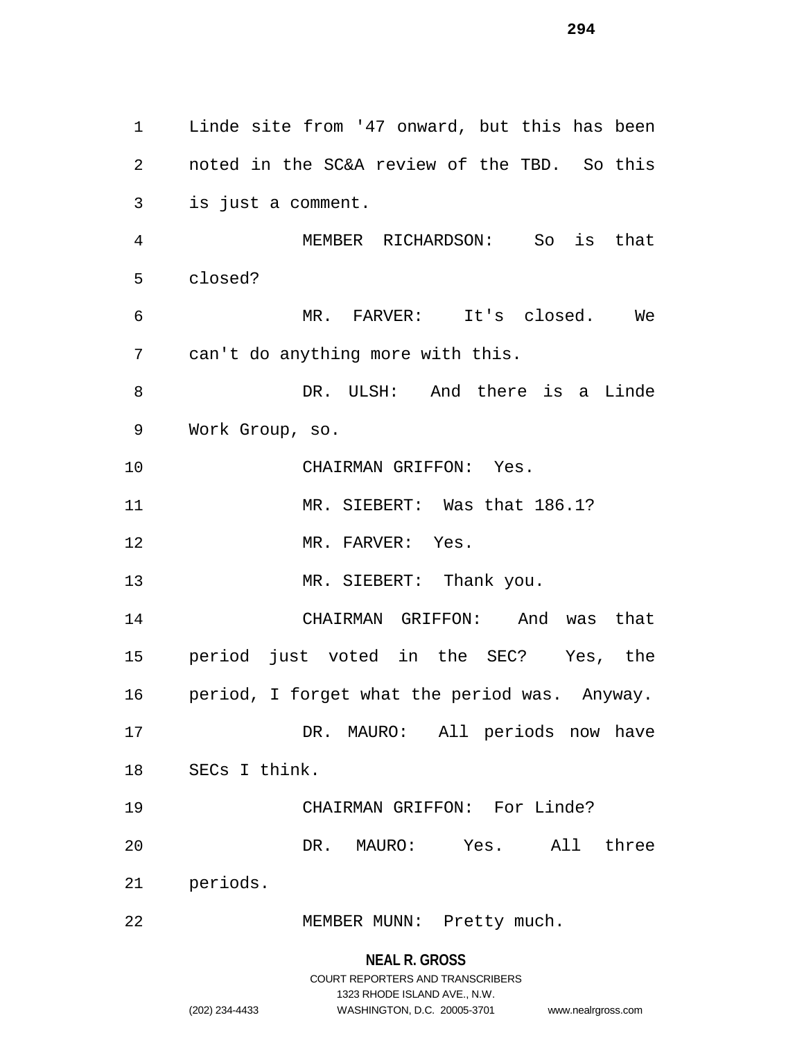Linde site from '47 onward, but this has been noted in the SC&A review of the TBD. So this is just a comment.

MEMBER RICHARDSON: So is that closed?

MR. FARVER: It's closed. We can't do anything more with this.

DR. ULSH: And there is a Linde Work Group, so.

CHAIRMAN GRIFFON: Yes.

MR. SIEBERT: Was that 186.1?

MR. FARVER: Yes.

MR. SIEBERT: Thank you.

CHAIRMAN GRIFFON: And was that period just voted in the SEC? Yes, the period, I forget what the period was. Anyway.

DR. MAURO: All periods now have SECs I think.

CHAIRMAN GRIFFON: For Linde?

DR. MAURO: Yes. All three periods.

MEMBER MUNN: Pretty much.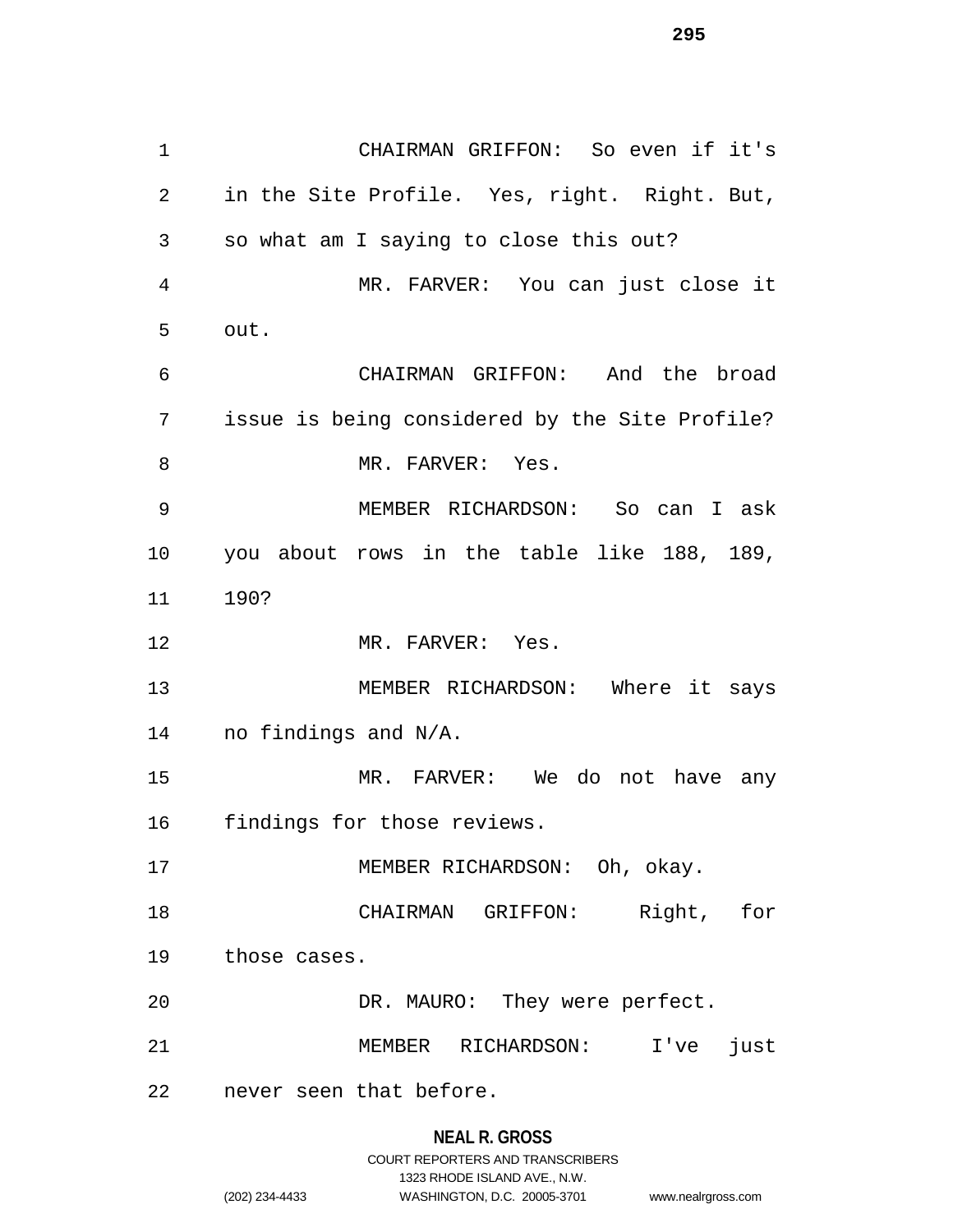CHAIRMAN GRIFFON: So even if it's in the Site Profile. Yes, right. Right. But, so what am I saying to close this out?

MR. FARVER: You can just close it out.

CHAIRMAN GRIFFON: And the broad issue is being considered by the Site Profile?

MR. FARVER: Yes.

MEMBER RICHARDSON: So can I ask you about rows in the table like 188, 189, 190?

MR. FARVER: Yes.

MEMBER RICHARDSON: Where it says no findings and N/A.

MR. FARVER: We do not have any findings for those reviews.

MEMBER RICHARDSON: Oh, okay.

CHAIRMAN GRIFFON: Right, for those cases.

DR. MAURO: They were perfect.

MEMBER RICHARDSON: I've just never seen that before.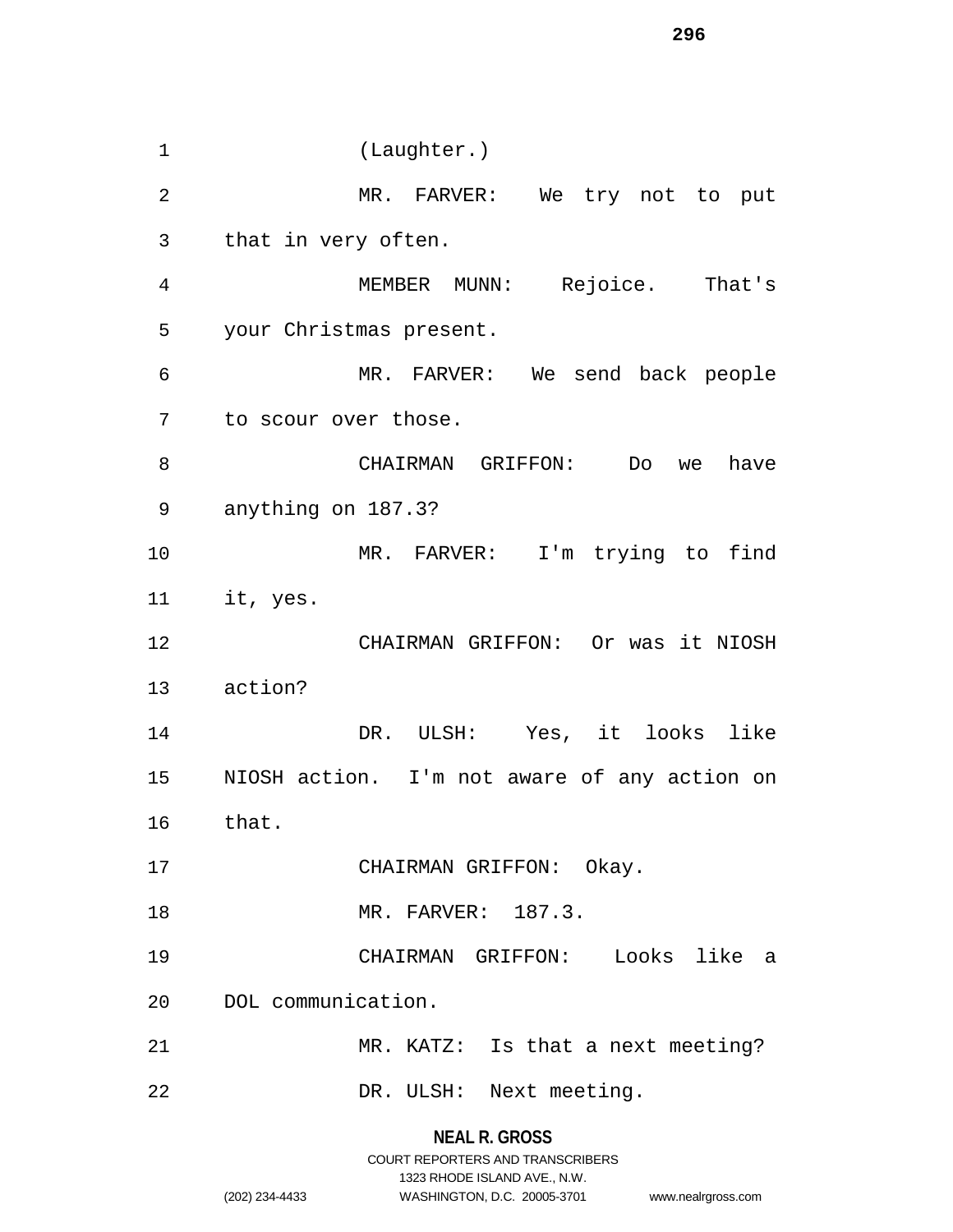(Laughter.)

MR. FARVER: We try not to put that in very often.

MEMBER MUNN: Rejoice. That's your Christmas present.

MR. FARVER: We send back people to scour over those.

CHAIRMAN GRIFFON: Do we have anything on 187.3?

MR. FARVER: I'm trying to find it, yes.

CHAIRMAN GRIFFON: Or was it NIOSH action?

DR. ULSH: Yes, it looks like NIOSH action. I'm not aware of any action on that.

CHAIRMAN GRIFFON: Okay.

MR. FARVER: 187.3.

CHAIRMAN GRIFFON: Looks like a DOL communication.

MR. KATZ: Is that a next meeting?

DR. ULSH: Next meeting.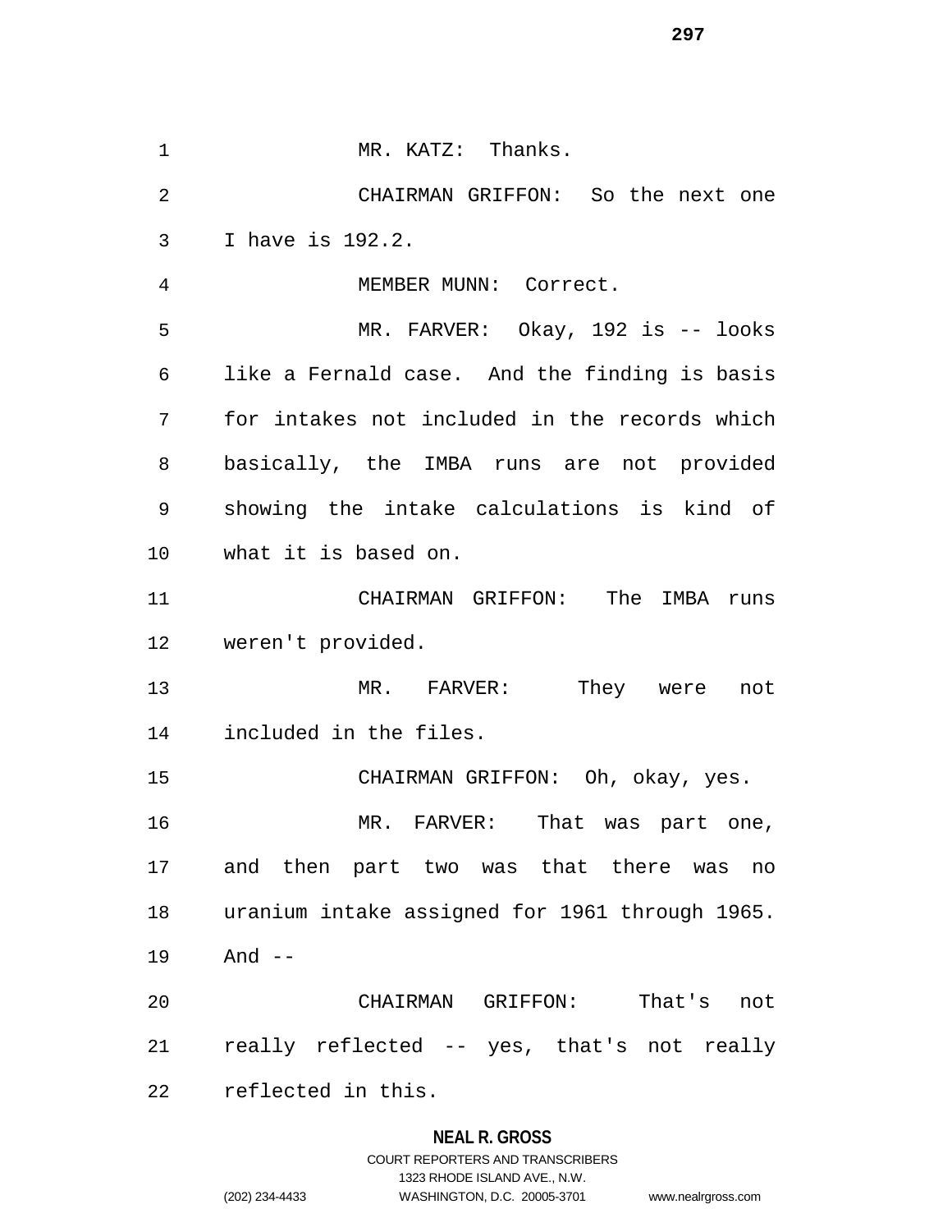MR. KATZ: Thanks.

CHAIRMAN GRIFFON: So the next one I have is 192.2.

MEMBER MUNN: Correct.

MR. FARVER: Okay, 192 is -- looks like a Fernald case. And the finding is basis for intakes not included in the records which basically, the IMBA runs are not provided showing the intake calculations is kind of what it is based on.

CHAIRMAN GRIFFON: The IMBA runs weren't provided.

MR. FARVER: They were not included in the files.

CHAIRMAN GRIFFON: Oh, okay, yes.

MR. FARVER: That was part one, and then part two was that there was no uranium intake assigned for 1961 through 1965. And --

CHAIRMAN GRIFFON: That's not really reflected -- yes, that's not really reflected in this.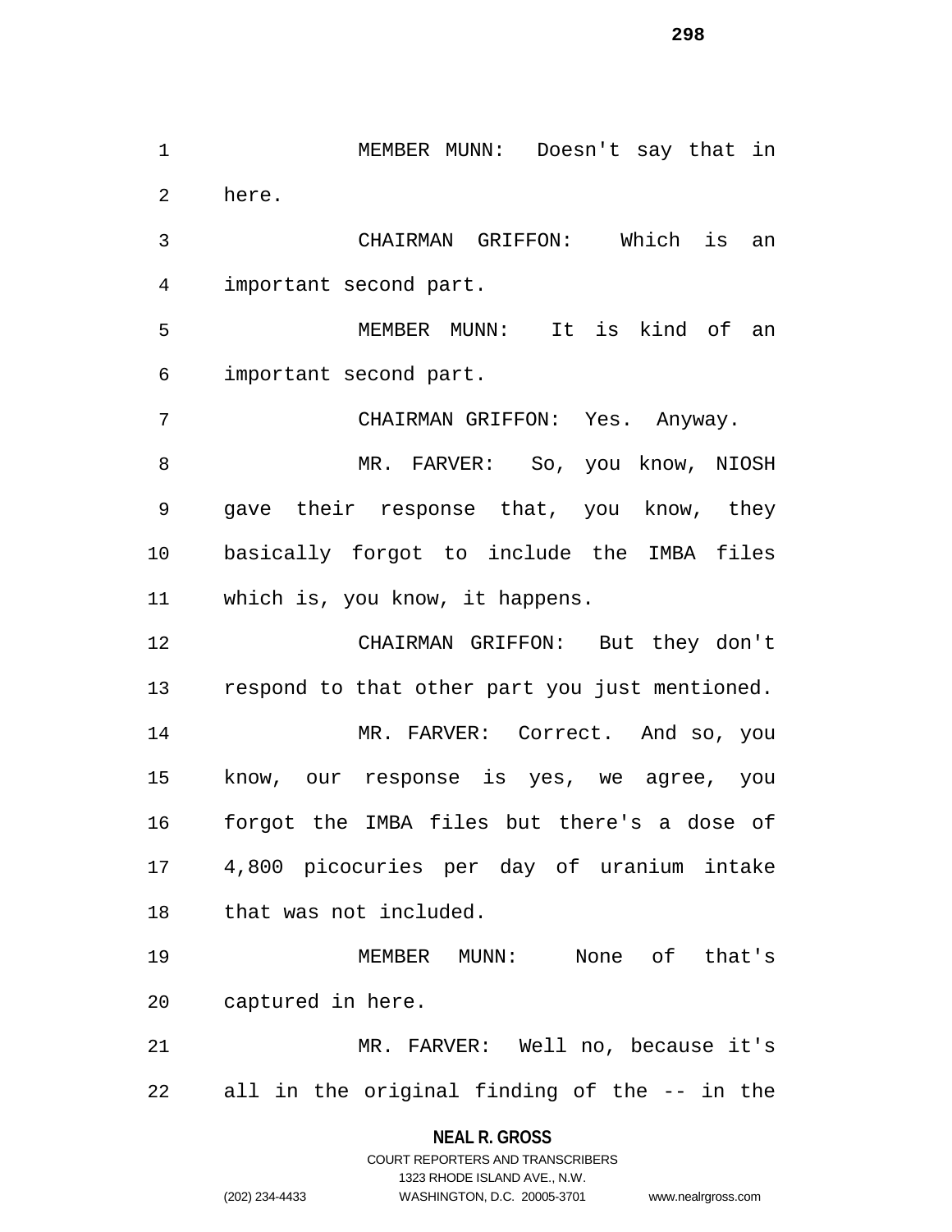MEMBER MUNN: Doesn't say that in here.

CHAIRMAN GRIFFON: Which is an important second part.

MEMBER MUNN: It is kind of an important second part.

CHAIRMAN GRIFFON: Yes. Anyway.

MR. FARVER: So, you know, NIOSH gave their response that, you know, they basically forgot to include the IMBA files which is, you know, it happens.

CHAIRMAN GRIFFON: But they don't respond to that other part you just mentioned.

MR. FARVER: Correct. And so, you know, our response is yes, we agree, you forgot the IMBA files but there's a dose of 4,800 picocuries per day of uranium intake that was not included.

MEMBER MUNN: None of that's captured in here.

MR. FARVER: Well no, because it's all in the original finding of the -- in the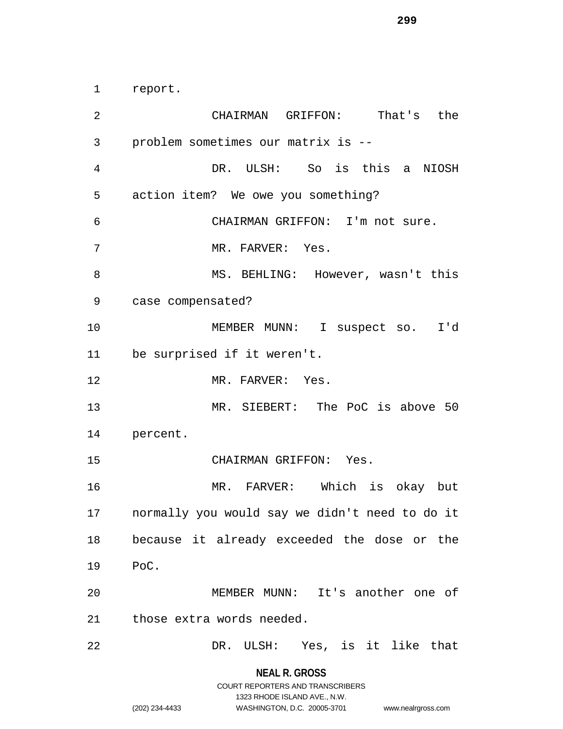report.

CHAIRMAN GRIFFON: That's the problem sometimes our matrix is --

DR. ULSH: So is this a NIOSH action item? We owe you something?

CHAIRMAN GRIFFON: I'm not sure.

MR. FARVER: Yes.

MS. BEHLING: However, wasn't this case compensated?

MEMBER MUNN: I suspect so. I'd be surprised if it weren't.

MR. FARVER: Yes.

MR. SIEBERT: The PoC is above 50 percent.

CHAIRMAN GRIFFON: Yes.

MR. FARVER: Which is okay but normally you would say we didn't need to do it because it already exceeded the dose or the PoC.

MEMBER MUNN: It's another one of those extra words needed.

DR. ULSH: Yes, is it like that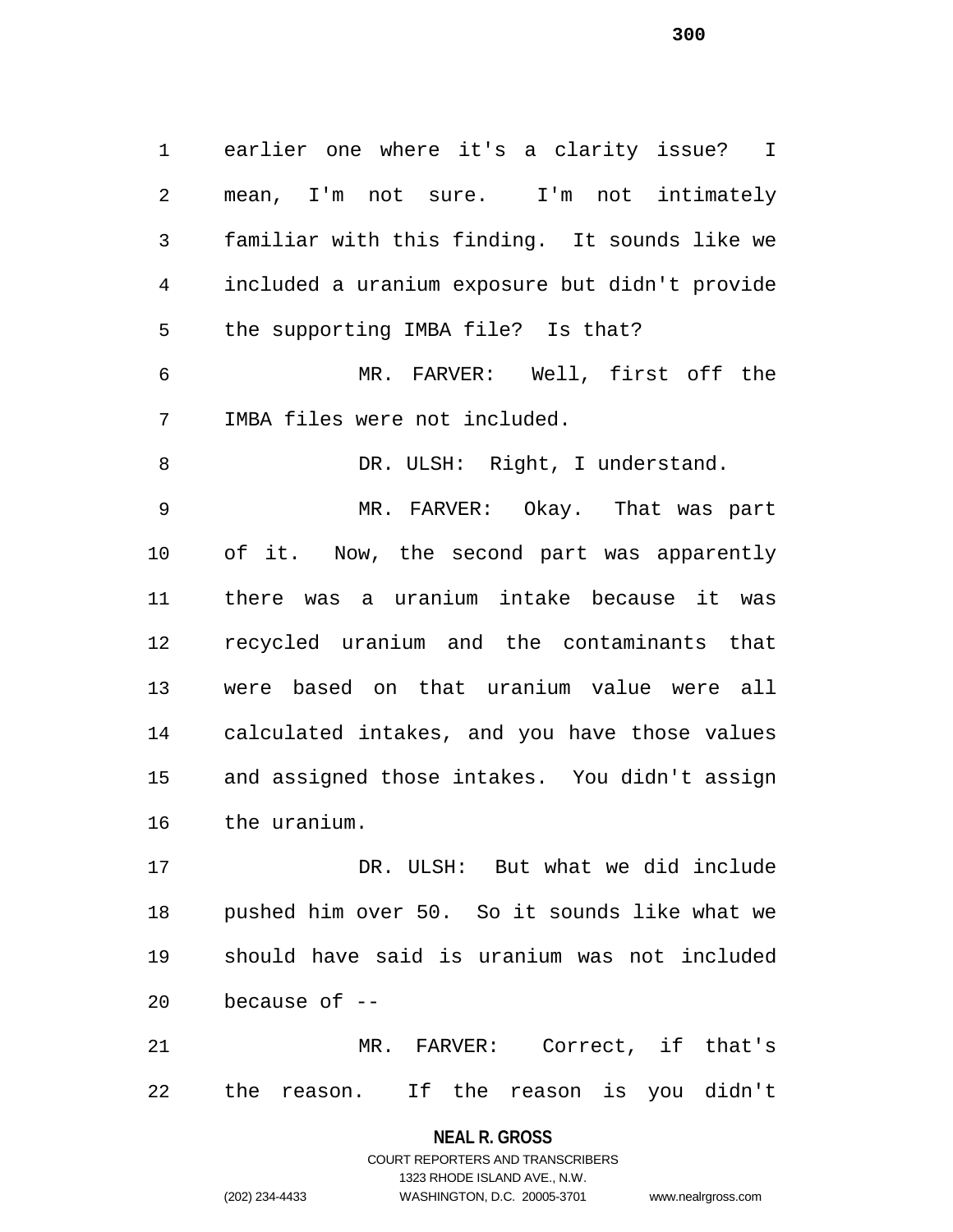earlier one where it's a clarity issue? I mean, I'm not sure. I'm not intimately familiar with this finding. It sounds like we included a uranium exposure but didn't provide the supporting IMBA file? Is that?

MR. FARVER: Well, first off the IMBA files were not included.

DR. ULSH: Right, I understand.

MR. FARVER: Okay. That was part of it. Now, the second part was apparently there was a uranium intake because it was recycled uranium and the contaminants that were based on that uranium value were all calculated intakes, and you have those values and assigned those intakes. You didn't assign the uranium.

DR. ULSH: But what we did include pushed him over 50. So it sounds like what we should have said is uranium was not included because of --

MR. FARVER: Correct, if that's the reason. If the reason is you didn't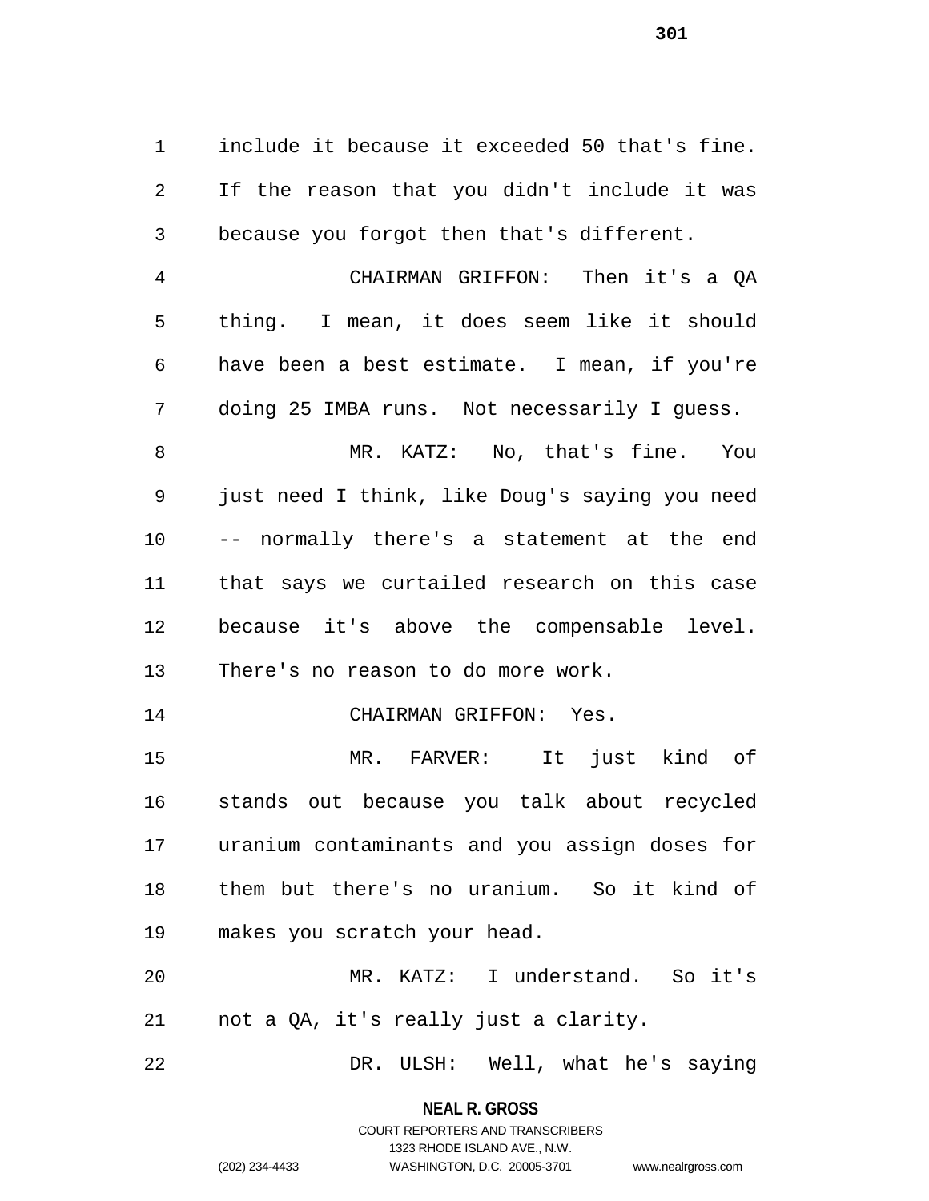include it because it exceeded 50 that's fine. If the reason that you didn't include it was because you forgot then that's different.

CHAIRMAN GRIFFON: Then it's a QA thing. I mean, it does seem like it should have been a best estimate. I mean, if you're doing 25 IMBA runs. Not necessarily I guess.

MR. KATZ: No, that's fine. You just need I think, like Doug's saying you need -- normally there's a statement at the end that says we curtailed research on this case because it's above the compensable level. There's no reason to do more work.

CHAIRMAN GRIFFON: Yes.

MR. FARVER: It just kind of stands out because you talk about recycled uranium contaminants and you assign doses for them but there's no uranium. So it kind of makes you scratch your head.

MR. KATZ: I understand. So it's not a QA, it's really just a clarity.

DR. ULSH: Well, what he's saying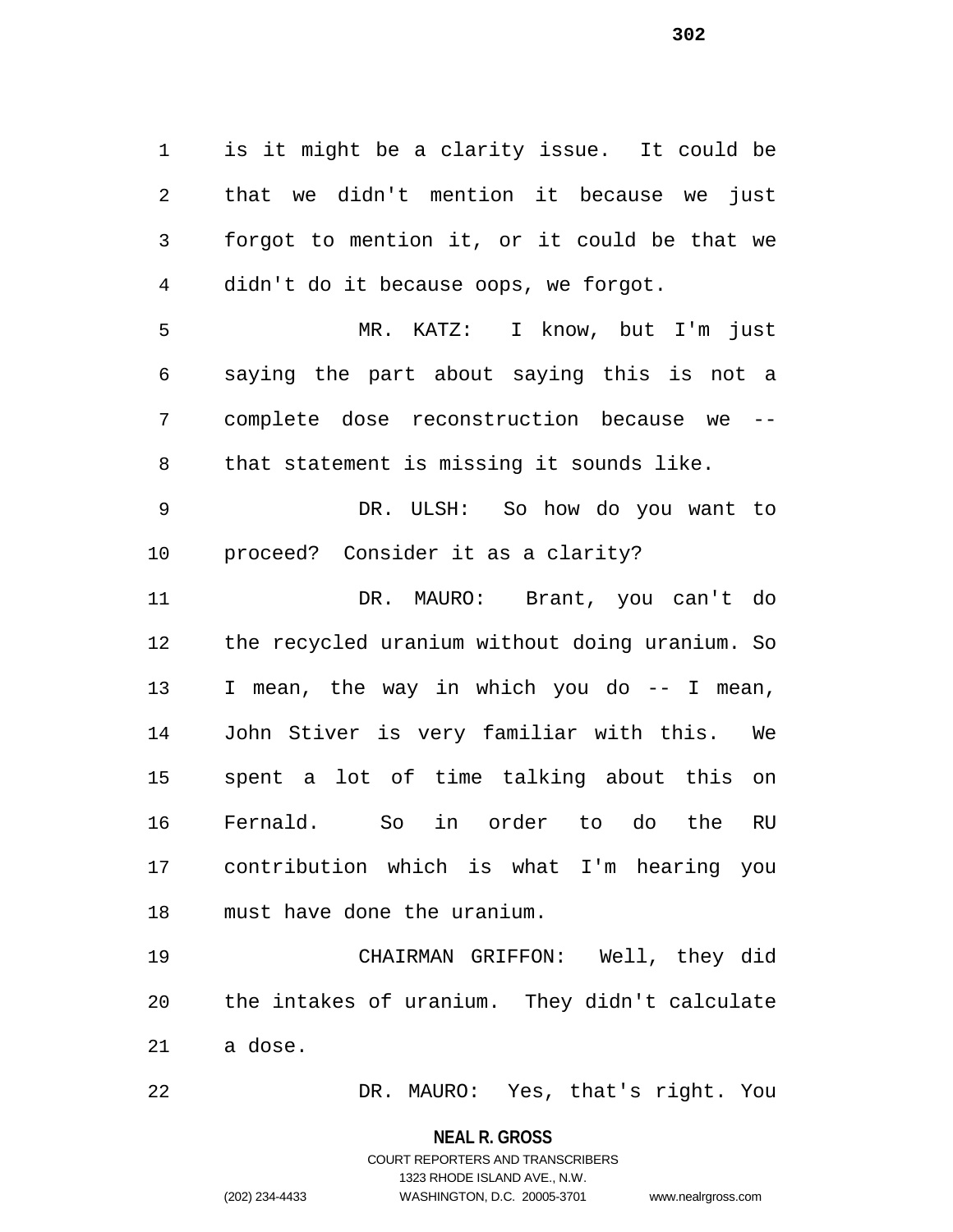is it might be a clarity issue. It could be that we didn't mention it because we just forgot to mention it, or it could be that we didn't do it because oops, we forgot.

MR. KATZ: I know, but I'm just saying the part about saying this is not a complete dose reconstruction because we -- that statement is missing it sounds like.

DR. ULSH: So how do you want to proceed? Consider it as a clarity?

DR. MAURO: Brant, you can't do the recycled uranium without doing uranium. So I mean, the way in which you do -- I mean, John Stiver is very familiar with this. We spent a lot of time talking about this on Fernald. So in order to do the RU contribution which is what I'm hearing you must have done the uranium.

CHAIRMAN GRIFFON: Well, they did the intakes of uranium. They didn't calculate a dose.

DR. MAURO: Yes, that's right. You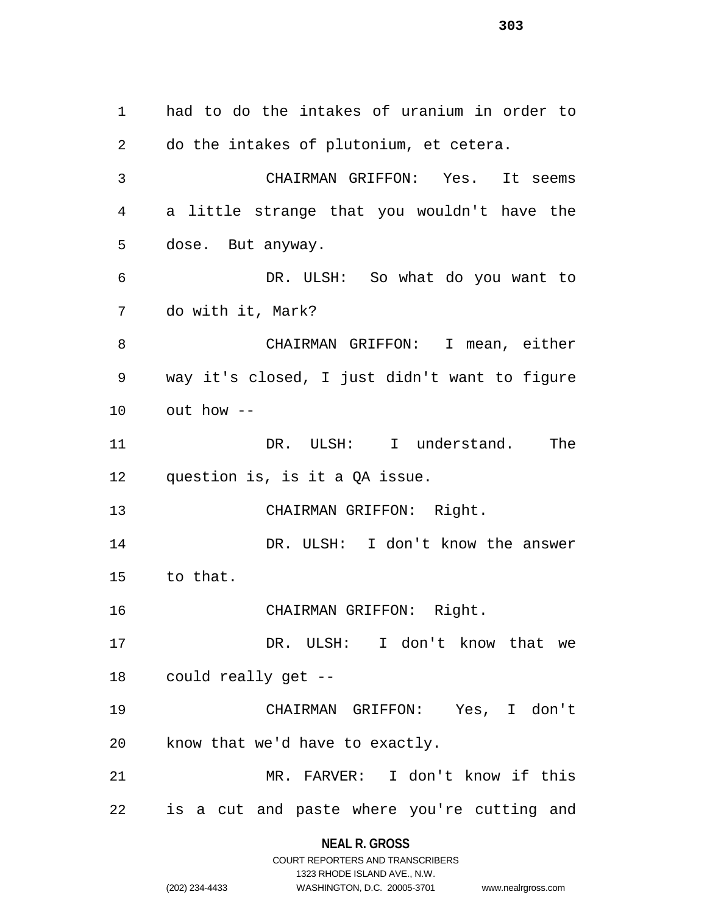had to do the intakes of uranium in order to do the intakes of plutonium, et cetera.

CHAIRMAN GRIFFON: Yes. It seems a little strange that you wouldn't have the dose. But anyway.

DR. ULSH: So what do you want to do with it, Mark?

CHAIRMAN GRIFFON: I mean, either way it's closed, I just didn't want to figure out how --

DR. ULSH: I understand. The question is, is it a QA issue.

CHAIRMAN GRIFFON: Right.

DR. ULSH: I don't know the answer to that.

CHAIRMAN GRIFFON: Right.

DR. ULSH: I don't know that we could really get --

CHAIRMAN GRIFFON: Yes, I don't know that we'd have to exactly.

MR. FARVER: I don't know if this is a cut and paste where you're cutting and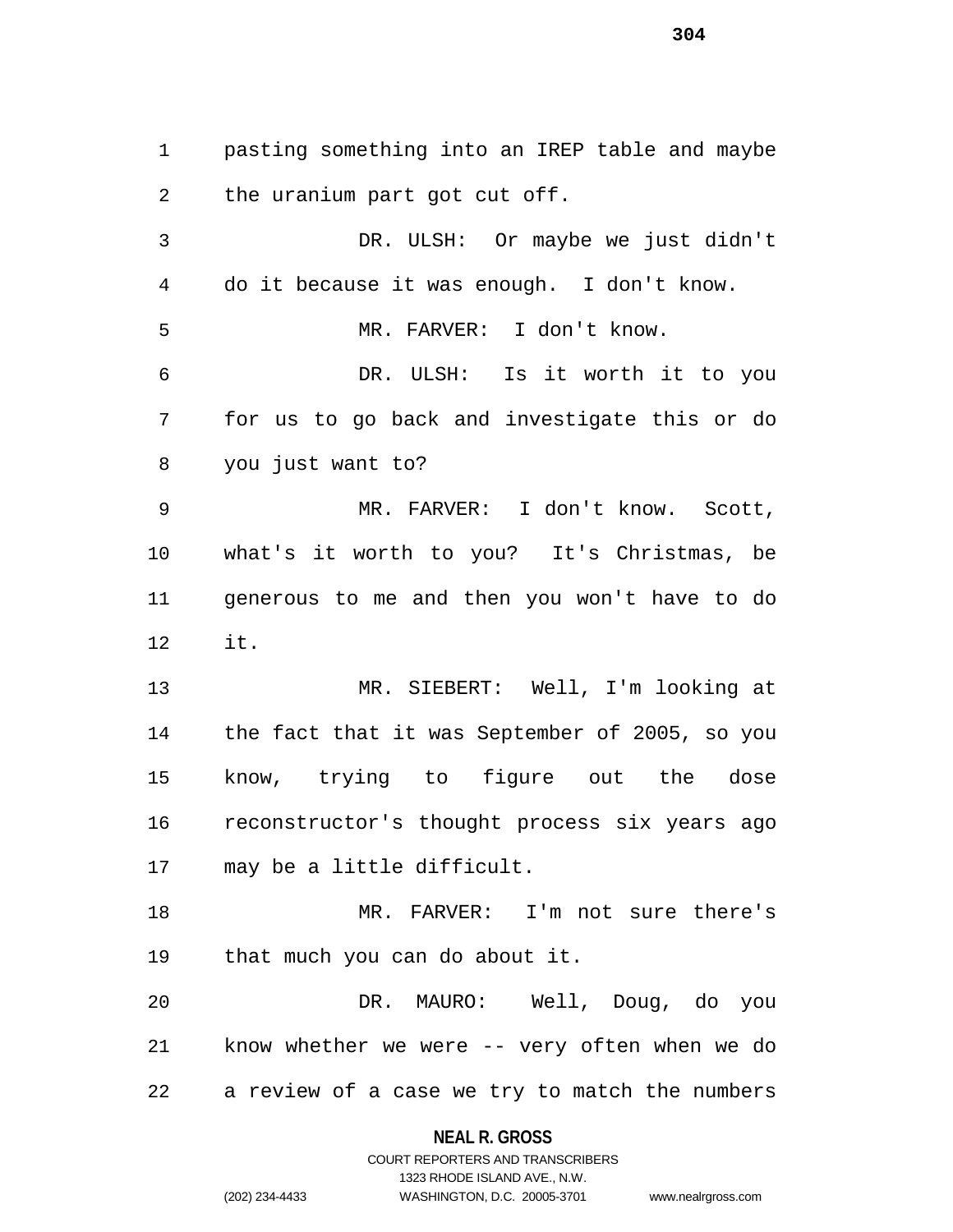pasting something into an IREP table and maybe the uranium part got cut off.

DR. ULSH: Or maybe we just didn't do it because it was enough. I don't know.

MR. FARVER: I don't know.

DR. ULSH: Is it worth it to you for us to go back and investigate this or do you just want to?

MR. FARVER: I don't know. Scott, what's it worth to you? It's Christmas, be generous to me and then you won't have to do it.

MR. SIEBERT: Well, I'm looking at the fact that it was September of 2005, so you know, trying to figure out the dose reconstructor's thought process six years ago may be a little difficult.

MR. FARVER: I'm not sure there's that much you can do about it.

DR. MAURO: Well, Doug, do you know whether we were -- very often when we do a review of a case we try to match the numbers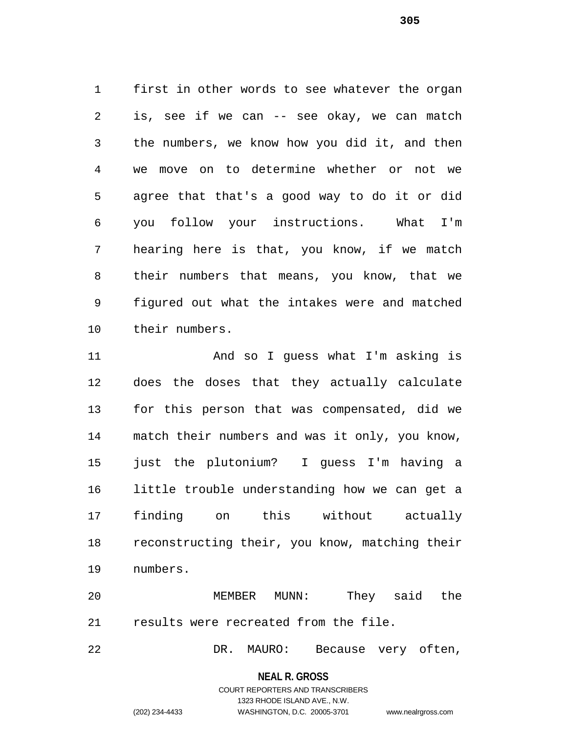first in other words to see whatever the organ is, see if we can -- see okay, we can match the numbers, we know how you did it, and then we move on to determine whether or not we agree that that's a good way to do it or did you follow your instructions. What I'm hearing here is that, you know, if we match their numbers that means, you know, that we figured out what the intakes were and matched their numbers.

And so I guess what I'm asking is does the doses that they actually calculate for this person that was compensated, did we match their numbers and was it only, you know, just the plutonium? I guess I'm having a little trouble understanding how we can get a finding on this without actually reconstructing their, you know, matching their numbers.

MEMBER MUNN: They said the results were recreated from the file.

DR. MAURO: Because very often,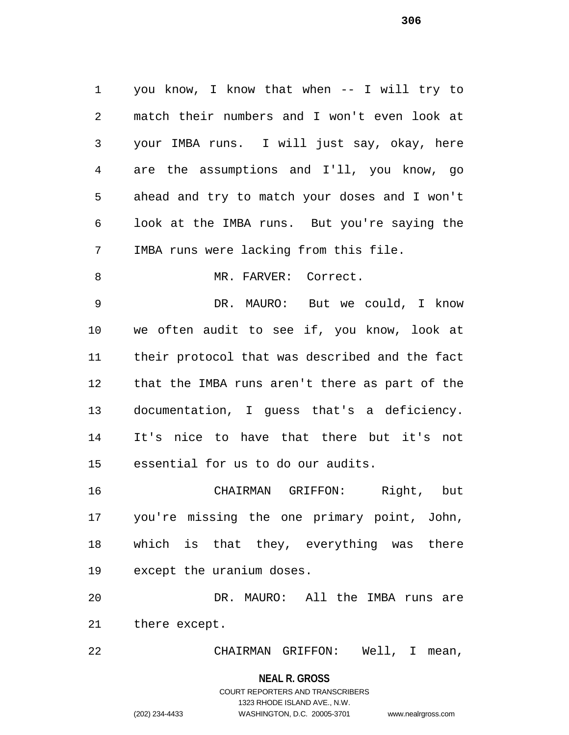you know, I know that when -- I will try to match their numbers and I won't even look at your IMBA runs. I will just say, okay, here are the assumptions and I'll, you know, go ahead and try to match your doses and I won't look at the IMBA runs. But you're saying the IMBA runs were lacking from this file.

MR. FARVER: Correct.

DR. MAURO: But we could, I know we often audit to see if, you know, look at their protocol that was described and the fact that the IMBA runs aren't there as part of the documentation, I guess that's a deficiency. It's nice to have that there but it's not essential for us to do our audits.

CHAIRMAN GRIFFON: Right, but you're missing the one primary point, John, which is that they, everything was there except the uranium doses.

DR. MAURO: All the IMBA runs are there except.

CHAIRMAN GRIFFON: Well, I mean,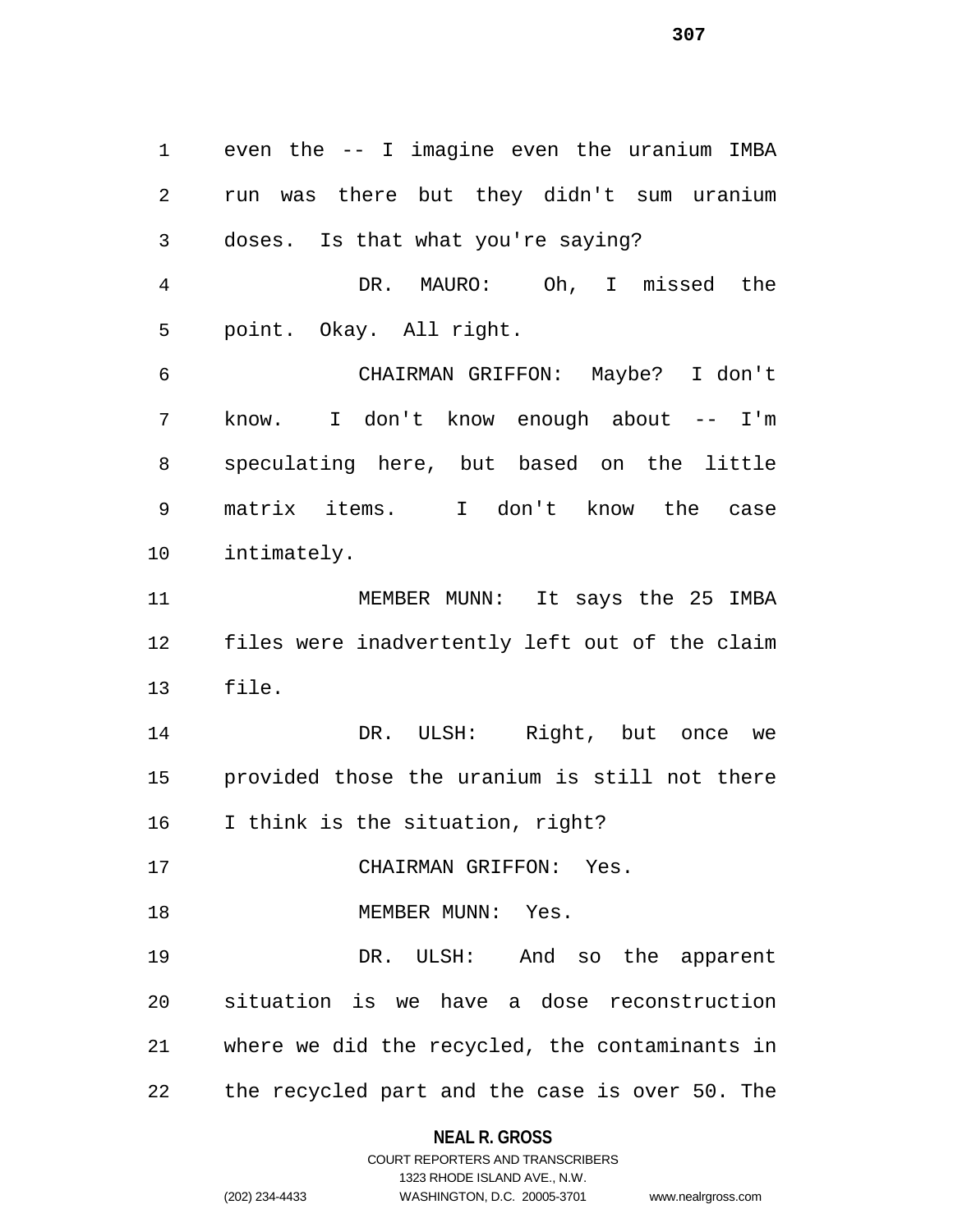even the -- I imagine even the uranium IMBA run was there but they didn't sum uranium doses. Is that what you're saying?

DR. MAURO: Oh, I missed the point. Okay. All right.

CHAIRMAN GRIFFON: Maybe? I don't know. I don't know enough about -- I'm speculating here, but based on the little matrix items. I don't know the case intimately.

MEMBER MUNN: It says the 25 IMBA files were inadvertently left out of the claim file.

DR. ULSH: Right, but once we provided those the uranium is still not there I think is the situation, right?

CHAIRMAN GRIFFON: Yes.

MEMBER MUNN: Yes.

DR. ULSH: And so the apparent situation is we have a dose reconstruction where we did the recycled, the contaminants in the recycled part and the case is over 50. The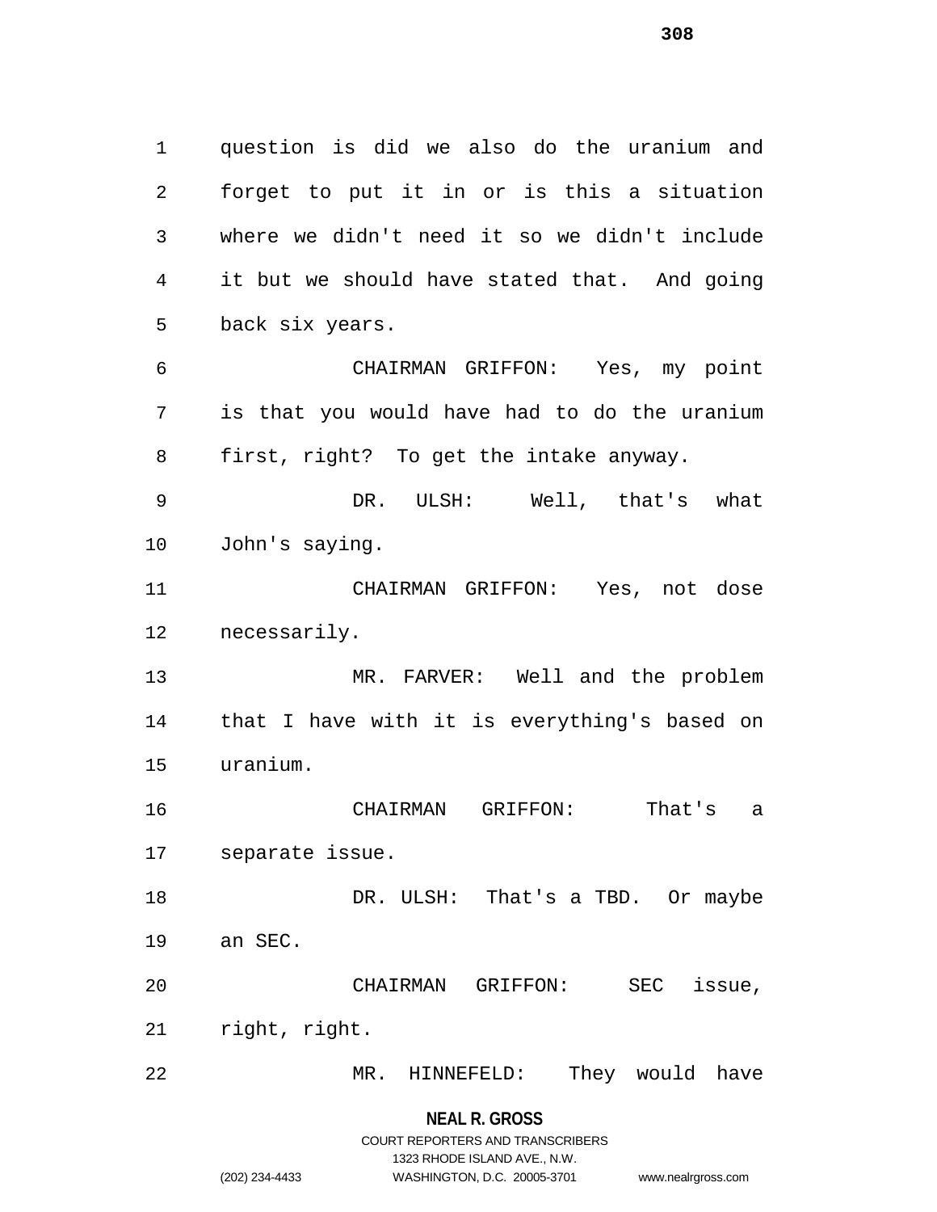question is did we also do the uranium and forget to put it in or is this a situation where we didn't need it so we didn't include it but we should have stated that. And going back six years.

CHAIRMAN GRIFFON: Yes, my point is that you would have had to do the uranium first, right? To get the intake anyway.

DR. ULSH: Well, that's what John's saying.

CHAIRMAN GRIFFON: Yes, not dose necessarily.

MR. FARVER: Well and the problem that I have with it is everything's based on uranium.

CHAIRMAN GRIFFON: That's a separate issue.

DR. ULSH: That's a TBD. Or maybe an SEC.

CHAIRMAN GRIFFON: SEC issue, right, right.

MR. HINNEFELD: They would have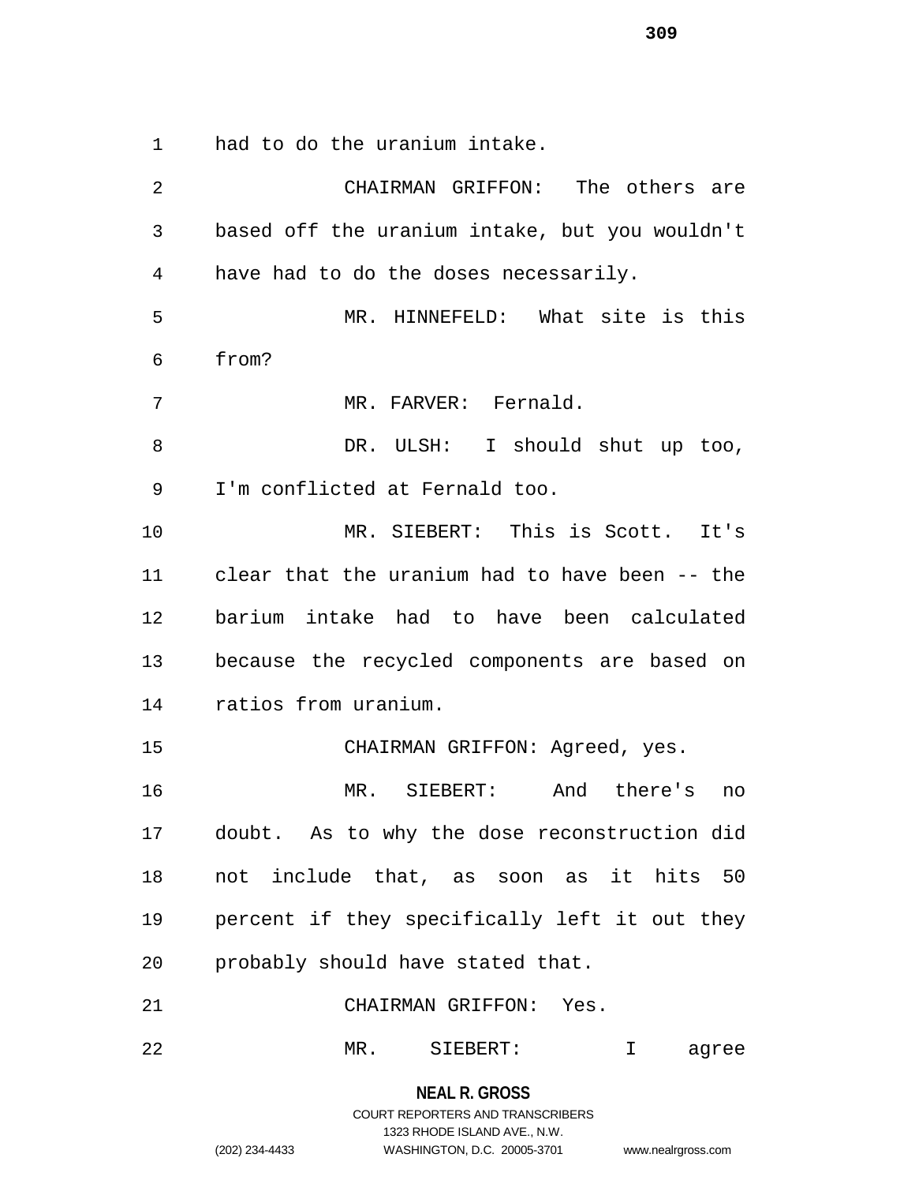had to do the uranium intake.

CHAIRMAN GRIFFON: The others are based off the uranium intake, but you wouldn't have had to do the doses necessarily.

MR. HINNEFELD: What site is this from?

MR. FARVER: Fernald.

DR. ULSH: I should shut up too, I'm conflicted at Fernald too.

MR. SIEBERT: This is Scott. It's clear that the uranium had to have been -- the barium intake had to have been calculated because the recycled components are based on ratios from uranium.

CHAIRMAN GRIFFON: Agreed, yes.

MR. SIEBERT: And there's no doubt. As to why the dose reconstruction did not include that, as soon as it hits 50 percent if they specifically left it out they probably should have stated that.

CHAIRMAN GRIFFON: Yes.

MR. SIEBERT: I agree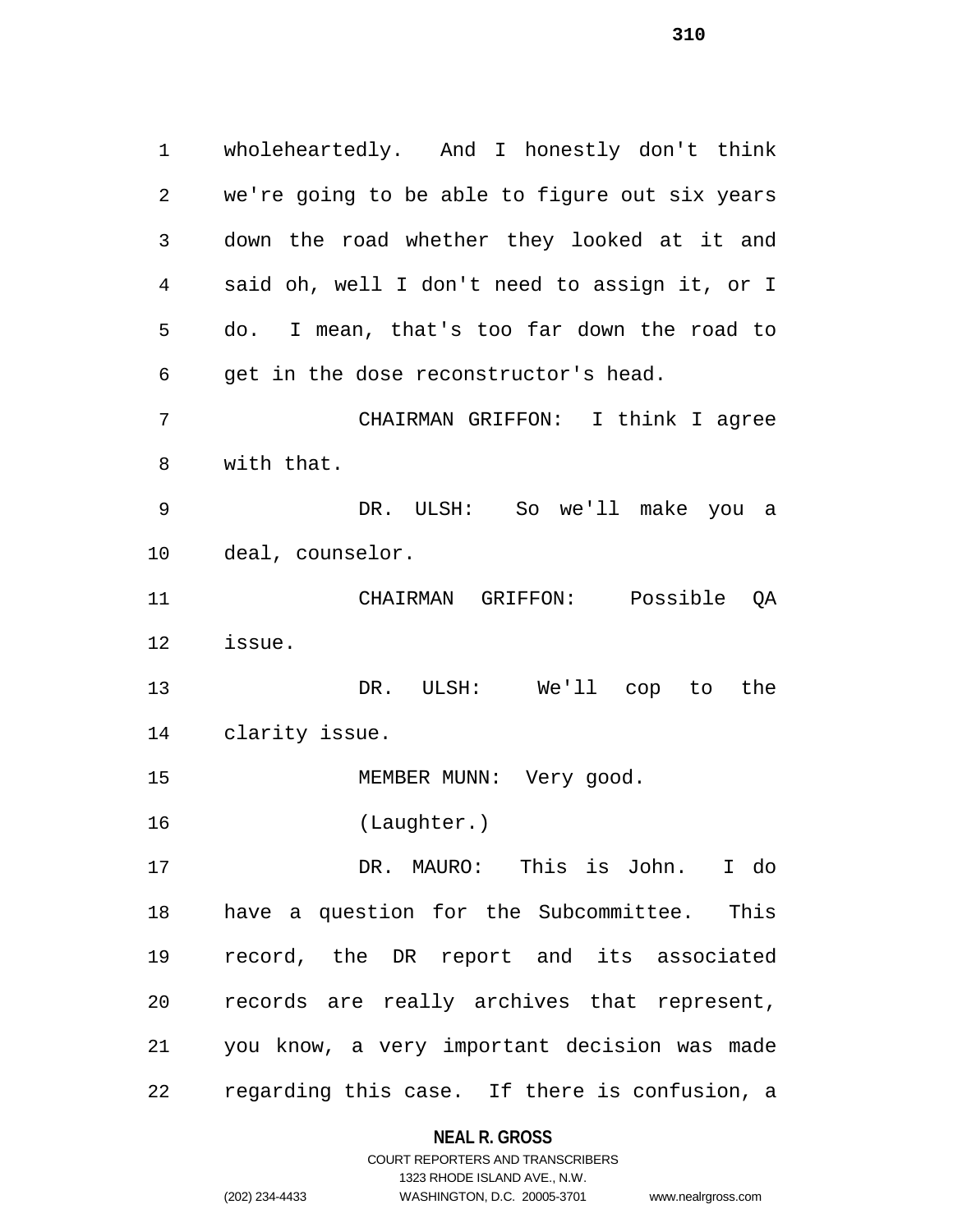wholeheartedly. And I honestly don't think we're going to be able to figure out six years down the road whether they looked at it and said oh, well I don't need to assign it, or I do. I mean, that's too far down the road to get in the dose reconstructor's head.

CHAIRMAN GRIFFON: I think I agree with that.

DR. ULSH: So we'll make you a deal, counselor.

CHAIRMAN GRIFFON: Possible QA issue.

DR. ULSH: We'll cop to the clarity issue.

MEMBER MUNN: Very good.

(Laughter.)

DR. MAURO: This is John. I do have a question for the Subcommittee. This record, the DR report and its associated records are really archives that represent, you know, a very important decision was made regarding this case. If there is confusion, a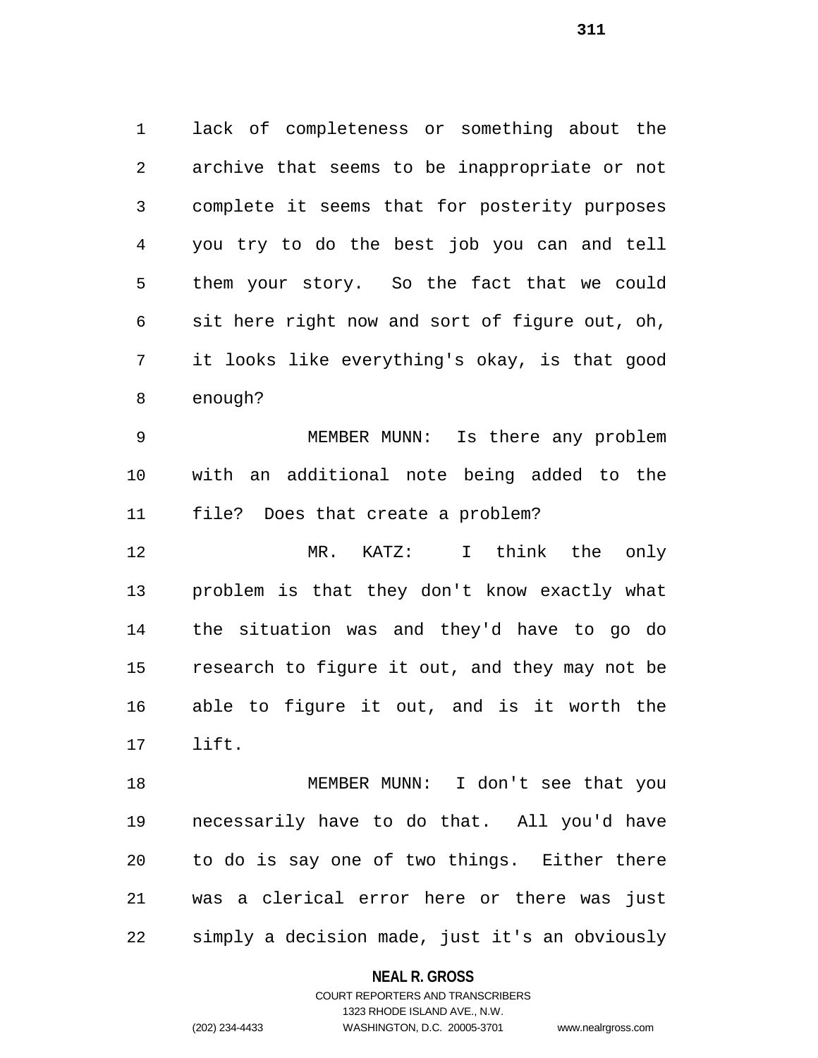lack of completeness or something about the archive that seems to be inappropriate or not complete it seems that for posterity purposes you try to do the best job you can and tell them your story. So the fact that we could sit here right now and sort of figure out, oh, it looks like everything's okay, is that good enough?

MEMBER MUNN: Is there any problem with an additional note being added to the file? Does that create a problem?

MR. KATZ: I think the only problem is that they don't know exactly what the situation was and they'd have to go do research to figure it out, and they may not be able to figure it out, and is it worth the lift.

MEMBER MUNN: I don't see that you necessarily have to do that. All you'd have to do is say one of two things. Either there was a clerical error here or there was just simply a decision made, just it's an obviously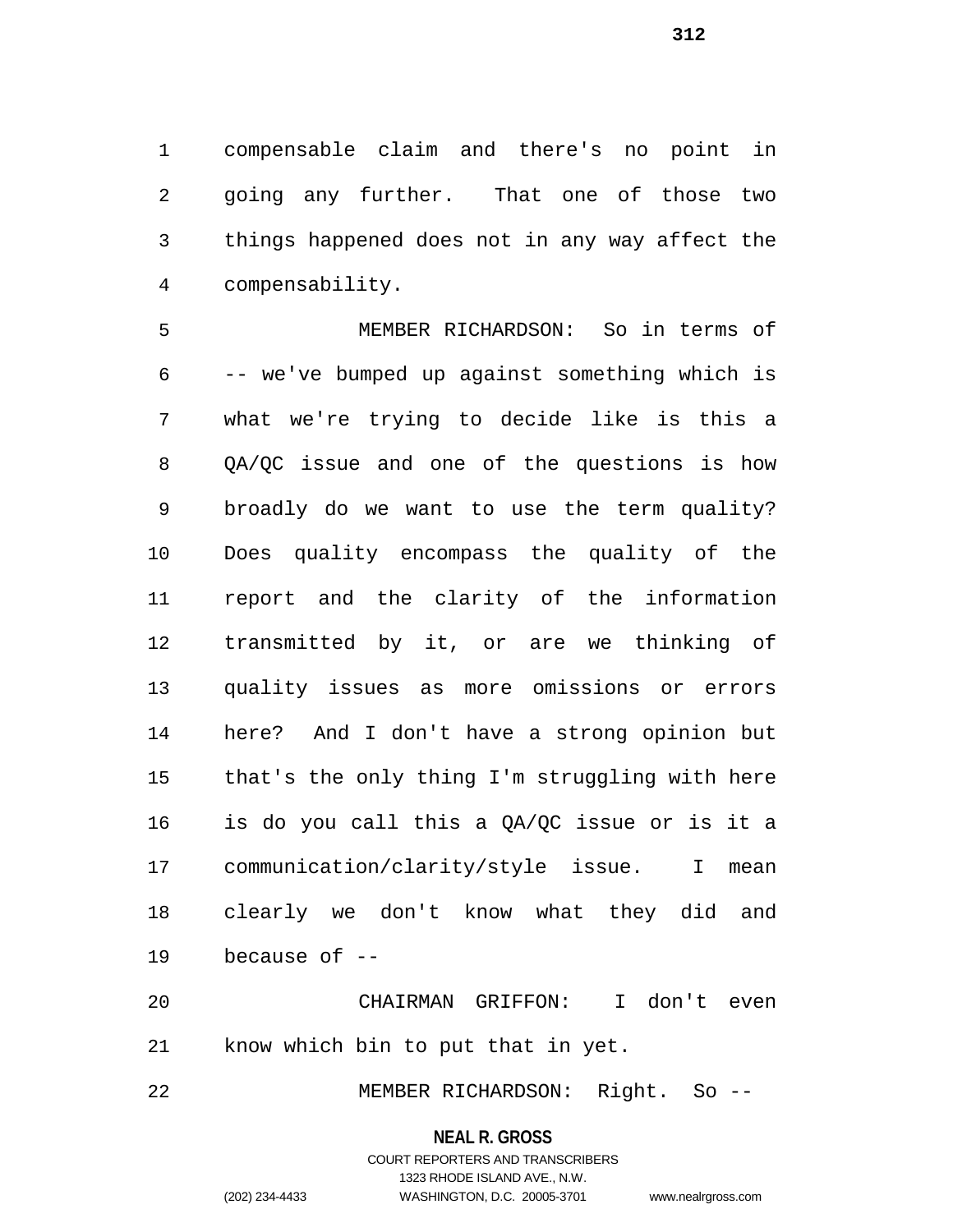compensable claim and there's no point in going any further. That one of those two things happened does not in any way affect the compensability.

MEMBER RICHARDSON: So in terms of -- we've bumped up against something which is what we're trying to decide like is this a QA/QC issue and one of the questions is how broadly do we want to use the term quality? Does quality encompass the quality of the report and the clarity of the information transmitted by it, or are we thinking of quality issues as more omissions or errors here? And I don't have a strong opinion but that's the only thing I'm struggling with here is do you call this a QA/QC issue or is it a communication/clarity/style issue. I mean clearly we don't know what they did and because of --

CHAIRMAN GRIFFON: I don't even know which bin to put that in yet.

MEMBER RICHARDSON: Right. So --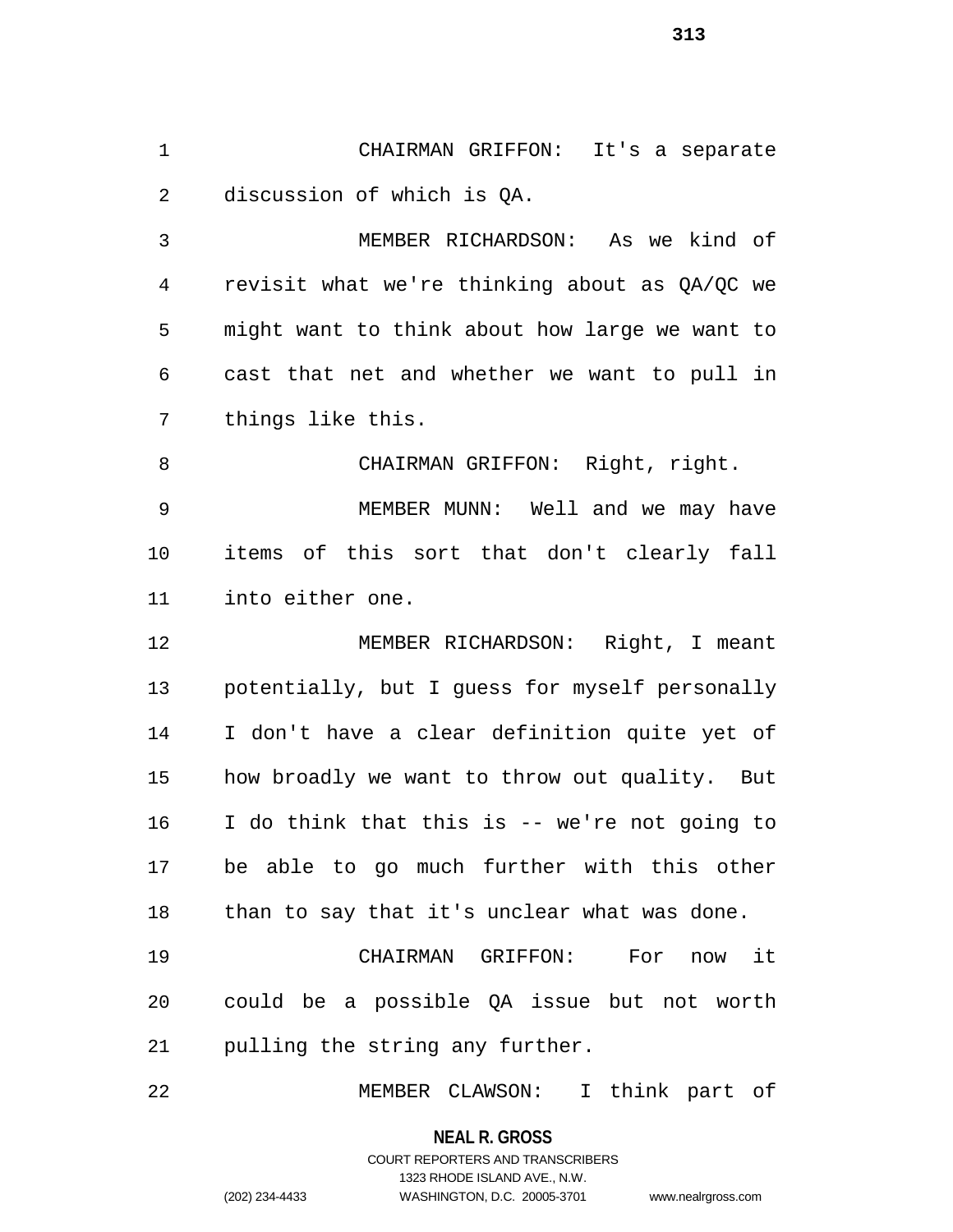CHAIRMAN GRIFFON: It's a separate discussion of which is QA.

MEMBER RICHARDSON: As we kind of revisit what we're thinking about as QA/QC we might want to think about how large we want to cast that net and whether we want to pull in things like this.

CHAIRMAN GRIFFON: Right, right.

MEMBER MUNN: Well and we may have items of this sort that don't clearly fall into either one.

MEMBER RICHARDSON: Right, I meant potentially, but I guess for myself personally I don't have a clear definition quite yet of how broadly we want to throw out quality. But I do think that this is -- we're not going to be able to go much further with this other than to say that it's unclear what was done.

CHAIRMAN GRIFFON: For now it could be a possible QA issue but not worth pulling the string any further.

MEMBER CLAWSON: I think part of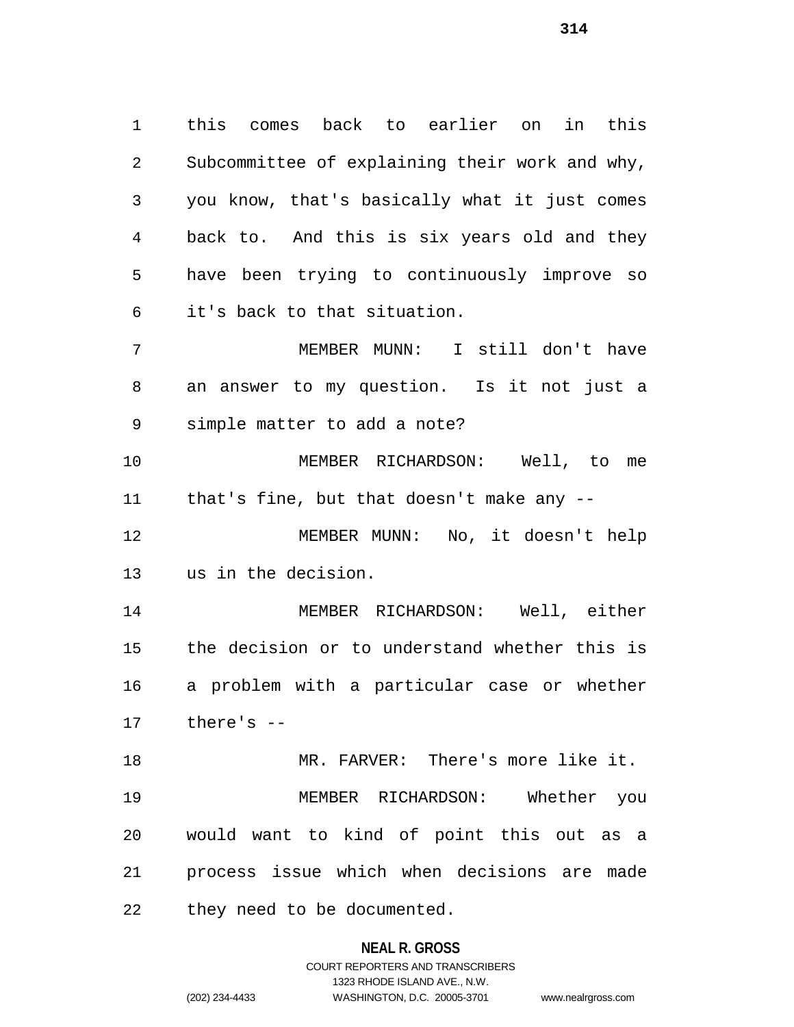this comes back to earlier on in this Subcommittee of explaining their work and why, you know, that's basically what it just comes back to. And this is six years old and they have been trying to continuously improve so it's back to that situation.

MEMBER MUNN: I still don't have an answer to my question. Is it not just a simple matter to add a note?

MEMBER RICHARDSON: Well, to me that's fine, but that doesn't make any --

MEMBER MUNN: No, it doesn't help us in the decision.

MEMBER RICHARDSON: Well, either the decision or to understand whether this is a problem with a particular case or whether there's --

MR. FARVER: There's more like it.

MEMBER RICHARDSON: Whether you would want to kind of point this out as a process issue which when decisions are made they need to be documented.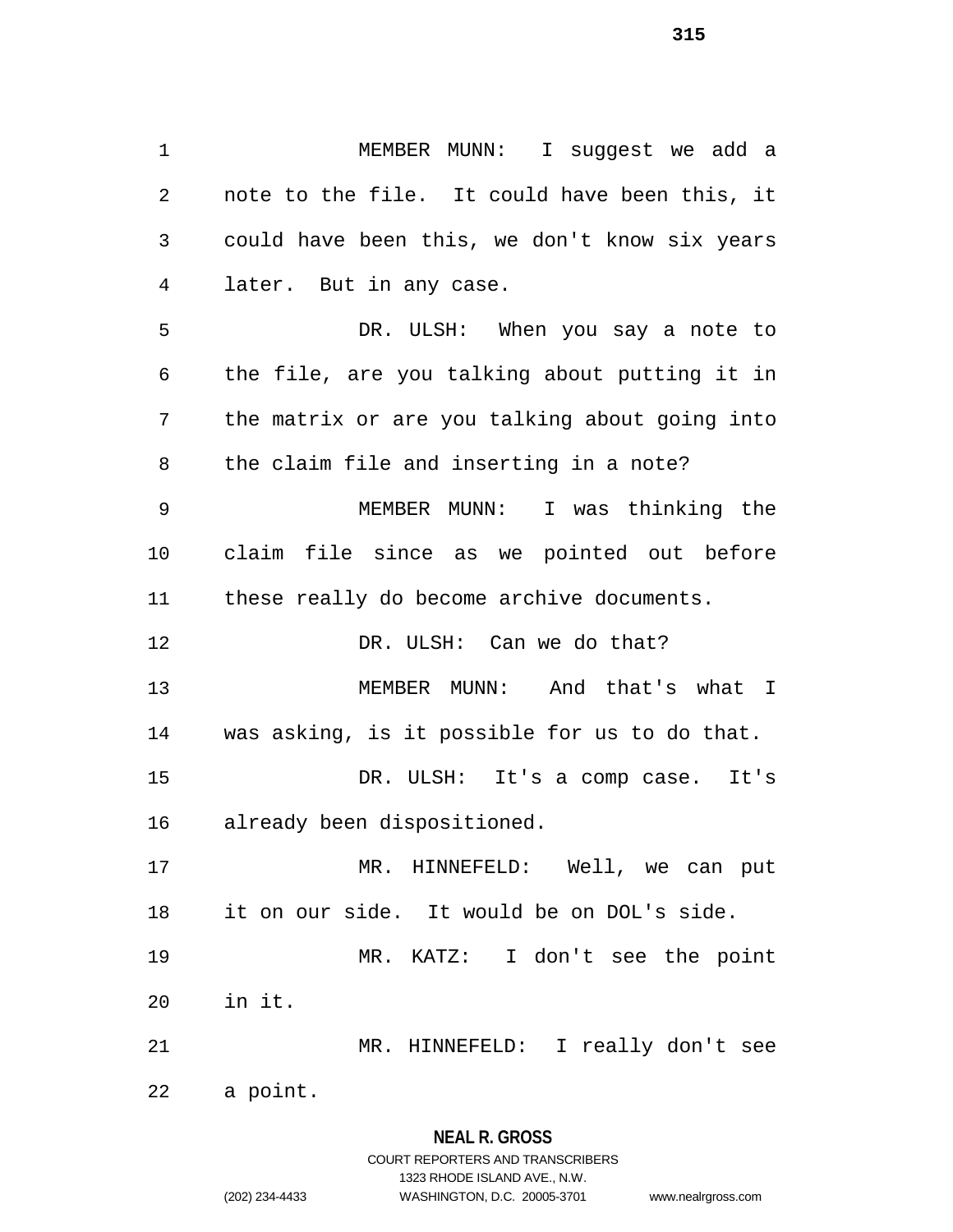MEMBER MUNN: I suggest we add a note to the file. It could have been this, it could have been this, we don't know six years later. But in any case.

DR. ULSH: When you say a note to the file, are you talking about putting it in the matrix or are you talking about going into the claim file and inserting in a note?

MEMBER MUNN: I was thinking the claim file since as we pointed out before these really do become archive documents.

DR. ULSH: Can we do that?

MEMBER MUNN: And that's what I was asking, is it possible for us to do that.

DR. ULSH: It's a comp case. It's already been dispositioned.

MR. HINNEFELD: Well, we can put it on our side. It would be on DOL's side.

MR. KATZ: I don't see the point in it.

MR. HINNEFELD: I really don't see a point.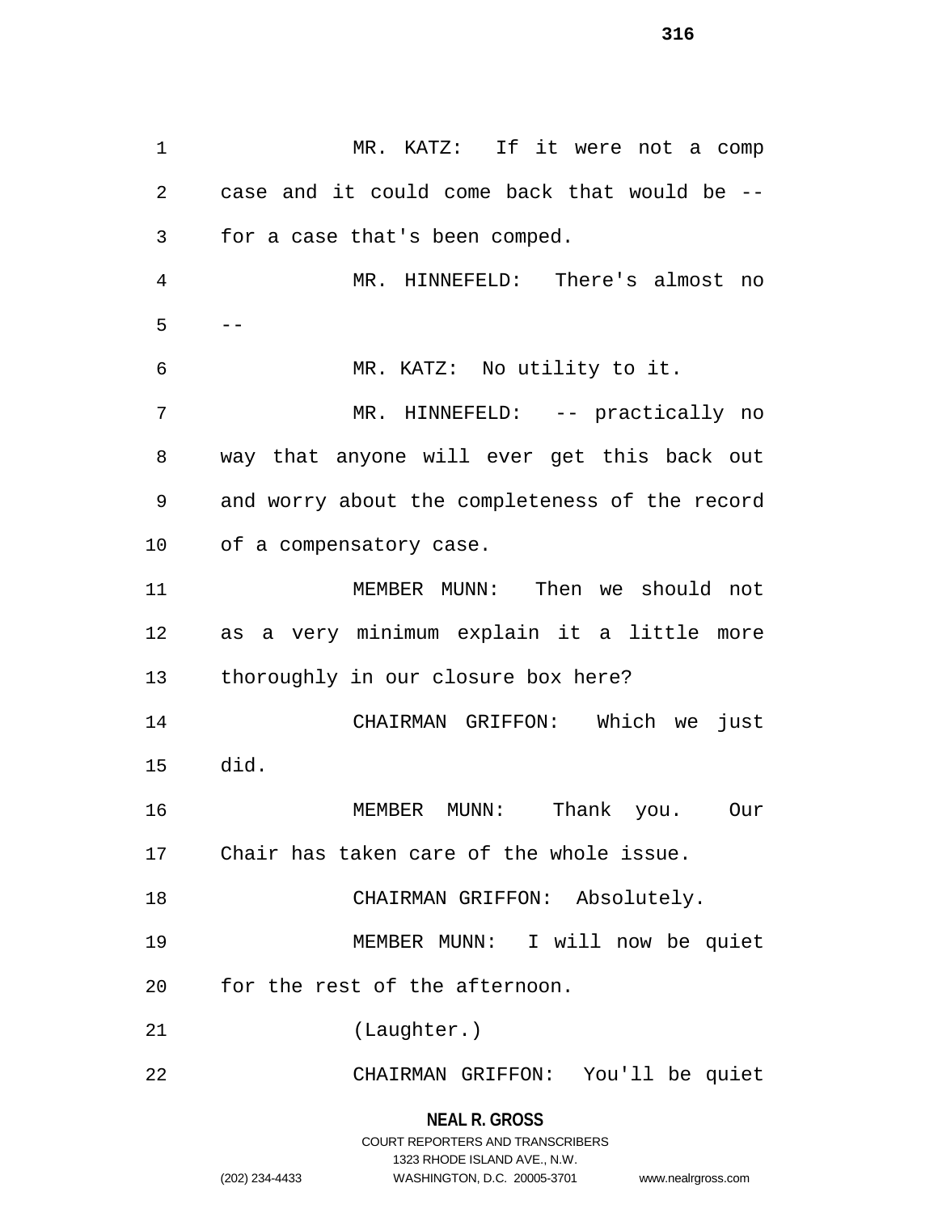MR. KATZ: If it were not a comp case and it could come back that would be -- for a case that's been comped.

MR. HINNEFELD: There's almost no --

MR. KATZ: No utility to it.

MR. HINNEFELD: -- practically no way that anyone will ever get this back out and worry about the completeness of the record of a compensatory case.

MEMBER MUNN: Then we should not as a very minimum explain it a little more thoroughly in our closure box here?

CHAIRMAN GRIFFON: Which we just did.

MEMBER MUNN: Thank you. Our Chair has taken care of the whole issue.

CHAIRMAN GRIFFON: Absolutely.

MEMBER MUNN: I will now be quiet for the rest of the afternoon.

(Laughter.)

CHAIRMAN GRIFFON: You'll be quiet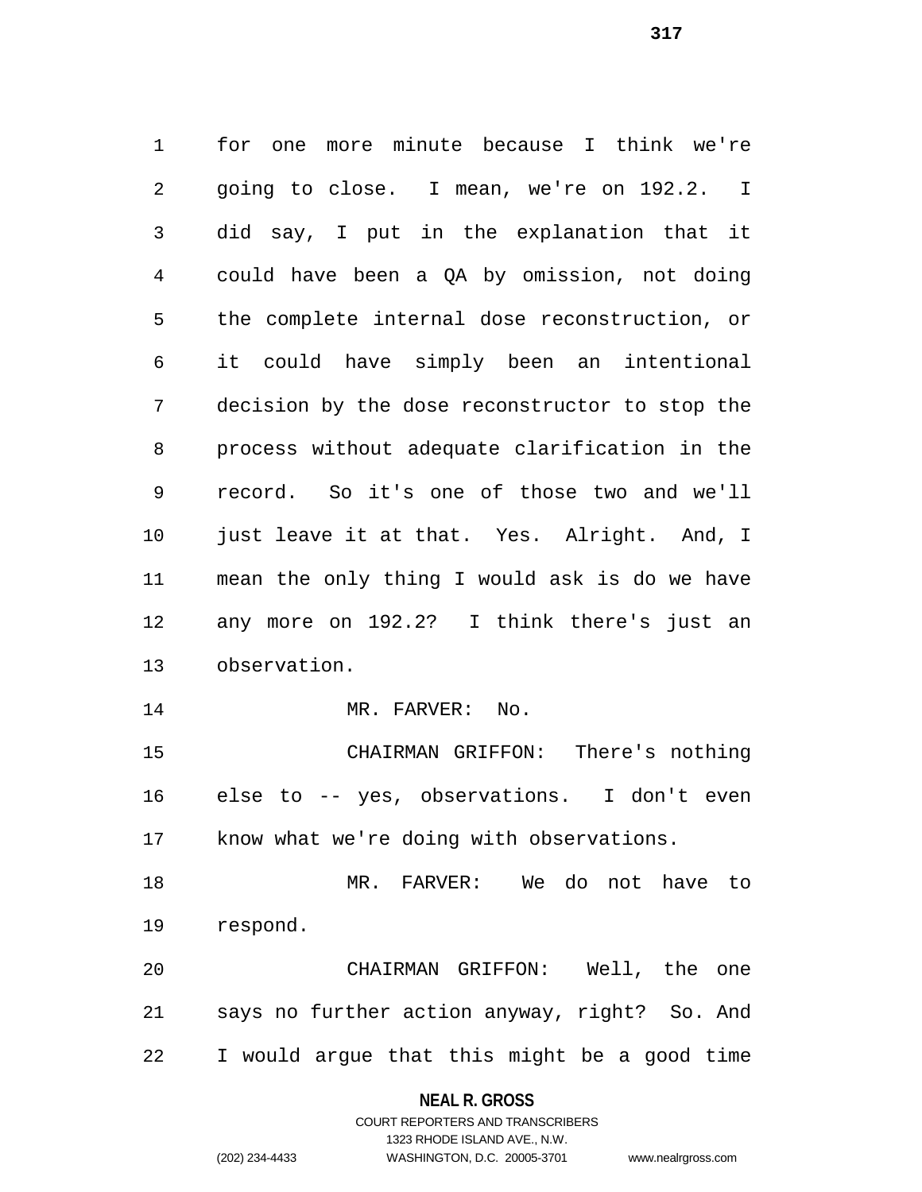for one more minute because I think we're going to close. I mean, we're on 192.2. I did say, I put in the explanation that it could have been a QA by omission, not doing the complete internal dose reconstruction, or it could have simply been an intentional decision by the dose reconstructor to stop the process without adequate clarification in the record. So it's one of those two and we'll just leave it at that. Yes. Alright. And, I mean the only thing I would ask is do we have any more on 192.2? I think there's just an observation.

MR. FARVER: No.

CHAIRMAN GRIFFON: There's nothing else to -- yes, observations. I don't even know what we're doing with observations.

MR. FARVER: We do not have to respond.

CHAIRMAN GRIFFON: Well, the one says no further action anyway, right? So. And I would argue that this might be a good time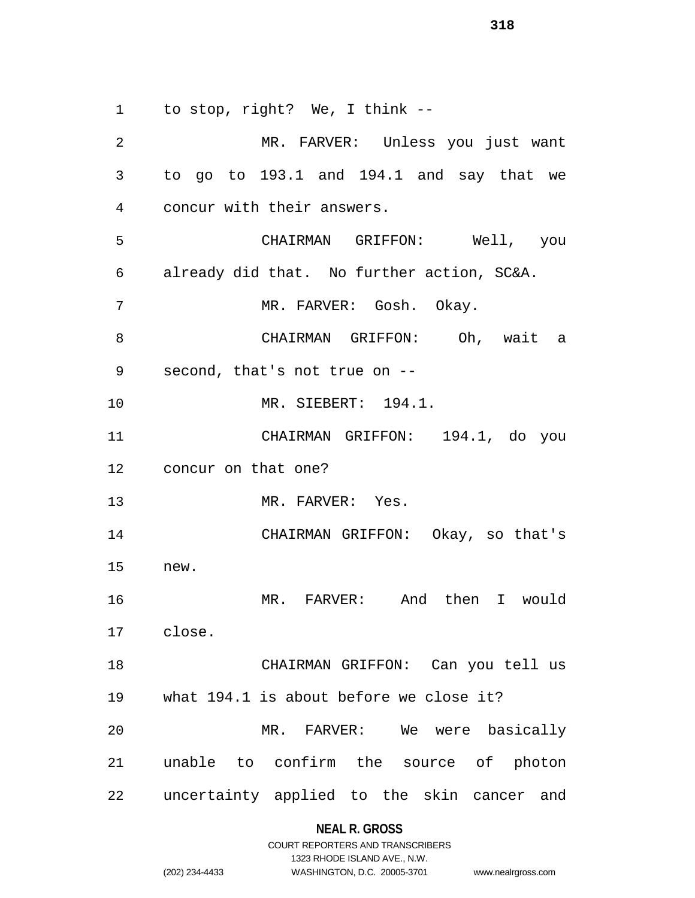to stop, right? We, I think --

MR. FARVER: Unless you just want to go to 193.1 and 194.1 and say that we concur with their answers.

CHAIRMAN GRIFFON: Well, you already did that. No further action, SC&A.

MR. FARVER: Gosh. Okay.

CHAIRMAN GRIFFON: Oh, wait a second, that's not true on --

MR. SIEBERT: 194.1.

CHAIRMAN GRIFFON: 194.1, do you concur on that one?

MR. FARVER: Yes.

CHAIRMAN GRIFFON: Okay, so that's new.

MR. FARVER: And then I would close.

CHAIRMAN GRIFFON: Can you tell us what 194.1 is about before we close it?

MR. FARVER: We were basically unable to confirm the source of photon uncertainty applied to the skin cancer and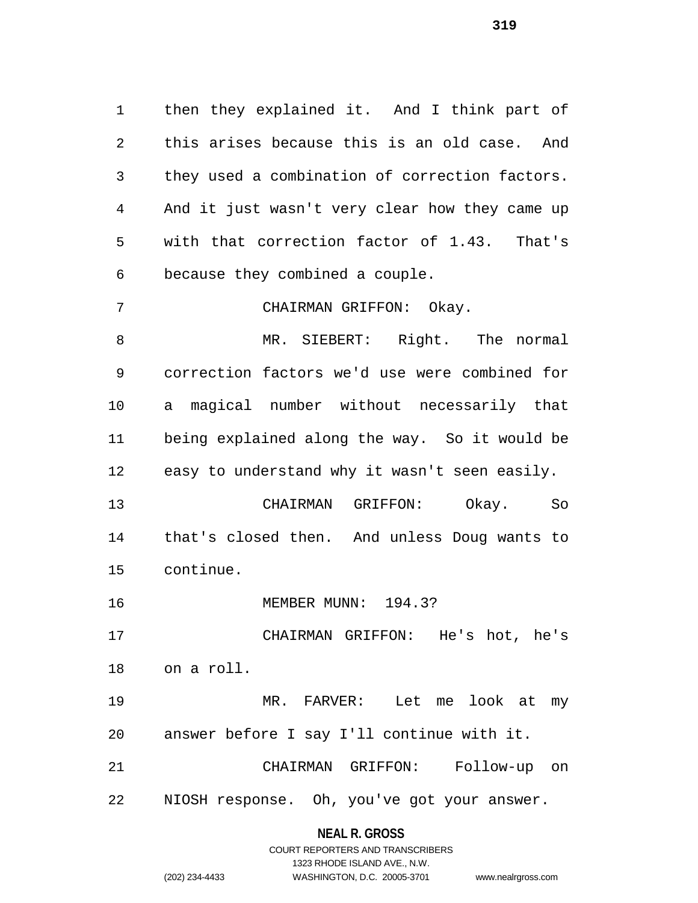then they explained it. And I think part of this arises because this is an old case. And they used a combination of correction factors. And it just wasn't very clear how they came up with that correction factor of 1.43. That's because they combined a couple.

CHAIRMAN GRIFFON: Okay.

MR. SIEBERT: Right. The normal correction factors we'd use were combined for a magical number without necessarily that being explained along the way. So it would be easy to understand why it wasn't seen easily.

CHAIRMAN GRIFFON: Okay. So that's closed then. And unless Doug wants to continue.

MEMBER MUNN: 194.3?

CHAIRMAN GRIFFON: He's hot, he's on a roll.

MR. FARVER: Let me look at my answer before I say I'll continue with it.

CHAIRMAN GRIFFON: Follow-up on NIOSH response. Oh, you've got your answer.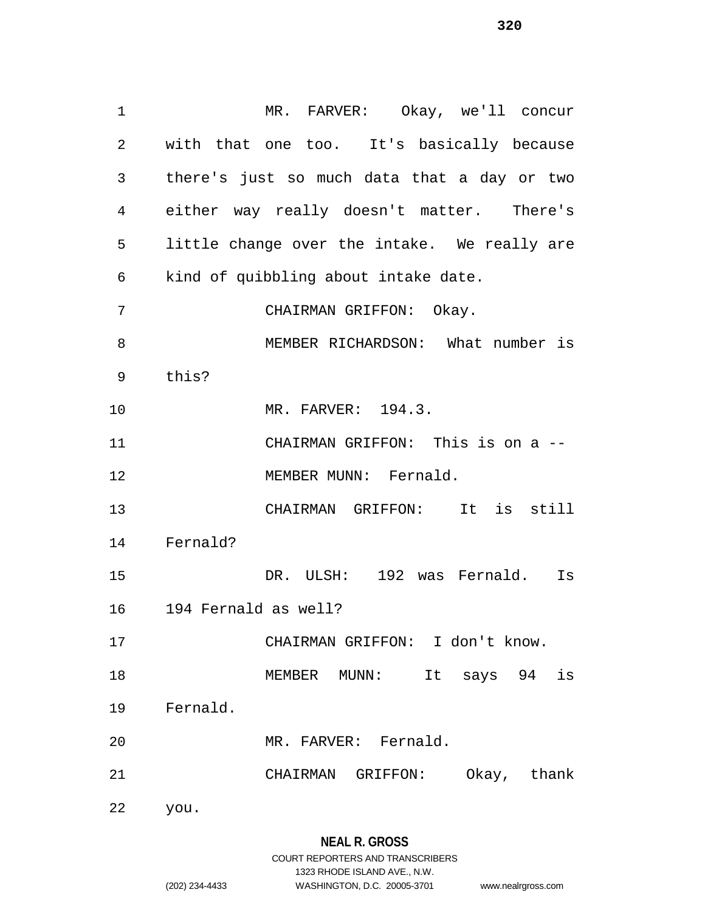MR. FARVER: Okay, we'll concur with that one too. It's basically because there's just so much data that a day or two either way really doesn't matter. There's little change over the intake. We really are kind of quibbling about intake date.

CHAIRMAN GRIFFON: Okay.

MEMBER RICHARDSON: What number is this?

MR. FARVER: 194.3.

CHAIRMAN GRIFFON: This is on a --

MEMBER MUNN: Fernald.

CHAIRMAN GRIFFON: It is still Fernald?

DR. ULSH: 192 was Fernald. Is 194 Fernald as well?

CHAIRMAN GRIFFON: I don't know.

MEMBER MUNN: It says 94 is Fernald.

MR. FARVER: Fernald.

CHAIRMAN GRIFFON: Okay, thank you.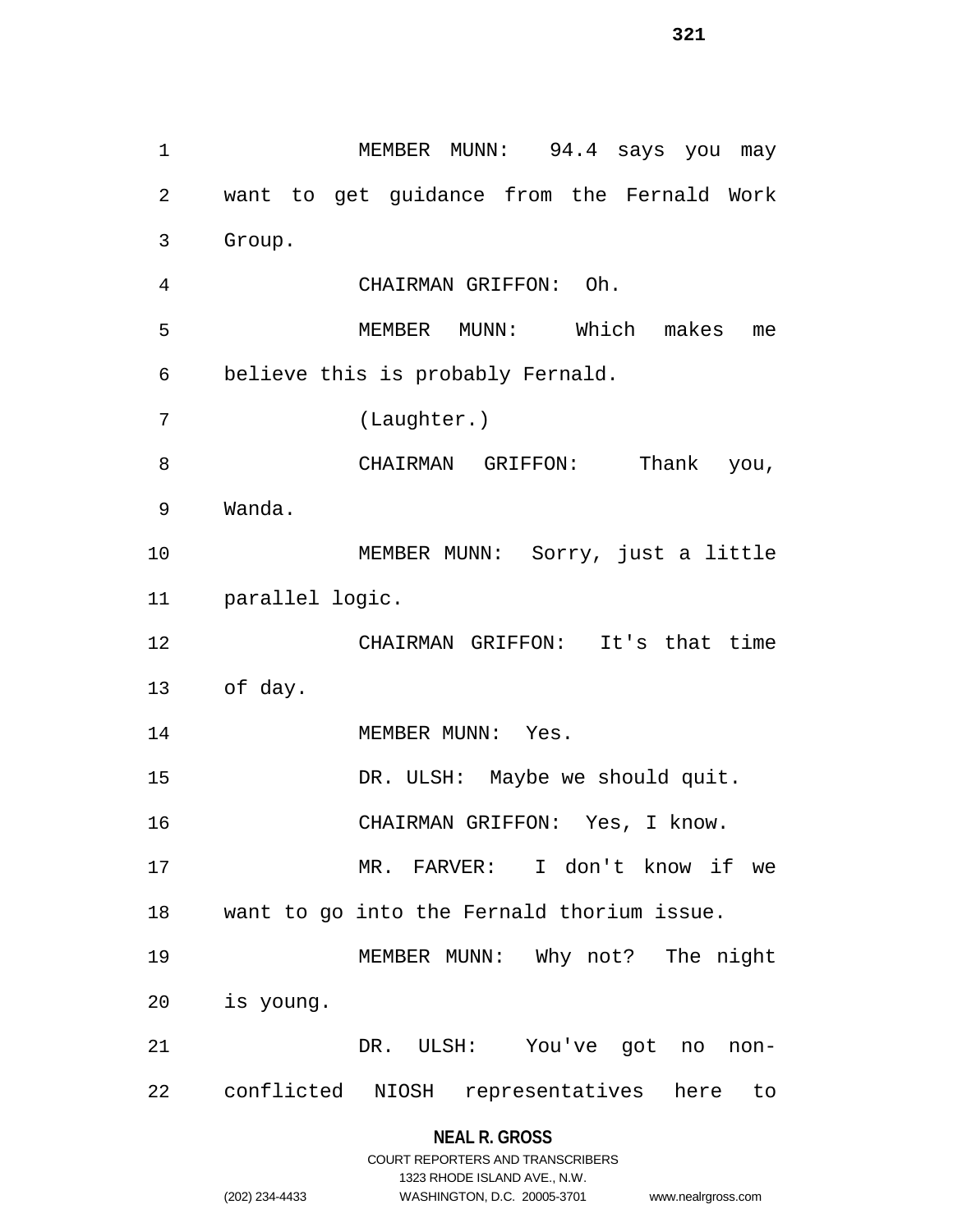MEMBER MUNN: 94.4 says you may want to get guidance from the Fernald Work Group.

CHAIRMAN GRIFFON: Oh.

MEMBER MUNN: Which makes me believe this is probably Fernald.

(Laughter.)

CHAIRMAN GRIFFON: Thank you, Wanda.

MEMBER MUNN: Sorry, just a little parallel logic.

CHAIRMAN GRIFFON: It's that time of day.

MEMBER MUNN: Yes.

DR. ULSH: Maybe we should quit.

CHAIRMAN GRIFFON: Yes, I know.

MR. FARVER: I don't know if we want to go into the Fernald thorium issue.

MEMBER MUNN: Why not? The night is young.

DR. ULSH: You've got no non-conflicted NIOSH representatives here to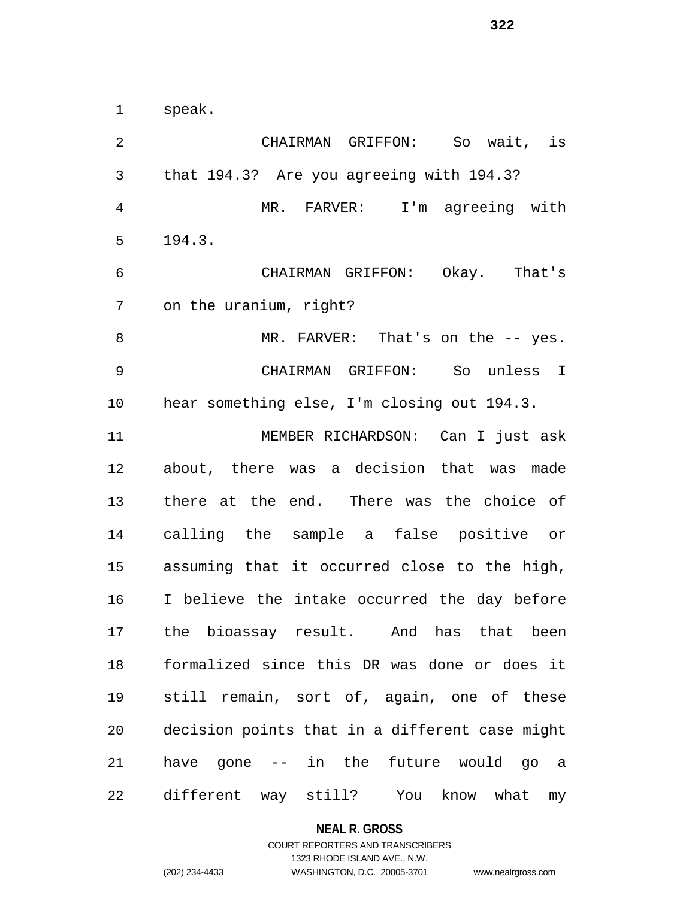speak.

CHAIRMAN GRIFFON: So wait, is that 194.3? Are you agreeing with 194.3?

MR. FARVER: I'm agreeing with 194.3.

CHAIRMAN GRIFFON: Okay. That's on the uranium, right?

MR. FARVER: That's on the -- yes.

CHAIRMAN GRIFFON: So unless I hear something else, I'm closing out 194.3.

MEMBER RICHARDSON: Can I just ask about, there was a decision that was made there at the end. There was the choice of calling the sample a false positive or assuming that it occurred close to the high, I believe the intake occurred the day before the bioassay result. And has that been formalized since this DR was done or does it still remain, sort of, again, one of these decision points that in a different case might have gone -- in the future would go a different way still? You know what my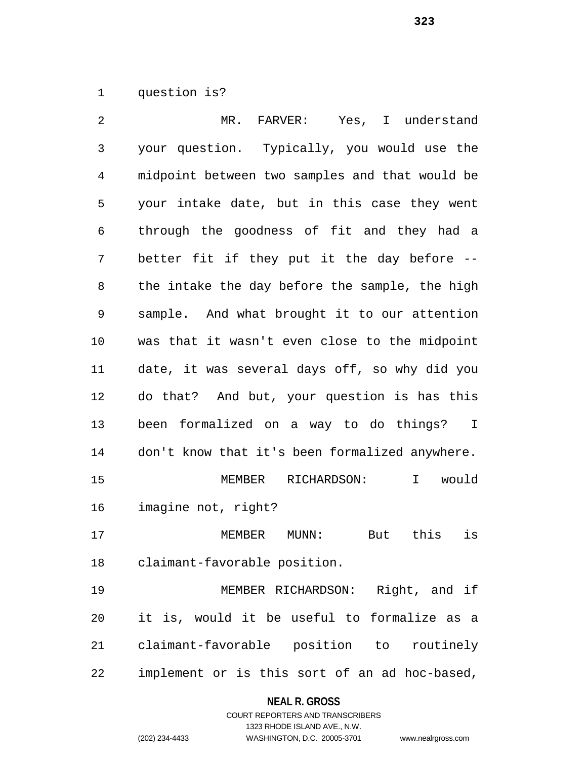question is?

MR. FARVER: Yes, I understand your question. Typically, you would use the midpoint between two samples and that would be your intake date, but in this case they went through the goodness of fit and they had a better fit if they put it the day before -- the intake the day before the sample, the high sample. And what brought it to our attention was that it wasn't even close to the midpoint date, it was several days off, so why did you do that? And but, your question is has this been formalized on a way to do things? I don't know that it's been formalized anywhere.

MEMBER RICHARDSON: I would imagine not, right?

MEMBER MUNN: But this is claimant-favorable position.

MEMBER RICHARDSON: Right, and if it is, would it be useful to formalize as a claimant-favorable position to routinely implement or is this sort of an ad hoc-based,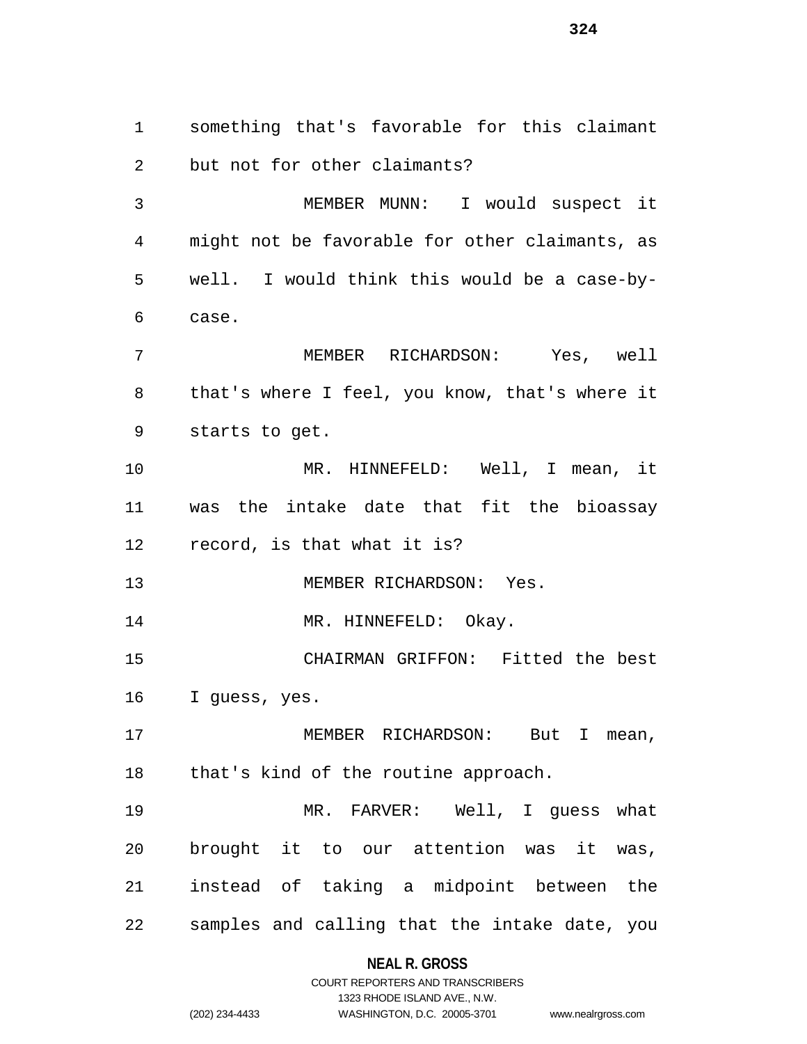something that's favorable for this claimant but not for other claimants?

MEMBER MUNN: I would suspect it might not be favorable for other claimants, as well. I would think this would be a case-by-case.

MEMBER RICHARDSON: Yes, well that's where I feel, you know, that's where it starts to get.

MR. HINNEFELD: Well, I mean, it was the intake date that fit the bioassay record, is that what it is?

MEMBER RICHARDSON: Yes.

MR. HINNEFELD: Okay.

CHAIRMAN GRIFFON: Fitted the best I guess, yes.

MEMBER RICHARDSON: But I mean, that's kind of the routine approach.

MR. FARVER: Well, I guess what brought it to our attention was it was, instead of taking a midpoint between the samples and calling that the intake date, you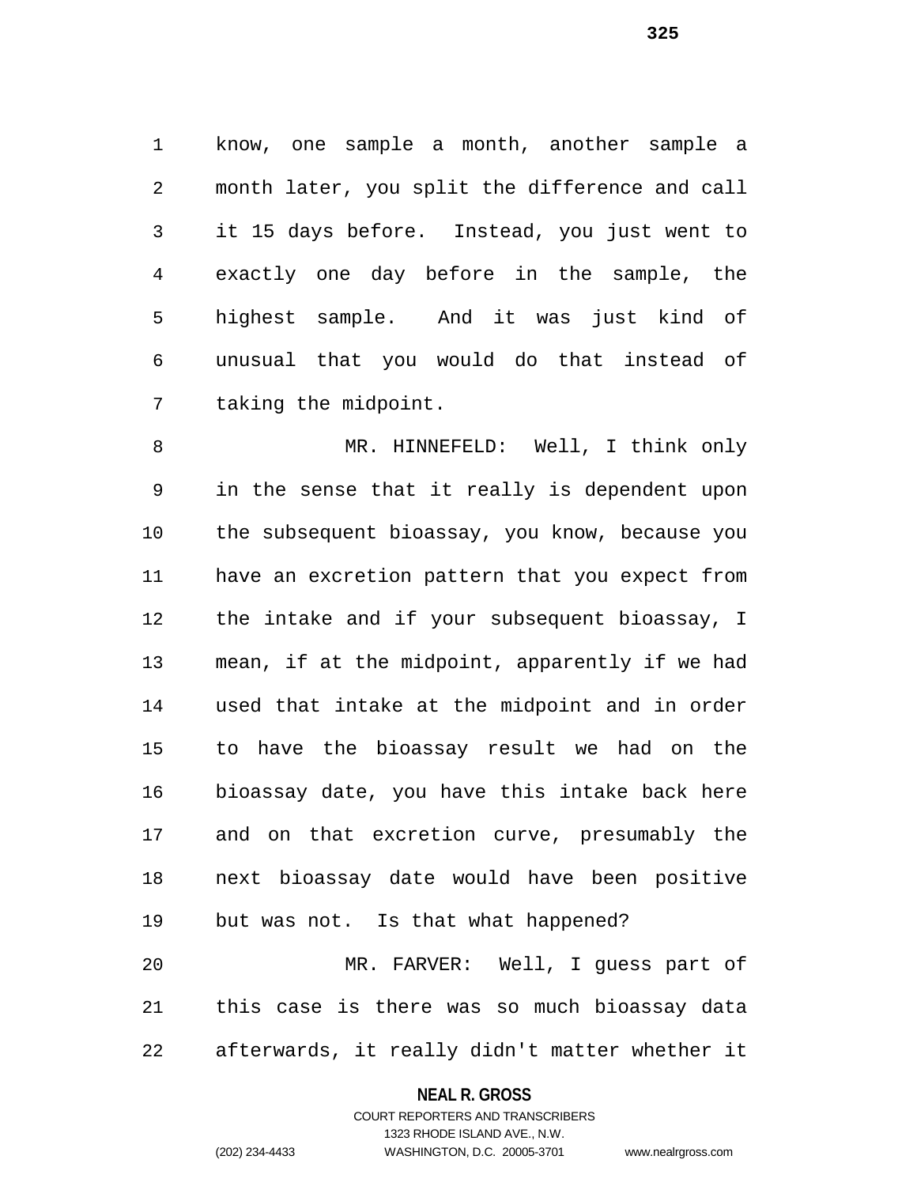know, one sample a month, another sample a month later, you split the difference and call it 15 days before. Instead, you just went to exactly one day before in the sample, the highest sample. And it was just kind of unusual that you would do that instead of taking the midpoint.

MR. HINNEFELD: Well, I think only in the sense that it really is dependent upon the subsequent bioassay, you know, because you have an excretion pattern that you expect from the intake and if your subsequent bioassay, I mean, if at the midpoint, apparently if we had used that intake at the midpoint and in order to have the bioassay result we had on the bioassay date, you have this intake back here and on that excretion curve, presumably the next bioassay date would have been positive but was not. Is that what happened?

MR. FARVER: Well, I guess part of this case is there was so much bioassay data afterwards, it really didn't matter whether it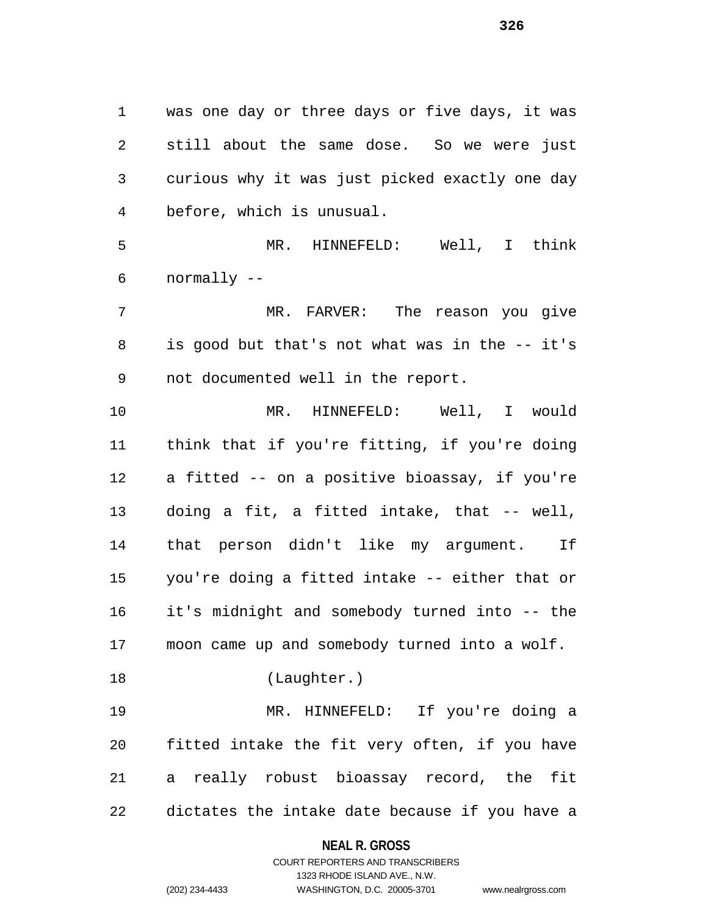was one day or three days or five days, it was still about the same dose. So we were just curious why it was just picked exactly one day before, which is unusual.

MR. HINNEFELD: Well, I think normally --

MR. FARVER: The reason you give is good but that's not what was in the -- it's not documented well in the report.

MR. HINNEFELD: Well, I would think that if you're fitting, if you're doing a fitted -- on a positive bioassay, if you're doing a fit, a fitted intake, that -- well, that person didn't like my argument. If you're doing a fitted intake -- either that or it's midnight and somebody turned into -- the moon came up and somebody turned into a wolf.

(Laughter.)

MR. HINNEFELD: If you're doing a fitted intake the fit very often, if you have a really robust bioassay record, the fit dictates the intake date because if you have a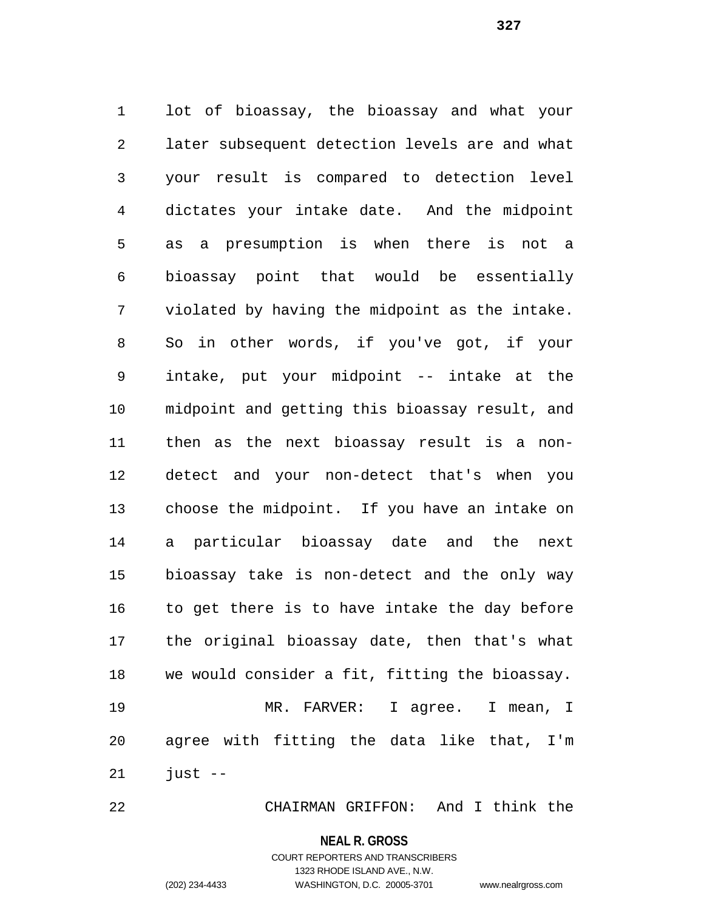lot of bioassay, the bioassay and what your later subsequent detection levels are and what your result is compared to detection level dictates your intake date. And the midpoint as a presumption is when there is not a bioassay point that would be essentially violated by having the midpoint as the intake. So in other words, if you've got, if your intake, put your midpoint -- intake at the midpoint and getting this bioassay result, and then as the next bioassay result is a non-detect and your non-detect that's when you choose the midpoint. If you have an intake on a particular bioassay date and the next bioassay take is non-detect and the only way to get there is to have intake the day before the original bioassay date, then that's what we would consider a fit, fitting the bioassay.

MR. FARVER: I agree. I mean, I agree with fitting the data like that, I'm just --

CHAIRMAN GRIFFON: And I think the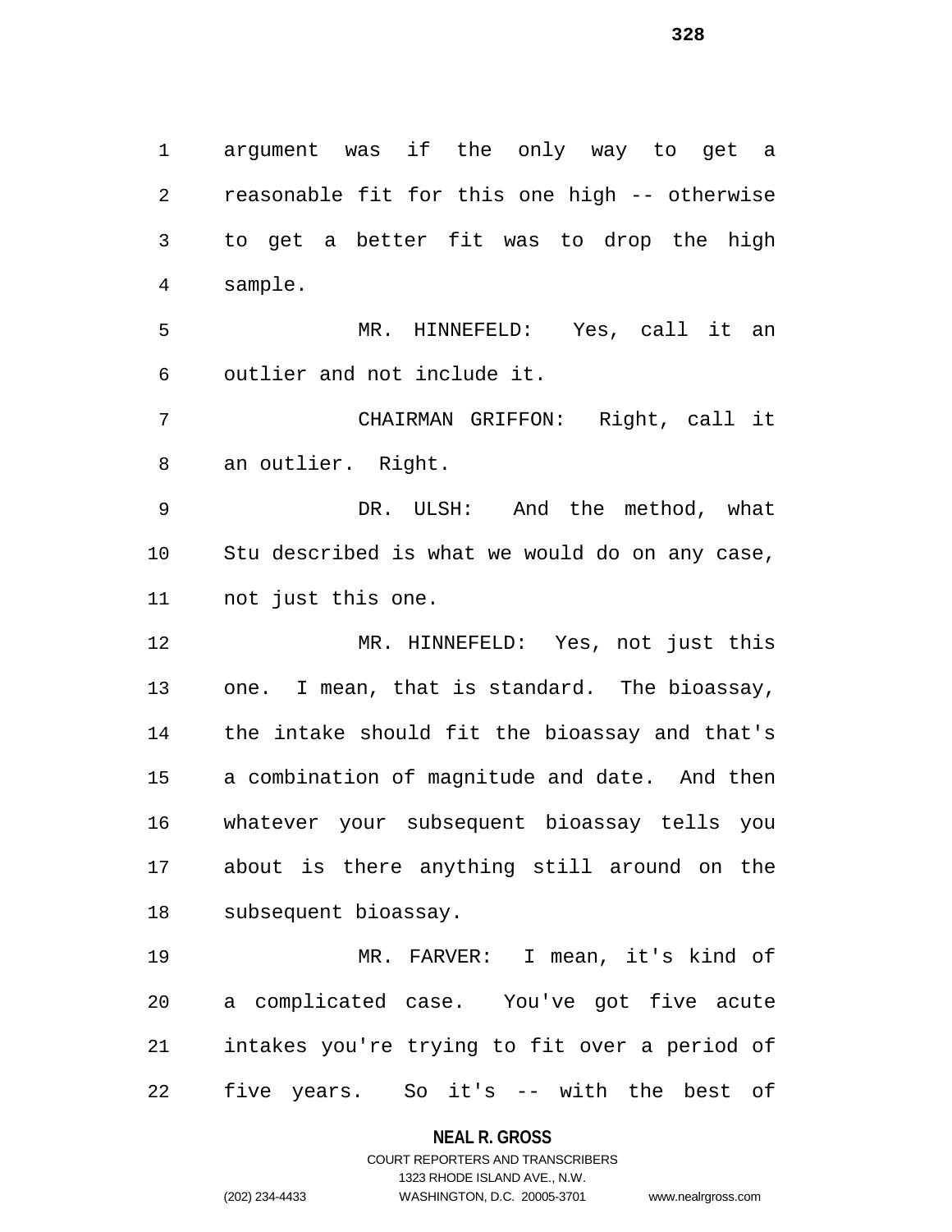argument was if the only way to get a reasonable fit for this one high -- otherwise to get a better fit was to drop the high sample.

MR. HINNEFELD: Yes, call it an outlier and not include it.

CHAIRMAN GRIFFON: Right, call it an outlier. Right.

DR. ULSH: And the method, what Stu described is what we would do on any case, not just this one.

MR. HINNEFELD: Yes, not just this one. I mean, that is standard. The bioassay, the intake should fit the bioassay and that's a combination of magnitude and date. And then whatever your subsequent bioassay tells you about is there anything still around on the subsequent bioassay.

MR. FARVER: I mean, it's kind of a complicated case. You've got five acute intakes you're trying to fit over a period of five years. So it's -- with the best of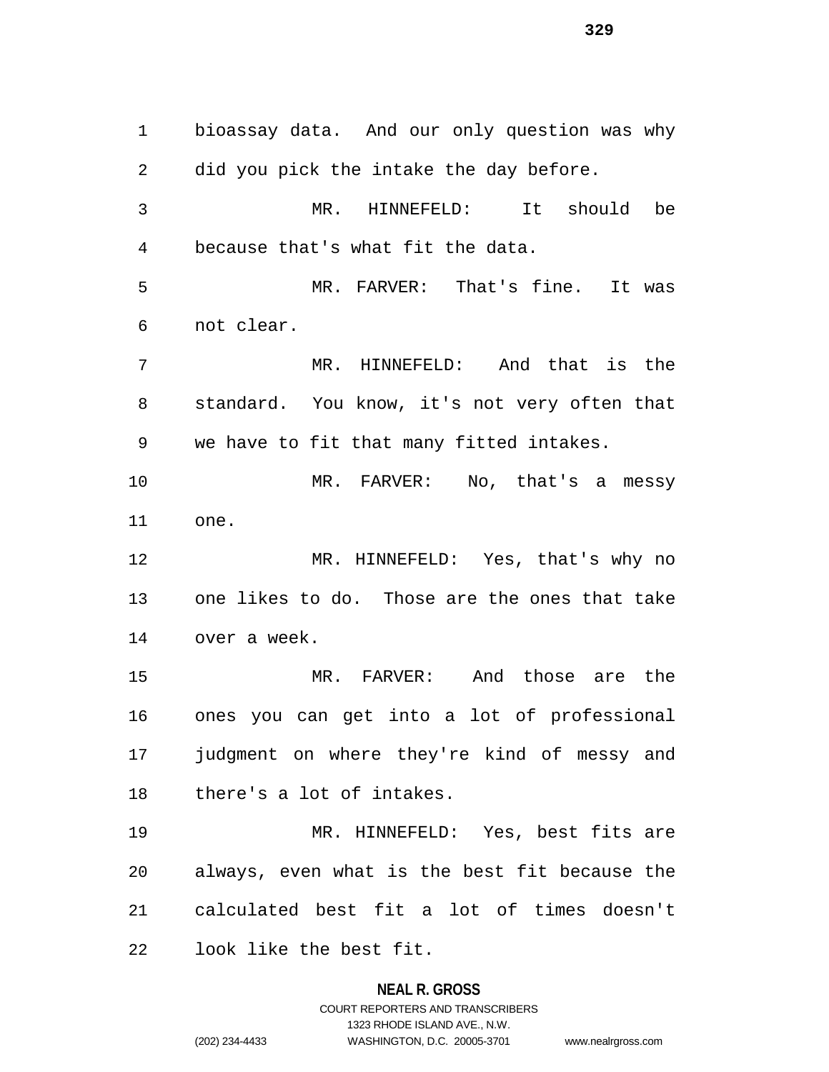bioassay data. And our only question was why did you pick the intake the day before.

MR. HINNEFELD: It should be because that's what fit the data.

MR. FARVER: That's fine. It was not clear.

MR. HINNEFELD: And that is the standard. You know, it's not very often that we have to fit that many fitted intakes.

MR. FARVER: No, that's a messy one.

MR. HINNEFELD: Yes, that's why no one likes to do. Those are the ones that take over a week.

MR. FARVER: And those are the ones you can get into a lot of professional judgment on where they're kind of messy and there's a lot of intakes.

MR. HINNEFELD: Yes, best fits are always, even what is the best fit because the calculated best fit a lot of times doesn't look like the best fit.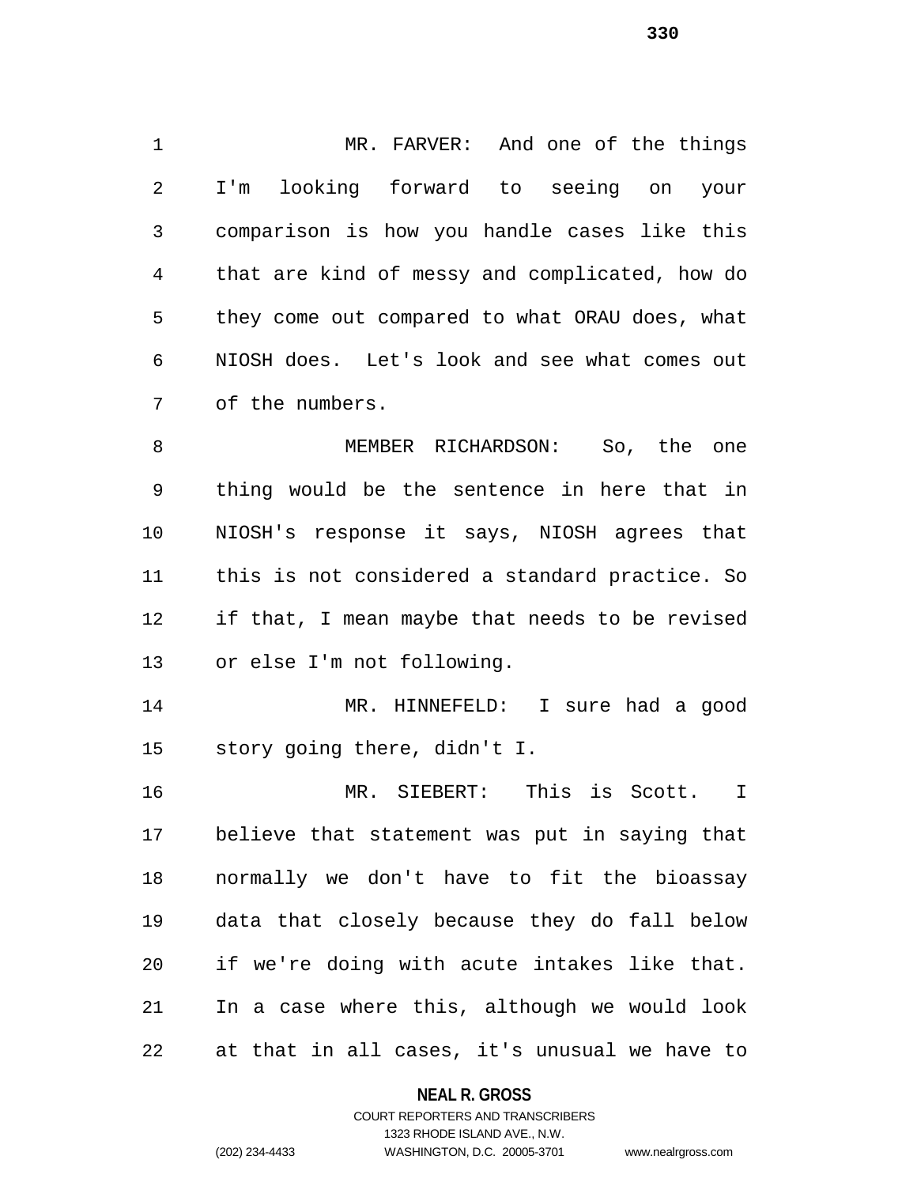MR. FARVER: And one of the things I'm looking forward to seeing on your comparison is how you handle cases like this that are kind of messy and complicated, how do they come out compared to what ORAU does, what NIOSH does. Let's look and see what comes out of the numbers.

MEMBER RICHARDSON: So, the one thing would be the sentence in here that in NIOSH's response it says, NIOSH agrees that this is not considered a standard practice. So if that, I mean maybe that needs to be revised or else I'm not following.

MR. HINNEFELD: I sure had a good story going there, didn't I.

MR. SIEBERT: This is Scott. I believe that statement was put in saying that normally we don't have to fit the bioassay data that closely because they do fall below if we're doing with acute intakes like that. In a case where this, although we would look at that in all cases, it's unusual we have to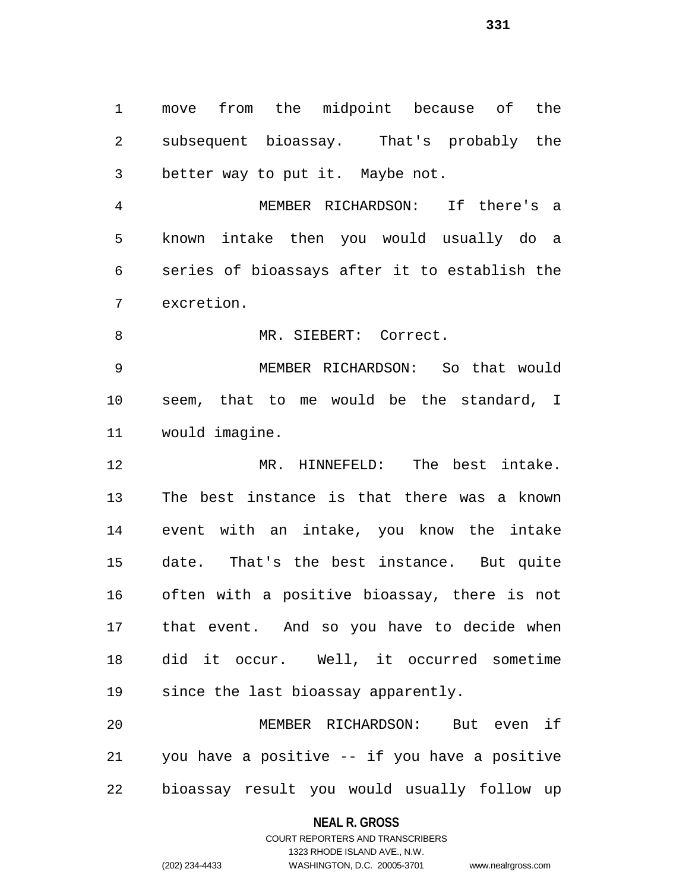move from the midpoint because of the subsequent bioassay. That's probably the better way to put it. Maybe not.

MEMBER RICHARDSON: If there's a known intake then you would usually do a series of bioassays after it to establish the excretion.

MR. SIEBERT: Correct.

MEMBER RICHARDSON: So that would seem, that to me would be the standard, I would imagine.

MR. HINNEFELD: The best intake. The best instance is that there was a known event with an intake, you know the intake date. That's the best instance. But quite often with a positive bioassay, there is not that event. And so you have to decide when did it occur. Well, it occurred sometime since the last bioassay apparently.

MEMBER RICHARDSON: But even if you have a positive -- if you have a positive bioassay result you would usually follow up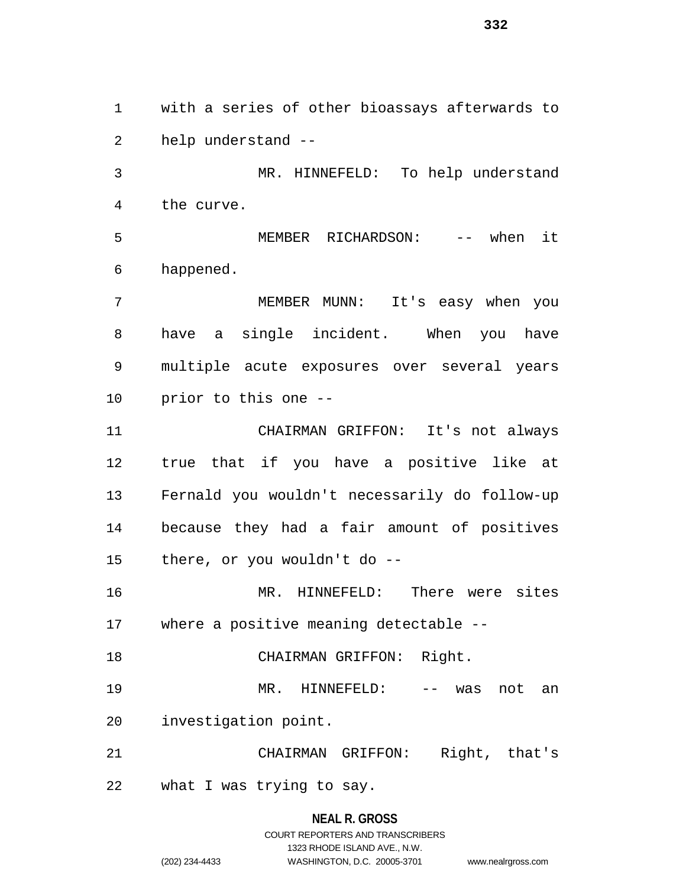with a series of other bioassays afterwards to help understand --

MR. HINNEFELD: To help understand the curve.

MEMBER RICHARDSON: -- when it happened.

MEMBER MUNN: It's easy when you have a single incident. When you have multiple acute exposures over several years prior to this one --

CHAIRMAN GRIFFON: It's not always true that if you have a positive like at Fernald you wouldn't necessarily do follow-up because they had a fair amount of positives there, or you wouldn't do --

MR. HINNEFELD: There were sites where a positive meaning detectable --

CHAIRMAN GRIFFON: Right.

MR. HINNEFELD: -- was not an investigation point.

CHAIRMAN GRIFFON: Right, that's what I was trying to say.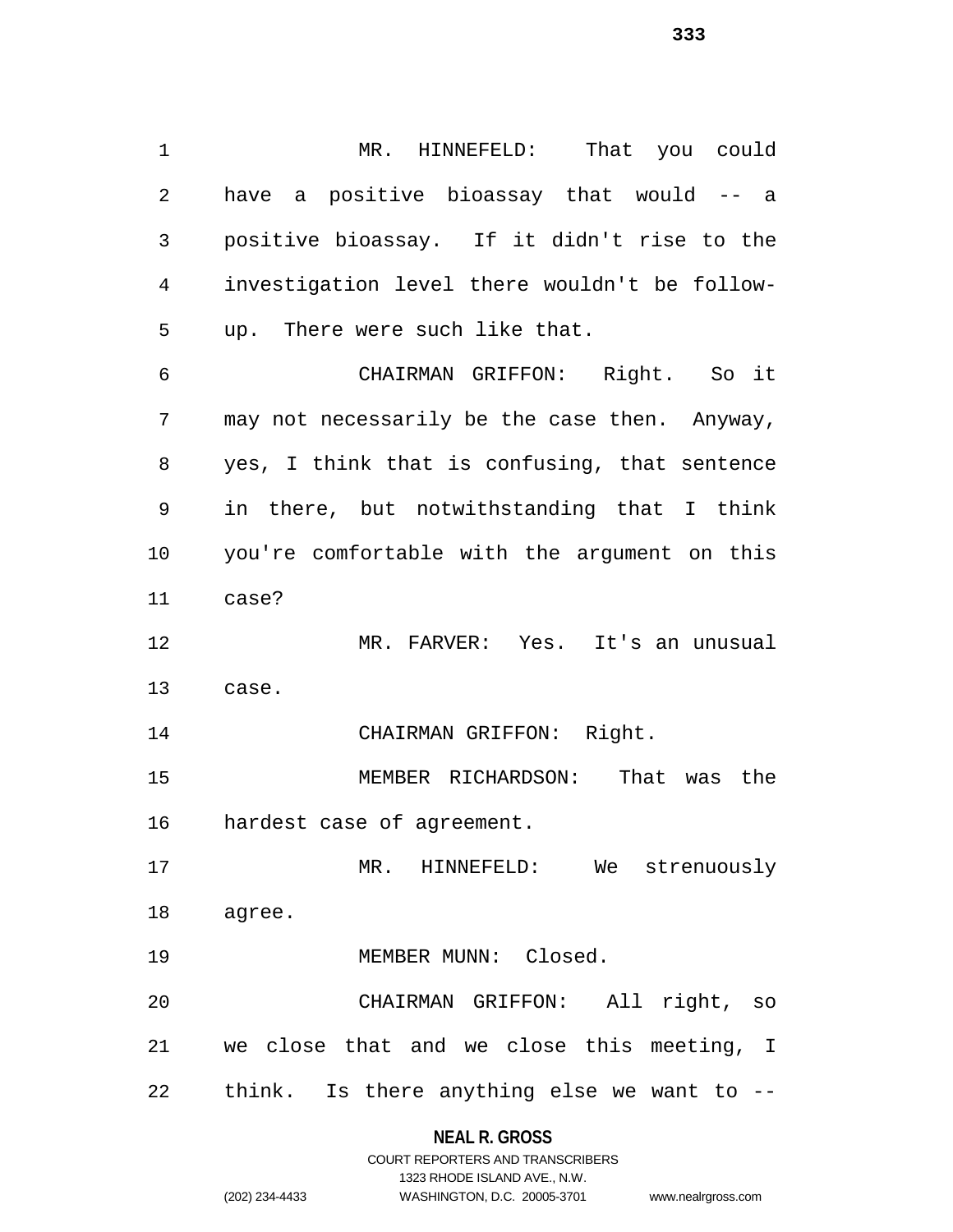MR. HINNEFELD: That you could have a positive bioassay that would -- a positive bioassay. If it didn't rise to the investigation level there wouldn't be follow-up. There were such like that.

CHAIRMAN GRIFFON: Right. So it may not necessarily be the case then. Anyway, yes, I think that is confusing, that sentence in there, but notwithstanding that I think you're comfortable with the argument on this case?

MR. FARVER: Yes. It's an unusual case.

CHAIRMAN GRIFFON: Right.

MEMBER RICHARDSON: That was the hardest case of agreement.

MR. HINNEFELD: We strenuously agree.

MEMBER MUNN: Closed.

CHAIRMAN GRIFFON: All right, so we close that and we close this meeting, I think. Is there anything else we want to --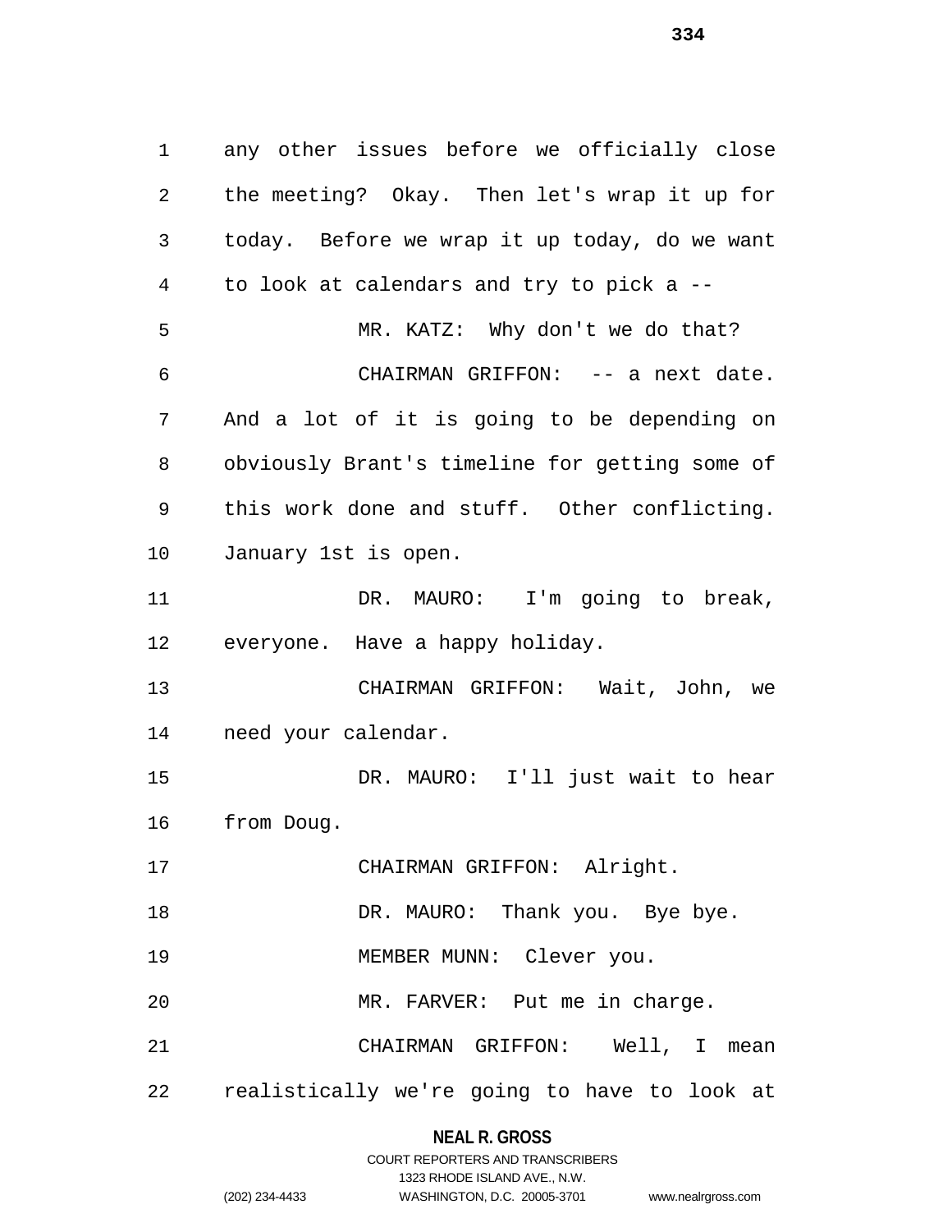any other issues before we officially close the meeting? Okay. Then let's wrap it up for today. Before we wrap it up today, do we want to look at calendars and try to pick a --

MR. KATZ: Why don't we do that?

CHAIRMAN GRIFFON: -- a next date. And a lot of it is going to be depending on obviously Brant's timeline for getting some of this work done and stuff. Other conflicting. January 1st is open.

DR. MAURO: I'm going to break, everyone. Have a happy holiday.

CHAIRMAN GRIFFON: Wait, John, we need your calendar.

DR. MAURO: I'll just wait to hear from Doug.

CHAIRMAN GRIFFON: Alright.

DR. MAURO: Thank you. Bye bye.

MEMBER MUNN: Clever you.

MR. FARVER: Put me in charge.

CHAIRMAN GRIFFON: Well, I mean realistically we're going to have to look at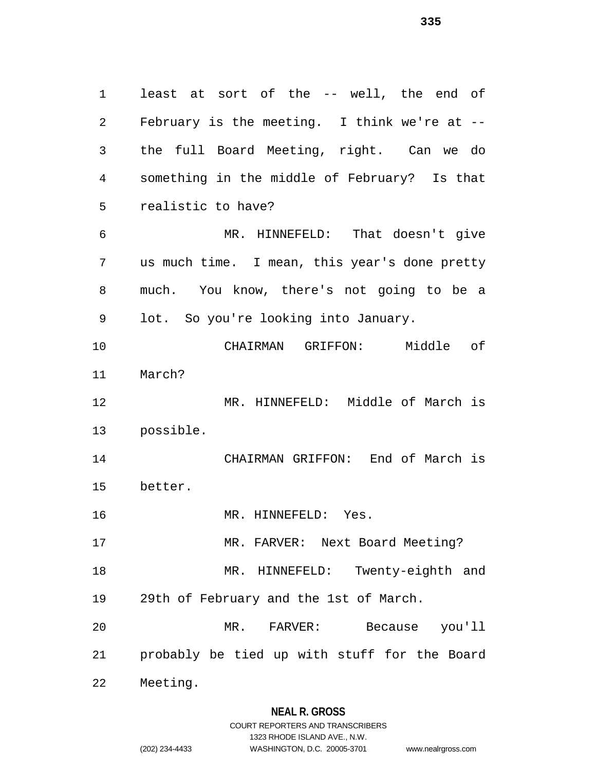least at sort of the -- well, the end of February is the meeting. I think we're at -- the full Board Meeting, right. Can we do something in the middle of February? Is that realistic to have?

MR. HINNEFELD: That doesn't give us much time. I mean, this year's done pretty much. You know, there's not going to be a lot. So you're looking into January.

CHAIRMAN GRIFFON: Middle of March?

MR. HINNEFELD: Middle of March is possible.

CHAIRMAN GRIFFON: End of March is better.

MR. HINNEFELD: Yes.

MR. FARVER: Next Board Meeting?

MR. HINNEFELD: Twenty-eighth and 29th of February and the 1st of March.

MR. FARVER: Because you'll probably be tied up with stuff for the Board Meeting.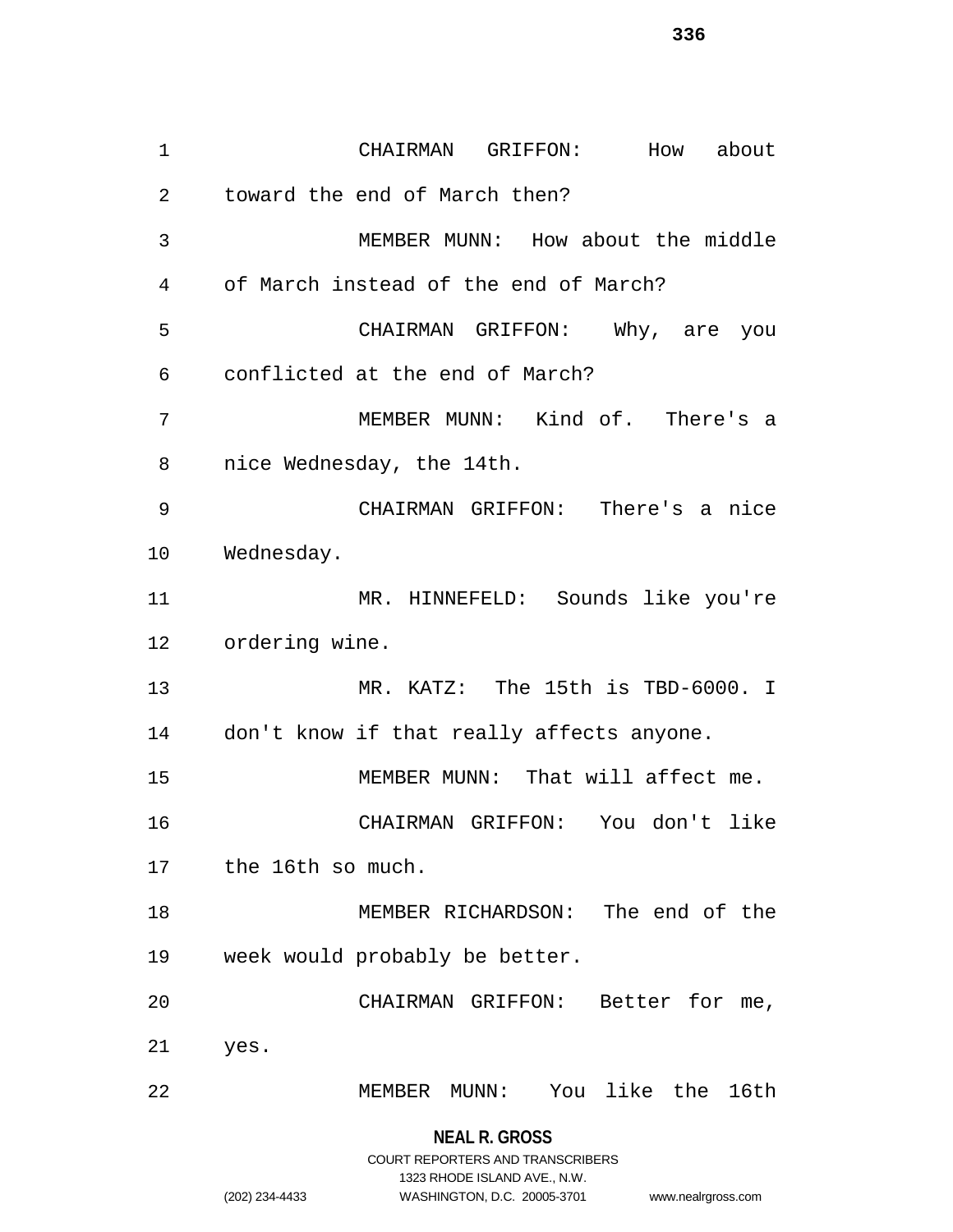CHAIRMAN GRIFFON: How about toward the end of March then?

MEMBER MUNN: How about the middle of March instead of the end of March?

CHAIRMAN GRIFFON: Why, are you conflicted at the end of March?

MEMBER MUNN: Kind of. There's a nice Wednesday, the 14th.

CHAIRMAN GRIFFON: There's a nice Wednesday.

MR. HINNEFELD: Sounds like you're ordering wine.

MR. KATZ: The 15th is TBD-6000. I don't know if that really affects anyone.

MEMBER MUNN: That will affect me.

CHAIRMAN GRIFFON: You don't like the 16th so much.

MEMBER RICHARDSON: The end of the week would probably be better.

CHAIRMAN GRIFFON: Better for me, yes.

MEMBER MUNN: You like the 16th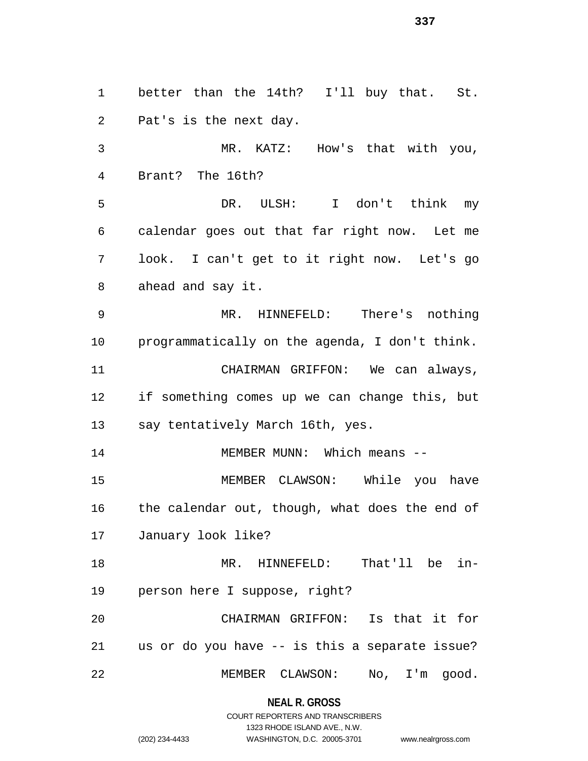better than the 14th? I'll buy that. St. Pat's is the next day.

MR. KATZ: How's that with you, Brant? The 16th?

DR. ULSH: I don't think my calendar goes out that far right now. Let me look. I can't get to it right now. Let's go ahead and say it.

MR. HINNEFELD: There's nothing programmatically on the agenda, I don't think.

CHAIRMAN GRIFFON: We can always, if something comes up we can change this, but say tentatively March 16th, yes.

MEMBER MUNN: Which means --

MEMBER CLAWSON: While you have the calendar out, though, what does the end of January look like?

MR. HINNEFELD: That'll be in-person here I suppose, right?

CHAIRMAN GRIFFON: Is that it for us or do you have -- is this a separate issue?

MEMBER CLAWSON: No, I'm good.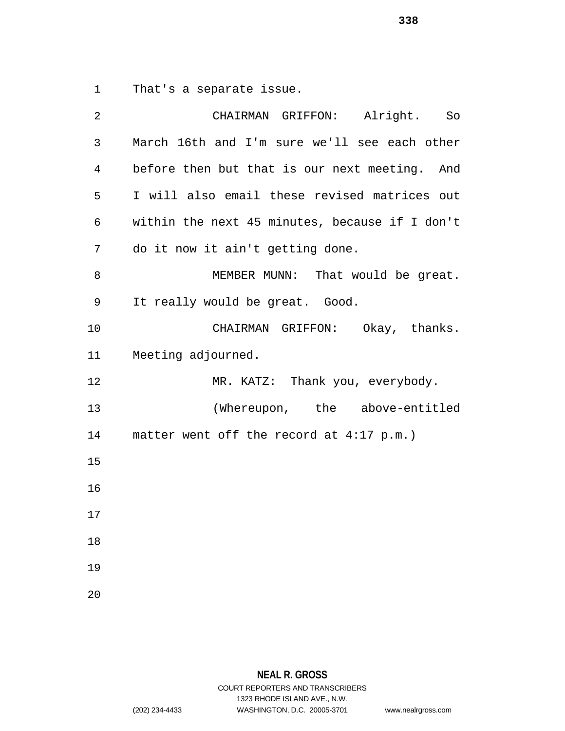That's a separate issue.

CHAIRMAN GRIFFON: Alright. So March 16th and I'm sure we'll see each other before then but that is our next meeting. And I will also email these revised matrices out within the next 45 minutes, because if I don't do it now it ain't getting done.

MEMBER MUNN: That would be great. It really would be great. Good.

CHAIRMAN GRIFFON: Okay, thanks. Meeting adjourned.

MR. KATZ: Thank you, everybody.

(Whereupon, the above-entitled matter went off the record at 4:17 p.m.)